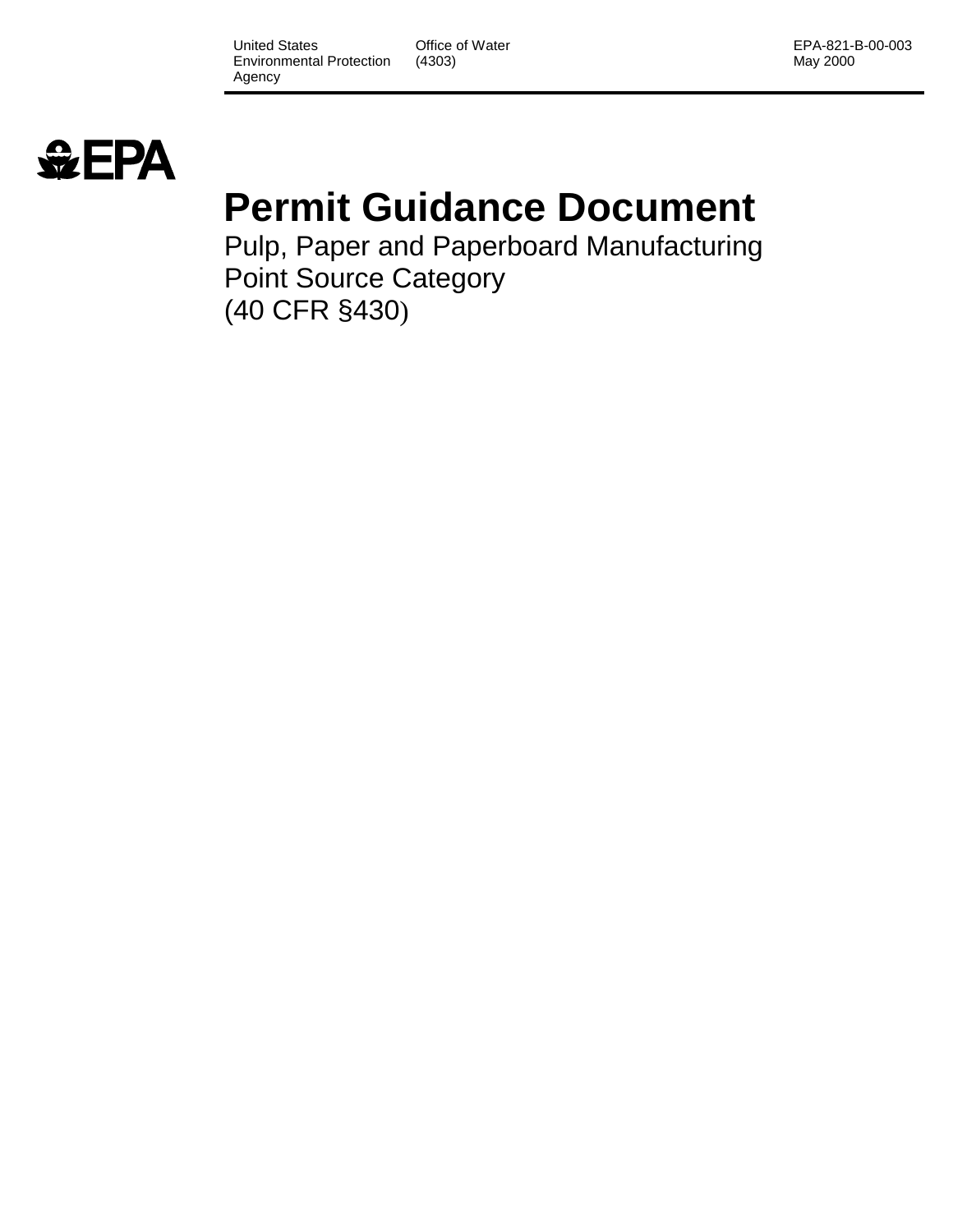United States Environmental Protection Agency | Office of Water (4303) | EPA-821-B-00-003 May 2000

EPA

# Permit Guidance Document

Pulp, Paper and Paperboard Manufacturing
Point Source Category
(40 CFR §430)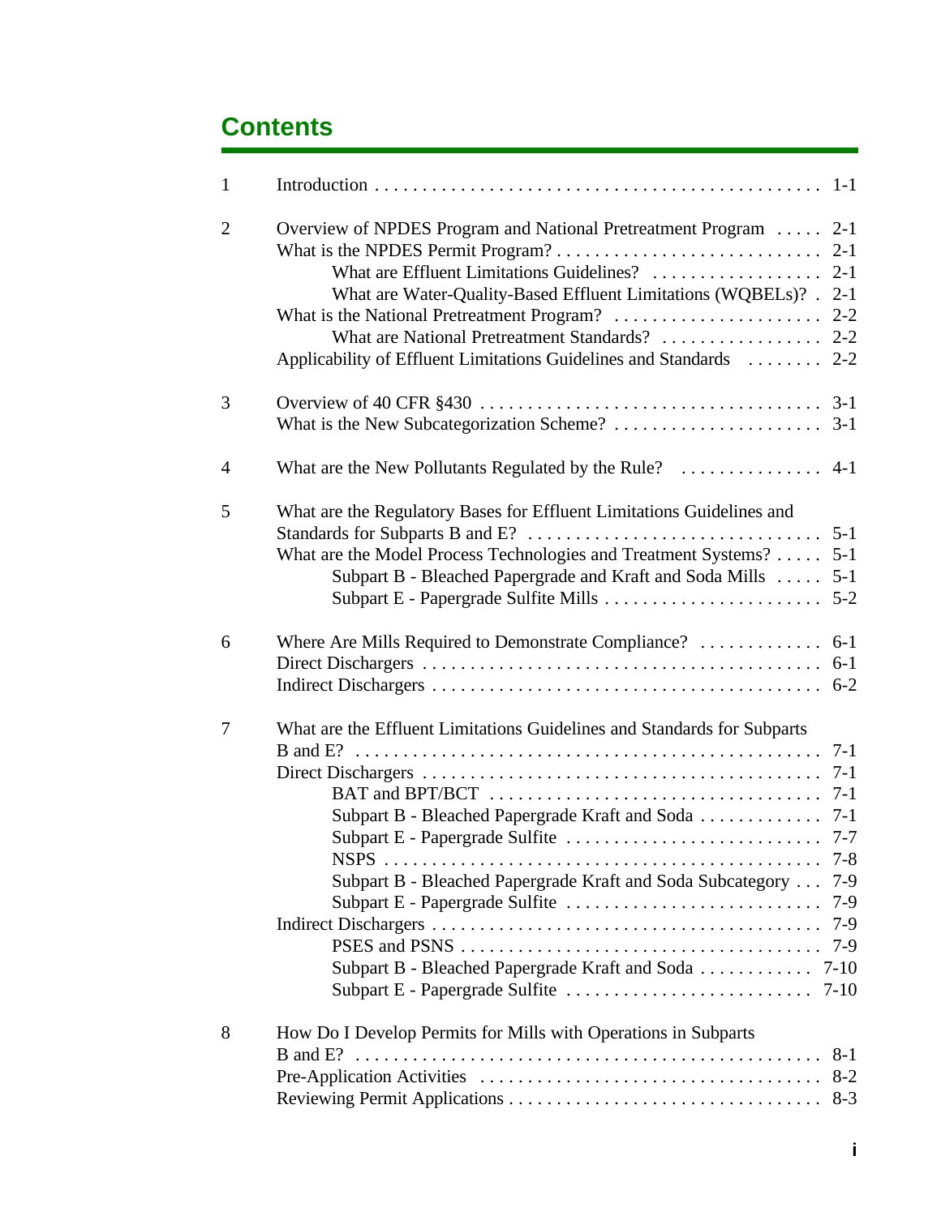# Contents

| | | |
|---|---|---|
| 1 | Introduction | 1-1 |
| 2 | Overview of NPDES Program and National Pretreatment Program | 2-1 |
| | What is the NPDES Permit Program? | 2-1 |
| | &nbsp;&nbsp;&nbsp;&nbsp;What are Effluent Limitations Guidelines? | 2-1 |
| | &nbsp;&nbsp;&nbsp;&nbsp;What are Water-Quality-Based Effluent Limitations (WQBELs)? | 2-1 |
| | What is the National Pretreatment Program? | 2-2 |
| | &nbsp;&nbsp;&nbsp;&nbsp;What are National Pretreatment Standards? | 2-2 |
| | Applicability of Effluent Limitations Guidelines and Standards | 2-2 |
| 3 | Overview of 40 CFR §430 | 3-1 |
| | What is the New Subcategorization Scheme? | 3-1 |
| 4 | What are the New Pollutants Regulated by the Rule? | 4-1 |
| 5 | What are the Regulatory Bases for Effluent Limitations Guidelines and Standards for Subparts B and E? | 5-1 |
| | What are the Model Process Technologies and Treatment Systems? | 5-1 |
| | &nbsp;&nbsp;&nbsp;&nbsp;Subpart B - Bleached Papergrade and Kraft and Soda Mills | 5-1 |
| | &nbsp;&nbsp;&nbsp;&nbsp;Subpart E - Papergrade Sulfite Mills | 5-2 |
| 6 | Where Are Mills Required to Demonstrate Compliance? | 6-1 |
| | Direct Dischargers | 6-1 |
| | Indirect Dischargers | 6-2 |
| 7 | What are the Effluent Limitations Guidelines and Standards for Subparts B and E? | 7-1 |
| | Direct Dischargers | 7-1 |
| | &nbsp;&nbsp;&nbsp;&nbsp;BAT and BPT/BCT | 7-1 |
| | &nbsp;&nbsp;&nbsp;&nbsp;Subpart B - Bleached Papergrade Kraft and Soda | 7-1 |
| | &nbsp;&nbsp;&nbsp;&nbsp;Subpart E - Papergrade Sulfite | 7-7 |
| | &nbsp;&nbsp;&nbsp;&nbsp;NSPS | 7-8 |
| | &nbsp;&nbsp;&nbsp;&nbsp;Subpart B - Bleached Papergrade Kraft and Soda Subcategory | 7-9 |
| | &nbsp;&nbsp;&nbsp;&nbsp;Subpart E - Papergrade Sulfite | 7-9 |
| | Indirect Dischargers | 7-9 |
| | &nbsp;&nbsp;&nbsp;&nbsp;PSES and PSNS | 7-9 |
| | &nbsp;&nbsp;&nbsp;&nbsp;Subpart B - Bleached Papergrade Kraft and Soda | 7-10 |
| | &nbsp;&nbsp;&nbsp;&nbsp;Subpart E - Papergrade Sulfite | 7-10 |
| 8 | How Do I Develop Permits for Mills with Operations in Subparts B and E? | 8-1 |
| | Pre-Application Activities | 8-2 |
| | Reviewing Permit Applications | 8-3 |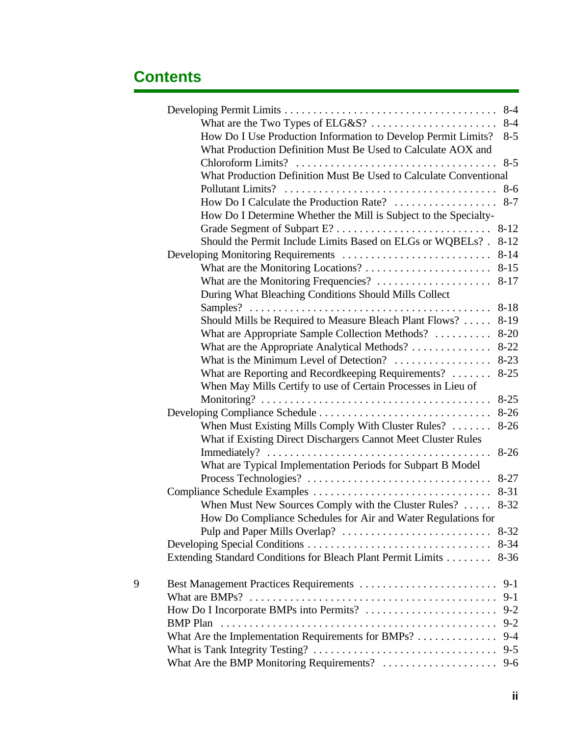# Contents

- Developing Permit Limits . . . . . . . . . . . . . . . . . . . . . . . . . . . . . . . . . . . . . 8-4
  - What are the Two Types of ELG&S? . . . . . . . . . . . . . . . . . . . . . . . 8-4
  - How Do I Use Production Information to Develop Permit Limits? 8-5
  - What Production Definition Must Be Used to Calculate AOX and Chloroform Limits? . . . . . . . . . . . . . . . . . . . . . . . . . . . . . . . . . . . 8-5
  - What Production Definition Must Be Used to Calculate Conventional Pollutant Limits? . . . . . . . . . . . . . . . . . . . . . . . . . . . . . . . . . . . . 8-6
  - How Do I Calculate the Production Rate? . . . . . . . . . . . . . . . . . . 8-7
  - How Do I Determine Whether the Mill is Subject to the Specialty-Grade Segment of Subpart E? . . . . . . . . . . . . . . . . . . . . . . . . . . . 8-12
  - Should the Permit Include Limits Based on ELGs or WQBELs? . 8-12
- Developing Monitoring Requirements . . . . . . . . . . . . . . . . . . . . . . . . . . 8-14
  - What are the Monitoring Locations? . . . . . . . . . . . . . . . . . . . . . . . 8-15
  - What are the Monitoring Frequencies? . . . . . . . . . . . . . . . . . . . . 8-17
  - During What Bleaching Conditions Should Mills Collect Samples? . . . . . . . . . . . . . . . . . . . . . . . . . . . . . . . . . . . . . . . . . 8-18
  - Should Mills be Required to Measure Bleach Plant Flows? . . . . . 8-19
  - What are Appropriate Sample Collection Methods? . . . . . . . . . . 8-20
  - What are the Appropriate Analytical Methods? . . . . . . . . . . . . . . 8-22
  - What is the Minimum Level of Detection? . . . . . . . . . . . . . . . . . 8-23
  - What are Reporting and Recordkeeping Requirements? . . . . . . . 8-25
  - When May Mills Certify to use of Certain Processes in Lieu of Monitoring? . . . . . . . . . . . . . . . . . . . . . . . . . . . . . . . . . . . . . . . . 8-25
- Developing Compliance Schedule . . . . . . . . . . . . . . . . . . . . . . . . . . . . . . 8-26
  - When Must Existing Mills Comply With Cluster Rules? . . . . . . . 8-26
  - What if Existing Direct Dischargers Cannot Meet Cluster Rules Immediately? . . . . . . . . . . . . . . . . . . . . . . . . . . . . . . . . . . . . . . . 8-26
  - What are Typical Implementation Periods for Subpart B Model Process Technologies? . . . . . . . . . . . . . . . . . . . . . . . . . . . . . . . . 8-27
- Compliance Schedule Examples . . . . . . . . . . . . . . . . . . . . . . . . . . . . . . . 8-31
  - When Must New Sources Comply with the Cluster Rules? . . . . . 8-32
  - How Do Compliance Schedules for Air and Water Regulations for Pulp and Paper Mills Overlap? . . . . . . . . . . . . . . . . . . . . . . . . . . 8-32
- Developing Special Conditions . . . . . . . . . . . . . . . . . . . . . . . . . . . . . . . . 8-34
- Extending Standard Conditions for Bleach Plant Permit Limits . . . . . . . . 8-36

9 Best Management Practices Requirements . . . . . . . . . . . . . . . . . . . . . . . . 9-1
- What are BMPs? . . . . . . . . . . . . . . . . . . . . . . . . . . . . . . . . . . . . . . . . . . . 9-1
- How Do I Incorporate BMPs into Permits? . . . . . . . . . . . . . . . . . . . . . . . 9-2
- BMP Plan . . . . . . . . . . . . . . . . . . . . . . . . . . . . . . . . . . . . . . . . . . . . . . . . 9-2
- What Are the Implementation Requirements for BMPs? . . . . . . . . . . . . . . 9-4
- What is Tank Integrity Testing? . . . . . . . . . . . . . . . . . . . . . . . . . . . . . . . . 9-5
- What Are the BMP Monitoring Requirements? . . . . . . . . . . . . . . . . . . . . 9-6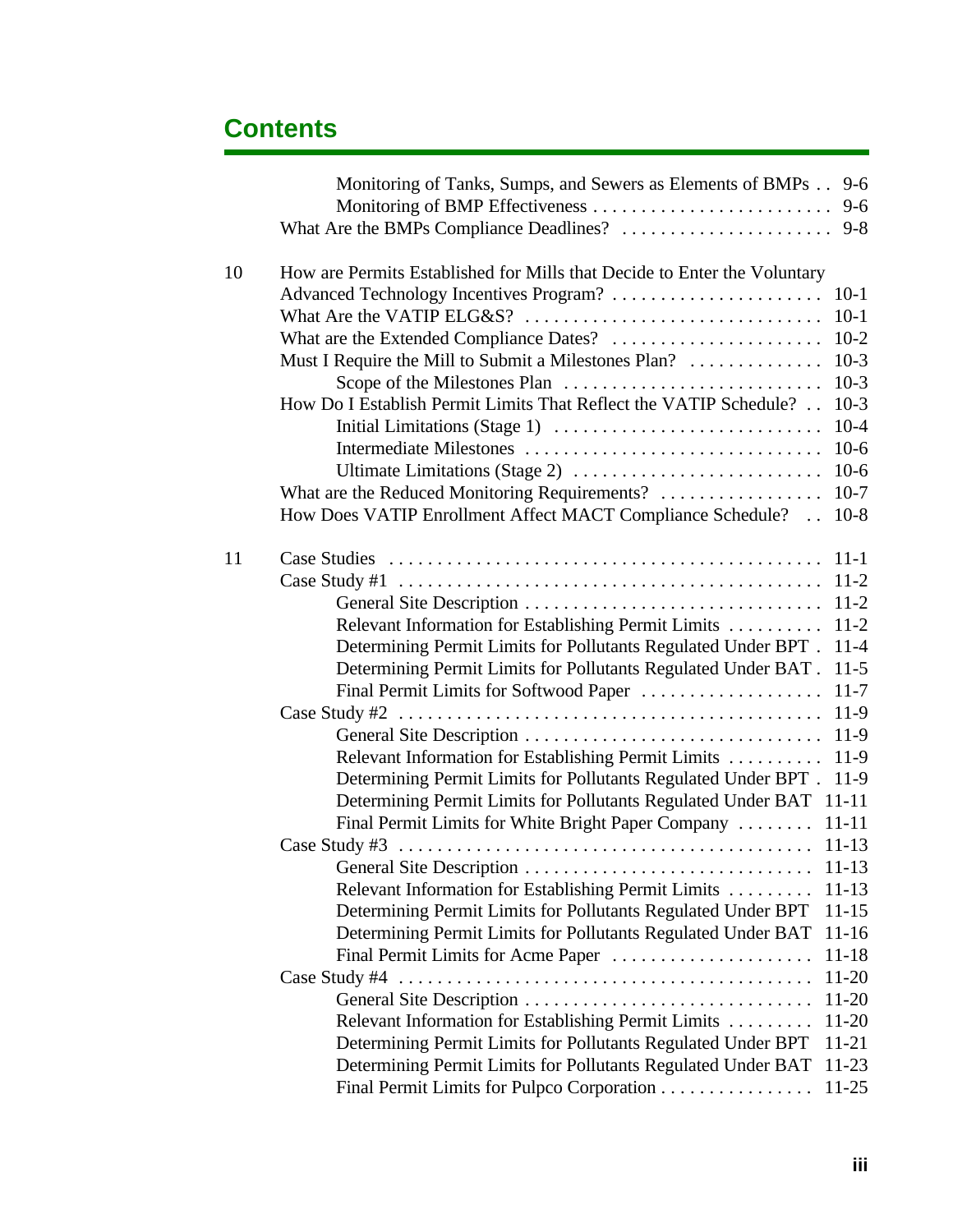## Contents

- Monitoring of Tanks, Sumps, and Sewers as Elements of BMPs . . 9-6
- Monitoring of BMP Effectiveness . . . . . . . . . . . . . . . . . . . . . . . . . 9-6
- What Are the BMPs Compliance Deadlines? . . . . . . . . . . . . . . . . . . . . . . 9-8

10 How are Permits Established for Mills that Decide to Enter the Voluntary Advanced Technology Incentives Program? . . . . . . . . . . . . . . . . . . . . . . 10-1
- What Are the VATIP ELG&S? . . . . . . . . . . . . . . . . . . . . . . . . . . . . . . 10-1
- What are the Extended Compliance Dates? . . . . . . . . . . . . . . . . . . . . . . 10-2
- Must I Require the Mill to Submit a Milestones Plan? . . . . . . . . . . . . . . 10-3
  - Scope of the Milestones Plan . . . . . . . . . . . . . . . . . . . . . . . . . . 10-3
- How Do I Establish Permit Limits That Reflect the VATIP Schedule? . . 10-3
  - Initial Limitations (Stage 1) . . . . . . . . . . . . . . . . . . . . . . . . . . . 10-4
  - Intermediate Milestones . . . . . . . . . . . . . . . . . . . . . . . . . . . . . . 10-6
  - Ultimate Limitations (Stage 2) . . . . . . . . . . . . . . . . . . . . . . . . . . 10-6
- What are the Reduced Monitoring Requirements? . . . . . . . . . . . . . . . . . 10-7
- How Does VATIP Enrollment Affect MACT Compliance Schedule? . . 10-8

11 Case Studies . . . . . . . . . . . . . . . . . . . . . . . . . . . . . . . . . . . . . . . . . . . . 11-1
- Case Study #1 . . . . . . . . . . . . . . . . . . . . . . . . . . . . . . . . . . . . . . . . . . 11-2
  - General Site Description . . . . . . . . . . . . . . . . . . . . . . . . . . . . . . 11-2
  - Relevant Information for Establishing Permit Limits . . . . . . . . . . 11-2
  - Determining Permit Limits for Pollutants Regulated Under BPT . 11-4
  - Determining Permit Limits for Pollutants Regulated Under BAT . 11-5
  - Final Permit Limits for Softwood Paper . . . . . . . . . . . . . . . . . . . 11-7
- Case Study #2 . . . . . . . . . . . . . . . . . . . . . . . . . . . . . . . . . . . . . . . . . . 11-9
  - General Site Description . . . . . . . . . . . . . . . . . . . . . . . . . . . . . . 11-9
  - Relevant Information for Establishing Permit Limits . . . . . . . . . . 11-9
  - Determining Permit Limits for Pollutants Regulated Under BPT . 11-9
  - Determining Permit Limits for Pollutants Regulated Under BAT 11-11
  - Final Permit Limits for White Bright Paper Company . . . . . . . . 11-11
- Case Study #3 . . . . . . . . . . . . . . . . . . . . . . . . . . . . . . . . . . . . . . . . . 11-13
  - General Site Description . . . . . . . . . . . . . . . . . . . . . . . . . . . . . 11-13
  - Relevant Information for Establishing Permit Limits . . . . . . . . . 11-13
  - Determining Permit Limits for Pollutants Regulated Under BPT 11-15
  - Determining Permit Limits for Pollutants Regulated Under BAT 11-16
  - Final Permit Limits for Acme Paper . . . . . . . . . . . . . . . . . . . . . 11-18
- Case Study #4 . . . . . . . . . . . . . . . . . . . . . . . . . . . . . . . . . . . . . . . . . 11-20
  - General Site Description . . . . . . . . . . . . . . . . . . . . . . . . . . . . . 11-20
  - Relevant Information for Establishing Permit Limits . . . . . . . . . 11-20
  - Determining Permit Limits for Pollutants Regulated Under BPT 11-21
  - Determining Permit Limits for Pollutants Regulated Under BAT 11-23
  - Final Permit Limits for Pulpco Corporation . . . . . . . . . . . . . . . . 11-25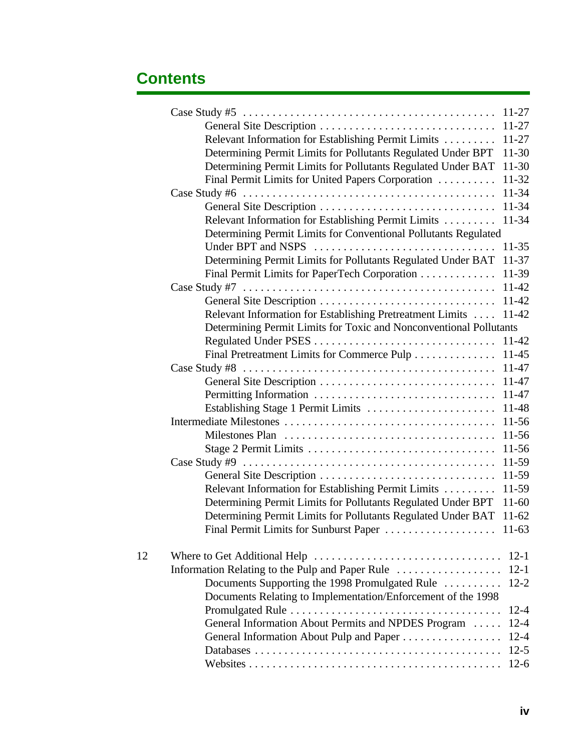# Contents

- Case Study #5 . . . . . 11-27
  - General Site Description . . . . . 11-27
  - Relevant Information for Establishing Permit Limits . . . . . 11-27
  - Determining Permit Limits for Pollutants Regulated Under BPT 11-30
  - Determining Permit Limits for Pollutants Regulated Under BAT 11-30
  - Final Permit Limits for United Papers Corporation . . . . . 11-32
- Case Study #6 . . . . . 11-34
  - General Site Description . . . . . 11-34
  - Relevant Information for Establishing Permit Limits . . . . . 11-34
  - Determining Permit Limits for Conventional Pollutants Regulated Under BPT and NSPS . . . . . 11-35
  - Determining Permit Limits for Pollutants Regulated Under BAT 11-37
  - Final Permit Limits for PaperTech Corporation . . . . . 11-39
- Case Study #7 . . . . . 11-42
  - General Site Description . . . . . 11-42
  - Relevant Information for Establishing Pretreatment Limits . . . . 11-42
  - Determining Permit Limits for Toxic and Nonconventional Pollutants Regulated Under PSES . . . . . 11-42
  - Final Pretreatment Limits for Commerce Pulp . . . . . 11-45
- Case Study #8 . . . . . 11-47
  - General Site Description . . . . . 11-47
  - Permitting Information . . . . . 11-47
  - Establishing Stage 1 Permit Limits . . . . . 11-48
- Intermediate Milestones . . . . . 11-56
  - Milestones Plan . . . . . 11-56
  - Stage 2 Permit Limits . . . . . 11-56
- Case Study #9 . . . . . 11-59
  - General Site Description . . . . . 11-59
  - Relevant Information for Establishing Permit Limits . . . . . 11-59
  - Determining Permit Limits for Pollutants Regulated Under BPT 11-60
  - Determining Permit Limits for Pollutants Regulated Under BAT 11-62
  - Final Permit Limits for Sunburst Paper . . . . . 11-63

12 Where to Get Additional Help . . . . . 12-1

- Information Relating to the Pulp and Paper Rule . . . . . 12-1
  - Documents Supporting the 1998 Promulgated Rule . . . . . 12-2
  - Documents Relating to Implementation/Enforcement of the 1998 Promulgated Rule . . . . . 12-4
  - General Information About Permits and NPDES Program . . . . . 12-4
  - General Information About Pulp and Paper . . . . . 12-4
  - Databases . . . . . 12-5
  - Websites . . . . . 12-6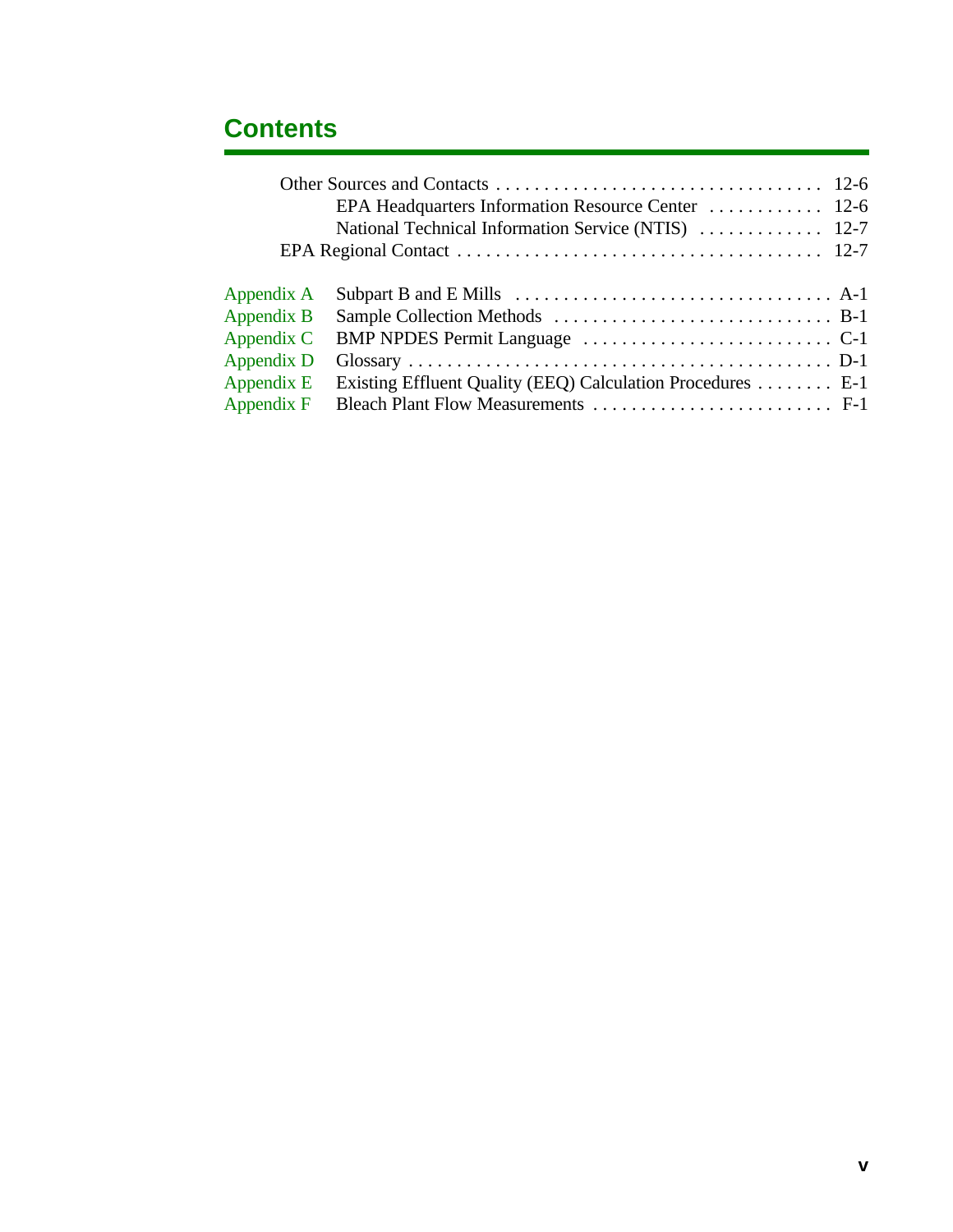## Contents

- Other Sources and Contacts . . . . . . . . . . . . . . . . . . . . . . . . . . . . . . . . . . 12-6
  - EPA Headquarters Information Resource Center . . . . . . . . . . . . 12-6
  - National Technical Information Service (NTIS) . . . . . . . . . . . . . 12-7
- EPA Regional Contact . . . . . . . . . . . . . . . . . . . . . . . . . . . . . . . . . . . . . 12-7

| | | |
|---|---|---|
| Appendix A | Subpart B and E Mills | A-1 |
| Appendix B | Sample Collection Methods | B-1 |
| Appendix C | BMP NPDES Permit Language | C-1 |
| Appendix D | Glossary | D-1 |
| Appendix E | Existing Effluent Quality (EEQ) Calculation Procedures | E-1 |
| Appendix F | Bleach Plant Flow Measurements | F-1 |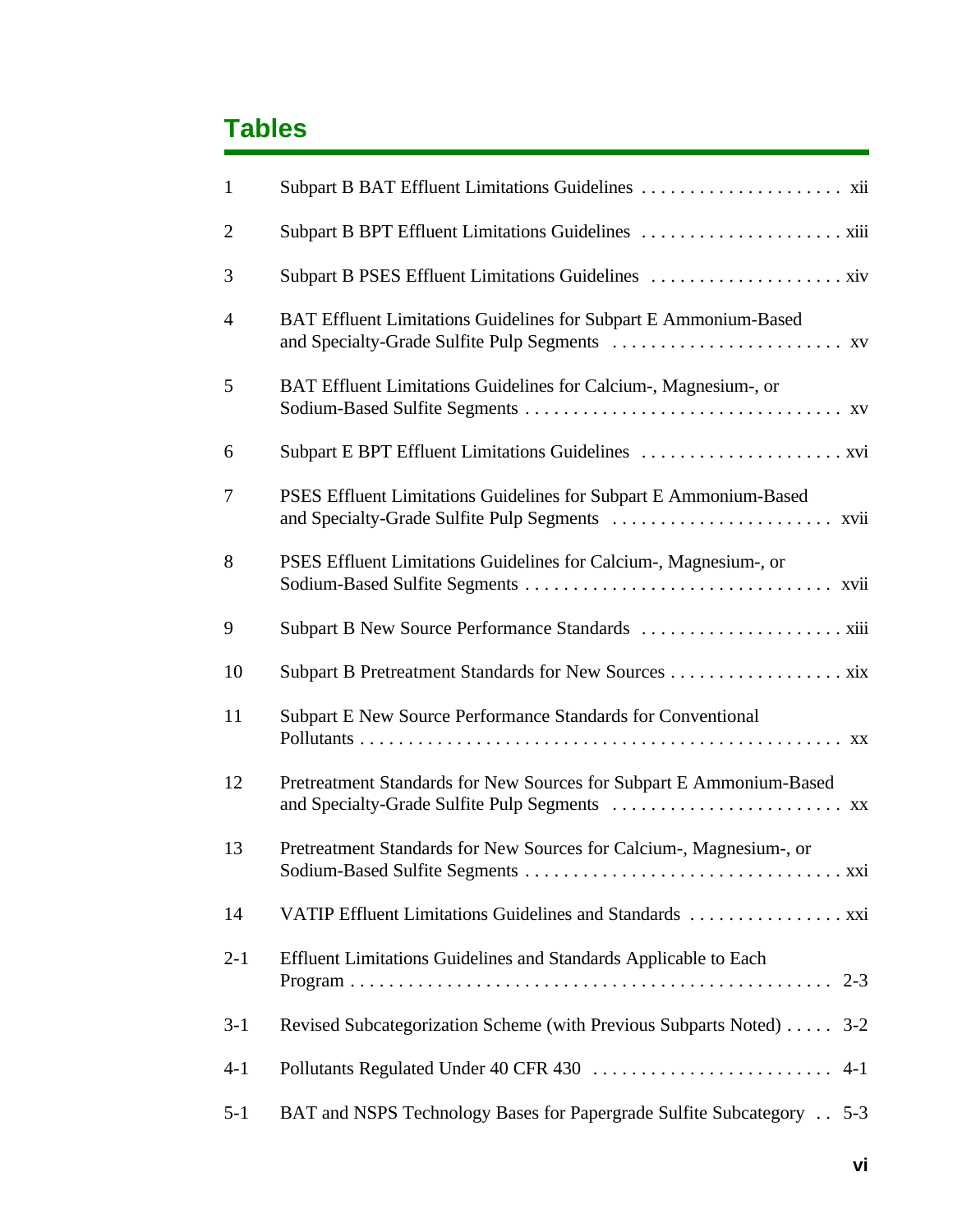# Tables

| | | |
|---|---|---|
| 1 | Subpart B BAT Effluent Limitations Guidelines | xii |
| 2 | Subpart B BPT Effluent Limitations Guidelines | xiii |
| 3 | Subpart B PSES Effluent Limitations Guidelines | xiv |
| 4 | BAT Effluent Limitations Guidelines for Subpart E Ammonium-Based and Specialty-Grade Sulfite Pulp Segments | xv |
| 5 | BAT Effluent Limitations Guidelines for Calcium-, Magnesium-, or Sodium-Based Sulfite Segments | xv |
| 6 | Subpart E BPT Effluent Limitations Guidelines | xvi |
| 7 | PSES Effluent Limitations Guidelines for Subpart E Ammonium-Based and Specialty-Grade Sulfite Pulp Segments | xvii |
| 8 | PSES Effluent Limitations Guidelines for Calcium-, Magnesium-, or Sodium-Based Sulfite Segments | xvii |
| 9 | Subpart B New Source Performance Standards | xiii |
| 10 | Subpart B Pretreatment Standards for New Sources | xix |
| 11 | Subpart E New Source Performance Standards for Conventional Pollutants | xx |
| 12 | Pretreatment Standards for New Sources for Subpart E Ammonium-Based and Specialty-Grade Sulfite Pulp Segments | xx |
| 13 | Pretreatment Standards for New Sources for Calcium-, Magnesium-, or Sodium-Based Sulfite Segments | xxi |
| 14 | VATIP Effluent Limitations Guidelines and Standards | xxi |
| 2-1 | Effluent Limitations Guidelines and Standards Applicable to Each Program | 2-3 |
| 3-1 | Revised Subcategorization Scheme (with Previous Subparts Noted) | 3-2 |
| 4-1 | Pollutants Regulated Under 40 CFR 430 | 4-1 |
| 5-1 | BAT and NSPS Technology Bases for Papergrade Sulfite Subcategory | 5-3 |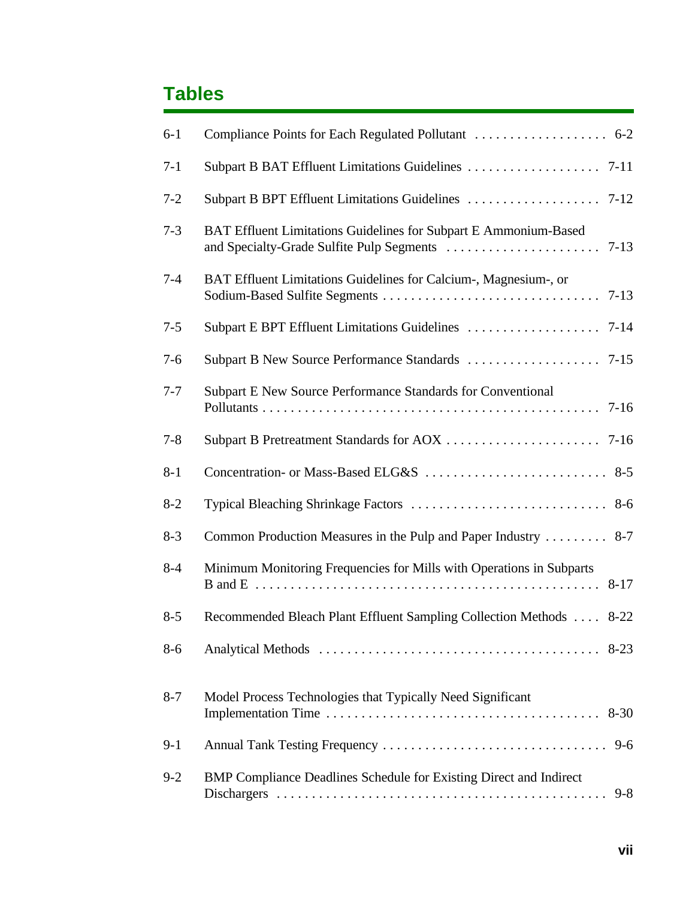# Tables

| | | |
|---|---|---|
| 6-1 | Compliance Points for Each Regulated Pollutant | 6-2 |
| 7-1 | Subpart B BAT Effluent Limitations Guidelines | 7-11 |
| 7-2 | Subpart B BPT Effluent Limitations Guidelines | 7-12 |
| 7-3 | BAT Effluent Limitations Guidelines for Subpart E Ammonium-Based and Specialty-Grade Sulfite Pulp Segments | 7-13 |
| 7-4 | BAT Effluent Limitations Guidelines for Calcium-, Magnesium-, or Sodium-Based Sulfite Segments | 7-13 |
| 7-5 | Subpart E BPT Effluent Limitations Guidelines | 7-14 |
| 7-6 | Subpart B New Source Performance Standards | 7-15 |
| 7-7 | Subpart E New Source Performance Standards for Conventional Pollutants | 7-16 |
| 7-8 | Subpart B Pretreatment Standards for AOX | 7-16 |
| 8-1 | Concentration- or Mass-Based ELG&S | 8-5 |
| 8-2 | Typical Bleaching Shrinkage Factors | 8-6 |
| 8-3 | Common Production Measures in the Pulp and Paper Industry | 8-7 |
| 8-4 | Minimum Monitoring Frequencies for Mills with Operations in Subparts B and E | 8-17 |
| 8-5 | Recommended Bleach Plant Effluent Sampling Collection Methods | 8-22 |
| 8-6 | Analytical Methods | 8-23 |
| 8-7 | Model Process Technologies that Typically Need Significant Implementation Time | 8-30 |
| 9-1 | Annual Tank Testing Frequency | 9-6 |
| 9-2 | BMP Compliance Deadlines Schedule for Existing Direct and Indirect Dischargers | 9-8 |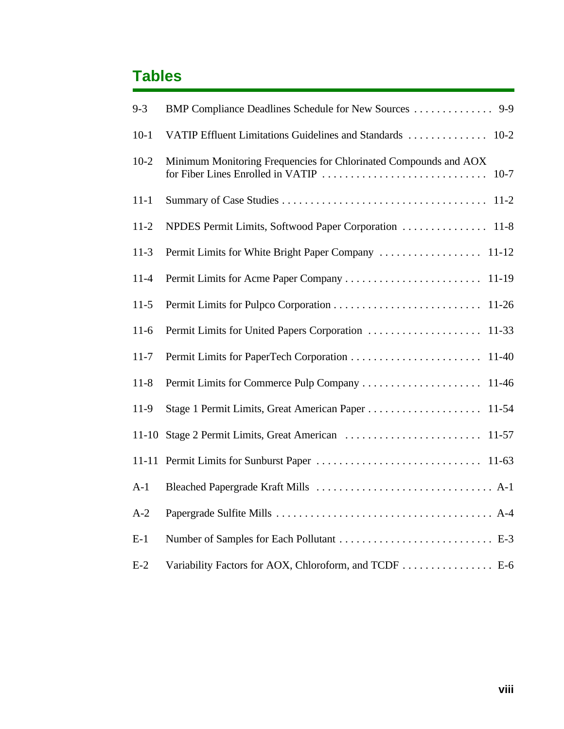## Tables

| | | |
|---|---|---|
| 9-3 | BMP Compliance Deadlines Schedule for New Sources | 9-9 |
| 10-1 | VATIP Effluent Limitations Guidelines and Standards | 10-2 |
| 10-2 | Minimum Monitoring Frequencies for Chlorinated Compounds and AOX for Fiber Lines Enrolled in VATIP | 10-7 |
| 11-1 | Summary of Case Studies | 11-2 |
| 11-2 | NPDES Permit Limits, Softwood Paper Corporation | 11-8 |
| 11-3 | Permit Limits for White Bright Paper Company | 11-12 |
| 11-4 | Permit Limits for Acme Paper Company | 11-19 |
| 11-5 | Permit Limits for Pulpco Corporation | 11-26 |
| 11-6 | Permit Limits for United Papers Corporation | 11-33 |
| 11-7 | Permit Limits for PaperTech Corporation | 11-40 |
| 11-8 | Permit Limits for Commerce Pulp Company | 11-46 |
| 11-9 | Stage 1 Permit Limits, Great American Paper | 11-54 |
| 11-10 | Stage 2 Permit Limits, Great American | 11-57 |
| 11-11 | Permit Limits for Sunburst Paper | 11-63 |
| A-1 | Bleached Papergrade Kraft Mills | A-1 |
| A-2 | Papergrade Sulfite Mills | A-4 |
| E-1 | Number of Samples for Each Pollutant | E-3 |
| E-2 | Variability Factors for AOX, Chloroform, and TCDF | E-6 |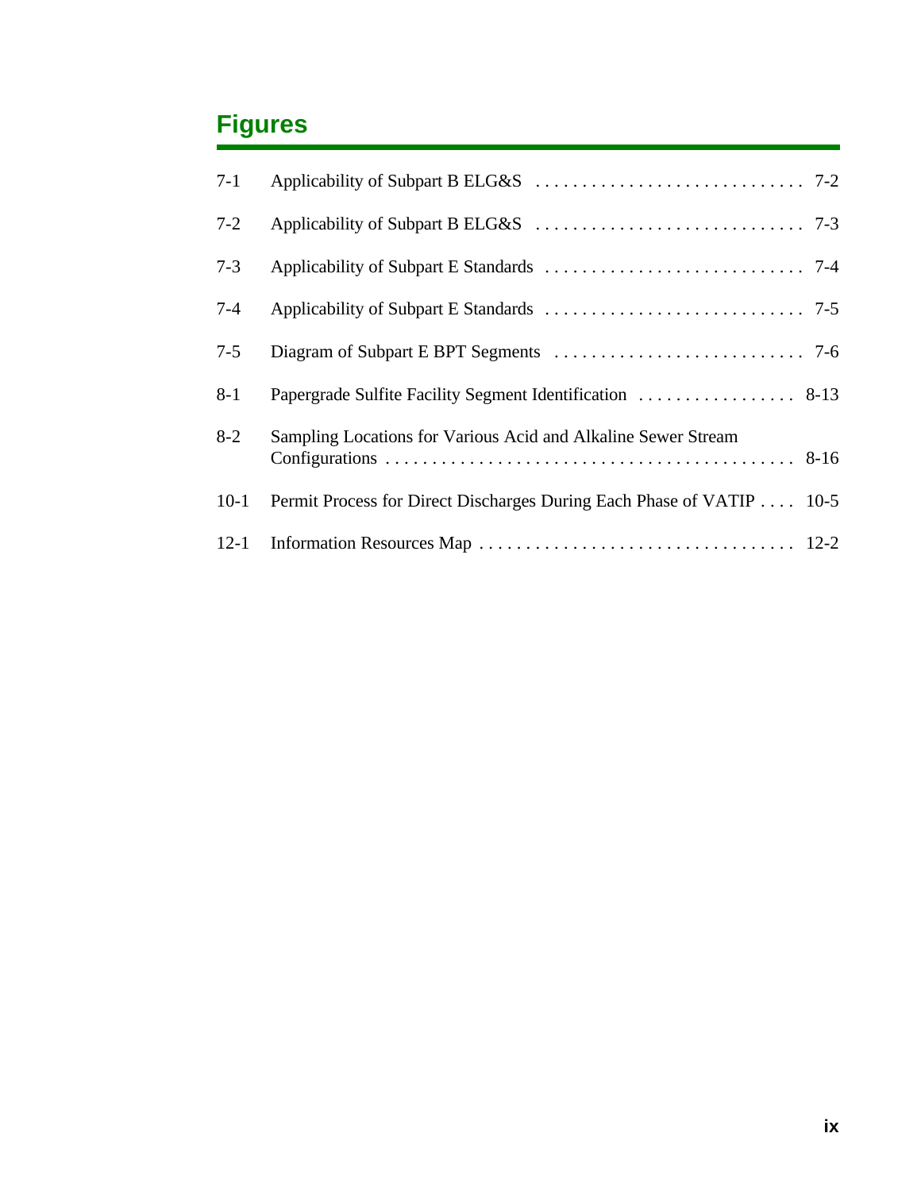# Figures

| | | |
|---|---|---|
| 7-1 | Applicability of Subpart B ELG&S | 7-2 |
| 7-2 | Applicability of Subpart B ELG&S | 7-3 |
| 7-3 | Applicability of Subpart E Standards | 7-4 |
| 7-4 | Applicability of Subpart E Standards | 7-5 |
| 7-5 | Diagram of Subpart E BPT Segments | 7-6 |
| 8-1 | Papergrade Sulfite Facility Segment Identification | 8-13 |
| 8-2 | Sampling Locations for Various Acid and Alkaline Sewer Stream Configurations | 8-16 |
| 10-1 | Permit Process for Direct Discharges During Each Phase of VATIP | 10-5 |
| 12-1 | Information Resources Map | 12-2 |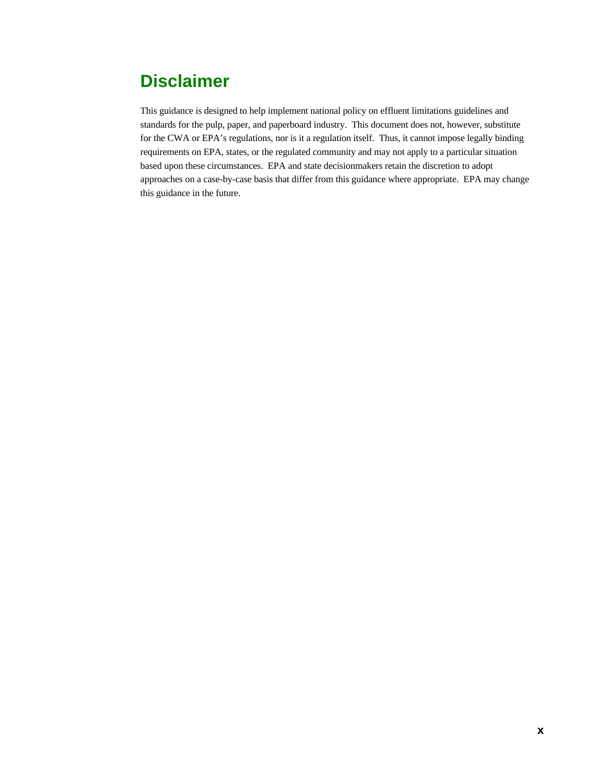# Disclaimer

This guidance is designed to help implement national policy on effluent limitations guidelines and standards for the pulp, paper, and paperboard industry. This document does not, however, substitute for the CWA or EPA's regulations, nor is it a regulation itself. Thus, it cannot impose legally binding requirements on EPA, states, or the regulated community and may not apply to a particular situation based upon these circumstances. EPA and state decisionmakers retain the discretion to adopt approaches on a case-by-case basis that differ from this guidance where appropriate. EPA may change this guidance in the future.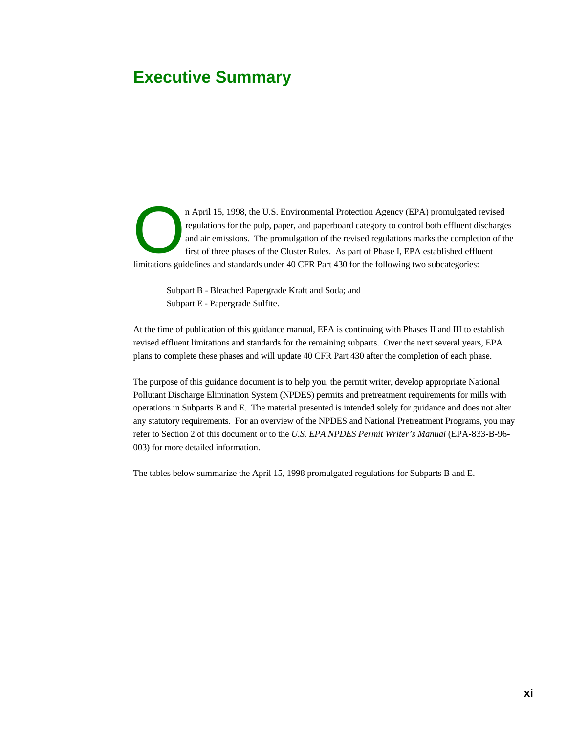# Executive Summary

On April 15, 1998, the U.S. Environmental Protection Agency (EPA) promulgated revised regulations for the pulp, paper, and paperboard category to control both effluent discharges and air emissions. The promulgation of the revised regulations marks the completion of the first of three phases of the Cluster Rules. As part of Phase I, EPA established effluent limitations guidelines and standards under 40 CFR Part 430 for the following two subcategories:

> Subpart B - Bleached Papergrade Kraft and Soda; and
> Subpart E - Papergrade Sulfite.

At the time of publication of this guidance manual, EPA is continuing with Phases II and III to establish revised effluent limitations and standards for the remaining subparts. Over the next several years, EPA plans to complete these phases and will update 40 CFR Part 430 after the completion of each phase.

The purpose of this guidance document is to help you, the permit writer, develop appropriate National Pollutant Discharge Elimination System (NPDES) permits and pretreatment requirements for mills with operations in Subparts B and E. The material presented is intended solely for guidance and does not alter any statutory requirements. For an overview of the NPDES and National Pretreatment Programs, you may refer to Section 2 of this document or to the *U.S. EPA NPDES Permit Writer's Manual* (EPA-833-B-96-003) for more detailed information.

The tables below summarize the April 15, 1998 promulgated regulations for Subparts B and E.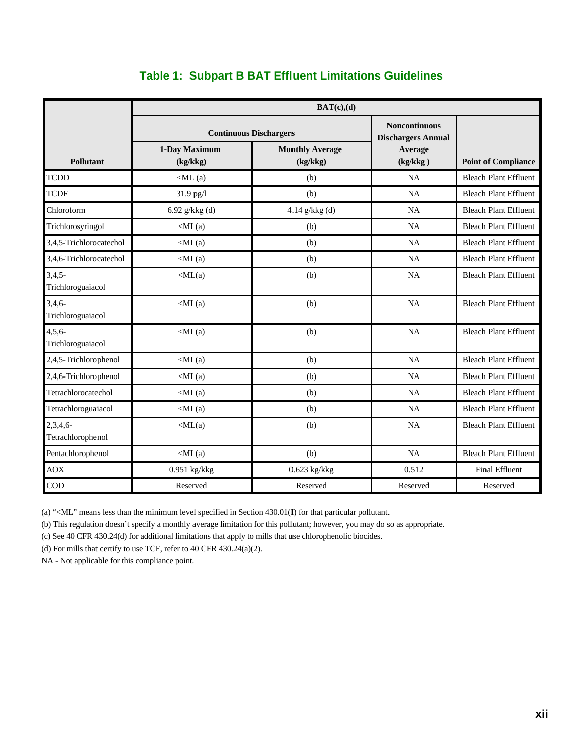## Table 1: Subpart B BAT Effluent Limitations Guidelines

| Pollutant | BAT(c),(d) | | | |
|---|---|---|---|---|
| | Continuous Dischargers | | Noncontinuous Dischargers Annual Average (kg/kkg ) | Point of Compliance |
| | 1-Day Maximum (kg/kkg) | Monthly Average (kg/kkg) | | |
| TCDD | <ML (a) | (b) | NA | Bleach Plant Effluent |
| TCDF | 31.9 pg/l | (b) | NA | Bleach Plant Effluent |
| Chloroform | 6.92 g/kkg (d) | 4.14 g/kkg (d) | NA | Bleach Plant Effluent |
| Trichlorosyringol | <ML(a) | (b) | NA | Bleach Plant Effluent |
| 3,4,5-Trichlorocatechol | <ML(a) | (b) | NA | Bleach Plant Effluent |
| 3,4,6-Trichlorocatechol | <ML(a) | (b) | NA | Bleach Plant Effluent |
| 3,4,5-Trichloroguaiacol | <ML(a) | (b) | NA | Bleach Plant Effluent |
| 3,4,6-Trichloroguaiacol | <ML(a) | (b) | NA | Bleach Plant Effluent |
| 4,5,6-Trichloroguaiacol | <ML(a) | (b) | NA | Bleach Plant Effluent |
| 2,4,5-Trichlorophenol | <ML(a) | (b) | NA | Bleach Plant Effluent |
| 2,4,6-Trichlorophenol | <ML(a) | (b) | NA | Bleach Plant Effluent |
| Tetrachlorocatechol | <ML(a) | (b) | NA | Bleach Plant Effluent |
| Tetrachloroguaiacol | <ML(a) | (b) | NA | Bleach Plant Effluent |
| 2,3,4,6-Tetrachlorophenol | <ML(a) | (b) | NA | Bleach Plant Effluent |
| Pentachlorophenol | <ML(a) | (b) | NA | Bleach Plant Effluent |
| AOX | 0.951 kg/kkg | 0.623 kg/kkg | 0.512 | Final Effluent |
| COD | Reserved | Reserved | Reserved | Reserved |

(a) "<ML" means less than the minimum level specified in Section 430.01(I) for that particular pollutant.

(b) This regulation doesn't specify a monthly average limitation for this pollutant; however, you may do so as appropriate.

(c) See 40 CFR 430.24(d) for additional limitations that apply to mills that use chlorophenolic biocides.

(d) For mills that certify to use TCF, refer to 40 CFR 430.24(a)(2).

NA - Not applicable for this compliance point.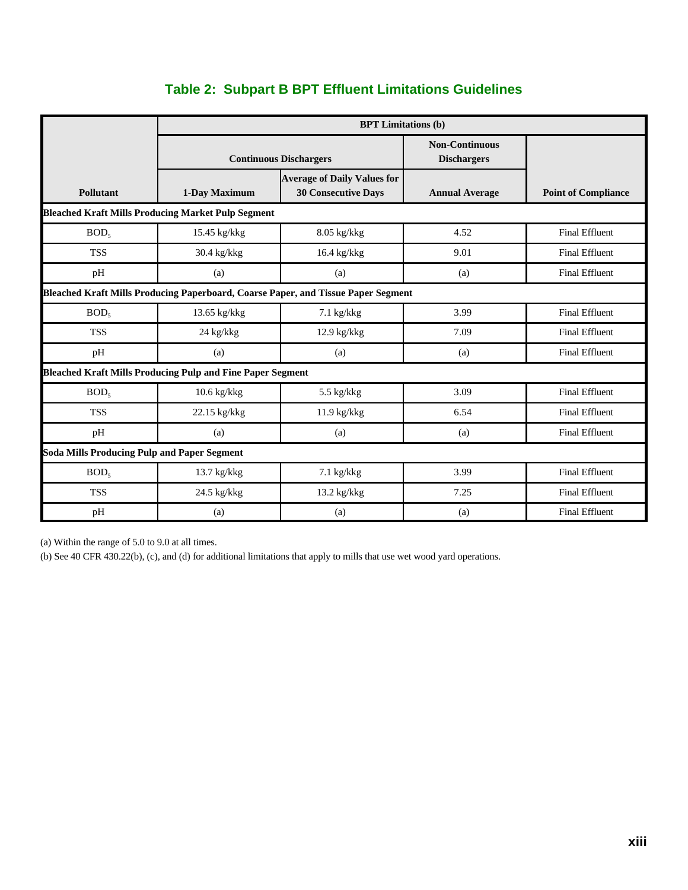## Table 2: Subpart B BPT Effluent Limitations Guidelines

| | BPT Limitations (b) | | | |
|---|---|---|---|---|
| | Continuous Dischargers | | Non-Continuous Dischargers | |
| Pollutant | 1-Day Maximum | Average of Daily Values for 30 Consecutive Days | Annual Average | Point of Compliance |
| **Bleached Kraft Mills Producing Market Pulp Segment** | | | | |
| $BOD_5$ | 15.45 kg/kkg | 8.05 kg/kkg | 4.52 | Final Effluent |
| TSS | 30.4 kg/kkg | 16.4 kg/kkg | 9.01 | Final Effluent |
| pH | (a) | (a) | (a) | Final Effluent |
| **Bleached Kraft Mills Producing Paperboard, Coarse Paper, and Tissue Paper Segment** | | | | |
| $BOD_5$ | 13.65 kg/kkg | 7.1 kg/kkg | 3.99 | Final Effluent |
| TSS | 24 kg/kkg | 12.9 kg/kkg | 7.09 | Final Effluent |
| pH | (a) | (a) | (a) | Final Effluent |
| **Bleached Kraft Mills Producing Pulp and Fine Paper Segment** | | | | |
| $BOD_5$ | 10.6 kg/kkg | 5.5 kg/kkg | 3.09 | Final Effluent |
| TSS | 22.15 kg/kkg | 11.9 kg/kkg | 6.54 | Final Effluent |
| pH | (a) | (a) | (a) | Final Effluent |
| **Soda Mills Producing Pulp and Paper Segment** | | | | |
| $BOD_5$ | 13.7 kg/kkg | 7.1 kg/kkg | 3.99 | Final Effluent |
| TSS | 24.5 kg/kkg | 13.2 kg/kkg | 7.25 | Final Effluent |
| pH | (a) | (a) | (a) | Final Effluent |

(a) Within the range of 5.0 to 9.0 at all times.

(b) See 40 CFR 430.22(b), (c), and (d) for additional limitations that apply to mills that use wet wood yard operations.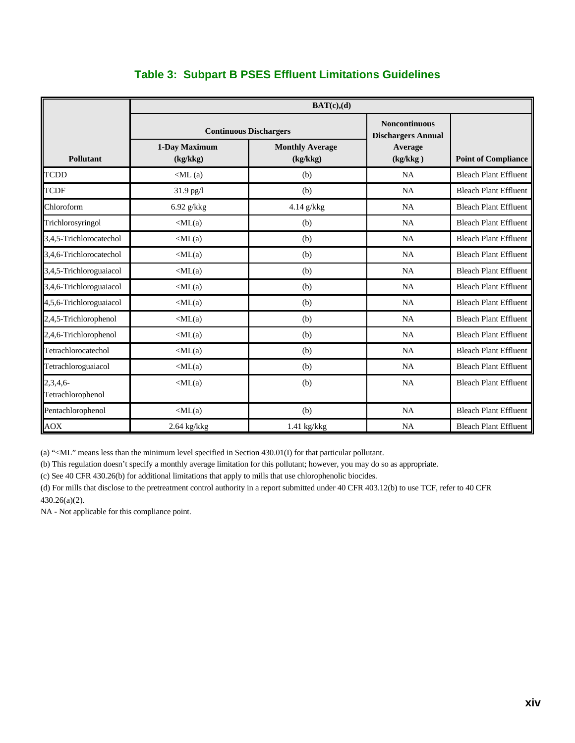## Table 3: Subpart B PSES Effluent Limitations Guidelines

| Pollutant | BAT(c),(d) | | | |
|---|---|---|---|---|
| | Continuous Dischargers | | Noncontinuous Dischargers Annual Average (kg/kkg ) | Point of Compliance |
| | 1-Day Maximum (kg/kkg) | Monthly Average (kg/kkg) | | |
| TCDD | <ML (a) | (b) | NA | Bleach Plant Effluent |
| TCDF | 31.9 pg/l | (b) | NA | Bleach Plant Effluent |
| Chloroform | 6.92 g/kkg | 4.14 g/kkg | NA | Bleach Plant Effluent |
| Trichlorosyringol | <ML(a) | (b) | NA | Bleach Plant Effluent |
| 3,4,5-Trichlorocatechol | <ML(a) | (b) | NA | Bleach Plant Effluent |
| 3,4,6-Trichlorocatechol | <ML(a) | (b) | NA | Bleach Plant Effluent |
| 3,4,5-Trichloroguaiacol | <ML(a) | (b) | NA | Bleach Plant Effluent |
| 3,4,6-Trichloroguaiacol | <ML(a) | (b) | NA | Bleach Plant Effluent |
| 4,5,6-Trichloroguaiacol | <ML(a) | (b) | NA | Bleach Plant Effluent |
| 2,4,5-Trichlorophenol | <ML(a) | (b) | NA | Bleach Plant Effluent |
| 2,4,6-Trichlorophenol | <ML(a) | (b) | NA | Bleach Plant Effluent |
| Tetrachlorocatechol | <ML(a) | (b) | NA | Bleach Plant Effluent |
| Tetrachloroguaiacol | <ML(a) | (b) | NA | Bleach Plant Effluent |
| 2,3,4,6-Tetrachlorophenol | <ML(a) | (b) | NA | Bleach Plant Effluent |
| Pentachlorophenol | <ML(a) | (b) | NA | Bleach Plant Effluent |
| AOX | 2.64 kg/kkg | 1.41 kg/kkg | NA | Bleach Plant Effluent |

(a) "<ML" means less than the minimum level specified in Section 430.01(I) for that particular pollutant.

(b) This regulation doesn't specify a monthly average limitation for this pollutant; however, you may do so as appropriate.

(c) See 40 CFR 430.26(b) for additional limitations that apply to mills that use chlorophenolic biocides.

(d) For mills that disclose to the pretreatment control authority in a report submitted under 40 CFR 403.12(b) to use TCF, refer to 40 CFR 430.26(a)(2).

NA - Not applicable for this compliance point.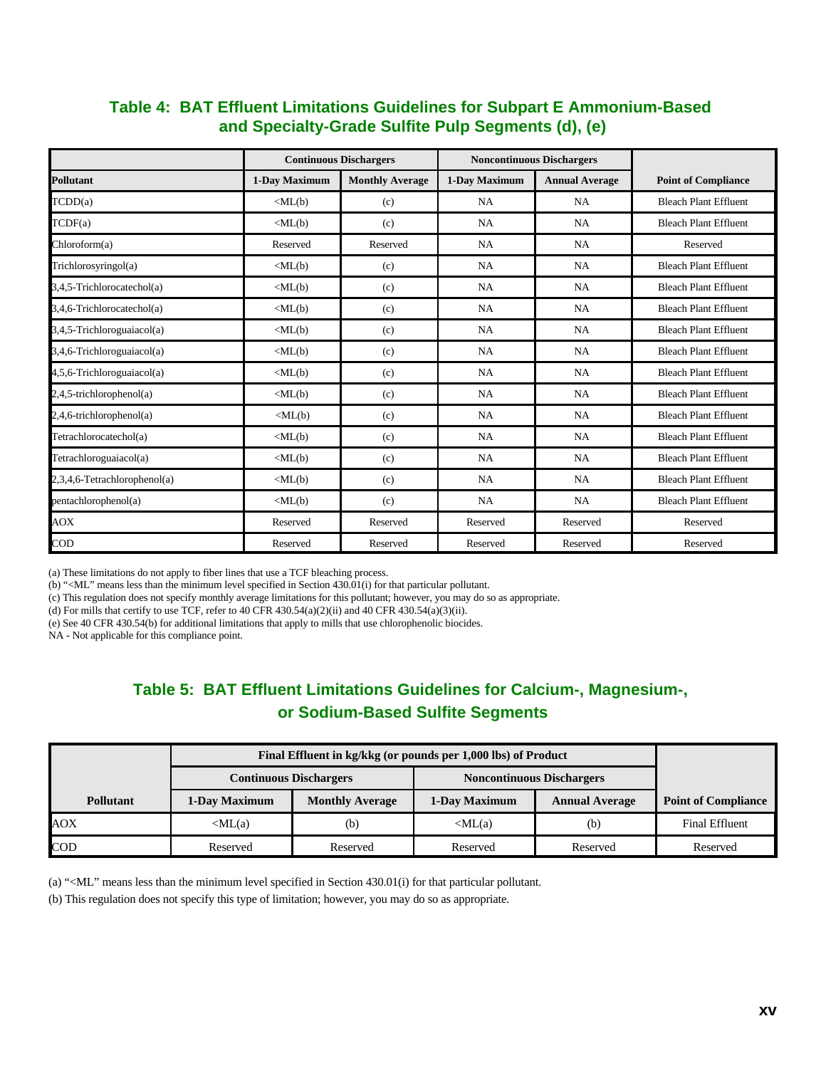## Table 4: BAT Effluent Limitations Guidelines for Subpart E Ammonium-Based and Specialty-Grade Sulfite Pulp Segments (d), (e)

| | Continuous Dischargers | | Noncontinuous Dischargers | | |
|---|---|---|---|---|---|
| **Pollutant** | **1-Day Maximum** | **Monthly Average** | **1-Day Maximum** | **Annual Average** | **Point of Compliance** |
| TCDD(a) | <ML(b) | (c) | NA | NA | Bleach Plant Effluent |
| TCDF(a) | <ML(b) | (c) | NA | NA | Bleach Plant Effluent |
| Chloroform(a) | Reserved | Reserved | NA | NA | Reserved |
| Trichlorosyringol(a) | <ML(b) | (c) | NA | NA | Bleach Plant Effluent |
| 3,4,5-Trichlorocatechol(a) | <ML(b) | (c) | NA | NA | Bleach Plant Effluent |
| 3,4,6-Trichlorocatechol(a) | <ML(b) | (c) | NA | NA | Bleach Plant Effluent |
| 3,4,5-Trichloroguaiacol(a) | <ML(b) | (c) | NA | NA | Bleach Plant Effluent |
| 3,4,6-Trichloroguaiacol(a) | <ML(b) | (c) | NA | NA | Bleach Plant Effluent |
| 4,5,6-Trichloroguaiacol(a) | <ML(b) | (c) | NA | NA | Bleach Plant Effluent |
| 2,4,5-trichlorophenol(a) | <ML(b) | (c) | NA | NA | Bleach Plant Effluent |
| 2,4,6-trichlorophenol(a) | <ML(b) | (c) | NA | NA | Bleach Plant Effluent |
| Tetrachlorocatechol(a) | <ML(b) | (c) | NA | NA | Bleach Plant Effluent |
| Tetrachloroguaiacol(a) | <ML(b) | (c) | NA | NA | Bleach Plant Effluent |
| 2,3,4,6-Tetrachlorophenol(a) | <ML(b) | (c) | NA | NA | Bleach Plant Effluent |
| pentachlorophenol(a) | <ML(b) | (c) | NA | NA | Bleach Plant Effluent |
| AOX | Reserved | Reserved | Reserved | Reserved | Reserved |
| COD | Reserved | Reserved | Reserved | Reserved | Reserved |

(a) These limitations do not apply to fiber lines that use a TCF bleaching process.
(b) "<ML" means less than the minimum level specified in Section 430.01(i) for that particular pollutant.
(c) This regulation does not specify monthly average limitations for this pollutant; however, you may do so as appropriate.
(d) For mills that certify to use TCF, refer to 40 CFR 430.54(a)(2)(ii) and 40 CFR 430.54(a)(3)(ii).
(e) See 40 CFR 430.54(b) for additional limitations that apply to mills that use chlorophenolic biocides.
NA - Not applicable for this compliance point.

## Table 5: BAT Effluent Limitations Guidelines for Calcium-, Magnesium-, or Sodium-Based Sulfite Segments

| | Final Effluent in kg/kkg (or pounds per 1,000 lbs) of Product | | | | |
|---|---|---|---|---|---|
| | Continuous Dischargers | | Noncontinuous Dischargers | | |
| **Pollutant** | **1-Day Maximum** | **Monthly Average** | **1-Day Maximum** | **Annual Average** | **Point of Compliance** |
| AOX | <ML(a) | (b) | <ML(a) | (b) | Final Effluent |
| COD | Reserved | Reserved | Reserved | Reserved | Reserved |

(a) "<ML" means less than the minimum level specified in Section 430.01(i) for that particular pollutant.

(b) This regulation does not specify this type of limitation; however, you may do so as appropriate.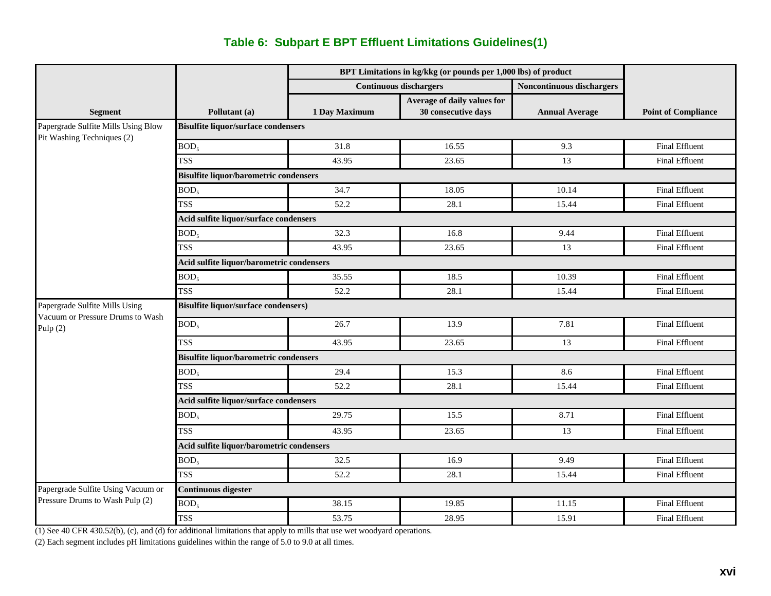## Table 6: Subpart E BPT Effluent Limitations Guidelines(1)

| Segment | Pollutant (a) | BPT Limitations in kg/kkg (or pounds per 1,000 lbs) of product | | | Point of Compliance |
|---|---|---|---|---|---|
| | | Continuous dischargers | | Noncontinuous dischargers | |
| | | 1 Day Maximum | Average of daily values for 30 consecutive days | Annual Average | |
| Papergrade Sulfite Mills Using Blow Pit Washing Techniques (2) | **Bisulfite liquor/surface condensers** | | | | |
| | $BOD_5$ | 31.8 | 16.55 | 9.3 | Final Effluent |
| | TSS | 43.95 | 23.65 | 13 | Final Effluent |
| | **Bisulfite liquor/barometric condensers** | | | | |
| | $BOD_5$ | 34.7 | 18.05 | 10.14 | Final Effluent |
| | TSS | 52.2 | 28.1 | 15.44 | Final Effluent |
| | **Acid sulfite liquor/surface condensers** | | | | |
| | $BOD_5$ | 32.3 | 16.8 | 9.44 | Final Effluent |
| | TSS | 43.95 | 23.65 | 13 | Final Effluent |
| | **Acid sulfite liquor/barometric condensers** | | | | |
| | $BOD_5$ | 35.55 | 18.5 | 10.39 | Final Effluent |
| | TSS | 52.2 | 28.1 | 15.44 | Final Effluent |
| Papergrade Sulfite Mills Using Vacuum or Pressure Drums to Wash Pulp (2) | **Bisulfite liquor/surface condensers)** | | | | |
| | $BOD_5$ | 26.7 | 13.9 | 7.81 | Final Effluent |
| | TSS | 43.95 | 23.65 | 13 | Final Effluent |
| | **Bisulfite liquor/barometric condensers** | | | | |
| | $BOD_5$ | 29.4 | 15.3 | 8.6 | Final Effluent |
| | TSS | 52.2 | 28.1 | 15.44 | Final Effluent |
| | **Acid sulfite liquor/surface condensers** | | | | |
| | $BOD_5$ | 29.75 | 15.5 | 8.71 | Final Effluent |
| | TSS | 43.95 | 23.65 | 13 | Final Effluent |
| | **Acid sulfite liquor/barometric condensers** | | | | |
| | $BOD_5$ | 32.5 | 16.9 | 9.49 | Final Effluent |
| | TSS | 52.2 | 28.1 | 15.44 | Final Effluent |
| Papergrade Sulfite Using Vacuum or Pressure Drums to Wash Pulp (2) | **Continuous digester** | | | | |
| | $BOD_5$ | 38.15 | 19.85 | 11.15 | Final Effluent |
| | TSS | 53.75 | 28.95 | 15.91 | Final Effluent |

(1) See 40 CFR 430.52(b), (c), and (d) for additional limitations that apply to mills that use wet woodyard operations.

(2) Each segment includes pH limitations guidelines within the range of 5.0 to 9.0 at all times.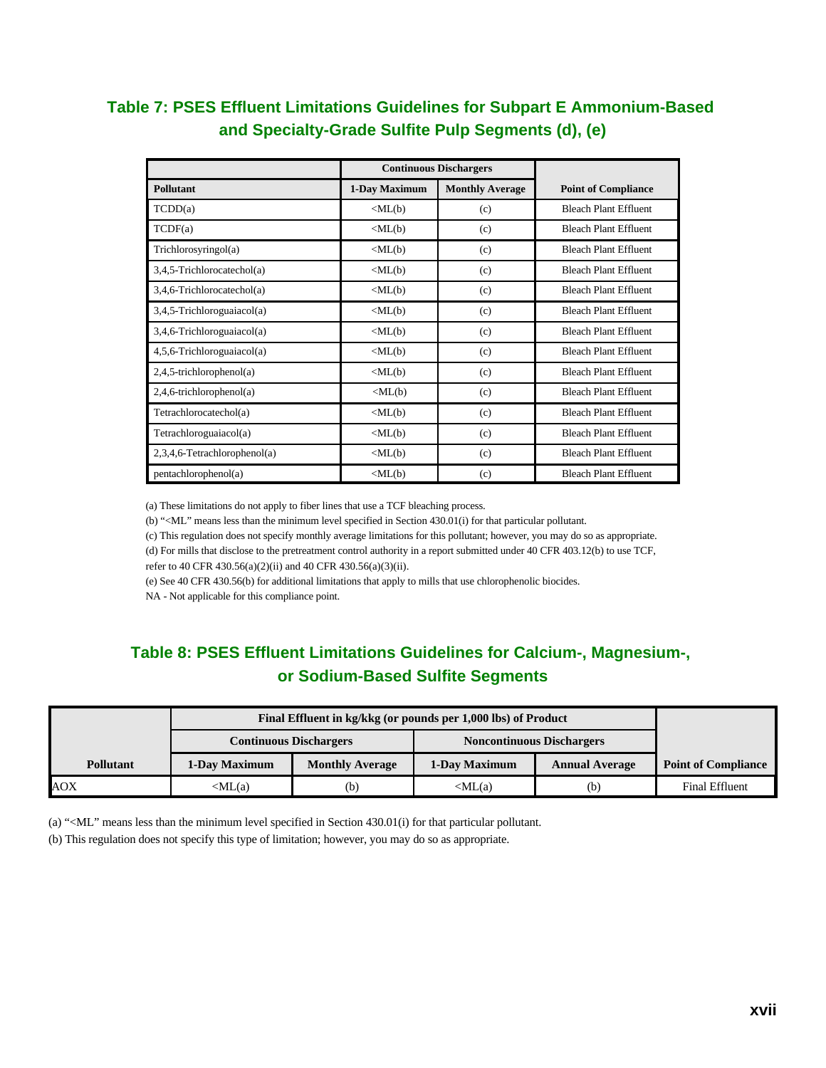## Table 7: PSES Effluent Limitations Guidelines for Subpart E Ammonium-Based and Specialty-Grade Sulfite Pulp Segments (d), (e)

| | Continuous Dischargers | | |
|---|---|---|---|
| **Pollutant** | **1-Day Maximum** | **Monthly Average** | **Point of Compliance** |
| TCDD(a) | <ML(b) | (c) | Bleach Plant Effluent |
| TCDF(a) | <ML(b) | (c) | Bleach Plant Effluent |
| Trichlorosyringol(a) | <ML(b) | (c) | Bleach Plant Effluent |
| 3,4,5-Trichlorocatechol(a) | <ML(b) | (c) | Bleach Plant Effluent |
| 3,4,6-Trichlorocatechol(a) | <ML(b) | (c) | Bleach Plant Effluent |
| 3,4,5-Trichloroguaiacol(a) | <ML(b) | (c) | Bleach Plant Effluent |
| 3,4,6-Trichloroguaiacol(a) | <ML(b) | (c) | Bleach Plant Effluent |
| 4,5,6-Trichloroguaiacol(a) | <ML(b) | (c) | Bleach Plant Effluent |
| 2,4,5-trichlorophenol(a) | <ML(b) | (c) | Bleach Plant Effluent |
| 2,4,6-trichlorophenol(a) | <ML(b) | (c) | Bleach Plant Effluent |
| Tetrachlorocatechol(a) | <ML(b) | (c) | Bleach Plant Effluent |
| Tetrachloroguaiacol(a) | <ML(b) | (c) | Bleach Plant Effluent |
| 2,3,4,6-Tetrachlorophenol(a) | <ML(b) | (c) | Bleach Plant Effluent |
| pentachlorophenol(a) | <ML(b) | (c) | Bleach Plant Effluent |

(a) These limitations do not apply to fiber lines that use a TCF bleaching process.
(b) "<ML" means less than the minimum level specified in Section 430.01(i) for that particular pollutant.
(c) This regulation does not specify monthly average limitations for this pollutant; however, you may do so as appropriate.
(d) For mills that disclose to the pretreatment control authority in a report submitted under 40 CFR 403.12(b) to use TCF, refer to 40 CFR 430.56(a)(2)(ii) and 40 CFR 430.56(a)(3)(ii).
(e) See 40 CFR 430.56(b) for additional limitations that apply to mills that use chlorophenolic biocides.
NA - Not applicable for this compliance point.

## Table 8: PSES Effluent Limitations Guidelines for Calcium-, Magnesium-, or Sodium-Based Sulfite Segments

| | Final Effluent in kg/kkg (or pounds per 1,000 lbs) of Product | | | | |
|---|---|---|---|---|---|
| | Continuous Dischargers | | Noncontinuous Dischargers | | |
| **Pollutant** | **1-Day Maximum** | **Monthly Average** | **1-Day Maximum** | **Annual Average** | **Point of Compliance** |
| AOX | <ML(a) | (b) | <ML(a) | (b) | Final Effluent |

(a) "<ML" means less than the minimum level specified in Section 430.01(i) for that particular pollutant.
(b) This regulation does not specify this type of limitation; however, you may do so as appropriate.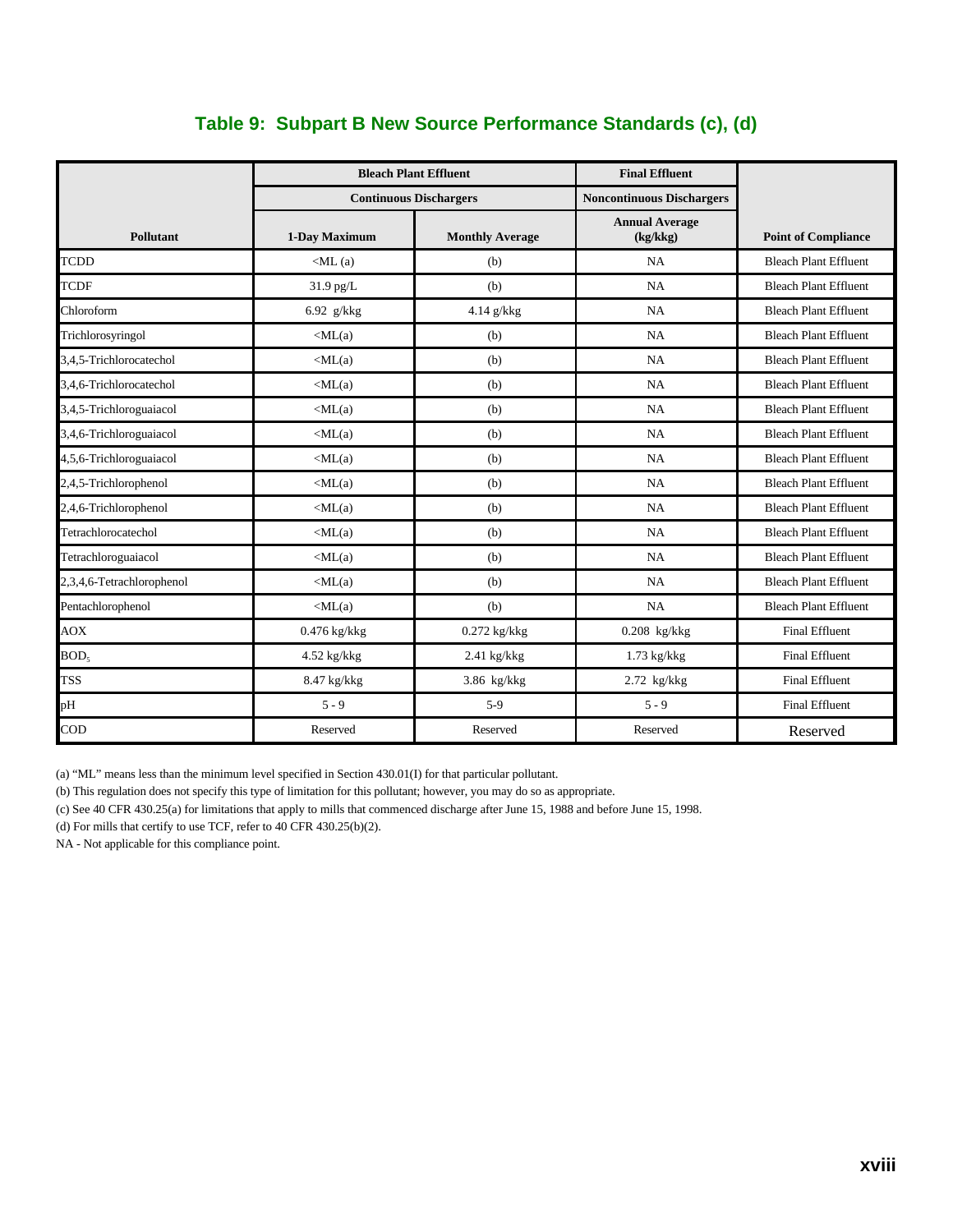## Table 9: Subpart B New Source Performance Standards (c), (d)

| | Bleach Plant Effluent | | Final Effluent | |
|---|---|---|---|---|
| | Continuous Dischargers | | Noncontinuous Dischargers | |
| Pollutant | 1-Day Maximum | Monthly Average | Annual Average (kg/kkg) | Point of Compliance |
| TCDD | <ML (a) | (b) | NA | Bleach Plant Effluent |
| TCDF | 31.9 pg/L | (b) | NA | Bleach Plant Effluent |
| Chloroform | 6.92 g/kkg | 4.14 g/kkg | NA | Bleach Plant Effluent |
| Trichlorosyringol | <ML(a) | (b) | NA | Bleach Plant Effluent |
| 3,4,5-Trichlorocatechol | <ML(a) | (b) | NA | Bleach Plant Effluent |
| 3,4,6-Trichlorocatechol | <ML(a) | (b) | NA | Bleach Plant Effluent |
| 3,4,5-Trichloroguaiacol | <ML(a) | (b) | NA | Bleach Plant Effluent |
| 3,4,6-Trichloroguaiacol | <ML(a) | (b) | NA | Bleach Plant Effluent |
| 4,5,6-Trichloroguaiacol | <ML(a) | (b) | NA | Bleach Plant Effluent |
| 2,4,5-Trichlorophenol | <ML(a) | (b) | NA | Bleach Plant Effluent |
| 2,4,6-Trichlorophenol | <ML(a) | (b) | NA | Bleach Plant Effluent |
| Tetrachlorocatechol | <ML(a) | (b) | NA | Bleach Plant Effluent |
| Tetrachloroguaiacol | <ML(a) | (b) | NA | Bleach Plant Effluent |
| 2,3,4,6-Tetrachlorophenol | <ML(a) | (b) | NA | Bleach Plant Effluent |
| Pentachlorophenol | <ML(a) | (b) | NA | Bleach Plant Effluent |
| AOX | 0.476 kg/kkg | 0.272 kg/kkg | 0.208 kg/kkg | Final Effluent |
| $BOD_5$ | 4.52 kg/kkg | 2.41 kg/kkg | 1.73 kg/kkg | Final Effluent |
| TSS | 8.47 kg/kkg | 3.86 kg/kkg | 2.72 kg/kkg | Final Effluent |
| pH | 5 - 9 | 5-9 | 5 - 9 | Final Effluent |
| COD | Reserved | Reserved | Reserved | Reserved |

(a) "ML" means less than the minimum level specified in Section 430.01(I) for that particular pollutant.

(b) This regulation does not specify this type of limitation for this pollutant; however, you may do so as appropriate.

(c) See 40 CFR 430.25(a) for limitations that apply to mills that commenced discharge after June 15, 1988 and before June 15, 1998.

(d) For mills that certify to use TCF, refer to 40 CFR 430.25(b)(2).

NA - Not applicable for this compliance point.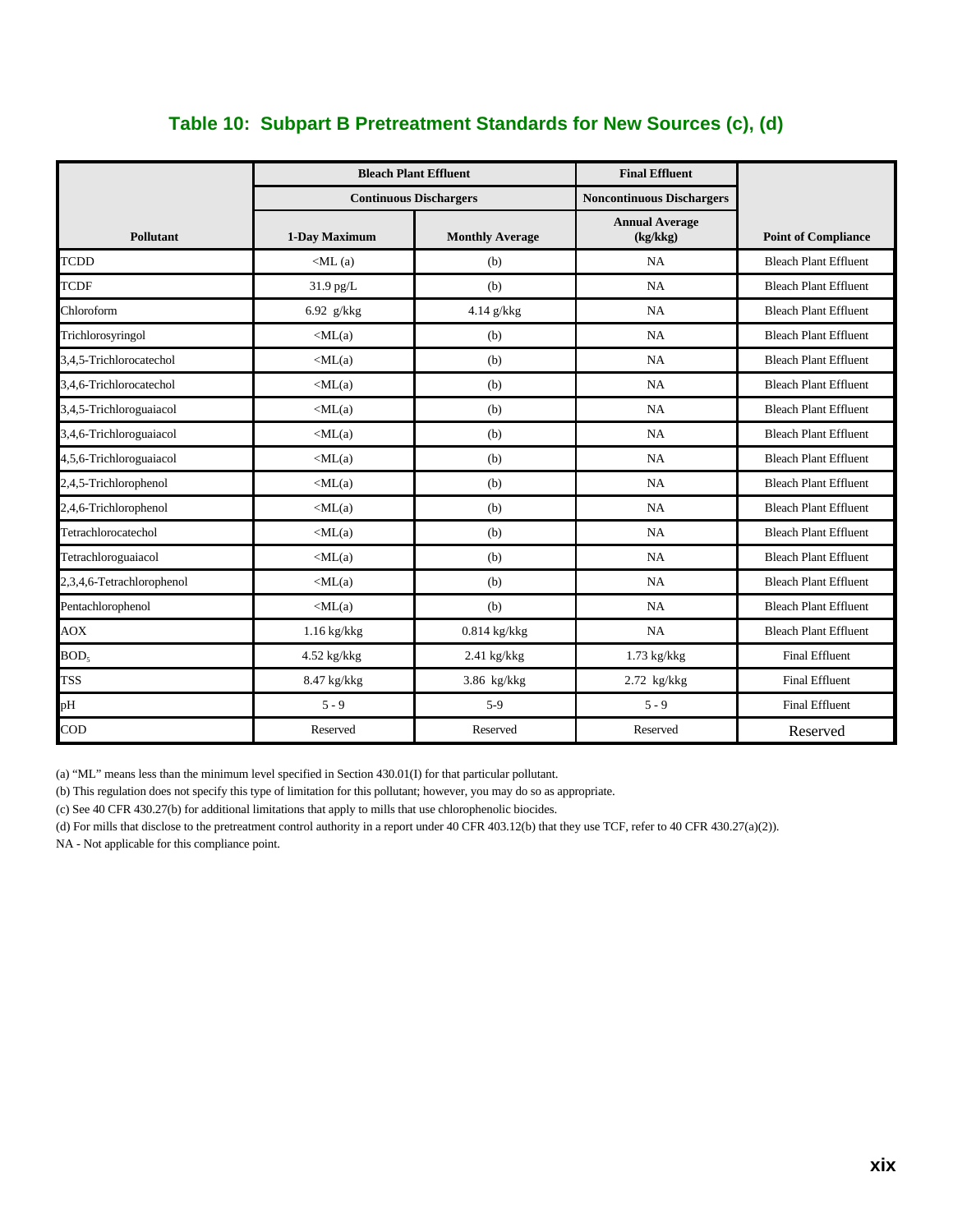## Table 10: Subpart B Pretreatment Standards for New Sources (c), (d)

| Pollutant | Bleach Plant Effluent | | Final Effluent | Point of Compliance |
|---|---|---|---|---|
| | Continuous Dischargers | | Noncontinuous Dischargers | |
| | 1-Day Maximum | Monthly Average | Annual Average (kg/kkg) | |
| TCDD | <ML (a) | (b) | NA | Bleach Plant Effluent |
| TCDF | 31.9 pg/L | (b) | NA | Bleach Plant Effluent |
| Chloroform | 6.92 g/kkg | 4.14 g/kkg | NA | Bleach Plant Effluent |
| Trichlorosyringol | <ML(a) | (b) | NA | Bleach Plant Effluent |
| 3,4,5-Trichlorocatechol | <ML(a) | (b) | NA | Bleach Plant Effluent |
| 3,4,6-Trichlorocatechol | <ML(a) | (b) | NA | Bleach Plant Effluent |
| 3,4,5-Trichloroguaiacol | <ML(a) | (b) | NA | Bleach Plant Effluent |
| 3,4,6-Trichloroguaiacol | <ML(a) | (b) | NA | Bleach Plant Effluent |
| 4,5,6-Trichloroguaiacol | <ML(a) | (b) | NA | Bleach Plant Effluent |
| 2,4,5-Trichlorophenol | <ML(a) | (b) | NA | Bleach Plant Effluent |
| 2,4,6-Trichlorophenol | <ML(a) | (b) | NA | Bleach Plant Effluent |
| Tetrachlorocatechol | <ML(a) | (b) | NA | Bleach Plant Effluent |
| Tetrachloroguaiacol | <ML(a) | (b) | NA | Bleach Plant Effluent |
| 2,3,4,6-Tetrachlorophenol | <ML(a) | (b) | NA | Bleach Plant Effluent |
| Pentachlorophenol | <ML(a) | (b) | NA | Bleach Plant Effluent |
| AOX | 1.16 kg/kkg | 0.814 kg/kkg | NA | Bleach Plant Effluent |
| $BOD_5$ | 4.52 kg/kkg | 2.41 kg/kkg | 1.73 kg/kkg | Final Effluent |
| TSS | 8.47 kg/kkg | 3.86 kg/kkg | 2.72 kg/kkg | Final Effluent |
| pH | 5 - 9 | 5-9 | 5 - 9 | Final Effluent |
| COD | Reserved | Reserved | Reserved | Reserved |

(a) "ML" means less than the minimum level specified in Section 430.01(I) for that particular pollutant.

(b) This regulation does not specify this type of limitation for this pollutant; however, you may do so as appropriate.

(c) See 40 CFR 430.27(b) for additional limitations that apply to mills that use chlorophenolic biocides.

(d) For mills that disclose to the pretreatment control authority in a report under 40 CFR 403.12(b) that they use TCF, refer to 40 CFR 430.27(a)(2)).

NA - Not applicable for this compliance point.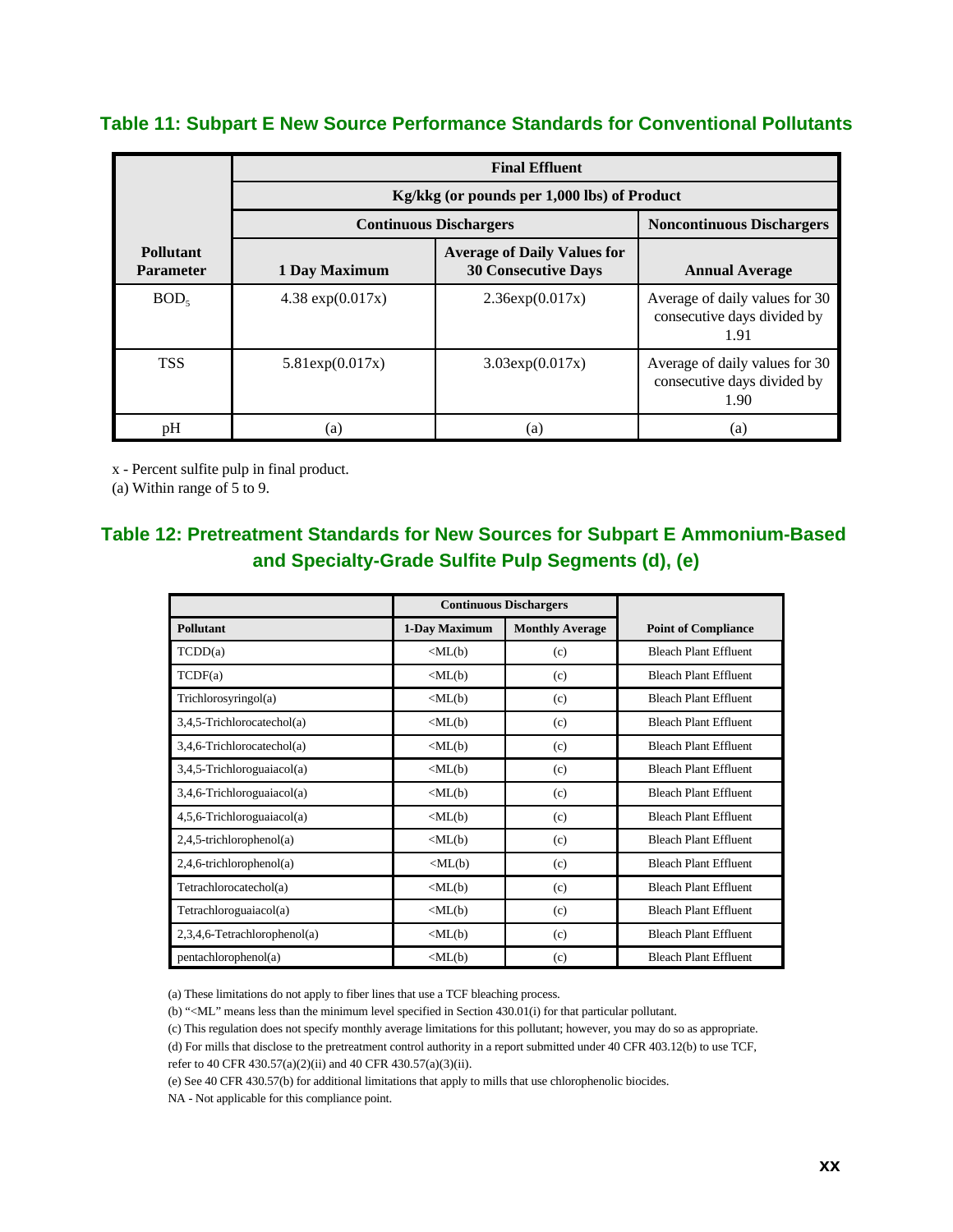## Table 11: Subpart E New Source Performance Standards for Conventional Pollutants

| Pollutant Parameter | Final Effluent | | |
|---|---|---|---|
| | Kg/kkg (or pounds per 1,000 lbs) of Product | | |
| | Continuous Dischargers | | Noncontinuous Dischargers |
| | 1 Day Maximum | Average of Daily Values for 30 Consecutive Days | Annual Average |
| $BOD_5$ | 4.38 exp(0.017x) | 2.36exp(0.017x) | Average of daily values for 30 consecutive days divided by 1.91 |
| TSS | 5.81exp(0.017x) | 3.03exp(0.017x) | Average of daily values for 30 consecutive days divided by 1.90 |
| pH | (a) | (a) | (a) |

x - Percent sulfite pulp in final product.

(a) Within range of 5 to 9.

## Table 12: Pretreatment Standards for New Sources for Subpart E Ammonium-Based and Specialty-Grade Sulfite Pulp Segments (d), (e)

| Pollutant | Continuous Dischargers | | Point of Compliance |
|---|---|---|---|
| | 1-Day Maximum | Monthly Average | |
| TCDD(a) | <ML(b) | (c) | Bleach Plant Effluent |
| TCDF(a) | <ML(b) | (c) | Bleach Plant Effluent |
| Trichlorosyringol(a) | <ML(b) | (c) | Bleach Plant Effluent |
| 3,4,5-Trichlorocatechol(a) | <ML(b) | (c) | Bleach Plant Effluent |
| 3,4,6-Trichlorocatechol(a) | <ML(b) | (c) | Bleach Plant Effluent |
| 3,4,5-Trichloroguaiacol(a) | <ML(b) | (c) | Bleach Plant Effluent |
| 3,4,6-Trichloroguaiacol(a) | <ML(b) | (c) | Bleach Plant Effluent |
| 4,5,6-Trichloroguaiacol(a) | <ML(b) | (c) | Bleach Plant Effluent |
| 2,4,5-trichlorophenol(a) | <ML(b) | (c) | Bleach Plant Effluent |
| 2,4,6-trichlorophenol(a) | <ML(b) | (c) | Bleach Plant Effluent |
| Tetrachlorocatechol(a) | <ML(b) | (c) | Bleach Plant Effluent |
| Tetrachloroguaiacol(a) | <ML(b) | (c) | Bleach Plant Effluent |
| 2,3,4,6-Tetrachlorophenol(a) | <ML(b) | (c) | Bleach Plant Effluent |
| pentachlorophenol(a) | <ML(b) | (c) | Bleach Plant Effluent |

(a) These limitations do not apply to fiber lines that use a TCF bleaching process.

(b) "<ML" means less than the minimum level specified in Section 430.01(i) for that particular pollutant.

(c) This regulation does not specify monthly average limitations for this pollutant; however, you may do so as appropriate.

(d) For mills that disclose to the pretreatment control authority in a report submitted under 40 CFR 403.12(b) to use TCF, refer to 40 CFR 430.57(a)(2)(ii) and 40 CFR 430.57(a)(3)(ii).

(e) See 40 CFR 430.57(b) for additional limitations that apply to mills that use chlorophenolic biocides.

NA - Not applicable for this compliance point.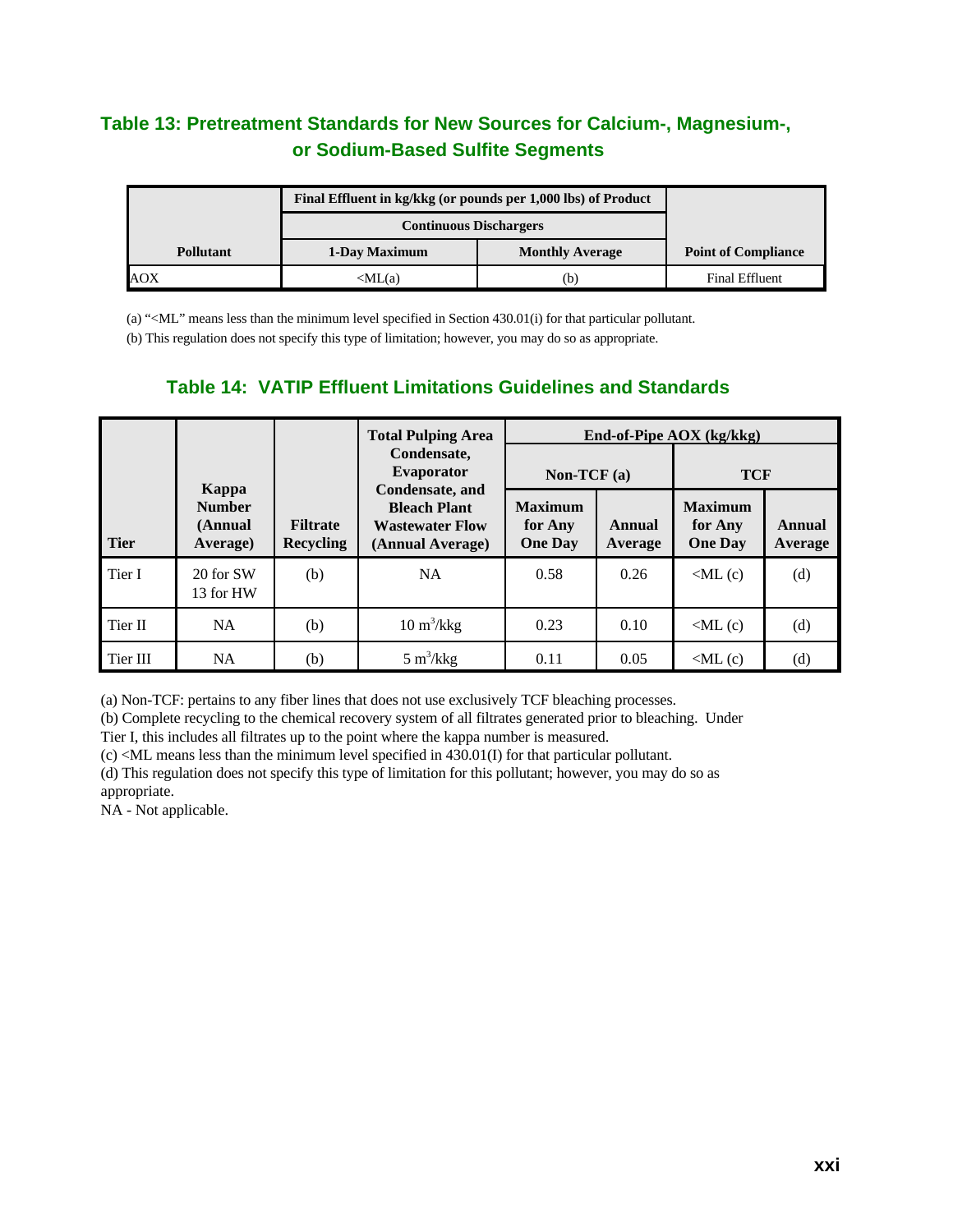## Table 13: Pretreatment Standards for New Sources for Calcium-, Magnesium-, or Sodium-Based Sulfite Segments

| | Final Effluent in kg/kkg (or pounds per 1,000 lbs) of Product | | |
|---|---|---|---|
| | Continuous Dischargers | | |
| Pollutant | 1-Day Maximum | Monthly Average | Point of Compliance |
| AOX | <ML(a) | (b) | Final Effluent |

(a) "<ML" means less than the minimum level specified in Section 430.01(i) for that particular pollutant.

(b) This regulation does not specify this type of limitation; however, you may do so as appropriate.

## Table 14: VATIP Effluent Limitations Guidelines and Standards

| Tier | Kappa Number (Annual Average) | Filtrate Recycling | Total Pulping Area Condensate, Evaporator Condensate, and Bleach Plant Wastewater Flow (Annual Average) | End-of-Pipe AOX (kg/kkg) | | | |
|---|---|---|---|---|---|---|---|
| | | | | Non-TCF (a) | | TCF | |
| | | | | Maximum for Any One Day | Annual Average | Maximum for Any One Day | Annual Average |
| Tier I | 20 for SW 13 for HW | (b) | NA | 0.58 | 0.26 | <ML (c) | (d) |
| Tier II | NA | (b) | 10 $m^3$/kkg | 0.23 | 0.10 | <ML (c) | (d) |
| Tier III | NA | (b) | 5 $m^3$/kkg | 0.11 | 0.05 | <ML (c) | (d) |

(a) Non-TCF: pertains to any fiber lines that does not use exclusively TCF bleaching processes.

(b) Complete recycling to the chemical recovery system of all filtrates generated prior to bleaching. Under Tier I, this includes all filtrates up to the point where the kappa number is measured.

(c) <ML means less than the minimum level specified in 430.01(I) for that particular pollutant.

(d) This regulation does not specify this type of limitation for this pollutant; however, you may do so as appropriate.

NA - Not applicable.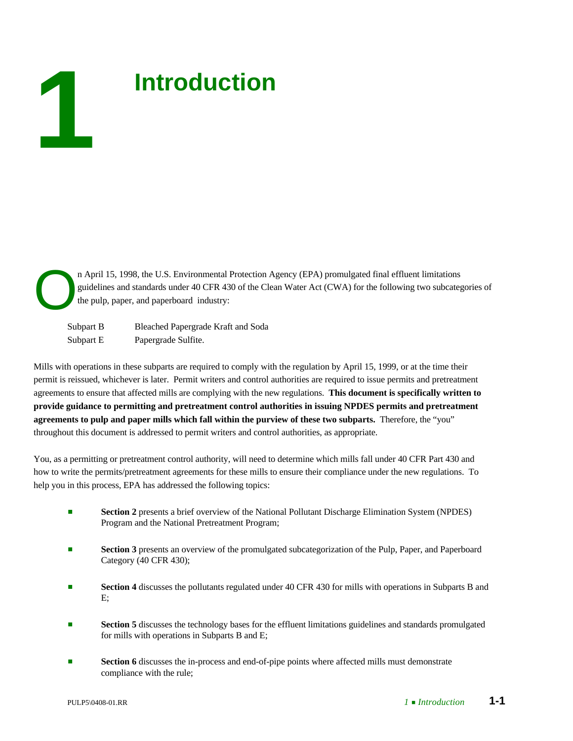# 1 Introduction

On April 15, 1998, the U.S. Environmental Protection Agency (EPA) promulgated final effluent limitations guidelines and standards under 40 CFR 430 of the Clean Water Act (CWA) for the following two subcategories of the pulp, paper, and paperboard industry:

| | |
|---|---|
| Subpart B | Bleached Papergrade Kraft and Soda |
| Subpart E | Papergrade Sulfite. |

Mills with operations in these subparts are required to comply with the regulation by April 15, 1999, or at the time their permit is reissued, whichever is later. Permit writers and control authorities are required to issue permits and pretreatment agreements to ensure that affected mills are complying with the new regulations. **This document is specifically written to provide guidance to permitting and pretreatment control authorities in issuing NPDES permits and pretreatment agreements to pulp and paper mills which fall within the purview of these two subparts.** Therefore, the "you" throughout this document is addressed to permit writers and control authorities, as appropriate.

You, as a permitting or pretreatment control authority, will need to determine which mills fall under 40 CFR Part 430 and how to write the permits/pretreatment agreements for these mills to ensure their compliance under the new regulations. To help you in this process, EPA has addressed the following topics:

- **Section 2** presents a brief overview of the National Pollutant Discharge Elimination System (NPDES) Program and the National Pretreatment Program;
- **Section 3** presents an overview of the promulgated subcategorization of the Pulp, Paper, and Paperboard Category (40 CFR 430);
- **Section 4** discusses the pollutants regulated under 40 CFR 430 for mills with operations in Subparts B and E;
- **Section 5** discusses the technology bases for the effluent limitations guidelines and standards promulgated for mills with operations in Subparts B and E;
- **Section 6** discusses the in-process and end-of-pipe points where affected mills must demonstrate compliance with the rule;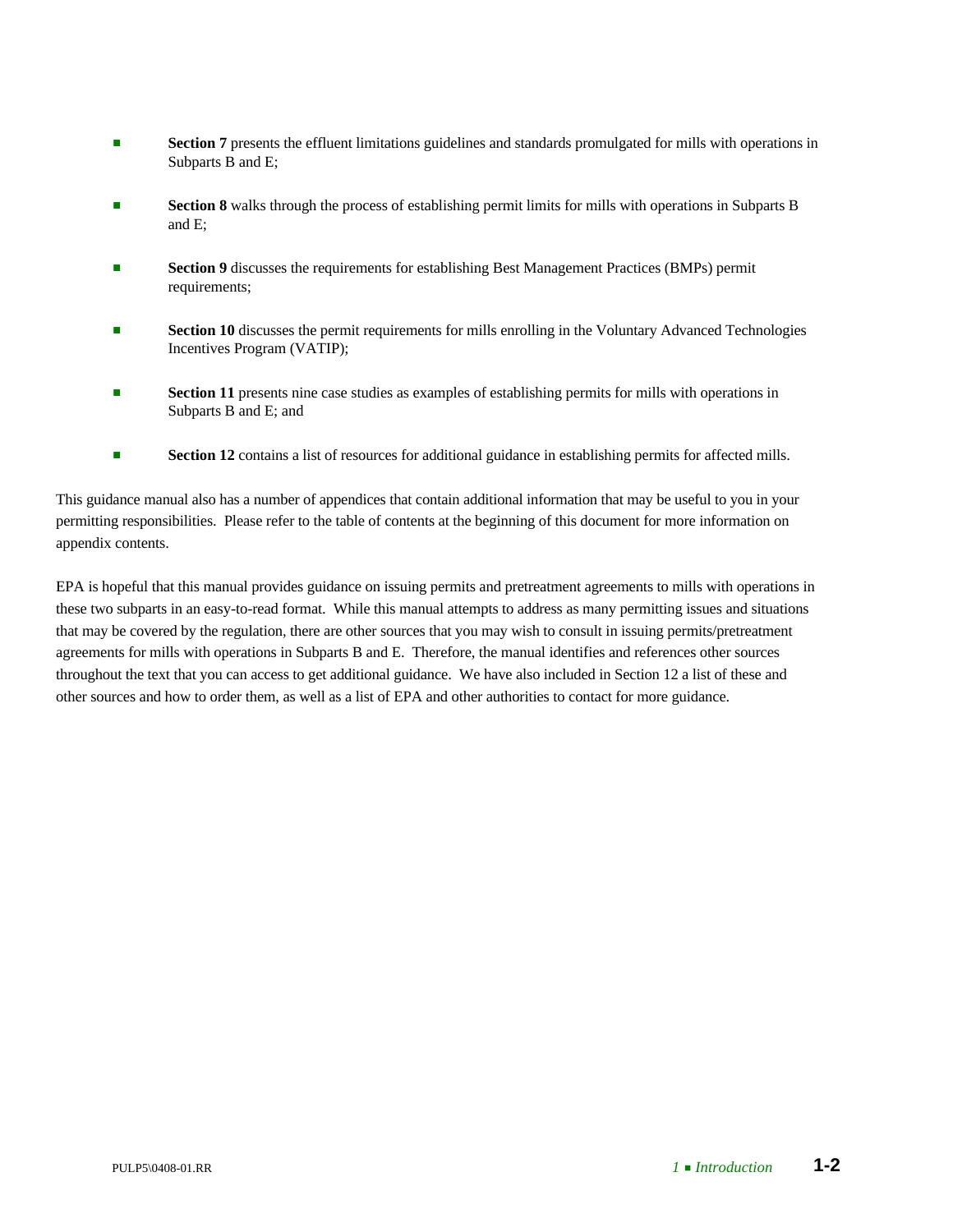- **Section 7** presents the effluent limitations guidelines and standards promulgated for mills with operations in Subparts B and E;
- **Section 8** walks through the process of establishing permit limits for mills with operations in Subparts B and E;
- **Section 9** discusses the requirements for establishing Best Management Practices (BMPs) permit requirements;
- **Section 10** discusses the permit requirements for mills enrolling in the Voluntary Advanced Technologies Incentives Program (VATIP);
- **Section 11** presents nine case studies as examples of establishing permits for mills with operations in Subparts B and E; and
- **Section 12** contains a list of resources for additional guidance in establishing permits for affected mills.

This guidance manual also has a number of appendices that contain additional information that may be useful to you in your permitting responsibilities. Please refer to the table of contents at the beginning of this document for more information on appendix contents.

EPA is hopeful that this manual provides guidance on issuing permits and pretreatment agreements to mills with operations in these two subparts in an easy-to-read format. While this manual attempts to address as many permitting issues and situations that may be covered by the regulation, there are other sources that you may wish to consult in issuing permits/pretreatment agreements for mills with operations in Subparts B and E. Therefore, the manual identifies and references other sources throughout the text that you can access to get additional guidance. We have also included in Section 12 a list of these and other sources and how to order them, as well as a list of EPA and other authorities to contact for more guidance.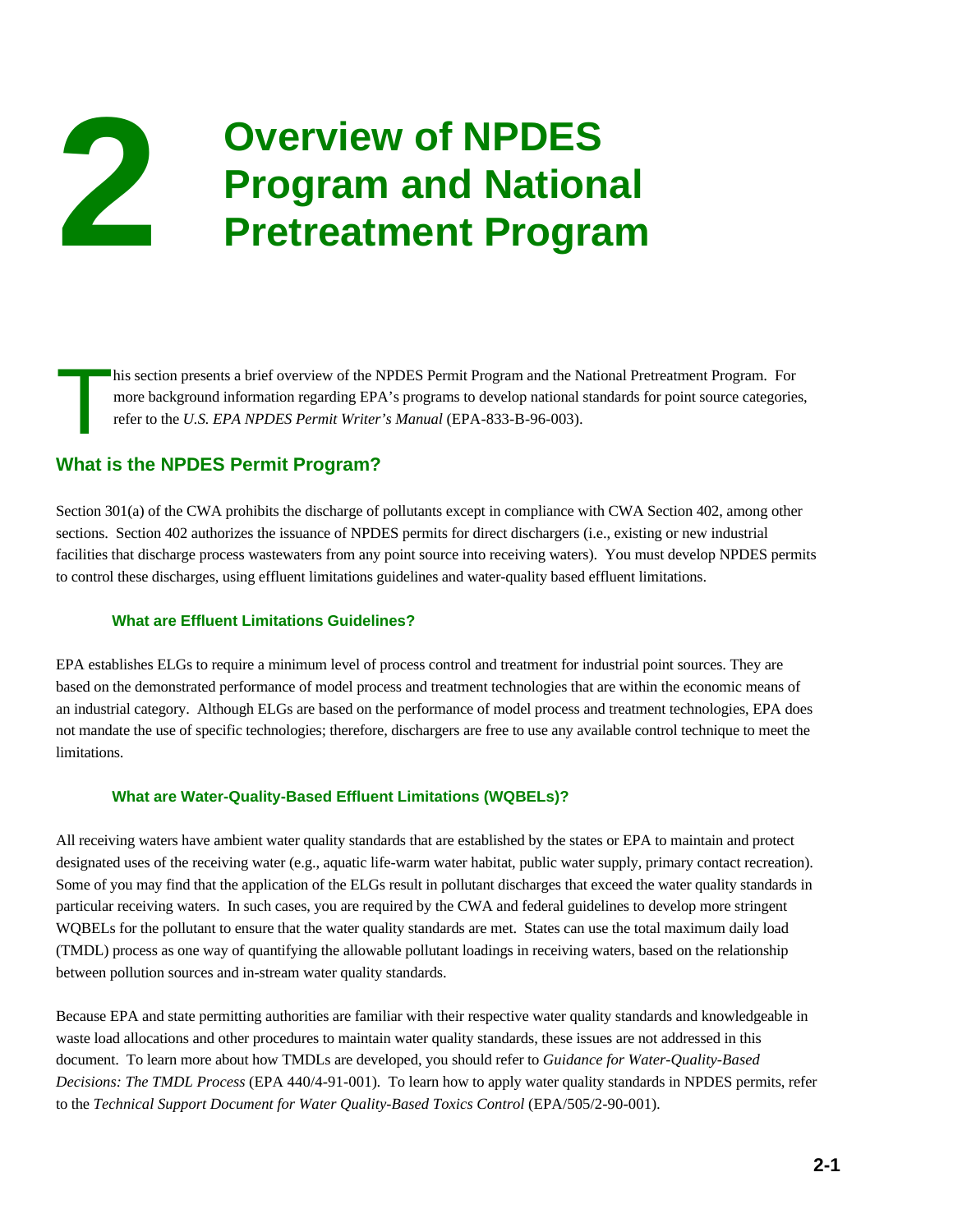# 2 Overview of NPDES Program and National Pretreatment Program

This section presents a brief overview of the NPDES Permit Program and the National Pretreatment Program. For more background information regarding EPA's programs to develop national standards for point source categories, refer to the *U.S. EPA NPDES Permit Writer's Manual* (EPA-833-B-96-003).

## What is the NPDES Permit Program?

Section 301(a) of the CWA prohibits the discharge of pollutants except in compliance with CWA Section 402, among other sections. Section 402 authorizes the issuance of NPDES permits for direct dischargers (i.e., existing or new industrial facilities that discharge process wastewaters from any point source into receiving waters). You must develop NPDES permits to control these discharges, using effluent limitations guidelines and water-quality based effluent limitations.

### What are Effluent Limitations Guidelines?

EPA establishes ELGs to require a minimum level of process control and treatment for industrial point sources. They are based on the demonstrated performance of model process and treatment technologies that are within the economic means of an industrial category. Although ELGs are based on the performance of model process and treatment technologies, EPA does not mandate the use of specific technologies; therefore, dischargers are free to use any available control technique to meet the limitations.

### What are Water-Quality-Based Effluent Limitations (WQBELs)?

All receiving waters have ambient water quality standards that are established by the states or EPA to maintain and protect designated uses of the receiving water (e.g., aquatic life-warm water habitat, public water supply, primary contact recreation). Some of you may find that the application of the ELGs result in pollutant discharges that exceed the water quality standards in particular receiving waters. In such cases, you are required by the CWA and federal guidelines to develop more stringent WQBELs for the pollutant to ensure that the water quality standards are met. States can use the total maximum daily load (TMDL) process as one way of quantifying the allowable pollutant loadings in receiving waters, based on the relationship between pollution sources and in-stream water quality standards.

Because EPA and state permitting authorities are familiar with their respective water quality standards and knowledgeable in waste load allocations and other procedures to maintain water quality standards, these issues are not addressed in this document. To learn more about how TMDLs are developed, you should refer to *Guidance for Water-Quality-Based Decisions: The TMDL Process* (EPA 440/4-91-001). To learn how to apply water quality standards in NPDES permits, refer to the *Technical Support Document for Water Quality-Based Toxics Control* (EPA/505/2-90-001).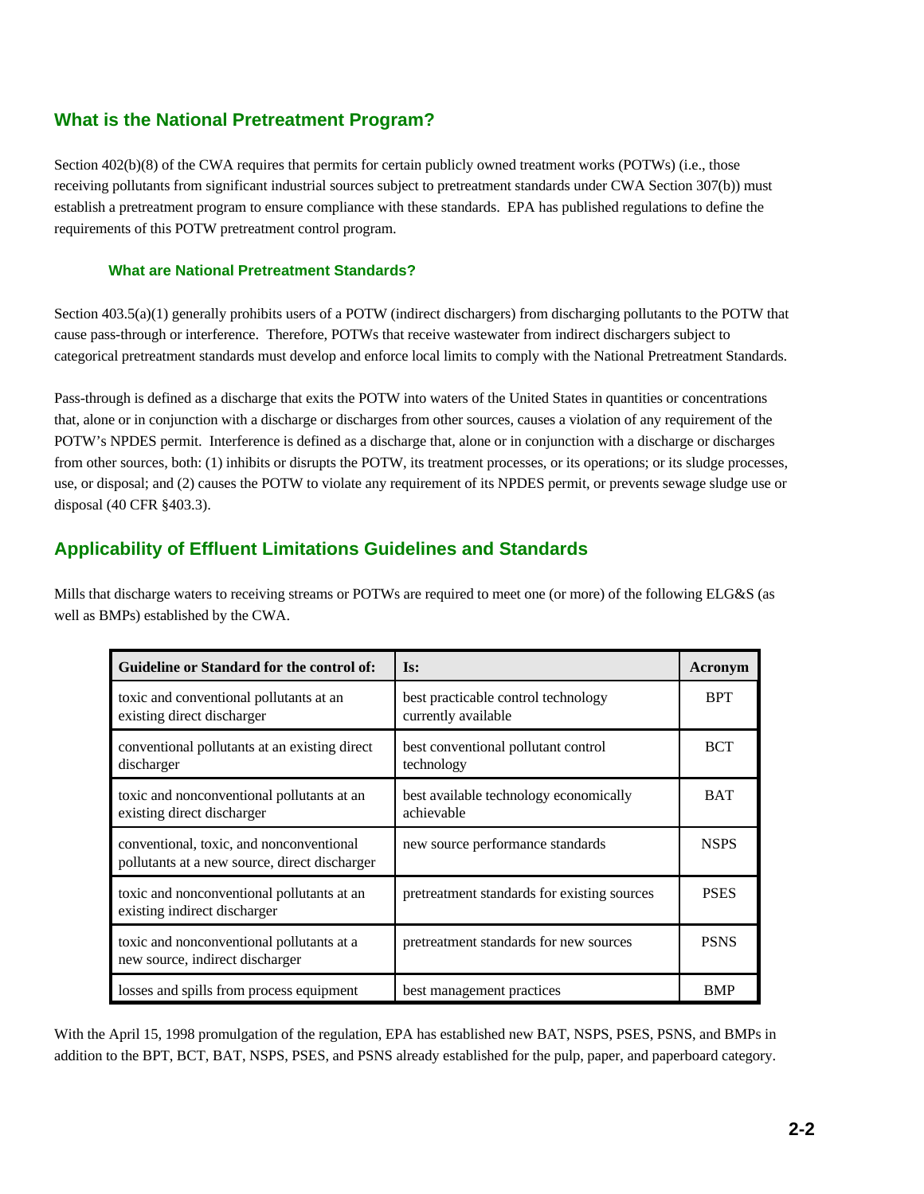## What is the National Pretreatment Program?

Section 402(b)(8) of the CWA requires that permits for certain publicly owned treatment works (POTWs) (i.e., those receiving pollutants from significant industrial sources subject to pretreatment standards under CWA Section 307(b)) must establish a pretreatment program to ensure compliance with these standards. EPA has published regulations to define the requirements of this POTW pretreatment control program.

### What are National Pretreatment Standards?

Section 403.5(a)(1) generally prohibits users of a POTW (indirect dischargers) from discharging pollutants to the POTW that cause pass-through or interference. Therefore, POTWs that receive wastewater from indirect dischargers subject to categorical pretreatment standards must develop and enforce local limits to comply with the National Pretreatment Standards.

Pass-through is defined as a discharge that exits the POTW into waters of the United States in quantities or concentrations that, alone or in conjunction with a discharge or discharges from other sources, causes a violation of any requirement of the POTW's NPDES permit. Interference is defined as a discharge that, alone or in conjunction with a discharge or discharges from other sources, both: (1) inhibits or disrupts the POTW, its treatment processes, or its operations; or its sludge processes, use, or disposal; and (2) causes the POTW to violate any requirement of its NPDES permit, or prevents sewage sludge use or disposal (40 CFR §403.3).

## Applicability of Effluent Limitations Guidelines and Standards

Mills that discharge waters to receiving streams or POTWs are required to meet one (or more) of the following ELG&S (as well as BMPs) established by the CWA.

| Guideline or Standard for the control of: | Is: | Acronym |
|---|---|---|
| toxic and conventional pollutants at an existing direct discharger | best practicable control technology currently available | BPT |
| conventional pollutants at an existing direct discharger | best conventional pollutant control technology | BCT |
| toxic and nonconventional pollutants at an existing direct discharger | best available technology economically achievable | BAT |
| conventional, toxic, and nonconventional pollutants at a new source, direct discharger | new source performance standards | NSPS |
| toxic and nonconventional pollutants at an existing indirect discharger | pretreatment standards for existing sources | PSES |
| toxic and nonconventional pollutants at a new source, indirect discharger | pretreatment standards for new sources | PSNS |
| losses and spills from process equipment | best management practices | BMP |

With the April 15, 1998 promulgation of the regulation, EPA has established new BAT, NSPS, PSES, PSNS, and BMPs in addition to the BPT, BCT, BAT, NSPS, PSES, and PSNS already established for the pulp, paper, and paperboard category.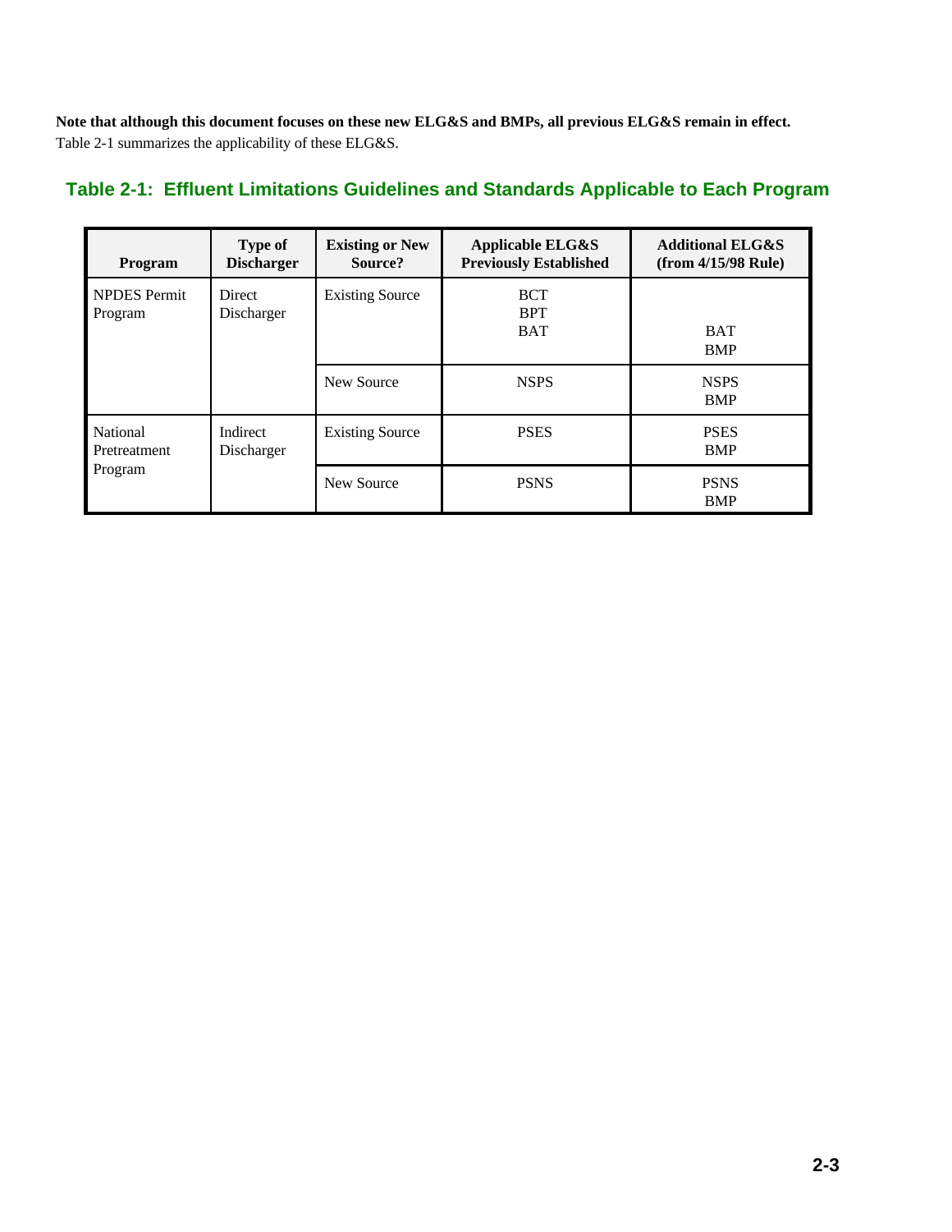**Note that although this document focuses on these new ELG&S and BMPs, all previous ELG&S remain in effect.** Table 2-1 summarizes the applicability of these ELG&S.

## Table 2-1: Effluent Limitations Guidelines and Standards Applicable to Each Program

| Program | Type of Discharger | Existing or New Source? | Applicable ELG&S Previously Established | Additional ELG&S (from 4/15/98 Rule) |
|---|---|---|---|---|
| NPDES Permit Program | Direct Discharger | Existing Source | BCT<br>BPT<br>BAT | BAT<br>BMP |
| | | New Source | NSPS | NSPS<br>BMP |
| National Pretreatment Program | Indirect Discharger | Existing Source | PSES | PSES<br>BMP |
| | | New Source | PSNS | PSNS<br>BMP |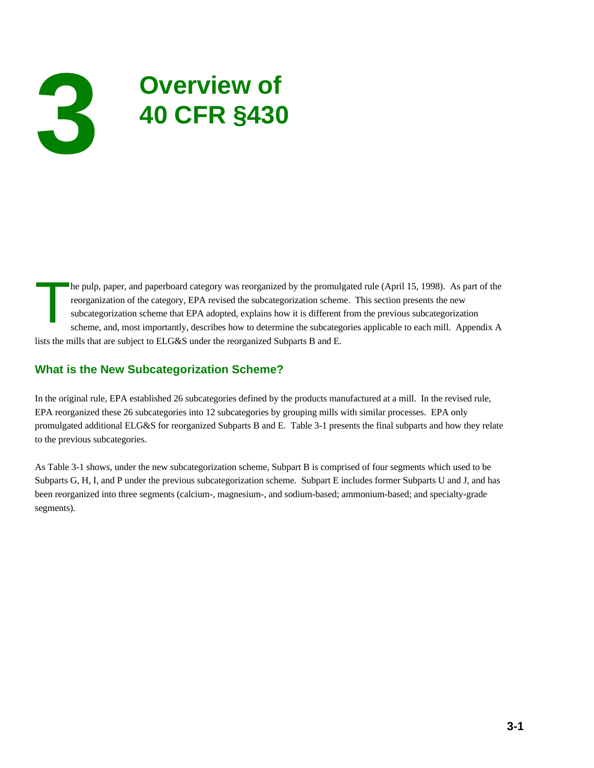# 3 Overview of 40 CFR §430

The pulp, paper, and paperboard category was reorganized by the promulgated rule (April 15, 1998). As part of the reorganization of the category, EPA revised the subcategorization scheme. This section presents the new subcategorization scheme that EPA adopted, explains how it is different from the previous subcategorization scheme, and, most importantly, describes how to determine the subcategories applicable to each mill. Appendix A lists the mills that are subject to ELG&S under the reorganized Subparts B and E.

## What is the New Subcategorization Scheme?

In the original rule, EPA established 26 subcategories defined by the products manufactured at a mill. In the revised rule, EPA reorganized these 26 subcategories into 12 subcategories by grouping mills with similar processes. EPA only promulgated additional ELG&S for reorganized Subparts B and E. Table 3-1 presents the final subparts and how they relate to the previous subcategories.

As Table 3-1 shows, under the new subcategorization scheme, Subpart B is comprised of four segments which used to be Subparts G, H, I, and P under the previous subcategorization scheme. Subpart E includes former Subparts U and J, and has been reorganized into three segments (calcium-, magnesium-, and sodium-based; ammonium-based; and specialty-grade segments).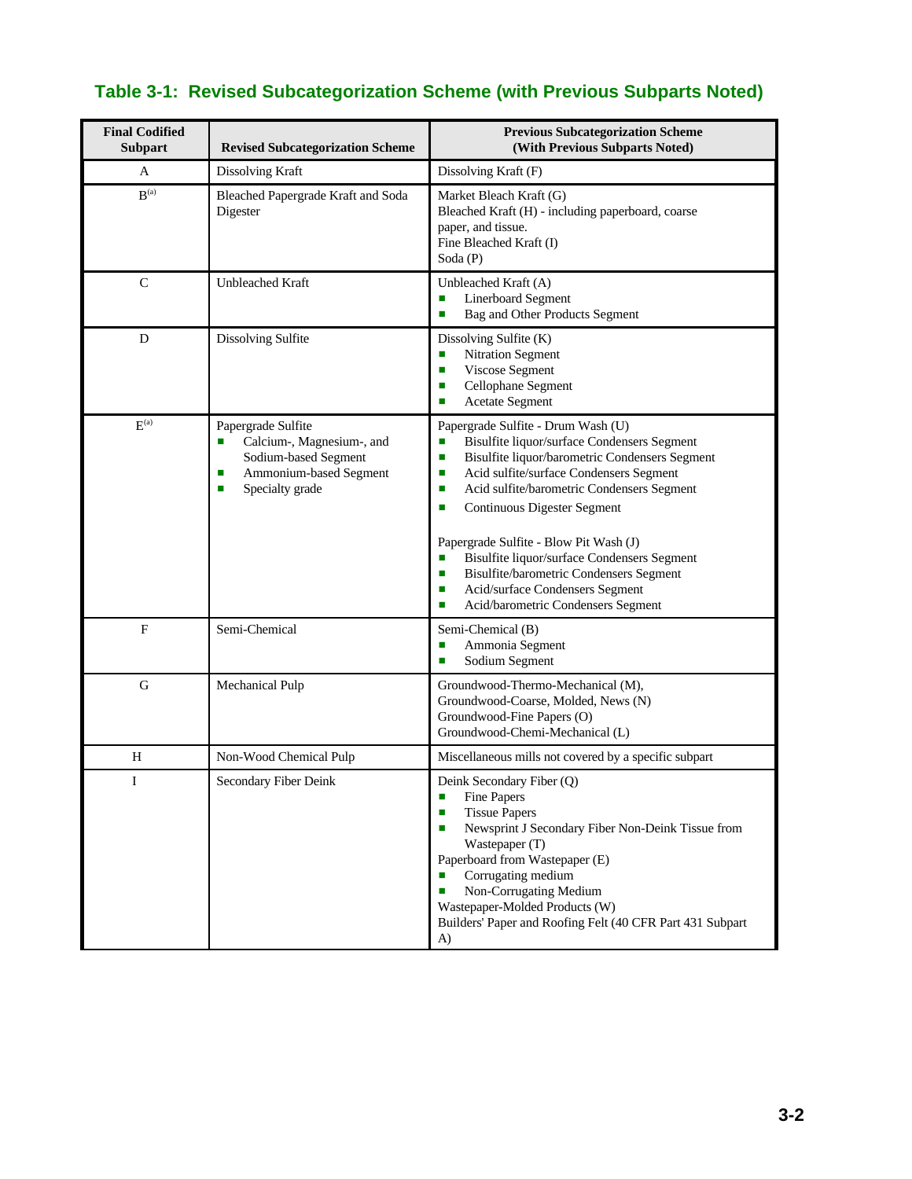## Table 3-1: Revised Subcategorization Scheme (with Previous Subparts Noted)

| Final Codified Subpart | Revised Subcategorization Scheme | Previous Subcategorization Scheme (With Previous Subparts Noted) |
|---|---|---|
| A | Dissolving Kraft | Dissolving Kraft (F) |
| B[(a)] | Bleached Papergrade Kraft and Soda Digester | Market Bleach Kraft (G)<br>Bleached Kraft (H) - including paperboard, coarse paper, and tissue.<br>Fine Bleached Kraft (I)<br>Soda (P) |
| C | Unbleached Kraft | Unbleached Kraft (A)<br>▪ Linerboard Segment<br>▪ Bag and Other Products Segment |
| D | Dissolving Sulfite | Dissolving Sulfite (K)<br>▪ Nitration Segment<br>▪ Viscose Segment<br>▪ Cellophane Segment<br>▪ Acetate Segment |
| E[(a)] | Papergrade Sulfite<br>▪ Calcium-, Magnesium-, and Sodium-based Segment<br>▪ Ammonium-based Segment<br>▪ Specialty grade | Papergrade Sulfite - Drum Wash (U)<br>▪ Bisulfite liquor/surface Condensers Segment<br>▪ Bisulfite liquor/barometric Condensers Segment<br>▪ Acid sulfite/surface Condensers Segment<br>▪ Acid sulfite/barometric Condensers Segment<br>▪ Continuous Digester Segment<br><br>Papergrade Sulfite - Blow Pit Wash (J)<br>▪ Bisulfite liquor/surface Condensers Segment<br>▪ Bisulfite/barometric Condensers Segment<br>▪ Acid/surface Condensers Segment<br>▪ Acid/barometric Condensers Segment |
| F | Semi-Chemical | Semi-Chemical (B)<br>▪ Ammonia Segment<br>▪ Sodium Segment |
| G | Mechanical Pulp | Groundwood-Thermo-Mechanical (M),<br>Groundwood-Coarse, Molded, News (N)<br>Groundwood-Fine Papers (O)<br>Groundwood-Chemi-Mechanical (L) |
| H | Non-Wood Chemical Pulp | Miscellaneous mills not covered by a specific subpart |
| I | Secondary Fiber Deink | Deink Secondary Fiber (Q)<br>▪ Fine Papers<br>▪ Tissue Papers<br>▪ Newsprint J Secondary Fiber Non-Deink Tissue from Wastepaper (T)<br>Paperboard from Wastepaper (E)<br>▪ Corrugating medium<br>▪ Non-Corrugating Medium<br>Wastepaper-Molded Products (W)<br>Builders' Paper and Roofing Felt (40 CFR Part 431 Subpart A) |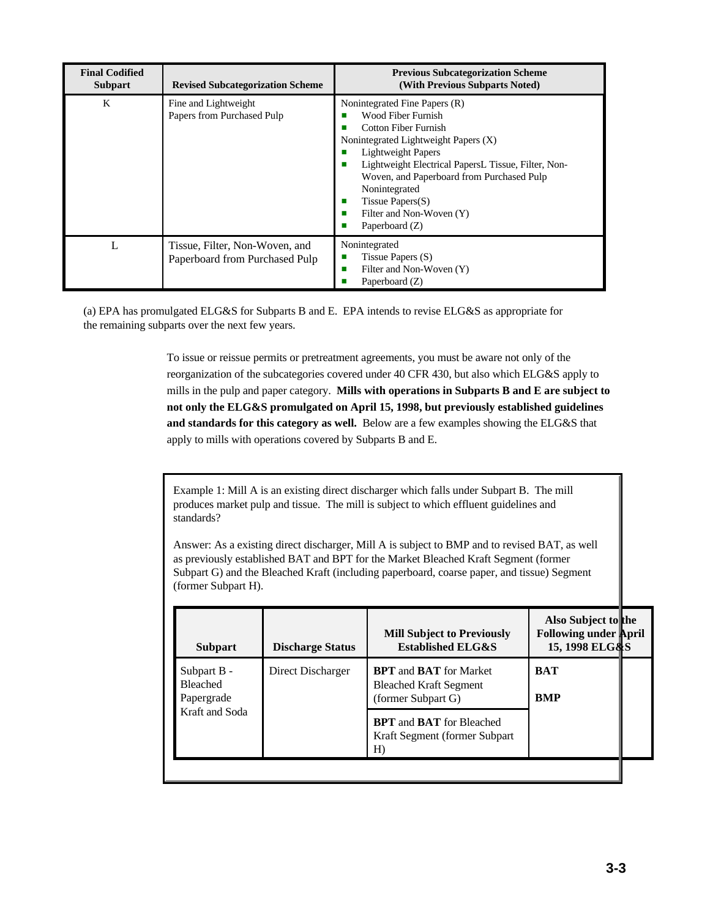| Final Codified Subpart | Revised Subcategorization Scheme | Previous Subcategorization Scheme (With Previous Subparts Noted) |
|---|---|---|
| K | Fine and Lightweight Papers from Purchased Pulp | Nonintegrated Fine Papers (R)<br>■ Wood Fiber Furnish<br>■ Cotton Fiber Furnish<br>Nonintegrated Lightweight Papers (X)<br>■ Lightweight Papers<br>■ Lightweight Electrical PapersL Tissue, Filter, Non-Woven, and Paperboard from Purchased Pulp Nonintegrated<br>■ Tissue Papers(S)<br>■ Filter and Non-Woven (Y)<br>■ Paperboard (Z) |
| L | Tissue, Filter, Non-Woven, and Paperboard from Purchased Pulp | Nonintegrated<br>■ Tissue Papers (S)<br>■ Filter and Non-Woven (Y)<br>■ Paperboard (Z) |

(a) EPA has promulgated ELG&S for Subparts B and E. EPA intends to revise ELG&S as appropriate for the remaining subparts over the next few years.

To issue or reissue permits or pretreatment agreements, you must be aware not only of the reorganization of the subcategories covered under 40 CFR 430, but also which ELG&S apply to mills in the pulp and paper category. **Mills with operations in Subparts B and E are subject to not only the ELG&S promulgated on April 15, 1998, but previously established guidelines and standards for this category as well.** Below are a few examples showing the ELG&S that apply to mills with operations covered by Subparts B and E.

Example 1: Mill A is an existing direct discharger which falls under Subpart B. The mill produces market pulp and tissue. The mill is subject to which effluent guidelines and standards?

Answer: As a existing direct discharger, Mill A is subject to BMP and to revised BAT, as well as previously established BAT and BPT for the Market Bleached Kraft Segment (former Subpart G) and the Bleached Kraft (including paperboard, coarse paper, and tissue) Segment (former Subpart H).

| Subpart | Discharge Status | Mill Subject to Previously Established ELG&S | Also Subject to the Following under April 15, 1998 ELG&S |
|---|---|---|---|
| Subpart B - Bleached Papergrade Kraft and Soda | Direct Discharger | **BPT** and **BAT** for Market Bleached Kraft Segment (former Subpart G) | **BAT**<br><br>**BMP** |
| | | **BPT** and **BAT** for Bleached Kraft Segment (former Subpart H) | |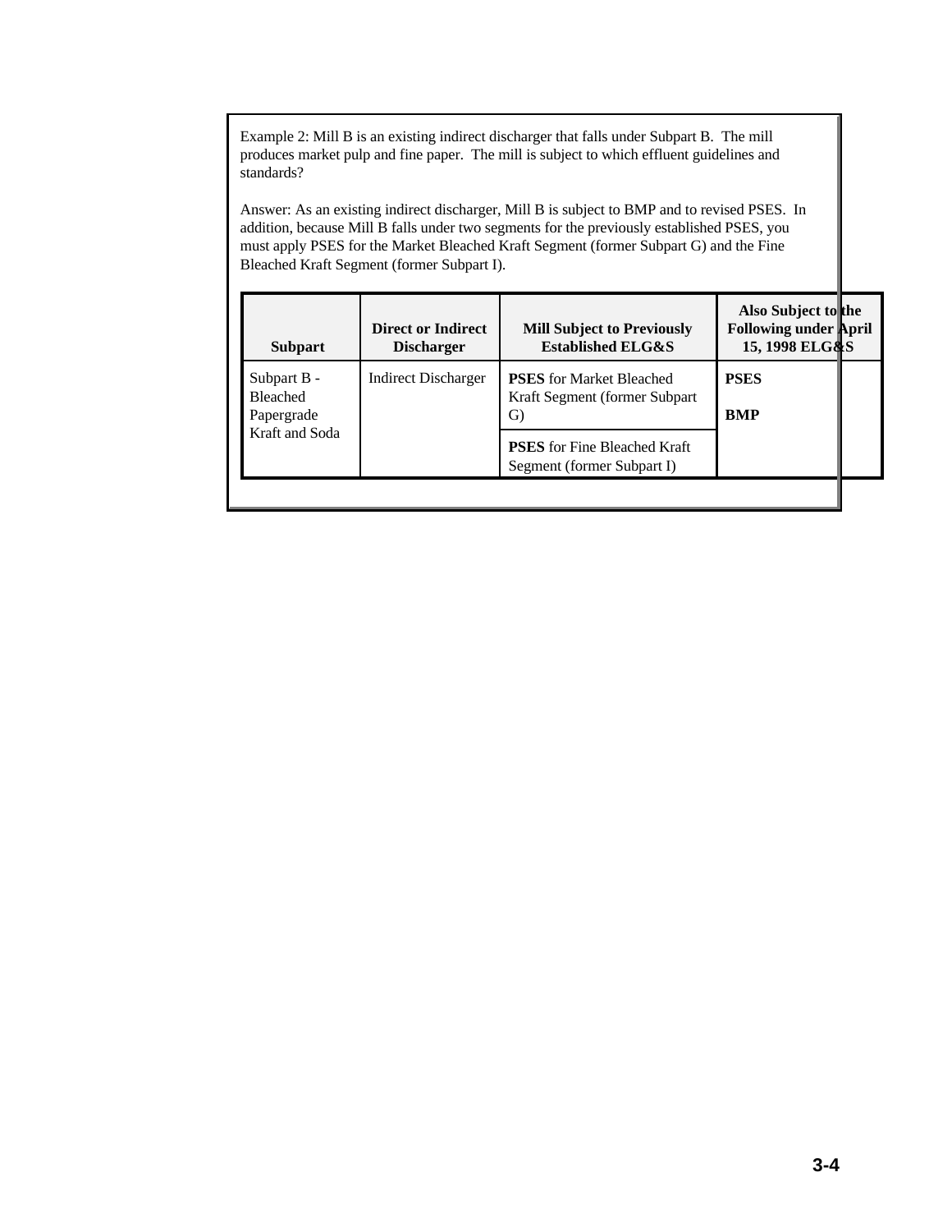Example 2: Mill B is an existing indirect discharger that falls under Subpart B. The mill produces market pulp and fine paper. The mill is subject to which effluent guidelines and standards?

Answer: As an existing indirect discharger, Mill B is subject to BMP and to revised PSES. In addition, because Mill B falls under two segments for the previously established PSES, you must apply PSES for the Market Bleached Kraft Segment (former Subpart G) and the Fine Bleached Kraft Segment (former Subpart I).

| Subpart | Direct or Indirect Discharger | Mill Subject to Previously Established ELG&S | Also Subject to the Following under April 15, 1998 ELG&S |
|---|---|---|---|
| Subpart B - Bleached Papergrade Kraft and Soda | Indirect Discharger | **PSES** for Market Bleached Kraft Segment (former Subpart G) | **PSES**<br><br>**BMP** |
| | | **PSES** for Fine Bleached Kraft Segment (former Subpart I) | |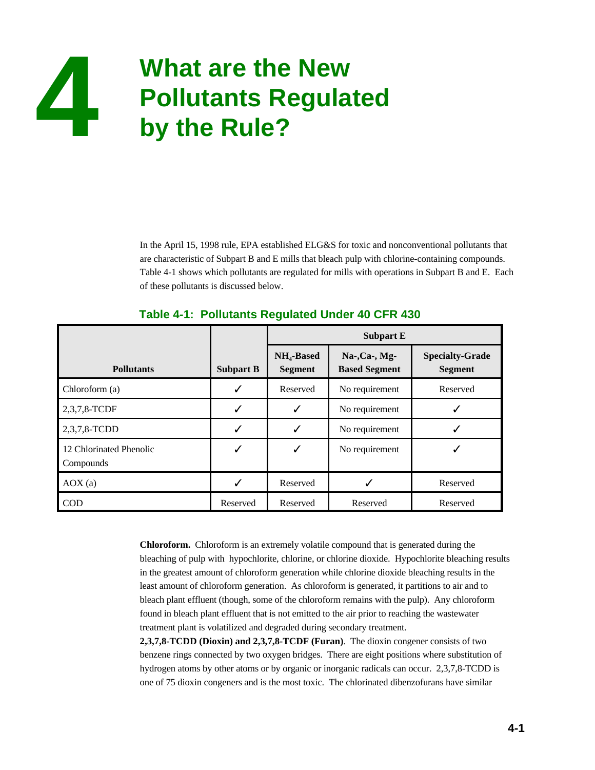# 4 What are the New Pollutants Regulated by the Rule?

In the April 15, 1998 rule, EPA established ELG&S for toxic and nonconventional pollutants that are characteristic of Subpart B and E mills that bleach pulp with chlorine-containing compounds. Table 4-1 shows which pollutants are regulated for mills with operations in Subpart B and E. Each of these pollutants is discussed below.

## Table 4-1: Pollutants Regulated Under 40 CFR 430

| Pollutants | Subpart B | Subpart E | | |
|---|---|---|---|---|
| | | $NH_4$-Based Segment | Na-,Ca-, Mg-Based Segment | Specialty-Grade Segment |
| Chloroform (a) | ✓ | Reserved | No requirement | Reserved |
| 2,3,7,8-TCDF | ✓ | ✓ | No requirement | ✓ |
| 2,3,7,8-TCDD | ✓ | ✓ | No requirement | ✓ |
| 12 Chlorinated Phenolic Compounds | ✓ | ✓ | No requirement | ✓ |
| AOX (a) | ✓ | Reserved | ✓ | Reserved |
| COD | Reserved | Reserved | Reserved | Reserved |

**Chloroform.** Chloroform is an extremely volatile compound that is generated during the bleaching of pulp with hypochlorite, chlorine, or chlorine dioxide. Hypochlorite bleaching results in the greatest amount of chloroform generation while chlorine dioxide bleaching results in the least amount of chloroform generation. As chloroform is generated, it partitions to air and to bleach plant effluent (though, some of the chloroform remains with the pulp). Any chloroform found in bleach plant effluent that is not emitted to the air prior to reaching the wastewater treatment plant is volatilized and degraded during secondary treatment.

**2,3,7,8-TCDD (Dioxin) and 2,3,7,8-TCDF (Furan)**. The dioxin congener consists of two benzene rings connected by two oxygen bridges. There are eight positions where substitution of hydrogen atoms by other atoms or by organic or inorganic radicals can occur. 2,3,7,8-TCDD is one of 75 dioxin congeners and is the most toxic. The chlorinated dibenzofurans have similar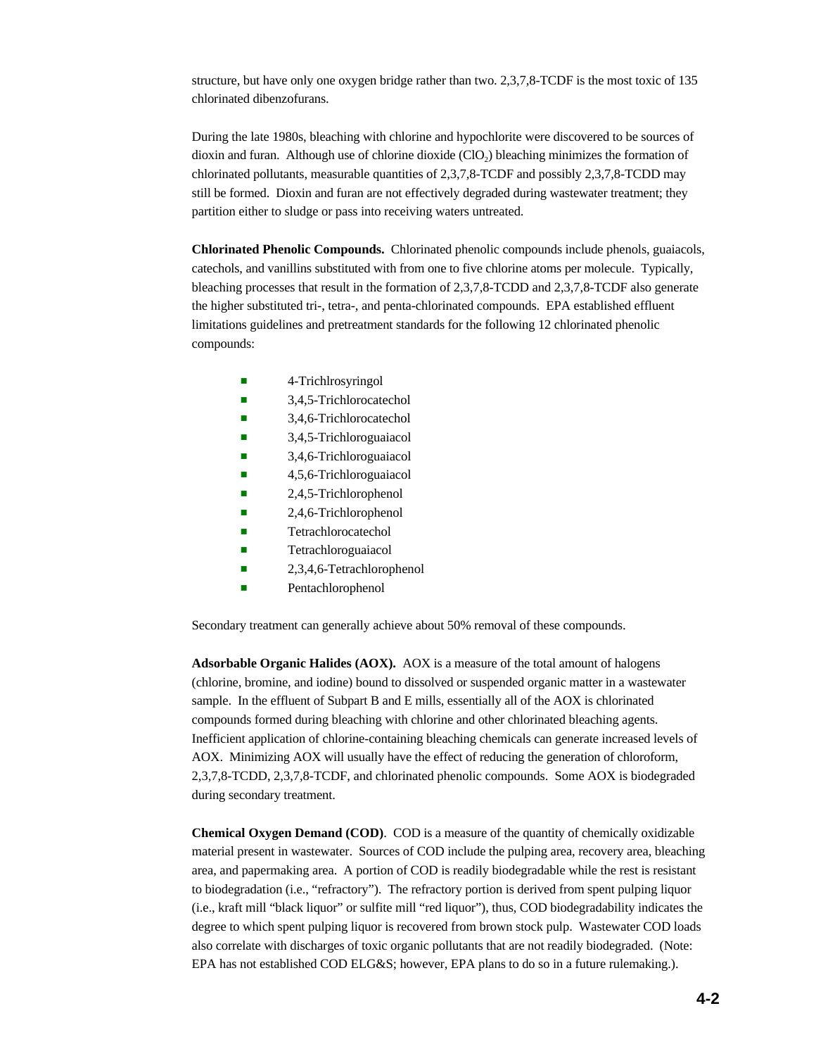structure, but have only one oxygen bridge rather than two. 2,3,7,8-TCDF is the most toxic of 135 chlorinated dibenzofurans.

During the late 1980s, bleaching with chlorine and hypochlorite were discovered to be sources of dioxin and furan. Although use of chlorine dioxide ($ClO_2$) bleaching minimizes the formation of chlorinated pollutants, measurable quantities of 2,3,7,8-TCDF and possibly 2,3,7,8-TCDD may still be formed. Dioxin and furan are not effectively degraded during wastewater treatment; they partition either to sludge or pass into receiving waters untreated.

**Chlorinated Phenolic Compounds.** Chlorinated phenolic compounds include phenols, guaiacols, catechols, and vanillins substituted with from one to five chlorine atoms per molecule. Typically, bleaching processes that result in the formation of 2,3,7,8-TCDD and 2,3,7,8-TCDF also generate the higher substituted tri-, tetra-, and penta-chlorinated compounds. EPA established effluent limitations guidelines and pretreatment standards for the following 12 chlorinated phenolic compounds:

- 4-Trichlrosyringol
- 3,4,5-Trichlorocatechol
- 3,4,6-Trichlorocatechol
- 3,4,5-Trichloroguaiacol
- 3,4,6-Trichloroguaiacol
- 4,5,6-Trichloroguaiacol
- 2,4,5-Trichlorophenol
- 2,4,6-Trichlorophenol
- Tetrachlorocatechol
- Tetrachloroguaiacol
- 2,3,4,6-Tetrachlorophenol
- Pentachlorophenol

Secondary treatment can generally achieve about 50% removal of these compounds.

**Adsorbable Organic Halides (AOX).** AOX is a measure of the total amount of halogens (chlorine, bromine, and iodine) bound to dissolved or suspended organic matter in a wastewater sample. In the effluent of Subpart B and E mills, essentially all of the AOX is chlorinated compounds formed during bleaching with chlorine and other chlorinated bleaching agents. Inefficient application of chlorine-containing bleaching chemicals can generate increased levels of AOX. Minimizing AOX will usually have the effect of reducing the generation of chloroform, 2,3,7,8-TCDD, 2,3,7,8-TCDF, and chlorinated phenolic compounds. Some AOX is biodegraded during secondary treatment.

**Chemical Oxygen Demand (COD)**. COD is a measure of the quantity of chemically oxidizable material present in wastewater. Sources of COD include the pulping area, recovery area, bleaching area, and papermaking area. A portion of COD is readily biodegradable while the rest is resistant to biodegradation (i.e., "refractory"). The refractory portion is derived from spent pulping liquor (i.e., kraft mill "black liquor" or sulfite mill "red liquor"), thus, COD biodegradability indicates the degree to which spent pulping liquor is recovered from brown stock pulp. Wastewater COD loads also correlate with discharges of toxic organic pollutants that are not readily biodegraded. (Note: EPA has not established COD ELG&S; however, EPA plans to do so in a future rulemaking.).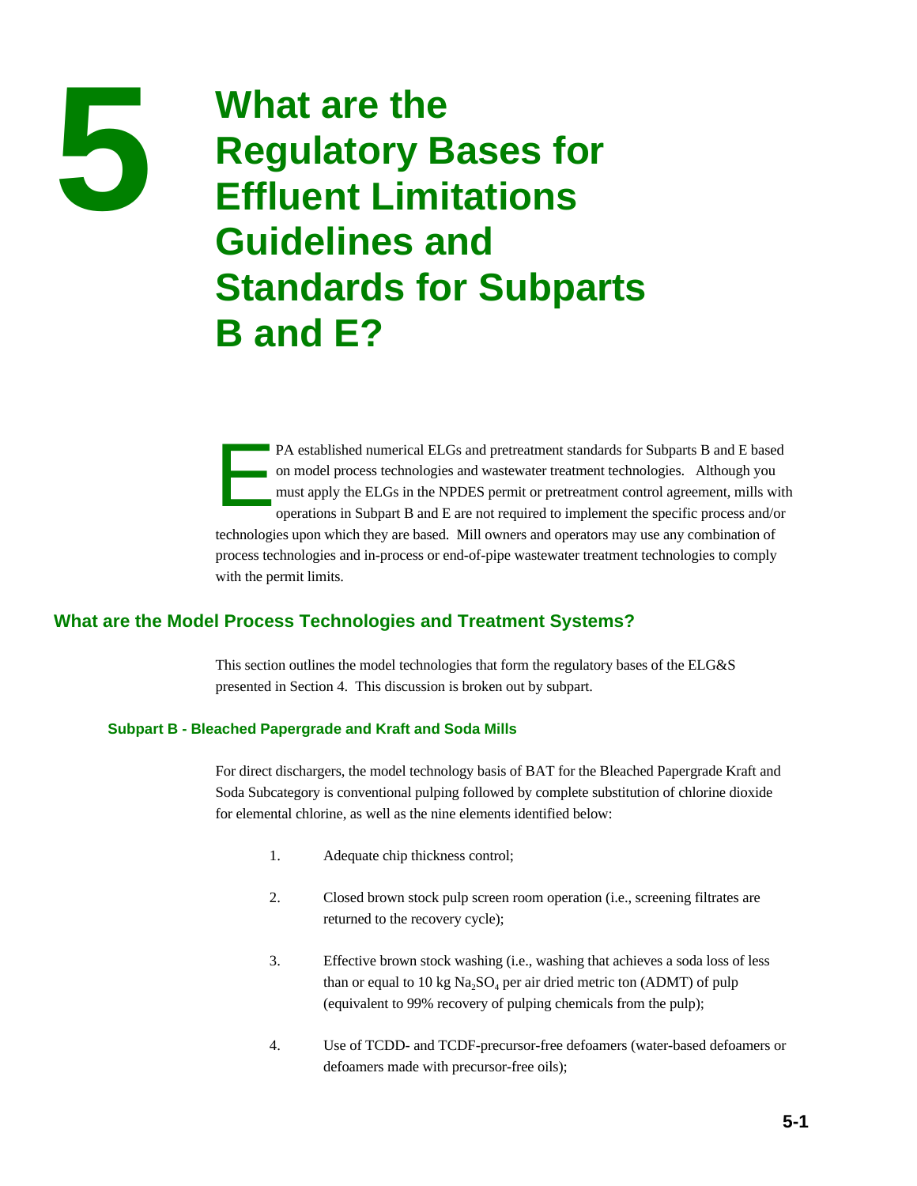# 5 What are the Regulatory Bases for Effluent Limitations Guidelines and Standards for Subparts B and E?

EPA established numerical ELGs and pretreatment standards for Subparts B and E based on model process technologies and wastewater treatment technologies. Although you must apply the ELGs in the NPDES permit or pretreatment control agreement, mills with operations in Subpart B and E are not required to implement the specific process and/or technologies upon which they are based. Mill owners and operators may use any combination of process technologies and in-process or end-of-pipe wastewater treatment technologies to comply with the permit limits.

## What are the Model Process Technologies and Treatment Systems?

This section outlines the model technologies that form the regulatory bases of the ELG&S presented in Section 4. This discussion is broken out by subpart.

### Subpart B - Bleached Papergrade and Kraft and Soda Mills

For direct dischargers, the model technology basis of BAT for the Bleached Papergrade Kraft and Soda Subcategory is conventional pulping followed by complete substitution of chlorine dioxide for elemental chlorine, as well as the nine elements identified below:

1. Adequate chip thickness control;
2. Closed brown stock pulp screen room operation (i.e., screening filtrates are returned to the recovery cycle);
3. Effective brown stock washing (i.e., washing that achieves a soda loss of less than or equal to 10 kg $Na_2SO_4$ per air dried metric ton (ADMT) of pulp (equivalent to 99% recovery of pulping chemicals from the pulp);
4. Use of TCDD- and TCDF-precursor-free defoamers (water-based defoamers or defoamers made with precursor-free oils);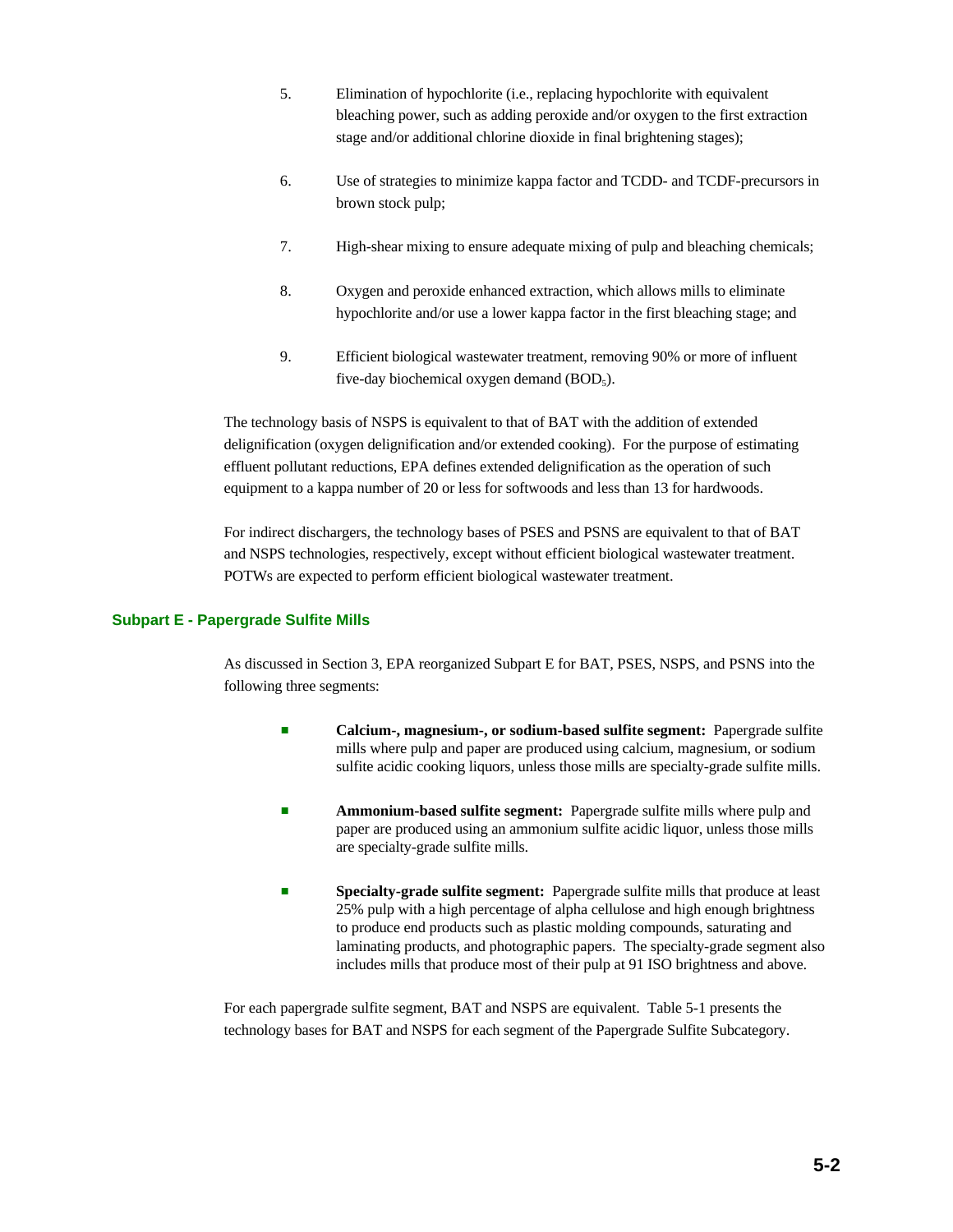5. Elimination of hypochlorite (i.e., replacing hypochlorite with equivalent bleaching power, such as adding peroxide and/or oxygen to the first extraction stage and/or additional chlorine dioxide in final brightening stages);

6. Use of strategies to minimize kappa factor and TCDD- and TCDF-precursors in brown stock pulp;

7. High-shear mixing to ensure adequate mixing of pulp and bleaching chemicals;

8. Oxygen and peroxide enhanced extraction, which allows mills to eliminate hypochlorite and/or use a lower kappa factor in the first bleaching stage; and

9. Efficient biological wastewater treatment, removing 90% or more of influent five-day biochemical oxygen demand ($BOD_5$).

The technology basis of NSPS is equivalent to that of BAT with the addition of extended delignification (oxygen delignification and/or extended cooking). For the purpose of estimating effluent pollutant reductions, EPA defines extended delignification as the operation of such equipment to a kappa number of 20 or less for softwoods and less than 13 for hardwoods.

For indirect dischargers, the technology bases of PSES and PSNS are equivalent to that of BAT and NSPS technologies, respectively, except without efficient biological wastewater treatment. POTWs are expected to perform efficient biological wastewater treatment.

## Subpart E - Papergrade Sulfite Mills

As discussed in Section 3, EPA reorganized Subpart E for BAT, PSES, NSPS, and PSNS into the following three segments:

- **Calcium-, magnesium-, or sodium-based sulfite segment:** Papergrade sulfite mills where pulp and paper are produced using calcium, magnesium, or sodium sulfite acidic cooking liquors, unless those mills are specialty-grade sulfite mills.
- **Ammonium-based sulfite segment:** Papergrade sulfite mills where pulp and paper are produced using an ammonium sulfite acidic liquor, unless those mills are specialty-grade sulfite mills.
- **Specialty-grade sulfite segment:** Papergrade sulfite mills that produce at least 25% pulp with a high percentage of alpha cellulose and high enough brightness to produce end products such as plastic molding compounds, saturating and laminating products, and photographic papers. The specialty-grade segment also includes mills that produce most of their pulp at 91 ISO brightness and above.

For each papergrade sulfite segment, BAT and NSPS are equivalent. Table 5-1 presents the technology bases for BAT and NSPS for each segment of the Papergrade Sulfite Subcategory.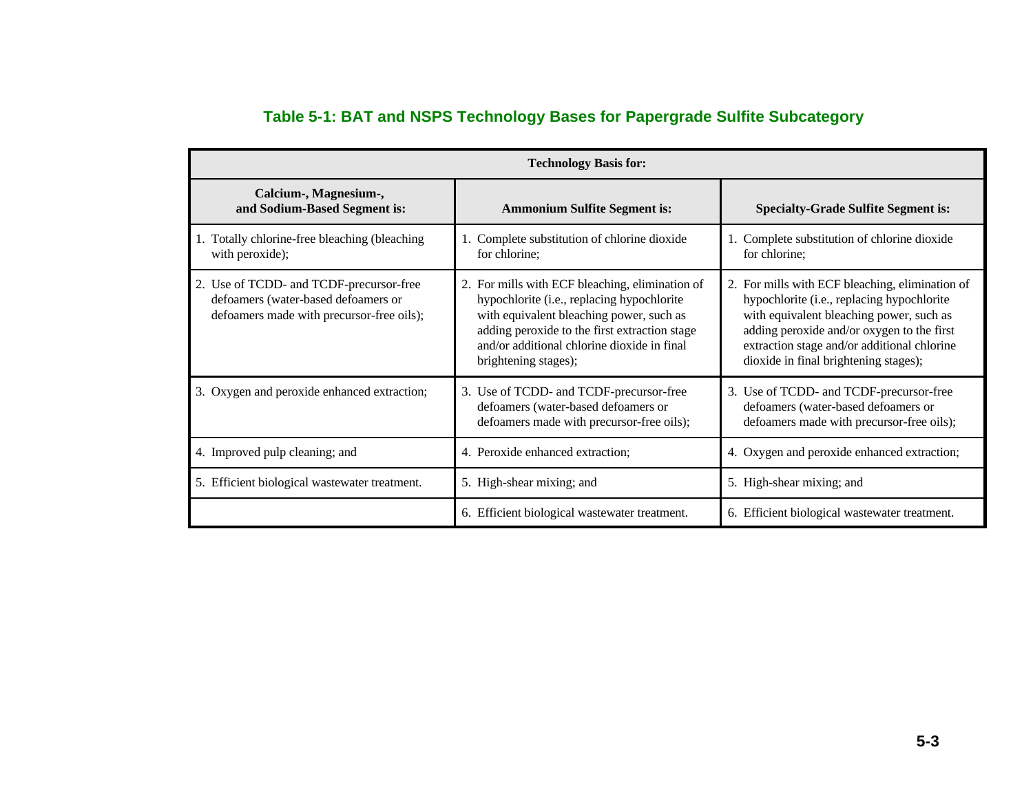**Table 5-1: BAT and NSPS Technology Bases for Papergrade Sulfite Subcategory**

| Technology Basis for: | | |
|---|---|---|
| **Calcium-, Magnesium-, and Sodium-Based Segment is:** | **Ammonium Sulfite Segment is:** | **Specialty-Grade Sulfite Segment is:** |
| 1. Totally chlorine-free bleaching (bleaching with peroxide); | 1. Complete substitution of chlorine dioxide for chlorine; | 1. Complete substitution of chlorine dioxide for chlorine; |
| 2. Use of TCDD- and TCDF-precursor-free defoamers (water-based defoamers or defoamers made with precursor-free oils); | 2. For mills with ECF bleaching, elimination of hypochlorite (i.e., replacing hypochlorite with equivalent bleaching power, such as adding peroxide to the first extraction stage and/or additional chlorine dioxide in final brightening stages); | 2. For mills with ECF bleaching, elimination of hypochlorite (i.e., replacing hypochlorite with equivalent bleaching power, such as adding peroxide and/or oxygen to the first extraction stage and/or additional chlorine dioxide in final brightening stages); |
| 3. Oxygen and peroxide enhanced extraction; | 3. Use of TCDD- and TCDF-precursor-free defoamers (water-based defoamers or defoamers made with precursor-free oils); | 3. Use of TCDD- and TCDF-precursor-free defoamers (water-based defoamers or defoamers made with precursor-free oils); |
| 4. Improved pulp cleaning; and | 4. Peroxide enhanced extraction; | 4. Oxygen and peroxide enhanced extraction; |
| 5. Efficient biological wastewater treatment. | 5. High-shear mixing; and | 5. High-shear mixing; and |
| | 6. Efficient biological wastewater treatment. | 6. Efficient biological wastewater treatment. |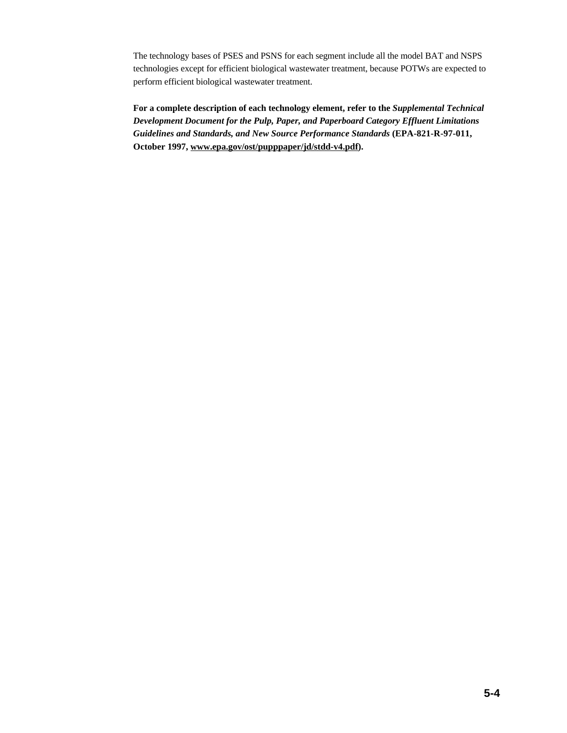The technology bases of PSES and PSNS for each segment include all the model BAT and NSPS technologies except for efficient biological wastewater treatment, because POTWs are expected to perform efficient biological wastewater treatment.

**For a complete description of each technology element, refer to the *Supplemental Technical Development Document for the Pulp, Paper, and Paperboard Category Effluent Limitations Guidelines and Standards, and New Source Performance Standards* (EPA-821-R-97-011, October 1997, www.epa.gov/ost/pupppaper/jd/stdd-v4.pdf).**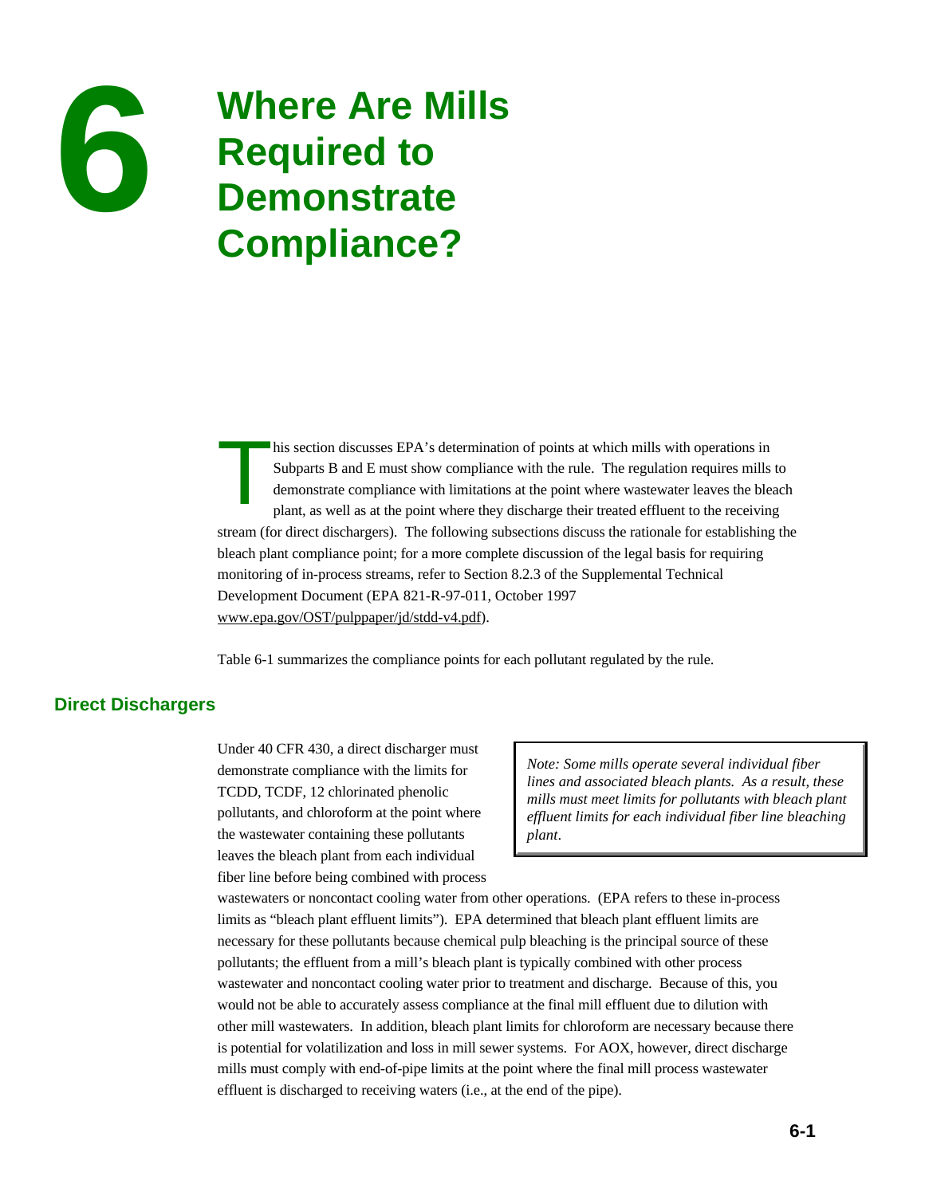# 6 Where Are Mills Required to Demonstrate Compliance?

This section discusses EPA's determination of points at which mills with operations in Subparts B and E must show compliance with the rule. The regulation requires mills to demonstrate compliance with limitations at the point where wastewater leaves the bleach plant, as well as at the point where they discharge their treated effluent to the receiving stream (for direct dischargers). The following subsections discuss the rationale for establishing the bleach plant compliance point; for a more complete discussion of the legal basis for requiring monitoring of in-process streams, refer to Section 8.2.3 of the Supplemental Technical Development Document (EPA 821-R-97-011, October 1997 www.epa.gov/OST/pulppaper/jd/stdd-v4.pdf).

Table 6-1 summarizes the compliance points for each pollutant regulated by the rule.

## Direct Dischargers

*Note: Some mills operate several individual fiber lines and associated bleach plants. As a result, these mills must meet limits for pollutants with bleach plant effluent limits for each individual fiber line bleaching plant.*

Under 40 CFR 430, a direct discharger must demonstrate compliance with the limits for TCDD, TCDF, 12 chlorinated phenolic pollutants, and chloroform at the point where the wastewater containing these pollutants leaves the bleach plant from each individual fiber line before being combined with process wastewaters or noncontact cooling water from other operations. (EPA refers to these in-process limits as "bleach plant effluent limits"). EPA determined that bleach plant effluent limits are necessary for these pollutants because chemical pulp bleaching is the principal source of these pollutants; the effluent from a mill's bleach plant is typically combined with other process wastewater and noncontact cooling water prior to treatment and discharge. Because of this, you would not be able to accurately assess compliance at the final mill effluent due to dilution with other mill wastewaters. In addition, bleach plant limits for chloroform are necessary because there is potential for volatilization and loss in mill sewer systems. For AOX, however, direct discharge mills must comply with end-of-pipe limits at the point where the final mill process wastewater effluent is discharged to receiving waters (i.e., at the end of the pipe).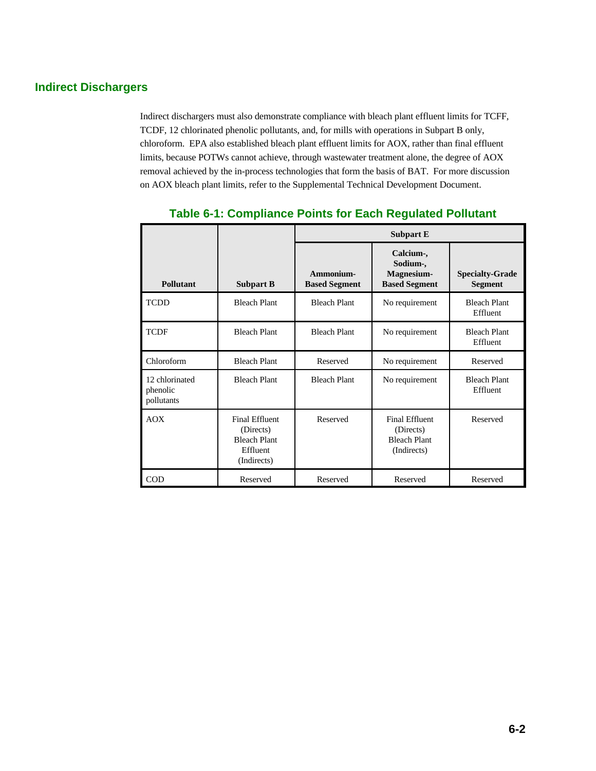## Indirect Dischargers

Indirect dischargers must also demonstrate compliance with bleach plant effluent limits for TCFF, TCDF, 12 chlorinated phenolic pollutants, and, for mills with operations in Subpart B only, chloroform. EPA also established bleach plant effluent limits for AOX, rather than final effluent limits, because POTWs cannot achieve, through wastewater treatment alone, the degree of AOX removal achieved by the in-process technologies that form the basis of BAT. For more discussion on AOX bleach plant limits, refer to the Supplemental Technical Development Document.

### Table 6-1: Compliance Points for Each Regulated Pollutant

| Pollutant | Subpart B | Subpart E | | |
|---|---|---|---|---|
| | | Ammonium-Based Segment | Calcium-, Sodium-, Magnesium-Based Segment | Specialty-Grade Segment |
| TCDD | Bleach Plant | Bleach Plant | No requirement | Bleach Plant Effluent |
| TCDF | Bleach Plant | Bleach Plant | No requirement | Bleach Plant Effluent |
| Chloroform | Bleach Plant | Reserved | No requirement | Reserved |
| 12 chlorinated phenolic pollutants | Bleach Plant | Bleach Plant | No requirement | Bleach Plant Effluent |
| AOX | Final Effluent (Directs) Bleach Plant Effluent (Indirects) | Reserved | Final Effluent (Directs) Bleach Plant (Indirects) | Reserved |
| COD | Reserved | Reserved | Reserved | Reserved |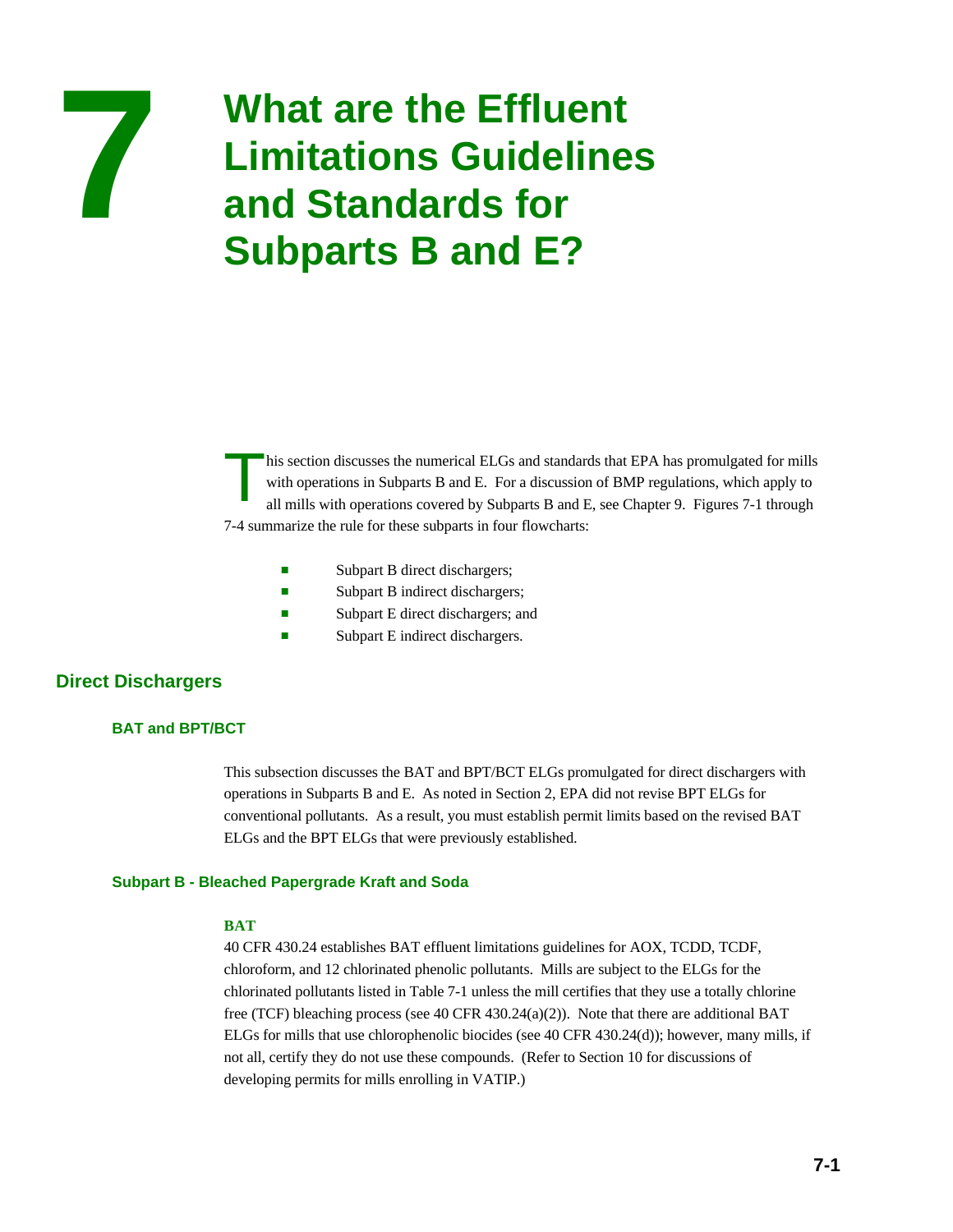# 7 What are the Effluent Limitations Guidelines and Standards for Subparts B and E?

This section discusses the numerical ELGs and standards that EPA has promulgated for mills with operations in Subparts B and E. For a discussion of BMP regulations, which apply to all mills with operations covered by Subparts B and E, see Chapter 9. Figures 7-1 through 7-4 summarize the rule for these subparts in four flowcharts:

- Subpart B direct dischargers;
- Subpart B indirect dischargers;
- Subpart E direct dischargers; and
- Subpart E indirect dischargers.

## Direct Dischargers

### BAT and BPT/BCT

This subsection discusses the BAT and BPT/BCT ELGs promulgated for direct dischargers with operations in Subparts B and E. As noted in Section 2, EPA did not revise BPT ELGs for conventional pollutants. As a result, you must establish permit limits based on the revised BAT ELGs and the BPT ELGs that were previously established.

### Subpart B - Bleached Papergrade Kraft and Soda

#### BAT

40 CFR 430.24 establishes BAT effluent limitations guidelines for AOX, TCDD, TCDF, chloroform, and 12 chlorinated phenolic pollutants. Mills are subject to the ELGs for the chlorinated pollutants listed in Table 7-1 unless the mill certifies that they use a totally chlorine free (TCF) bleaching process (see 40 CFR 430.24(a)(2)). Note that there are additional BAT ELGs for mills that use chlorophenolic biocides (see 40 CFR 430.24(d)); however, many mills, if not all, certify they do not use these compounds. (Refer to Section 10 for discussions of developing permits for mills enrolling in VATIP.)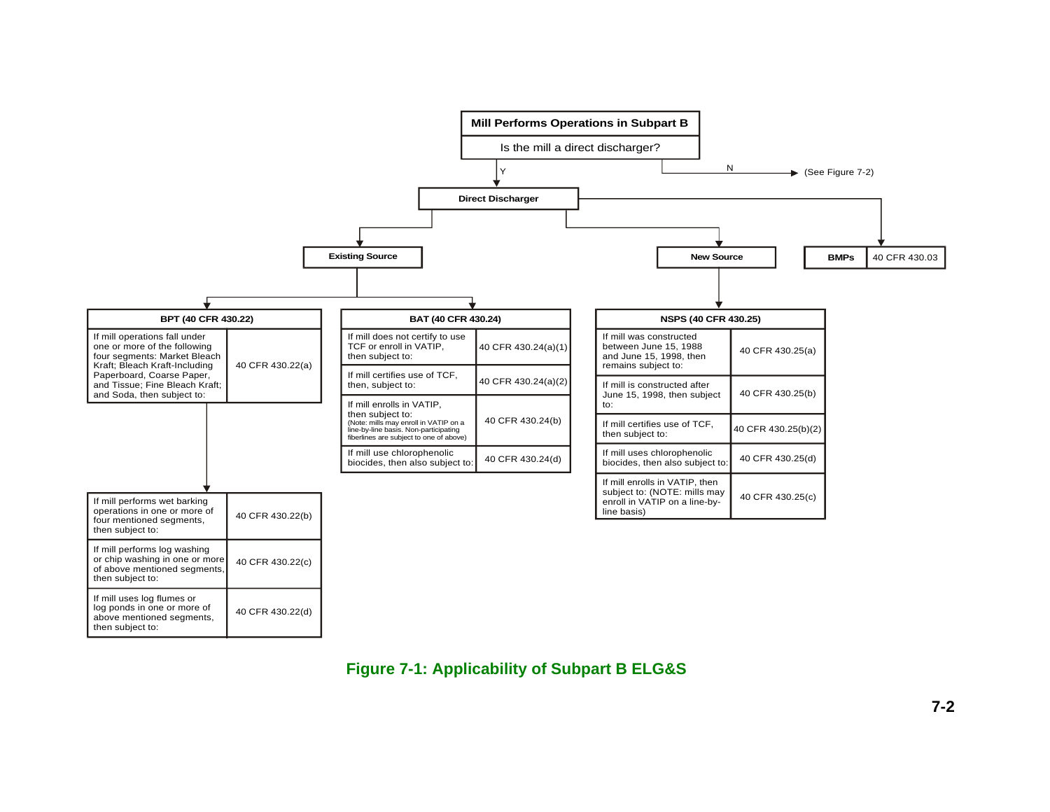**Mill Performs Operations in Subpart B**

Is the mill a direct discharger?

- N → (See Figure 7-2)
- Y → **Direct Discharger**
  - **Existing Source**
  - **New Source**
  - **BMPs** — 40 CFR 430.03

**Existing Source**

| BPT (40 CFR 430.22) | |
|---|---|
| If mill operations fall under one or more of the following four segments: Market Bleach Kraft; Bleach Kraft-Including Paperboard, Coarse Paper, and Tissue; Fine Bleach Kraft; and Soda, then subject to: | 40 CFR 430.22(a) |
| If mill performs wet barking operations in one or more of four mentioned segments, then subject to: | 40 CFR 430.22(b) |
| If mill performs log washing or chip washing in one or more of above mentioned segments, then subject to: | 40 CFR 430.22(c) |
| If mill uses log flumes or log ponds in one or more of above mentioned segments, then subject to: | 40 CFR 430.22(d) |

| BAT (40 CFR 430.24) | |
|---|---|
| If mill does not certify to use TCF or enroll in VATIP, then subject to: | 40 CFR 430.24(a)(1) |
| If mill certifies use of TCF, then, subject to: | 40 CFR 430.24(a)(2) |
| If mill enrolls in VATIP, then subject to: (Note: mills may enroll in VATIP on a line-by-line basis. Non-participating fiberlines are subject to one of above) | 40 CFR 430.24(b) |
| If mill use chlorophenolic biocides, then also subject to: | 40 CFR 430.24(d) |

**New Source**

| NSPS (40 CFR 430.25) | |
|---|---|
| If mill was constructed between June 15, 1988 and June 15, 1998, then remains subject to: | 40 CFR 430.25(a) |
| If mill is constructed after June 15, 1998, then subject to: | 40 CFR 430.25(b) |
| If mill certifies use of TCF, then subject to: | 40 CFR 430.25(b)(2) |
| If mill uses chlorophenolic biocides, then also subject to: | 40 CFR 430.25(d) |
| If mill enrolls in VATIP, then subject to: (NOTE: mills may enroll in VATIP on a line-by-line basis) | 40 CFR 430.25(c) |

**Figure 7-1: Applicability of Subpart B ELG&S**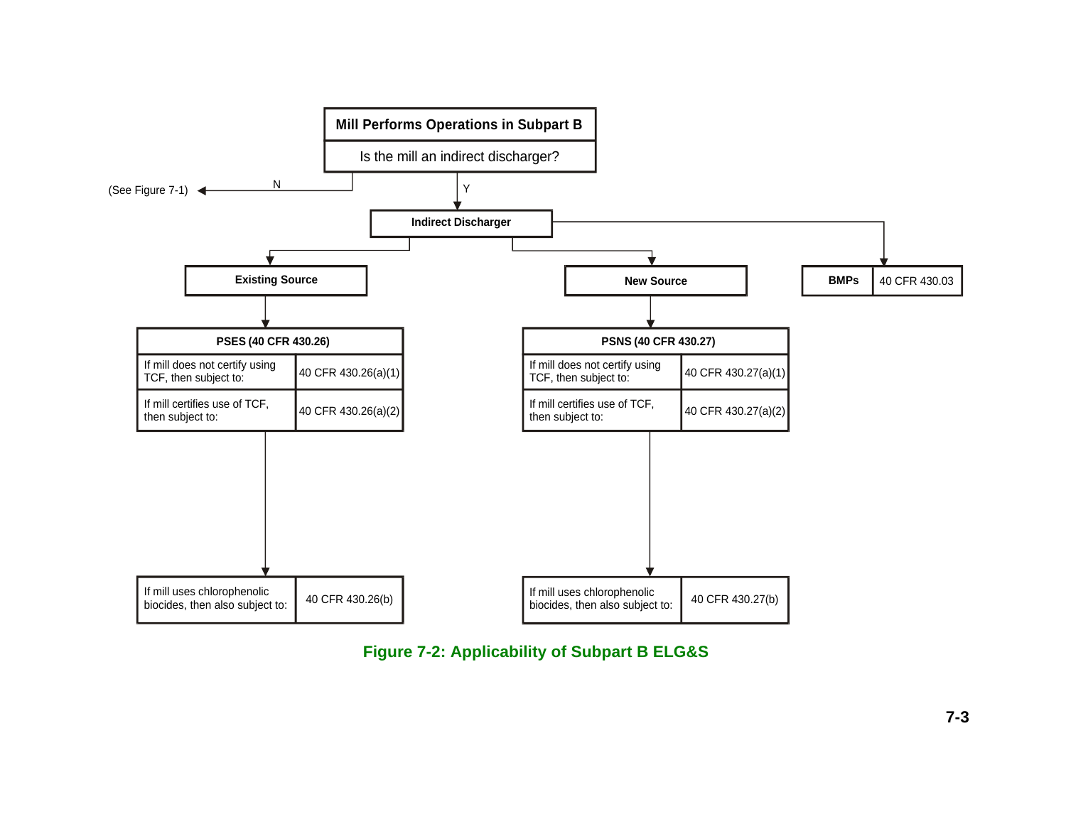**Mill Performs Operations in Subpart B**

Is the mill an indirect discharger?

- N → (See Figure 7-1)
- Y → **Indirect Discharger**

**Indirect Discharger** →

- **Existing Source** →

| **PSES (40 CFR 430.26)** | |
|---|---|
| If mill does not certify using TCF, then subject to: | 40 CFR 430.26(a)(1) |
| If mill certifies use of TCF, then subject to: | 40 CFR 430.26(a)(2) |

| | |
|---|---|
| If mill uses chlorophenolic biocides, then also subject to: | 40 CFR 430.26(b) |

- **New Source** →

| **PSNS (40 CFR 430.27)** | |
|---|---|
| If mill does not certify using TCF, then subject to: | 40 CFR 430.27(a)(1) |
| If mill certifies use of TCF, then subject to: | 40 CFR 430.27(a)(2) |

| | |
|---|---|
| If mill uses chlorophenolic biocides, then also subject to: | 40 CFR 430.27(b) |

- **BMPs** | 40 CFR 430.03

**Figure 7-2: Applicability of Subpart B ELG&S**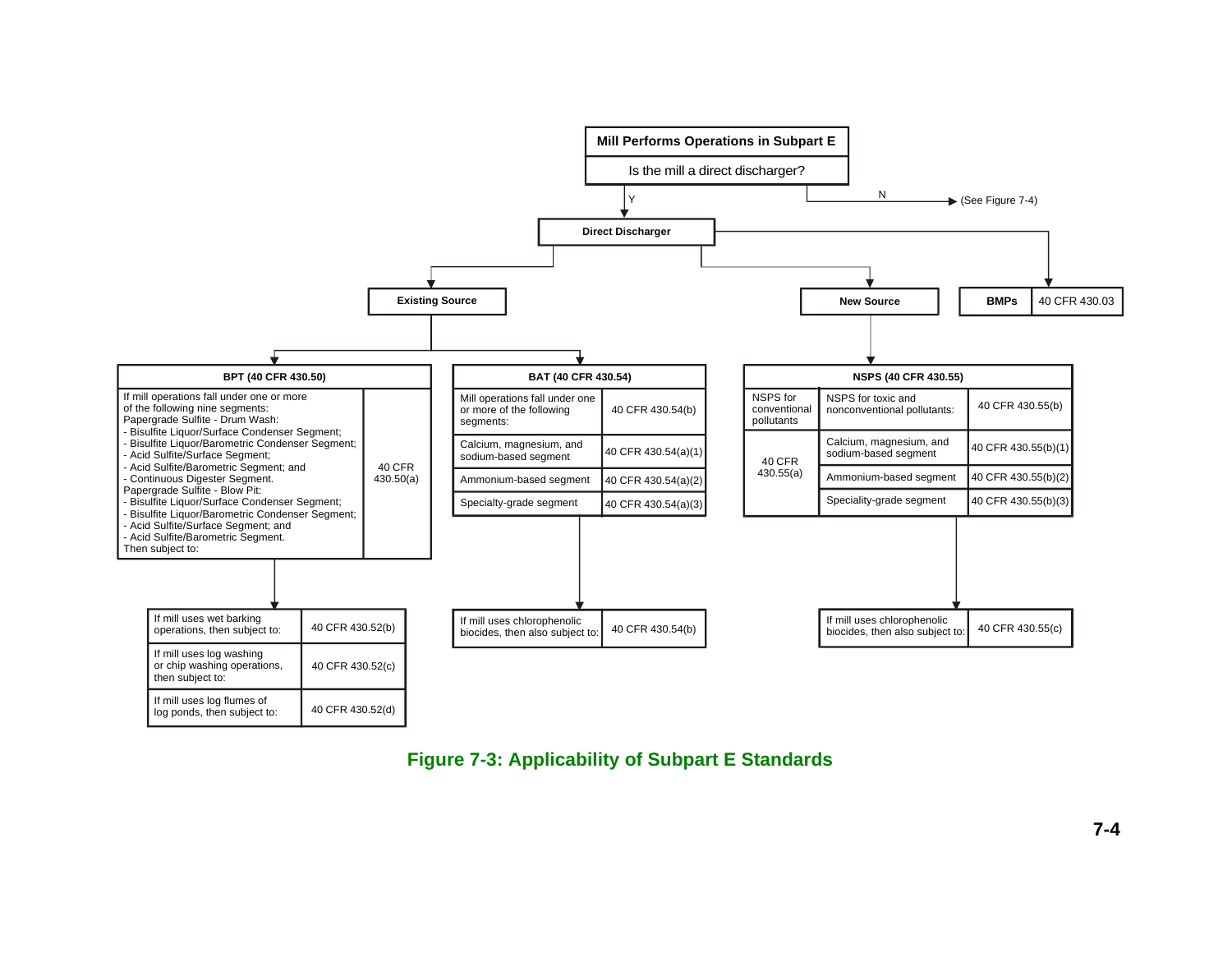**Mill Performs Operations in Subpart E**

Is the mill a direct discharger?

- N → (See Figure 7-4)
- Y → **Direct Discharger**

**Direct Discharger** → Existing Source; New Source; BMPs

| BMPs | 40 CFR 430.03 |
|---|---|

**Existing Source**

| BPT (40 CFR 430.50) | |
|---|---|
| If mill operations fall under one or more of the following nine segments:<br>Papergrade Sulfite - Drum Wash:<br>- Bisulfite Liquor/Surface Condenser Segment;<br>- Bisulfite Liquor/Barometric Condenser Segment;<br>- Acid Sulfite/Surface Segment;<br>- Acid Sulfite/Barometric Segment; and<br>- Continuous Digester Segment.<br>Papergrade Sulfite - Blow Pit:<br>- Bisulfite Liquor/Surface Condenser Segment;<br>- Bisulfite Liquor/Barometric Condenser Segment;<br>- Acid Sulfite/Surface Segment; and<br>- Acid Sulfite/Barometric Segment.<br>Then subject to: | 40 CFR 430.50(a) |

| | |
|---|---|
| If mill uses wet barking operations, then subject to: | 40 CFR 430.52(b) |
| If mill uses log washing or chip washing operations, then subject to: | 40 CFR 430.52(c) |
| If mill uses log flumes of log ponds, then subject to: | 40 CFR 430.52(d) |

| BAT (40 CFR 430.54) | |
|---|---|
| Mill operations fall under one or more of the following segments: | 40 CFR 430.54(b) |
| Calcium, magnesium, and sodium-based segment | 40 CFR 430.54(a)(1) |
| Ammonium-based segment | 40 CFR 430.54(a)(2) |
| Specialty-grade segment | 40 CFR 430.54(a)(3) |

| | |
|---|---|
| If mill uses chlorophenolic biocides, then also subject to: | 40 CFR 430.54(b) |

**New Source**

| NSPS (40 CFR 430.55) | | |
|---|---|---|
| NSPS for conventional pollutants | NSPS for toxic and nonconventional pollutants: | 40 CFR 430.55(b) |
| 40 CFR 430.55(a) | Calcium, magnesium, and sodium-based segment | 40 CFR 430.55(b)(1) |
| | Ammonium-based segment | 40 CFR 430.55(b)(2) |
| | Speciality-grade segment | 40 CFR 430.55(b)(3) |

| | |
|---|---|
| If mill uses chlorophenolic biocides, then also subject to: | 40 CFR 430.55(c) |

**Figure 7-3: Applicability of Subpart E Standards**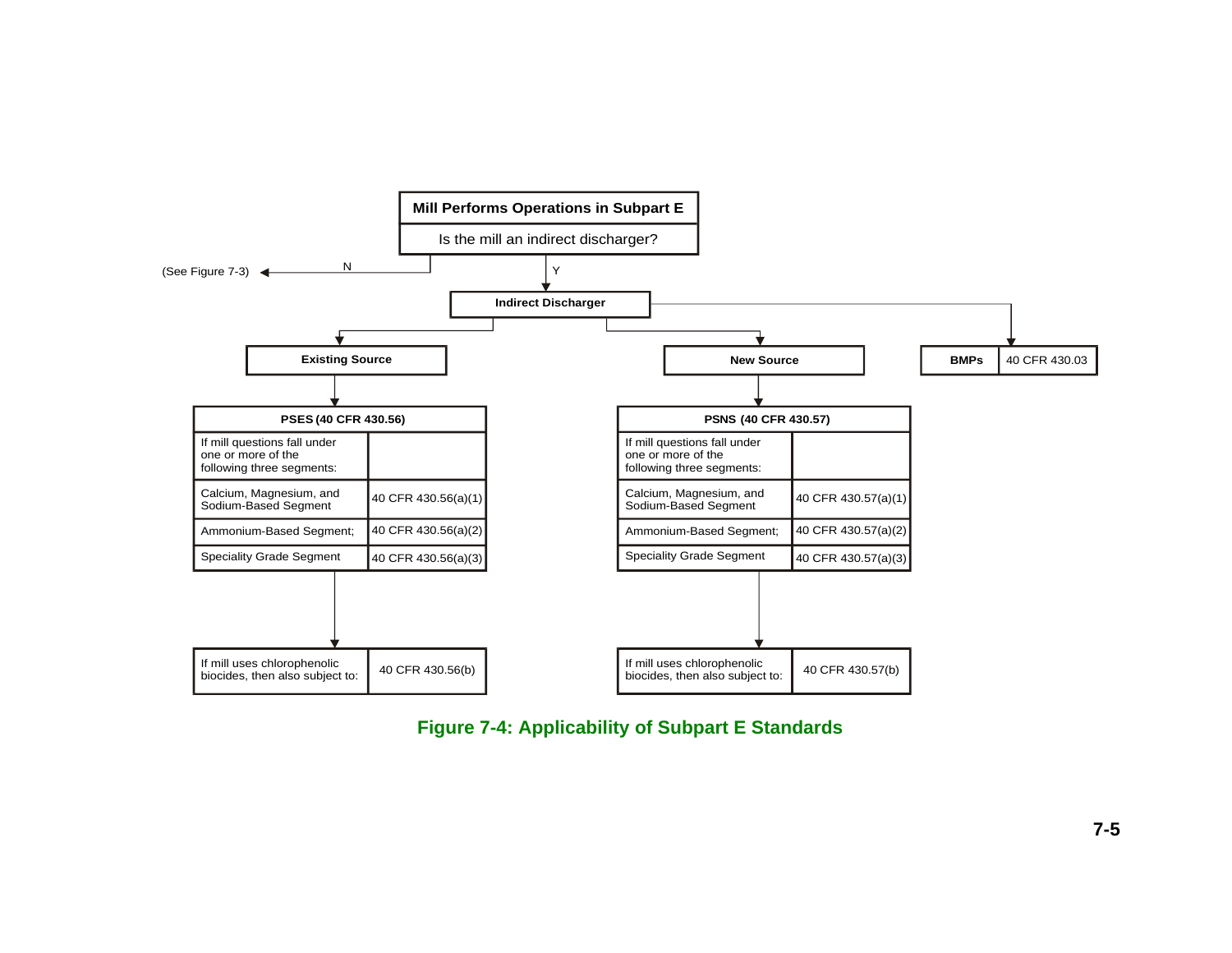**Mill Performs Operations in Subpart E**

Is the mill an indirect discharger?

- N → (See Figure 7-3)
- Y → **Indirect Discharger**

**Indirect Discharger** branches to:

**Existing Source**

| PSES (40 CFR 430.56) | |
|---|---|
| If mill questions fall under one or more of the following three segments: | |
| Calcium, Magnesium, and Sodium-Based Segment | 40 CFR 430.56(a)(1) |
| Ammonium-Based Segment; | 40 CFR 430.56(a)(2) |
| Speciality Grade Segment | 40 CFR 430.56(a)(3) |

| | |
|---|---|
| If mill uses chlorophenolic biocides, then also subject to: | 40 CFR 430.56(b) |

**New Source**

| PSNS (40 CFR 430.57) | |
|---|---|
| If mill questions fall under one or more of the following three segments: | |
| Calcium, Magnesium, and Sodium-Based Segment | 40 CFR 430.57(a)(1) |
| Ammonium-Based Segment; | 40 CFR 430.57(a)(2) |
| Speciality Grade Segment | 40 CFR 430.57(a)(3) |

| | |
|---|---|
| If mill uses chlorophenolic biocides, then also subject to: | 40 CFR 430.57(b) |

| **BMPs** | 40 CFR 430.03 |
|---|---|

**Figure 7-4: Applicability of Subpart E Standards**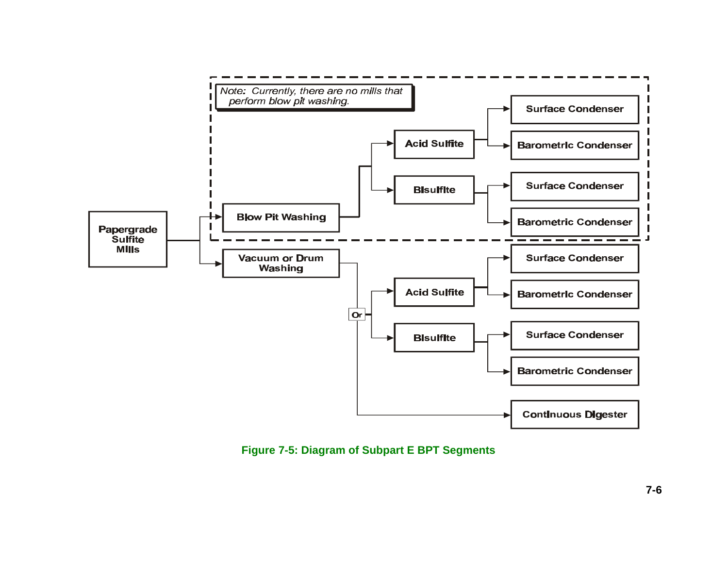Note: Currently, there are no mills that perform blow pit washing.

- Papergrade Sulfite Mills
  - Blow Pit Washing
    - Acid Sulfite
      - Surface Condenser
      - Barometric Condenser
    - Bisulfite
      - Surface Condenser
      - Barometric Condenser
  - Vacuum or Drum Washing
    - Or
      - Acid Sulfite
        - Surface Condenser
        - Barometric Condenser
      - Bisulfite
        - Surface Condenser
        - Barometric Condenser
    - Continuous Digester

**Figure 7-5: Diagram of Subpart E BPT Segments**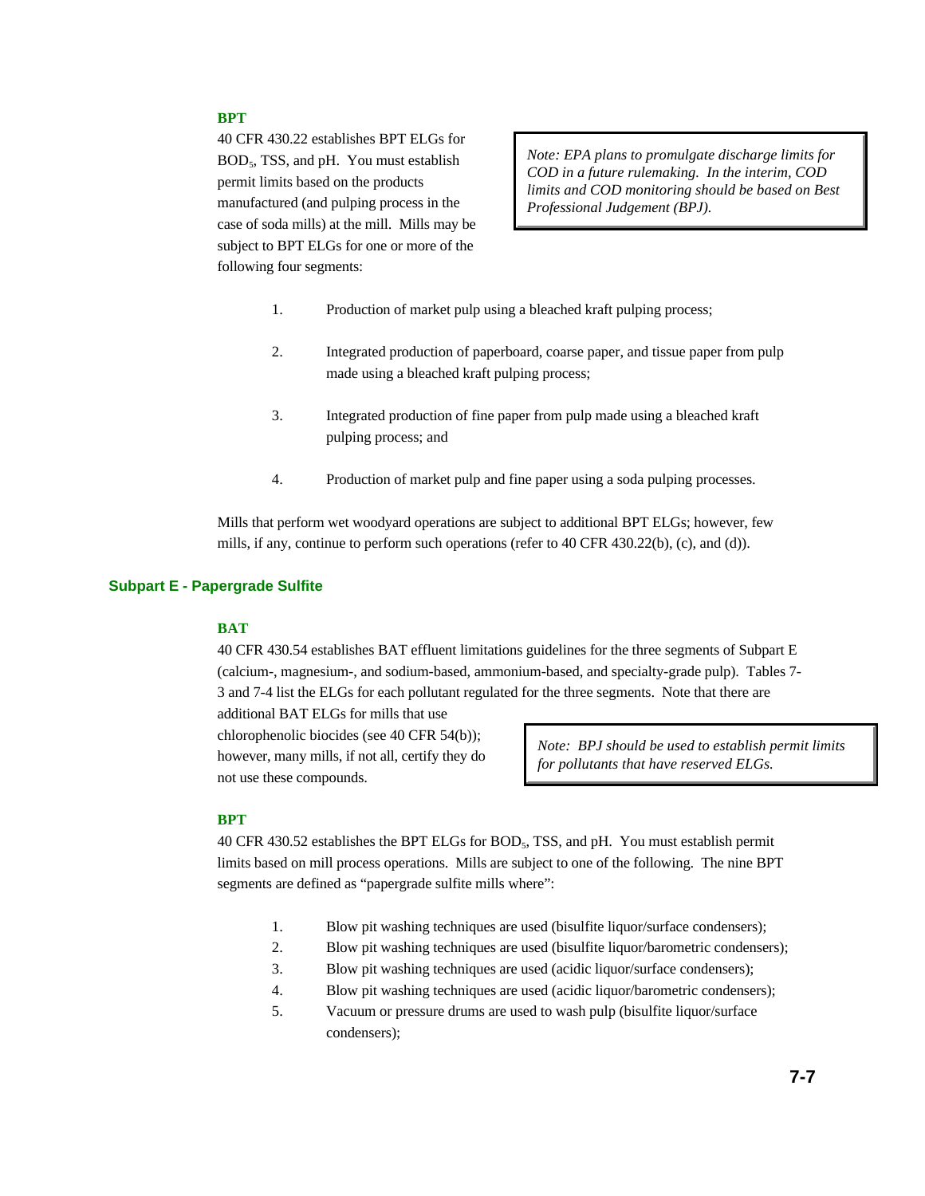### BPT

40 CFR 430.22 establishes BPT ELGs for $BOD_5$, TSS, and pH. You must establish permit limits based on the products manufactured (and pulping process in the case of soda mills) at the mill. Mills may be subject to BPT ELGs for one or more of the following four segments:

> *Note: EPA plans to promulgate discharge limits for COD in a future rulemaking. In the interim, COD limits and COD monitoring should be based on Best Professional Judgement (BPJ).*

1. Production of market pulp using a bleached kraft pulping process;
2. Integrated production of paperboard, coarse paper, and tissue paper from pulp made using a bleached kraft pulping process;
3. Integrated production of fine paper from pulp made using a bleached kraft pulping process; and
4. Production of market pulp and fine paper using a soda pulping processes.

Mills that perform wet woodyard operations are subject to additional BPT ELGs; however, few mills, if any, continue to perform such operations (refer to 40 CFR 430.22(b), (c), and (d)).

## Subpart E - Papergrade Sulfite

### BAT

40 CFR 430.54 establishes BAT effluent limitations guidelines for the three segments of Subpart E (calcium-, magnesium-, and sodium-based, ammonium-based, and specialty-grade pulp). Tables 7-3 and 7-4 list the ELGs for each pollutant regulated for the three segments. Note that there are additional BAT ELGs for mills that use chlorophenolic biocides (see 40 CFR 54(b)); however, many mills, if not all, certify they do not use these compounds.

> *Note: BPJ should be used to establish permit limits for pollutants that have reserved ELGs.*

### BPT

40 CFR 430.52 establishes the BPT ELGs for $BOD_5$, TSS, and pH. You must establish permit limits based on mill process operations. Mills are subject to one of the following. The nine BPT segments are defined as "papergrade sulfite mills where":

1. Blow pit washing techniques are used (bisulfite liquor/surface condensers);
2. Blow pit washing techniques are used (bisulfite liquor/barometric condensers);
3. Blow pit washing techniques are used (acidic liquor/surface condensers);
4. Blow pit washing techniques are used (acidic liquor/barometric condensers);
5. Vacuum or pressure drums are used to wash pulp (bisulfite liquor/surface condensers);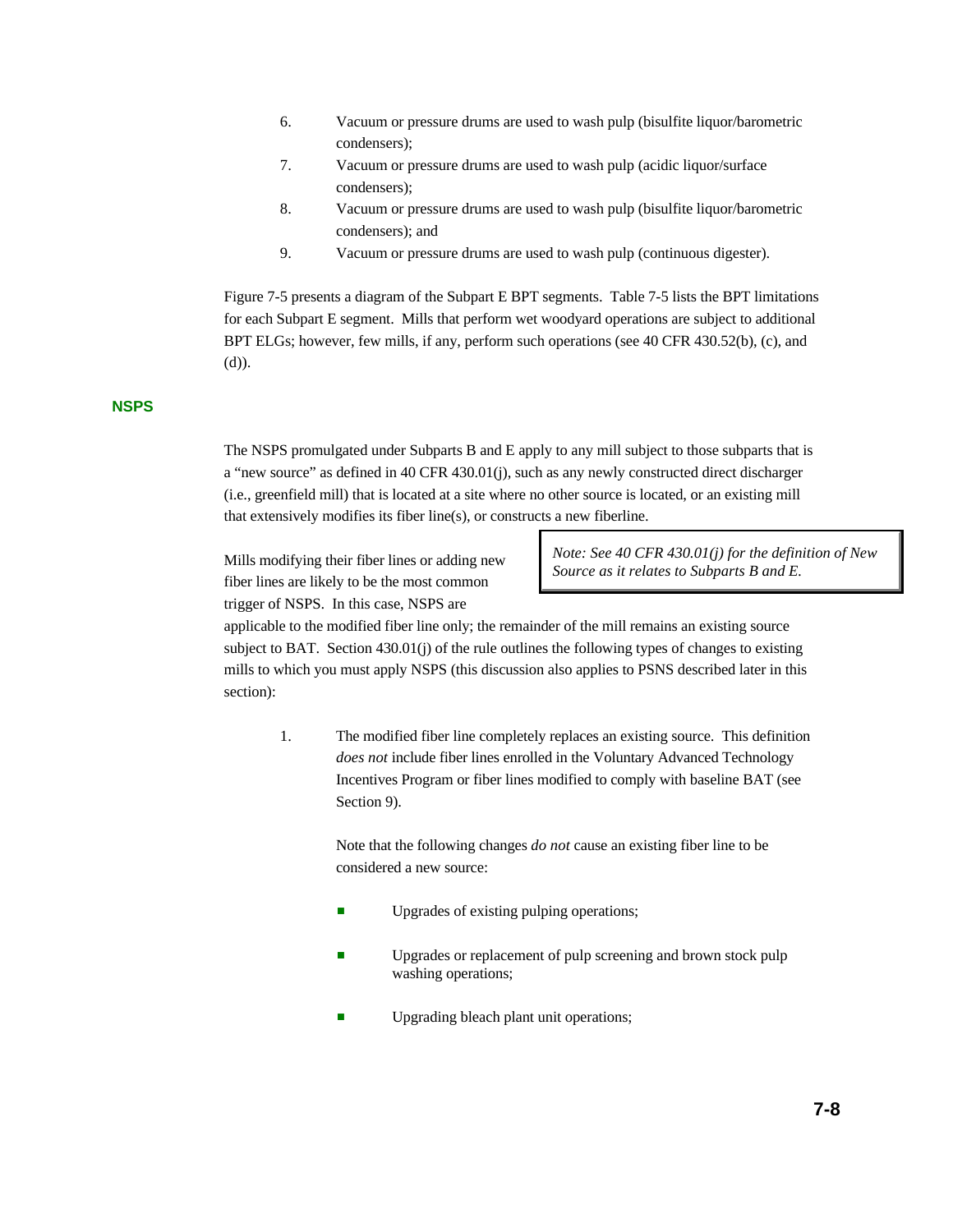6. Vacuum or pressure drums are used to wash pulp (bisulfite liquor/barometric condensers);
7. Vacuum or pressure drums are used to wash pulp (acidic liquor/surface condensers);
8. Vacuum or pressure drums are used to wash pulp (bisulfite liquor/barometric condensers); and
9. Vacuum or pressure drums are used to wash pulp (continuous digester).

Figure 7-5 presents a diagram of the Subpart E BPT segments. Table 7-5 lists the BPT limitations for each Subpart E segment. Mills that perform wet woodyard operations are subject to additional BPT ELGs; however, few mills, if any, perform such operations (see 40 CFR 430.52(b), (c), and (d)).

## NSPS

The NSPS promulgated under Subparts B and E apply to any mill subject to those subparts that is a "new source" as defined in 40 CFR 430.01(j), such as any newly constructed direct discharger (i.e., greenfield mill) that is located at a site where no other source is located, or an existing mill that extensively modifies its fiber line(s), or constructs a new fiberline.

> *Note: See 40 CFR 430.01(j) for the definition of New Source as it relates to Subparts B and E.*

Mills modifying their fiber lines or adding new fiber lines are likely to be the most common trigger of NSPS. In this case, NSPS are applicable to the modified fiber line only; the remainder of the mill remains an existing source subject to BAT. Section 430.01(j) of the rule outlines the following types of changes to existing mills to which you must apply NSPS (this discussion also applies to PSNS described later in this section):

1. The modified fiber line completely replaces an existing source. This definition *does not* include fiber lines enrolled in the Voluntary Advanced Technology Incentives Program or fiber lines modified to comply with baseline BAT (see Section 9).

   Note that the following changes *do not* cause an existing fiber line to be considered a new source:

   - Upgrades of existing pulping operations;
   - Upgrades or replacement of pulp screening and brown stock pulp washing operations;
   - Upgrading bleach plant unit operations;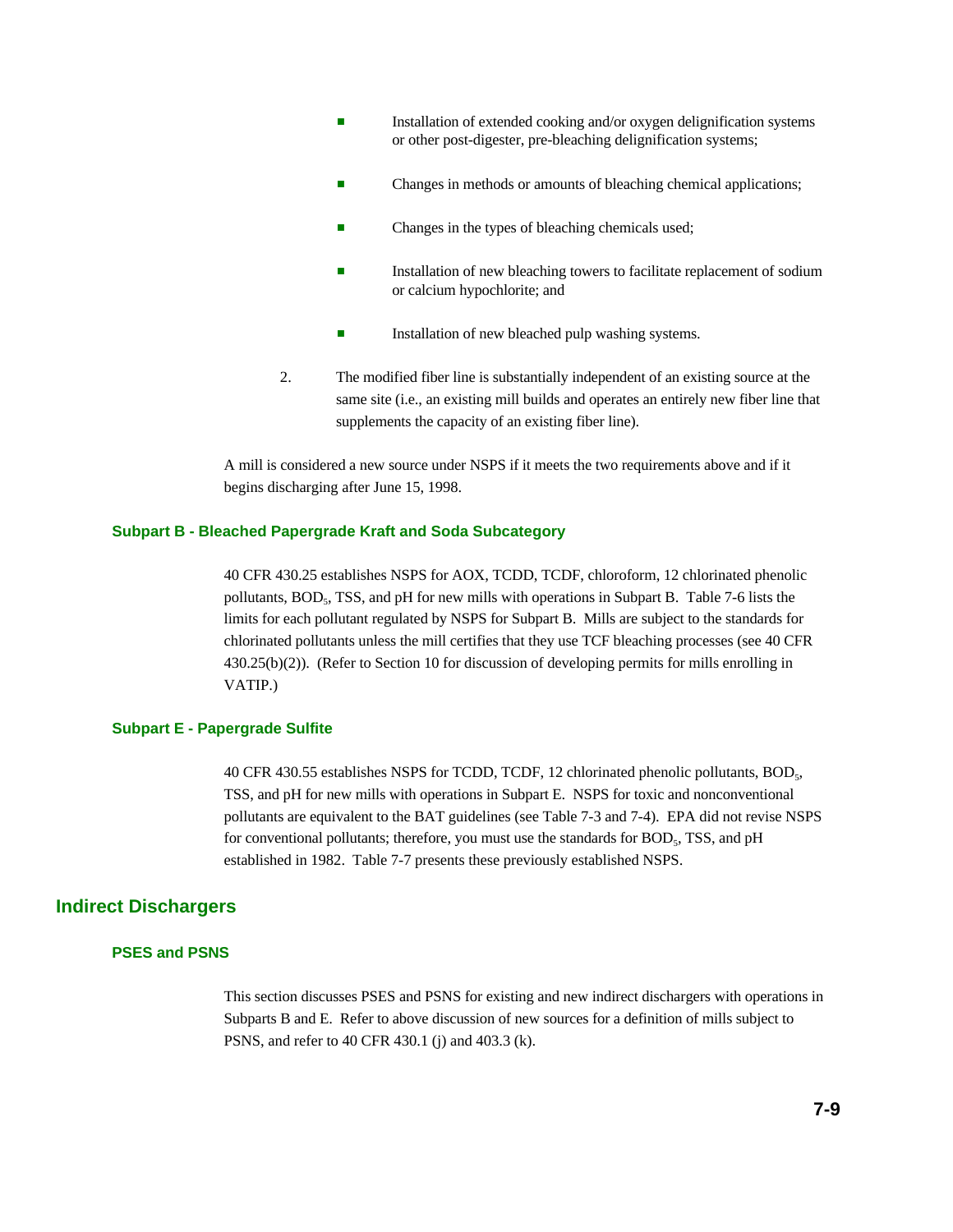- Installation of extended cooking and/or oxygen delignification systems or other post-digester, pre-bleaching delignification systems;
- Changes in methods or amounts of bleaching chemical applications;
- Changes in the types of bleaching chemicals used;
- Installation of new bleaching towers to facilitate replacement of sodium or calcium hypochlorite; and
- Installation of new bleached pulp washing systems.

2. The modified fiber line is substantially independent of an existing source at the same site (i.e., an existing mill builds and operates an entirely new fiber line that supplements the capacity of an existing fiber line).

A mill is considered a new source under NSPS if it meets the two requirements above and if it begins discharging after June 15, 1998.

### Subpart B - Bleached Papergrade Kraft and Soda Subcategory

40 CFR 430.25 establishes NSPS for AOX, TCDD, TCDF, chloroform, 12 chlorinated phenolic pollutants, $BOD_5$, TSS, and pH for new mills with operations in Subpart B. Table 7-6 lists the limits for each pollutant regulated by NSPS for Subpart B. Mills are subject to the standards for chlorinated pollutants unless the mill certifies that they use TCF bleaching processes (see 40 CFR 430.25(b)(2)). (Refer to Section 10 for discussion of developing permits for mills enrolling in VATIP.)

### Subpart E - Papergrade Sulfite

40 CFR 430.55 establishes NSPS for TCDD, TCDF, 12 chlorinated phenolic pollutants, $BOD_5$, TSS, and pH for new mills with operations in Subpart E. NSPS for toxic and nonconventional pollutants are equivalent to the BAT guidelines (see Table 7-3 and 7-4). EPA did not revise NSPS for conventional pollutants; therefore, you must use the standards for $BOD_5$, TSS, and pH established in 1982. Table 7-7 presents these previously established NSPS.

## Indirect Dischargers

### PSES and PSNS

This section discusses PSES and PSNS for existing and new indirect dischargers with operations in Subparts B and E. Refer to above discussion of new sources for a definition of mills subject to PSNS, and refer to 40 CFR 430.1 (j) and 403.3 (k).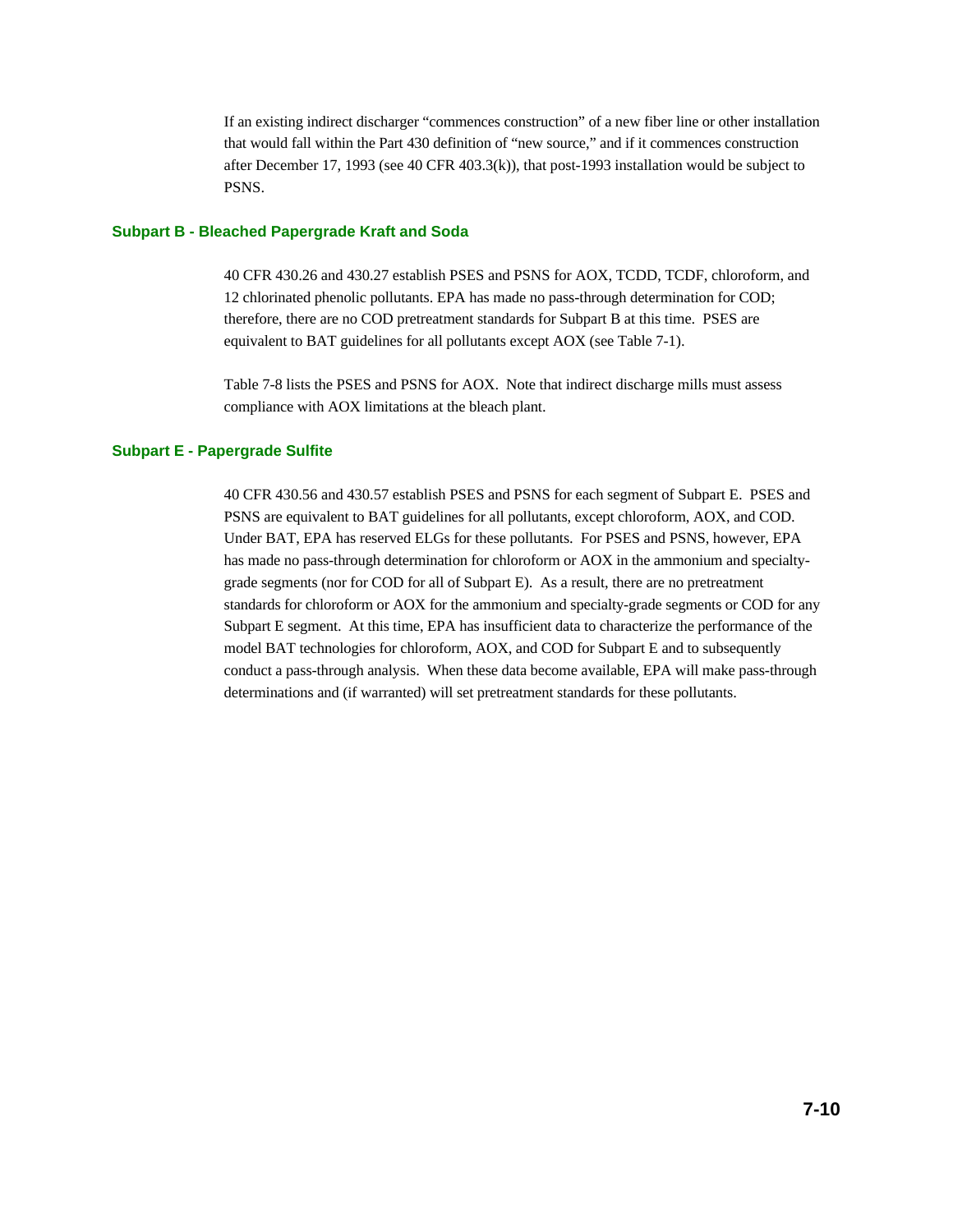If an existing indirect discharger "commences construction" of a new fiber line or other installation that would fall within the Part 430 definition of "new source," and if it commences construction after December 17, 1993 (see 40 CFR 403.3(k)), that post-1993 installation would be subject to PSNS.

### Subpart B - Bleached Papergrade Kraft and Soda

40 CFR 430.26 and 430.27 establish PSES and PSNS for AOX, TCDD, TCDF, chloroform, and 12 chlorinated phenolic pollutants. EPA has made no pass-through determination for COD; therefore, there are no COD pretreatment standards for Subpart B at this time. PSES are equivalent to BAT guidelines for all pollutants except AOX (see Table 7-1).

Table 7-8 lists the PSES and PSNS for AOX. Note that indirect discharge mills must assess compliance with AOX limitations at the bleach plant.

### Subpart E - Papergrade Sulfite

40 CFR 430.56 and 430.57 establish PSES and PSNS for each segment of Subpart E. PSES and PSNS are equivalent to BAT guidelines for all pollutants, except chloroform, AOX, and COD. Under BAT, EPA has reserved ELGs for these pollutants. For PSES and PSNS, however, EPA has made no pass-through determination for chloroform or AOX in the ammonium and specialty-grade segments (nor for COD for all of Subpart E). As a result, there are no pretreatment standards for chloroform or AOX for the ammonium and specialty-grade segments or COD for any Subpart E segment. At this time, EPA has insufficient data to characterize the performance of the model BAT technologies for chloroform, AOX, and COD for Subpart E and to subsequently conduct a pass-through analysis. When these data become available, EPA will make pass-through determinations and (if warranted) will set pretreatment standards for these pollutants.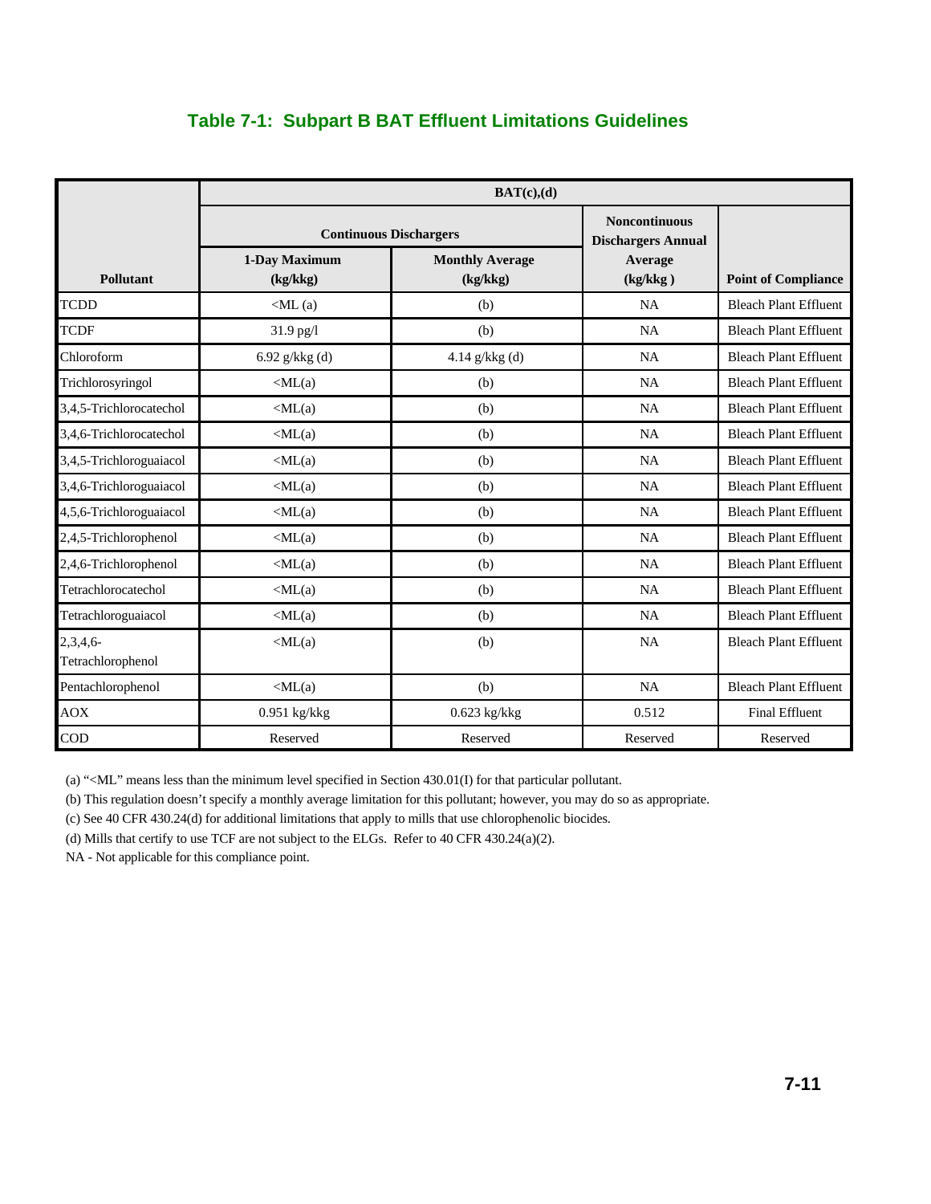## Table 7-1: Subpart B BAT Effluent Limitations Guidelines

| Pollutant | BAT(c),(d) | | | |
|---|---|---|---|---|
| | Continuous Dischargers | | Noncontinuous Dischargers Annual Average (kg/kkg ) | Point of Compliance |
| | 1-Day Maximum (kg/kkg) | Monthly Average (kg/kkg) | | |
| TCDD | <ML (a) | (b) | NA | Bleach Plant Effluent |
| TCDF | 31.9 pg/l | (b) | NA | Bleach Plant Effluent |
| Chloroform | 6.92 g/kkg (d) | 4.14 g/kkg (d) | NA | Bleach Plant Effluent |
| Trichlorosyringol | <ML(a) | (b) | NA | Bleach Plant Effluent |
| 3,4,5-Trichlorocatechol | <ML(a) | (b) | NA | Bleach Plant Effluent |
| 3,4,6-Trichlorocatechol | <ML(a) | (b) | NA | Bleach Plant Effluent |
| 3,4,5-Trichloroguaiacol | <ML(a) | (b) | NA | Bleach Plant Effluent |
| 3,4,6-Trichloroguaiacol | <ML(a) | (b) | NA | Bleach Plant Effluent |
| 4,5,6-Trichloroguaiacol | <ML(a) | (b) | NA | Bleach Plant Effluent |
| 2,4,5-Trichlorophenol | <ML(a) | (b) | NA | Bleach Plant Effluent |
| 2,4,6-Trichlorophenol | <ML(a) | (b) | NA | Bleach Plant Effluent |
| Tetrachlorocatechol | <ML(a) | (b) | NA | Bleach Plant Effluent |
| Tetrachloroguaiacol | <ML(a) | (b) | NA | Bleach Plant Effluent |
| 2,3,4,6-Tetrachlorophenol | <ML(a) | (b) | NA | Bleach Plant Effluent |
| Pentachlorophenol | <ML(a) | (b) | NA | Bleach Plant Effluent |
| AOX | 0.951 kg/kkg | 0.623 kg/kkg | 0.512 | Final Effluent |
| COD | Reserved | Reserved | Reserved | Reserved |

(a) "<ML" means less than the minimum level specified in Section 430.01(I) for that particular pollutant.

(b) This regulation doesn't specify a monthly average limitation for this pollutant; however, you may do so as appropriate.

(c) See 40 CFR 430.24(d) for additional limitations that apply to mills that use chlorophenolic biocides.

(d) Mills that certify to use TCF are not subject to the ELGs. Refer to 40 CFR 430.24(a)(2).

NA - Not applicable for this compliance point.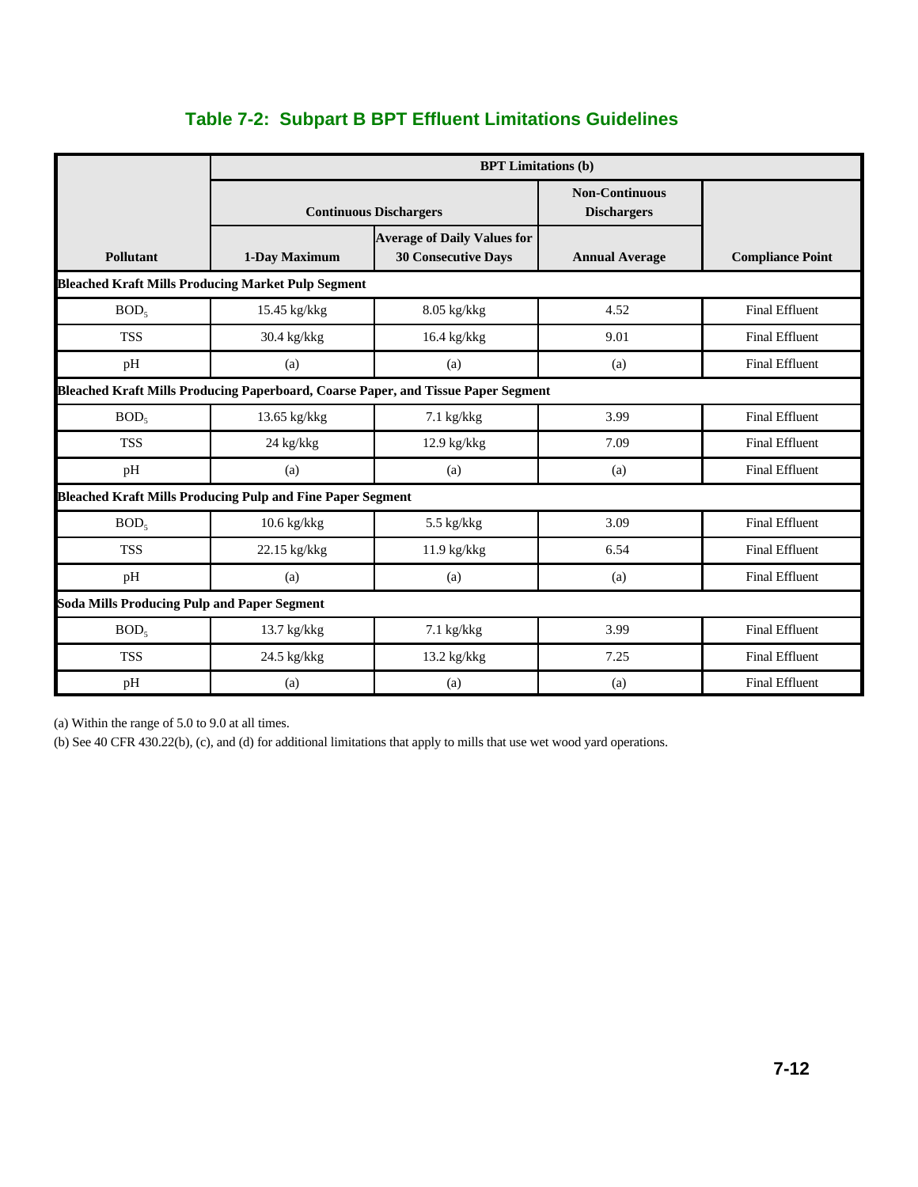## Table 7-2: Subpart B BPT Effluent Limitations Guidelines

| | BPT Limitations (b) | | | |
|---|---|---|---|---|
| | Continuous Dischargers | | Non-Continuous Dischargers | |
| Pollutant | 1-Day Maximum | Average of Daily Values for 30 Consecutive Days | Annual Average | Compliance Point |
| **Bleached Kraft Mills Producing Market Pulp Segment** | | | | |
| $BOD_5$ | 15.45 kg/kkg | 8.05 kg/kkg | 4.52 | Final Effluent |
| TSS | 30.4 kg/kkg | 16.4 kg/kkg | 9.01 | Final Effluent |
| pH | (a) | (a) | (a) | Final Effluent |
| **Bleached Kraft Mills Producing Paperboard, Coarse Paper, and Tissue Paper Segment** | | | | |
| $BOD_5$ | 13.65 kg/kkg | 7.1 kg/kkg | 3.99 | Final Effluent |
| TSS | 24 kg/kkg | 12.9 kg/kkg | 7.09 | Final Effluent |
| pH | (a) | (a) | (a) | Final Effluent |
| **Bleached Kraft Mills Producing Pulp and Fine Paper Segment** | | | | |
| $BOD_5$ | 10.6 kg/kkg | 5.5 kg/kkg | 3.09 | Final Effluent |
| TSS | 22.15 kg/kkg | 11.9 kg/kkg | 6.54 | Final Effluent |
| pH | (a) | (a) | (a) | Final Effluent |
| **Soda Mills Producing Pulp and Paper Segment** | | | | |
| $BOD_5$ | 13.7 kg/kkg | 7.1 kg/kkg | 3.99 | Final Effluent |
| TSS | 24.5 kg/kkg | 13.2 kg/kkg | 7.25 | Final Effluent |
| pH | (a) | (a) | (a) | Final Effluent |

(a) Within the range of 5.0 to 9.0 at all times.

(b) See 40 CFR 430.22(b), (c), and (d) for additional limitations that apply to mills that use wet wood yard operations.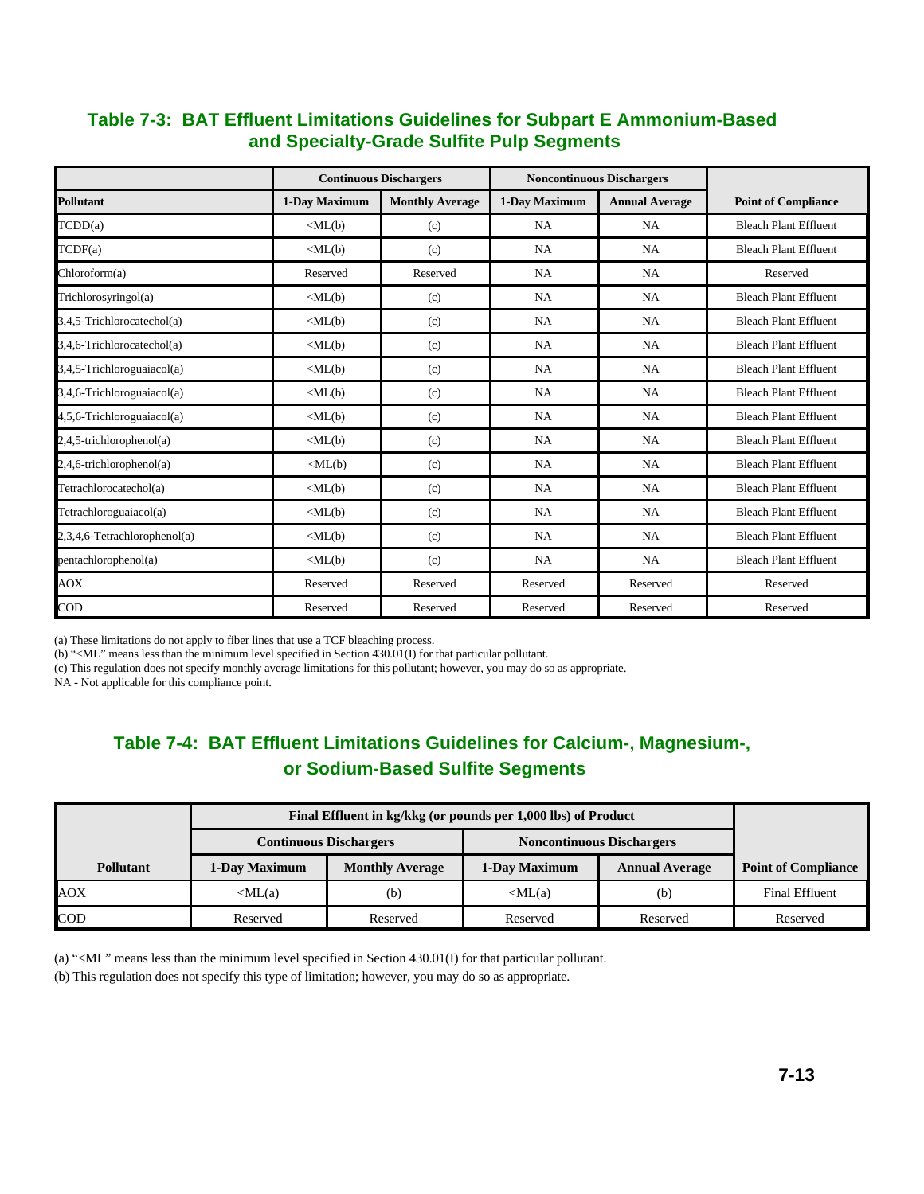## Table 7-3: BAT Effluent Limitations Guidelines for Subpart E Ammonium-Based and Specialty-Grade Sulfite Pulp Segments

| | Continuous Dischargers | | Noncontinuous Dischargers | | |
|---|---|---|---|---|---|
| Pollutant | 1-Day Maximum | Monthly Average | 1-Day Maximum | Annual Average | Point of Compliance |
| TCDD(a) | <ML(b) | (c) | NA | NA | Bleach Plant Effluent |
| TCDF(a) | <ML(b) | (c) | NA | NA | Bleach Plant Effluent |
| Chloroform(a) | Reserved | Reserved | NA | NA | Reserved |
| Trichlorosyringol(a) | <ML(b) | (c) | NA | NA | Bleach Plant Effluent |
| 3,4,5-Trichlorocatechol(a) | <ML(b) | (c) | NA | NA | Bleach Plant Effluent |
| 3,4,6-Trichlorocatechol(a) | <ML(b) | (c) | NA | NA | Bleach Plant Effluent |
| 3,4,5-Trichloroguaiacol(a) | <ML(b) | (c) | NA | NA | Bleach Plant Effluent |
| 3,4,6-Trichloroguaiacol(a) | <ML(b) | (c) | NA | NA | Bleach Plant Effluent |
| 4,5,6-Trichloroguaiacol(a) | <ML(b) | (c) | NA | NA | Bleach Plant Effluent |
| 2,4,5-trichlorophenol(a) | <ML(b) | (c) | NA | NA | Bleach Plant Effluent |
| 2,4,6-trichlorophenol(a) | <ML(b) | (c) | NA | NA | Bleach Plant Effluent |
| Tetrachlorocatechol(a) | <ML(b) | (c) | NA | NA | Bleach Plant Effluent |
| Tetrachloroguaiacol(a) | <ML(b) | (c) | NA | NA | Bleach Plant Effluent |
| 2,3,4,6-Tetrachlorophenol(a) | <ML(b) | (c) | NA | NA | Bleach Plant Effluent |
| pentachlorophenol(a) | <ML(b) | (c) | NA | NA | Bleach Plant Effluent |
| AOX | Reserved | Reserved | Reserved | Reserved | Reserved |
| COD | Reserved | Reserved | Reserved | Reserved | Reserved |

(a) These limitations do not apply to fiber lines that use a TCF bleaching process.
(b) "<ML" means less than the minimum level specified in Section 430.01(I) for that particular pollutant.
(c) This regulation does not specify monthly average limitations for this pollutant; however, you may do so as appropriate.
NA - Not applicable for this compliance point.

## Table 7-4: BAT Effluent Limitations Guidelines for Calcium-, Magnesium-, or Sodium-Based Sulfite Segments

| | Final Effluent in kg/kkg (or pounds per 1,000 lbs) of Product | | | | |
|---|---|---|---|---|---|
| | Continuous Dischargers | | Noncontinuous Dischargers | | |
| Pollutant | 1-Day Maximum | Monthly Average | 1-Day Maximum | Annual Average | Point of Compliance |
| AOX | <ML(a) | (b) | <ML(a) | (b) | Final Effluent |
| COD | Reserved | Reserved | Reserved | Reserved | Reserved |

(a) "<ML" means less than the minimum level specified in Section 430.01(I) for that particular pollutant.

(b) This regulation does not specify this type of limitation; however, you may do so as appropriate.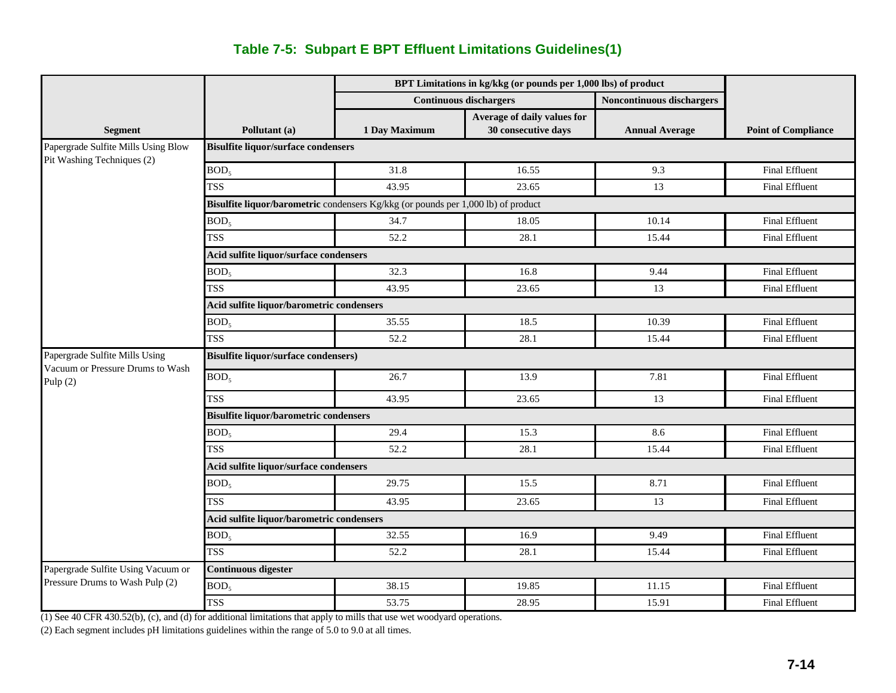## Table 7-5: Subpart E BPT Effluent Limitations Guidelines(1)

| Segment | Pollutant (a) | BPT Limitations in kg/kkg (or pounds per 1,000 lbs) of product | | | Point of Compliance |
|---|---|---|---|---|---|
| | | Continuous dischargers | | Noncontinuous dischargers | |
| | | 1 Day Maximum | Average of daily values for 30 consecutive days | Annual Average | |
| Papergrade Sulfite Mills Using Blow Pit Washing Techniques (2) | **Bisulfite liquor/surface condensers** | | | | |
| | $BOD_5$ | 31.8 | 16.55 | 9.3 | Final Effluent |
| | TSS | 43.95 | 23.65 | 13 | Final Effluent |
| | **Bisulfite liquor/barometric** condensers Kg/kkg (or pounds per 1,000 lb) of product | | | | |
| | $BOD_5$ | 34.7 | 18.05 | 10.14 | Final Effluent |
| | TSS | 52.2 | 28.1 | 15.44 | Final Effluent |
| | **Acid sulfite liquor/surface condensers** | | | | |
| | $BOD_5$ | 32.3 | 16.8 | 9.44 | Final Effluent |
| | TSS | 43.95 | 23.65 | 13 | Final Effluent |
| | **Acid sulfite liquor/barometric condensers** | | | | |
| | $BOD_5$ | 35.55 | 18.5 | 10.39 | Final Effluent |
| | TSS | 52.2 | 28.1 | 15.44 | Final Effluent |
| Papergrade Sulfite Mills Using Vacuum or Pressure Drums to Wash Pulp (2) | **Bisulfite liquor/surface condensers)** | | | | |
| | $BOD_5$ | 26.7 | 13.9 | 7.81 | Final Effluent |
| | TSS | 43.95 | 23.65 | 13 | Final Effluent |
| | **Bisulfite liquor/barometric condensers** | | | | |
| | $BOD_5$ | 29.4 | 15.3 | 8.6 | Final Effluent |
| | TSS | 52.2 | 28.1 | 15.44 | Final Effluent |
| | **Acid sulfite liquor/surface condensers** | | | | |
| | $BOD_5$ | 29.75 | 15.5 | 8.71 | Final Effluent |
| | TSS | 43.95 | 23.65 | 13 | Final Effluent |
| | **Acid sulfite liquor/barometric condensers** | | | | |
| | $BOD_5$ | 32.55 | 16.9 | 9.49 | Final Effluent |
| | TSS | 52.2 | 28.1 | 15.44 | Final Effluent |
| Papergrade Sulfite Using Vacuum or Pressure Drums to Wash Pulp (2) | **Continuous digester** | | | | |
| | $BOD_5$ | 38.15 | 19.85 | 11.15 | Final Effluent |
| | TSS | 53.75 | 28.95 | 15.91 | Final Effluent |

(1) See 40 CFR 430.52(b), (c), and (d) for additional limitations that apply to mills that use wet woodyard operations.

(2) Each segment includes pH limitations guidelines within the range of 5.0 to 9.0 at all times.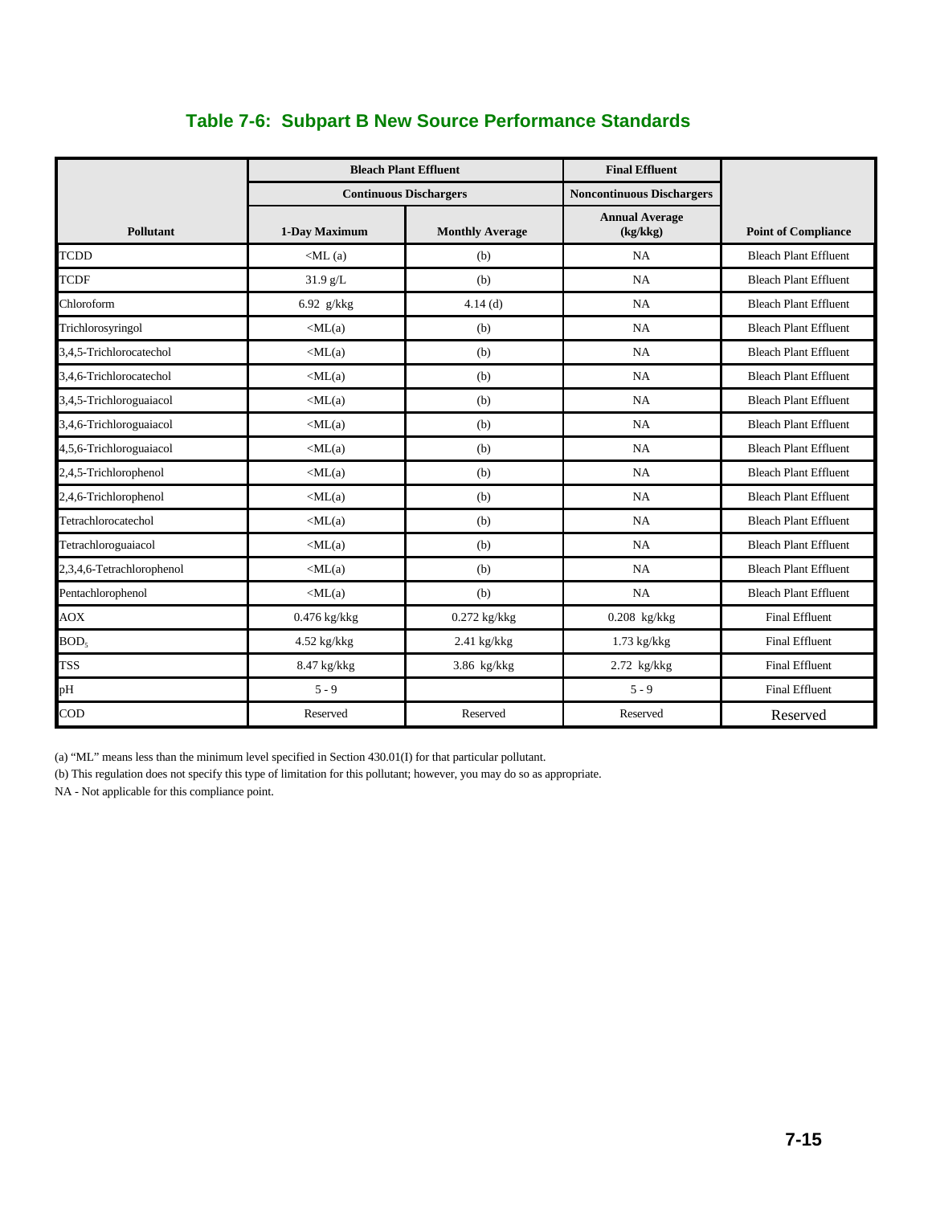## Table 7-6: Subpart B New Source Performance Standards

| Pollutant | Bleach Plant Effluent | | Final Effluent | Point of Compliance |
|---|---|---|---|---|
| | Continuous Dischargers | | Noncontinuous Dischargers | |
| | 1-Day Maximum | Monthly Average | Annual Average (kg/kkg) | |
| TCDD | <ML (a) | (b) | NA | Bleach Plant Effluent |
| TCDF | 31.9 g/L | (b) | NA | Bleach Plant Effluent |
| Chloroform | 6.92 g/kkg | 4.14 (d) | NA | Bleach Plant Effluent |
| Trichlorosyringol | <ML(a) | (b) | NA | Bleach Plant Effluent |
| 3,4,5-Trichlorocatechol | <ML(a) | (b) | NA | Bleach Plant Effluent |
| 3,4,6-Trichlorocatechol | <ML(a) | (b) | NA | Bleach Plant Effluent |
| 3,4,5-Trichloroguaiacol | <ML(a) | (b) | NA | Bleach Plant Effluent |
| 3,4,6-Trichloroguaiacol | <ML(a) | (b) | NA | Bleach Plant Effluent |
| 4,5,6-Trichloroguaiacol | <ML(a) | (b) | NA | Bleach Plant Effluent |
| 2,4,5-Trichlorophenol | <ML(a) | (b) | NA | Bleach Plant Effluent |
| 2,4,6-Trichlorophenol | <ML(a) | (b) | NA | Bleach Plant Effluent |
| Tetrachlorocatechol | <ML(a) | (b) | NA | Bleach Plant Effluent |
| Tetrachloroguaiacol | <ML(a) | (b) | NA | Bleach Plant Effluent |
| 2,3,4,6-Tetrachlorophenol | <ML(a) | (b) | NA | Bleach Plant Effluent |
| Pentachlorophenol | <ML(a) | (b) | NA | Bleach Plant Effluent |
| AOX | 0.476 kg/kkg | 0.272 kg/kkg | 0.208 kg/kkg | Final Effluent |
| $BOD_5$ | 4.52 kg/kkg | 2.41 kg/kkg | 1.73 kg/kkg | Final Effluent |
| TSS | 8.47 kg/kkg | 3.86 kg/kkg | 2.72 kg/kkg | Final Effluent |
| pH | 5 - 9 | | 5 - 9 | Final Effluent |
| COD | Reserved | Reserved | Reserved | Reserved |

(a) "ML" means less than the minimum level specified in Section 430.01(I) for that particular pollutant.

(b) This regulation does not specify this type of limitation for this pollutant; however, you may do so as appropriate.

NA - Not applicable for this compliance point.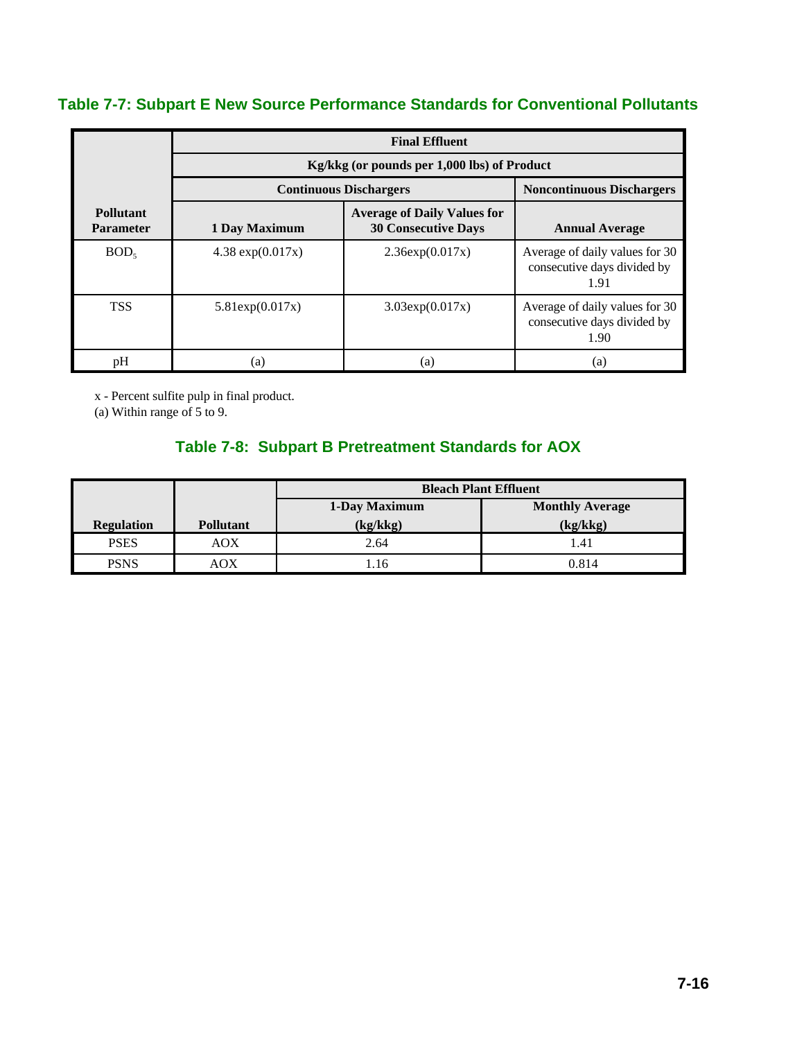## Table 7-7: Subpart E New Source Performance Standards for Conventional Pollutants

| Pollutant Parameter | Final Effluent | | |
|---|---|---|---|
| | Kg/kkg (or pounds per 1,000 lbs) of Product | | |
| | Continuous Dischargers | | Noncontinuous Dischargers |
| | 1 Day Maximum | Average of Daily Values for 30 Consecutive Days | Annual Average |
| $BOD_5$ | 4.38 exp(0.017x) | 2.36exp(0.017x) | Average of daily values for 30 consecutive days divided by 1.91 |
| TSS | 5.81exp(0.017x) | 3.03exp(0.017x) | Average of daily values for 30 consecutive days divided by 1.90 |
| pH | (a) | (a) | (a) |

x - Percent sulfite pulp in final product.
(a) Within range of 5 to 9.

## Table 7-8: Subpart B Pretreatment Standards for AOX

| Regulation | Pollutant | Bleach Plant Effluent | |
|---|---|---|---|
| | | 1-Day Maximum (kg/kkg) | Monthly Average (kg/kkg) |
| PSES | AOX | 2.64 | 1.41 |
| PSNS | AOX | 1.16 | 0.814 |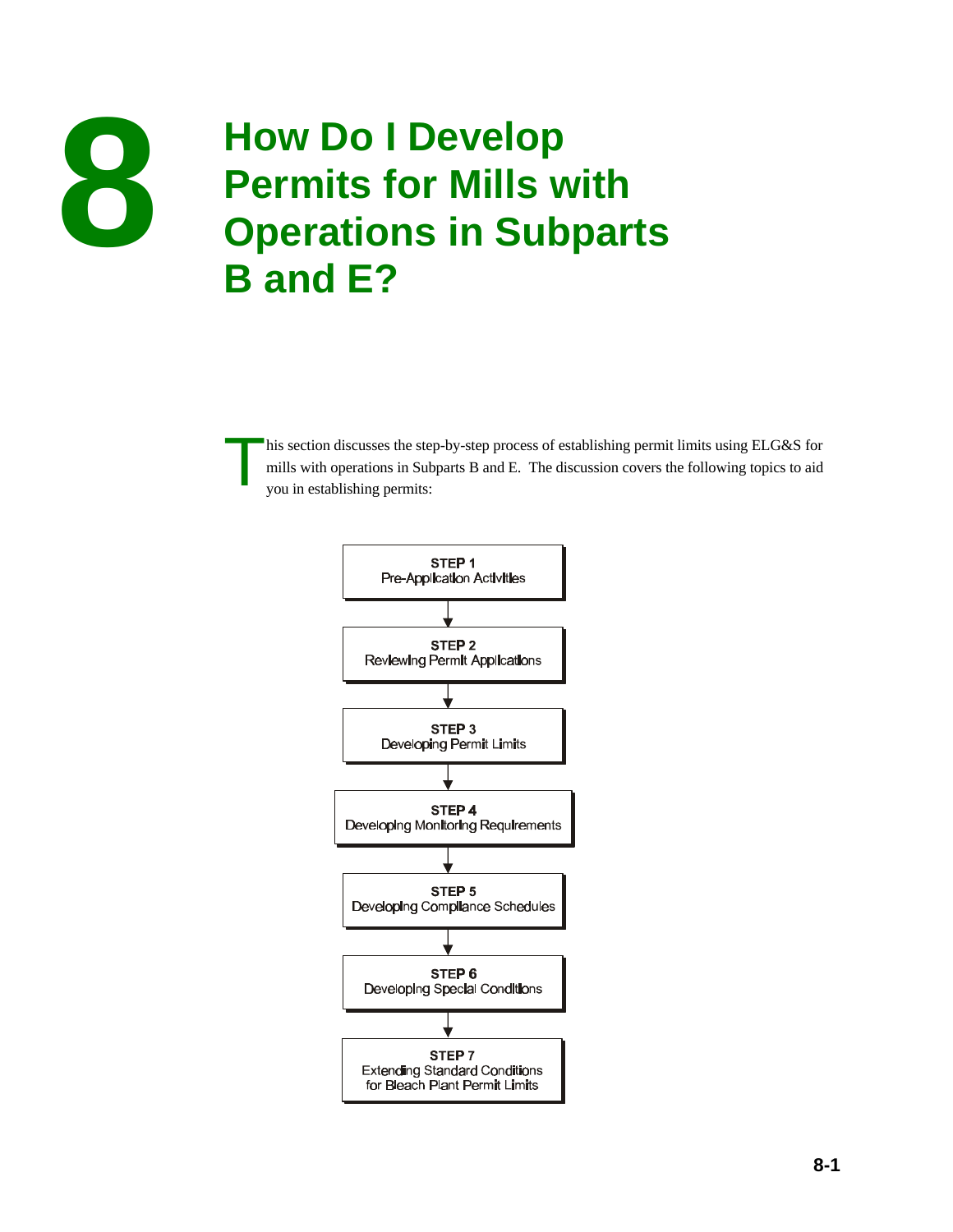# 8 How Do I Develop Permits for Mills with Operations in Subparts B and E?

This section discusses the step-by-step process of establishing permit limits using ELG&S for mills with operations in Subparts B and E. The discussion covers the following topics to aid you in establishing permits:

**STEP 1**
Pre-Application Activities

↓

**STEP 2**
Reviewing Permit Applications

↓

**STEP 3**
Developing Permit Limits

↓

**STEP 4**
Developing Monitoring Requirements

↓

**STEP 5**
Developing Compliance Schedules

↓

**STEP 6**
Developing Special Conditions

↓

**STEP 7**
Extending Standard Conditions for Bleach Plant Permit Limits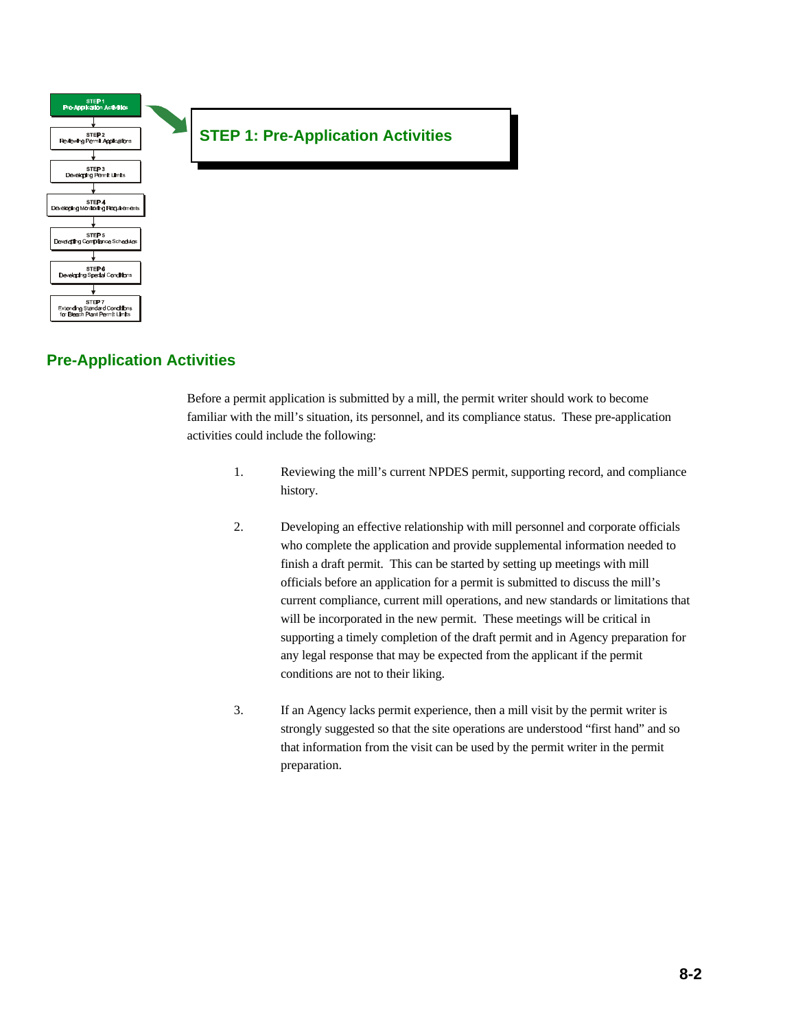STEP 1
Pre-Application Activities

STEP 2
Reviewing Permit Applications

STEP 3
Developing Permit Limits

STEP 4
Developing Monitoring Requirements

STEP 5
Developing Compliance Schedules

STEP 6
Developing Special Conditions

STEP 7
Extending Standard Conditions for Bleach Plant Permit Limits

# STEP 1: Pre-Application Activities

## Pre-Application Activities

Before a permit application is submitted by a mill, the permit writer should work to become familiar with the mill's situation, its personnel, and its compliance status. These pre-application activities could include the following:

1. Reviewing the mill's current NPDES permit, supporting record, and compliance history.

2. Developing an effective relationship with mill personnel and corporate officials who complete the application and provide supplemental information needed to finish a draft permit. This can be started by setting up meetings with mill officials before an application for a permit is submitted to discuss the mill's current compliance, current mill operations, and new standards or limitations that will be incorporated in the new permit. These meetings will be critical in supporting a timely completion of the draft permit and in Agency preparation for any legal response that may be expected from the applicant if the permit conditions are not to their liking.

3. If an Agency lacks permit experience, then a mill visit by the permit writer is strongly suggested so that the site operations are understood "first hand" and so that information from the visit can be used by the permit writer in the permit preparation.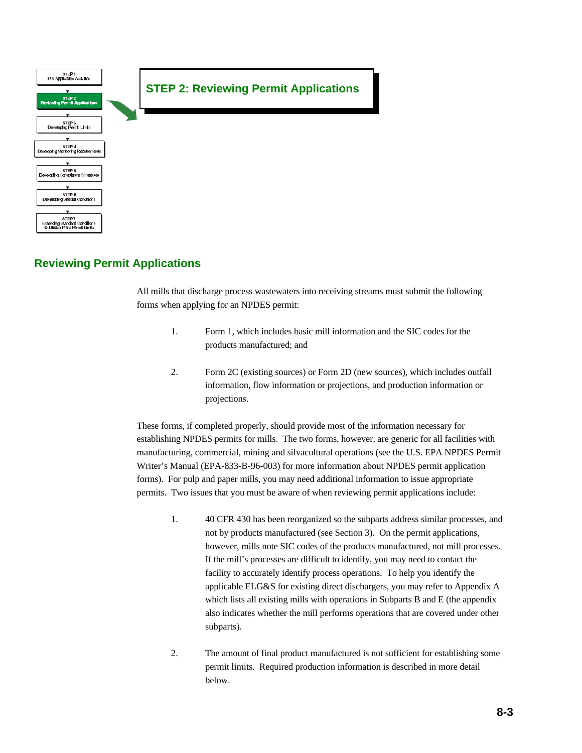## STEP 2: Reviewing Permit Applications

## Reviewing Permit Applications

All mills that discharge process wastewaters into receiving streams must submit the following forms when applying for an NPDES permit:

1. Form 1, which includes basic mill information and the SIC codes for the products manufactured; and

2. Form 2C (existing sources) or Form 2D (new sources), which includes outfall information, flow information or projections, and production information or projections.

These forms, if completed properly, should provide most of the information necessary for establishing NPDES permits for mills. The two forms, however, are generic for all facilities with manufacturing, commercial, mining and silvacultural operations (see the U.S. EPA NPDES Permit Writer's Manual (EPA-833-B-96-003) for more information about NPDES permit application forms). For pulp and paper mills, you may need additional information to issue appropriate permits. Two issues that you must be aware of when reviewing permit applications include:

1. 40 CFR 430 has been reorganized so the subparts address similar processes, and not by products manufactured (see Section 3). On the permit applications, however, mills note SIC codes of the products manufactured, not mill processes. If the mill's processes are difficult to identify, you may need to contact the facility to accurately identify process operations. To help you identify the applicable ELG&S for existing direct dischargers, you may refer to Appendix A which lists all existing mills with operations in Subparts B and E (the appendix also indicates whether the mill performs operations that are covered under other subparts).

2. The amount of final product manufactured is not sufficient for establishing some permit limits. Required production information is described in more detail below.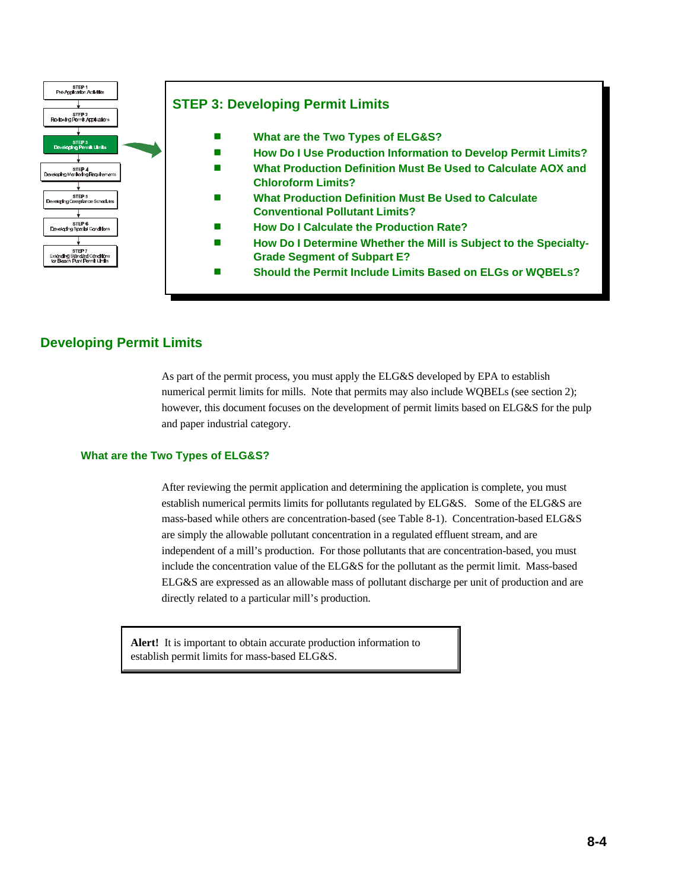## STEP 3: Developing Permit Limits

- What are the Two Types of ELG&S?
- How Do I Use Production Information to Develop Permit Limits?
- What Production Definition Must Be Used to Calculate AOX and Chloroform Limits?
- What Production Definition Must Be Used to Calculate Conventional Pollutant Limits?
- How Do I Calculate the Production Rate?
- How Do I Determine Whether the Mill is Subject to the Specialty-Grade Segment of Subpart E?
- Should the Permit Include Limits Based on ELGs or WQBELs?

## Developing Permit Limits

As part of the permit process, you must apply the ELG&S developed by EPA to establish numerical permit limits for mills. Note that permits may also include WQBELs (see section 2); however, this document focuses on the development of permit limits based on ELG&S for the pulp and paper industrial category.

### What are the Two Types of ELG&S?

After reviewing the permit application and determining the application is complete, you must establish numerical permits limits for pollutants regulated by ELG&S. Some of the ELG&S are mass-based while others are concentration-based (see Table 8-1). Concentration-based ELG&S are simply the allowable pollutant concentration in a regulated effluent stream, and are independent of a mill's production. For those pollutants that are concentration-based, you must include the concentration value of the ELG&S for the pollutant as the permit limit. Mass-based ELG&S are expressed as an allowable mass of pollutant discharge per unit of production and are directly related to a particular mill's production.

> **Alert!** It is important to obtain accurate production information to establish permit limits for mass-based ELG&S.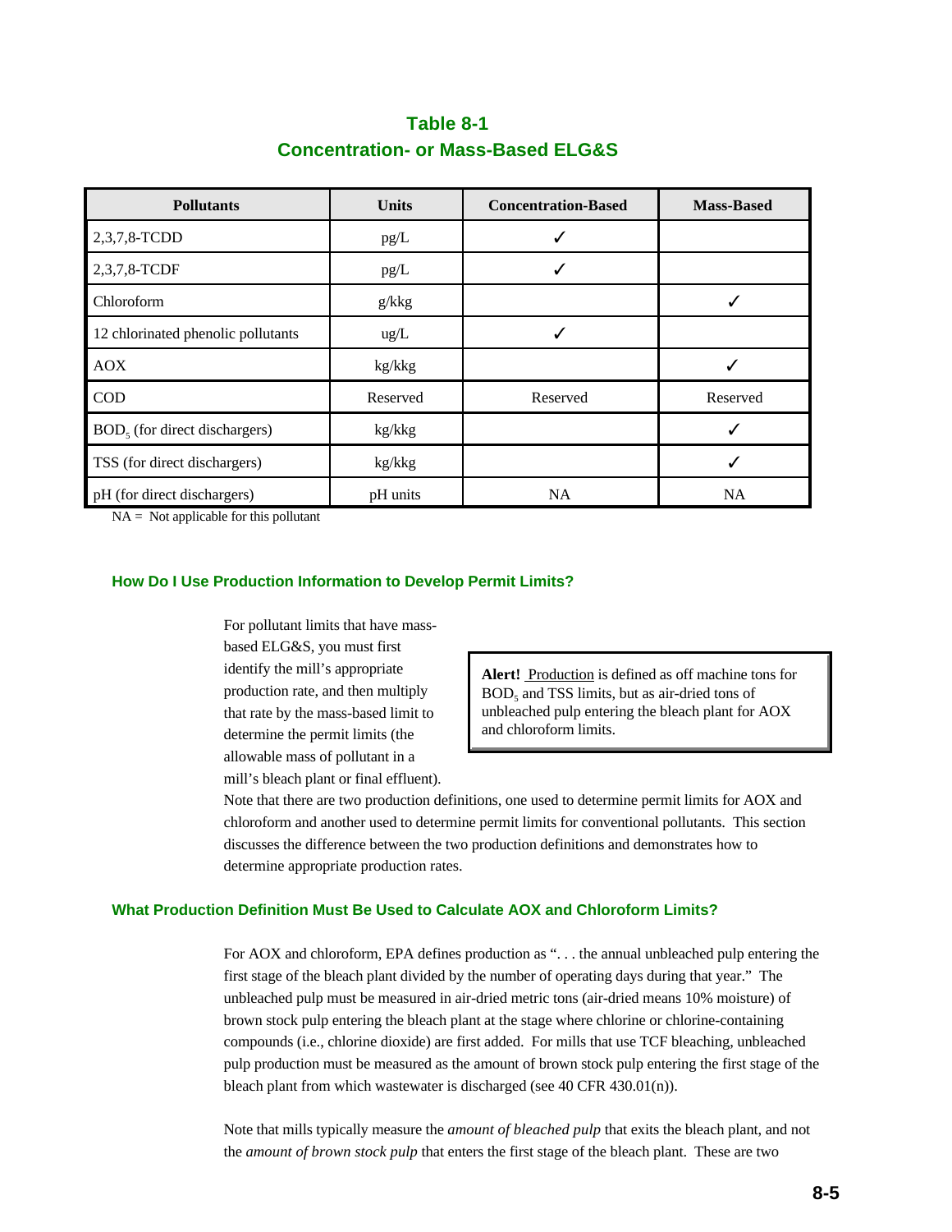## Table 8-1
## Concentration- or Mass-Based ELG&S

| Pollutants | Units | Concentration-Based | Mass-Based |
|---|---|---|---|
| 2,3,7,8-TCDD | pg/L | ✓ | |
| 2,3,7,8-TCDF | pg/L | ✓ | |
| Chloroform | g/kkg | | ✓ |
| 12 chlorinated phenolic pollutants | ug/L | ✓ | |
| AOX | kg/kkg | | ✓ |
| COD | Reserved | Reserved | Reserved |
| $BOD_5$ (for direct dischargers) | kg/kkg | | ✓ |
| TSS (for direct dischargers) | kg/kkg | | ✓ |
| pH (for direct dischargers) | pH units | NA | NA |

NA = Not applicable for this pollutant

### How Do I Use Production Information to Develop Permit Limits?

For pollutant limits that have mass-based ELG&S, you must first identify the mill's appropriate production rate, and then multiply that rate by the mass-based limit to determine the permit limits (the allowable mass of pollutant in a mill's bleach plant or final effluent).

> **Alert!** Production is defined as off machine tons for $BOD_5$ and TSS limits, but as air-dried tons of unbleached pulp entering the bleach plant for AOX and chloroform limits.

Note that there are two production definitions, one used to determine permit limits for AOX and chloroform and another used to determine permit limits for conventional pollutants. This section discusses the difference between the two production definitions and demonstrates how to determine appropriate production rates.

### What Production Definition Must Be Used to Calculate AOX and Chloroform Limits?

For AOX and chloroform, EPA defines production as ". . . the annual unbleached pulp entering the first stage of the bleach plant divided by the number of operating days during that year." The unbleached pulp must be measured in air-dried metric tons (air-dried means 10% moisture) of brown stock pulp entering the bleach plant at the stage where chlorine or chlorine-containing compounds (i.e., chlorine dioxide) are first added. For mills that use TCF bleaching, unbleached pulp production must be measured as the amount of brown stock pulp entering the first stage of the bleach plant from which wastewater is discharged (see 40 CFR 430.01(n)).

Note that mills typically measure the *amount of bleached pulp* that exits the bleach plant, and not the *amount of brown stock pulp* that enters the first stage of the bleach plant. These are two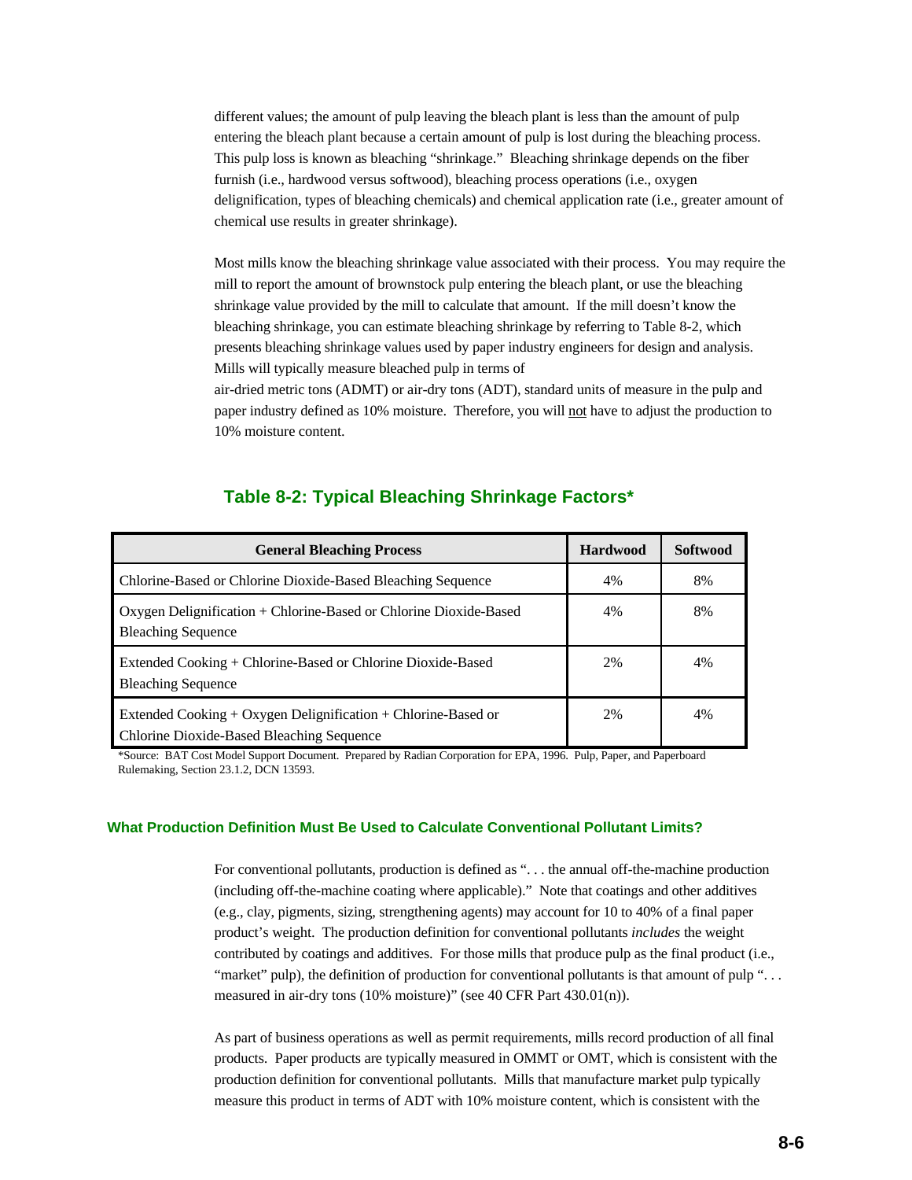different values; the amount of pulp leaving the bleach plant is less than the amount of pulp entering the bleach plant because a certain amount of pulp is lost during the bleaching process. This pulp loss is known as bleaching "shrinkage." Bleaching shrinkage depends on the fiber furnish (i.e., hardwood versus softwood), bleaching process operations (i.e., oxygen delignification, types of bleaching chemicals) and chemical application rate (i.e., greater amount of chemical use results in greater shrinkage).

Most mills know the bleaching shrinkage value associated with their process. You may require the mill to report the amount of brownstock pulp entering the bleach plant, or use the bleaching shrinkage value provided by the mill to calculate that amount. If the mill doesn't know the bleaching shrinkage, you can estimate bleaching shrinkage by referring to Table 8-2, which presents bleaching shrinkage values used by paper industry engineers for design and analysis. Mills will typically measure bleached pulp in terms of air-dried metric tons (ADMT) or air-dry tons (ADT), standard units of measure in the pulp and paper industry defined as 10% moisture. Therefore, you will not have to adjust the production to 10% moisture content.

### Table 8-2: Typical Bleaching Shrinkage Factors*

| General Bleaching Process | Hardwood | Softwood |
|---|---|---|
| Chlorine-Based or Chlorine Dioxide-Based Bleaching Sequence | 4% | 8% |
| Oxygen Delignification + Chlorine-Based or Chlorine Dioxide-Based Bleaching Sequence | 4% | 8% |
| Extended Cooking + Chlorine-Based or Chlorine Dioxide-Based Bleaching Sequence | 2% | 4% |
| Extended Cooking + Oxygen Delignification + Chlorine-Based or Chlorine Dioxide-Based Bleaching Sequence | 2% | 4% |

*Source: BAT Cost Model Support Document. Prepared by Radian Corporation for EPA, 1996. Pulp, Paper, and Paperboard Rulemaking, Section 23.1.2, DCN 13593.

#### What Production Definition Must Be Used to Calculate Conventional Pollutant Limits?

For conventional pollutants, production is defined as ". . . the annual off-the-machine production (including off-the-machine coating where applicable)." Note that coatings and other additives (e.g., clay, pigments, sizing, strengthening agents) may account for 10 to 40% of a final paper product's weight. The production definition for conventional pollutants *includes* the weight contributed by coatings and additives. For those mills that produce pulp as the final product (i.e., "market" pulp), the definition of production for conventional pollutants is that amount of pulp ". . . measured in air-dry tons (10% moisture)" (see 40 CFR Part 430.01(n)).

As part of business operations as well as permit requirements, mills record production of all final products. Paper products are typically measured in OMMT or OMT, which is consistent with the production definition for conventional pollutants. Mills that manufacture market pulp typically measure this product in terms of ADT with 10% moisture content, which is consistent with the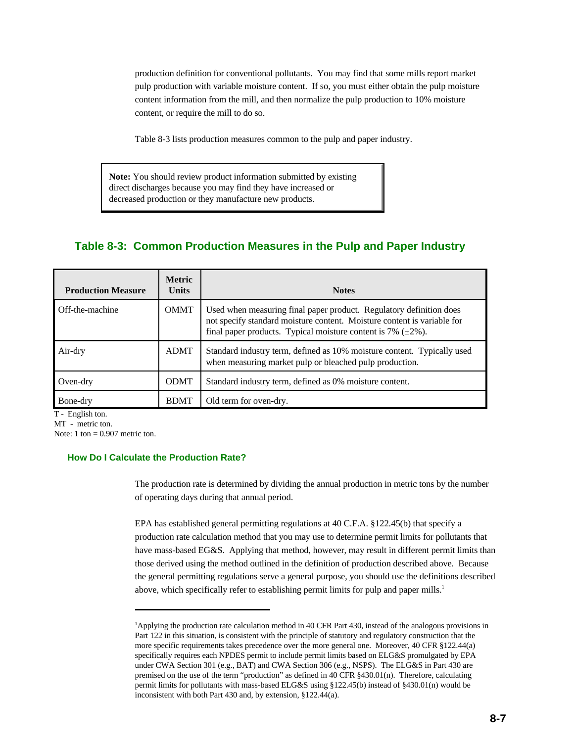production definition for conventional pollutants. You may find that some mills report market pulp production with variable moisture content. If so, you must either obtain the pulp moisture content information from the mill, and then normalize the pulp production to 10% moisture content, or require the mill to do so.

Table 8-3 lists production measures common to the pulp and paper industry.

> **Note:** You should review product information submitted by existing direct discharges because you may find they have increased or decreased production or they manufacture new products.

## Table 8-3: Common Production Measures in the Pulp and Paper Industry

| Production Measure | Metric Units | Notes |
|---|---|---|
| Off-the-machine | OMMT | Used when measuring final paper product. Regulatory definition does not specify standard moisture content. Moisture content is variable for final paper products. Typical moisture content is 7% (±2%). |
| Air-dry | ADMT | Standard industry term, defined as 10% moisture content. Typically used when measuring market pulp or bleached pulp production. |
| Oven-dry | ODMT | Standard industry term, defined as 0% moisture content. |
| Bone-dry | BDMT | Old term for oven-dry. |

T - English ton.
MT - metric ton.
Note: 1 ton = 0.907 metric ton.

### How Do I Calculate the Production Rate?

The production rate is determined by dividing the annual production in metric tons by the number of operating days during that annual period.

EPA has established general permitting regulations at 40 C.F.A. §122.45(b) that specify a production rate calculation method that you may use to determine permit limits for pollutants that have mass-based EG&S. Applying that method, however, may result in different permit limits than those derived using the method outlined in the definition of production described above. Because the general permitting regulations serve a general purpose, you should use the definitions described above, which specifically refer to establishing permit limits for pulp and paper mills.[1]

---

[1]Applying the production rate calculation method in 40 CFR Part 430, instead of the analogous provisions in Part 122 in this situation, is consistent with the principle of statutory and regulatory construction that the more specific requirements takes precedence over the more general one. Moreover, 40 CFR §122.44(a) specifically requires each NPDES permit to include permit limits based on ELG&S promulgated by EPA under CWA Section 301 (e.g., BAT) and CWA Section 306 (e.g., NSPS). The ELG&S in Part 430 are premised on the use of the term "production" as defined in 40 CFR §430.01(n). Therefore, calculating permit limits for pollutants with mass-based ELG&S using §122.45(b) instead of §430.01(n) would be inconsistent with both Part 430 and, by extension, §122.44(a).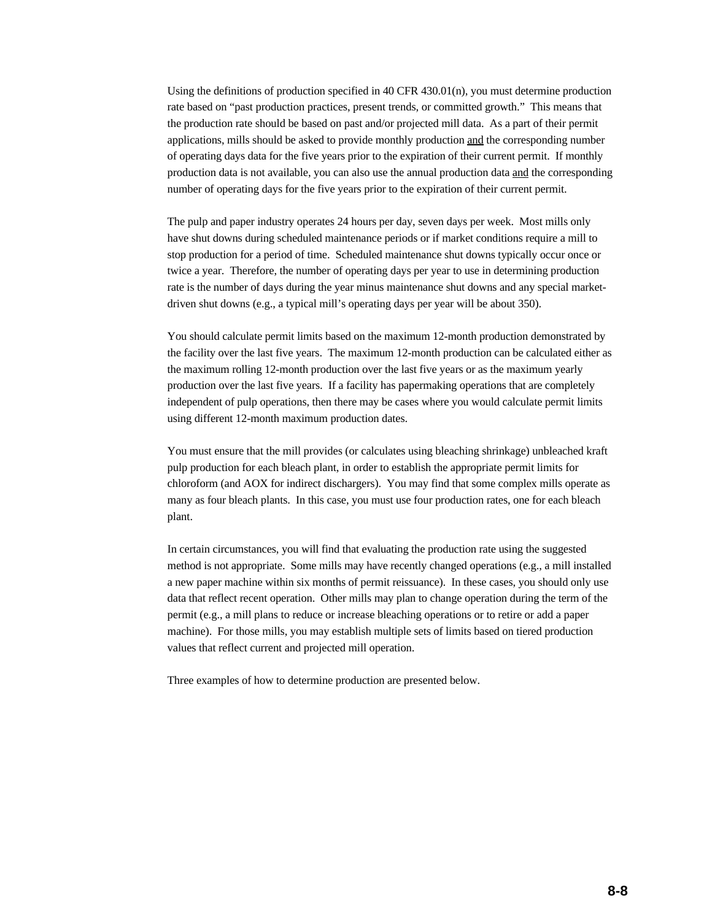Using the definitions of production specified in 40 CFR 430.01(n), you must determine production rate based on "past production practices, present trends, or committed growth." This means that the production rate should be based on past and/or projected mill data. As a part of their permit applications, mills should be asked to provide monthly production <u>and</u> the corresponding number of operating days data for the five years prior to the expiration of their current permit. If monthly production data is not available, you can also use the annual production data <u>and</u> the corresponding number of operating days for the five years prior to the expiration of their current permit.

The pulp and paper industry operates 24 hours per day, seven days per week. Most mills only have shut downs during scheduled maintenance periods or if market conditions require a mill to stop production for a period of time. Scheduled maintenance shut downs typically occur once or twice a year. Therefore, the number of operating days per year to use in determining production rate is the number of days during the year minus maintenance shut downs and any special market-driven shut downs (e.g., a typical mill's operating days per year will be about 350).

You should calculate permit limits based on the maximum 12-month production demonstrated by the facility over the last five years. The maximum 12-month production can be calculated either as the maximum rolling 12-month production over the last five years or as the maximum yearly production over the last five years. If a facility has papermaking operations that are completely independent of pulp operations, then there may be cases where you would calculate permit limits using different 12-month maximum production dates.

You must ensure that the mill provides (or calculates using bleaching shrinkage) unbleached kraft pulp production for each bleach plant, in order to establish the appropriate permit limits for chloroform (and AOX for indirect dischargers). You may find that some complex mills operate as many as four bleach plants. In this case, you must use four production rates, one for each bleach plant.

In certain circumstances, you will find that evaluating the production rate using the suggested method is not appropriate. Some mills may have recently changed operations (e.g., a mill installed a new paper machine within six months of permit reissuance). In these cases, you should only use data that reflect recent operation. Other mills may plan to change operation during the term of the permit (e.g., a mill plans to reduce or increase bleaching operations or to retire or add a paper machine). For those mills, you may establish multiple sets of limits based on tiered production values that reflect current and projected mill operation.

Three examples of how to determine production are presented below.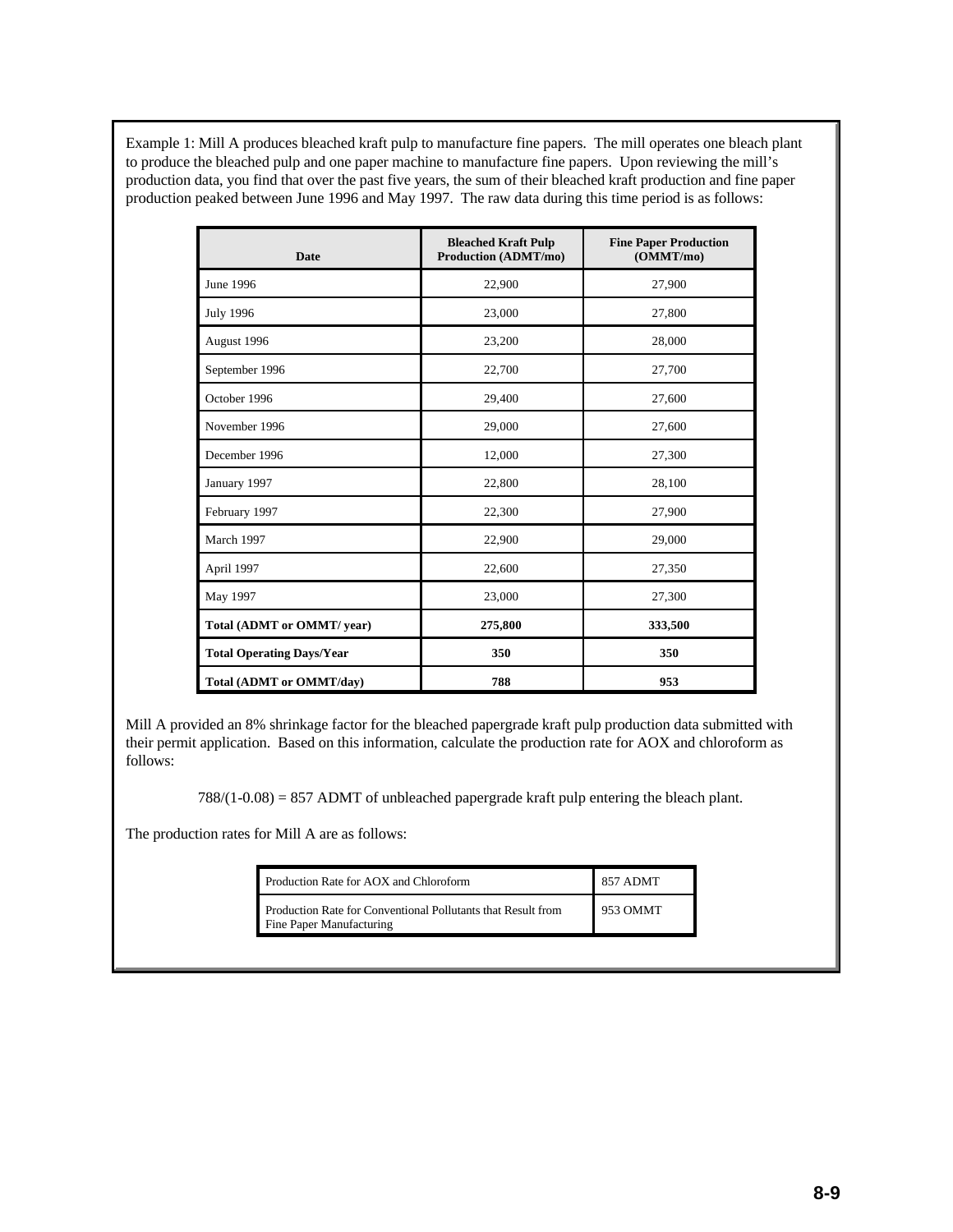Example 1: Mill A produces bleached kraft pulp to manufacture fine papers. The mill operates one bleach plant to produce the bleached pulp and one paper machine to manufacture fine papers. Upon reviewing the mill's production data, you find that over the past five years, the sum of their bleached kraft production and fine paper production peaked between June 1996 and May 1997. The raw data during this time period is as follows:

| Date | Bleached Kraft Pulp Production (ADMT/mo) | Fine Paper Production (OMMT/mo) |
|---|---|---|
| June 1996 | 22,900 | 27,900 |
| July 1996 | 23,000 | 27,800 |
| August 1996 | 23,200 | 28,000 |
| September 1996 | 22,700 | 27,700 |
| October 1996 | 29,400 | 27,600 |
| November 1996 | 29,000 | 27,600 |
| December 1996 | 12,000 | 27,300 |
| January 1997 | 22,800 | 28,100 |
| February 1997 | 22,300 | 27,900 |
| March 1997 | 22,900 | 29,000 |
| April 1997 | 22,600 | 27,350 |
| May 1997 | 23,000 | 27,300 |
| **Total (ADMT or OMMT/ year)** | **275,800** | **333,500** |
| **Total Operating Days/Year** | **350** | **350** |
| **Total (ADMT or OMMT/day)** | **788** | **953** |

Mill A provided an 8% shrinkage factor for the bleached papergrade kraft pulp production data submitted with their permit application. Based on this information, calculate the production rate for AOX and chloroform as follows:

$788/(1-0.08) = 857$ ADMT of unbleached papergrade kraft pulp entering the bleach plant.

The production rates for Mill A are as follows:

| | |
|---|---|
| Production Rate for AOX and Chloroform | 857 ADMT |
| Production Rate for Conventional Pollutants that Result from Fine Paper Manufacturing | 953 OMMT |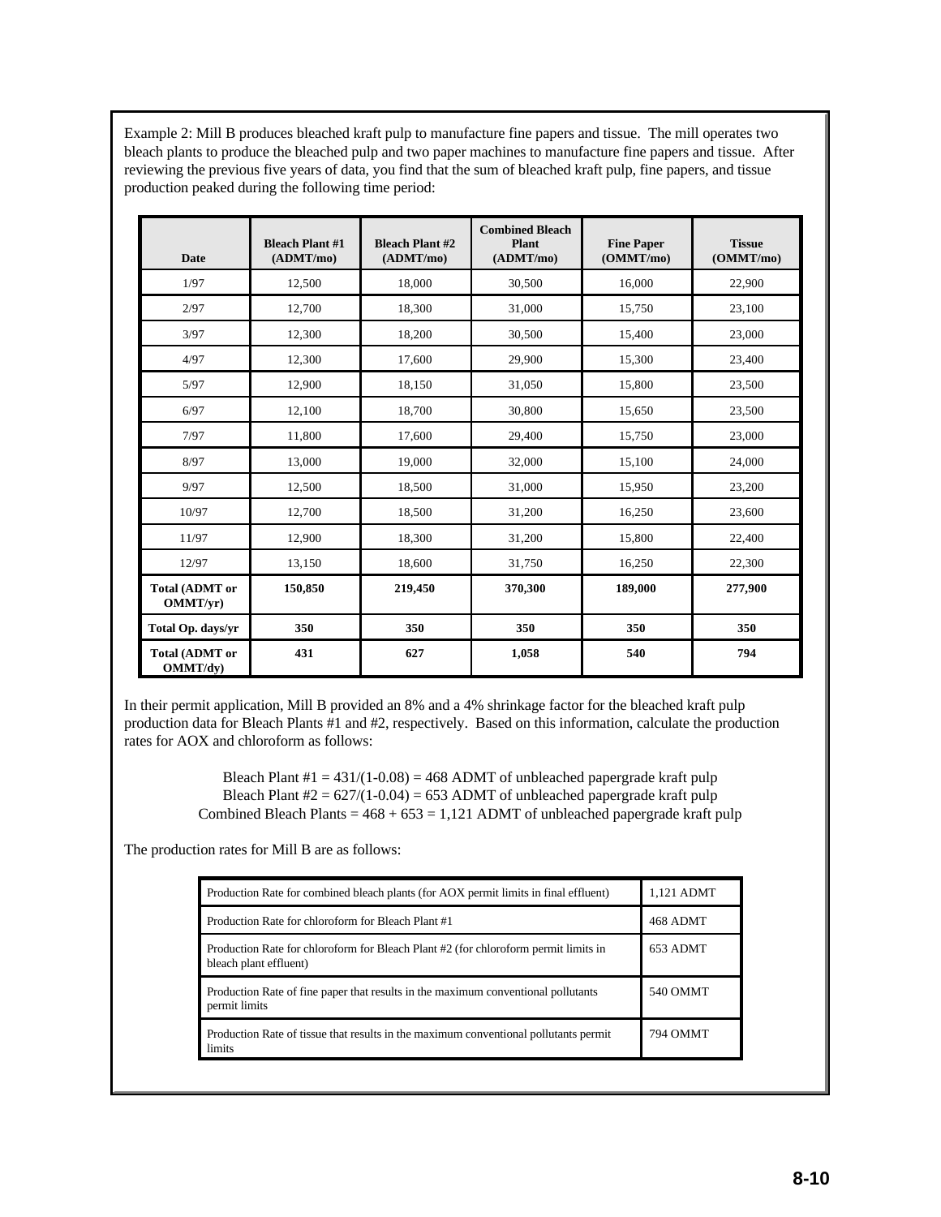Example 2: Mill B produces bleached kraft pulp to manufacture fine papers and tissue. The mill operates two bleach plants to produce the bleached pulp and two paper machines to manufacture fine papers and tissue. After reviewing the previous five years of data, you find that the sum of bleached kraft pulp, fine papers, and tissue production peaked during the following time period:

| Date | Bleach Plant #1 (ADMT/mo) | Bleach Plant #2 (ADMT/mo) | Combined Bleach Plant (ADMT/mo) | Fine Paper (OMMT/mo) | Tissue (OMMT/mo) |
|---|---|---|---|---|---|
| 1/97 | 12,500 | 18,000 | 30,500 | 16,000 | 22,900 |
| 2/97 | 12,700 | 18,300 | 31,000 | 15,750 | 23,100 |
| 3/97 | 12,300 | 18,200 | 30,500 | 15,400 | 23,000 |
| 4/97 | 12,300 | 17,600 | 29,900 | 15,300 | 23,400 |
| 5/97 | 12,900 | 18,150 | 31,050 | 15,800 | 23,500 |
| 6/97 | 12,100 | 18,700 | 30,800 | 15,650 | 23,500 |
| 7/97 | 11,800 | 17,600 | 29,400 | 15,750 | 23,000 |
| 8/97 | 13,000 | 19,000 | 32,000 | 15,100 | 24,000 |
| 9/97 | 12,500 | 18,500 | 31,000 | 15,950 | 23,200 |
| 10/97 | 12,700 | 18,500 | 31,200 | 16,250 | 23,600 |
| 11/97 | 12,900 | 18,300 | 31,200 | 15,800 | 22,400 |
| 12/97 | 13,150 | 18,600 | 31,750 | 16,250 | 22,300 |
| **Total (ADMT or OMMT/yr)** | **150,850** | **219,450** | **370,300** | **189,000** | **277,900** |
| **Total Op. days/yr** | **350** | **350** | **350** | **350** | **350** |
| **Total (ADMT or OMMT/dy)** | **431** | **627** | **1,058** | **540** | **794** |

In their permit application, Mill B provided an 8% and a 4% shrinkage factor for the bleached kraft pulp production data for Bleach Plants #1 and #2, respectively. Based on this information, calculate the production rates for AOX and chloroform as follows:

Bleach Plant #1 = 431/(1-0.08) = 468 ADMT of unbleached papergrade kraft pulp
Bleach Plant #2 = 627/(1-0.04) = 653 ADMT of unbleached papergrade kraft pulp
Combined Bleach Plants = 468 + 653 = 1,121 ADMT of unbleached papergrade kraft pulp

The production rates for Mill B are as follows:

| | |
|---|---|
| Production Rate for combined bleach plants (for AOX permit limits in final effluent) | 1,121 ADMT |
| Production Rate for chloroform for Bleach Plant #1 | 468 ADMT |
| Production Rate for chloroform for Bleach Plant #2 (for chloroform permit limits in bleach plant effluent) | 653 ADMT |
| Production Rate of fine paper that results in the maximum conventional pollutants permit limits | 540 OMMT |
| Production Rate of tissue that results in the maximum conventional pollutants permit limits | 794 OMMT |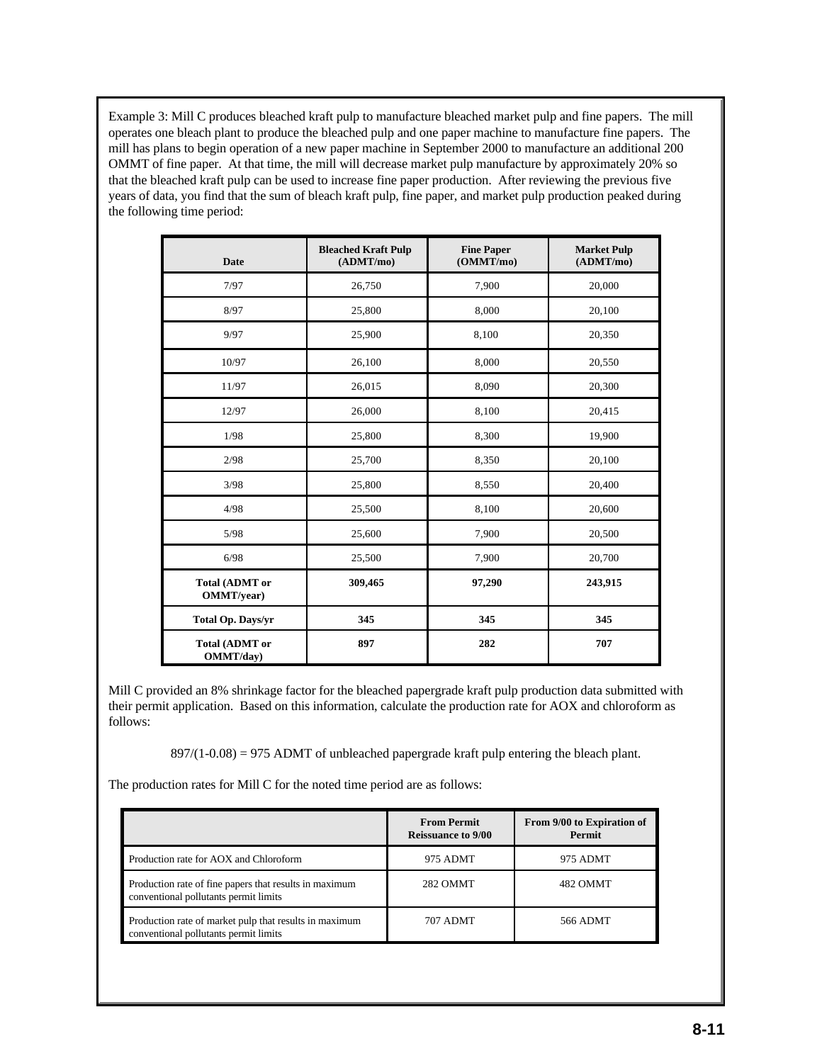Example 3: Mill C produces bleached kraft pulp to manufacture bleached market pulp and fine papers. The mill operates one bleach plant to produce the bleached pulp and one paper machine to manufacture fine papers. The mill has plans to begin operation of a new paper machine in September 2000 to manufacture an additional 200 OMMT of fine paper. At that time, the mill will decrease market pulp manufacture by approximately 20% so that the bleached kraft pulp can be used to increase fine paper production. After reviewing the previous five years of data, you find that the sum of bleach kraft pulp, fine paper, and market pulp production peaked during the following time period:

| Date | Bleached Kraft Pulp (ADMT/mo) | Fine Paper (OMMT/mo) | Market Pulp (ADMT/mo) |
|---|---|---|---|
| 7/97 | 26,750 | 7,900 | 20,000 |
| 8/97 | 25,800 | 8,000 | 20,100 |
| 9/97 | 25,900 | 8,100 | 20,350 |
| 10/97 | 26,100 | 8,000 | 20,550 |
| 11/97 | 26,015 | 8,090 | 20,300 |
| 12/97 | 26,000 | 8,100 | 20,415 |
| 1/98 | 25,800 | 8,300 | 19,900 |
| 2/98 | 25,700 | 8,350 | 20,100 |
| 3/98 | 25,800 | 8,550 | 20,400 |
| 4/98 | 25,500 | 8,100 | 20,600 |
| 5/98 | 25,600 | 7,900 | 20,500 |
| 6/98 | 25,500 | 7,900 | 20,700 |
| **Total (ADMT or OMMT/year)** | **309,465** | **97,290** | **243,915** |
| **Total Op. Days/yr** | **345** | **345** | **345** |
| **Total (ADMT or OMMT/day)** | **897** | **282** | **707** |

Mill C provided an 8% shrinkage factor for the bleached papergrade kraft pulp production data submitted with their permit application. Based on this information, calculate the production rate for AOX and chloroform as follows:

$897/(1\text{-}0.08) = 975$ ADMT of unbleached papergrade kraft pulp entering the bleach plant.

The production rates for Mill C for the noted time period are as follows:

| | From Permit Reissuance to 9/00 | From 9/00 to Expiration of Permit |
|---|---|---|
| Production rate for AOX and Chloroform | 975 ADMT | 975 ADMT |
| Production rate of fine papers that results in maximum conventional pollutants permit limits | 282 OMMT | 482 OMMT |
| Production rate of market pulp that results in maximum conventional pollutants permit limits | 707 ADMT | 566 ADMT |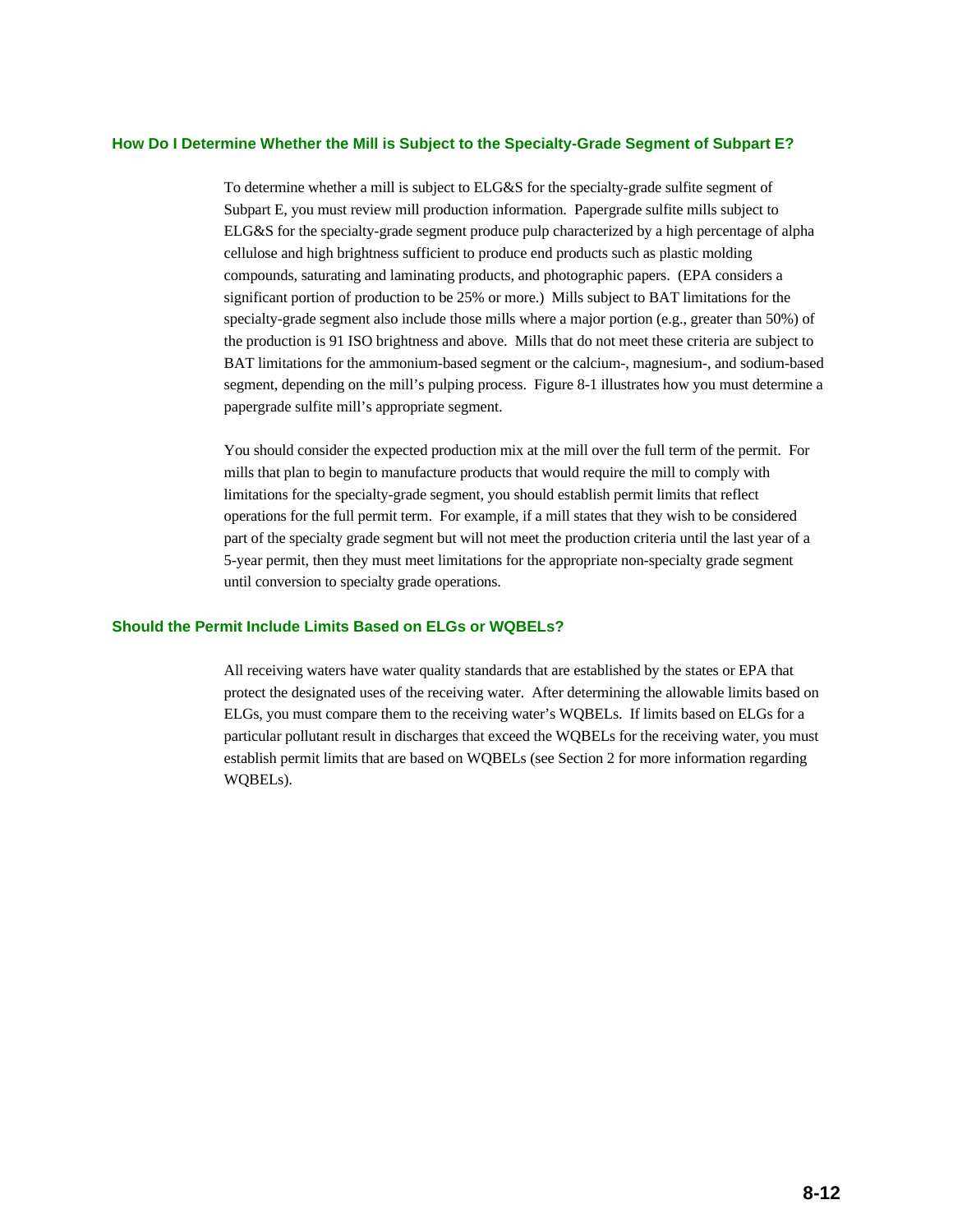### How Do I Determine Whether the Mill is Subject to the Specialty-Grade Segment of Subpart E?

To determine whether a mill is subject to ELG&S for the specialty-grade sulfite segment of Subpart E, you must review mill production information. Papergrade sulfite mills subject to ELG&S for the specialty-grade segment produce pulp characterized by a high percentage of alpha cellulose and high brightness sufficient to produce end products such as plastic molding compounds, saturating and laminating products, and photographic papers. (EPA considers a significant portion of production to be 25% or more.) Mills subject to BAT limitations for the specialty-grade segment also include those mills where a major portion (e.g., greater than 50%) of the production is 91 ISO brightness and above. Mills that do not meet these criteria are subject to BAT limitations for the ammonium-based segment or the calcium-, magnesium-, and sodium-based segment, depending on the mill's pulping process. Figure 8-1 illustrates how you must determine a papergrade sulfite mill's appropriate segment.

You should consider the expected production mix at the mill over the full term of the permit. For mills that plan to begin to manufacture products that would require the mill to comply with limitations for the specialty-grade segment, you should establish permit limits that reflect operations for the full permit term. For example, if a mill states that they wish to be considered part of the specialty grade segment but will not meet the production criteria until the last year of a 5-year permit, then they must meet limitations for the appropriate non-specialty grade segment until conversion to specialty grade operations.

### Should the Permit Include Limits Based on ELGs or WQBELs?

All receiving waters have water quality standards that are established by the states or EPA that protect the designated uses of the receiving water. After determining the allowable limits based on ELGs, you must compare them to the receiving water's WQBELs. If limits based on ELGs for a particular pollutant result in discharges that exceed the WQBELs for the receiving water, you must establish permit limits that are based on WQBELs (see Section 2 for more information regarding WQBELs).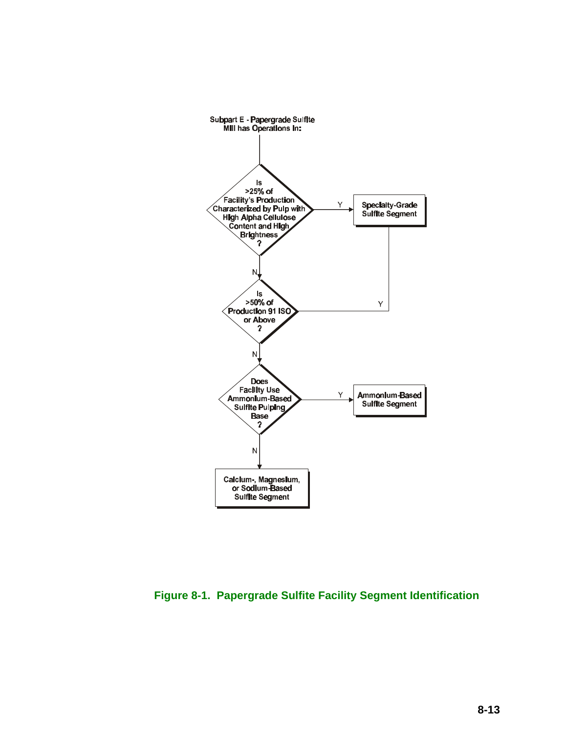Subpart E - Papergrade Sulfite Mill has Operations In:

- **Is >25% of Facility's Production Characterized by Pulp with High Alpha Cellulose Content and High Brightness?**
  - Y → **Specialty-Grade Sulfite Segment**
  - N → **Is >50% of Production 91 ISO or Above?**
    - Y → **Specialty-Grade Sulfite Segment**
    - N → **Does Facility Use Ammonium-Based Sulfite Pulping Base?**
      - Y → **Ammonium-Based Sulfite Segment**
      - N → **Calcium-, Magnesium, or Sodium-Based Sulfite Segment**

**Figure 8-1. Papergrade Sulfite Facility Segment Identification**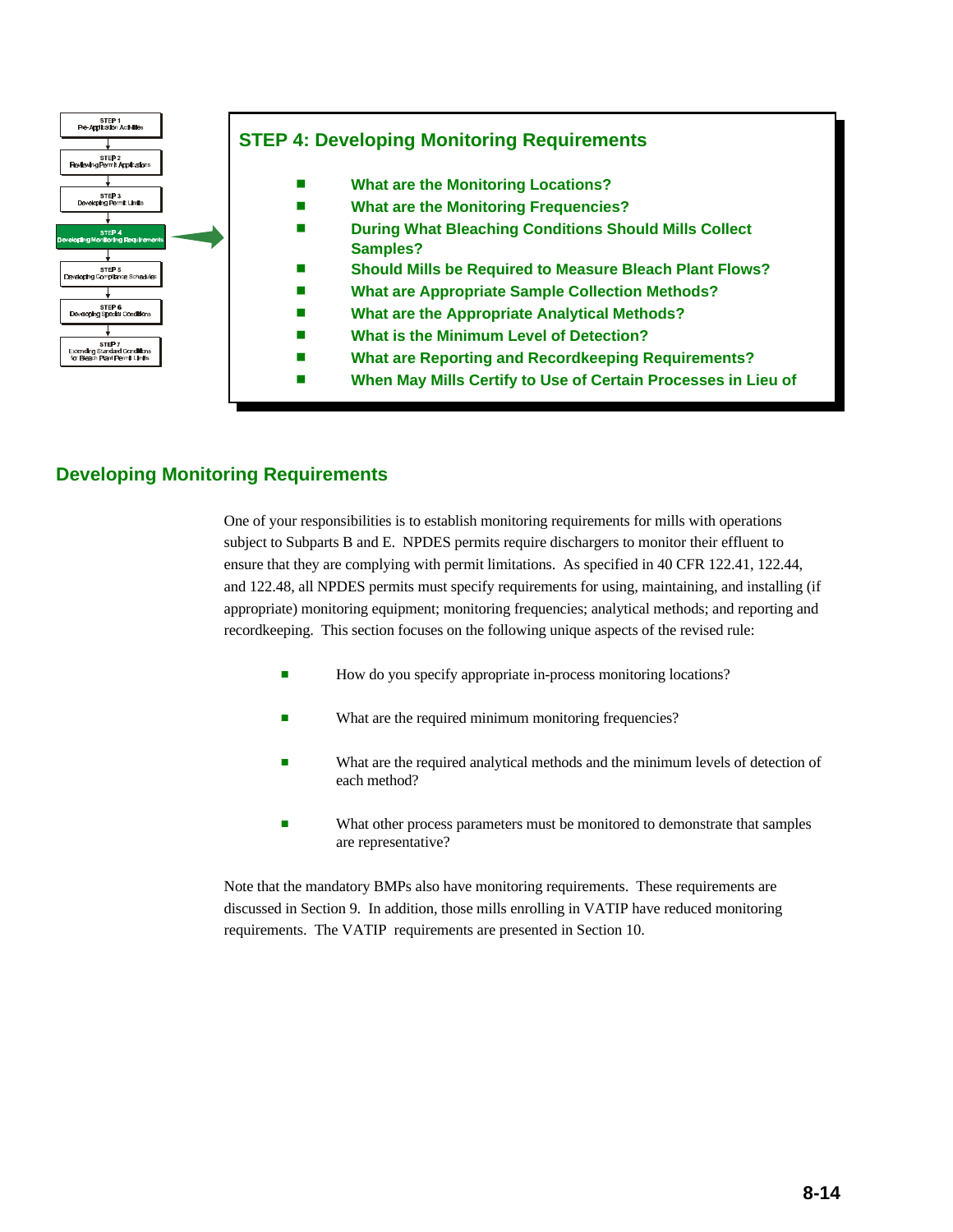STEP 1
Pre-Application Activities

STEP 2
Reviewing Permit Applications

STEP 3
Developing Permit Limits

**STEP 4**
**Developing Monitoring Requirements**

STEP 5
Developing Compliance Schedules

STEP 6
Developing Special Conditions

STEP 7
Extending Standard Conditions for Bleach Plant Permit Limits

## STEP 4: Developing Monitoring Requirements

- **What are the Monitoring Locations?**
- **What are the Monitoring Frequencies?**
- **During What Bleaching Conditions Should Mills Collect Samples?**
- **Should Mills be Required to Measure Bleach Plant Flows?**
- **What are Appropriate Sample Collection Methods?**
- **What are the Appropriate Analytical Methods?**
- **What is the Minimum Level of Detection?**
- **What are Reporting and Recordkeeping Requirements?**
- **When May Mills Certify to Use of Certain Processes in Lieu of**

## Developing Monitoring Requirements

One of your responsibilities is to establish monitoring requirements for mills with operations subject to Subparts B and E. NPDES permits require dischargers to monitor their effluent to ensure that they are complying with permit limitations. As specified in 40 CFR 122.41, 122.44, and 122.48, all NPDES permits must specify requirements for using, maintaining, and installing (if appropriate) monitoring equipment; monitoring frequencies; analytical methods; and reporting and recordkeeping. This section focuses on the following unique aspects of the revised rule:

- How do you specify appropriate in-process monitoring locations?
- What are the required minimum monitoring frequencies?
- What are the required analytical methods and the minimum levels of detection of each method?
- What other process parameters must be monitored to demonstrate that samples are representative?

Note that the mandatory BMPs also have monitoring requirements. These requirements are discussed in Section 9. In addition, those mills enrolling in VATIP have reduced monitoring requirements. The VATIP requirements are presented in Section 10.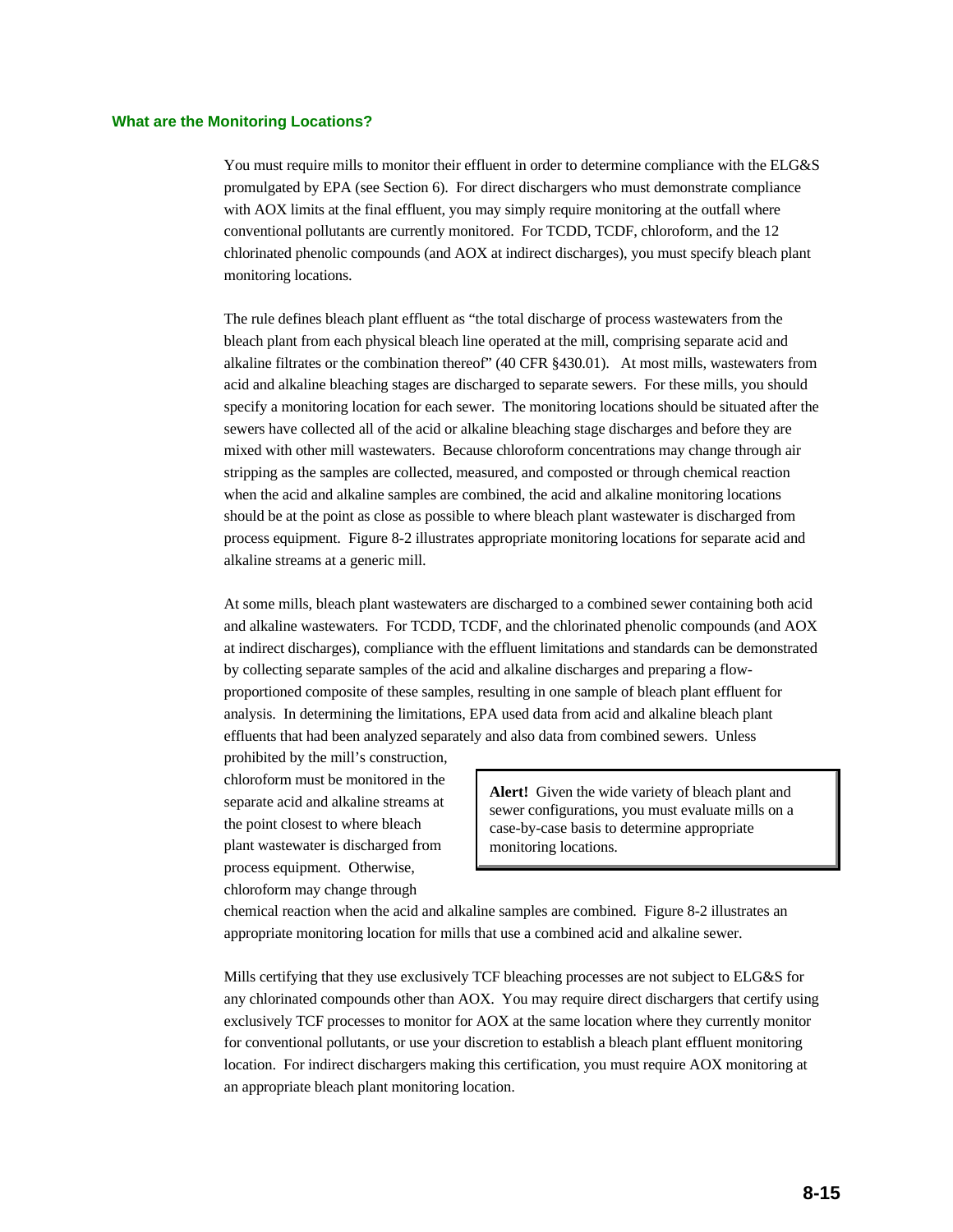### What are the Monitoring Locations?

You must require mills to monitor their effluent in order to determine compliance with the ELG&S promulgated by EPA (see Section 6). For direct dischargers who must demonstrate compliance with AOX limits at the final effluent, you may simply require monitoring at the outfall where conventional pollutants are currently monitored. For TCDD, TCDF, chloroform, and the 12 chlorinated phenolic compounds (and AOX at indirect discharges), you must specify bleach plant monitoring locations.

The rule defines bleach plant effluent as "the total discharge of process wastewaters from the bleach plant from each physical bleach line operated at the mill, comprising separate acid and alkaline filtrates or the combination thereof" (40 CFR §430.01). At most mills, wastewaters from acid and alkaline bleaching stages are discharged to separate sewers. For these mills, you should specify a monitoring location for each sewer. The monitoring locations should be situated after the sewers have collected all of the acid or alkaline bleaching stage discharges and before they are mixed with other mill wastewaters. Because chloroform concentrations may change through air stripping as the samples are collected, measured, and composted or through chemical reaction when the acid and alkaline samples are combined, the acid and alkaline monitoring locations should be at the point as close as possible to where bleach plant wastewater is discharged from process equipment. Figure 8-2 illustrates appropriate monitoring locations for separate acid and alkaline streams at a generic mill.

At some mills, bleach plant wastewaters are discharged to a combined sewer containing both acid and alkaline wastewaters. For TCDD, TCDF, and the chlorinated phenolic compounds (and AOX at indirect discharges), compliance with the effluent limitations and standards can be demonstrated by collecting separate samples of the acid and alkaline discharges and preparing a flow-proportioned composite of these samples, resulting in one sample of bleach plant effluent for analysis. In determining the limitations, EPA used data from acid and alkaline bleach plant effluents that had been analyzed separately and also data from combined sewers. Unless prohibited by the mill's construction, chloroform must be monitored in the separate acid and alkaline streams at the point closest to where bleach plant wastewater is discharged from process equipment. Otherwise, chloroform may change through chemical reaction when the acid and alkaline samples are combined. Figure 8-2 illustrates an appropriate monitoring location for mills that use a combined acid and alkaline sewer.

> **Alert!** Given the wide variety of bleach plant and sewer configurations, you must evaluate mills on a case-by-case basis to determine appropriate monitoring locations.

Mills certifying that they use exclusively TCF bleaching processes are not subject to ELG&S for any chlorinated compounds other than AOX. You may require direct dischargers that certify using exclusively TCF processes to monitor for AOX at the same location where they currently monitor for conventional pollutants, or use your discretion to establish a bleach plant effluent monitoring location. For indirect dischargers making this certification, you must require AOX monitoring at an appropriate bleach plant monitoring location.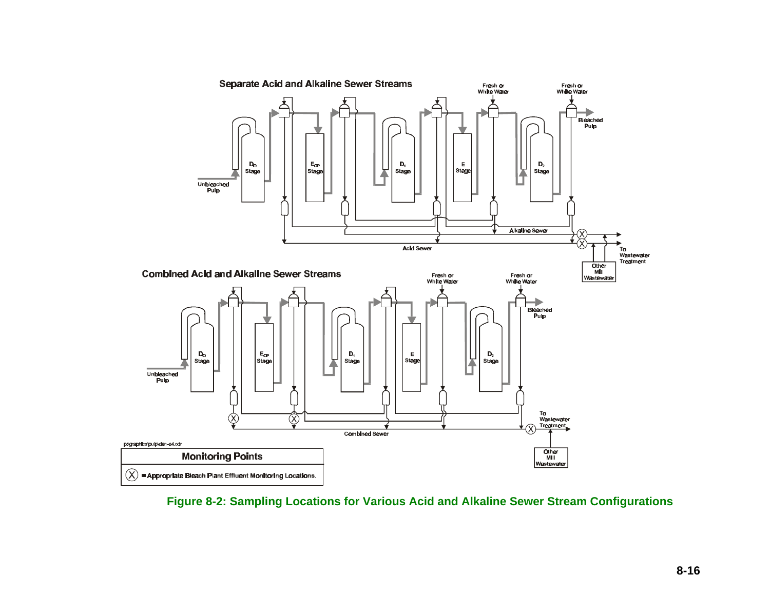## Separate Acid and Alkaline Sewer Streams

Fresh or White Water

Fresh or White Water

Bleached Pulp

$D_O$ Stage

$E_{OP}$ Stage

$D_1$ Stage

E Stage

$D_2$ Stage

Unbleached Pulp

Alkaline Sewer

Acid Sewer

To Wastewater Treatment

Other Mill Wastewater

## Combined Acid and Alkaline Sewer Streams

Fresh or White Water

Fresh or White Water

Bleached Pulp

$D_O$ Stage

$E_{OP}$ Stage

$D_1$ Stage

E Stage

$D_2$ Stage

Unbleached Pulp

To Wastewater Treatment

Combined Sewer

Other Mill Wastewater

p:\graphics\pulp\dan-e4.cdr

| Monitoring Points |
| --- |
| (X) = Appropriate Bleach Plant Effluent Monitoring Locations. |

**Figure 8-2: Sampling Locations for Various Acid and Alkaline Sewer Stream Configurations**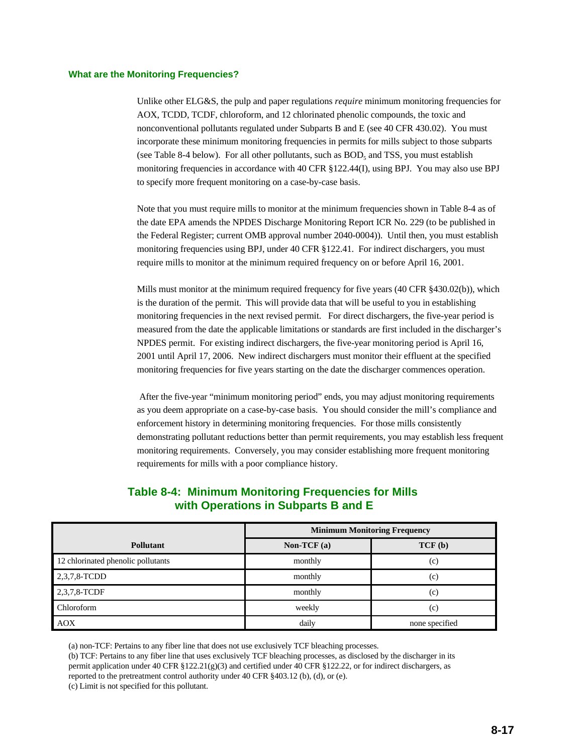### What are the Monitoring Frequencies?

Unlike other ELG&S, the pulp and paper regulations *require* minimum monitoring frequencies for AOX, TCDD, TCDF, chloroform, and 12 chlorinated phenolic compounds, the toxic and nonconventional pollutants regulated under Subparts B and E (see 40 CFR 430.02). You must incorporate these minimum monitoring frequencies in permits for mills subject to those subparts (see Table 8-4 below). For all other pollutants, such as $BOD_5$ and TSS, you must establish monitoring frequencies in accordance with 40 CFR §122.44(I), using BPJ. You may also use BPJ to specify more frequent monitoring on a case-by-case basis.

Note that you must require mills to monitor at the minimum frequencies shown in Table 8-4 as of the date EPA amends the NPDES Discharge Monitoring Report ICR No. 229 (to be published in the Federal Register; current OMB approval number 2040-0004)). Until then, you must establish monitoring frequencies using BPJ, under 40 CFR §122.41. For indirect dischargers, you must require mills to monitor at the minimum required frequency on or before April 16, 2001.

Mills must monitor at the minimum required frequency for five years (40 CFR §430.02(b)), which is the duration of the permit. This will provide data that will be useful to you in establishing monitoring frequencies in the next revised permit. For direct dischargers, the five-year period is measured from the date the applicable limitations or standards are first included in the discharger's NPDES permit. For existing indirect dischargers, the five-year monitoring period is April 16, 2001 until April 17, 2006. New indirect dischargers must monitor their effluent at the specified monitoring frequencies for five years starting on the date the discharger commences operation.

After the five-year "minimum monitoring period" ends, you may adjust monitoring requirements as you deem appropriate on a case-by-case basis. You should consider the mill's compliance and enforcement history in determining monitoring frequencies. For those mills consistently demonstrating pollutant reductions better than permit requirements, you may establish less frequent monitoring requirements. Conversely, you may consider establishing more frequent monitoring requirements for mills with a poor compliance history.

### Table 8-4: Minimum Monitoring Frequencies for Mills with Operations in Subparts B and E

| Pollutant | Minimum Monitoring Frequency | |
|---|---|---|
| | Non-TCF (a) | TCF (b) |
| 12 chlorinated phenolic pollutants | monthly | (c) |
| 2,3,7,8-TCDD | monthly | (c) |
| 2,3,7,8-TCDF | monthly | (c) |
| Chloroform | weekly | (c) |
| AOX | daily | none specified |

(a) non-TCF: Pertains to any fiber line that does not use exclusively TCF bleaching processes.
(b) TCF: Pertains to any fiber line that uses exclusively TCF bleaching processes, as disclosed by the discharger in its permit application under 40 CFR §122.21(g)(3) and certified under 40 CFR §122.22, or for indirect dischargers, as reported to the pretreatment control authority under 40 CFR §403.12 (b), (d), or (e).
(c) Limit is not specified for this pollutant.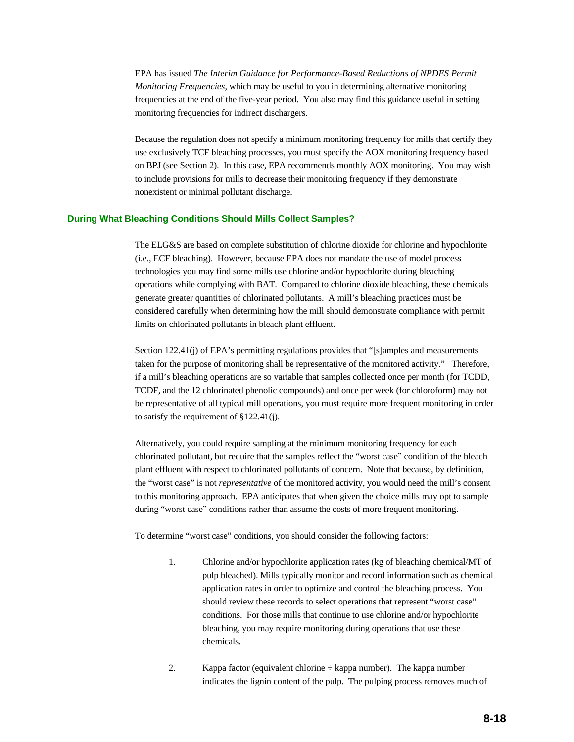EPA has issued *The Interim Guidance for Performance-Based Reductions of NPDES Permit Monitoring Frequencies*, which may be useful to you in determining alternative monitoring frequencies at the end of the five-year period. You also may find this guidance useful in setting monitoring frequencies for indirect dischargers.

Because the regulation does not specify a minimum monitoring frequency for mills that certify they use exclusively TCF bleaching processes, you must specify the AOX monitoring frequency based on BPJ (see Section 2). In this case, EPA recommends monthly AOX monitoring. You may wish to include provisions for mills to decrease their monitoring frequency if they demonstrate nonexistent or minimal pollutant discharge.

### During What Bleaching Conditions Should Mills Collect Samples?

The ELG&S are based on complete substitution of chlorine dioxide for chlorine and hypochlorite (i.e., ECF bleaching). However, because EPA does not mandate the use of model process technologies you may find some mills use chlorine and/or hypochlorite during bleaching operations while complying with BAT. Compared to chlorine dioxide bleaching, these chemicals generate greater quantities of chlorinated pollutants. A mill's bleaching practices must be considered carefully when determining how the mill should demonstrate compliance with permit limits on chlorinated pollutants in bleach plant effluent.

Section 122.41(j) of EPA's permitting regulations provides that "[s]amples and measurements taken for the purpose of monitoring shall be representative of the monitored activity." Therefore, if a mill's bleaching operations are so variable that samples collected once per month (for TCDD, TCDF, and the 12 chlorinated phenolic compounds) and once per week (for chloroform) may not be representative of all typical mill operations, you must require more frequent monitoring in order to satisfy the requirement of §122.41(j).

Alternatively, you could require sampling at the minimum monitoring frequency for each chlorinated pollutant, but require that the samples reflect the "worst case" condition of the bleach plant effluent with respect to chlorinated pollutants of concern. Note that because, by definition, the "worst case" is not *representative* of the monitored activity, you would need the mill's consent to this monitoring approach. EPA anticipates that when given the choice mills may opt to sample during "worst case" conditions rather than assume the costs of more frequent monitoring.

To determine "worst case" conditions, you should consider the following factors:

1. Chlorine and/or hypochlorite application rates (kg of bleaching chemical/MT of pulp bleached). Mills typically monitor and record information such as chemical application rates in order to optimize and control the bleaching process. You should review these records to select operations that represent "worst case" conditions. For those mills that continue to use chlorine and/or hypochlorite bleaching, you may require monitoring during operations that use these chemicals.

2. Kappa factor (equivalent chlorine ÷ kappa number). The kappa number indicates the lignin content of the pulp. The pulping process removes much of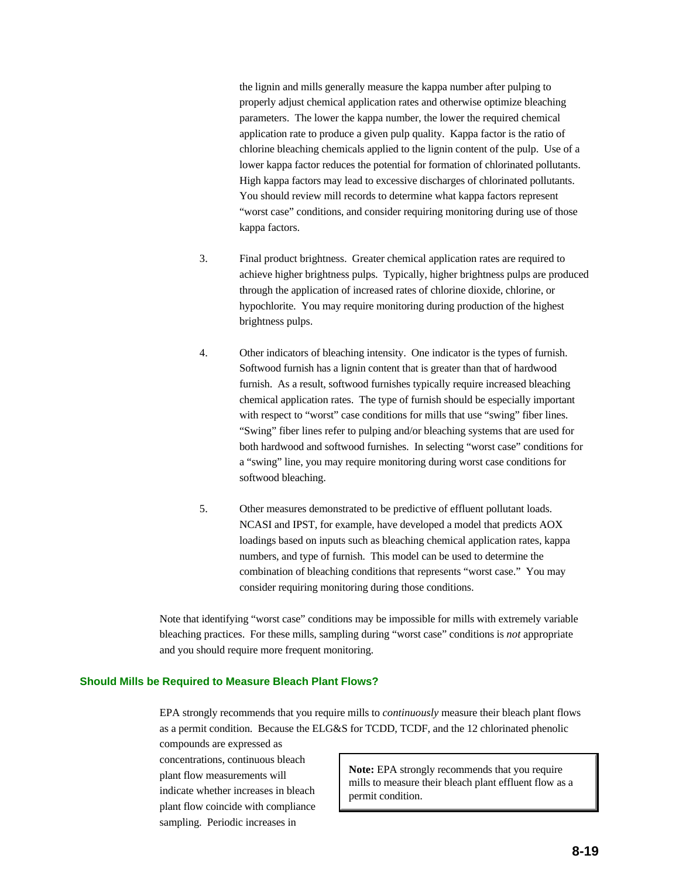the lignin and mills generally measure the kappa number after pulping to properly adjust chemical application rates and otherwise optimize bleaching parameters. The lower the kappa number, the lower the required chemical application rate to produce a given pulp quality. Kappa factor is the ratio of chlorine bleaching chemicals applied to the lignin content of the pulp. Use of a lower kappa factor reduces the potential for formation of chlorinated pollutants. High kappa factors may lead to excessive discharges of chlorinated pollutants. You should review mill records to determine what kappa factors represent "worst case" conditions, and consider requiring monitoring during use of those kappa factors.

3. Final product brightness. Greater chemical application rates are required to achieve higher brightness pulps. Typically, higher brightness pulps are produced through the application of increased rates of chlorine dioxide, chlorine, or hypochlorite. You may require monitoring during production of the highest brightness pulps.

4. Other indicators of bleaching intensity. One indicator is the types of furnish. Softwood furnish has a lignin content that is greater than that of hardwood furnish. As a result, softwood furnishes typically require increased bleaching chemical application rates. The type of furnish should be especially important with respect to "worst" case conditions for mills that use "swing" fiber lines. "Swing" fiber lines refer to pulping and/or bleaching systems that are used for both hardwood and softwood furnishes. In selecting "worst case" conditions for a "swing" line, you may require monitoring during worst case conditions for softwood bleaching.

5. Other measures demonstrated to be predictive of effluent pollutant loads. NCASI and IPST, for example, have developed a model that predicts AOX loadings based on inputs such as bleaching chemical application rates, kappa numbers, and type of furnish. This model can be used to determine the combination of bleaching conditions that represents "worst case." You may consider requiring monitoring during those conditions.

Note that identifying "worst case" conditions may be impossible for mills with extremely variable bleaching practices. For these mills, sampling during "worst case" conditions is *not* appropriate and you should require more frequent monitoring.

## Should Mills be Required to Measure Bleach Plant Flows?

EPA strongly recommends that you require mills to *continuously* measure their bleach plant flows as a permit condition. Because the ELG&S for TCDD, TCDF, and the 12 chlorinated phenolic compounds are expressed as concentrations, continuous bleach plant flow measurements will indicate whether increases in bleach plant flow coincide with compliance sampling. Periodic increases in

> **Note:** EPA strongly recommends that you require mills to measure their bleach plant effluent flow as a permit condition.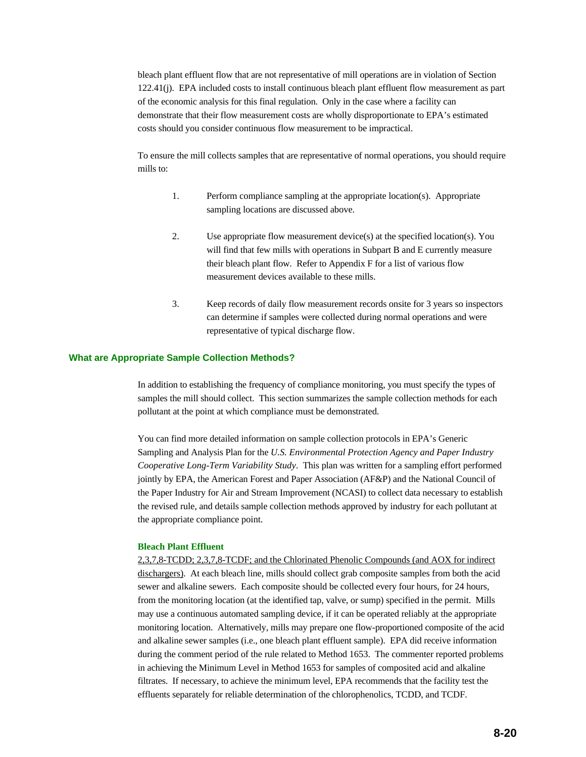bleach plant effluent flow that are not representative of mill operations are in violation of Section 122.41(j). EPA included costs to install continuous bleach plant effluent flow measurement as part of the economic analysis for this final regulation. Only in the case where a facility can demonstrate that their flow measurement costs are wholly disproportionate to EPA's estimated costs should you consider continuous flow measurement to be impractical.

To ensure the mill collects samples that are representative of normal operations, you should require mills to:

1. Perform compliance sampling at the appropriate location(s). Appropriate sampling locations are discussed above.

2. Use appropriate flow measurement device(s) at the specified location(s). You will find that few mills with operations in Subpart B and E currently measure their bleach plant flow. Refer to Appendix F for a list of various flow measurement devices available to these mills.

3. Keep records of daily flow measurement records onsite for 3 years so inspectors can determine if samples were collected during normal operations and were representative of typical discharge flow.

## What are Appropriate Sample Collection Methods?

In addition to establishing the frequency of compliance monitoring, you must specify the types of samples the mill should collect. This section summarizes the sample collection methods for each pollutant at the point at which compliance must be demonstrated.

You can find more detailed information on sample collection protocols in EPA's Generic Sampling and Analysis Plan for the *U.S. Environmental Protection Agency and Paper Industry Cooperative Long-Term Variability Study*. This plan was written for a sampling effort performed jointly by EPA, the American Forest and Paper Association (AF&P) and the National Council of the Paper Industry for Air and Stream Improvement (NCASI) to collect data necessary to establish the revised rule, and details sample collection methods approved by industry for each pollutant at the appropriate compliance point.

### Bleach Plant Effluent

<u>2,3,7,8-TCDD; 2,3,7,8-TCDF; and the Chlorinated Phenolic Compounds (and AOX for indirect dischargers)</u>. At each bleach line, mills should collect grab composite samples from both the acid sewer and alkaline sewers. Each composite should be collected every four hours, for 24 hours, from the monitoring location (at the identified tap, valve, or sump) specified in the permit. Mills may use a continuous automated sampling device, if it can be operated reliably at the appropriate monitoring location. Alternatively, mills may prepare one flow-proportioned composite of the acid and alkaline sewer samples (i.e., one bleach plant effluent sample). EPA did receive information during the comment period of the rule related to Method 1653. The commenter reported problems in achieving the Minimum Level in Method 1653 for samples of composited acid and alkaline filtrates. If necessary, to achieve the minimum level, EPA recommends that the facility test the effluents separately for reliable determination of the chlorophenolics, TCDD, and TCDF.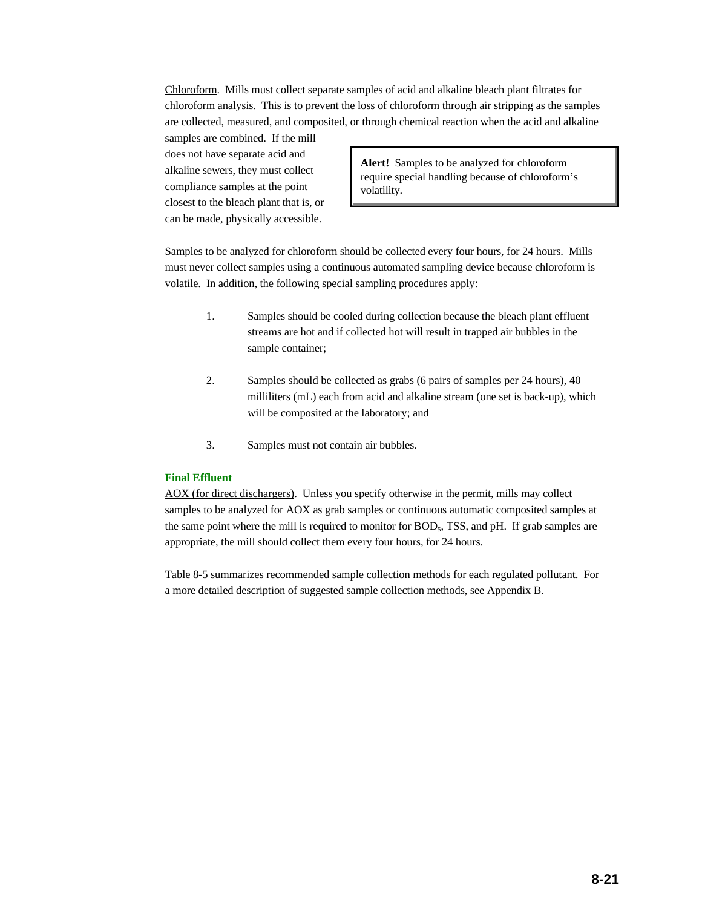Chloroform. Mills must collect separate samples of acid and alkaline bleach plant filtrates for chloroform analysis. This is to prevent the loss of chloroform through air stripping as the samples are collected, measured, and composited, or through chemical reaction when the acid and alkaline samples are combined. If the mill does not have separate acid and alkaline sewers, they must collect compliance samples at the point closest to the bleach plant that is, or can be made, physically accessible.

> **Alert!** Samples to be analyzed for chloroform require special handling because of chloroform's volatility.

Samples to be analyzed for chloroform should be collected every four hours, for 24 hours. Mills must never collect samples using a continuous automated sampling device because chloroform is volatile. In addition, the following special sampling procedures apply:

1. Samples should be cooled during collection because the bleach plant effluent streams are hot and if collected hot will result in trapped air bubbles in the sample container;

2. Samples should be collected as grabs (6 pairs of samples per 24 hours), 40 milliliters (mL) each from acid and alkaline stream (one set is back-up), which will be composited at the laboratory; and

3. Samples must not contain air bubbles.

**Final Effluent**

AOX (for direct dischargers). Unless you specify otherwise in the permit, mills may collect samples to be analyzed for AOX as grab samples or continuous automatic composited samples at the same point where the mill is required to monitor for $BOD_5$, TSS, and pH. If grab samples are appropriate, the mill should collect them every four hours, for 24 hours.

Table 8-5 summarizes recommended sample collection methods for each regulated pollutant. For a more detailed description of suggested sample collection methods, see Appendix B.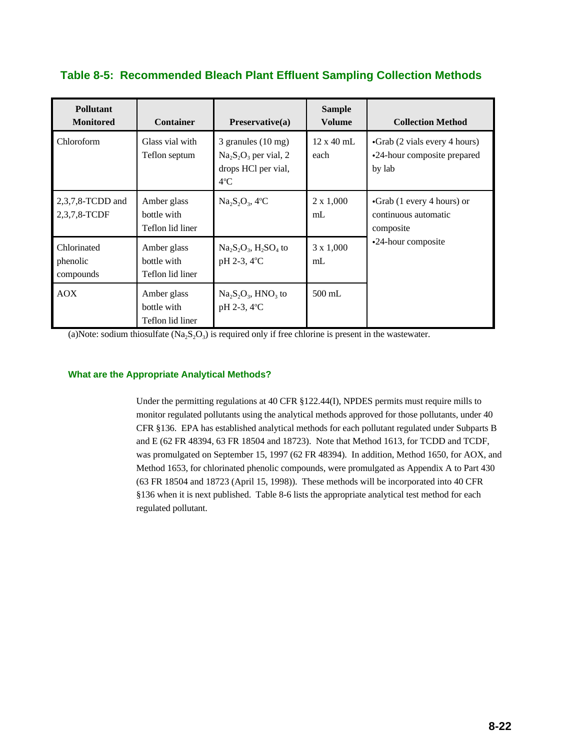### Table 8-5: Recommended Bleach Plant Effluent Sampling Collection Methods

| Pollutant Monitored | Container | Preservative(a) | Sample Volume | Collection Method |
|---|---|---|---|---|
| Chloroform | Glass vial with Teflon septum | 3 granules (10 mg) $Na_2S_2O_3$ per vial, 2 drops HCl per vial, 4°C | 12 x 40 mL each | •Grab (2 vials every 4 hours) •24-hour composite prepared by lab |
| 2,3,7,8-TCDD and 2,3,7,8-TCDF | Amber glass bottle with Teflon lid liner | $Na_2S_2O_3$, 4°C | 2 x 1,000 mL | •Grab (1 every 4 hours) or continuous automatic composite •24-hour composite |
| Chlorinated phenolic compounds | Amber glass bottle with Teflon lid liner | $Na_2S_2O_3$, $H_2SO_4$ to pH 2-3, 4°C | 3 x 1,000 mL | |
| AOX | Amber glass bottle with Teflon lid liner | $Na_2S_2O_3$, $HNO_3$ to pH 2-3, 4°C | 500 mL | |

(a)Note: sodium thiosulfate ($Na_2S_2O_3$) is required only if free chlorine is present in the wastewater.

#### What are the Appropriate Analytical Methods?

Under the permitting regulations at 40 CFR §122.44(I), NPDES permits must require mills to monitor regulated pollutants using the analytical methods approved for those pollutants, under 40 CFR §136. EPA has established analytical methods for each pollutant regulated under Subparts B and E (62 FR 48394, 63 FR 18504 and 18723). Note that Method 1613, for TCDD and TCDF, was promulgated on September 15, 1997 (62 FR 48394). In addition, Method 1650, for AOX, and Method 1653, for chlorinated phenolic compounds, were promulgated as Appendix A to Part 430 (63 FR 18504 and 18723 (April 15, 1998)). These methods will be incorporated into 40 CFR §136 when it is next published. Table 8-6 lists the appropriate analytical test method for each regulated pollutant.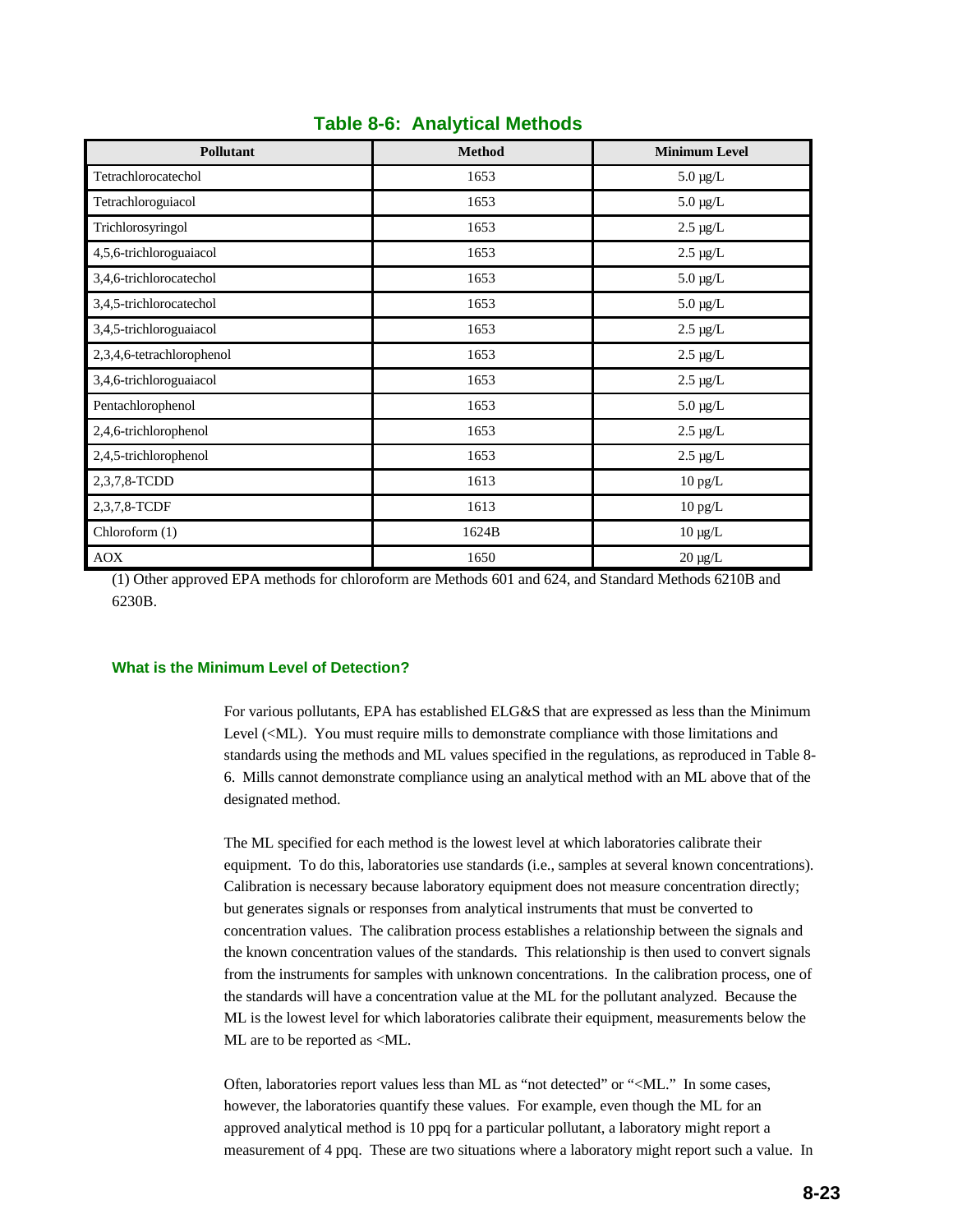## Table 8-6: Analytical Methods

| Pollutant | Method | Minimum Level |
|---|---|---|
| Tetrachlorocatechol | 1653 | 5.0 μg/L |
| Tetrachloroguiacol | 1653 | 5.0 μg/L |
| Trichlorosyringol | 1653 | 2.5 μg/L |
| 4,5,6-trichloroguaiacol | 1653 | 2.5 μg/L |
| 3,4,6-trichlorocatechol | 1653 | 5.0 μg/L |
| 3,4,5-trichlorocatechol | 1653 | 5.0 μg/L |
| 3,4,5-trichloroguaiacol | 1653 | 2.5 μg/L |
| 2,3,4,6-tetrachlorophenol | 1653 | 2.5 μg/L |
| 3,4,6-trichloroguaiacol | 1653 | 2.5 μg/L |
| Pentachlorophenol | 1653 | 5.0 μg/L |
| 2,4,6-trichlorophenol | 1653 | 2.5 μg/L |
| 2,4,5-trichlorophenol | 1653 | 2.5 μg/L |
| 2,3,7,8-TCDD | 1613 | 10 pg/L |
| 2,3,7,8-TCDF | 1613 | 10 pg/L |
| Chloroform (1) | 1624B | 10 μg/L |
| AOX | 1650 | 20 μg/L |

(1) Other approved EPA methods for chloroform are Methods 601 and 624, and Standard Methods 6210B and 6230B.

### What is the Minimum Level of Detection?

For various pollutants, EPA has established ELG&S that are expressed as less than the Minimum Level (<ML). You must require mills to demonstrate compliance with those limitations and standards using the methods and ML values specified in the regulations, as reproduced in Table 8-6. Mills cannot demonstrate compliance using an analytical method with an ML above that of the designated method.

The ML specified for each method is the lowest level at which laboratories calibrate their equipment. To do this, laboratories use standards (i.e., samples at several known concentrations). Calibration is necessary because laboratory equipment does not measure concentration directly; but generates signals or responses from analytical instruments that must be converted to concentration values. The calibration process establishes a relationship between the signals and the known concentration values of the standards. This relationship is then used to convert signals from the instruments for samples with unknown concentrations. In the calibration process, one of the standards will have a concentration value at the ML for the pollutant analyzed. Because the ML is the lowest level for which laboratories calibrate their equipment, measurements below the ML are to be reported as <ML.

Often, laboratories report values less than ML as "not detected" or "<ML." In some cases, however, the laboratories quantify these values. For example, even though the ML for an approved analytical method is 10 ppq for a particular pollutant, a laboratory might report a measurement of 4 ppq. These are two situations where a laboratory might report such a value. In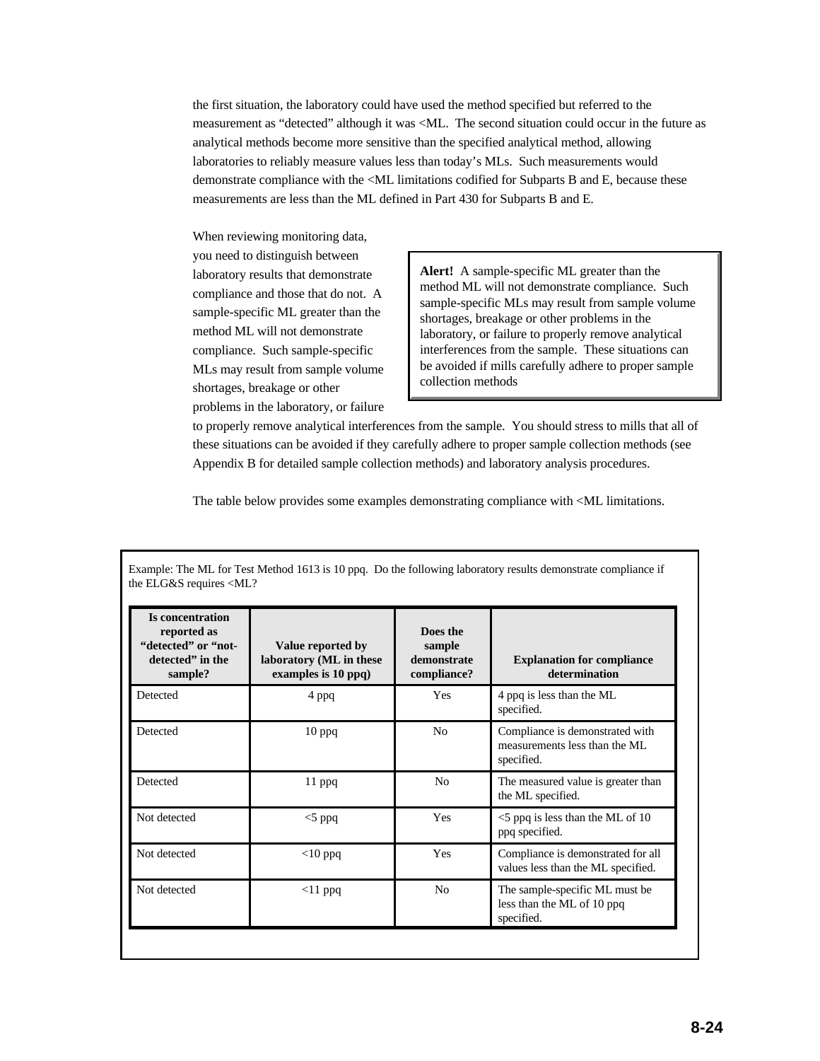the first situation, the laboratory could have used the method specified but referred to the measurement as "detected" although it was <ML. The second situation could occur in the future as analytical methods become more sensitive than the specified analytical method, allowing laboratories to reliably measure values less than today's MLs. Such measurements would demonstrate compliance with the <ML limitations codified for Subparts B and E, because these measurements are less than the ML defined in Part 430 for Subparts B and E.

When reviewing monitoring data, you need to distinguish between laboratory results that demonstrate compliance and those that do not. A sample-specific ML greater than the method ML will not demonstrate compliance. Such sample-specific MLs may result from sample volume shortages, breakage or other problems in the laboratory, or failure to properly remove analytical interferences from the sample. You should stress to mills that all of these situations can be avoided if they carefully adhere to proper sample collection methods (see Appendix B for detailed sample collection methods) and laboratory analysis procedures.

> **Alert!** A sample-specific ML greater than the method ML will not demonstrate compliance. Such sample-specific MLs may result from sample volume shortages, breakage or other problems in the laboratory, or failure to properly remove analytical interferences from the sample. These situations can be avoided if mills carefully adhere to proper sample collection methods

The table below provides some examples demonstrating compliance with <ML limitations.

Example: The ML for Test Method 1613 is 10 ppq. Do the following laboratory results demonstrate compliance if the ELG&S requires <ML?

| Is concentration reported as "detected" or "not-detected" in the sample? | Value reported by laboratory (ML in these examples is 10 ppq) | Does the sample demonstrate compliance? | Explanation for compliance determination |
|---|---|---|---|
| Detected | 4 ppq | Yes | 4 ppq is less than the ML specified. |
| Detected | 10 ppq | No | Compliance is demonstrated with measurements less than the ML specified. |
| Detected | 11 ppq | No | The measured value is greater than the ML specified. |
| Not detected | <5 ppq | Yes | <5 ppq is less than the ML of 10 ppq specified. |
| Not detected | <10 ppq | Yes | Compliance is demonstrated for all values less than the ML specified. |
| Not detected | <11 ppq | No | The sample-specific ML must be less than the ML of 10 ppq specified. |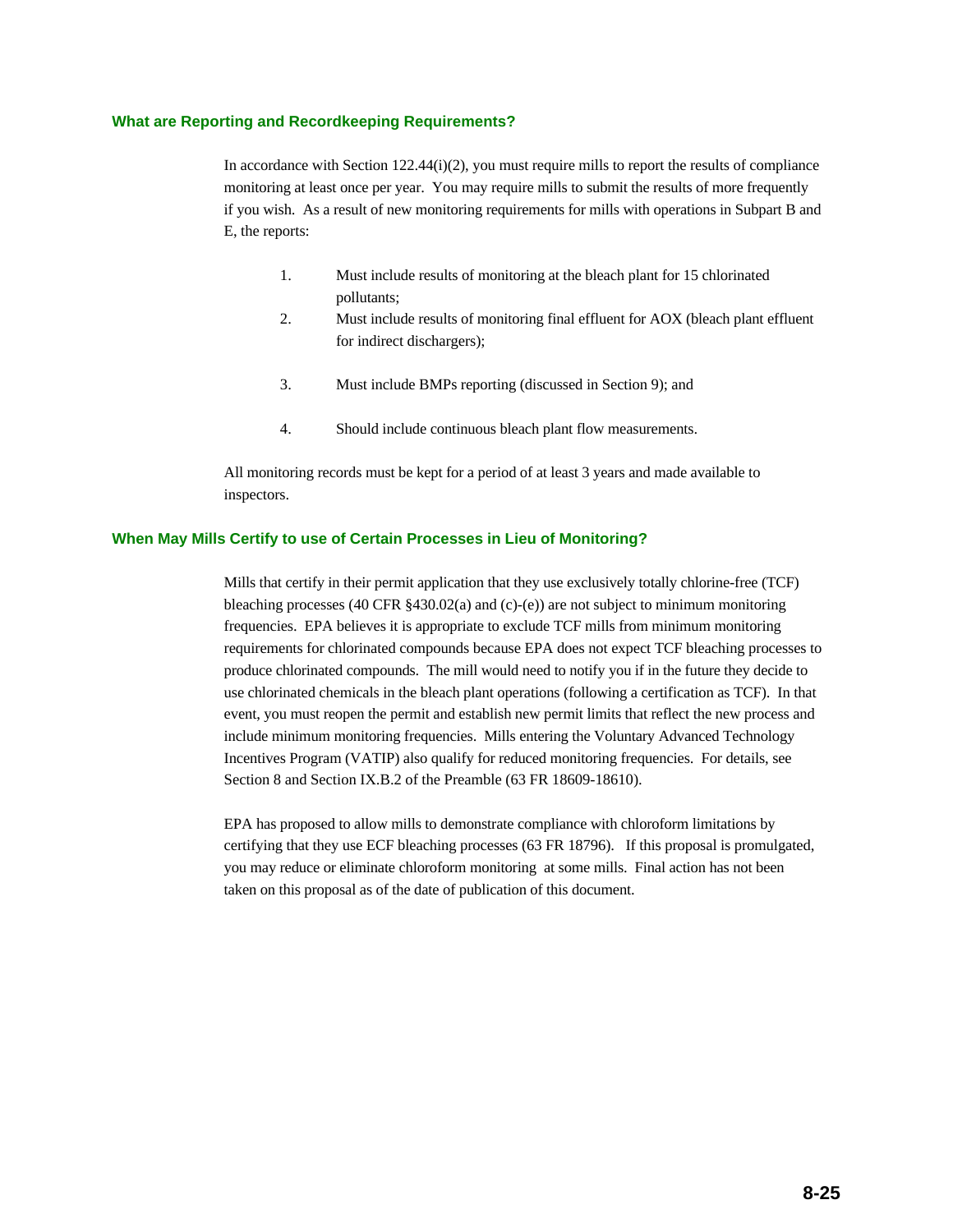### What are Reporting and Recordkeeping Requirements?

In accordance with Section 122.44(i)(2), you must require mills to report the results of compliance monitoring at least once per year. You may require mills to submit the results of more frequently if you wish. As a result of new monitoring requirements for mills with operations in Subpart B and E, the reports:

1. Must include results of monitoring at the bleach plant for 15 chlorinated pollutants;
2. Must include results of monitoring final effluent for AOX (bleach plant effluent for indirect dischargers);
3. Must include BMPs reporting (discussed in Section 9); and
4. Should include continuous bleach plant flow measurements.

All monitoring records must be kept for a period of at least 3 years and made available to inspectors.

### When May Mills Certify to use of Certain Processes in Lieu of Monitoring?

Mills that certify in their permit application that they use exclusively totally chlorine-free (TCF) bleaching processes (40 CFR §430.02(a) and (c)-(e)) are not subject to minimum monitoring frequencies. EPA believes it is appropriate to exclude TCF mills from minimum monitoring requirements for chlorinated compounds because EPA does not expect TCF bleaching processes to produce chlorinated compounds. The mill would need to notify you if in the future they decide to use chlorinated chemicals in the bleach plant operations (following a certification as TCF). In that event, you must reopen the permit and establish new permit limits that reflect the new process and include minimum monitoring frequencies. Mills entering the Voluntary Advanced Technology Incentives Program (VATIP) also qualify for reduced monitoring frequencies. For details, see Section 8 and Section IX.B.2 of the Preamble (63 FR 18609-18610).

EPA has proposed to allow mills to demonstrate compliance with chloroform limitations by certifying that they use ECF bleaching processes (63 FR 18796). If this proposal is promulgated, you may reduce or eliminate chloroform monitoring at some mills. Final action has not been taken on this proposal as of the date of publication of this document.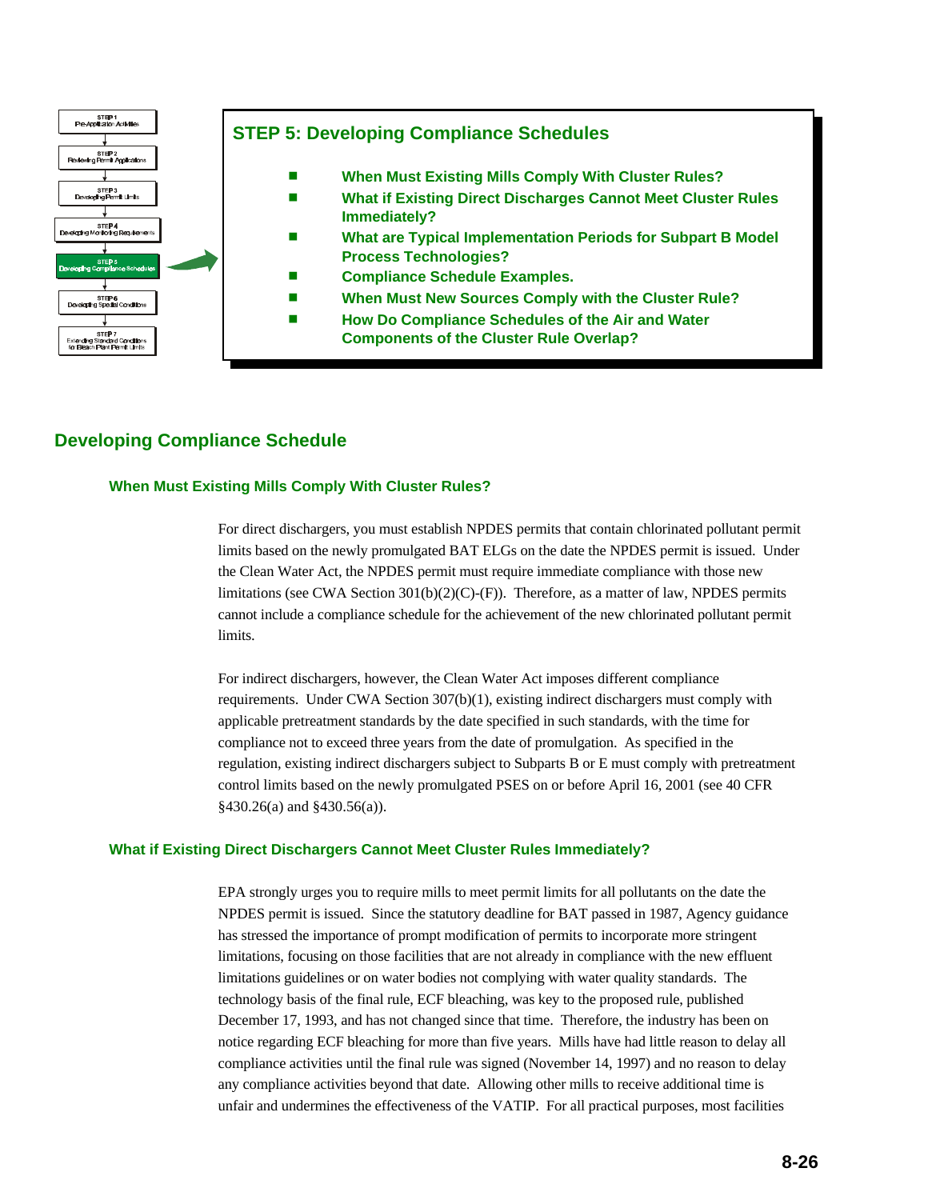## STEP 5: Developing Compliance Schedules

- When Must Existing Mills Comply With Cluster Rules?
- What if Existing Direct Discharges Cannot Meet Cluster Rules Immediately?
- What are Typical Implementation Periods for Subpart B Model Process Technologies?
- Compliance Schedule Examples.
- When Must New Sources Comply with the Cluster Rule?
- How Do Compliance Schedules of the Air and Water Components of the Cluster Rule Overlap?

# Developing Compliance Schedule

### When Must Existing Mills Comply With Cluster Rules?

For direct dischargers, you must establish NPDES permits that contain chlorinated pollutant permit limits based on the newly promulgated BAT ELGs on the date the NPDES permit is issued. Under the Clean Water Act, the NPDES permit must require immediate compliance with those new limitations (see CWA Section 301(b)(2)(C)-(F)). Therefore, as a matter of law, NPDES permits cannot include a compliance schedule for the achievement of the new chlorinated pollutant permit limits.

For indirect dischargers, however, the Clean Water Act imposes different compliance requirements. Under CWA Section 307(b)(1), existing indirect dischargers must comply with applicable pretreatment standards by the date specified in such standards, with the time for compliance not to exceed three years from the date of promulgation. As specified in the regulation, existing indirect dischargers subject to Subparts B or E must comply with pretreatment control limits based on the newly promulgated PSES on or before April 16, 2001 (see 40 CFR §430.26(a) and §430.56(a)).

### What if Existing Direct Dischargers Cannot Meet Cluster Rules Immediately?

EPA strongly urges you to require mills to meet permit limits for all pollutants on the date the NPDES permit is issued. Since the statutory deadline for BAT passed in 1987, Agency guidance has stressed the importance of prompt modification of permits to incorporate more stringent limitations, focusing on those facilities that are not already in compliance with the new effluent limitations guidelines or on water bodies not complying with water quality standards. The technology basis of the final rule, ECF bleaching, was key to the proposed rule, published December 17, 1993, and has not changed since that time. Therefore, the industry has been on notice regarding ECF bleaching for more than five years. Mills have had little reason to delay all compliance activities until the final rule was signed (November 14, 1997) and no reason to delay any compliance activities beyond that date. Allowing other mills to receive additional time is unfair and undermines the effectiveness of the VATIP. For all practical purposes, most facilities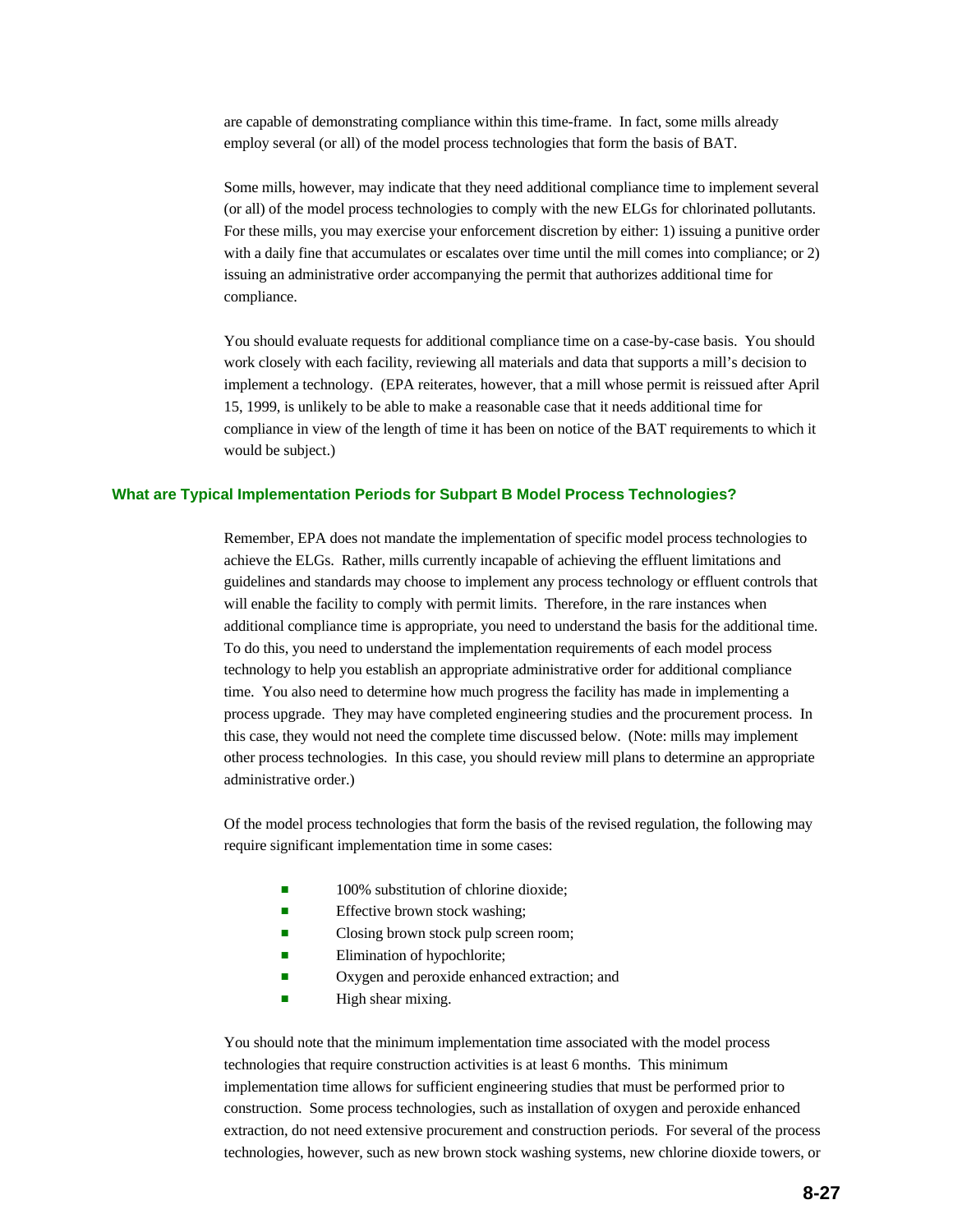are capable of demonstrating compliance within this time-frame. In fact, some mills already employ several (or all) of the model process technologies that form the basis of BAT.

Some mills, however, may indicate that they need additional compliance time to implement several (or all) of the model process technologies to comply with the new ELGs for chlorinated pollutants. For these mills, you may exercise your enforcement discretion by either: 1) issuing a punitive order with a daily fine that accumulates or escalates over time until the mill comes into compliance; or 2) issuing an administrative order accompanying the permit that authorizes additional time for compliance.

You should evaluate requests for additional compliance time on a case-by-case basis. You should work closely with each facility, reviewing all materials and data that supports a mill's decision to implement a technology. (EPA reiterates, however, that a mill whose permit is reissued after April 15, 1999, is unlikely to be able to make a reasonable case that it needs additional time for compliance in view of the length of time it has been on notice of the BAT requirements to which it would be subject.)

### What are Typical Implementation Periods for Subpart B Model Process Technologies?

Remember, EPA does not mandate the implementation of specific model process technologies to achieve the ELGs. Rather, mills currently incapable of achieving the effluent limitations and guidelines and standards may choose to implement any process technology or effluent controls that will enable the facility to comply with permit limits. Therefore, in the rare instances when additional compliance time is appropriate, you need to understand the basis for the additional time. To do this, you need to understand the implementation requirements of each model process technology to help you establish an appropriate administrative order for additional compliance time. You also need to determine how much progress the facility has made in implementing a process upgrade. They may have completed engineering studies and the procurement process. In this case, they would not need the complete time discussed below. (Note: mills may implement other process technologies. In this case, you should review mill plans to determine an appropriate administrative order.)

Of the model process technologies that form the basis of the revised regulation, the following may require significant implementation time in some cases:

- 100% substitution of chlorine dioxide;
- Effective brown stock washing;
- Closing brown stock pulp screen room;
- Elimination of hypochlorite;
- Oxygen and peroxide enhanced extraction; and
- High shear mixing.

You should note that the minimum implementation time associated with the model process technologies that require construction activities is at least 6 months. This minimum implementation time allows for sufficient engineering studies that must be performed prior to construction. Some process technologies, such as installation of oxygen and peroxide enhanced extraction, do not need extensive procurement and construction periods. For several of the process technologies, however, such as new brown stock washing systems, new chlorine dioxide towers, or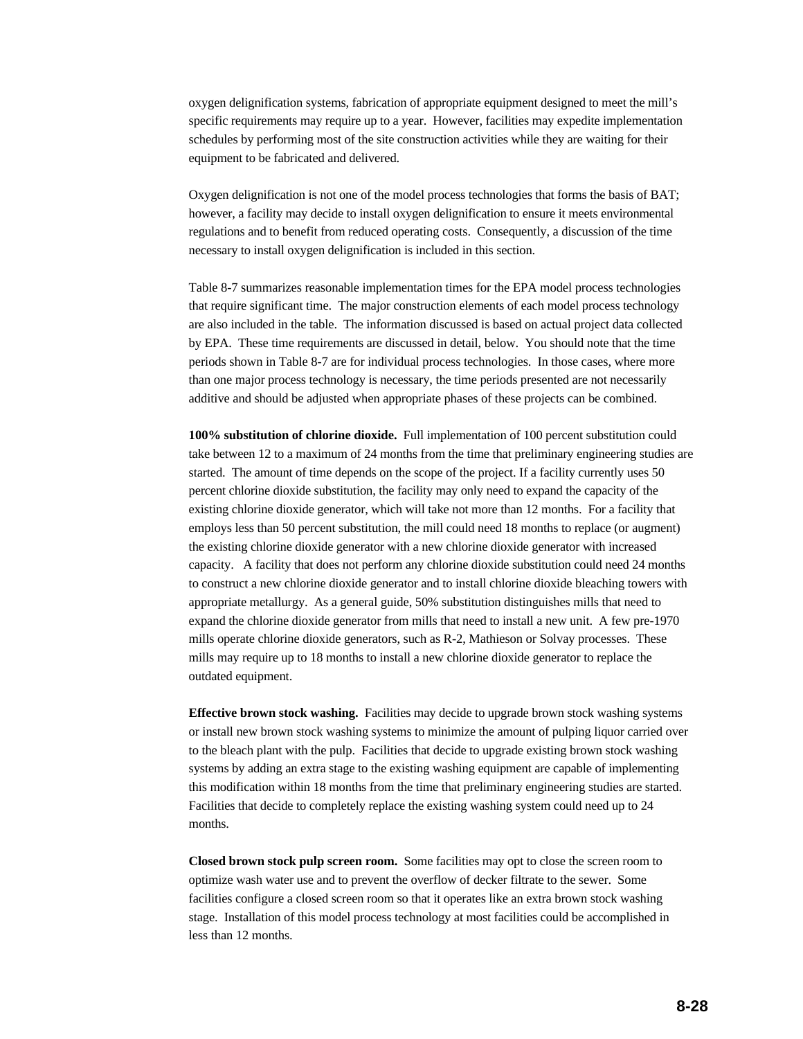oxygen delignification systems, fabrication of appropriate equipment designed to meet the mill's specific requirements may require up to a year. However, facilities may expedite implementation schedules by performing most of the site construction activities while they are waiting for their equipment to be fabricated and delivered.

Oxygen delignification is not one of the model process technologies that forms the basis of BAT; however, a facility may decide to install oxygen delignification to ensure it meets environmental regulations and to benefit from reduced operating costs. Consequently, a discussion of the time necessary to install oxygen delignification is included in this section.

Table 8-7 summarizes reasonable implementation times for the EPA model process technologies that require significant time. The major construction elements of each model process technology are also included in the table. The information discussed is based on actual project data collected by EPA. These time requirements are discussed in detail, below. You should note that the time periods shown in Table 8-7 are for individual process technologies. In those cases, where more than one major process technology is necessary, the time periods presented are not necessarily additive and should be adjusted when appropriate phases of these projects can be combined.

**100% substitution of chlorine dioxide.** Full implementation of 100 percent substitution could take between 12 to a maximum of 24 months from the time that preliminary engineering studies are started. The amount of time depends on the scope of the project. If a facility currently uses 50 percent chlorine dioxide substitution, the facility may only need to expand the capacity of the existing chlorine dioxide generator, which will take not more than 12 months. For a facility that employs less than 50 percent substitution, the mill could need 18 months to replace (or augment) the existing chlorine dioxide generator with a new chlorine dioxide generator with increased capacity. A facility that does not perform any chlorine dioxide substitution could need 24 months to construct a new chlorine dioxide generator and to install chlorine dioxide bleaching towers with appropriate metallurgy. As a general guide, 50% substitution distinguishes mills that need to expand the chlorine dioxide generator from mills that need to install a new unit. A few pre-1970 mills operate chlorine dioxide generators, such as R-2, Mathieson or Solvay processes. These mills may require up to 18 months to install a new chlorine dioxide generator to replace the outdated equipment.

**Effective brown stock washing.** Facilities may decide to upgrade brown stock washing systems or install new brown stock washing systems to minimize the amount of pulping liquor carried over to the bleach plant with the pulp. Facilities that decide to upgrade existing brown stock washing systems by adding an extra stage to the existing washing equipment are capable of implementing this modification within 18 months from the time that preliminary engineering studies are started. Facilities that decide to completely replace the existing washing system could need up to 24 months.

**Closed brown stock pulp screen room.** Some facilities may opt to close the screen room to optimize wash water use and to prevent the overflow of decker filtrate to the sewer. Some facilities configure a closed screen room so that it operates like an extra brown stock washing stage. Installation of this model process technology at most facilities could be accomplished in less than 12 months.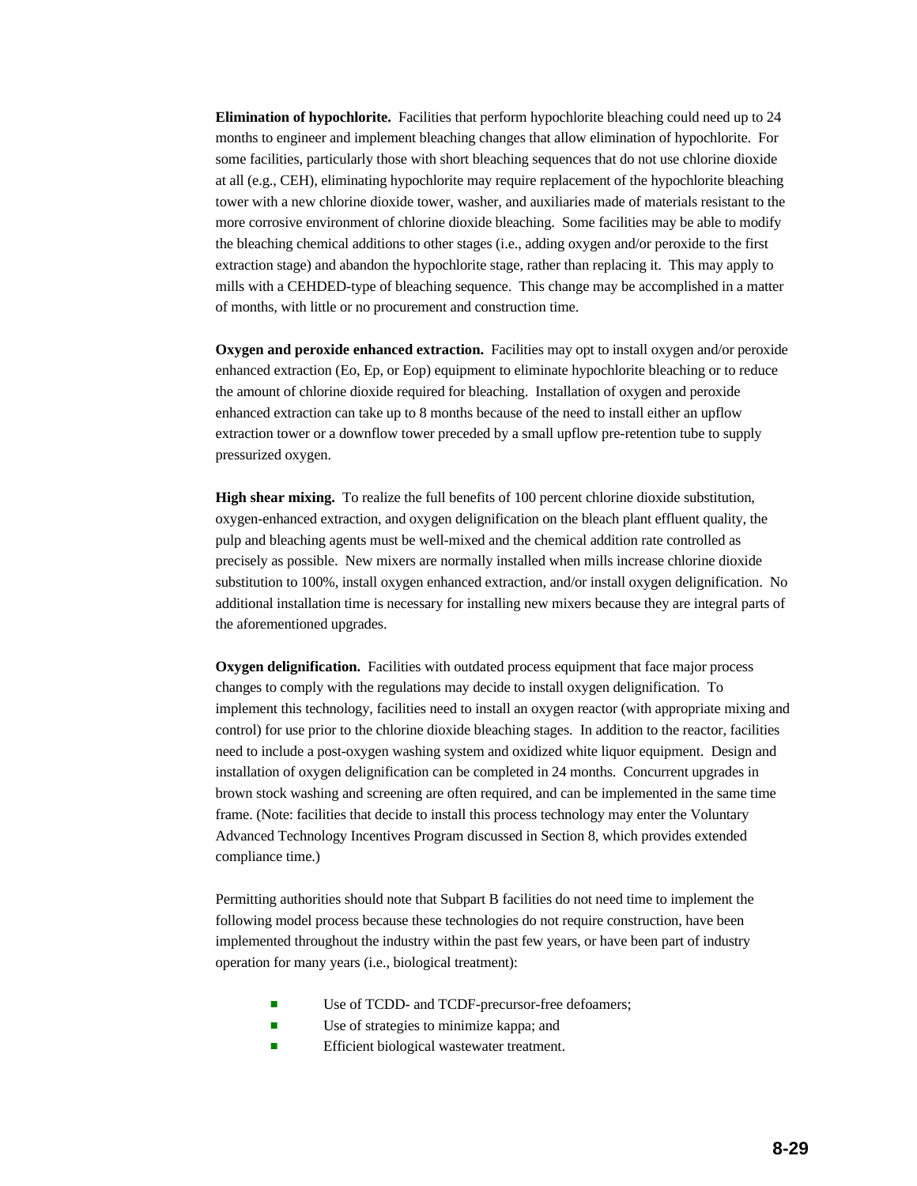**Elimination of hypochlorite.** Facilities that perform hypochlorite bleaching could need up to 24 months to engineer and implement bleaching changes that allow elimination of hypochlorite. For some facilities, particularly those with short bleaching sequences that do not use chlorine dioxide at all (e.g., CEH), eliminating hypochlorite may require replacement of the hypochlorite bleaching tower with a new chlorine dioxide tower, washer, and auxiliaries made of materials resistant to the more corrosive environment of chlorine dioxide bleaching. Some facilities may be able to modify the bleaching chemical additions to other stages (i.e., adding oxygen and/or peroxide to the first extraction stage) and abandon the hypochlorite stage, rather than replacing it. This may apply to mills with a CEHDED-type of bleaching sequence. This change may be accomplished in a matter of months, with little or no procurement and construction time.

**Oxygen and peroxide enhanced extraction.** Facilities may opt to install oxygen and/or peroxide enhanced extraction (Eo, Ep, or Eop) equipment to eliminate hypochlorite bleaching or to reduce the amount of chlorine dioxide required for bleaching. Installation of oxygen and peroxide enhanced extraction can take up to 8 months because of the need to install either an upflow extraction tower or a downflow tower preceded by a small upflow pre-retention tube to supply pressurized oxygen.

**High shear mixing.** To realize the full benefits of 100 percent chlorine dioxide substitution, oxygen-enhanced extraction, and oxygen delignification on the bleach plant effluent quality, the pulp and bleaching agents must be well-mixed and the chemical addition rate controlled as precisely as possible. New mixers are normally installed when mills increase chlorine dioxide substitution to 100%, install oxygen enhanced extraction, and/or install oxygen delignification. No additional installation time is necessary for installing new mixers because they are integral parts of the aforementioned upgrades.

**Oxygen delignification.** Facilities with outdated process equipment that face major process changes to comply with the regulations may decide to install oxygen delignification. To implement this technology, facilities need to install an oxygen reactor (with appropriate mixing and control) for use prior to the chlorine dioxide bleaching stages. In addition to the reactor, facilities need to include a post-oxygen washing system and oxidized white liquor equipment. Design and installation of oxygen delignification can be completed in 24 months. Concurrent upgrades in brown stock washing and screening are often required, and can be implemented in the same time frame. (Note: facilities that decide to install this process technology may enter the Voluntary Advanced Technology Incentives Program discussed in Section 8, which provides extended compliance time.)

Permitting authorities should note that Subpart B facilities do not need time to implement the following model process because these technologies do not require construction, have been implemented throughout the industry within the past few years, or have been part of industry operation for many years (i.e., biological treatment):

- Use of TCDD- and TCDF-precursor-free defoamers;
- Use of strategies to minimize kappa; and
- Efficient biological wastewater treatment.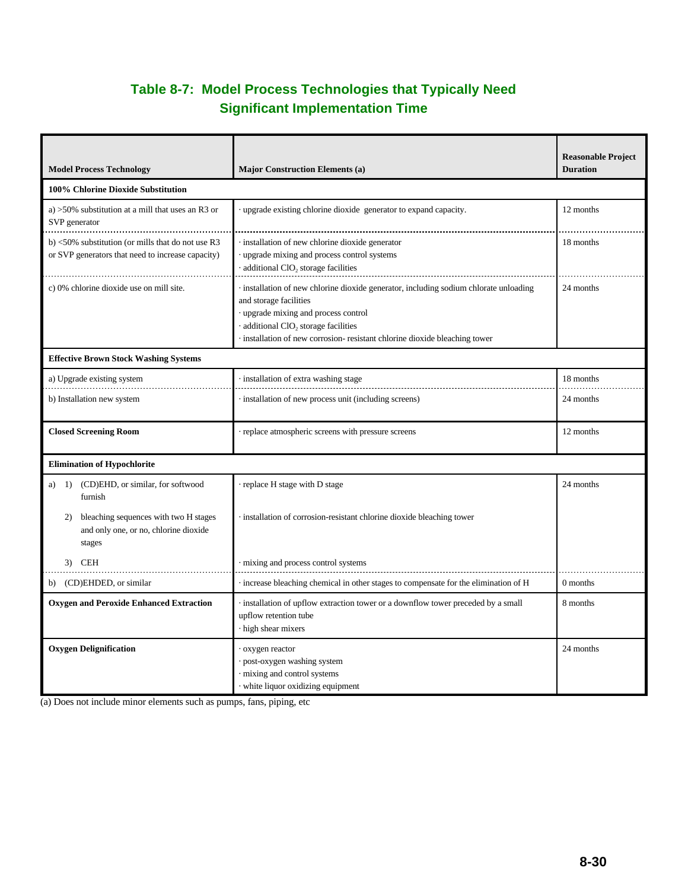## Table 8-7: Model Process Technologies that Typically Need Significant Implementation Time

| Model Process Technology | Major Construction Elements (a) | Reasonable Project Duration |
|---|---|---|
| **100% Chlorine Dioxide Substitution** | | |
| a) >50% substitution at a mill that uses an R3 or SVP generator | · upgrade existing chlorine dioxide generator to expand capacity. | 12 months |
| b) <50% substitution (or mills that do not use R3 or SVP generators that need to increase capacity) | · installation of new chlorine dioxide generator<br>· upgrade mixing and process control systems<br>· additional $ClO_2$ storage facilities | 18 months |
| c) 0% chlorine dioxide use on mill site. | · installation of new chlorine dioxide generator, including sodium chlorate unloading and storage facilities<br>· upgrade mixing and process control<br>· additional $ClO_2$ storage facilities<br>· installation of new corrosion- resistant chlorine dioxide bleaching tower | 24 months |
| **Effective Brown Stock Washing Systems** | | |
| a) Upgrade existing system | · installation of extra washing stage | 18 months |
| b) Installation new system | · installation of new process unit (including screens) | 24 months |
| **Closed Screening Room** | · replace atmospheric screens with pressure screens | 12 months |
| **Elimination of Hypochlorite** | | |
| a) 1) (CD)EHD, or similar, for softwood furnish | · replace H stage with D stage | 24 months |
| 2) bleaching sequences with two H stages and only one, or no, chlorine dioxide stages | · installation of corrosion-resistant chlorine dioxide bleaching tower | |
| 3) CEH | · mixing and process control systems | |
| b) (CD)EHDED, or similar | · increase bleaching chemical in other stages to compensate for the elimination of H | 0 months |
| **Oxygen and Peroxide Enhanced Extraction** | · installation of upflow extraction tower or a downflow tower preceded by a small upflow retention tube<br>· high shear mixers | 8 months |
| **Oxygen Delignification** | · oxygen reactor<br>· post-oxygen washing system<br>· mixing and control systems<br>· white liquor oxidizing equipment | 24 months |

(a) Does not include minor elements such as pumps, fans, piping, etc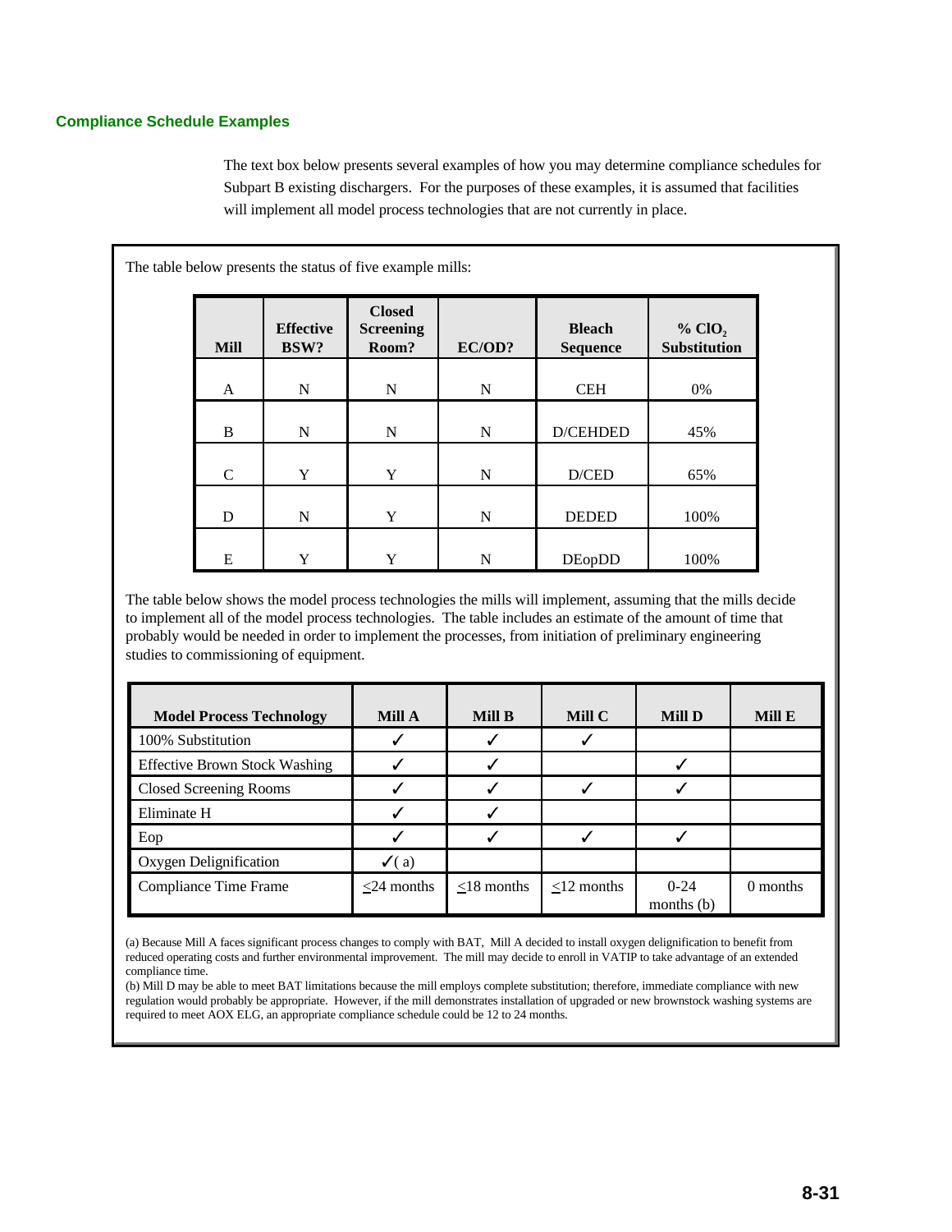### Compliance Schedule Examples

The text box below presents several examples of how you may determine compliance schedules for Subpart B existing dischargers. For the purposes of these examples, it is assumed that facilities will implement all model process technologies that are not currently in place.

The table below presents the status of five example mills:

| Mill | Effective BSW? | Closed Screening Room? | EC/OD? | Bleach Sequence | % $ClO_2$ Substitution |
|---|---|---|---|---|---|
| A | N | N | N | CEH | 0% |
| B | N | N | N | D/CEHDED | 45% |
| C | Y | Y | N | D/CED | 65% |
| D | N | Y | N | DEDED | 100% |
| E | Y | Y | N | DEopDD | 100% |

The table below shows the model process technologies the mills will implement, assuming that the mills decide to implement all of the model process technologies. The table includes an estimate of the amount of time that probably would be needed in order to implement the processes, from initiation of preliminary engineering studies to commissioning of equipment.

| Model Process Technology | Mill A | Mill B | Mill C | Mill D | Mill E |
|---|---|---|---|---|---|
| 100% Substitution | ✓ | ✓ | ✓ | | |
| Effective Brown Stock Washing | ✓ | ✓ | | ✓ | |
| Closed Screening Rooms | ✓ | ✓ | ✓ | ✓ | |
| Eliminate H | ✓ | ✓ | | | |
| Eop | ✓ | ✓ | ✓ | ✓ | |
| Oxygen Delignification | ✓ (a) | | | | |
| Compliance Time Frame | ≤24 months | ≤18 months | ≤12 months | 0-24 months (b) | 0 months |

(a) Because Mill A faces significant process changes to comply with BAT, Mill A decided to install oxygen delignification to benefit from reduced operating costs and further environmental improvement. The mill may decide to enroll in VATIP to take advantage of an extended compliance time.

(b) Mill D may be able to meet BAT limitations because the mill employs complete substitution; therefore, immediate compliance with new regulation would probably be appropriate. However, if the mill demonstrates installation of upgraded or new brownstock washing systems are required to meet AOX ELG, an appropriate compliance schedule could be 12 to 24 months.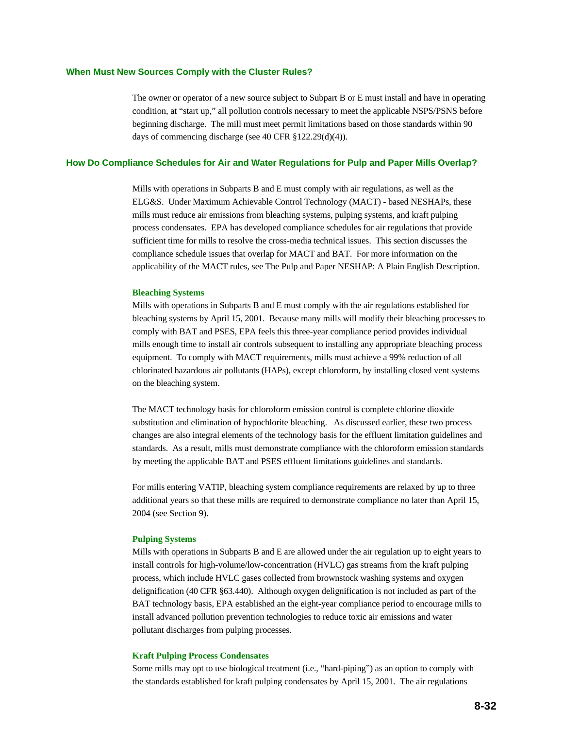## When Must New Sources Comply with the Cluster Rules?

The owner or operator of a new source subject to Subpart B or E must install and have in operating condition, at "start up," all pollution controls necessary to meet the applicable NSPS/PSNS before beginning discharge. The mill must meet permit limitations based on those standards within 90 days of commencing discharge (see 40 CFR §122.29(d)(4)).

## How Do Compliance Schedules for Air and Water Regulations for Pulp and Paper Mills Overlap?

Mills with operations in Subparts B and E must comply with air regulations, as well as the ELG&S. Under Maximum Achievable Control Technology (MACT) - based NESHAPs, these mills must reduce air emissions from bleaching systems, pulping systems, and kraft pulping process condensates. EPA has developed compliance schedules for air regulations that provide sufficient time for mills to resolve the cross-media technical issues. This section discusses the compliance schedule issues that overlap for MACT and BAT. For more information on the applicability of the MACT rules, see The Pulp and Paper NESHAP: A Plain English Description.

### Bleaching Systems

Mills with operations in Subparts B and E must comply with the air regulations established for bleaching systems by April 15, 2001. Because many mills will modify their bleaching processes to comply with BAT and PSES, EPA feels this three-year compliance period provides individual mills enough time to install air controls subsequent to installing any appropriate bleaching process equipment. To comply with MACT requirements, mills must achieve a 99% reduction of all chlorinated hazardous air pollutants (HAPs), except chloroform, by installing closed vent systems on the bleaching system.

The MACT technology basis for chloroform emission control is complete chlorine dioxide substitution and elimination of hypochlorite bleaching. As discussed earlier, these two process changes are also integral elements of the technology basis for the effluent limitation guidelines and standards. As a result, mills must demonstrate compliance with the chloroform emission standards by meeting the applicable BAT and PSES effluent limitations guidelines and standards.

For mills entering VATIP, bleaching system compliance requirements are relaxed by up to three additional years so that these mills are required to demonstrate compliance no later than April 15, 2004 (see Section 9).

### Pulping Systems

Mills with operations in Subparts B and E are allowed under the air regulation up to eight years to install controls for high-volume/low-concentration (HVLC) gas streams from the kraft pulping process, which include HVLC gases collected from brownstock washing systems and oxygen delignification (40 CFR §63.440). Although oxygen delignification is not included as part of the BAT technology basis, EPA established an the eight-year compliance period to encourage mills to install advanced pollution prevention technologies to reduce toxic air emissions and water pollutant discharges from pulping processes.

### Kraft Pulping Process Condensates

Some mills may opt to use biological treatment (i.e., "hard-piping") as an option to comply with the standards established for kraft pulping condensates by April 15, 2001. The air regulations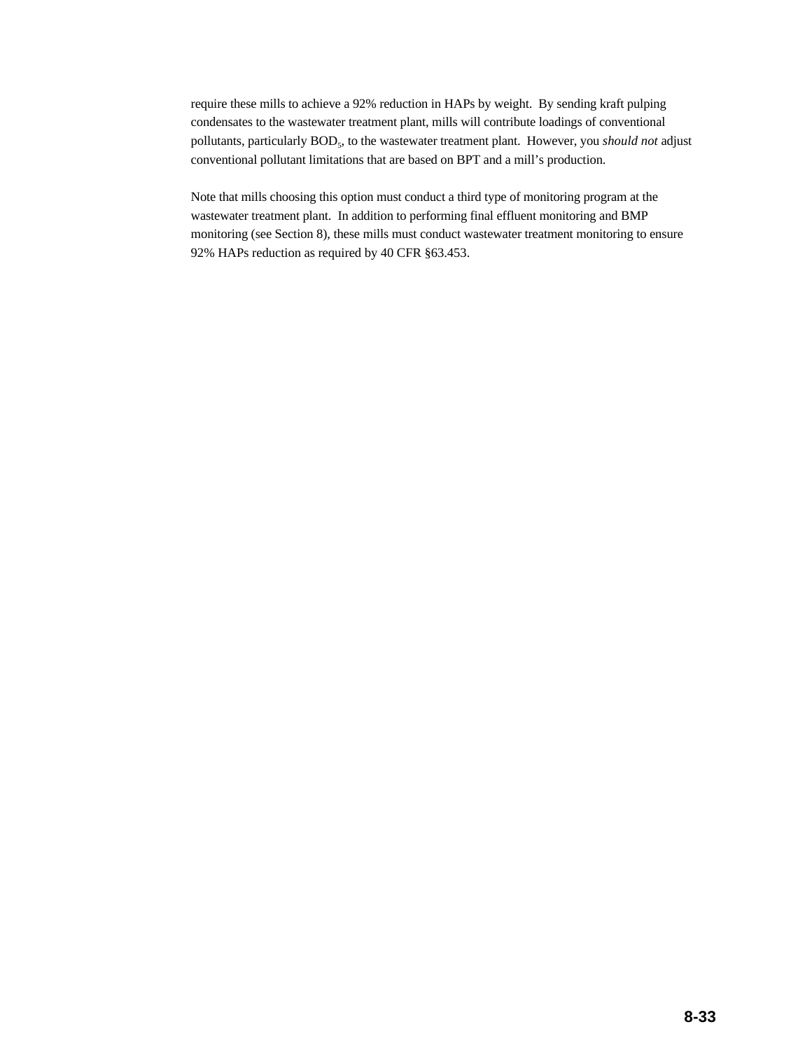require these mills to achieve a 92% reduction in HAPs by weight. By sending kraft pulping condensates to the wastewater treatment plant, mills will contribute loadings of conventional pollutants, particularly $BOD_5$, to the wastewater treatment plant. However, you *should not* adjust conventional pollutant limitations that are based on BPT and a mill's production.

Note that mills choosing this option must conduct a third type of monitoring program at the wastewater treatment plant. In addition to performing final effluent monitoring and BMP monitoring (see Section 8), these mills must conduct wastewater treatment monitoring to ensure 92% HAPs reduction as required by 40 CFR §63.453.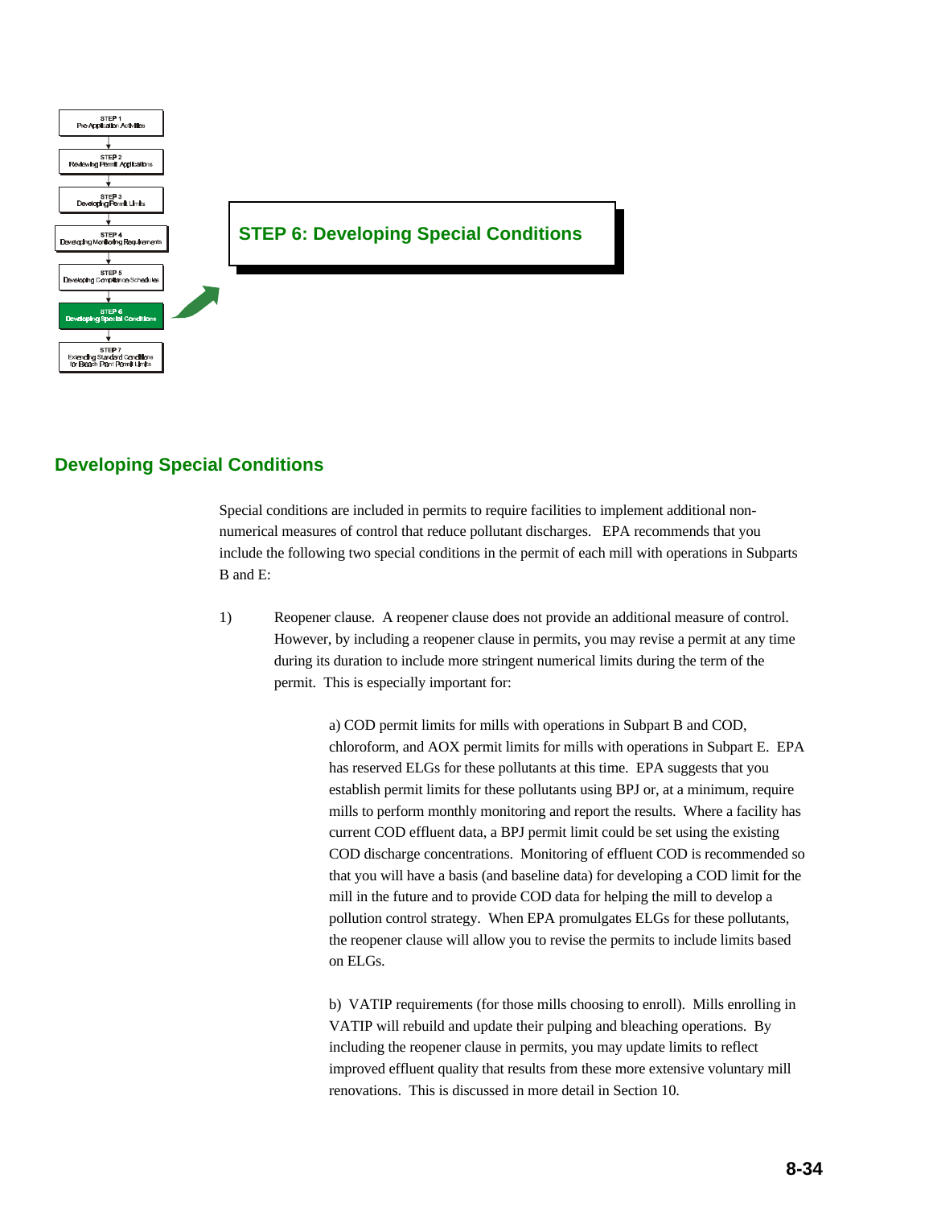STEP 1
Pre-Application Activities

STEP 2
Reviewing Permit Applications

STEP 3
Developing Permit Limits

STEP 4
Developing Monitoring Requirements

STEP 5
Developing Compliance Schedules

STEP 6
Developing Special Conditions

STEP 7
Extending Standard Conditions for Beach Point Permit Limits

## STEP 6: Developing Special Conditions

## Developing Special Conditions

Special conditions are included in permits to require facilities to implement additional non-numerical measures of control that reduce pollutant discharges. EPA recommends that you include the following two special conditions in the permit of each mill with operations in Subparts B and E:

1) Reopener clause. A reopener clause does not provide an additional measure of control. However, by including a reopener clause in permits, you may revise a permit at any time during its duration to include more stringent numerical limits during the term of the permit. This is especially important for:

   a) COD permit limits for mills with operations in Subpart B and COD, chloroform, and AOX permit limits for mills with operations in Subpart E. EPA has reserved ELGs for these pollutants at this time. EPA suggests that you establish permit limits for these pollutants using BPJ or, at a minimum, require mills to perform monthly monitoring and report the results. Where a facility has current COD effluent data, a BPJ permit limit could be set using the existing COD discharge concentrations. Monitoring of effluent COD is recommended so that you will have a basis (and baseline data) for developing a COD limit for the mill in the future and to provide COD data for helping the mill to develop a pollution control strategy. When EPA promulgates ELGs for these pollutants, the reopener clause will allow you to revise the permits to include limits based on ELGs.

   b) VATIP requirements (for those mills choosing to enroll). Mills enrolling in VATIP will rebuild and update their pulping and bleaching operations. By including the reopener clause in permits, you may update limits to reflect improved effluent quality that results from these more extensive voluntary mill renovations. This is discussed in more detail in Section 10.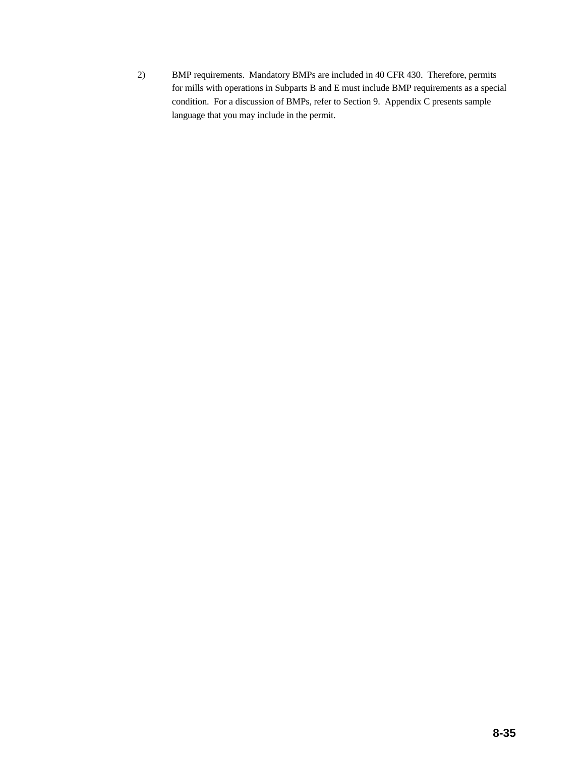2) BMP requirements. Mandatory BMPs are included in 40 CFR 430. Therefore, permits for mills with operations in Subparts B and E must include BMP requirements as a special condition. For a discussion of BMPs, refer to Section 9. Appendix C presents sample language that you may include in the permit.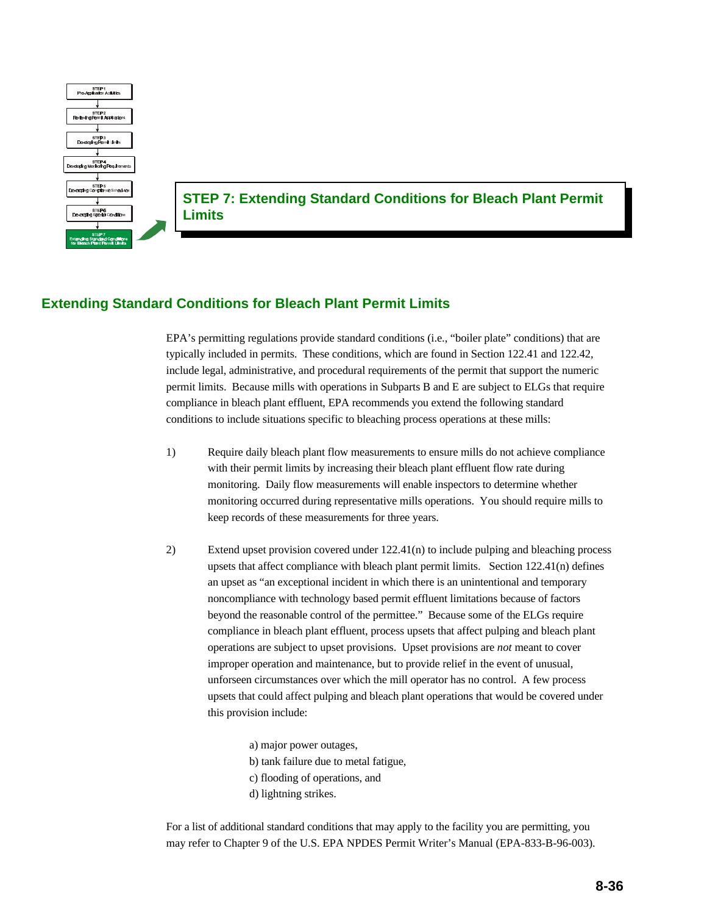# STEP 7: Extending Standard Conditions for Bleach Plant Permit Limits

## Extending Standard Conditions for Bleach Plant Permit Limits

EPA's permitting regulations provide standard conditions (i.e., "boiler plate" conditions) that are typically included in permits. These conditions, which are found in Section 122.41 and 122.42, include legal, administrative, and procedural requirements of the permit that support the numeric permit limits. Because mills with operations in Subparts B and E are subject to ELGs that require compliance in bleach plant effluent, EPA recommends you extend the following standard conditions to include situations specific to bleaching process operations at these mills:

1) Require daily bleach plant flow measurements to ensure mills do not achieve compliance with their permit limits by increasing their bleach plant effluent flow rate during monitoring. Daily flow measurements will enable inspectors to determine whether monitoring occurred during representative mills operations. You should require mills to keep records of these measurements for three years.

2) Extend upset provision covered under 122.41(n) to include pulping and bleaching process upsets that affect compliance with bleach plant permit limits. Section 122.41(n) defines an upset as "an exceptional incident in which there is an unintentional and temporary noncompliance with technology based permit effluent limitations because of factors beyond the reasonable control of the permittee." Because some of the ELGs require compliance in bleach plant effluent, process upsets that affect pulping and bleach plant operations are subject to upset provisions. Upset provisions are *not* meant to cover improper operation and maintenance, but to provide relief in the event of unusual, unforseen circumstances over which the mill operator has no control. A few process upsets that could affect pulping and bleach plant operations that would be covered under this provision include:

   a) major power outages,
   b) tank failure due to metal fatigue,
   c) flooding of operations, and
   d) lightning strikes.

For a list of additional standard conditions that may apply to the facility you are permitting, you may refer to Chapter 9 of the U.S. EPA NPDES Permit Writer's Manual (EPA-833-B-96-003).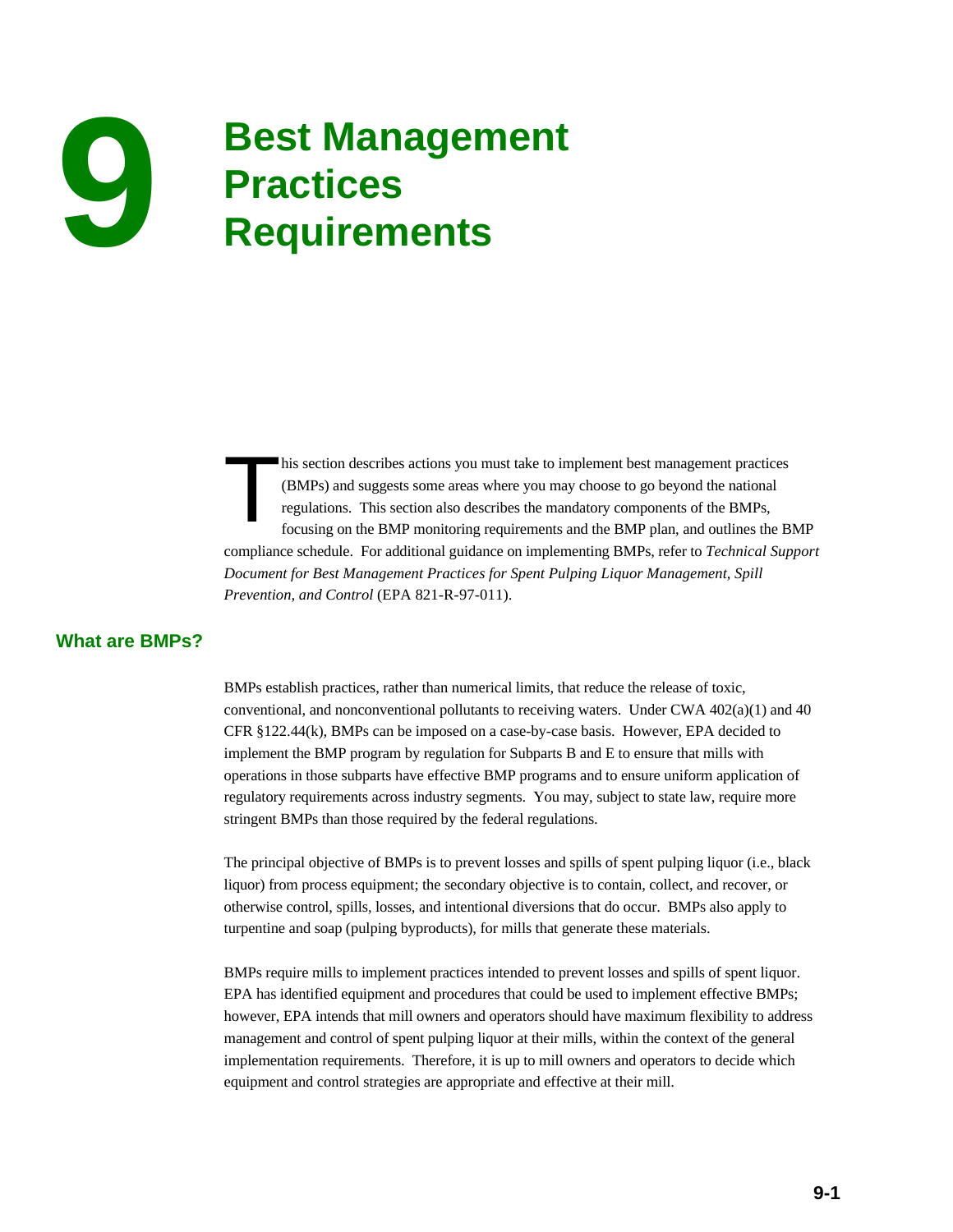# 9 Best Management Practices Requirements

This section describes actions you must take to implement best management practices (BMPs) and suggests some areas where you may choose to go beyond the national regulations. This section also describes the mandatory components of the BMPs, focusing on the BMP monitoring requirements and the BMP plan, and outlines the BMP compliance schedule. For additional guidance on implementing BMPs, refer to *Technical Support Document for Best Management Practices for Spent Pulping Liquor Management, Spill Prevention, and Control* (EPA 821-R-97-011).

## What are BMPs?

BMPs establish practices, rather than numerical limits, that reduce the release of toxic, conventional, and nonconventional pollutants to receiving waters. Under CWA 402(a)(1) and 40 CFR §122.44(k), BMPs can be imposed on a case-by-case basis. However, EPA decided to implement the BMP program by regulation for Subparts B and E to ensure that mills with operations in those subparts have effective BMP programs and to ensure uniform application of regulatory requirements across industry segments. You may, subject to state law, require more stringent BMPs than those required by the federal regulations.

The principal objective of BMPs is to prevent losses and spills of spent pulping liquor (i.e., black liquor) from process equipment; the secondary objective is to contain, collect, and recover, or otherwise control, spills, losses, and intentional diversions that do occur. BMPs also apply to turpentine and soap (pulping byproducts), for mills that generate these materials.

BMPs require mills to implement practices intended to prevent losses and spills of spent liquor. EPA has identified equipment and procedures that could be used to implement effective BMPs; however, EPA intends that mill owners and operators should have maximum flexibility to address management and control of spent pulping liquor at their mills, within the context of the general implementation requirements. Therefore, it is up to mill owners and operators to decide which equipment and control strategies are appropriate and effective at their mill.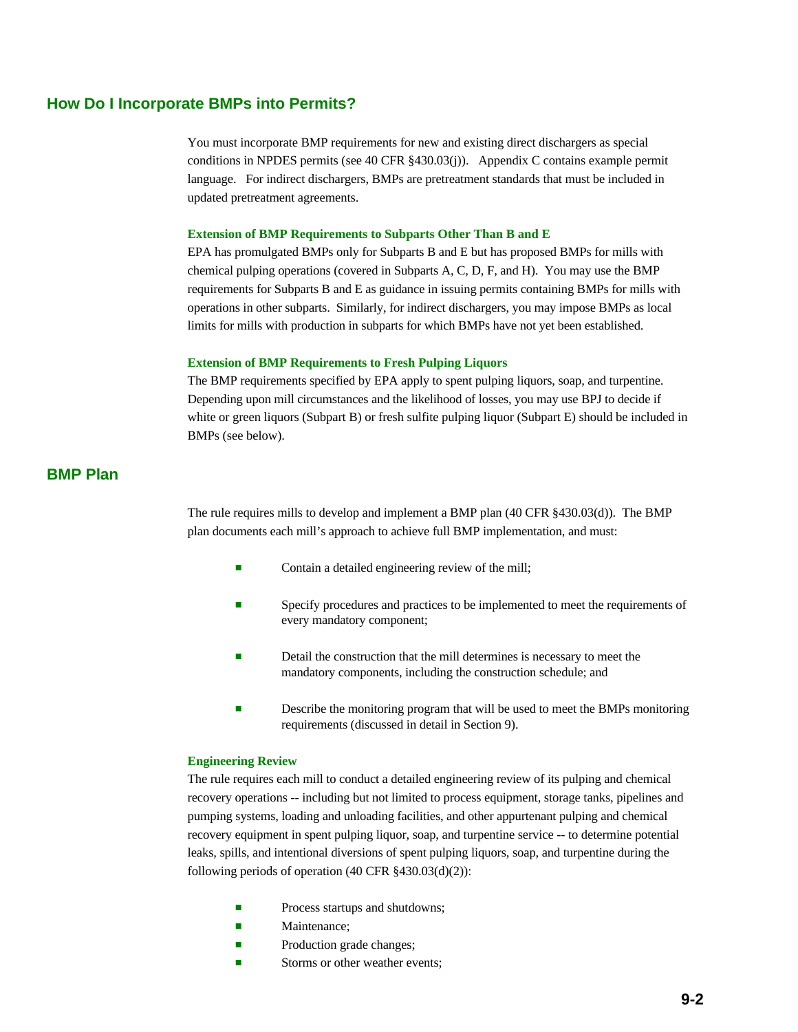## How Do I Incorporate BMPs into Permits?

You must incorporate BMP requirements for new and existing direct dischargers as special conditions in NPDES permits (see 40 CFR §430.03(j)). Appendix C contains example permit language. For indirect dischargers, BMPs are pretreatment standards that must be included in updated pretreatment agreements.

### Extension of BMP Requirements to Subparts Other Than B and E

EPA has promulgated BMPs only for Subparts B and E but has proposed BMPs for mills with chemical pulping operations (covered in Subparts A, C, D, F, and H). You may use the BMP requirements for Subparts B and E as guidance in issuing permits containing BMPs for mills with operations in other subparts. Similarly, for indirect dischargers, you may impose BMPs as local limits for mills with production in subparts for which BMPs have not yet been established.

### Extension of BMP Requirements to Fresh Pulping Liquors

The BMP requirements specified by EPA apply to spent pulping liquors, soap, and turpentine. Depending upon mill circumstances and the likelihood of losses, you may use BPJ to decide if white or green liquors (Subpart B) or fresh sulfite pulping liquor (Subpart E) should be included in BMPs (see below).

## BMP Plan

The rule requires mills to develop and implement a BMP plan (40 CFR §430.03(d)). The BMP plan documents each mill's approach to achieve full BMP implementation, and must:

- Contain a detailed engineering review of the mill;
- Specify procedures and practices to be implemented to meet the requirements of every mandatory component;
- Detail the construction that the mill determines is necessary to meet the mandatory components, including the construction schedule; and
- Describe the monitoring program that will be used to meet the BMPs monitoring requirements (discussed in detail in Section 9).

### Engineering Review

The rule requires each mill to conduct a detailed engineering review of its pulping and chemical recovery operations -- including but not limited to process equipment, storage tanks, pipelines and pumping systems, loading and unloading facilities, and other appurtenant pulping and chemical recovery equipment in spent pulping liquor, soap, and turpentine service -- to determine potential leaks, spills, and intentional diversions of spent pulping liquors, soap, and turpentine during the following periods of operation (40 CFR §430.03(d)(2)):

- Process startups and shutdowns;
- Maintenance;
- Production grade changes;
- Storms or other weather events;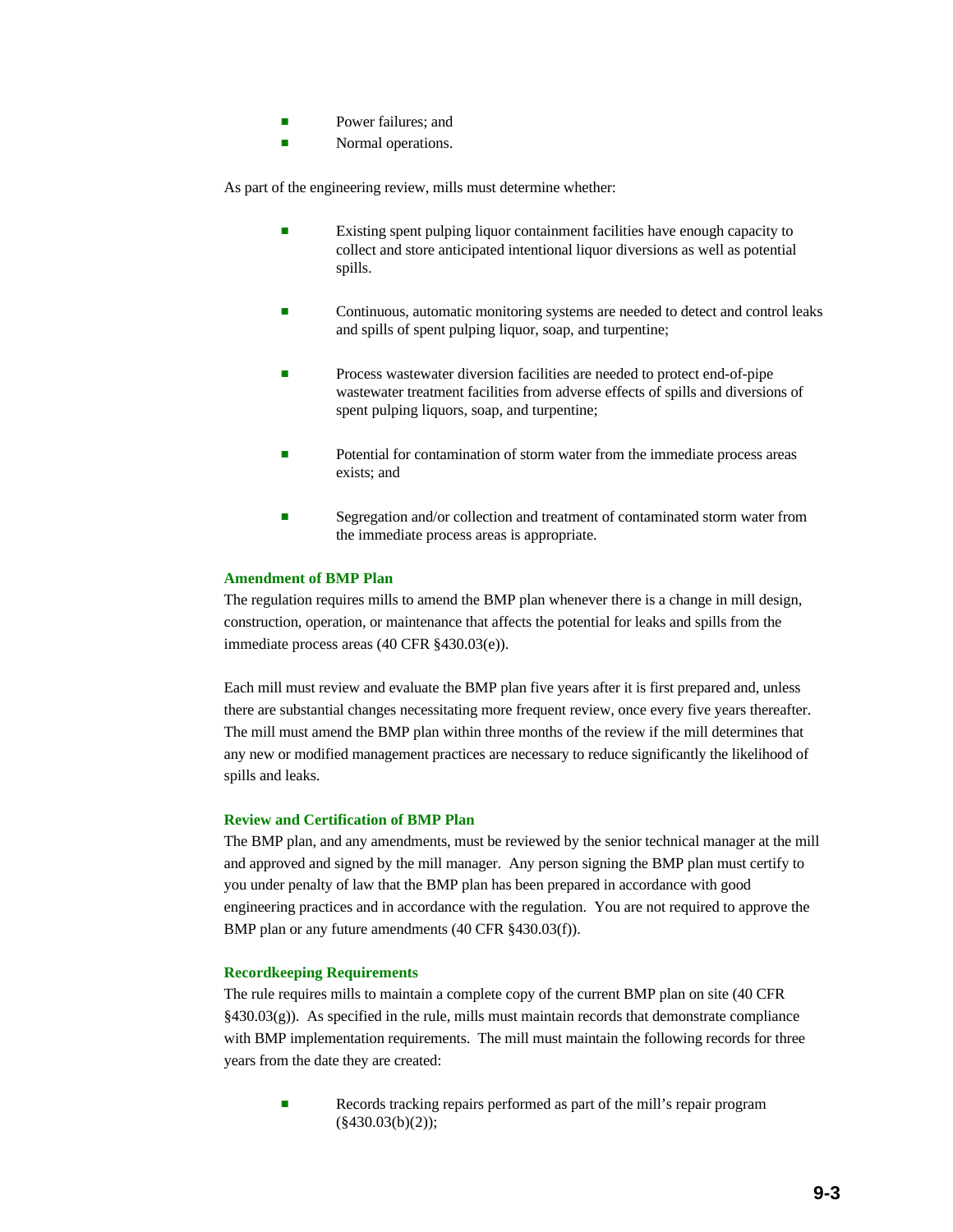- Power failures; and
- Normal operations.

As part of the engineering review, mills must determine whether:

- Existing spent pulping liquor containment facilities have enough capacity to collect and store anticipated intentional liquor diversions as well as potential spills.
- Continuous, automatic monitoring systems are needed to detect and control leaks and spills of spent pulping liquor, soap, and turpentine;
- Process wastewater diversion facilities are needed to protect end-of-pipe wastewater treatment facilities from adverse effects of spills and diversions of spent pulping liquors, soap, and turpentine;
- Potential for contamination of storm water from the immediate process areas exists; and
- Segregation and/or collection and treatment of contaminated storm water from the immediate process areas is appropriate.

### Amendment of BMP Plan

The regulation requires mills to amend the BMP plan whenever there is a change in mill design, construction, operation, or maintenance that affects the potential for leaks and spills from the immediate process areas (40 CFR §430.03(e)).

Each mill must review and evaluate the BMP plan five years after it is first prepared and, unless there are substantial changes necessitating more frequent review, once every five years thereafter. The mill must amend the BMP plan within three months of the review if the mill determines that any new or modified management practices are necessary to reduce significantly the likelihood of spills and leaks.

### Review and Certification of BMP Plan

The BMP plan, and any amendments, must be reviewed by the senior technical manager at the mill and approved and signed by the mill manager. Any person signing the BMP plan must certify to you under penalty of law that the BMP plan has been prepared in accordance with good engineering practices and in accordance with the regulation. You are not required to approve the BMP plan or any future amendments (40 CFR §430.03(f)).

### Recordkeeping Requirements

The rule requires mills to maintain a complete copy of the current BMP plan on site (40 CFR §430.03(g)). As specified in the rule, mills must maintain records that demonstrate compliance with BMP implementation requirements. The mill must maintain the following records for three years from the date they are created:

- Records tracking repairs performed as part of the mill's repair program (§430.03(b)(2));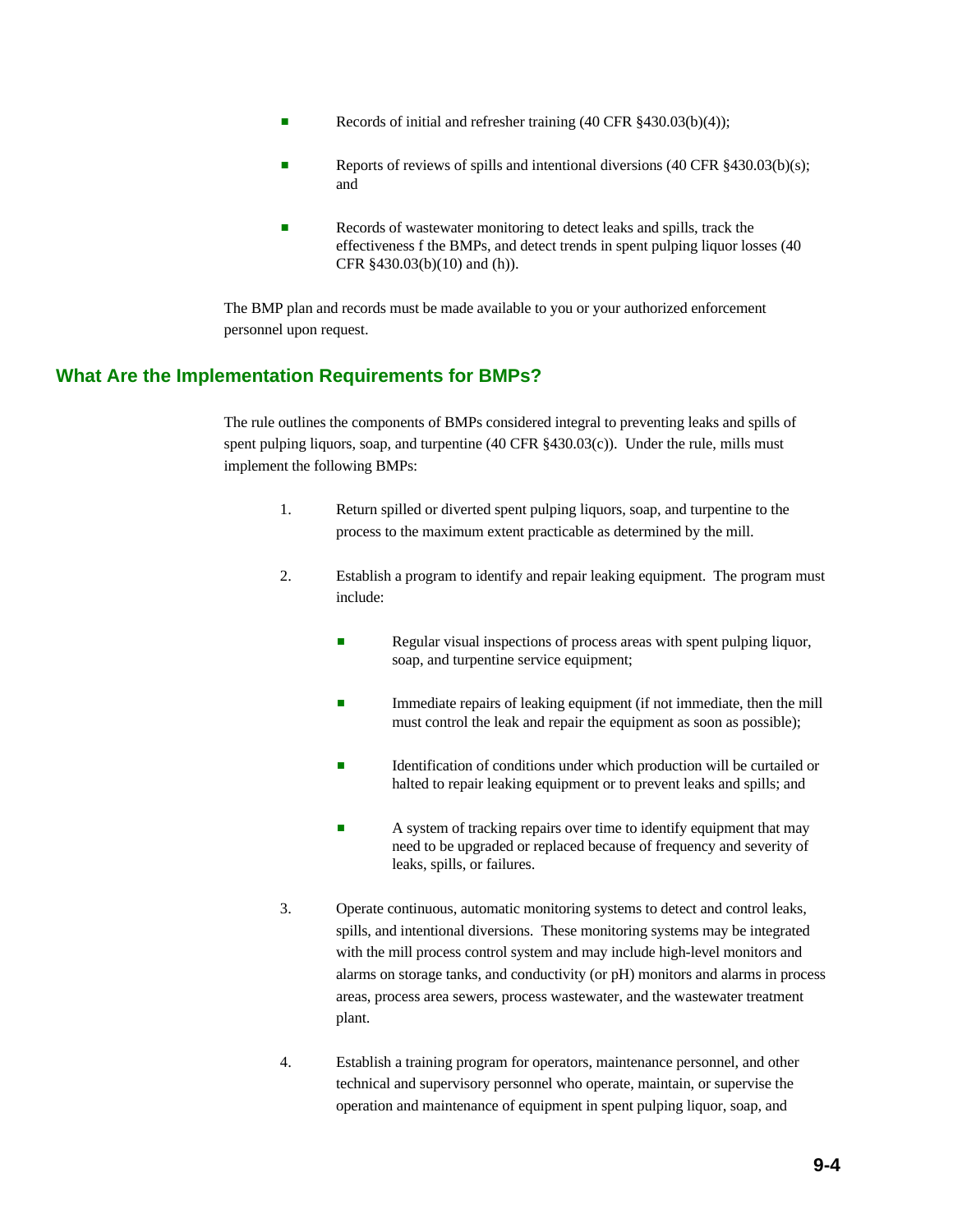- Records of initial and refresher training (40 CFR §430.03(b)(4));
- Reports of reviews of spills and intentional diversions (40 CFR §430.03(b)(s); and
- Records of wastewater monitoring to detect leaks and spills, track the effectiveness f the BMPs, and detect trends in spent pulping liquor losses (40 CFR §430.03(b)(10) and (h)).

The BMP plan and records must be made available to you or your authorized enforcement personnel upon request.

## What Are the Implementation Requirements for BMPs?

The rule outlines the components of BMPs considered integral to preventing leaks and spills of spent pulping liquors, soap, and turpentine (40 CFR §430.03(c)). Under the rule, mills must implement the following BMPs:

1. Return spilled or diverted spent pulping liquors, soap, and turpentine to the process to the maximum extent practicable as determined by the mill.

2. Establish a program to identify and repair leaking equipment. The program must include:

   - Regular visual inspections of process areas with spent pulping liquor, soap, and turpentine service equipment;
   - Immediate repairs of leaking equipment (if not immediate, then the mill must control the leak and repair the equipment as soon as possible);
   - Identification of conditions under which production will be curtailed or halted to repair leaking equipment or to prevent leaks and spills; and
   - A system of tracking repairs over time to identify equipment that may need to be upgraded or replaced because of frequency and severity of leaks, spills, or failures.

3. Operate continuous, automatic monitoring systems to detect and control leaks, spills, and intentional diversions. These monitoring systems may be integrated with the mill process control system and may include high-level monitors and alarms on storage tanks, and conductivity (or pH) monitors and alarms in process areas, process area sewers, process wastewater, and the wastewater treatment plant.

4. Establish a training program for operators, maintenance personnel, and other technical and supervisory personnel who operate, maintain, or supervise the operation and maintenance of equipment in spent pulping liquor, soap, and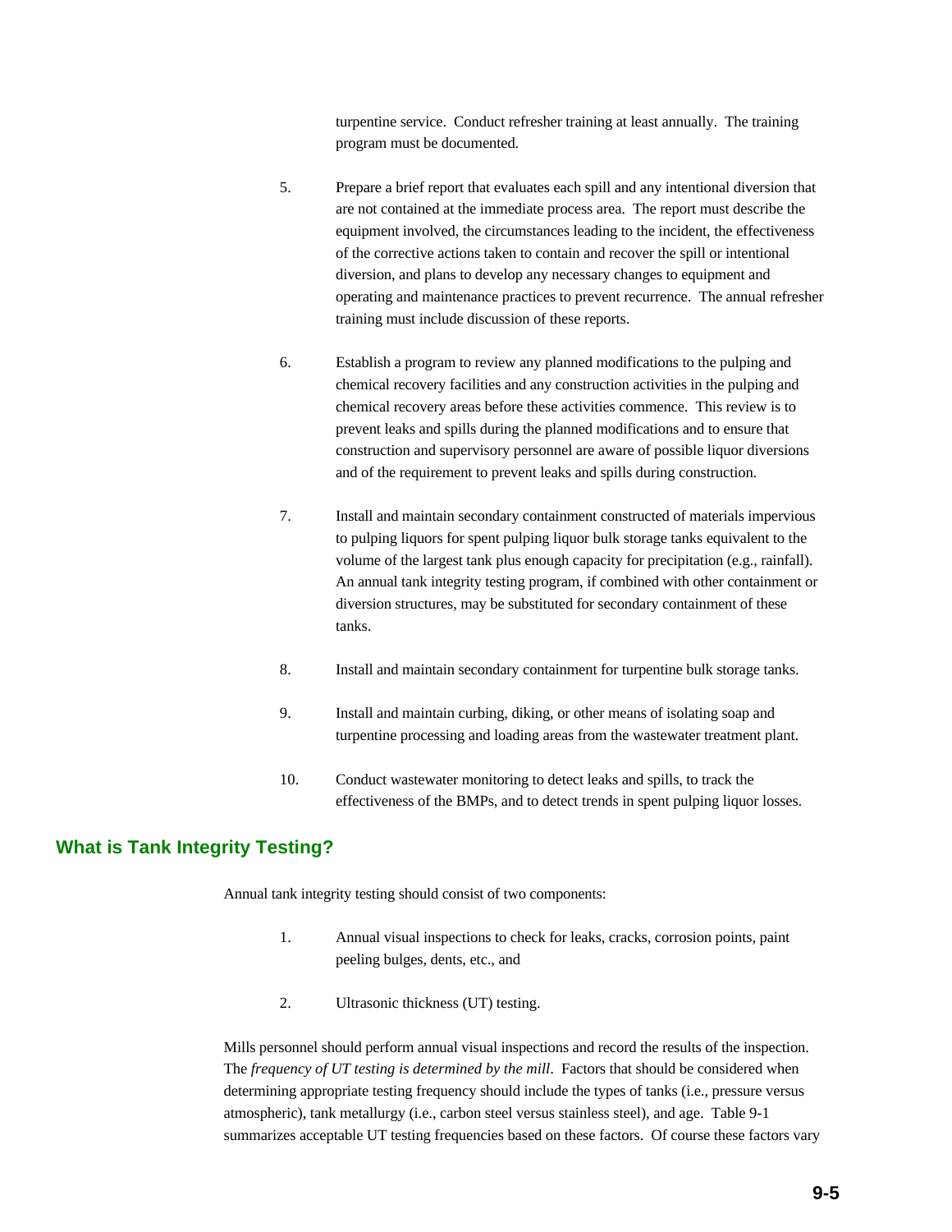turpentine service. Conduct refresher training at least annually. The training program must be documented.

5. Prepare a brief report that evaluates each spill and any intentional diversion that are not contained at the immediate process area. The report must describe the equipment involved, the circumstances leading to the incident, the effectiveness of the corrective actions taken to contain and recover the spill or intentional diversion, and plans to develop any necessary changes to equipment and operating and maintenance practices to prevent recurrence. The annual refresher training must include discussion of these reports.

6. Establish a program to review any planned modifications to the pulping and chemical recovery facilities and any construction activities in the pulping and chemical recovery areas before these activities commence. This review is to prevent leaks and spills during the planned modifications and to ensure that construction and supervisory personnel are aware of possible liquor diversions and of the requirement to prevent leaks and spills during construction.

7. Install and maintain secondary containment constructed of materials impervious to pulping liquors for spent pulping liquor bulk storage tanks equivalent to the volume of the largest tank plus enough capacity for precipitation (e.g., rainfall). An annual tank integrity testing program, if combined with other containment or diversion structures, may be substituted for secondary containment of these tanks.

8. Install and maintain secondary containment for turpentine bulk storage tanks.

9. Install and maintain curbing, diking, or other means of isolating soap and turpentine processing and loading areas from the wastewater treatment plant.

10. Conduct wastewater monitoring to detect leaks and spills, to track the effectiveness of the BMPs, and to detect trends in spent pulping liquor losses.

## What is Tank Integrity Testing?

Annual tank integrity testing should consist of two components:

1. Annual visual inspections to check for leaks, cracks, corrosion points, paint peeling bulges, dents, etc., and

2. Ultrasonic thickness (UT) testing.

Mills personnel should perform annual visual inspections and record the results of the inspection. The *frequency of UT testing is determined by the mill*. Factors that should be considered when determining appropriate testing frequency should include the types of tanks (i.e., pressure versus atmospheric), tank metallurgy (i.e., carbon steel versus stainless steel), and age. Table 9-1 summarizes acceptable UT testing frequencies based on these factors. Of course these factors vary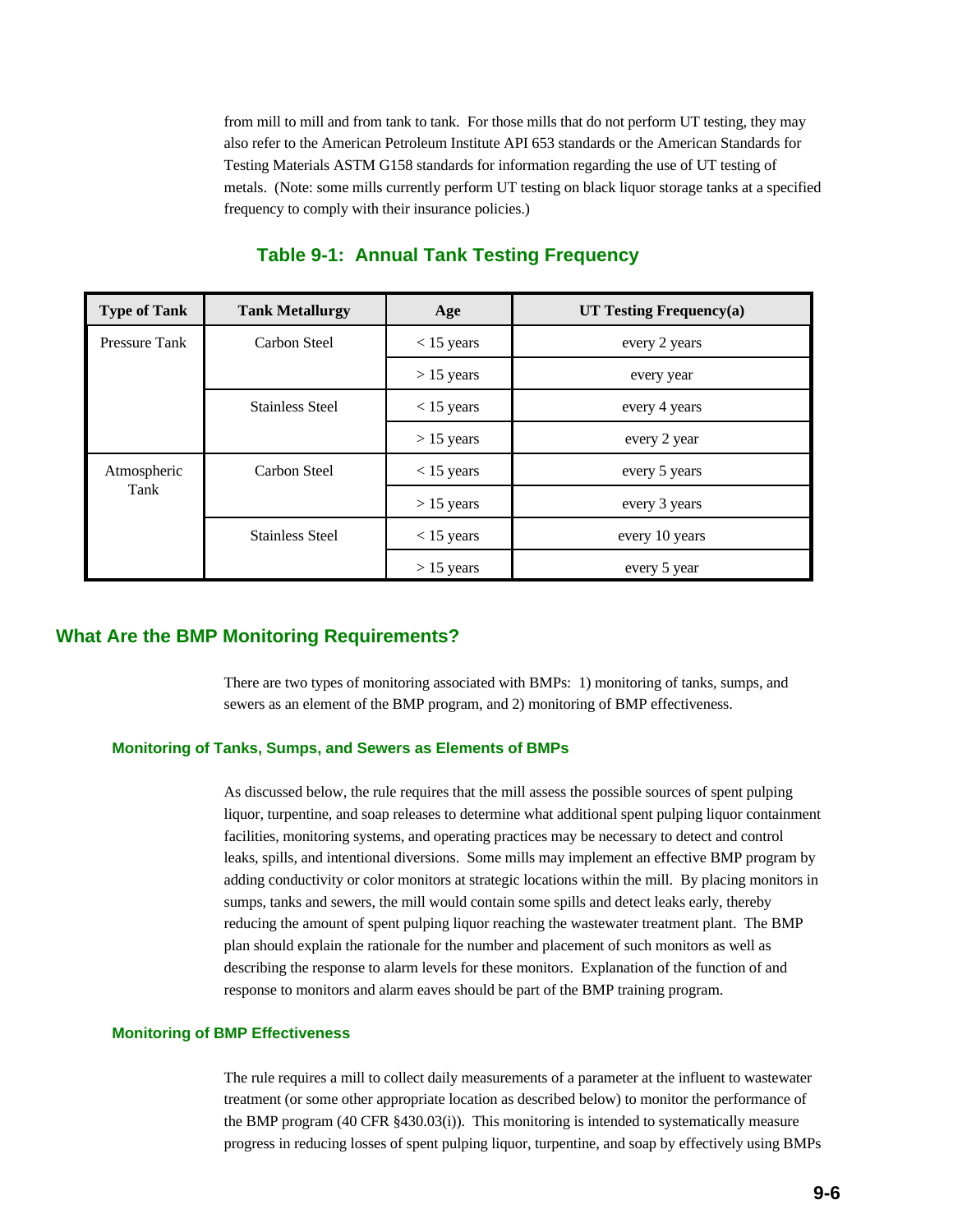from mill to mill and from tank to tank. For those mills that do not perform UT testing, they may also refer to the American Petroleum Institute API 653 standards or the American Standards for Testing Materials ASTM G158 standards for information regarding the use of UT testing of metals. (Note: some mills currently perform UT testing on black liquor storage tanks at a specified frequency to comply with their insurance policies.)

### Table 9-1: Annual Tank Testing Frequency

| Type of Tank | Tank Metallurgy | Age | UT Testing Frequency(a) |
|---|---|---|---|
| Pressure Tank | Carbon Steel | < 15 years | every 2 years |
| | | > 15 years | every year |
| | Stainless Steel | < 15 years | every 4 years |
| | | > 15 years | every 2 year |
| Atmospheric Tank | Carbon Steel | < 15 years | every 5 years |
| | | > 15 years | every 3 years |
| | Stainless Steel | < 15 years | every 10 years |
| | | > 15 years | every 5 year |

## What Are the BMP Monitoring Requirements?

There are two types of monitoring associated with BMPs: 1) monitoring of tanks, sumps, and sewers as an element of the BMP program, and 2) monitoring of BMP effectiveness.

### Monitoring of Tanks, Sumps, and Sewers as Elements of BMPs

As discussed below, the rule requires that the mill assess the possible sources of spent pulping liquor, turpentine, and soap releases to determine what additional spent pulping liquor containment facilities, monitoring systems, and operating practices may be necessary to detect and control leaks, spills, and intentional diversions. Some mills may implement an effective BMP program by adding conductivity or color monitors at strategic locations within the mill. By placing monitors in sumps, tanks and sewers, the mill would contain some spills and detect leaks early, thereby reducing the amount of spent pulping liquor reaching the wastewater treatment plant. The BMP plan should explain the rationale for the number and placement of such monitors as well as describing the response to alarm levels for these monitors. Explanation of the function of and response to monitors and alarm eaves should be part of the BMP training program.

### Monitoring of BMP Effectiveness

The rule requires a mill to collect daily measurements of a parameter at the influent to wastewater treatment (or some other appropriate location as described below) to monitor the performance of the BMP program (40 CFR §430.03(i)). This monitoring is intended to systematically measure progress in reducing losses of spent pulping liquor, turpentine, and soap by effectively using BMPs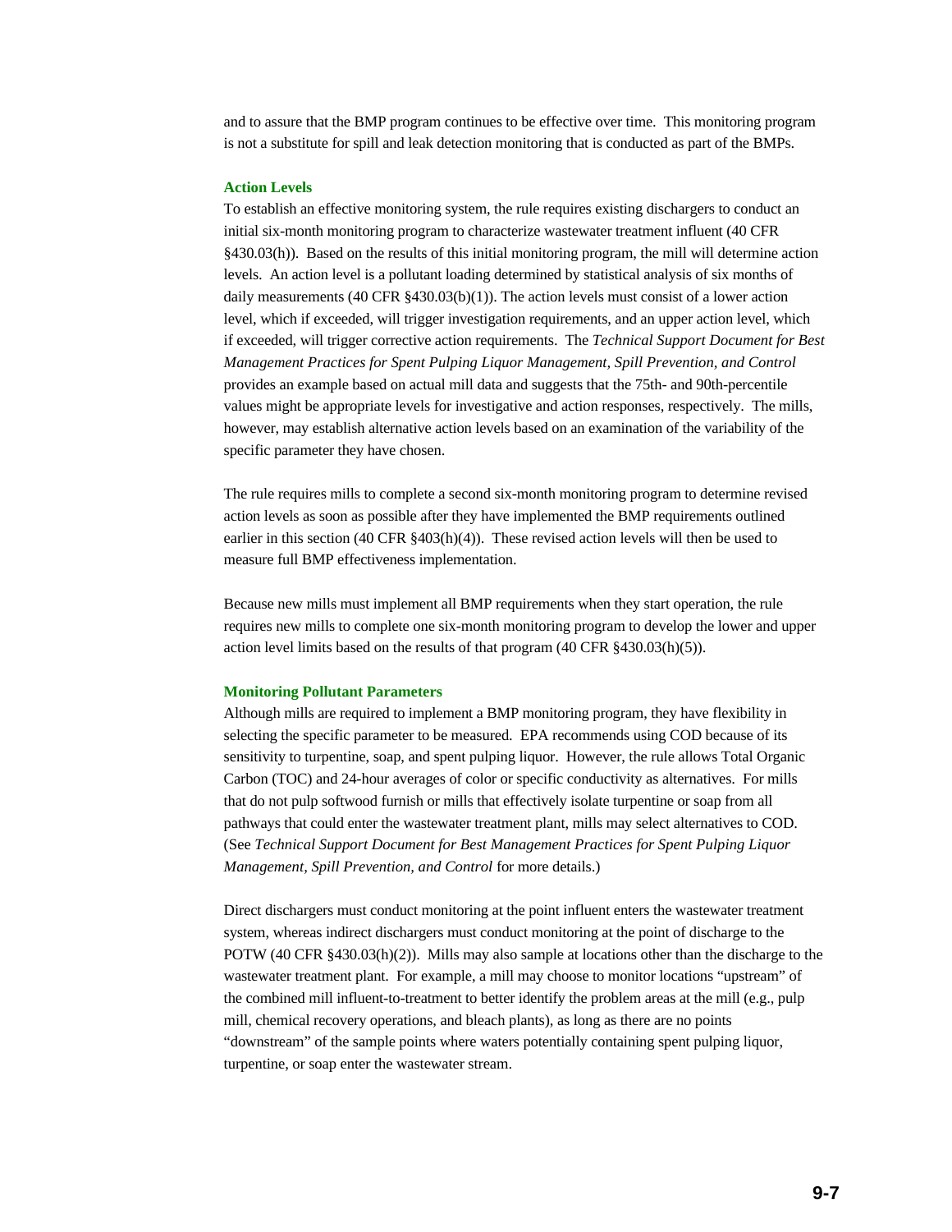and to assure that the BMP program continues to be effective over time. This monitoring program is not a substitute for spill and leak detection monitoring that is conducted as part of the BMPs.

### Action Levels

To establish an effective monitoring system, the rule requires existing dischargers to conduct an initial six-month monitoring program to characterize wastewater treatment influent (40 CFR §430.03(h)). Based on the results of this initial monitoring program, the mill will determine action levels. An action level is a pollutant loading determined by statistical analysis of six months of daily measurements (40 CFR §430.03(b)(1)). The action levels must consist of a lower action level, which if exceeded, will trigger investigation requirements, and an upper action level, which if exceeded, will trigger corrective action requirements. The *Technical Support Document for Best Management Practices for Spent Pulping Liquor Management, Spill Prevention, and Control* provides an example based on actual mill data and suggests that the 75th- and 90th-percentile values might be appropriate levels for investigative and action responses, respectively. The mills, however, may establish alternative action levels based on an examination of the variability of the specific parameter they have chosen.

The rule requires mills to complete a second six-month monitoring program to determine revised action levels as soon as possible after they have implemented the BMP requirements outlined earlier in this section (40 CFR §403(h)(4)). These revised action levels will then be used to measure full BMP effectiveness implementation.

Because new mills must implement all BMP requirements when they start operation, the rule requires new mills to complete one six-month monitoring program to develop the lower and upper action level limits based on the results of that program (40 CFR §430.03(h)(5)).

### Monitoring Pollutant Parameters

Although mills are required to implement a BMP monitoring program, they have flexibility in selecting the specific parameter to be measured. EPA recommends using COD because of its sensitivity to turpentine, soap, and spent pulping liquor. However, the rule allows Total Organic Carbon (TOC) and 24-hour averages of color or specific conductivity as alternatives. For mills that do not pulp softwood furnish or mills that effectively isolate turpentine or soap from all pathways that could enter the wastewater treatment plant, mills may select alternatives to COD. (See *Technical Support Document for Best Management Practices for Spent Pulping Liquor Management, Spill Prevention, and Control* for more details.)

Direct dischargers must conduct monitoring at the point influent enters the wastewater treatment system, whereas indirect dischargers must conduct monitoring at the point of discharge to the POTW (40 CFR §430.03(h)(2)). Mills may also sample at locations other than the discharge to the wastewater treatment plant. For example, a mill may choose to monitor locations "upstream" of the combined mill influent-to-treatment to better identify the problem areas at the mill (e.g., pulp mill, chemical recovery operations, and bleach plants), as long as there are no points "downstream" of the sample points where waters potentially containing spent pulping liquor, turpentine, or soap enter the wastewater stream.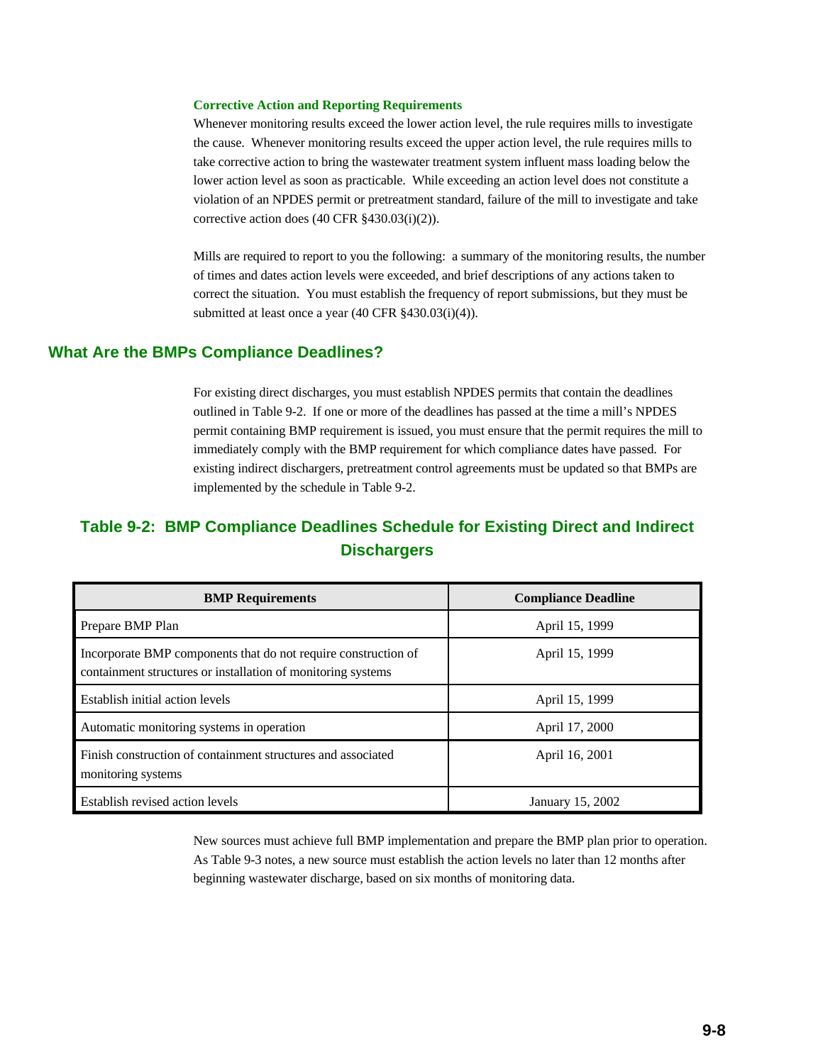### Corrective Action and Reporting Requirements

Whenever monitoring results exceed the lower action level, the rule requires mills to investigate the cause. Whenever monitoring results exceed the upper action level, the rule requires mills to take corrective action to bring the wastewater treatment system influent mass loading below the lower action level as soon as practicable. While exceeding an action level does not constitute a violation of an NPDES permit or pretreatment standard, failure of the mill to investigate and take corrective action does (40 CFR §430.03(i)(2)).

Mills are required to report to you the following: a summary of the monitoring results, the number of times and dates action levels were exceeded, and brief descriptions of any actions taken to correct the situation. You must establish the frequency of report submissions, but they must be submitted at least once a year (40 CFR §430.03(i)(4)).

## What Are the BMPs Compliance Deadlines?

For existing direct discharges, you must establish NPDES permits that contain the deadlines outlined in Table 9-2. If one or more of the deadlines has passed at the time a mill's NPDES permit containing BMP requirement is issued, you must ensure that the permit requires the mill to immediately comply with the BMP requirement for which compliance dates have passed. For existing indirect dischargers, pretreatment control agreements must be updated so that BMPs are implemented by the schedule in Table 9-2.

### Table 9-2: BMP Compliance Deadlines Schedule for Existing Direct and Indirect Dischargers

| BMP Requirements | Compliance Deadline |
|---|---|
| Prepare BMP Plan | April 15, 1999 |
| Incorporate BMP components that do not require construction of containment structures or installation of monitoring systems | April 15, 1999 |
| Establish initial action levels | April 15, 1999 |
| Automatic monitoring systems in operation | April 17, 2000 |
| Finish construction of containment structures and associated monitoring systems | April 16, 2001 |
| Establish revised action levels | January 15, 2002 |

New sources must achieve full BMP implementation and prepare the BMP plan prior to operation. As Table 9-3 notes, a new source must establish the action levels no later than 12 months after beginning wastewater discharge, based on six months of monitoring data.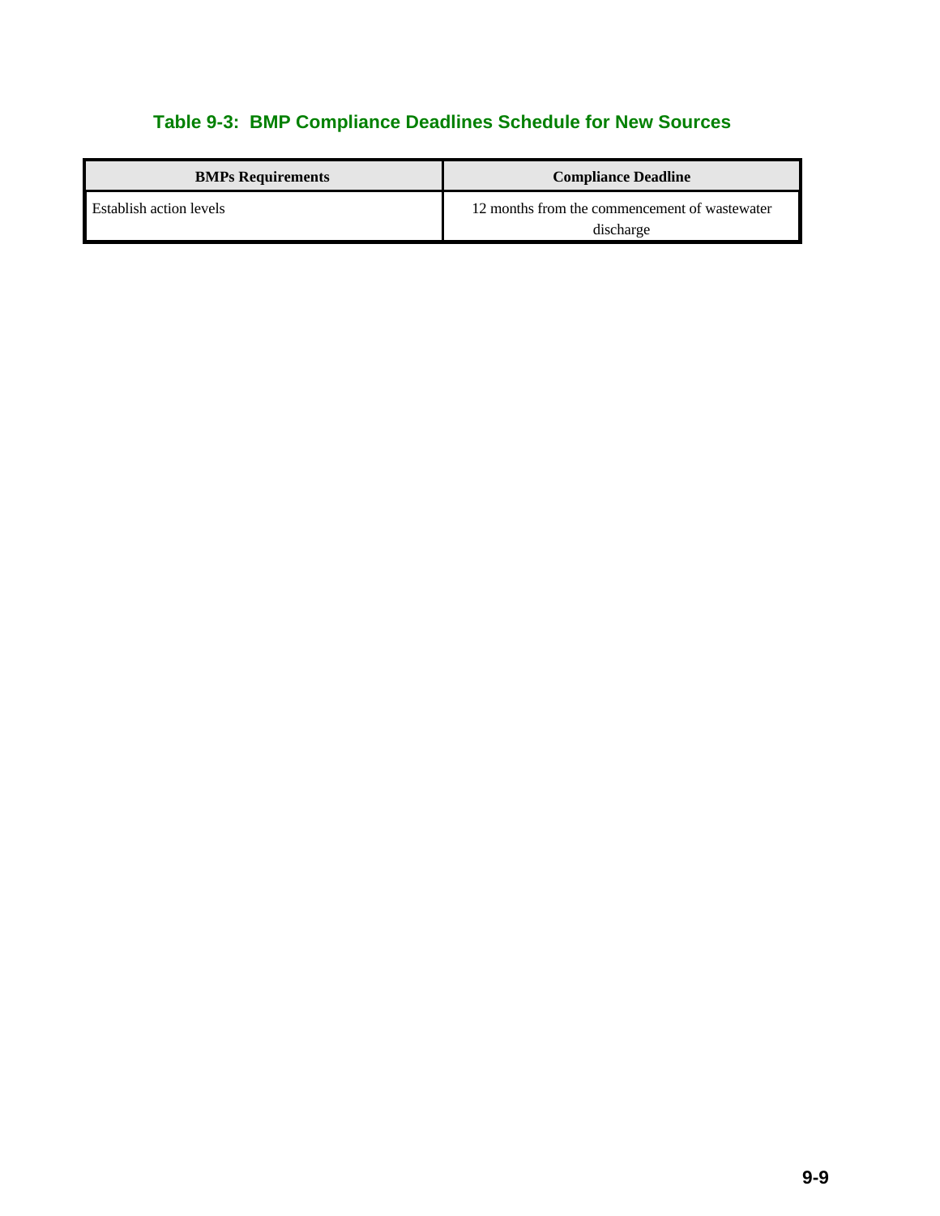### Table 9-3: BMP Compliance Deadlines Schedule for New Sources

| BMPs Requirements | Compliance Deadline |
| --- | --- |
| Establish action levels | 12 months from the commencement of wastewater discharge |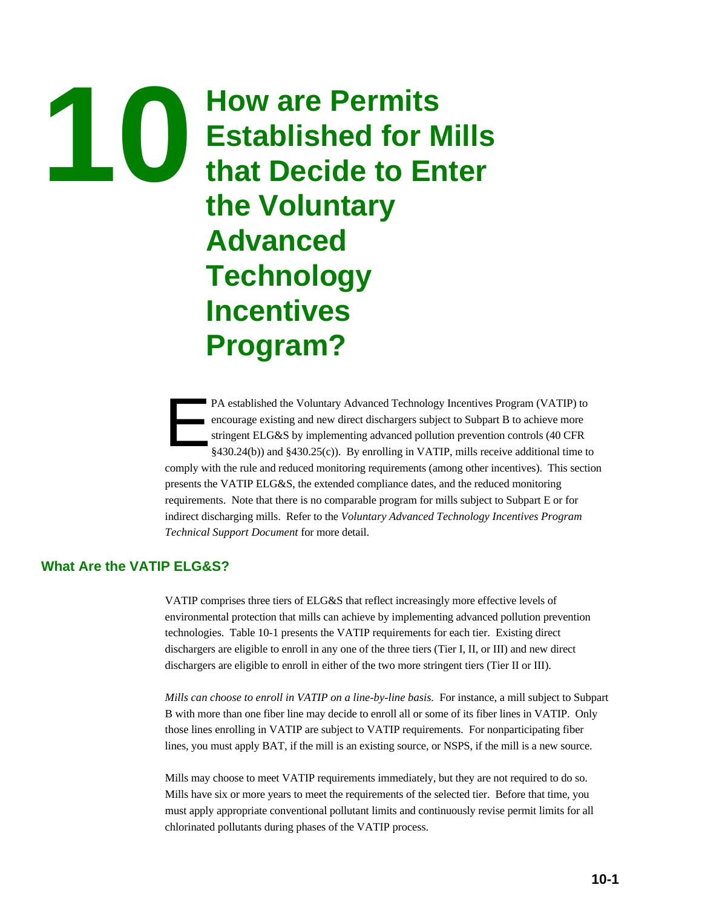# 10 How are Permits Established for Mills that Decide to Enter the Voluntary Advanced Technology Incentives Program?

EPA established the Voluntary Advanced Technology Incentives Program (VATIP) to encourage existing and new direct dischargers subject to Subpart B to achieve more stringent ELG&S by implementing advanced pollution prevention controls (40 CFR §430.24(b)) and §430.25(c)). By enrolling in VATIP, mills receive additional time to comply with the rule and reduced monitoring requirements (among other incentives). This section presents the VATIP ELG&S, the extended compliance dates, and the reduced monitoring requirements. Note that there is no comparable program for mills subject to Subpart E or for indirect discharging mills. Refer to the *Voluntary Advanced Technology Incentives Program Technical Support Document* for more detail.

## What Are the VATIP ELG&S?

VATIP comprises three tiers of ELG&S that reflect increasingly more effective levels of environmental protection that mills can achieve by implementing advanced pollution prevention technologies. Table 10-1 presents the VATIP requirements for each tier. Existing direct dischargers are eligible to enroll in any one of the three tiers (Tier I, II, or III) and new direct dischargers are eligible to enroll in either of the two more stringent tiers (Tier II or III).

*Mills can choose to enroll in VATIP on a line-by-line basis.* For instance, a mill subject to Subpart B with more than one fiber line may decide to enroll all or some of its fiber lines in VATIP. Only those lines enrolling in VATIP are subject to VATIP requirements. For nonparticipating fiber lines, you must apply BAT, if the mill is an existing source, or NSPS, if the mill is a new source.

Mills may choose to meet VATIP requirements immediately, but they are not required to do so. Mills have six or more years to meet the requirements of the selected tier. Before that time, you must apply appropriate conventional pollutant limits and continuously revise permit limits for all chlorinated pollutants during phases of the VATIP process.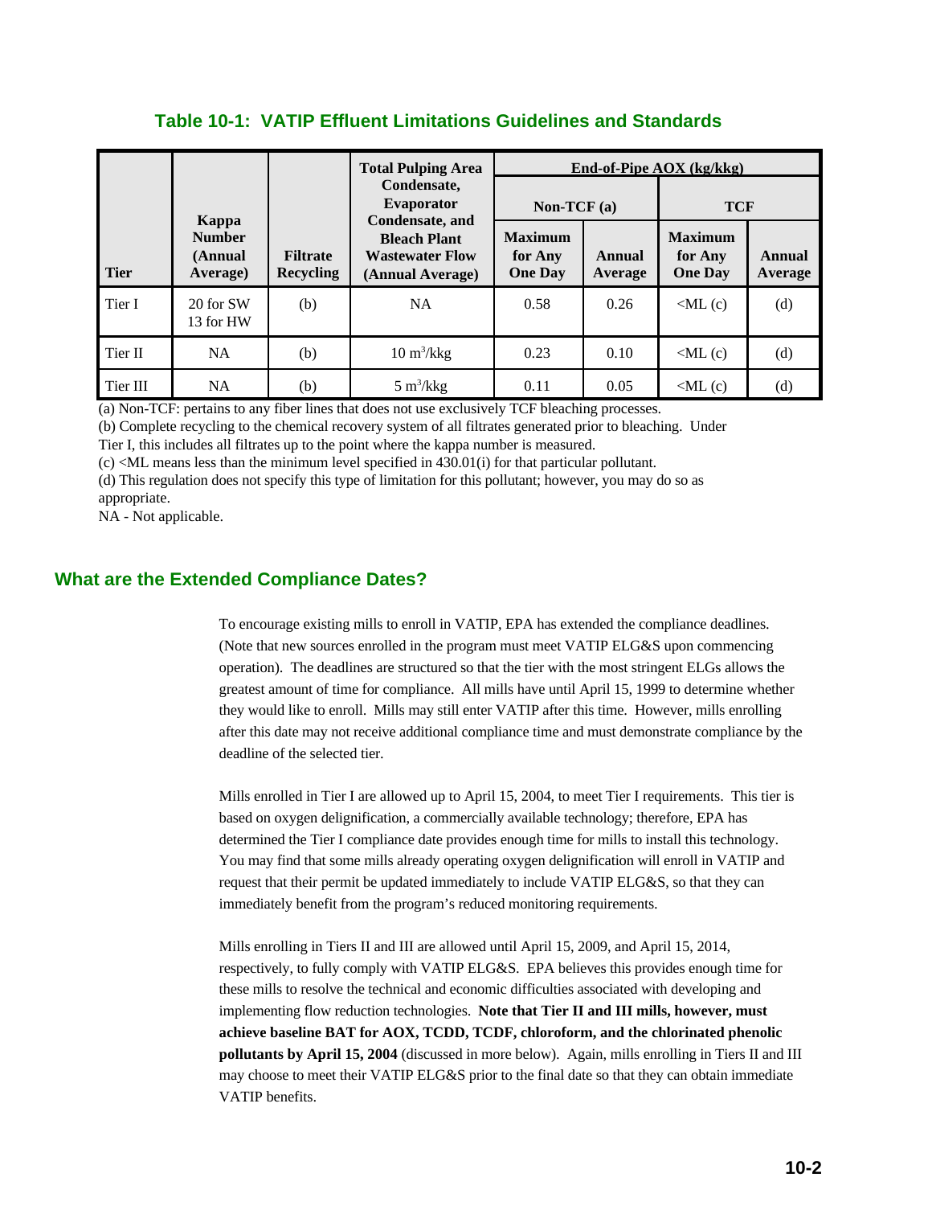## Table 10-1: VATIP Effluent Limitations Guidelines and Standards

| Tier | Kappa Number (Annual Average) | Filtrate Recycling | Total Pulping Area Condensate, Evaporator Condensate, and Bleach Plant Wastewater Flow (Annual Average) | End-of-Pipe AOX (kg/kkg) | | | |
|---|---|---|---|---|---|---|---|
| | | | | Non-TCF (a) | | TCF | |
| | | | | Maximum for Any One Day | Annual Average | Maximum for Any One Day | Annual Average |
| Tier I | 20 for SW 13 for HW | (b) | NA | 0.58 | 0.26 | <ML (c) | (d) |
| Tier II | NA | (b) | 10 $m^3$/kkg | 0.23 | 0.10 | <ML (c) | (d) |
| Tier III | NA | (b) | 5 $m^3$/kkg | 0.11 | 0.05 | <ML (c) | (d) |

(a) Non-TCF: pertains to any fiber lines that does not use exclusively TCF bleaching processes.

(b) Complete recycling to the chemical recovery system of all filtrates generated prior to bleaching. Under Tier I, this includes all filtrates up to the point where the kappa number is measured.

(c) <ML means less than the minimum level specified in 430.01(i) for that particular pollutant.

(d) This regulation does not specify this type of limitation for this pollutant; however, you may do so as appropriate.

NA - Not applicable.

## What are the Extended Compliance Dates?

To encourage existing mills to enroll in VATIP, EPA has extended the compliance deadlines. (Note that new sources enrolled in the program must meet VATIP ELG&S upon commencing operation). The deadlines are structured so that the tier with the most stringent ELGs allows the greatest amount of time for compliance. All mills have until April 15, 1999 to determine whether they would like to enroll. Mills may still enter VATIP after this time. However, mills enrolling after this date may not receive additional compliance time and must demonstrate compliance by the deadline of the selected tier.

Mills enrolled in Tier I are allowed up to April 15, 2004, to meet Tier I requirements. This tier is based on oxygen delignification, a commercially available technology; therefore, EPA has determined the Tier I compliance date provides enough time for mills to install this technology. You may find that some mills already operating oxygen delignification will enroll in VATIP and request that their permit be updated immediately to include VATIP ELG&S, so that they can immediately benefit from the program's reduced monitoring requirements.

Mills enrolling in Tiers II and III are allowed until April 15, 2009, and April 15, 2014, respectively, to fully comply with VATIP ELG&S. EPA believes this provides enough time for these mills to resolve the technical and economic difficulties associated with developing and implementing flow reduction technologies. **Note that Tier II and III mills, however, must achieve baseline BAT for AOX, TCDD, TCDF, chloroform, and the chlorinated phenolic pollutants by April 15, 2004** (discussed in more below). Again, mills enrolling in Tiers II and III may choose to meet their VATIP ELG&S prior to the final date so that they can obtain immediate VATIP benefits.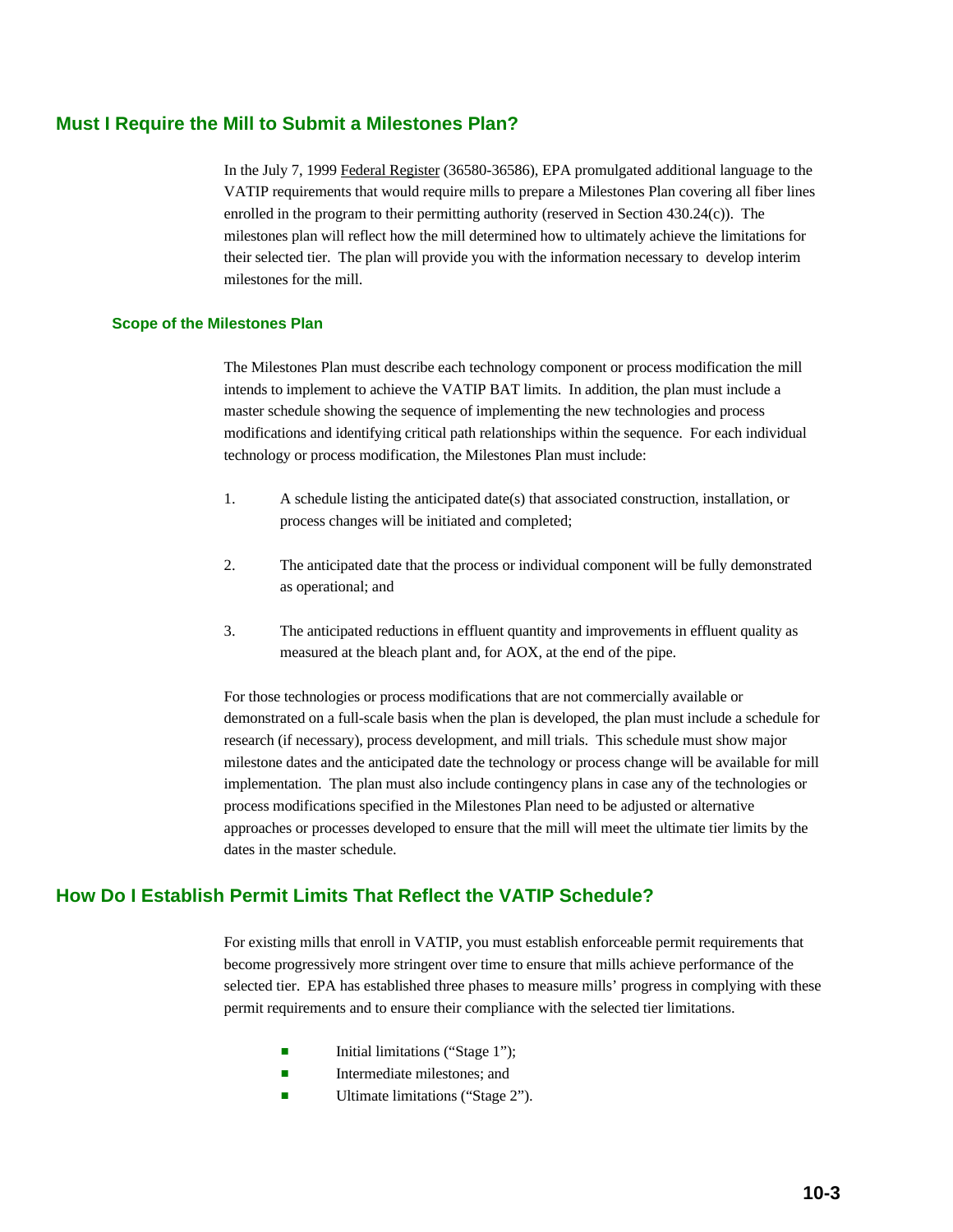## Must I Require the Mill to Submit a Milestones Plan?

In the July 7, 1999 Federal Register (36580-36586), EPA promulgated additional language to the VATIP requirements that would require mills to prepare a Milestones Plan covering all fiber lines enrolled in the program to their permitting authority (reserved in Section 430.24(c)). The milestones plan will reflect how the mill determined how to ultimately achieve the limitations for their selected tier. The plan will provide you with the information necessary to develop interim milestones for the mill.

### Scope of the Milestones Plan

The Milestones Plan must describe each technology component or process modification the mill intends to implement to achieve the VATIP BAT limits. In addition, the plan must include a master schedule showing the sequence of implementing the new technologies and process modifications and identifying critical path relationships within the sequence. For each individual technology or process modification, the Milestones Plan must include:

1. A schedule listing the anticipated date(s) that associated construction, installation, or process changes will be initiated and completed;

2. The anticipated date that the process or individual component will be fully demonstrated as operational; and

3. The anticipated reductions in effluent quantity and improvements in effluent quality as measured at the bleach plant and, for AOX, at the end of the pipe.

For those technologies or process modifications that are not commercially available or demonstrated on a full-scale basis when the plan is developed, the plan must include a schedule for research (if necessary), process development, and mill trials. This schedule must show major milestone dates and the anticipated date the technology or process change will be available for mill implementation. The plan must also include contingency plans in case any of the technologies or process modifications specified in the Milestones Plan need to be adjusted or alternative approaches or processes developed to ensure that the mill will meet the ultimate tier limits by the dates in the master schedule.

## How Do I Establish Permit Limits That Reflect the VATIP Schedule?

For existing mills that enroll in VATIP, you must establish enforceable permit requirements that become progressively more stringent over time to ensure that mills achieve performance of the selected tier. EPA has established three phases to measure mills' progress in complying with these permit requirements and to ensure their compliance with the selected tier limitations.

- Initial limitations ("Stage 1");
- Intermediate milestones; and
- Ultimate limitations ("Stage 2").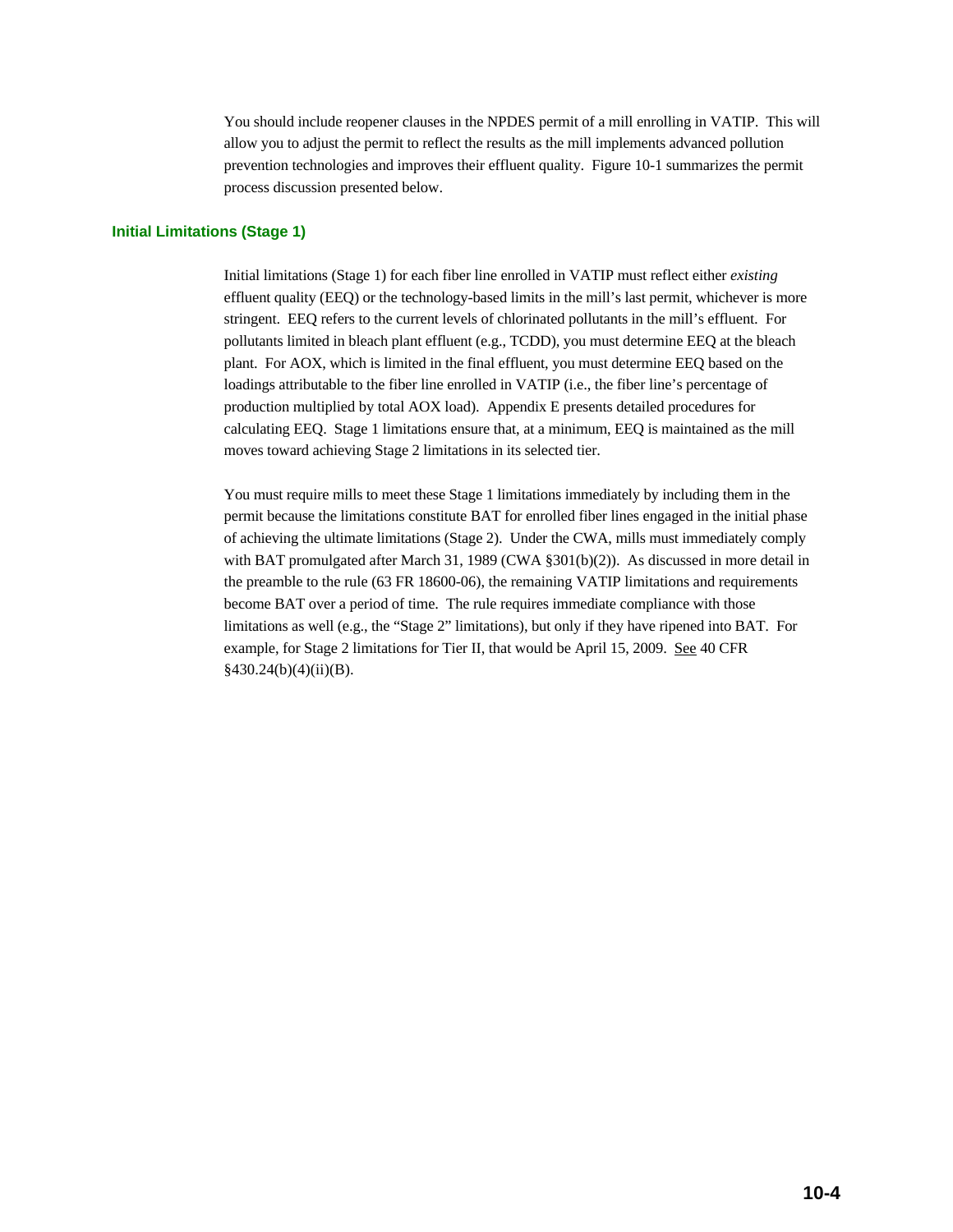You should include reopener clauses in the NPDES permit of a mill enrolling in VATIP. This will allow you to adjust the permit to reflect the results as the mill implements advanced pollution prevention technologies and improves their effluent quality. Figure 10-1 summarizes the permit process discussion presented below.

### Initial Limitations (Stage 1)

Initial limitations (Stage 1) for each fiber line enrolled in VATIP must reflect either *existing* effluent quality (EEQ) or the technology-based limits in the mill's last permit, whichever is more stringent. EEQ refers to the current levels of chlorinated pollutants in the mill's effluent. For pollutants limited in bleach plant effluent (e.g., TCDD), you must determine EEQ at the bleach plant. For AOX, which is limited in the final effluent, you must determine EEQ based on the loadings attributable to the fiber line enrolled in VATIP (i.e., the fiber line's percentage of production multiplied by total AOX load). Appendix E presents detailed procedures for calculating EEQ. Stage 1 limitations ensure that, at a minimum, EEQ is maintained as the mill moves toward achieving Stage 2 limitations in its selected tier.

You must require mills to meet these Stage 1 limitations immediately by including them in the permit because the limitations constitute BAT for enrolled fiber lines engaged in the initial phase of achieving the ultimate limitations (Stage 2). Under the CWA, mills must immediately comply with BAT promulgated after March 31, 1989 (CWA §301(b)(2)). As discussed in more detail in the preamble to the rule (63 FR 18600-06), the remaining VATIP limitations and requirements become BAT over a period of time. The rule requires immediate compliance with those limitations as well (e.g., the "Stage 2" limitations), but only if they have ripened into BAT. For example, for Stage 2 limitations for Tier II, that would be April 15, 2009. See 40 CFR §430.24(b)(4)(ii)(B).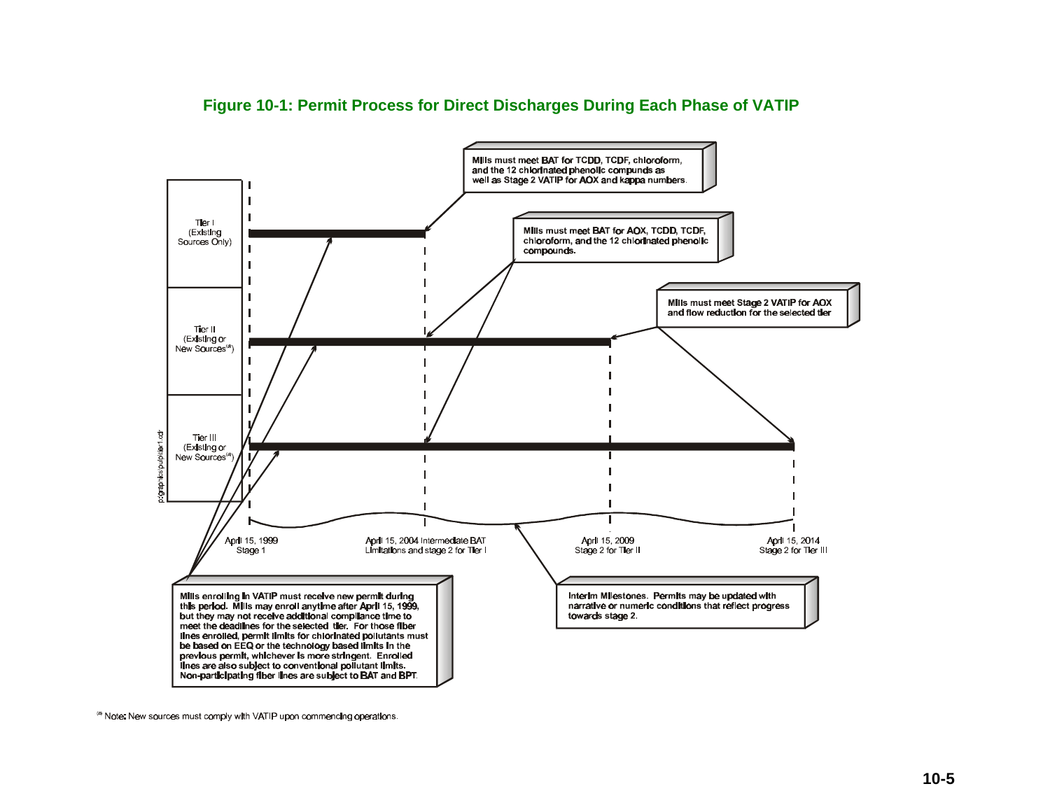**Figure 10-1: Permit Process for Direct Discharges During Each Phase of VATIP**

Tier I (Existing Sources Only)

Tier II (Existing or New Sources[a])

Tier III (Existing or New Sources[a])

Mills must meet BAT for TCDD, TCDF, chloroform, and the 12 chlorinated phenolic compunds as well as Stage 2 VATIP for AOX and kappa numbers.

Mills must meet BAT for AOX, TCDD, TCDF, chloroform, and the 12 chlorinated phenolic compounds.

Mills must meet Stage 2 VATIP for AOX and flow reduction for the selected tier

April 15, 1999 Stage 1

April 15, 2004 Intermediate BAT Limitations and stage 2 for Tier I

April 15, 2009 Stage 2 for Tier II

April 15, 2014 Stage 2 for Tier III

Mills enrolling in VATIP must receive new permit during this period. Mills may enroll anytime after April 15, 1999, but they may not receive additional compliance time to meet the deadlines for the selected tier. For those fiber lines enrolled, permit limits for chlorinated pollutants must be based on EEQ or the technology based limits in the previous permit, whichever is more stringent. Enrolled lines are also subject to conventional pollutant limits. Non-participating fiber lines are subject to BAT and BPT.

Interim Milestones. Permits may be updated with narrative or numeric conditions that reflect progress towards stage 2.

[a] Note: New sources must comply with VATIP upon commencing operations.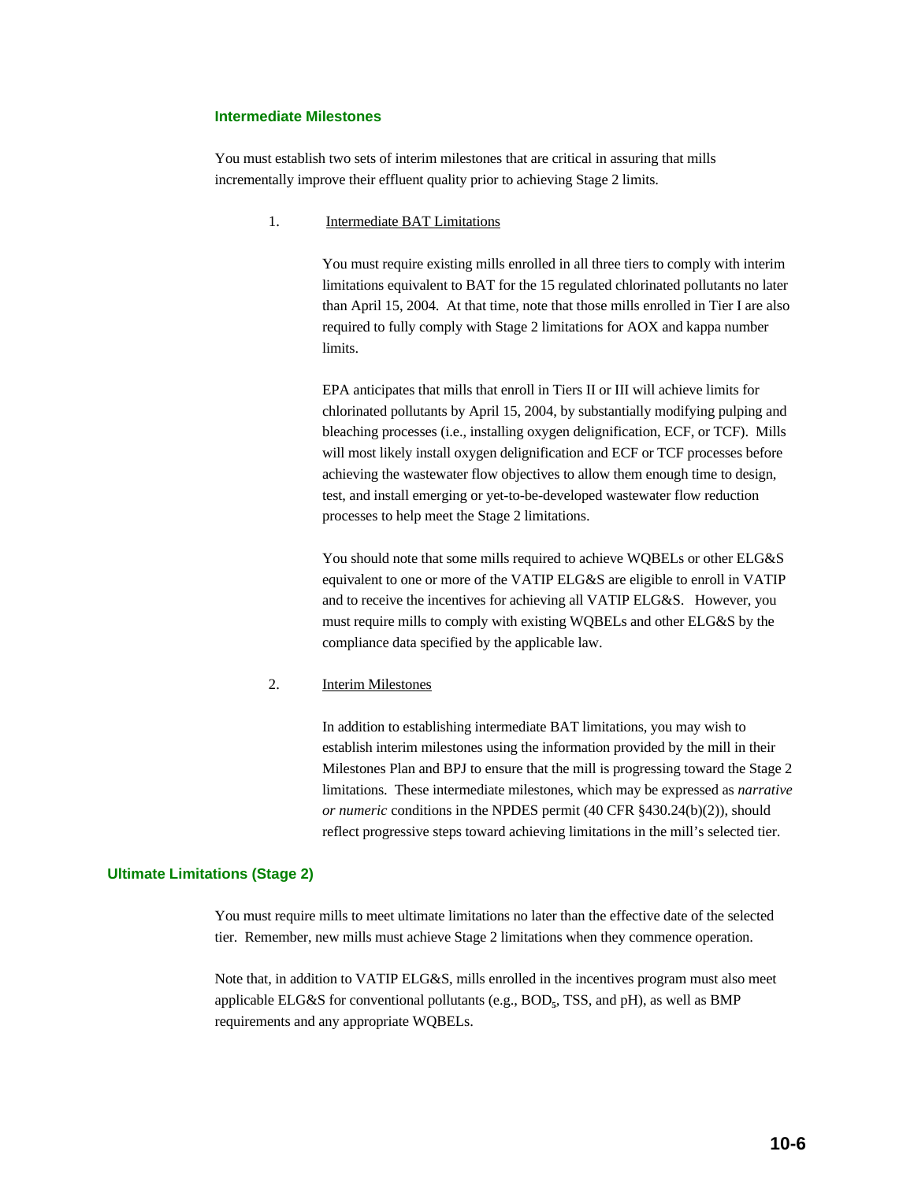### Intermediate Milestones

You must establish two sets of interim milestones that are critical in assuring that mills incrementally improve their effluent quality prior to achieving Stage 2 limits.

1. Intermediate BAT Limitations

   You must require existing mills enrolled in all three tiers to comply with interim limitations equivalent to BAT for the 15 regulated chlorinated pollutants no later than April 15, 2004. At that time, note that those mills enrolled in Tier I are also required to fully comply with Stage 2 limitations for AOX and kappa number limits.

   EPA anticipates that mills that enroll in Tiers II or III will achieve limits for chlorinated pollutants by April 15, 2004, by substantially modifying pulping and bleaching processes (i.e., installing oxygen delignification, ECF, or TCF). Mills will most likely install oxygen delignification and ECF or TCF processes before achieving the wastewater flow objectives to allow them enough time to design, test, and install emerging or yet-to-be-developed wastewater flow reduction processes to help meet the Stage 2 limitations.

   You should note that some mills required to achieve WQBELs or other ELG&S equivalent to one or more of the VATIP ELG&S are eligible to enroll in VATIP and to receive the incentives for achieving all VATIP ELG&S. However, you must require mills to comply with existing WQBELs and other ELG&S by the compliance data specified by the applicable law.

2. Interim Milestones

   In addition to establishing intermediate BAT limitations, you may wish to establish interim milestones using the information provided by the mill in their Milestones Plan and BPJ to ensure that the mill is progressing toward the Stage 2 limitations. These intermediate milestones, which may be expressed as *narrative or numeric* conditions in the NPDES permit (40 CFR §430.24(b)(2)), should reflect progressive steps toward achieving limitations in the mill's selected tier.

### Ultimate Limitations (Stage 2)

You must require mills to meet ultimate limitations no later than the effective date of the selected tier. Remember, new mills must achieve Stage 2 limitations when they commence operation.

Note that, in addition to VATIP ELG&S, mills enrolled in the incentives program must also meet applicable ELG&S for conventional pollutants (e.g., $BOD_5$, TSS, and pH), as well as BMP requirements and any appropriate WQBELs.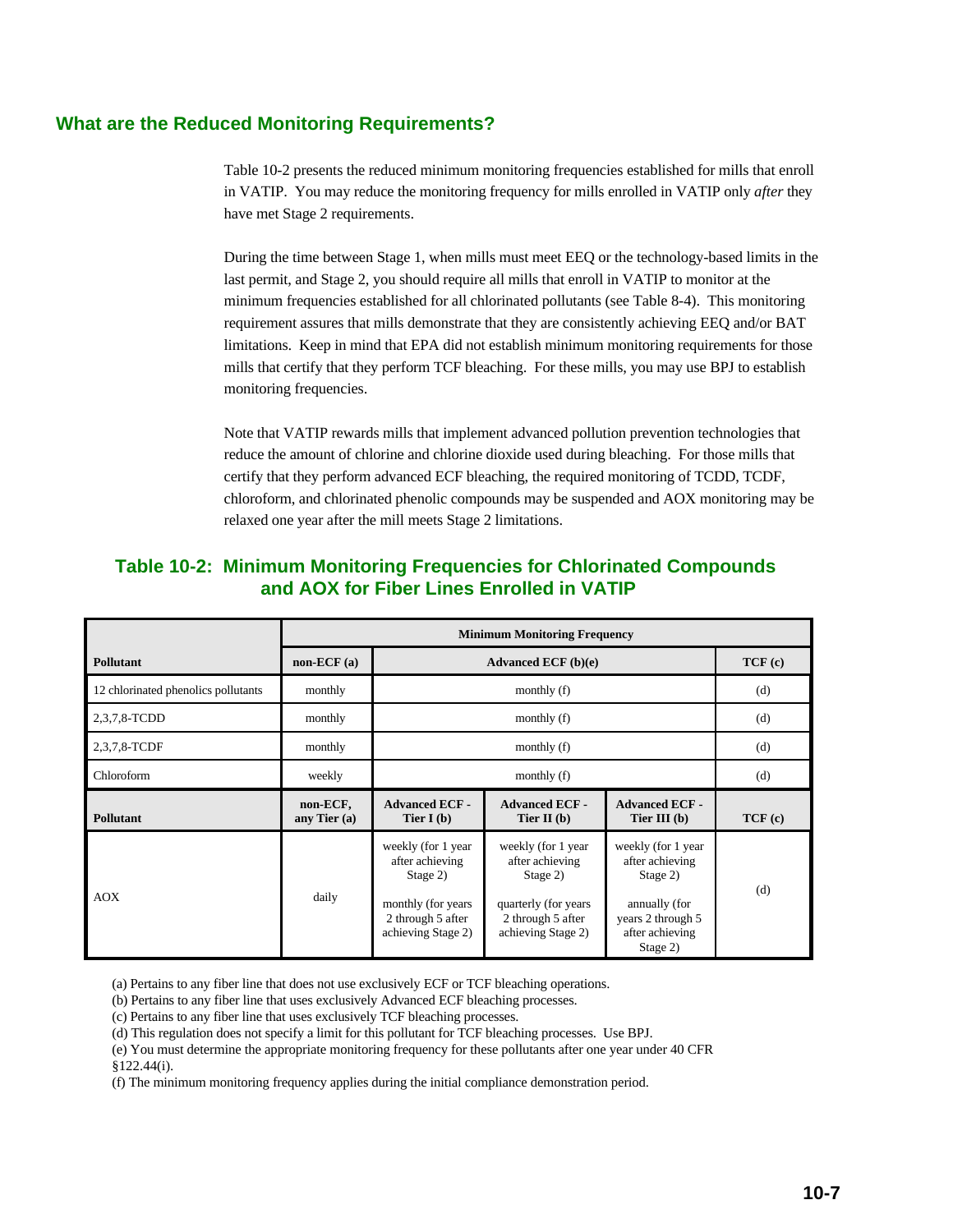## What are the Reduced Monitoring Requirements?

Table 10-2 presents the reduced minimum monitoring frequencies established for mills that enroll in VATIP. You may reduce the monitoring frequency for mills enrolled in VATIP only *after* they have met Stage 2 requirements.

During the time between Stage 1, when mills must meet EEQ or the technology-based limits in the last permit, and Stage 2, you should require all mills that enroll in VATIP to monitor at the minimum frequencies established for all chlorinated pollutants (see Table 8-4). This monitoring requirement assures that mills demonstrate that they are consistently achieving EEQ and/or BAT limitations. Keep in mind that EPA did not establish minimum monitoring requirements for those mills that certify that they perform TCF bleaching. For these mills, you may use BPJ to establish monitoring frequencies.

Note that VATIP rewards mills that implement advanced pollution prevention technologies that reduce the amount of chlorine and chlorine dioxide used during bleaching. For those mills that certify that they perform advanced ECF bleaching, the required monitoring of TCDD, TCDF, chloroform, and chlorinated phenolic compounds may be suspended and AOX monitoring may be relaxed one year after the mill meets Stage 2 limitations.

### Table 10-2: Minimum Monitoring Frequencies for Chlorinated Compounds and AOX for Fiber Lines Enrolled in VATIP

| | Minimum Monitoring Frequency | | | | |
|---|---|---|---|---|---|
| **Pollutant** | **non-ECF (a)** | **Advanced ECF (b)(e)** | | | **TCF (c)** |
| 12 chlorinated phenolics pollutants | monthly | monthly (f) | | | (d) |
| 2,3,7,8-TCDD | monthly | monthly (f) | | | (d) |
| 2,3,7,8-TCDF | monthly | monthly (f) | | | (d) |
| Chloroform | weekly | monthly (f) | | | (d) |
| **Pollutant** | **non-ECF, any Tier (a)** | **Advanced ECF - Tier I (b)** | **Advanced ECF - Tier II (b)** | **Advanced ECF - Tier III (b)** | **TCF (c)** |
| AOX | daily | weekly (for 1 year after achieving Stage 2)<br><br>monthly (for years 2 through 5 after achieving Stage 2) | weekly (for 1 year after achieving Stage 2)<br><br>quarterly (for years 2 through 5 after achieving Stage 2) | weekly (for 1 year after achieving Stage 2)<br><br>annually (for years 2 through 5 after achieving Stage 2) | (d) |

(a) Pertains to any fiber line that does not use exclusively ECF or TCF bleaching operations.
(b) Pertains to any fiber line that uses exclusively Advanced ECF bleaching processes.
(c) Pertains to any fiber line that uses exclusively TCF bleaching processes.
(d) This regulation does not specify a limit for this pollutant for TCF bleaching processes. Use BPJ.
(e) You must determine the appropriate monitoring frequency for these pollutants after one year under 40 CFR §122.44(i).
(f) The minimum monitoring frequency applies during the initial compliance demonstration period.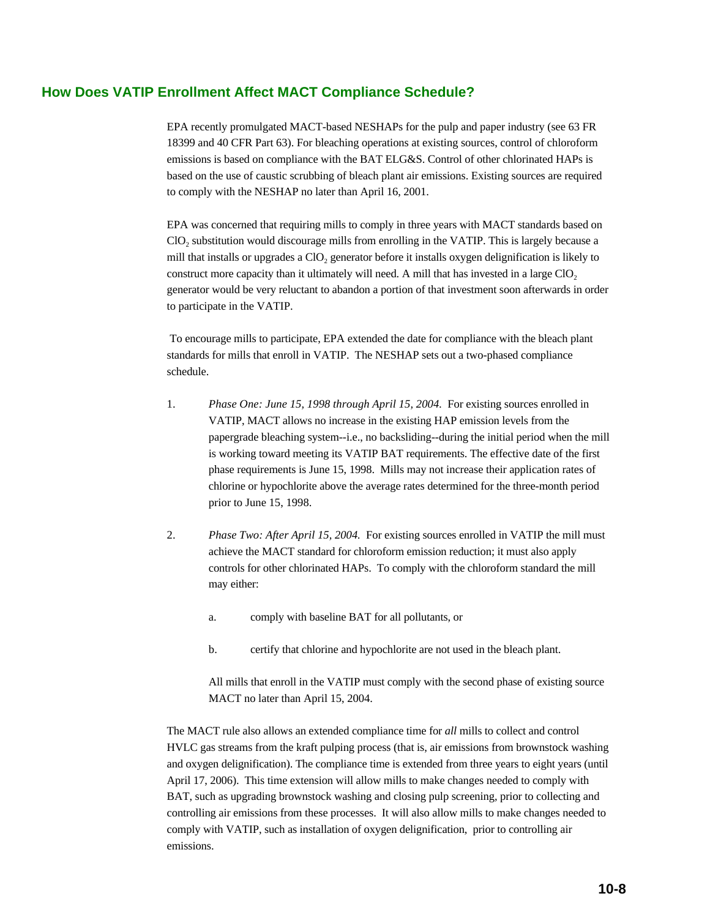## How Does VATIP Enrollment Affect MACT Compliance Schedule?

EPA recently promulgated MACT-based NESHAPs for the pulp and paper industry (see 63 FR 18399 and 40 CFR Part 63). For bleaching operations at existing sources, control of chloroform emissions is based on compliance with the BAT ELG&S. Control of other chlorinated HAPs is based on the use of caustic scrubbing of bleach plant air emissions. Existing sources are required to comply with the NESHAP no later than April 16, 2001.

EPA was concerned that requiring mills to comply in three years with MACT standards based on $ClO_2$ substitution would discourage mills from enrolling in the VATIP. This is largely because a mill that installs or upgrades a $ClO_2$ generator before it installs oxygen delignification is likely to construct more capacity than it ultimately will need. A mill that has invested in a large $ClO_2$ generator would be very reluctant to abandon a portion of that investment soon afterwards in order to participate in the VATIP.

To encourage mills to participate, EPA extended the date for compliance with the bleach plant standards for mills that enroll in VATIP. The NESHAP sets out a two-phased compliance schedule.

1. *Phase One: June 15, 1998 through April 15, 2004.* For existing sources enrolled in VATIP, MACT allows no increase in the existing HAP emission levels from the papergrade bleaching system--i.e., no backsliding--during the initial period when the mill is working toward meeting its VATIP BAT requirements. The effective date of the first phase requirements is June 15, 1998. Mills may not increase their application rates of chlorine or hypochlorite above the average rates determined for the three-month period prior to June 15, 1998.

2. *Phase Two: After April 15, 2004.* For existing sources enrolled in VATIP the mill must achieve the MACT standard for chloroform emission reduction; it must also apply controls for other chlorinated HAPs. To comply with the chloroform standard the mill may either:

   a. comply with baseline BAT for all pollutants, or

   b. certify that chlorine and hypochlorite are not used in the bleach plant.

   All mills that enroll in the VATIP must comply with the second phase of existing source MACT no later than April 15, 2004.

The MACT rule also allows an extended compliance time for *all* mills to collect and control HVLC gas streams from the kraft pulping process (that is, air emissions from brownstock washing and oxygen delignification). The compliance time is extended from three years to eight years (until April 17, 2006). This time extension will allow mills to make changes needed to comply with BAT, such as upgrading brownstock washing and closing pulp screening, prior to collecting and controlling air emissions from these processes. It will also allow mills to make changes needed to comply with VATIP, such as installation of oxygen delignification, prior to controlling air emissions.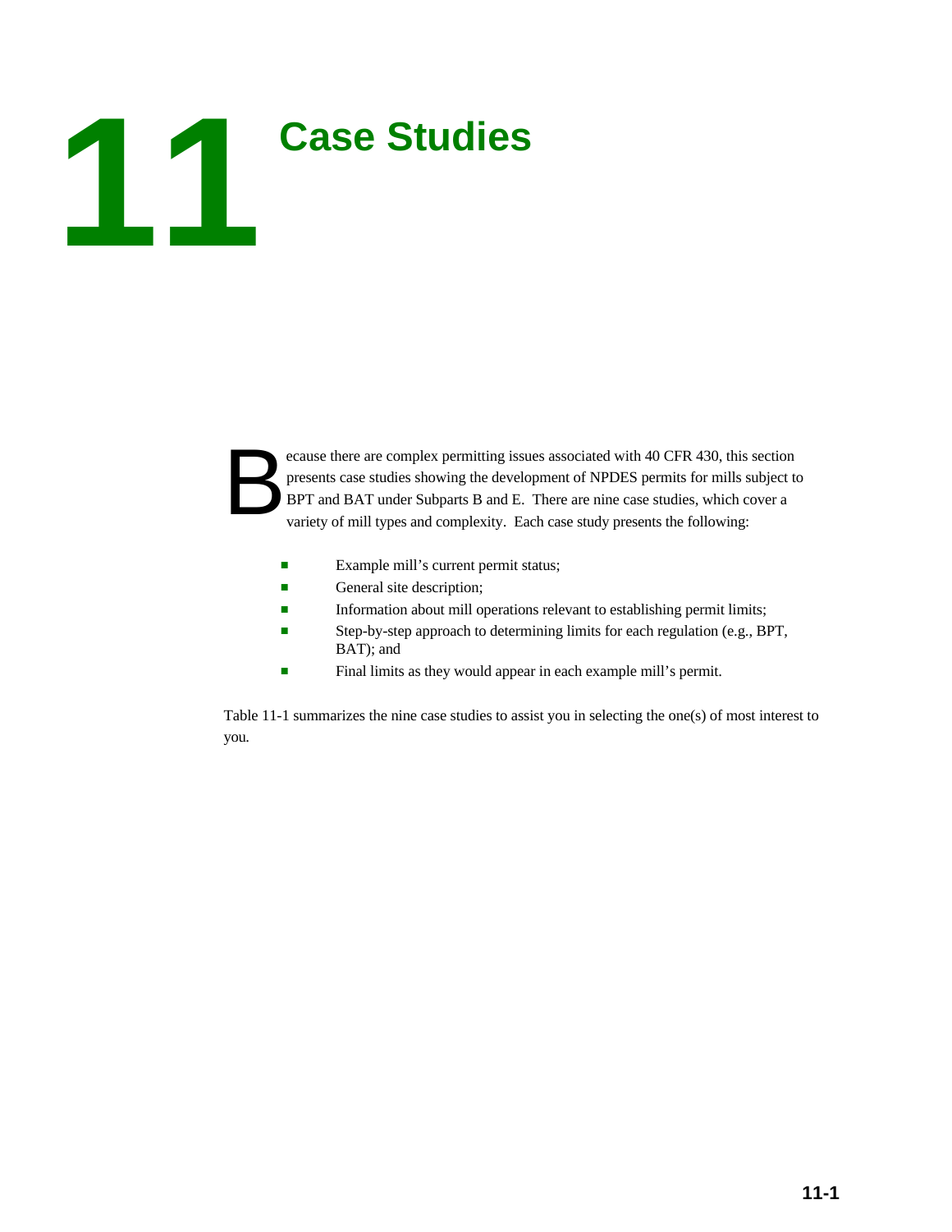# 11 Case Studies

Because there are complex permitting issues associated with 40 CFR 430, this section presents case studies showing the development of NPDES permits for mills subject to BPT and BAT under Subparts B and E. There are nine case studies, which cover a variety of mill types and complexity. Each case study presents the following:

- Example mill's current permit status;
- General site description;
- Information about mill operations relevant to establishing permit limits;
- Step-by-step approach to determining limits for each regulation (e.g., BPT, BAT); and
- Final limits as they would appear in each example mill's permit.

Table 11-1 summarizes the nine case studies to assist you in selecting the one(s) of most interest to you.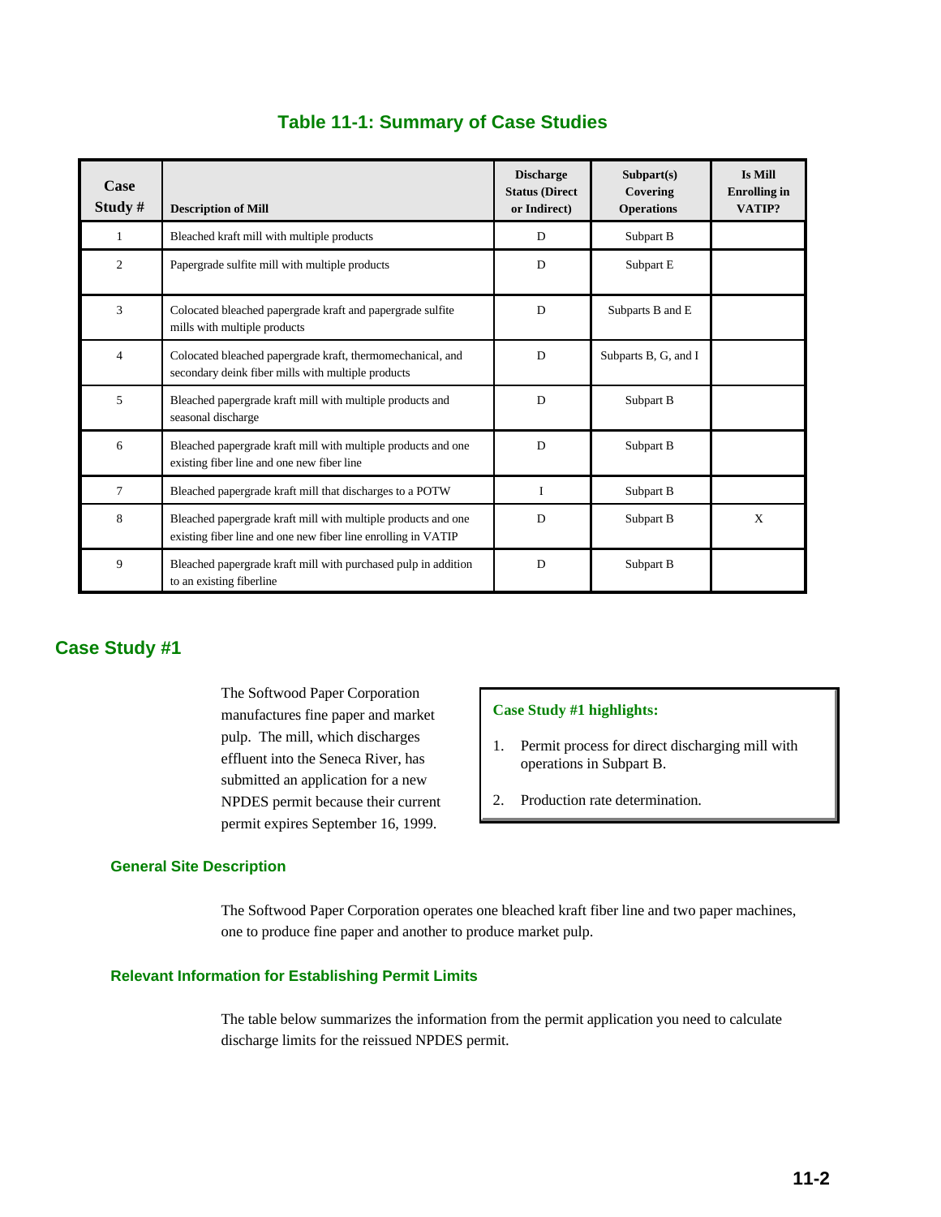## Table 11-1: Summary of Case Studies

| Case Study # | Description of Mill | Discharge Status (Direct or Indirect) | Subpart(s) Covering Operations | Is Mill Enrolling in VATIP? |
|---|---|---|---|---|
| 1 | Bleached kraft mill with multiple products | D | Subpart B | |
| 2 | Papergrade sulfite mill with multiple products | D | Subpart E | |
| 3 | Colocated bleached papergrade kraft and papergrade sulfite mills with multiple products | D | Subparts B and E | |
| 4 | Colocated bleached papergrade kraft, thermomechanical, and secondary deink fiber mills with multiple products | D | Subparts B, G, and I | |
| 5 | Bleached papergrade kraft mill with multiple products and seasonal discharge | D | Subpart B | |
| 6 | Bleached papergrade kraft mill with multiple products and one existing fiber line and one new fiber line | D | Subpart B | |
| 7 | Bleached papergrade kraft mill that discharges to a POTW | I | Subpart B | |
| 8 | Bleached papergrade kraft mill with multiple products and one existing fiber line and one new fiber line enrolling in VATIP | D | Subpart B | X |
| 9 | Bleached papergrade kraft mill with purchased pulp in addition to an existing fiberline | D | Subpart B | |

## Case Study #1

The Softwood Paper Corporation manufactures fine paper and market pulp. The mill, which discharges effluent into the Seneca River, has submitted an application for a new NPDES permit because their current permit expires September 16, 1999.

> **Case Study #1 highlights:**
>
> 1. Permit process for direct discharging mill with operations in Subpart B.
> 2. Production rate determination.

### General Site Description

The Softwood Paper Corporation operates one bleached kraft fiber line and two paper machines, one to produce fine paper and another to produce market pulp.

### Relevant Information for Establishing Permit Limits

The table below summarizes the information from the permit application you need to calculate discharge limits for the reissued NPDES permit.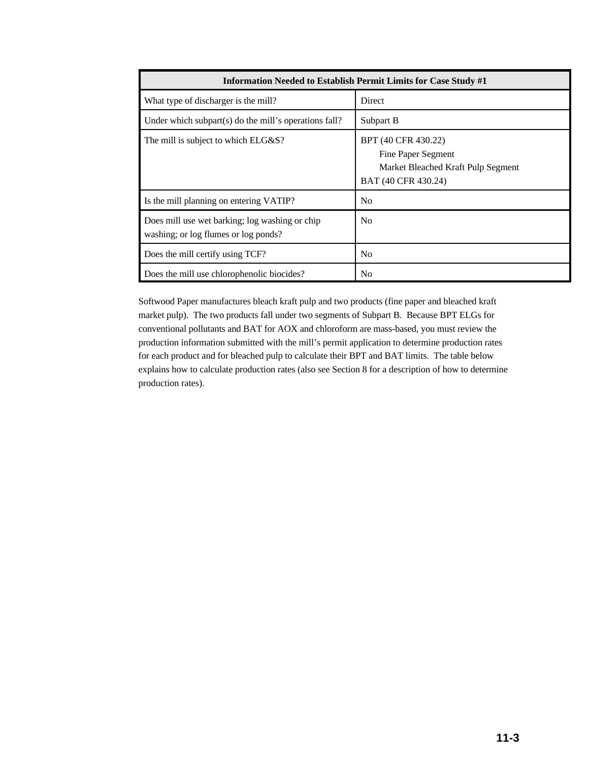| Information Needed to Establish Permit Limits for Case Study #1 | |
|---|---|
| What type of discharger is the mill? | Direct |
| Under which subpart(s) do the mill's operations fall? | Subpart B |
| The mill is subject to which ELG&S? | BPT (40 CFR 430.22)<br>Fine Paper Segment<br>Market Bleached Kraft Pulp Segment<br>BAT (40 CFR 430.24) |
| Is the mill planning on entering VATIP? | No |
| Does mill use wet barking; log washing or chip washing; or log flumes or log ponds? | No |
| Does the mill certify using TCF? | No |
| Does the mill use chlorophenolic biocides? | No |

Softwood Paper manufactures bleach kraft pulp and two products (fine paper and bleached kraft market pulp). The two products fall under two segments of Subpart B. Because BPT ELGs for conventional pollutants and BAT for AOX and chloroform are mass-based, you must review the production information submitted with the mill's permit application to determine production rates for each product and for bleached pulp to calculate their BPT and BAT limits. The table below explains how to calculate production rates (also see Section 8 for a description of how to determine production rates).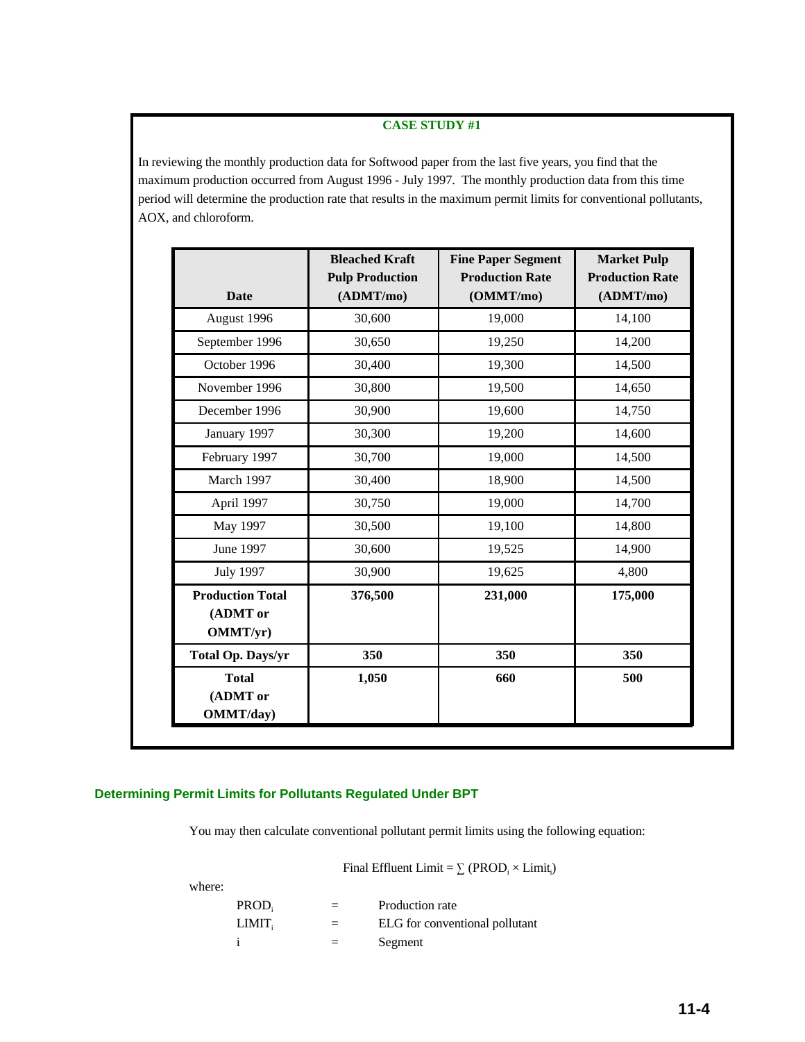**CASE STUDY #1**

In reviewing the monthly production data for Softwood paper from the last five years, you find that the maximum production occurred from August 1996 - July 1997. The monthly production data from this time period will determine the production rate that results in the maximum permit limits for conventional pollutants, AOX, and chloroform.

| Date | Bleached Kraft Pulp Production (ADMT/mo) | Fine Paper Segment Production Rate (OMMT/mo) | Market Pulp Production Rate (ADMT/mo) |
|---|---|---|---|
| August 1996 | 30,600 | 19,000 | 14,100 |
| September 1996 | 30,650 | 19,250 | 14,200 |
| October 1996 | 30,400 | 19,300 | 14,500 |
| November 1996 | 30,800 | 19,500 | 14,650 |
| December 1996 | 30,900 | 19,600 | 14,750 |
| January 1997 | 30,300 | 19,200 | 14,600 |
| February 1997 | 30,700 | 19,000 | 14,500 |
| March 1997 | 30,400 | 18,900 | 14,500 |
| April 1997 | 30,750 | 19,000 | 14,700 |
| May 1997 | 30,500 | 19,100 | 14,800 |
| June 1997 | 30,600 | 19,525 | 14,900 |
| July 1997 | 30,900 | 19,625 | 4,800 |
| **Production Total (ADMT or OMMT/yr)** | **376,500** | **231,000** | **175,000** |
| **Total Op. Days/yr** | **350** | **350** | **350** |
| **Total (ADMT or OMMT/day)** | **1,050** | **660** | **500** |

## Determining Permit Limits for Pollutants Regulated Under BPT

You may then calculate conventional pollutant permit limits using the following equation:

$$\text{Final Effluent Limit} = \sum (\text{PROD}_i \times \text{Limit}_i)$$

where:

| | | |
|---|---|---|
| $\text{PROD}_i$ | = | Production rate |
| $\text{LIMIT}_i$ | = | ELG for conventional pollutant |
| $i$ | = | Segment |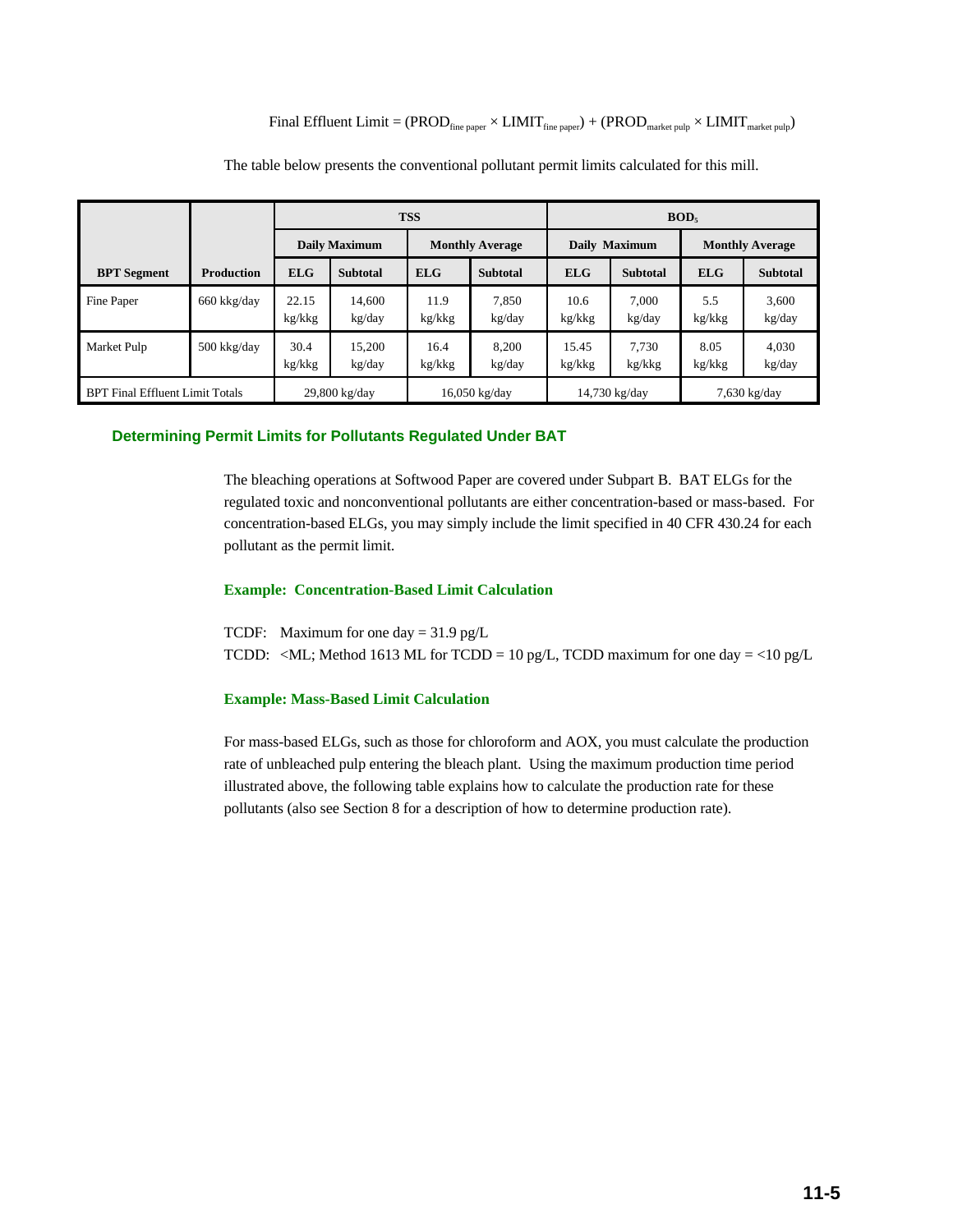$$\text{Final Effluent Limit} = (\text{PROD}_{\text{fine paper}} \times \text{LIMIT}_{\text{fine paper}}) + (\text{PROD}_{\text{market pulp}} \times \text{LIMIT}_{\text{market pulp}})$$

The table below presents the conventional pollutant permit limits calculated for this mill.

| | | TSS | | | | $BOD_5$ | | | |
|---|---|---|---|---|---|---|---|---|---|
| | | Daily Maximum | | Monthly Average | | Daily Maximum | | Monthly Average | |
| **BPT Segment** | **Production** | **ELG** | **Subtotal** | **ELG** | **Subtotal** | **ELG** | **Subtotal** | **ELG** | **Subtotal** |
| Fine Paper | 660 kkg/day | 22.15 kg/kkg | 14,600 kg/day | 11.9 kg/kkg | 7,850 kg/day | 10.6 kg/kkg | 7,000 kg/day | 5.5 kg/kkg | 3,600 kg/day |
| Market Pulp | 500 kkg/day | 30.4 kg/kkg | 15,200 kg/day | 16.4 kg/kkg | 8,200 kg/day | 15.45 kg/kkg | 7,730 kg/kkg | 8.05 kg/kkg | 4,030 kg/day |
| BPT Final Effluent Limit Totals | | 29,800 kg/day | | 16,050 kg/day | | 14,730 kg/day | | 7,630 kg/day | |

## Determining Permit Limits for Pollutants Regulated Under BAT

The bleaching operations at Softwood Paper are covered under Subpart B. BAT ELGs for the regulated toxic and nonconventional pollutants are either concentration-based or mass-based. For concentration-based ELGs, you may simply include the limit specified in 40 CFR 430.24 for each pollutant as the permit limit.

### Example: Concentration-Based Limit Calculation

TCDF: Maximum for one day = 31.9 pg/L

TCDD: <ML; Method 1613 ML for TCDD = 10 pg/L, TCDD maximum for one day = <10 pg/L

### Example: Mass-Based Limit Calculation

For mass-based ELGs, such as those for chloroform and AOX, you must calculate the production rate of unbleached pulp entering the bleach plant. Using the maximum production time period illustrated above, the following table explains how to calculate the production rate for these pollutants (also see Section 8 for a description of how to determine production rate).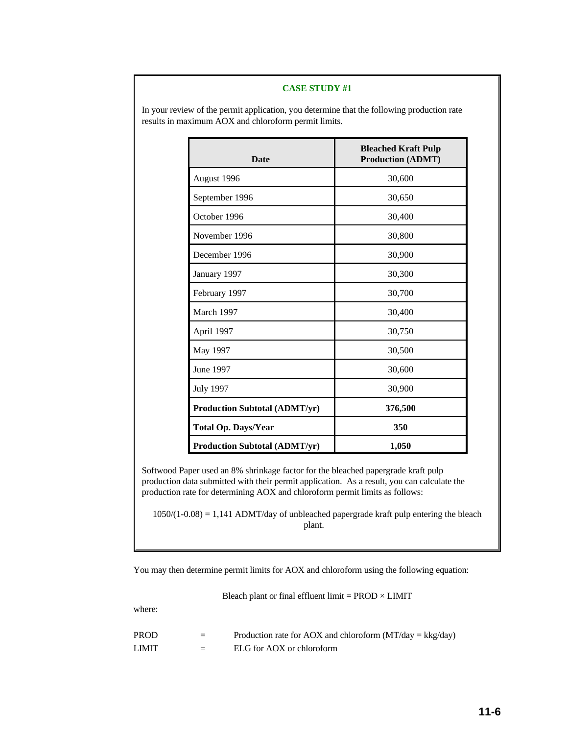**CASE STUDY #1**

In your review of the permit application, you determine that the following production rate results in maximum AOX and chloroform permit limits.

| Date | Bleached Kraft Pulp Production (ADMT) |
|---|---|
| August 1996 | 30,600 |
| September 1996 | 30,650 |
| October 1996 | 30,400 |
| November 1996 | 30,800 |
| December 1996 | 30,900 |
| January 1997 | 30,300 |
| February 1997 | 30,700 |
| March 1997 | 30,400 |
| April 1997 | 30,750 |
| May 1997 | 30,500 |
| June 1997 | 30,600 |
| July 1997 | 30,900 |
| **Production Subtotal (ADMT/yr)** | **376,500** |
| **Total Op. Days/Year** | **350** |
| **Production Subtotal (ADMT/yr)** | **1,050** |

Softwood Paper used an 8% shrinkage factor for the bleached papergrade kraft pulp production data submitted with their permit application. As a result, you can calculate the production rate for determining AOX and chloroform permit limits as follows:

1050/(1-0.08) = 1,141 ADMT/day of unbleached papergrade kraft pulp entering the bleach plant.

You may then determine permit limits for AOX and chloroform using the following equation:

$$\text{Bleach plant or final effluent limit} = \text{PROD} \times \text{LIMIT}$$

where:

PROD = Production rate for AOX and chloroform (MT/day = kkg/day)

LIMIT = ELG for AOX or chloroform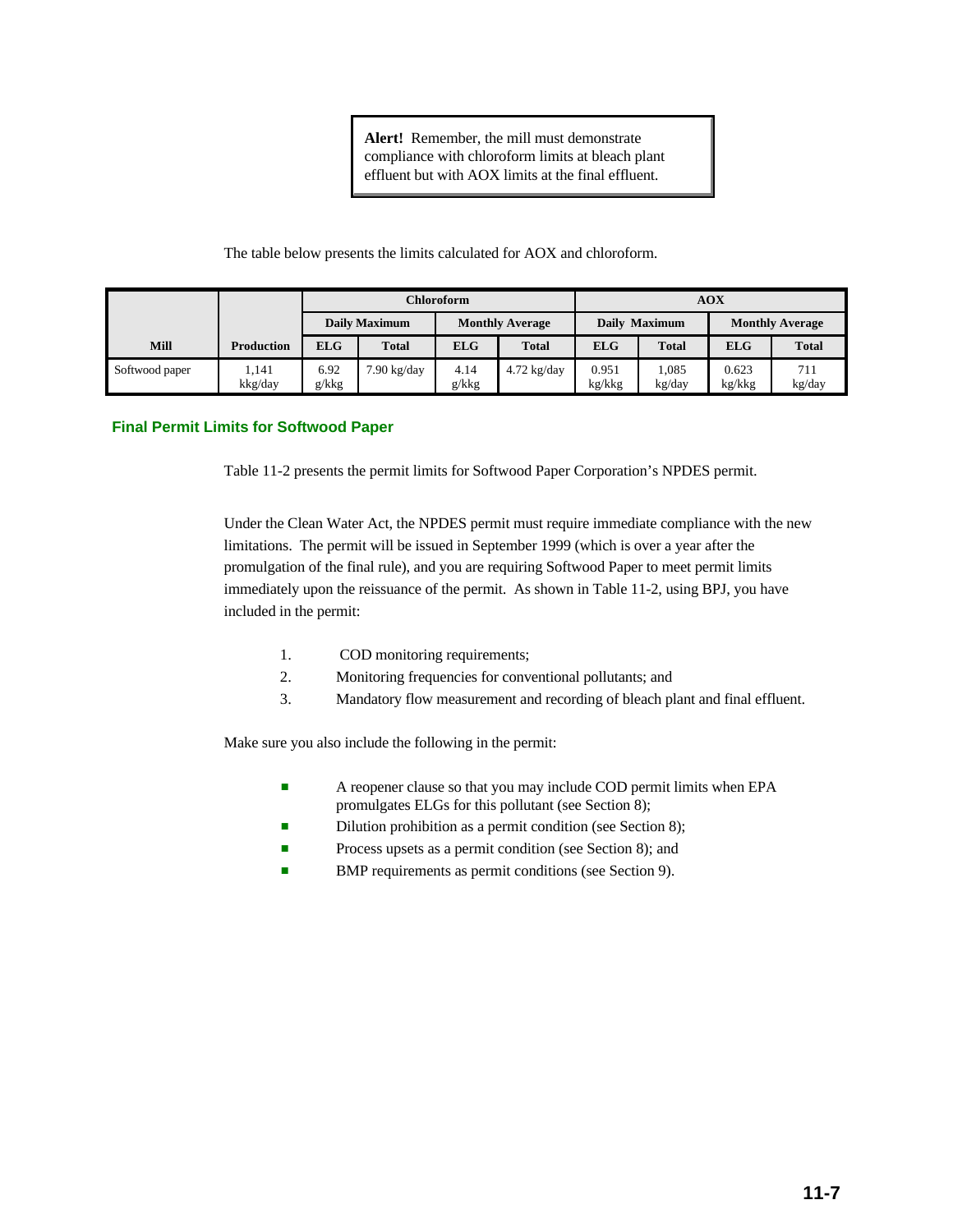> **Alert!** Remember, the mill must demonstrate compliance with chloroform limits at bleach plant effluent but with AOX limits at the final effluent.

The table below presents the limits calculated for AOX and chloroform.

| | | Chloroform | | | | AOX | | | |
|---|---|---|---|---|---|---|---|---|---|
| | | Daily Maximum | | Monthly Average | | Daily Maximum | | Monthly Average | |
| **Mill** | **Production** | **ELG** | **Total** | **ELG** | **Total** | **ELG** | **Total** | **ELG** | **Total** |
| Softwood paper | 1,141 kkg/day | 6.92 g/kkg | 7.90 kg/day | 4.14 g/kkg | 4.72 kg/day | 0.951 kg/kkg | 1,085 kg/day | 0.623 kg/kkg | 711 kg/day |

## Final Permit Limits for Softwood Paper

Table 11-2 presents the permit limits for Softwood Paper Corporation's NPDES permit.

Under the Clean Water Act, the NPDES permit must require immediate compliance with the new limitations. The permit will be issued in September 1999 (which is over a year after the promulgation of the final rule), and you are requiring Softwood Paper to meet permit limits immediately upon the reissuance of the permit. As shown in Table 11-2, using BPJ, you have included in the permit:

1. COD monitoring requirements;
2. Monitoring frequencies for conventional pollutants; and
3. Mandatory flow measurement and recording of bleach plant and final effluent.

Make sure you also include the following in the permit:

- A reopener clause so that you may include COD permit limits when EPA promulgates ELGs for this pollutant (see Section 8);
- Dilution prohibition as a permit condition (see Section 8);
- Process upsets as a permit condition (see Section 8); and
- BMP requirements as permit conditions (see Section 9).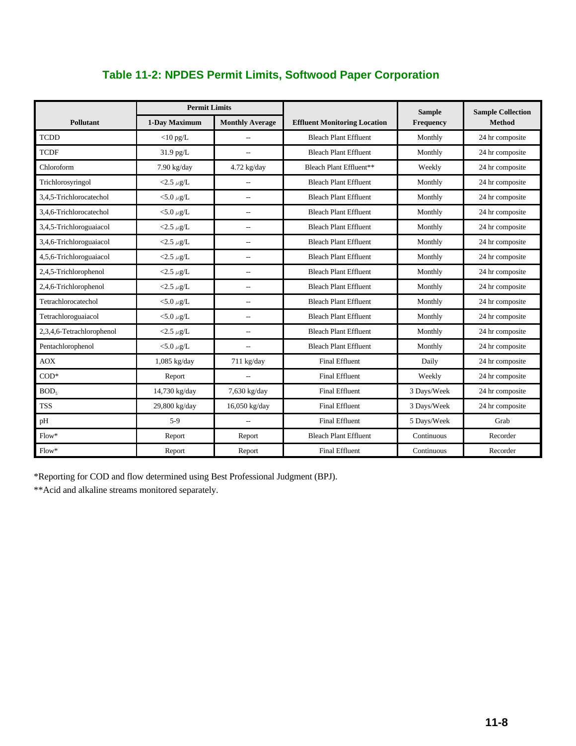## Table 11-2: NPDES Permit Limits, Softwood Paper Corporation

| Pollutant | Permit Limits | | Effluent Monitoring Location | Sample Frequency | Sample Collection Method |
|---|---|---|---|---|---|
| | 1-Day Maximum | Monthly Average | | | |
| TCDD | <10 pg/L | -- | Bleach Plant Effluent | Monthly | 24 hr composite |
| TCDF | 31.9 pg/L | -- | Bleach Plant Effluent | Monthly | 24 hr composite |
| Chloroform | 7.90 kg/day | 4.72 kg/day | Bleach Plant Effluent** | Weekly | 24 hr composite |
| Trichlorosyringol | <2.5 µg/L | -- | Bleach Plant Effluent | Monthly | 24 hr composite |
| 3,4,5-Trichlorocatechol | <5.0 µg/L | -- | Bleach Plant Effluent | Monthly | 24 hr composite |
| 3,4,6-Trichlorocatechol | <5.0 µg/L | -- | Bleach Plant Effluent | Monthly | 24 hr composite |
| 3,4,5-Trichloroguaiacol | <2.5 µg/L | -- | Bleach Plant Effluent | Monthly | 24 hr composite |
| 3,4,6-Trichloroguaiacol | <2.5 µg/L | -- | Bleach Plant Effluent | Monthly | 24 hr composite |
| 4,5,6-Trichloroguaiacol | <2.5 µg/L | -- | Bleach Plant Effluent | Monthly | 24 hr composite |
| 2,4,5-Trichlorophenol | <2.5 µg/L | -- | Bleach Plant Effluent | Monthly | 24 hr composite |
| 2,4,6-Trichlorophenol | <2.5 µg/L | -- | Bleach Plant Effluent | Monthly | 24 hr composite |
| Tetrachlorocatechol | <5.0 µg/L | -- | Bleach Plant Effluent | Monthly | 24 hr composite |
| Tetrachloroguaiacol | <5.0 µg/L | -- | Bleach Plant Effluent | Monthly | 24 hr composite |
| 2,3,4,6-Tetrachlorophenol | <2.5 µg/L | -- | Bleach Plant Effluent | Monthly | 24 hr composite |
| Pentachlorophenol | <5.0 µg/L | -- | Bleach Plant Effluent | Monthly | 24 hr composite |
| AOX | 1,085 kg/day | 711 kg/day | Final Effluent | Daily | 24 hr composite |
| COD* | Report | -- | Final Effluent | Weekly | 24 hr composite |
| $BOD_5$ | 14,730 kg/day | 7,630 kg/day | Final Effluent | 3 Days/Week | 24 hr composite |
| TSS | 29,800 kg/day | 16,050 kg/day | Final Effluent | 3 Days/Week | 24 hr composite |
| pH | 5-9 | -- | Final Effluent | 5 Days/Week | Grab |
| Flow* | Report | Report | Bleach Plant Effluent | Continuous | Recorder |
| Flow* | Report | Report | Final Effluent | Continuous | Recorder |

*Reporting for COD and flow determined using Best Professional Judgment (BPJ).

**Acid and alkaline streams monitored separately.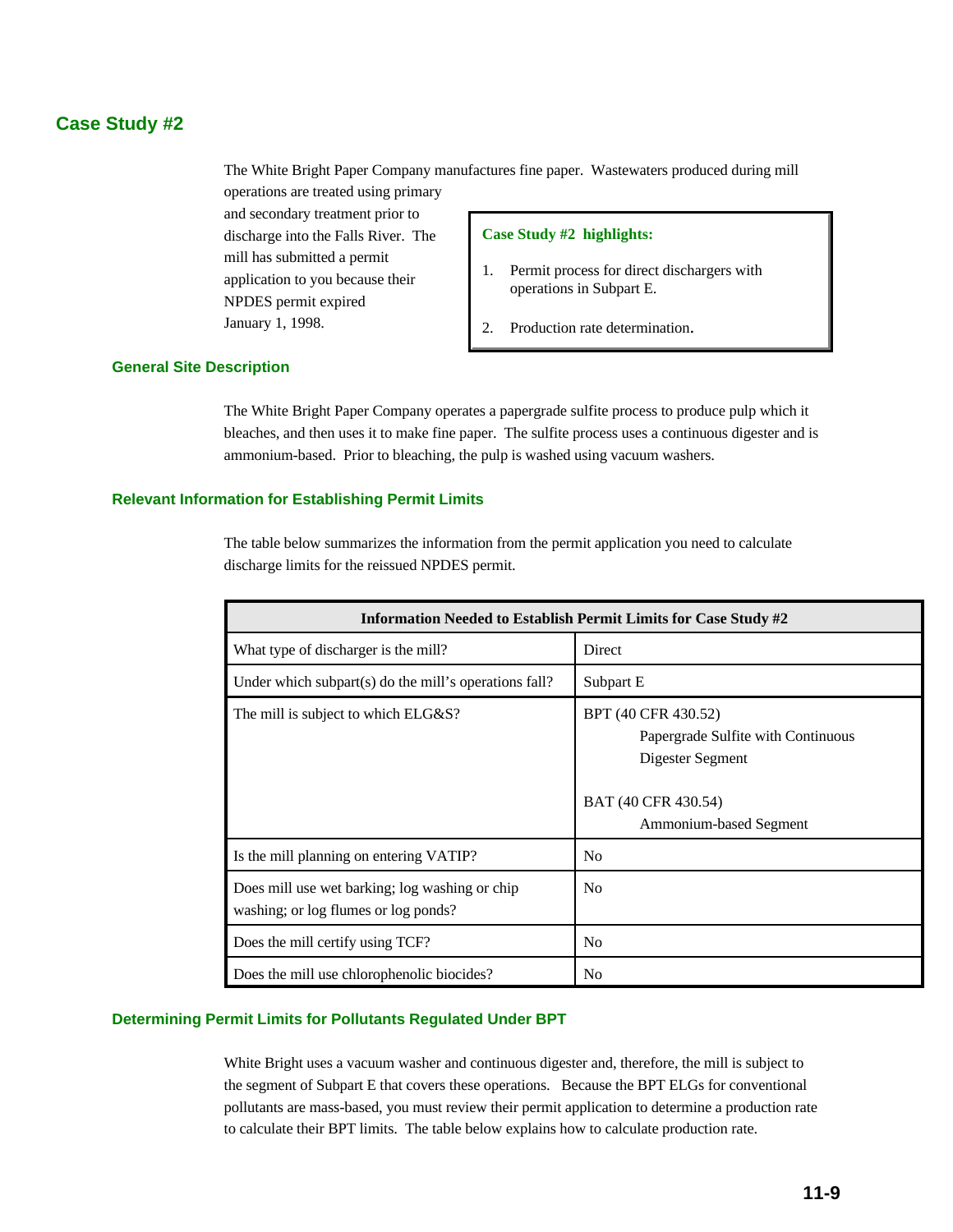## Case Study #2

The White Bright Paper Company manufactures fine paper. Wastewaters produced during mill operations are treated using primary and secondary treatment prior to discharge into the Falls River. The mill has submitted a permit application to you because their NPDES permit expired January 1, 1998.

> **Case Study #2 highlights:**
>
> 1. Permit process for direct dischargers with operations in Subpart E.
> 2. Production rate determination.

### General Site Description

The White Bright Paper Company operates a papergrade sulfite process to produce pulp which it bleaches, and then uses it to make fine paper. The sulfite process uses a continuous digester and is ammonium-based. Prior to bleaching, the pulp is washed using vacuum washers.

### Relevant Information for Establishing Permit Limits

The table below summarizes the information from the permit application you need to calculate discharge limits for the reissued NPDES permit.

| Information Needed to Establish Permit Limits for Case Study #2 | |
|---|---|
| What type of discharger is the mill? | Direct |
| Under which subpart(s) do the mill's operations fall? | Subpart E |
| The mill is subject to which ELG&S? | BPT (40 CFR 430.52)<br>Papergrade Sulfite with Continuous Digester Segment<br><br>BAT (40 CFR 430.54)<br>Ammonium-based Segment |
| Is the mill planning on entering VATIP? | No |
| Does mill use wet barking; log washing or chip washing; or log flumes or log ponds? | No |
| Does the mill certify using TCF? | No |
| Does the mill use chlorophenolic biocides? | No |

### Determining Permit Limits for Pollutants Regulated Under BPT

White Bright uses a vacuum washer and continuous digester and, therefore, the mill is subject to the segment of Subpart E that covers these operations. Because the BPT ELGs for conventional pollutants are mass-based, you must review their permit application to determine a production rate to calculate their BPT limits. The table below explains how to calculate production rate.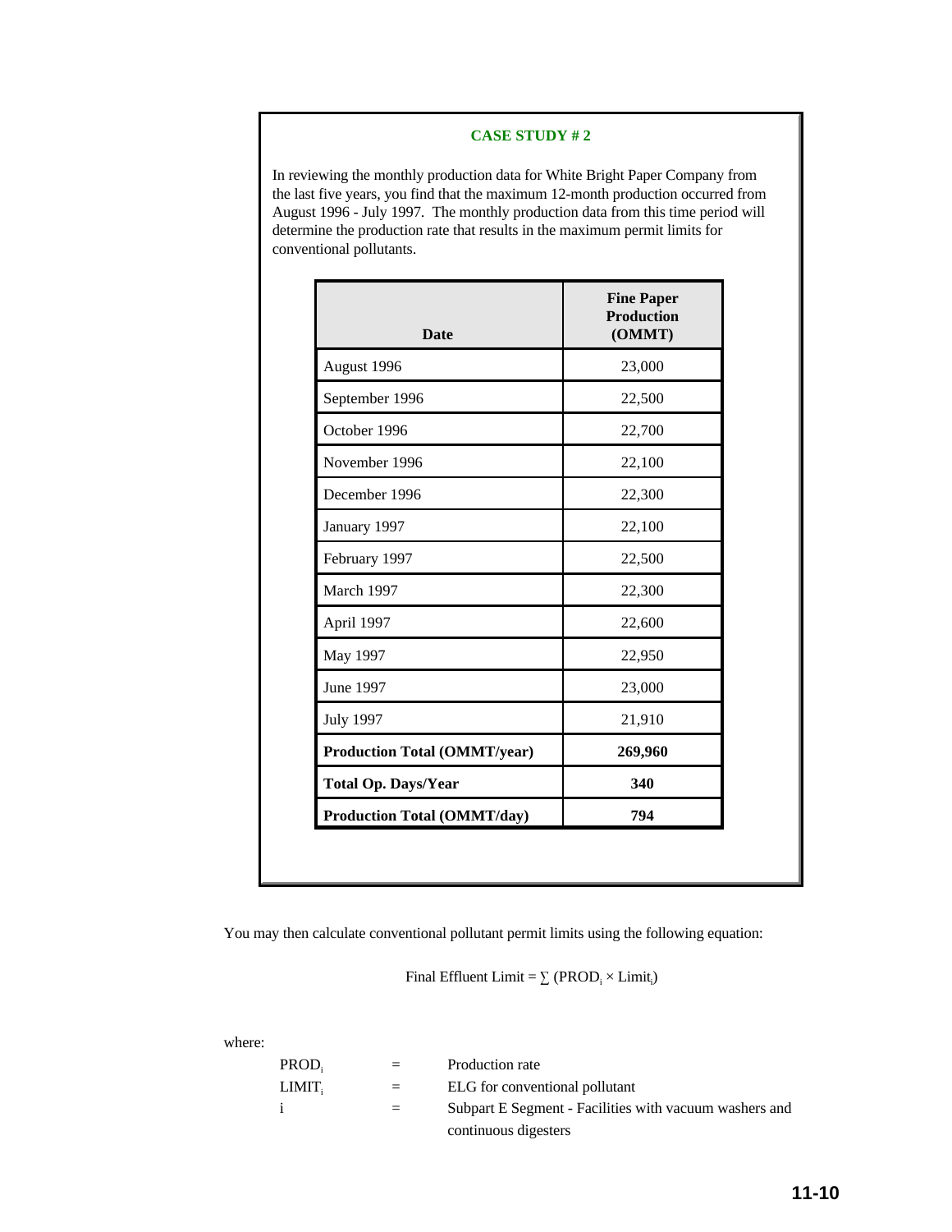**CASE STUDY # 2**

In reviewing the monthly production data for White Bright Paper Company from the last five years, you find that the maximum 12-month production occurred from August 1996 - July 1997. The monthly production data from this time period will determine the production rate that results in the maximum permit limits for conventional pollutants.

| Date | Fine Paper Production (OMMT) |
|---|---|
| August 1996 | 23,000 |
| September 1996 | 22,500 |
| October 1996 | 22,700 |
| November 1996 | 22,100 |
| December 1996 | 22,300 |
| January 1997 | 22,100 |
| February 1997 | 22,500 |
| March 1997 | 22,300 |
| April 1997 | 22,600 |
| May 1997 | 22,950 |
| June 1997 | 23,000 |
| July 1997 | 21,910 |
| **Production Total (OMMT/year)** | **269,960** |
| **Total Op. Days/Year** | **340** |
| **Production Total (OMMT/day)** | **794** |

You may then calculate conventional pollutant permit limits using the following equation:

$$\text{Final Effluent Limit} = \sum (\text{PROD}_i \times \text{Limit}_i)$$

where:

| | | |
|---|---|---|
| $\text{PROD}_i$ | = | Production rate |
| $\text{LIMIT}_i$ | = | ELG for conventional pollutant |
| $i$ | = | Subpart E Segment - Facilities with vacuum washers and continuous digesters |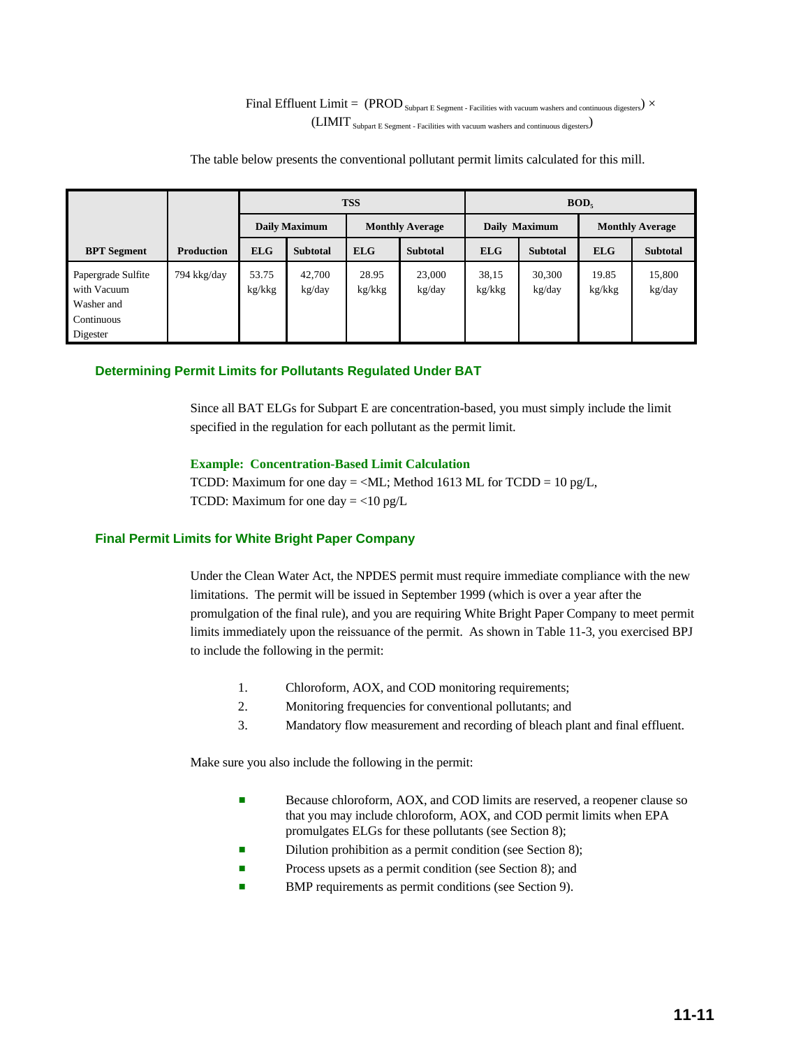$$\text{Final Effluent Limit} = (\text{PROD}_{\text{Subpart E Segment - Facilities with vacuum washers and continuous digesters}}) \times (\text{LIMIT}_{\text{Subpart E Segment - Facilities with vacuum washers and continuous digesters}})$$

The table below presents the conventional pollutant permit limits calculated for this mill.

| BPT Segment | Production | TSS | | | | $BOD_5$ | | | |
|---|---|---|---|---|---|---|---|---|---|
| | | Daily Maximum | | Monthly Average | | Daily Maximum | | Monthly Average | |
| | | ELG | Subtotal | ELG | Subtotal | ELG | Subtotal | ELG | Subtotal |
| Papergrade Sulfite with Vacuum Washer and Continuous Digester | 794 kkg/day | 53.75 kg/kkg | 42,700 kg/day | 28.95 kg/kkg | 23,000 kg/day | 38,15 kg/kkg | 30,300 kg/day | 19.85 kg/kkg | 15,800 kg/day |

## Determining Permit Limits for Pollutants Regulated Under BAT

Since all BAT ELGs for Subpart E are concentration-based, you must simply include the limit specified in the regulation for each pollutant as the permit limit.

**Example: Concentration-Based Limit Calculation**

TCDD: Maximum for one day = <ML; Method 1613 ML for TCDD = 10 pg/L,
TCDD: Maximum for one day = <10 pg/L

## Final Permit Limits for White Bright Paper Company

Under the Clean Water Act, the NPDES permit must require immediate compliance with the new limitations. The permit will be issued in September 1999 (which is over a year after the promulgation of the final rule), and you are requiring White Bright Paper Company to meet permit limits immediately upon the reissuance of the permit. As shown in Table 11-3, you exercised BPJ to include the following in the permit:

1. Chloroform, AOX, and COD monitoring requirements;
2. Monitoring frequencies for conventional pollutants; and
3. Mandatory flow measurement and recording of bleach plant and final effluent.

Make sure you also include the following in the permit:

- Because chloroform, AOX, and COD limits are reserved, a reopener clause so that you may include chloroform, AOX, and COD permit limits when EPA promulgates ELGs for these pollutants (see Section 8);
- Dilution prohibition as a permit condition (see Section 8);
- Process upsets as a permit condition (see Section 8); and
- BMP requirements as permit conditions (see Section 9).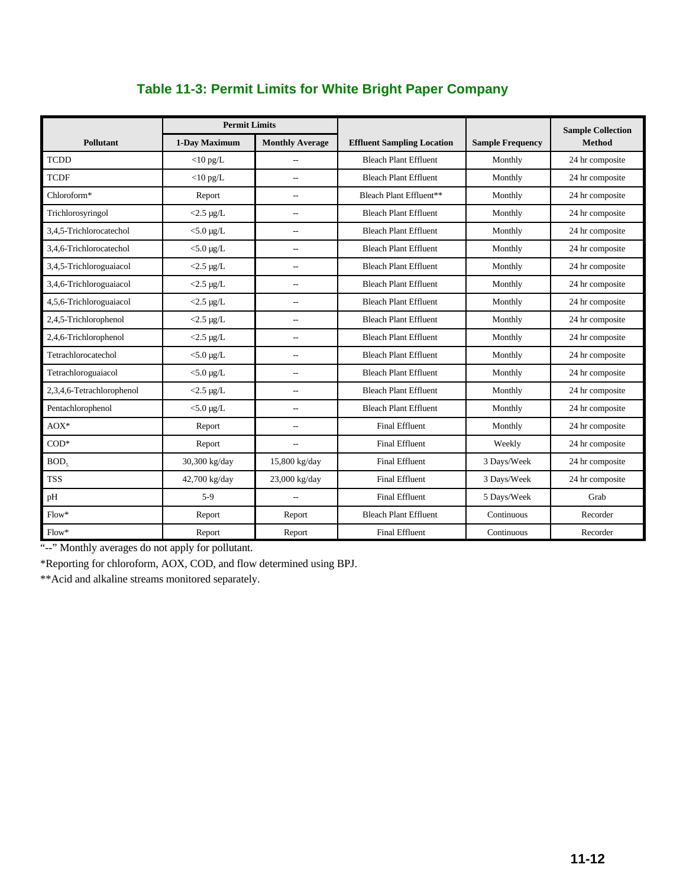## Table 11-3: Permit Limits for White Bright Paper Company

| Pollutant | Permit Limits | | Effluent Sampling Location | Sample Frequency | Sample Collection Method |
|---|---|---|---|---|---|
| | 1-Day Maximum | Monthly Average | | | |
| TCDD | <10 pg/L | -- | Bleach Plant Effluent | Monthly | 24 hr composite |
| TCDF | <10 pg/L | -- | Bleach Plant Effluent | Monthly | 24 hr composite |
| Chloroform* | Report | -- | Bleach Plant Effluent** | Monthly | 24 hr composite |
| Trichlorosyringol | <2.5 µg/L | -- | Bleach Plant Effluent | Monthly | 24 hr composite |
| 3,4,5-Trichlorocatechol | <5.0 µg/L | -- | Bleach Plant Effluent | Monthly | 24 hr composite |
| 3,4,6-Trichlorocatechol | <5.0 µg/L | -- | Bleach Plant Effluent | Monthly | 24 hr composite |
| 3,4,5-Trichloroguaiacol | <2.5 µg/L | -- | Bleach Plant Effluent | Monthly | 24 hr composite |
| 3,4,6-Trichloroguaiacol | <2.5 µg/L | -- | Bleach Plant Effluent | Monthly | 24 hr composite |
| 4,5,6-Trichloroguaiacol | <2.5 µg/L | -- | Bleach Plant Effluent | Monthly | 24 hr composite |
| 2,4,5-Trichlorophenol | <2.5 µg/L | -- | Bleach Plant Effluent | Monthly | 24 hr composite |
| 2,4,6-Trichlorophenol | <2.5 µg/L | -- | Bleach Plant Effluent | Monthly | 24 hr composite |
| Tetrachlorocatechol | <5.0 µg/L | -- | Bleach Plant Effluent | Monthly | 24 hr composite |
| Tetrachloroguaiacol | <5.0 µg/L | -- | Bleach Plant Effluent | Monthly | 24 hr composite |
| 2,3,4,6-Tetrachlorophenol | <2.5 µg/L | -- | Bleach Plant Effluent | Monthly | 24 hr composite |
| Pentachlorophenol | <5.0 µg/L | -- | Bleach Plant Effluent | Monthly | 24 hr composite |
| AOX* | Report | -- | Final Effluent | Monthly | 24 hr composite |
| COD* | Report | -- | Final Effluent | Weekly | 24 hr composite |
| $BOD_5$ | 30,300 kg/day | 15,800 kg/day | Final Effluent | 3 Days/Week | 24 hr composite |
| TSS | 42,700 kg/day | 23,000 kg/day | Final Effluent | 3 Days/Week | 24 hr composite |
| pH | 5-9 | -- | Final Effluent | 5 Days/Week | Grab |
| Flow* | Report | Report | Bleach Plant Effluent | Continuous | Recorder |
| Flow* | Report | Report | Final Effluent | Continuous | Recorder |

"--" Monthly averages do not apply for pollutant.

*Reporting for chloroform, AOX, COD, and flow determined using BPJ.

**Acid and alkaline streams monitored separately.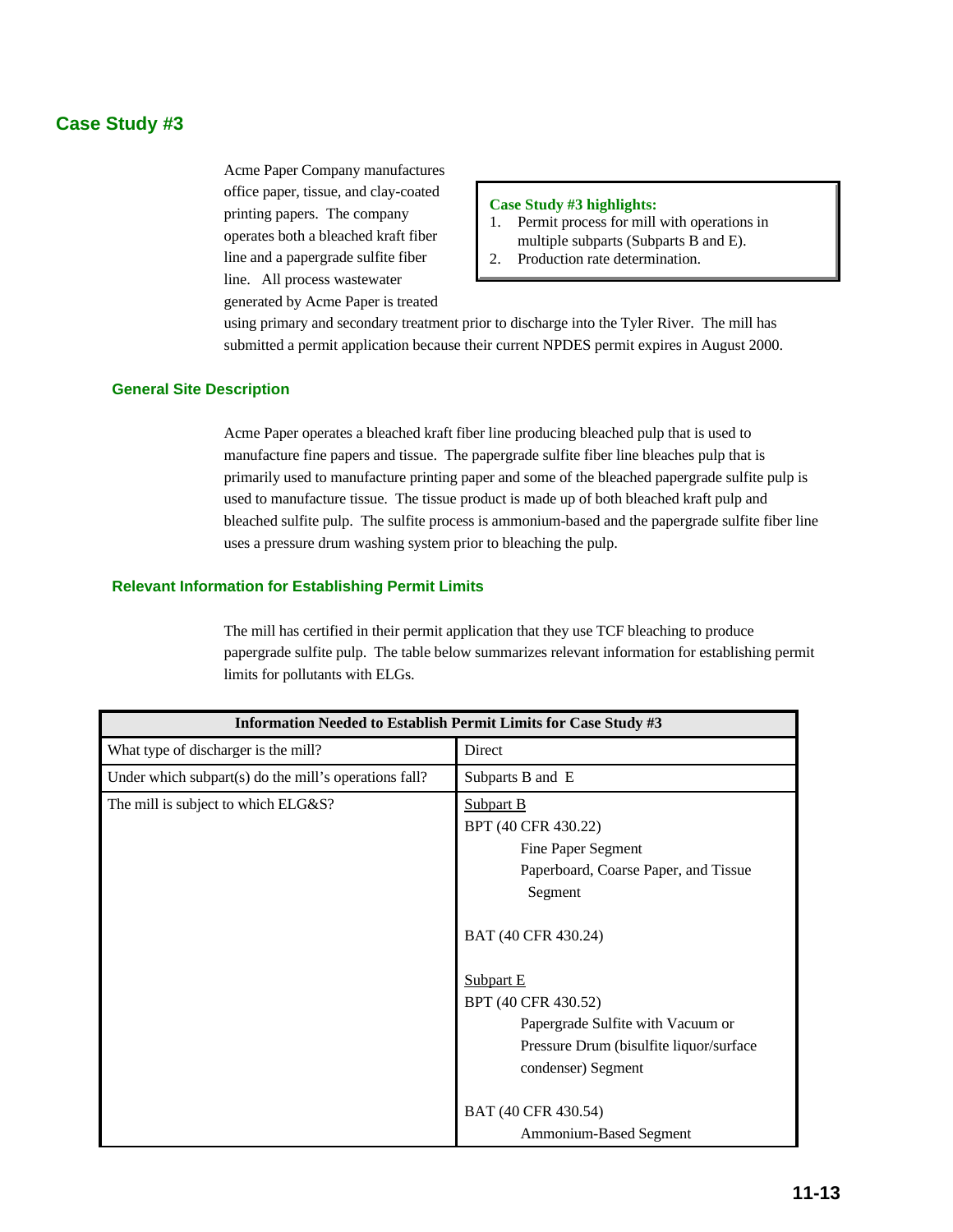## Case Study #3

Acme Paper Company manufactures office paper, tissue, and clay-coated printing papers. The company operates both a bleached kraft fiber line and a papergrade sulfite fiber line. All process wastewater generated by Acme Paper is treated using primary and secondary treatment prior to discharge into the Tyler River. The mill has submitted a permit application because their current NPDES permit expires in August 2000.

> **Case Study #3 highlights:**
> 1. Permit process for mill with operations in multiple subparts (Subparts B and E).
> 2. Production rate determination.

### General Site Description

Acme Paper operates a bleached kraft fiber line producing bleached pulp that is used to manufacture fine papers and tissue. The papergrade sulfite fiber line bleaches pulp that is primarily used to manufacture printing paper and some of the bleached papergrade sulfite pulp is used to manufacture tissue. The tissue product is made up of both bleached kraft pulp and bleached sulfite pulp. The sulfite process is ammonium-based and the papergrade sulfite fiber line uses a pressure drum washing system prior to bleaching the pulp.

### Relevant Information for Establishing Permit Limits

The mill has certified in their permit application that they use TCF bleaching to produce papergrade sulfite pulp. The table below summarizes relevant information for establishing permit limits for pollutants with ELGs.

| Information Needed to Establish Permit Limits for Case Study #3 | |
|---|---|
| What type of discharger is the mill? | Direct |
| Under which subpart(s) do the mill's operations fall? | Subparts B and E |
| The mill is subject to which ELG&S? | Subpart B<br>BPT (40 CFR 430.22)<br>Fine Paper Segment<br>Paperboard, Coarse Paper, and Tissue Segment<br><br>BAT (40 CFR 430.24)<br><br>Subpart E<br>BPT (40 CFR 430.52)<br>Papergrade Sulfite with Vacuum or Pressure Drum (bisulfite liquor/surface condenser) Segment<br><br>BAT (40 CFR 430.54)<br>Ammonium-Based Segment |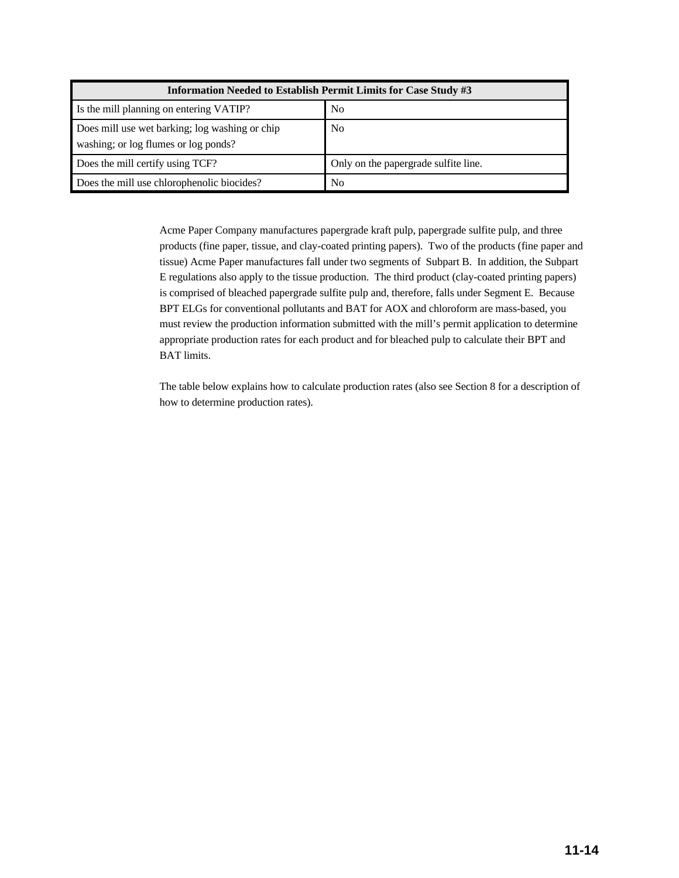| Information Needed to Establish Permit Limits for Case Study #3 | |
|---|---|
| Is the mill planning on entering VATIP? | No |
| Does mill use wet barking; log washing or chip washing; or log flumes or log ponds? | No |
| Does the mill certify using TCF? | Only on the papergrade sulfite line. |
| Does the mill use chlorophenolic biocides? | No |

Acme Paper Company manufactures papergrade kraft pulp, papergrade sulfite pulp, and three products (fine paper, tissue, and clay-coated printing papers). Two of the products (fine paper and tissue) Acme Paper manufactures fall under two segments of Subpart B. In addition, the Subpart E regulations also apply to the tissue production. The third product (clay-coated printing papers) is comprised of bleached papergrade sulfite pulp and, therefore, falls under Segment E. Because BPT ELGs for conventional pollutants and BAT for AOX and chloroform are mass-based, you must review the production information submitted with the mill's permit application to determine appropriate production rates for each product and for bleached pulp to calculate their BPT and BAT limits.

The table below explains how to calculate production rates (also see Section 8 for a description of how to determine production rates).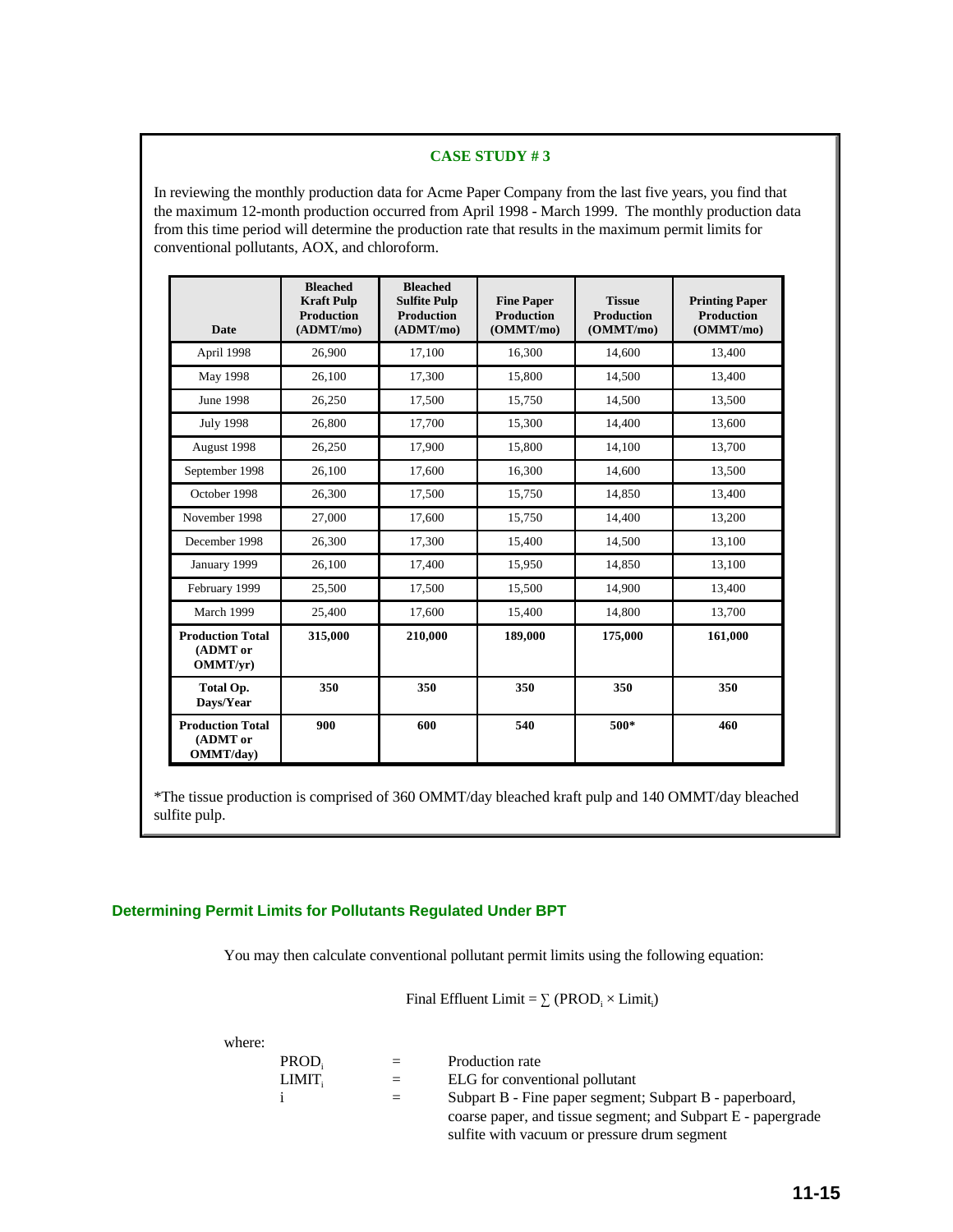**CASE STUDY # 3**

In reviewing the monthly production data for Acme Paper Company from the last five years, you find that the maximum 12-month production occurred from April 1998 - March 1999. The monthly production data from this time period will determine the production rate that results in the maximum permit limits for conventional pollutants, AOX, and chloroform.

| Date | Bleached Kraft Pulp Production (ADMT/mo) | Bleached Sulfite Pulp Production (ADMT/mo) | Fine Paper Production (OMMT/mo) | Tissue Production (OMMT/mo) | Printing Paper Production (OMMT/mo) |
|---|---|---|---|---|---|
| April 1998 | 26,900 | 17,100 | 16,300 | 14,600 | 13,400 |
| May 1998 | 26,100 | 17,300 | 15,800 | 14,500 | 13,400 |
| June 1998 | 26,250 | 17,500 | 15,750 | 14,500 | 13,500 |
| July 1998 | 26,800 | 17,700 | 15,300 | 14,400 | 13,600 |
| August 1998 | 26,250 | 17,900 | 15,800 | 14,100 | 13,700 |
| September 1998 | 26,100 | 17,600 | 16,300 | 14,600 | 13,500 |
| October 1998 | 26,300 | 17,500 | 15,750 | 14,850 | 13,400 |
| November 1998 | 27,000 | 17,600 | 15,750 | 14,400 | 13,200 |
| December 1998 | 26,300 | 17,300 | 15,400 | 14,500 | 13,100 |
| January 1999 | 26,100 | 17,400 | 15,950 | 14,850 | 13,100 |
| February 1999 | 25,500 | 17,500 | 15,500 | 14,900 | 13,400 |
| March 1999 | 25,400 | 17,600 | 15,400 | 14,800 | 13,700 |
| **Production Total (ADMT or OMMT/yr)** | **315,000** | **210,000** | **189,000** | **175,000** | **161,000** |
| **Total Op. Days/Year** | **350** | **350** | **350** | **350** | **350** |
| **Production Total (ADMT or OMMT/day)** | **900** | **600** | **540** | **500*** | **460** |

*The tissue production is comprised of 360 OMMT/day bleached kraft pulp and 140 OMMT/day bleached sulfite pulp.

## Determining Permit Limits for Pollutants Regulated Under BPT

You may then calculate conventional pollutant permit limits using the following equation:

$$\text{Final Effluent Limit} = \sum (\text{PROD}_i \times \text{Limit}_i)$$

where:

| | | |
|---|---|---|
| $\text{PROD}_i$ | = | Production rate |
| $\text{LIMIT}_i$ | = | ELG for conventional pollutant |
| $i$ | = | Subpart B - Fine paper segment; Subpart B - paperboard, coarse paper, and tissue segment; and Subpart E - papergrade sulfite with vacuum or pressure drum segment |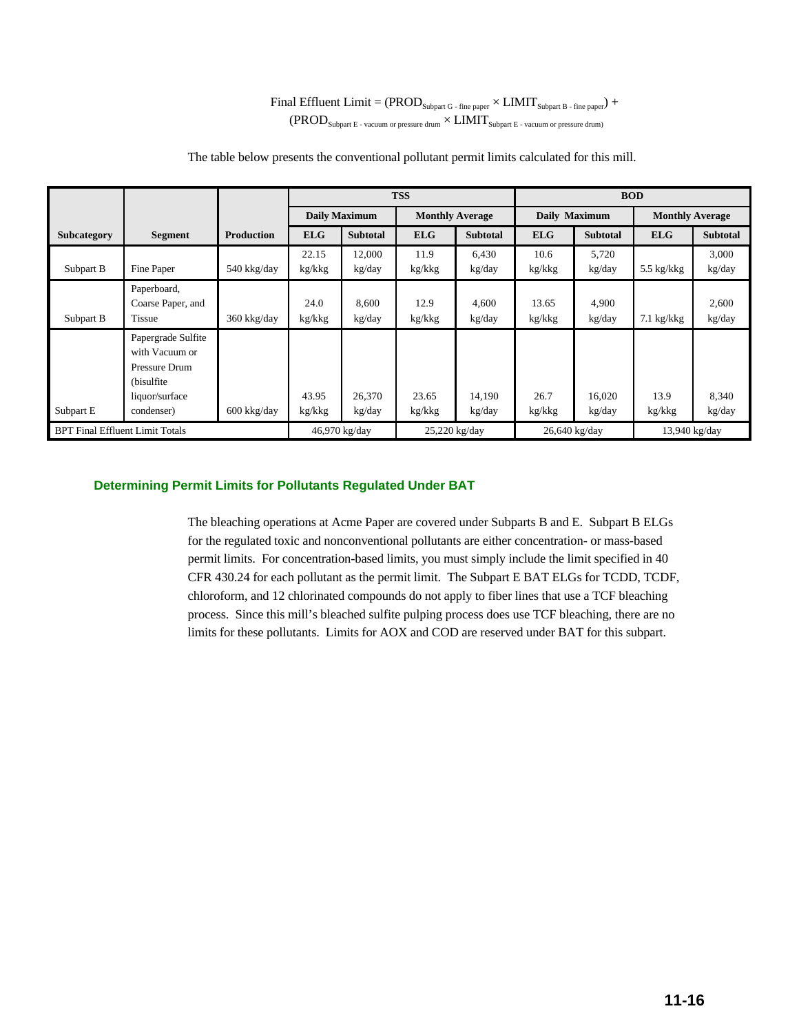$$\text{Final Effluent Limit} = (\text{PROD}_{\text{Subpart G - fine paper}} \times \text{LIMIT}_{\text{Subpart B - fine paper}}) + (\text{PROD}_{\text{Subpart E - vacuum or pressure drum}} \times \text{LIMIT}_{\text{Subpart E - vacuum or pressure drum}})$$

The table below presents the conventional pollutant permit limits calculated for this mill.

| | | | TSS | | | | BOD | | | |
|---|---|---|---|---|---|---|---|---|---|---|
| | | | Daily Maximum | | Monthly Average | | Daily Maximum | | Monthly Average | |
| **Subcategory** | **Segment** | **Production** | **ELG** | **Subtotal** | **ELG** | **Subtotal** | **ELG** | **Subtotal** | **ELG** | **Subtotal** |
| Subpart B | Fine Paper | 540 kkg/day | 22.15 kg/kkg | 12,000 kg/day | 11.9 kg/kkg | 6,430 kg/day | 10.6 kg/kkg | 5,720 kg/day | 5.5 kg/kkg | 3,000 kg/day |
| Subpart B | Paperboard, Coarse Paper, and Tissue | 360 kkg/day | 24.0 kg/kkg | 8,600 kg/day | 12.9 kg/kkg | 4,600 kg/day | 13.65 kg/kkg | 4,900 kg/day | 7.1 kg/kkg | 2,600 kg/day |
| Subpart E | Papergrade Sulfite with Vacuum or Pressure Drum (bisulfite liquor/surface condenser) | 600 kkg/day | 43.95 kg/kkg | 26,370 kg/day | 23.65 kg/kkg | 14,190 kg/day | 26.7 kg/kkg | 16,020 kg/day | 13.9 kg/kkg | 8,340 kg/day |
| BPT Final Effluent Limit Totals | | | 46,970 kg/day | | 25,220 kg/day | | 26,640 kg/day | | 13,940 kg/day | |

## Determining Permit Limits for Pollutants Regulated Under BAT

The bleaching operations at Acme Paper are covered under Subparts B and E. Subpart B ELGs for the regulated toxic and nonconventional pollutants are either concentration- or mass-based permit limits. For concentration-based limits, you must simply include the limit specified in 40 CFR 430.24 for each pollutant as the permit limit. The Subpart E BAT ELGs for TCDD, TCDF, chloroform, and 12 chlorinated compounds do not apply to fiber lines that use a TCF bleaching process. Since this mill's bleached sulfite pulping process does use TCF bleaching, there are no limits for these pollutants. Limits for AOX and COD are reserved under BAT for this subpart.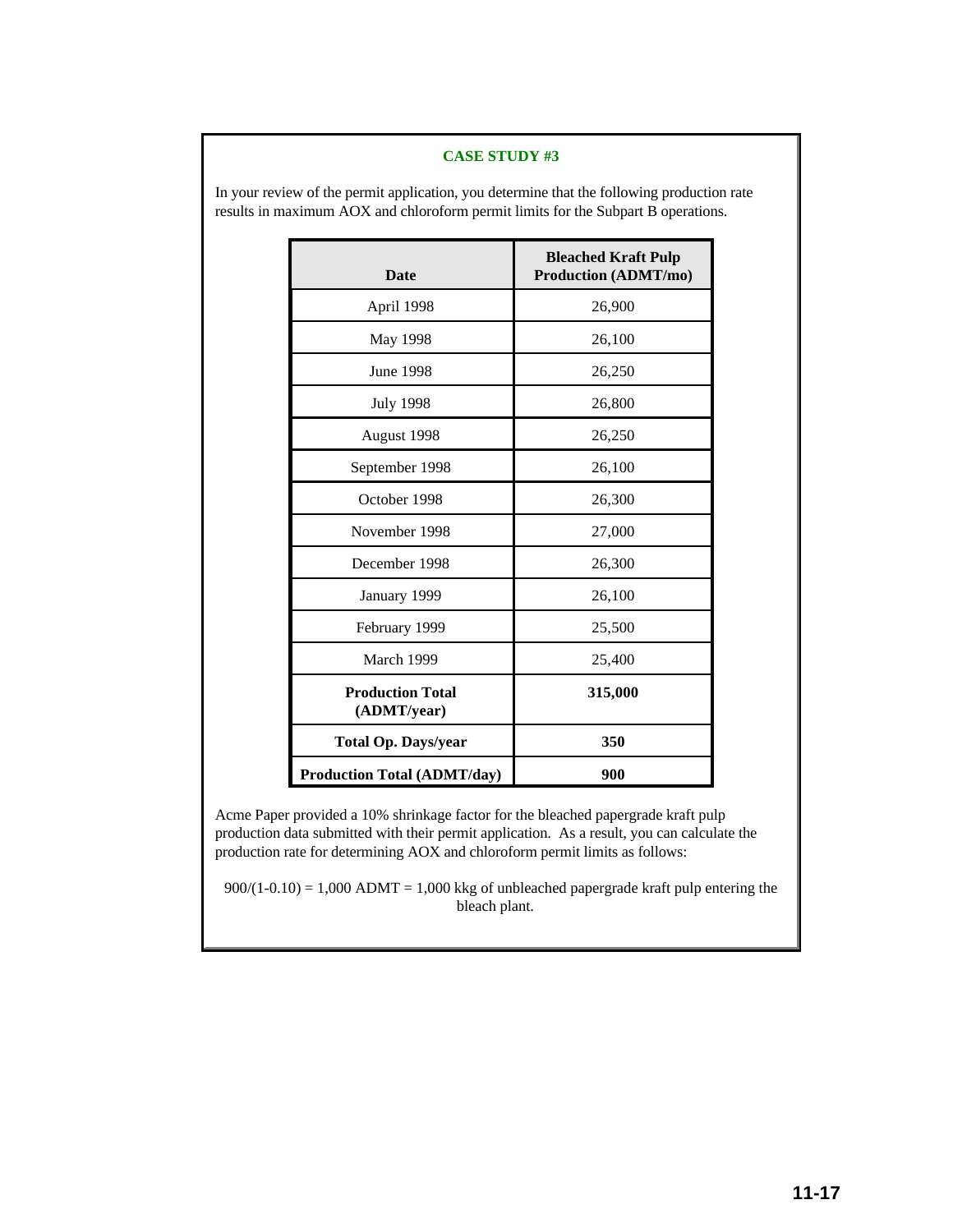### CASE STUDY #3

In your review of the permit application, you determine that the following production rate results in maximum AOX and chloroform permit limits for the Subpart B operations.

| Date | Bleached Kraft Pulp Production (ADMT/mo) |
|---|---|
| April 1998 | 26,900 |
| May 1998 | 26,100 |
| June 1998 | 26,250 |
| July 1998 | 26,800 |
| August 1998 | 26,250 |
| September 1998 | 26,100 |
| October 1998 | 26,300 |
| November 1998 | 27,000 |
| December 1998 | 26,300 |
| January 1999 | 26,100 |
| February 1999 | 25,500 |
| March 1999 | 25,400 |
| **Production Total (ADMT/year)** | **315,000** |
| **Total Op. Days/year** | **350** |
| **Production Total (ADMT/day)** | **900** |

Acme Paper provided a 10% shrinkage factor for the bleached papergrade kraft pulp production data submitted with their permit application. As a result, you can calculate the production rate for determining AOX and chloroform permit limits as follows:

$900/(1-0.10) = 1{,}000$ ADMT = 1,000 kkg of unbleached papergrade kraft pulp entering the bleach plant.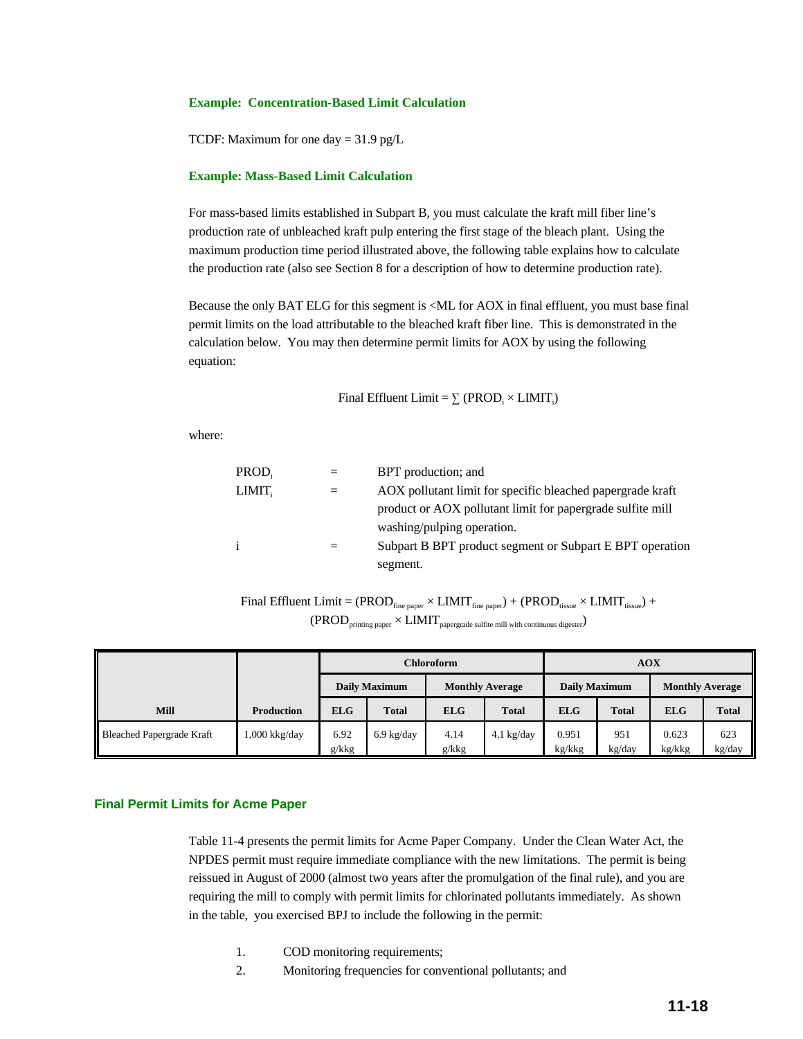**Example: Concentration-Based Limit Calculation**

TCDF: Maximum for one day = 31.9 pg/L

**Example: Mass-Based Limit Calculation**

For mass-based limits established in Subpart B, you must calculate the kraft mill fiber line's production rate of unbleached kraft pulp entering the first stage of the bleach plant. Using the maximum production time period illustrated above, the following table explains how to calculate the production rate (also see Section 8 for a description of how to determine production rate).

Because the only BAT ELG for this segment is <ML for AOX in final effluent, you must base final permit limits on the load attributable to the bleached kraft fiber line. This is demonstrated in the calculation below. You may then determine permit limits for AOX by using the following equation:

$$\text{Final Effluent Limit} = \sum (\text{PROD}_i \times \text{LIMIT}_i)$$

where:

| | | |
|---|---|---|
| $\text{PROD}_i$ | = | BPT production; and |
| $\text{LIMIT}_i$ | = | AOX pollutant limit for specific bleached papergrade kraft product or AOX pollutant limit for papergrade sulfite mill washing/pulping operation. |
| i | = | Subpart B BPT product segment or Subpart E BPT operation segment. |

$$\text{Final Effluent Limit} = (\text{PROD}_{\text{fine paper}} \times \text{LIMIT}_{\text{fine paper}}) + (\text{PROD}_{\text{tissue}} \times \text{LIMIT}_{\text{tissue}}) + (\text{PROD}_{\text{printing paper}} \times \text{LIMIT}_{\text{papergrade sulfite mill with continuous digester}})$$

| | | Chloroform | | | | AOX | | | |
|---|---|---|---|---|---|---|---|---|---|
| | | Daily Maximum | | Monthly Average | | Daily Maximum | | Monthly Average | |
| Mill | Production | ELG | Total | ELG | Total | ELG | Total | ELG | Total |
| Bleached Papergrade Kraft | 1,000 kkg/day | 6.92 g/kkg | 6.9 kg/day | 4.14 g/kkg | 4.1 kg/day | 0.951 kg/kkg | 951 kg/day | 0.623 kg/kkg | 623 kg/day |

## Final Permit Limits for Acme Paper

Table 11-4 presents the permit limits for Acme Paper Company. Under the Clean Water Act, the NPDES permit must require immediate compliance with the new limitations. The permit is being reissued in August of 2000 (almost two years after the promulgation of the final rule), and you are requiring the mill to comply with permit limits for chlorinated pollutants immediately. As shown in the table, you exercised BPJ to include the following in the permit:

1. COD monitoring requirements;
2. Monitoring frequencies for conventional pollutants; and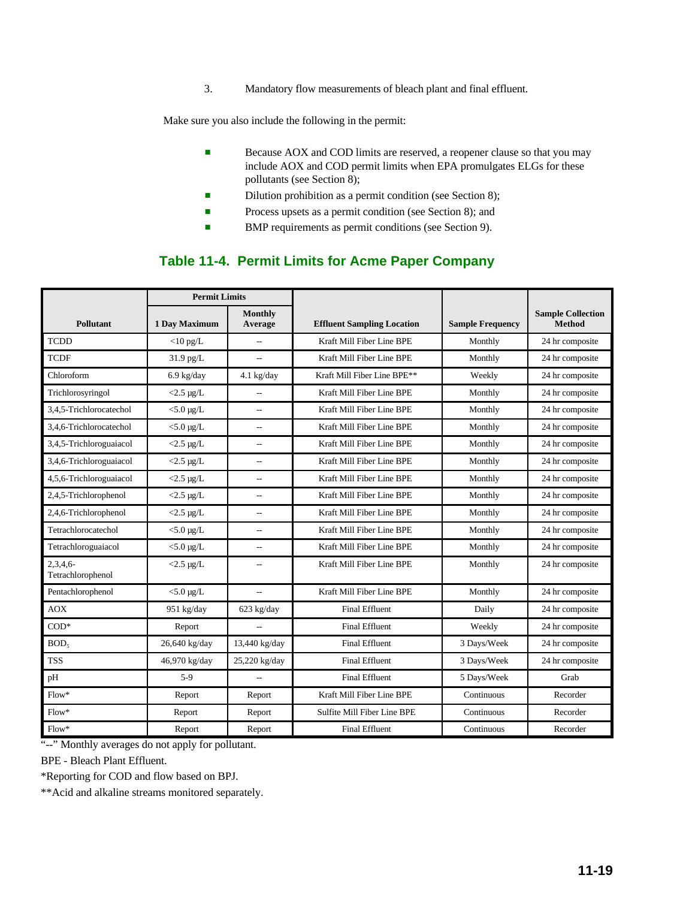3. Mandatory flow measurements of bleach plant and final effluent.

Make sure you also include the following in the permit:

- Because AOX and COD limits are reserved, a reopener clause so that you may include AOX and COD permit limits when EPA promulgates ELGs for these pollutants (see Section 8);
- Dilution prohibition as a permit condition (see Section 8);
- Process upsets as a permit condition (see Section 8); and
- BMP requirements as permit conditions (see Section 9).

## Table 11-4. Permit Limits for Acme Paper Company

| Pollutant | Permit Limits | | Effluent Sampling Location | Sample Frequency | Sample Collection Method |
|---|---|---|---|---|---|
| | 1 Day Maximum | Monthly Average | | | |
| TCDD | <10 pg/L | -- | Kraft Mill Fiber Line BPE | Monthly | 24 hr composite |
| TCDF | 31.9 pg/L | -- | Kraft Mill Fiber Line BPE | Monthly | 24 hr composite |
| Chloroform | 6.9 kg/day | 4.1 kg/day | Kraft Mill Fiber Line BPE** | Weekly | 24 hr composite |
| Trichlorosyringol | <2.5 µg/L | -- | Kraft Mill Fiber Line BPE | Monthly | 24 hr composite |
| 3,4,5-Trichlorocatechol | <5.0 µg/L | -- | Kraft Mill Fiber Line BPE | Monthly | 24 hr composite |
| 3,4,6-Trichlorocatechol | <5.0 µg/L | -- | Kraft Mill Fiber Line BPE | Monthly | 24 hr composite |
| 3,4,5-Trichloroguaiacol | <2.5 µg/L | -- | Kraft Mill Fiber Line BPE | Monthly | 24 hr composite |
| 3,4,6-Trichloroguaiacol | <2.5 µg/L | -- | Kraft Mill Fiber Line BPE | Monthly | 24 hr composite |
| 4,5,6-Trichloroguaiacol | <2.5 µg/L | -- | Kraft Mill Fiber Line BPE | Monthly | 24 hr composite |
| 2,4,5-Trichlorophenol | <2.5 µg/L | -- | Kraft Mill Fiber Line BPE | Monthly | 24 hr composite |
| 2,4,6-Trichlorophenol | <2.5 µg/L | -- | Kraft Mill Fiber Line BPE | Monthly | 24 hr composite |
| Tetrachlorocatechol | <5.0 µg/L | -- | Kraft Mill Fiber Line BPE | Monthly | 24 hr composite |
| Tetrachloroguaiacol | <5.0 µg/L | -- | Kraft Mill Fiber Line BPE | Monthly | 24 hr composite |
| 2,3,4,6-Tetrachlorophenol | <2.5 µg/L | -- | Kraft Mill Fiber Line BPE | Monthly | 24 hr composite |
| Pentachlorophenol | <5.0 µg/L | -- | Kraft Mill Fiber Line BPE | Monthly | 24 hr composite |
| AOX | 951 kg/day | 623 kg/day | Final Effluent | Daily | 24 hr composite |
| COD* | Report | -- | Final Effluent | Weekly | 24 hr composite |
| $BOD_5$ | 26,640 kg/day | 13,440 kg/day | Final Effluent | 3 Days/Week | 24 hr composite |
| TSS | 46,970 kg/day | 25,220 kg/day | Final Effluent | 3 Days/Week | 24 hr composite |
| pH | 5-9 | -- | Final Effluent | 5 Days/Week | Grab |
| Flow* | Report | Report | Kraft Mill Fiber Line BPE | Continuous | Recorder |
| Flow* | Report | Report | Sulfite Mill Fiber Line BPE | Continuous | Recorder |
| Flow* | Report | Report | Final Effluent | Continuous | Recorder |

"--" Monthly averages do not apply for pollutant.

BPE - Bleach Plant Effluent.

*Reporting for COD and flow based on BPJ.

**Acid and alkaline streams monitored separately.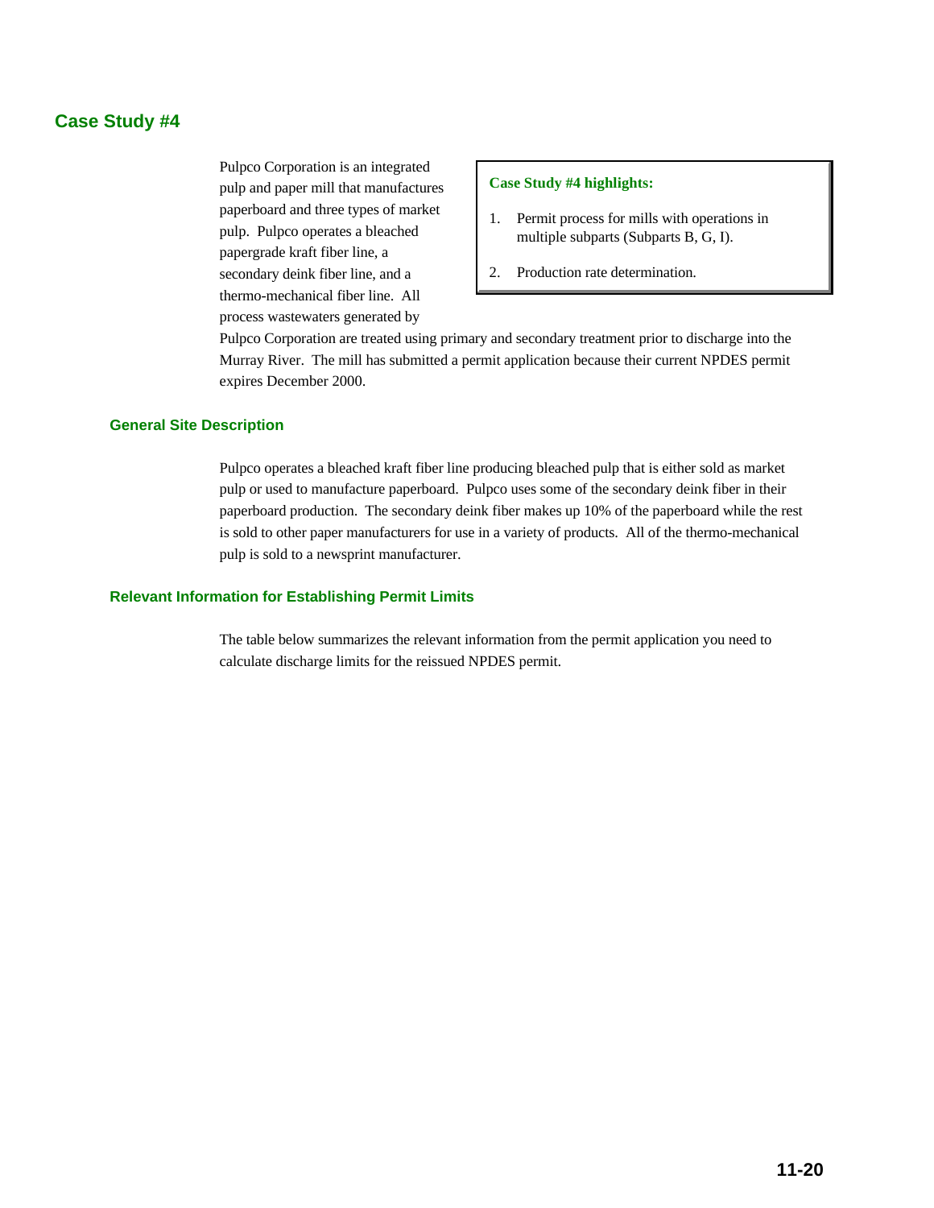## Case Study #4

> **Case Study #4 highlights:**
>
> 1. Permit process for mills with operations in multiple subparts (Subparts B, G, I).
> 2. Production rate determination.

Pulpco Corporation is an integrated pulp and paper mill that manufactures paperboard and three types of market pulp. Pulpco operates a bleached papergrade kraft fiber line, a secondary deink fiber line, and a thermo-mechanical fiber line. All process wastewaters generated by Pulpco Corporation are treated using primary and secondary treatment prior to discharge into the Murray River. The mill has submitted a permit application because their current NPDES permit expires December 2000.

### General Site Description

Pulpco operates a bleached kraft fiber line producing bleached pulp that is either sold as market pulp or used to manufacture paperboard. Pulpco uses some of the secondary deink fiber in their paperboard production. The secondary deink fiber makes up 10% of the paperboard while the rest is sold to other paper manufacturers for use in a variety of products. All of the thermo-mechanical pulp is sold to a newsprint manufacturer.

### Relevant Information for Establishing Permit Limits

The table below summarizes the relevant information from the permit application you need to calculate discharge limits for the reissued NPDES permit.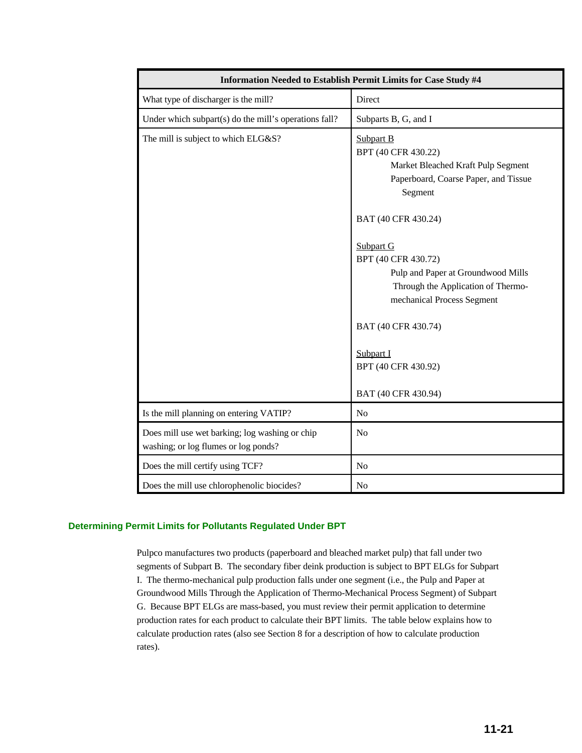| Information Needed to Establish Permit Limits for Case Study #4 | |
|---|---|
| What type of discharger is the mill? | Direct |
| Under which subpart(s) do the mill's operations fall? | Subparts B, G, and I |
| The mill is subject to which ELG&S? | Subpart B<br>BPT (40 CFR 430.22)<br>Market Bleached Kraft Pulp Segment<br>Paperboard, Coarse Paper, and Tissue Segment<br><br>BAT (40 CFR 430.24)<br><br>Subpart G<br>BPT (40 CFR 430.72)<br>Pulp and Paper at Groundwood Mills Through the Application of Thermo-mechanical Process Segment<br><br>BAT (40 CFR 430.74)<br><br>Subpart I<br>BPT (40 CFR 430.92)<br><br>BAT (40 CFR 430.94) |
| Is the mill planning on entering VATIP? | No |
| Does mill use wet barking; log washing or chip washing; or log flumes or log ponds? | No |
| Does the mill certify using TCF? | No |
| Does the mill use chlorophenolic biocides? | No |

## Determining Permit Limits for Pollutants Regulated Under BPT

Pulpco manufactures two products (paperboard and bleached market pulp) that fall under two segments of Subpart B. The secondary fiber deink production is subject to BPT ELGs for Subpart I. The thermo-mechanical pulp production falls under one segment (i.e., the Pulp and Paper at Groundwood Mills Through the Application of Thermo-Mechanical Process Segment) of Subpart G. Because BPT ELGs are mass-based, you must review their permit application to determine production rates for each product to calculate their BPT limits. The table below explains how to calculate production rates (also see Section 8 for a description of how to calculate production rates).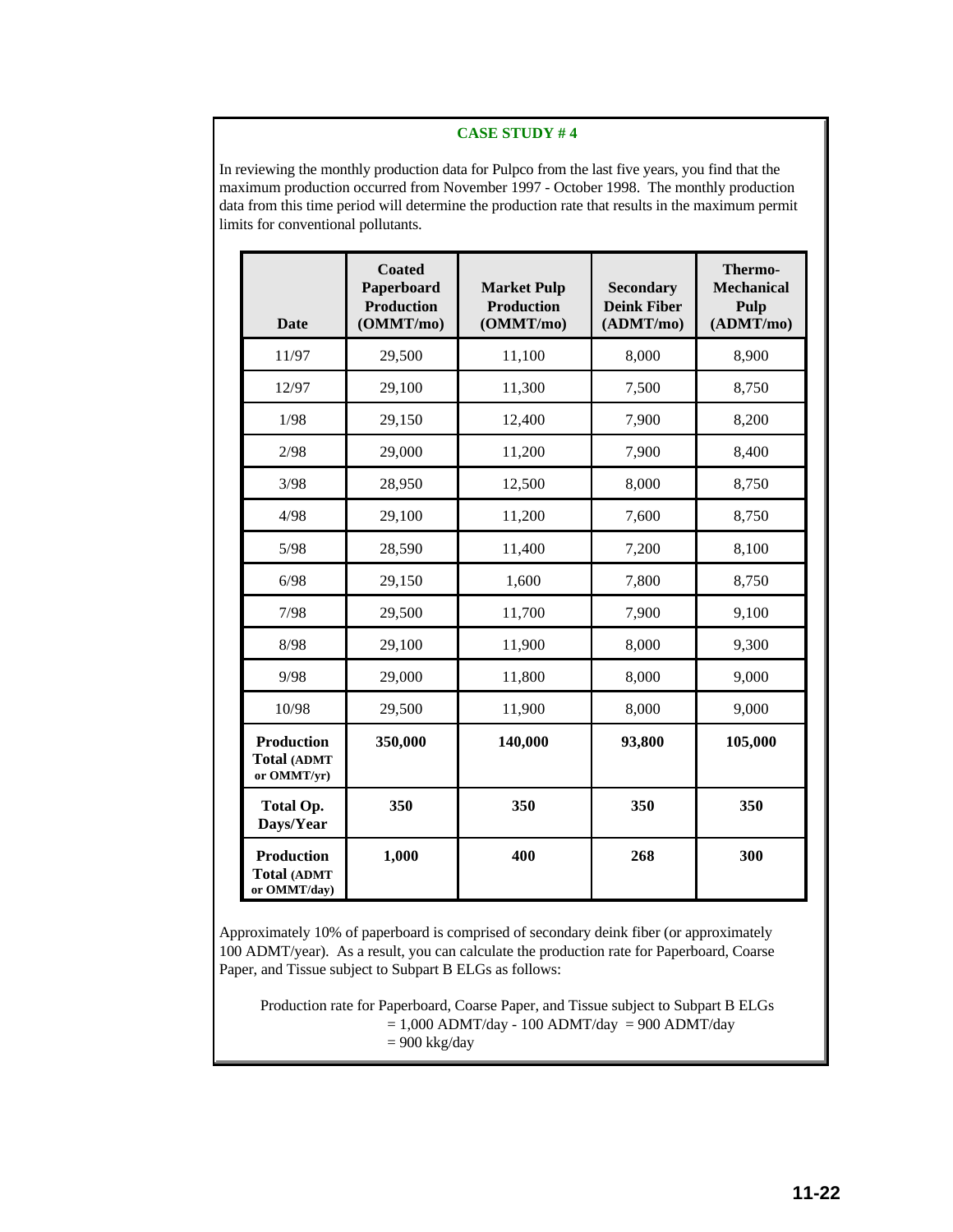**CASE STUDY # 4**

In reviewing the monthly production data for Pulpco from the last five years, you find that the maximum production occurred from November 1997 - October 1998. The monthly production data from this time period will determine the production rate that results in the maximum permit limits for conventional pollutants.

| Date | Coated Paperboard Production (OMMT/mo) | Market Pulp Production (OMMT/mo) | Secondary Deink Fiber (ADMT/mo) | Thermo-Mechanical Pulp (ADMT/mo) |
|---|---|---|---|---|
| 11/97 | 29,500 | 11,100 | 8,000 | 8,900 |
| 12/97 | 29,100 | 11,300 | 7,500 | 8,750 |
| 1/98 | 29,150 | 12,400 | 7,900 | 8,200 |
| 2/98 | 29,000 | 11,200 | 7,900 | 8,400 |
| 3/98 | 28,950 | 12,500 | 8,000 | 8,750 |
| 4/98 | 29,100 | 11,200 | 7,600 | 8,750 |
| 5/98 | 28,590 | 11,400 | 7,200 | 8,100 |
| 6/98 | 29,150 | 1,600 | 7,800 | 8,750 |
| 7/98 | 29,500 | 11,700 | 7,900 | 9,100 |
| 8/98 | 29,100 | 11,900 | 8,000 | 9,300 |
| 9/98 | 29,000 | 11,800 | 8,000 | 9,000 |
| 10/98 | 29,500 | 11,900 | 8,000 | 9,000 |
| **Production Total (ADMT or OMMT/yr)** | **350,000** | **140,000** | **93,800** | **105,000** |
| **Total Op. Days/Year** | **350** | **350** | **350** | **350** |
| **Production Total (ADMT or OMMT/day)** | **1,000** | **400** | **268** | **300** |

Approximately 10% of paperboard is comprised of secondary deink fiber (or approximately 100 ADMT/year). As a result, you can calculate the production rate for Paperboard, Coarse Paper, and Tissue subject to Subpart B ELGs as follows:

Production rate for Paperboard, Coarse Paper, and Tissue subject to Subpart B ELGs
= 1,000 ADMT/day - 100 ADMT/day = 900 ADMT/day
= 900 kkg/day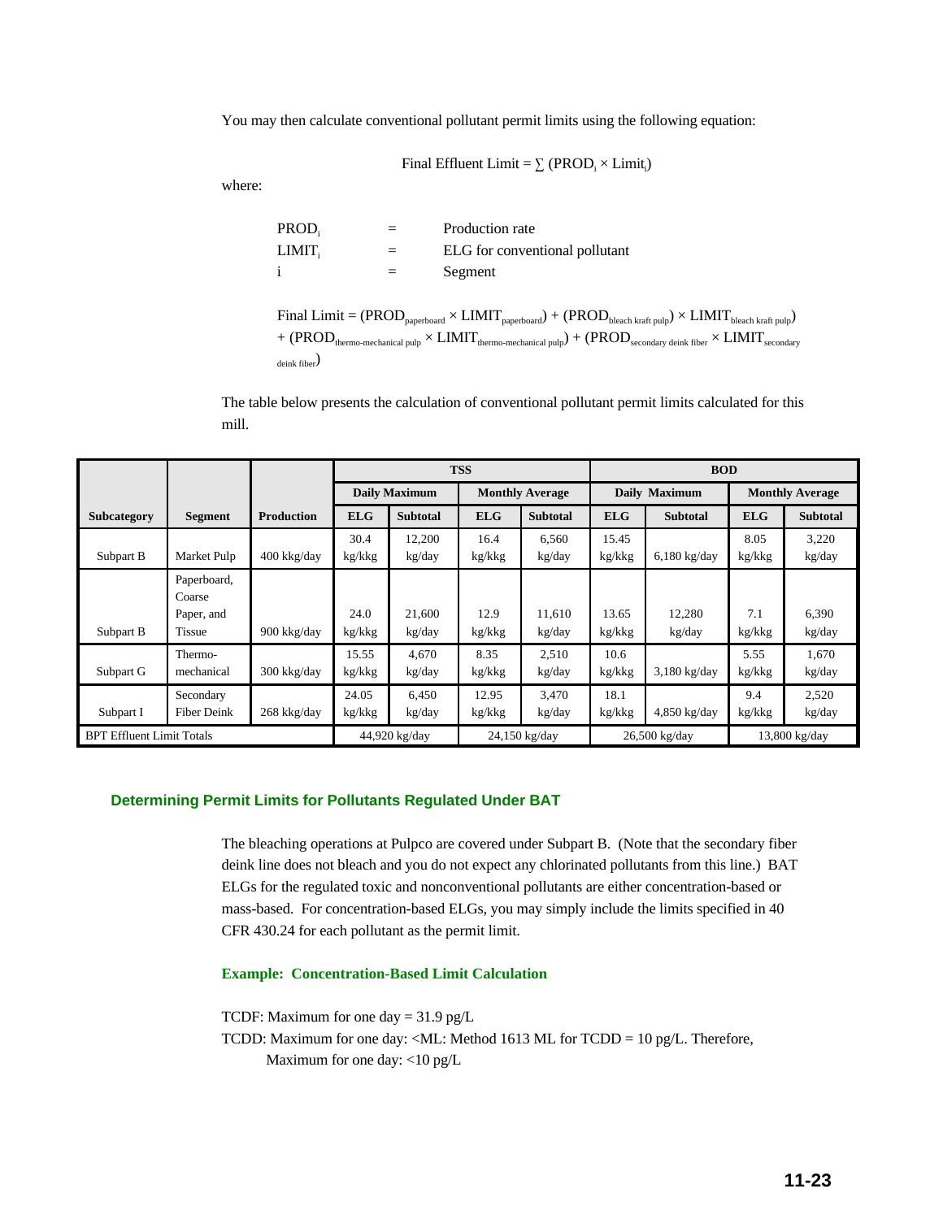You may then calculate conventional pollutant permit limits using the following equation:

$$\text{Final Effluent Limit} = \sum (\text{PROD}_i \times \text{Limit}_i)$$

where:

| | | |
|---|---|---|
| $\text{PROD}_i$ | = | Production rate |
| $\text{LIMIT}_i$ | = | ELG for conventional pollutant |
| i | = | Segment |

$$\text{Final Limit} = (\text{PROD}_{\text{paperboard}} \times \text{LIMIT}_{\text{paperboard}}) + (\text{PROD}_{\text{bleach kraft pulp}}) \times \text{LIMIT}_{\text{bleach kraft pulp}}) + (\text{PROD}_{\text{thermo-mechanical pulp}} \times \text{LIMIT}_{\text{thermo-mechanical pulp}}) + (\text{PROD}_{\text{secondary deink fiber}} \times \text{LIMIT}_{\text{secondary deink fiber}})$$

The table below presents the calculation of conventional pollutant permit limits calculated for this mill.

| | | | TSS | | | | BOD | | | |
|---|---|---|---|---|---|---|---|---|---|---|
| | | | Daily Maximum | | Monthly Average | | Daily Maximum | | Monthly Average | |
| **Subcategory** | **Segment** | **Production** | **ELG** | **Subtotal** | **ELG** | **Subtotal** | **ELG** | **Subtotal** | **ELG** | **Subtotal** |
| Subpart B | Market Pulp | 400 kkg/day | 30.4 kg/kkg | 12,200 kg/day | 16.4 kg/kkg | 6,560 kg/day | 15.45 kg/kkg | 6,180 kg/day | 8.05 kg/kkg | 3,220 kg/day |
| Subpart B | Paperboard, Coarse Paper, and Tissue | 900 kkg/day | 24.0 kg/kkg | 21,600 kg/day | 12.9 kg/kkg | 11,610 kg/day | 13.65 kg/kkg | 12,280 kg/day | 7.1 kg/kkg | 6,390 kg/day |
| Subpart G | Thermo-mechanical | 300 kkg/day | 15.55 kg/kkg | 4,670 kg/day | 8.35 kg/kkg | 2,510 kg/day | 10.6 kg/kkg | 3,180 kg/day | 5.55 kg/kkg | 1,670 kg/day |
| Subpart I | Secondary Fiber Deink | 268 kkg/day | 24.05 kg/kkg | 6,450 kg/day | 12.95 kg/kkg | 3,470 kg/day | 18.1 kg/kkg | 4,850 kg/day | 9.4 kg/kkg | 2,520 kg/day |
| BPT Effluent Limit Totals | | | 44,920 kg/day | | 24,150 kg/day | | 26,500 kg/day | | 13,800 kg/day | |

## Determining Permit Limits for Pollutants Regulated Under BAT

The bleaching operations at Pulpco are covered under Subpart B. (Note that the secondary fiber deink line does not bleach and you do not expect any chlorinated pollutants from this line.) BAT ELGs for the regulated toxic and nonconventional pollutants are either concentration-based or mass-based. For concentration-based ELGs, you may simply include the limits specified in 40 CFR 430.24 for each pollutant as the permit limit.

### Example: Concentration-Based Limit Calculation

TCDF: Maximum for one day = 31.9 pg/L

TCDD: Maximum for one day: <ML: Method 1613 ML for TCDD = 10 pg/L. Therefore,
Maximum for one day: <10 pg/L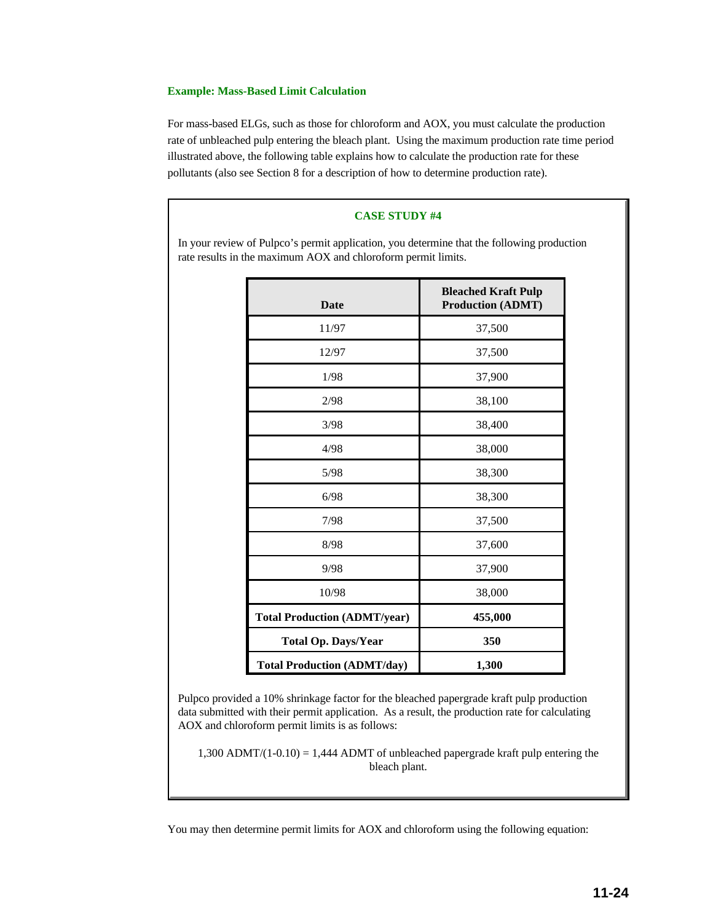#### Example: Mass-Based Limit Calculation

For mass-based ELGs, such as those for chloroform and AOX, you must calculate the production rate of unbleached pulp entering the bleach plant. Using the maximum production rate time period illustrated above, the following table explains how to calculate the production rate for these pollutants (also see Section 8 for a description of how to determine production rate).

**CASE STUDY #4**

In your review of Pulpco's permit application, you determine that the following production rate results in the maximum AOX and chloroform permit limits.

| Date | Bleached Kraft Pulp Production (ADMT) |
|---|---|
| 11/97 | 37,500 |
| 12/97 | 37,500 |
| 1/98 | 37,900 |
| 2/98 | 38,100 |
| 3/98 | 38,400 |
| 4/98 | 38,000 |
| 5/98 | 38,300 |
| 6/98 | 38,300 |
| 7/98 | 37,500 |
| 8/98 | 37,600 |
| 9/98 | 37,900 |
| 10/98 | 38,000 |
| **Total Production (ADMT/year)** | **455,000** |
| **Total Op. Days/Year** | **350** |
| **Total Production (ADMT/day)** | **1,300** |

Pulpco provided a 10% shrinkage factor for the bleached papergrade kraft pulp production data submitted with their permit application. As a result, the production rate for calculating AOX and chloroform permit limits is as follows:

1,300 ADMT/(1-0.10) = 1,444 ADMT of unbleached papergrade kraft pulp entering the bleach plant.

You may then determine permit limits for AOX and chloroform using the following equation: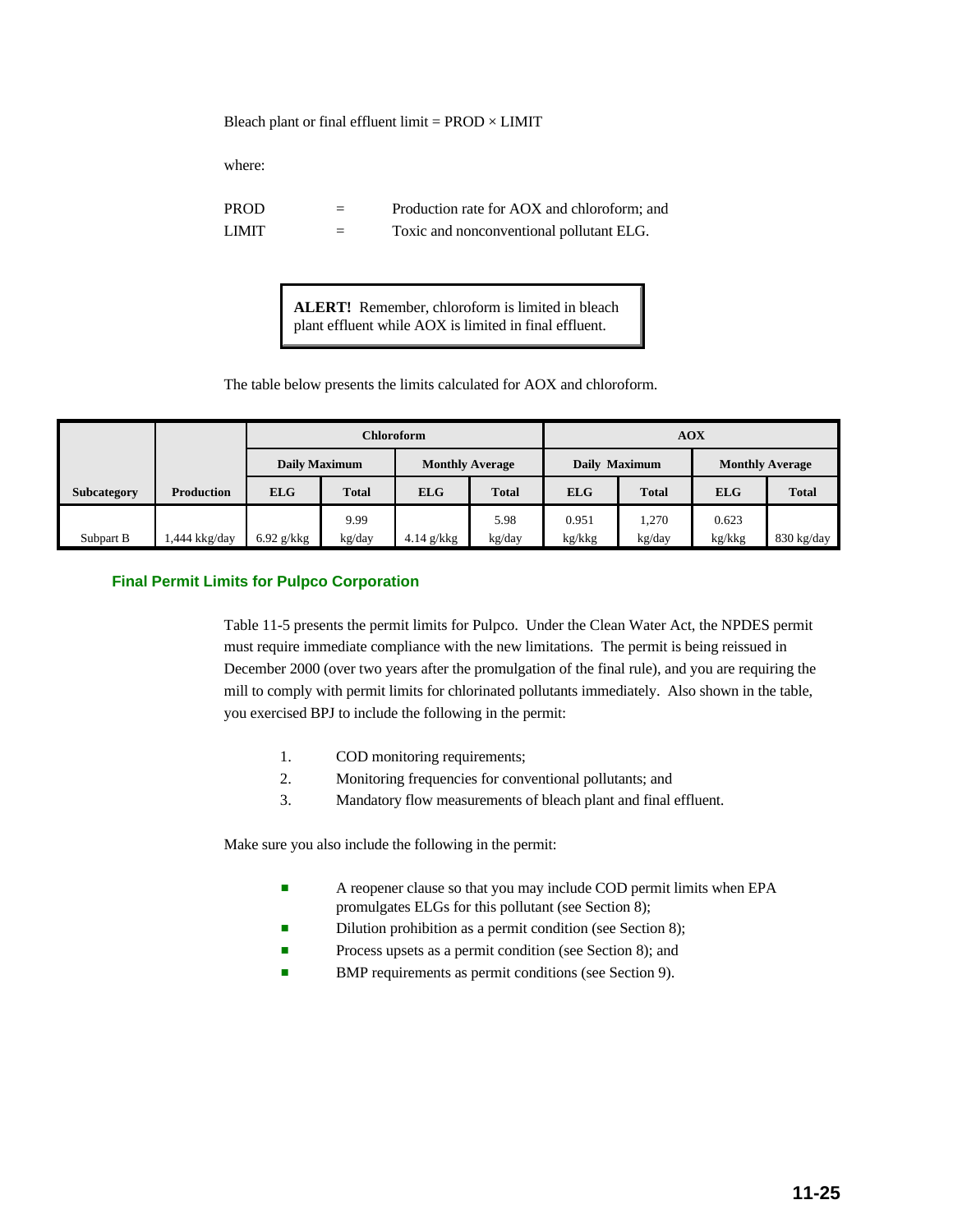Bleach plant or final effluent limit = PROD × LIMIT

where:

| | | |
|---|---|---|
| PROD | = | Production rate for AOX and chloroform; and |
| LIMIT | = | Toxic and nonconventional pollutant ELG. |

> **ALERT!** Remember, chloroform is limited in bleach plant effluent while AOX is limited in final effluent.

The table below presents the limits calculated for AOX and chloroform.

| | | Chloroform | | | | AOX | | | |
|---|---|---|---|---|---|---|---|---|---|
| | | Daily Maximum | | Monthly Average | | Daily Maximum | | Monthly Average | |
| **Subcategory** | **Production** | **ELG** | **Total** | **ELG** | **Total** | **ELG** | **Total** | **ELG** | **Total** |
| Subpart B | 1,444 kkg/day | 6.92 g/kkg | 9.99 kg/day | 4.14 g/kkg | 5.98 kg/day | 0.951 kg/kkg | 1,270 kg/day | 0.623 kg/kkg | 830 kg/day |

## Final Permit Limits for Pulpco Corporation

Table 11-5 presents the permit limits for Pulpco. Under the Clean Water Act, the NPDES permit must require immediate compliance with the new limitations. The permit is being reissued in December 2000 (over two years after the promulgation of the final rule), and you are requiring the mill to comply with permit limits for chlorinated pollutants immediately. Also shown in the table, you exercised BPJ to include the following in the permit:

1. COD monitoring requirements;
2. Monitoring frequencies for conventional pollutants; and
3. Mandatory flow measurements of bleach plant and final effluent.

Make sure you also include the following in the permit:

- A reopener clause so that you may include COD permit limits when EPA promulgates ELGs for this pollutant (see Section 8);
- Dilution prohibition as a permit condition (see Section 8);
- Process upsets as a permit condition (see Section 8); and
- BMP requirements as permit conditions (see Section 9).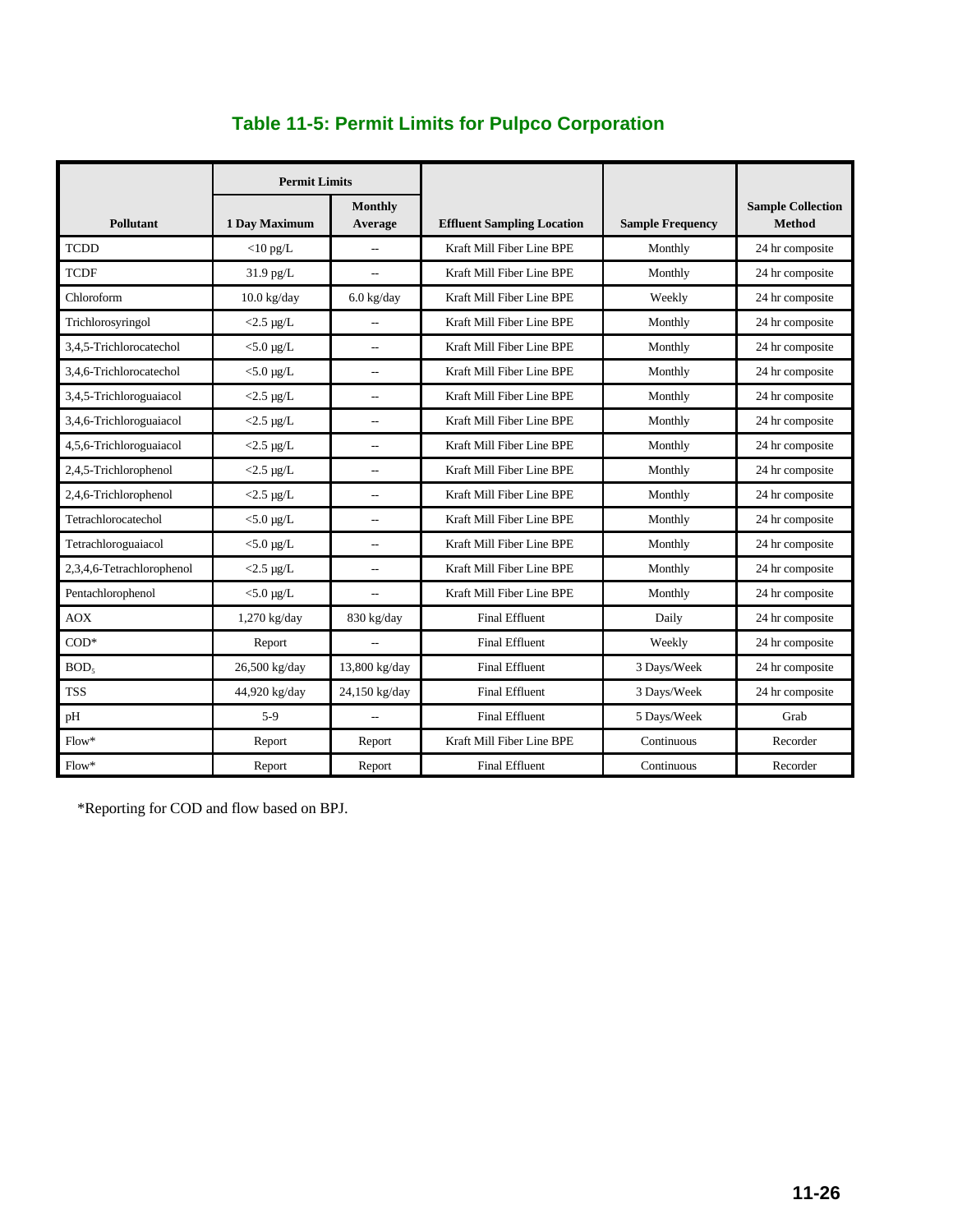## Table 11-5: Permit Limits for Pupco Corporation

| Pollutant | Permit Limits | | Effluent Sampling Location | Sample Frequency | Sample Collection Method |
|---|---|---|---|---|---|
| | 1 Day Maximum | Monthly Average | | | |
| TCDD | <10 pg/L | -- | Kraft Mill Fiber Line BPE | Monthly | 24 hr composite |
| TCDF | 31.9 pg/L | -- | Kraft Mill Fiber Line BPE | Monthly | 24 hr composite |
| Chloroform | 10.0 kg/day | 6.0 kg/day | Kraft Mill Fiber Line BPE | Weekly | 24 hr composite |
| Trichlorosyringol | <2.5 µg/L | -- | Kraft Mill Fiber Line BPE | Monthly | 24 hr composite |
| 3,4,5-Trichlorocatechol | <5.0 µg/L | -- | Kraft Mill Fiber Line BPE | Monthly | 24 hr composite |
| 3,4,6-Trichlorocatechol | <5.0 µg/L | -- | Kraft Mill Fiber Line BPE | Monthly | 24 hr composite |
| 3,4,5-Trichloroguaiacol | <2.5 µg/L | -- | Kraft Mill Fiber Line BPE | Monthly | 24 hr composite |
| 3,4,6-Trichloroguaiacol | <2.5 µg/L | -- | Kraft Mill Fiber Line BPE | Monthly | 24 hr composite |
| 4,5,6-Trichloroguaiacol | <2.5 µg/L | -- | Kraft Mill Fiber Line BPE | Monthly | 24 hr composite |
| 2,4,5-Trichlorophenol | <2.5 µg/L | -- | Kraft Mill Fiber Line BPE | Monthly | 24 hr composite |
| 2,4,6-Trichlorophenol | <2.5 µg/L | -- | Kraft Mill Fiber Line BPE | Monthly | 24 hr composite |
| Tetrachlorocatechol | <5.0 µg/L | -- | Kraft Mill Fiber Line BPE | Monthly | 24 hr composite |
| Tetrachloroguaiacol | <5.0 µg/L | -- | Kraft Mill Fiber Line BPE | Monthly | 24 hr composite |
| 2,3,4,6-Tetrachlorophenol | <2.5 µg/L | -- | Kraft Mill Fiber Line BPE | Monthly | 24 hr composite |
| Pentachlorophenol | <5.0 µg/L | -- | Kraft Mill Fiber Line BPE | Monthly | 24 hr composite |
| AOX | 1,270 kg/day | 830 kg/day | Final Effluent | Daily | 24 hr composite |
| COD* | Report | -- | Final Effluent | Weekly | 24 hr composite |
| $BOD_5$ | 26,500 kg/day | 13,800 kg/day | Final Effluent | 3 Days/Week | 24 hr composite |
| TSS | 44,920 kg/day | 24,150 kg/day | Final Effluent | 3 Days/Week | 24 hr composite |
| pH | 5-9 | -- | Final Effluent | 5 Days/Week | Grab |
| Flow* | Report | Report | Kraft Mill Fiber Line BPE | Continuous | Recorder |
| Flow* | Report | Report | Final Effluent | Continuous | Recorder |

*Reporting for COD and flow based on BPJ.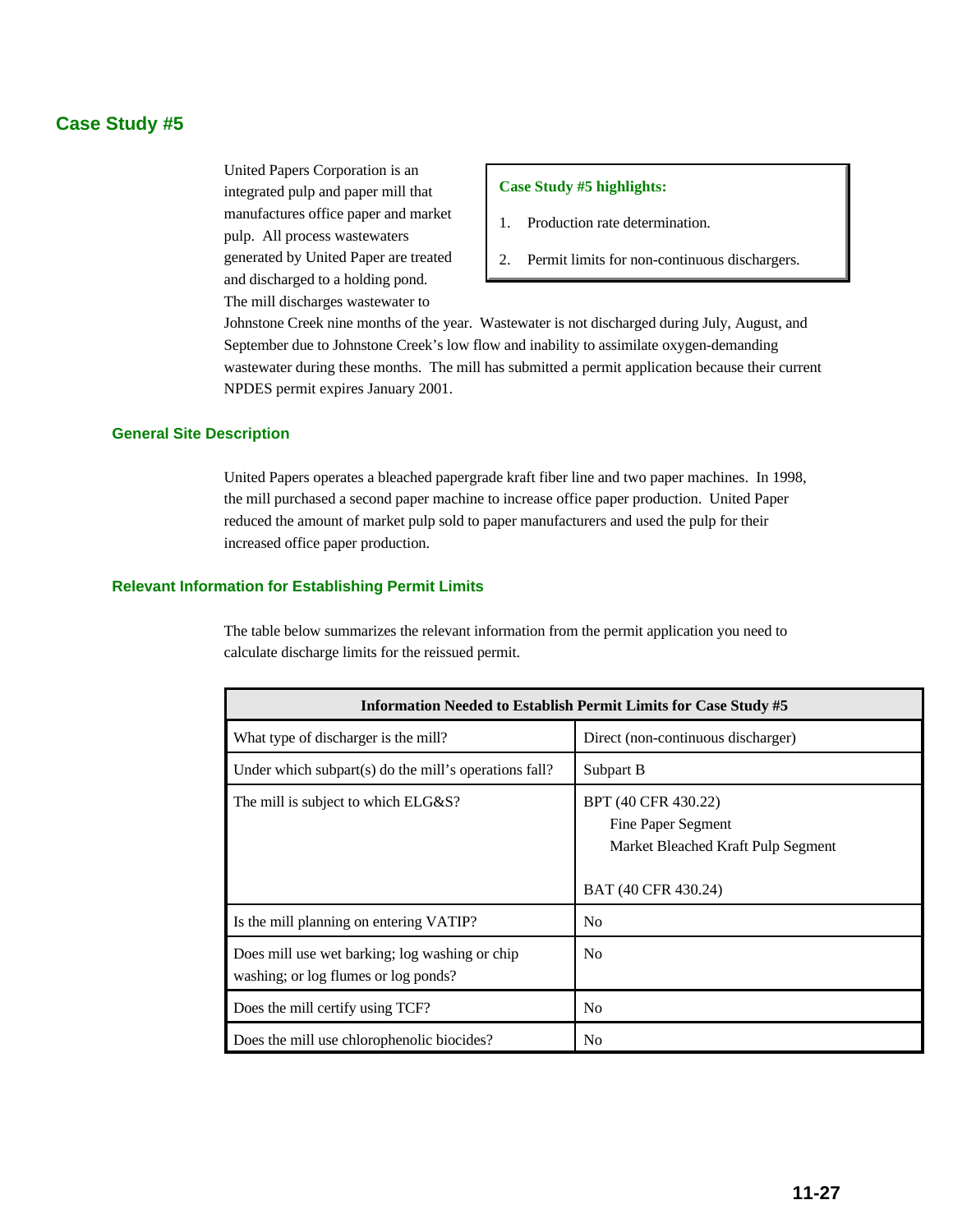## Case Study #5

United Papers Corporation is an integrated pulp and paper mill that manufactures office paper and market pulp. All process wastewaters generated by United Paper are treated and discharged to a holding pond. The mill discharges wastewater to Johnstone Creek nine months of the year. Wastewater is not discharged during July, August, and September due to Johnstone Creek's low flow and inability to assimilate oxygen-demanding wastewater during these months. The mill has submitted a permit application because their current NPDES permit expires January 2001.

> **Case Study #5 highlights:**
>
> 1. Production rate determination.
> 2. Permit limits for non-continuous dischargers.

### General Site Description

United Papers operates a bleached papergrade kraft fiber line and two paper machines. In 1998, the mill purchased a second paper machine to increase office paper production. United Paper reduced the amount of market pulp sold to paper manufacturers and used the pulp for their increased office paper production.

### Relevant Information for Establishing Permit Limits

The table below summarizes the relevant information from the permit application you need to calculate discharge limits for the reissued permit.

| Information Needed to Establish Permit Limits for Case Study #5 | |
|---|---|
| What type of discharger is the mill? | Direct (non-continuous discharger) |
| Under which subpart(s) do the mill's operations fall? | Subpart B |
| The mill is subject to which ELG&S? | BPT (40 CFR 430.22)<br>Fine Paper Segment<br>Market Bleached Kraft Pulp Segment<br><br>BAT (40 CFR 430.24) |
| Is the mill planning on entering VATIP? | No |
| Does mill use wet barking; log washing or chip washing; or log flumes or log ponds? | No |
| Does the mill certify using TCF? | No |
| Does the mill use chlorophenolic biocides? | No |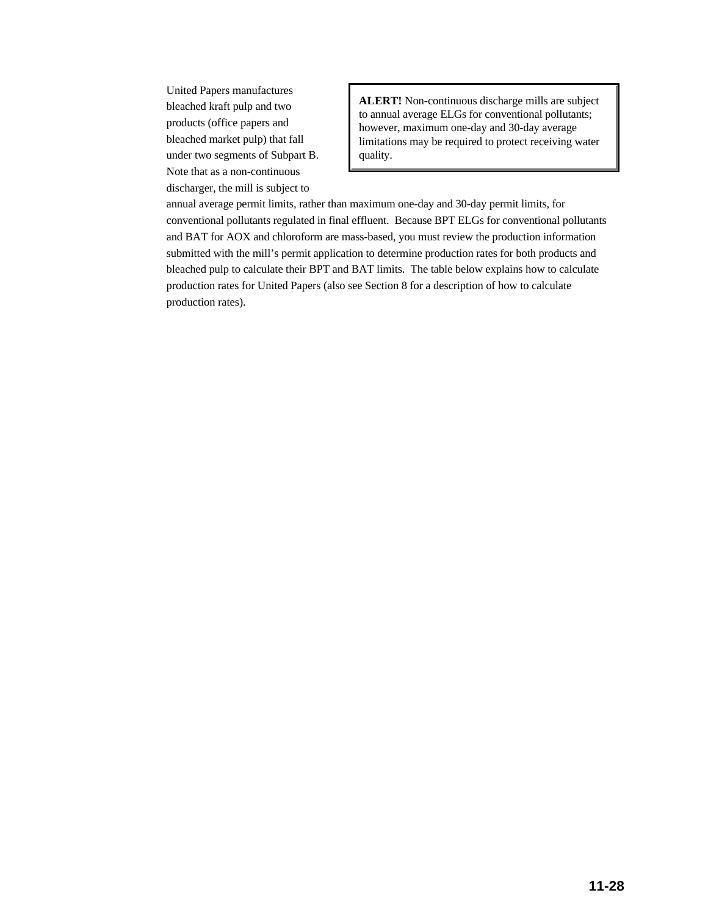United Papers manufactures bleached kraft pulp and two products (office papers and bleached market pulp) that fall under two segments of Subpart B. Note that as a non-continuous discharger, the mill is subject to annual average permit limits, rather than maximum one-day and 30-day permit limits, for conventional pollutants regulated in final effluent. Because BPT ELGs for conventional pollutants and BAT for AOX and chloroform are mass-based, you must review the production information submitted with the mill's permit application to determine production rates for both products and bleached pulp to calculate their BPT and BAT limits. The table below explains how to calculate production rates for United Papers (also see Section 8 for a description of how to calculate production rates).

> **ALERT!** Non-continuous discharge mills are subject to annual average ELGs for conventional pollutants; however, maximum one-day and 30-day average limitations may be required to protect receiving water quality.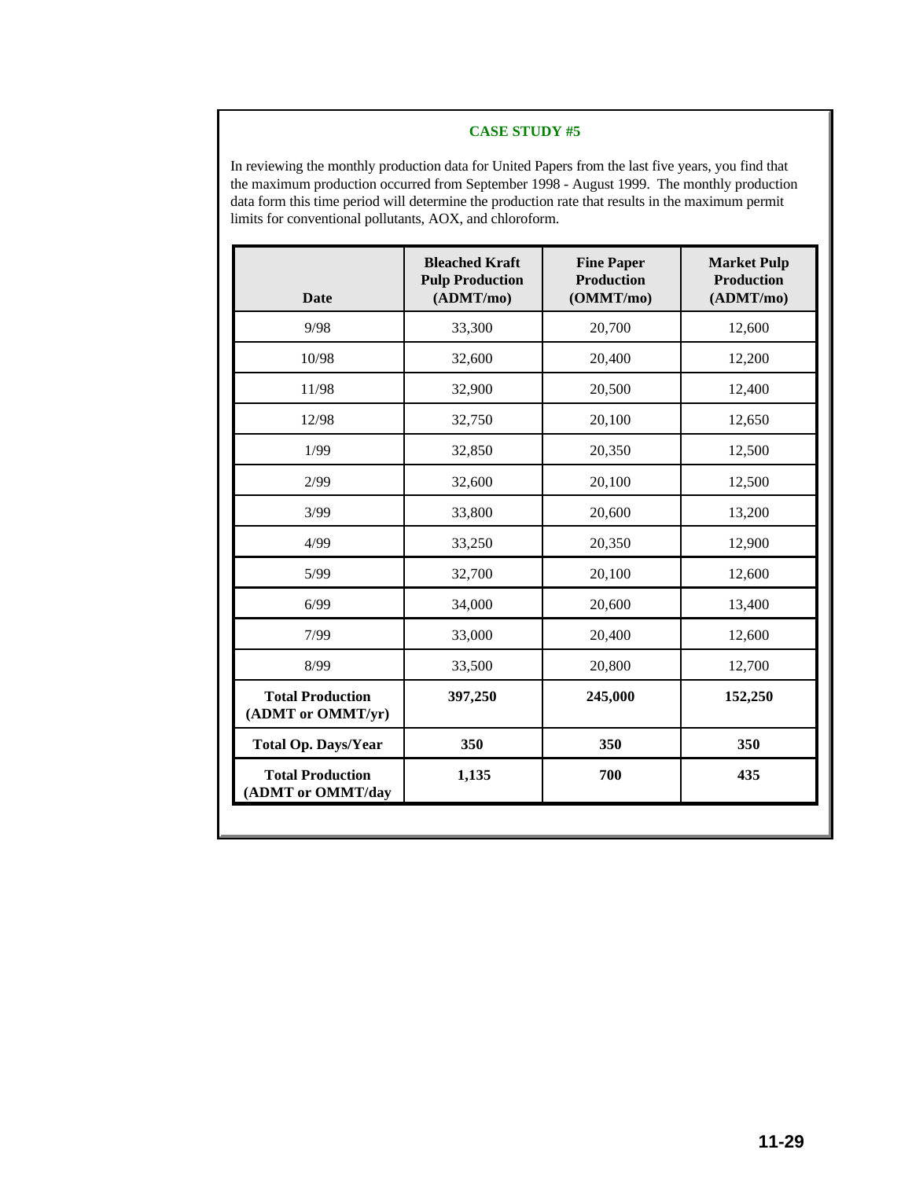**CASE STUDY #5**

In reviewing the monthly production data for United Papers from the last five years, you find that the maximum production occurred from September 1998 - August 1999. The monthly production data form this time period will determine the production rate that results in the maximum permit limits for conventional pollutants, AOX, and chloroform.

| Date | Bleached Kraft Pulp Production (ADMT/mo) | Fine Paper Production (OMMT/mo) | Market Pulp Production (ADMT/mo) |
|---|---|---|---|
| 9/98 | 33,300 | 20,700 | 12,600 |
| 10/98 | 32,600 | 20,400 | 12,200 |
| 11/98 | 32,900 | 20,500 | 12,400 |
| 12/98 | 32,750 | 20,100 | 12,650 |
| 1/99 | 32,850 | 20,350 | 12,500 |
| 2/99 | 32,600 | 20,100 | 12,500 |
| 3/99 | 33,800 | 20,600 | 13,200 |
| 4/99 | 33,250 | 20,350 | 12,900 |
| 5/99 | 32,700 | 20,100 | 12,600 |
| 6/99 | 34,000 | 20,600 | 13,400 |
| 7/99 | 33,000 | 20,400 | 12,600 |
| 8/99 | 33,500 | 20,800 | 12,700 |
| **Total Production (ADMT or OMMT/yr)** | **397,250** | **245,000** | **152,250** |
| **Total Op. Days/Year** | **350** | **350** | **350** |
| **Total Production (ADMT or OMMT/day** | **1,135** | **700** | **435** |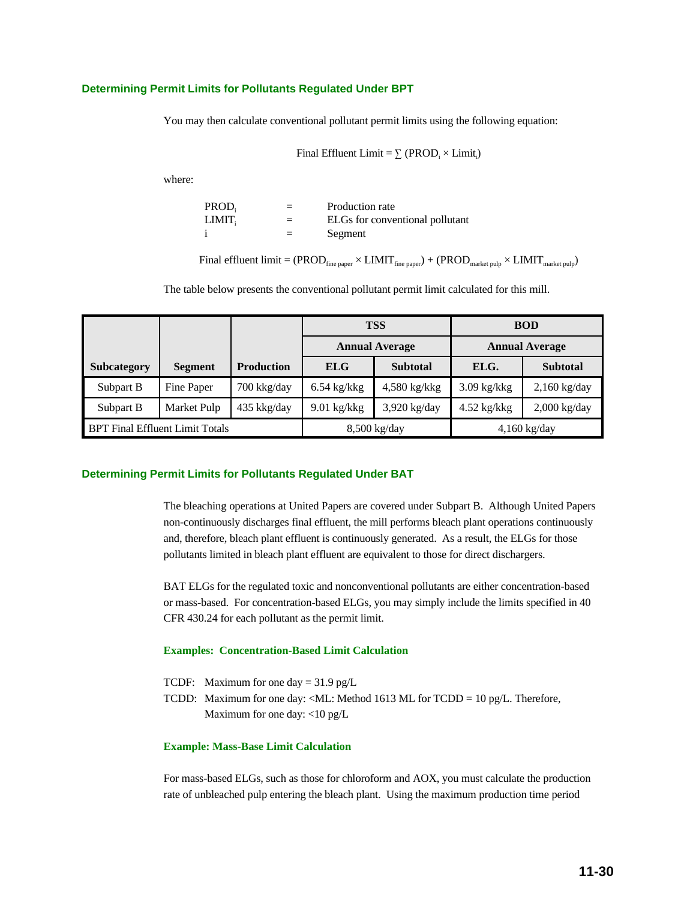## Determining Permit Limits for Pollutants Regulated Under BPT

You may then calculate conventional pollutant permit limits using the following equation:

$$\text{Final Effluent Limit} = \sum (\text{PROD}_i \times \text{Limit}_i)$$

where:

| | | |
|---|---|---|
| $\text{PROD}_i$ | = | Production rate |
| $\text{LIMIT}_i$ | = | ELGs for conventional pollutant |
| i | = | Segment |

$$\text{Final effluent limit} = (\text{PROD}_{\text{fine paper}} \times \text{LIMIT}_{\text{fine paper}}) + (\text{PROD}_{\text{market pulp}} \times \text{LIMIT}_{\text{market pulp}})$$

The table below presents the conventional pollutant permit limit calculated for this mill.

| | | | TSS | | BOD | |
|---|---|---|---|---|---|---|
| | | | Annual Average | | Annual Average | |
| Subcategory | Segment | Production | ELG | Subtotal | ELG. | Subtotal |
| Subpart B | Fine Paper | 700 kkg/day | 6.54 kg/kkg | 4,580 kg/kkg | 3.09 kg/kkg | 2,160 kg/day |
| Subpart B | Market Pulp | 435 kkg/day | 9.01 kg/kkg | 3,920 kg/day | 4.52 kg/kkg | 2,000 kg/day |
| BPT Final Effluent Limit Totals | | | 8,500 kg/day | | 4,160 kg/day | |

## Determining Permit Limits for Pollutants Regulated Under BAT

The bleaching operations at United Papers are covered under Subpart B. Although United Papers non-continuously discharges final effluent, the mill performs bleach plant operations continuously and, therefore, bleach plant effluent is continuously generated. As a result, the ELGs for those pollutants limited in bleach plant effluent are equivalent to those for direct dischargers.

BAT ELGs for the regulated toxic and nonconventional pollutants are either concentration-based or mass-based. For concentration-based ELGs, you may simply include the limits specified in 40 CFR 430.24 for each pollutant as the permit limit.

### Examples: Concentration-Based Limit Calculation

TCDF: Maximum for one day = 31.9 pg/L

TCDD: Maximum for one day: <ML: Method 1613 ML for TCDD = 10 pg/L. Therefore, Maximum for one day: <10 pg/L

### Example: Mass-Base Limit Calculation

For mass-based ELGs, such as those for chloroform and AOX, you must calculate the production rate of unbleached pulp entering the bleach plant. Using the maximum production time period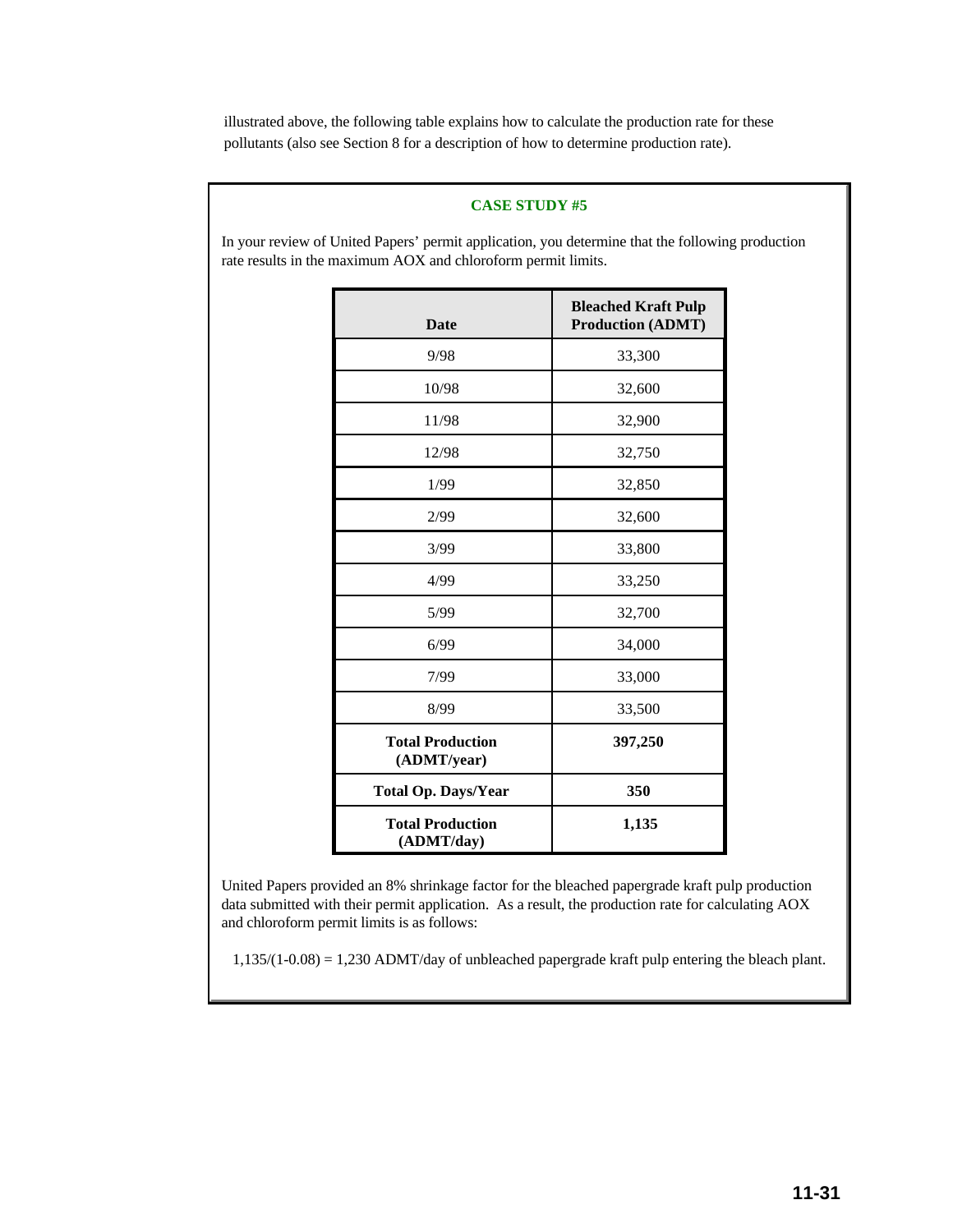illustrated above, the following table explains how to calculate the production rate for these pollutants (also see Section 8 for a description of how to determine production rate).

**CASE STUDY #5**

In your review of United Papers' permit application, you determine that the following production rate results in the maximum AOX and chloroform permit limits.

| Date | Bleached Kraft Pulp Production (ADMT) |
|---|---|
| 9/98 | 33,300 |
| 10/98 | 32,600 |
| 11/98 | 32,900 |
| 12/98 | 32,750 |
| 1/99 | 32,850 |
| 2/99 | 32,600 |
| 3/99 | 33,800 |
| 4/99 | 33,250 |
| 5/99 | 32,700 |
| 6/99 | 34,000 |
| 7/99 | 33,000 |
| 8/99 | 33,500 |
| **Total Production (ADMT/year)** | **397,250** |
| **Total Op. Days/Year** | **350** |
| **Total Production (ADMT/day)** | **1,135** |

United Papers provided an 8% shrinkage factor for the bleached papergrade kraft pulp production data submitted with their permit application. As a result, the production rate for calculating AOX and chloroform permit limits is as follows:

1,135/(1-0.08) = 1,230 ADMT/day of unbleached papergrade kraft pulp entering the bleach plant.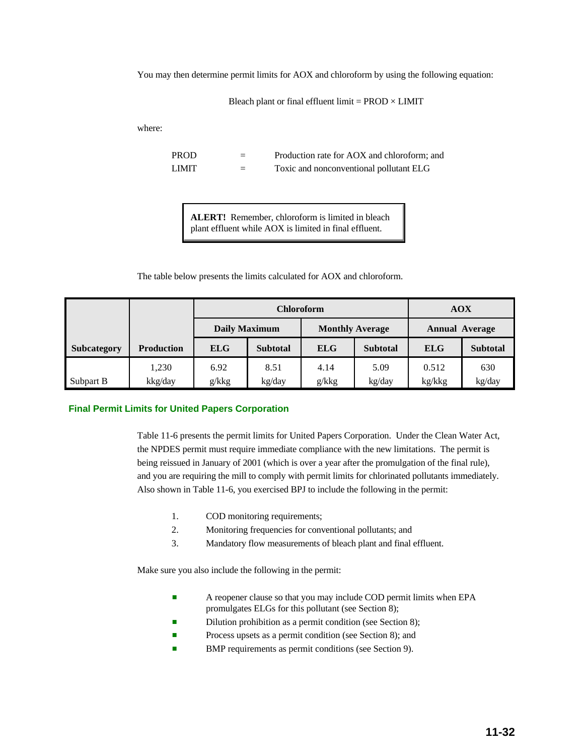You may then determine permit limits for AOX and chloroform by using the following equation:

Bleach plant or final effluent limit = PROD × LIMIT

where:

| | | |
|---|---|---|
| PROD | = | Production rate for AOX and chloroform; and |
| LIMIT | = | Toxic and nonconventional pollutant ELG |

> **ALERT!** Remember, chloroform is limited in bleach plant effluent while AOX is limited in final effluent.

The table below presents the limits calculated for AOX and chloroform.

| Subcategory | Production | Chloroform | | | | AOX | |
|---|---|---|---|---|---|---|---|
| | | Daily Maximum | | Monthly Average | | Annual Average | |
| | | ELG | Subtotal | ELG | Subtotal | ELG | Subtotal |
| Subpart B | 1,230 kkg/day | 6.92 g/kkg | 8.51 kg/day | 4.14 g/kkg | 5.09 kg/day | 0.512 kg/kkg | 630 kg/day |

## Final Permit Limits for United Papers Corporation

Table 11-6 presents the permit limits for United Papers Corporation. Under the Clean Water Act, the NPDES permit must require immediate compliance with the new limitations. The permit is being reissued in January of 2001 (which is over a year after the promulgation of the final rule), and you are requiring the mill to comply with permit limits for chlorinated pollutants immediately. Also shown in Table 11-6, you exercised BPJ to include the following in the permit:

1. COD monitoring requirements;
2. Monitoring frequencies for conventional pollutants; and
3. Mandatory flow measurements of bleach plant and final effluent.

Make sure you also include the following in the permit:

- A reopener clause so that you may include COD permit limits when EPA promulgates ELGs for this pollutant (see Section 8);
- Dilution prohibition as a permit condition (see Section 8);
- Process upsets as a permit condition (see Section 8); and
- BMP requirements as permit conditions (see Section 9).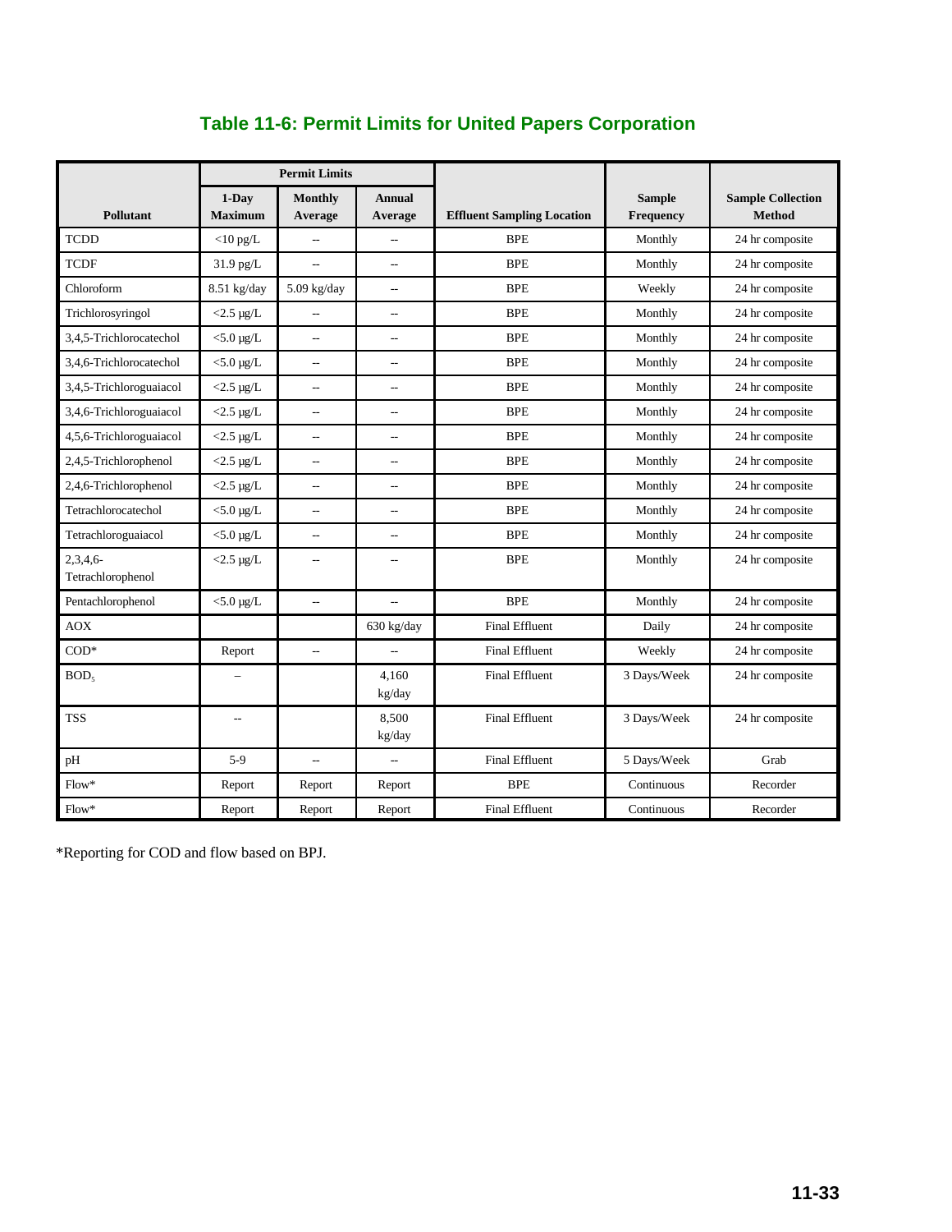## Table 11-6: Permit Limits for United Papers Corporation

| Pollutant | Permit Limits | | | Effluent Sampling Location | Sample Frequency | Sample Collection Method |
|---|---|---|---|---|---|---|
| | 1-Day Maximum | Monthly Average | Annual Average | | | |
| TCDD | <10 pg/L | -- | -- | BPE | Monthly | 24 hr composite |
| TCDF | 31.9 pg/L | -- | -- | BPE | Monthly | 24 hr composite |
| Chloroform | 8.51 kg/day | 5.09 kg/day | -- | BPE | Weekly | 24 hr composite |
| Trichlorosyringol | <2.5 µg/L | -- | -- | BPE | Monthly | 24 hr composite |
| 3,4,5-Trichlorocatechol | <5.0 µg/L | -- | -- | BPE | Monthly | 24 hr composite |
| 3,4,6-Trichlorocatechol | <5.0 µg/L | -- | -- | BPE | Monthly | 24 hr composite |
| 3,4,5-Trichloroguaiacol | <2.5 µg/L | -- | -- | BPE | Monthly | 24 hr composite |
| 3,4,6-Trichloroguaiacol | <2.5 µg/L | -- | -- | BPE | Monthly | 24 hr composite |
| 4,5,6-Trichloroguaiacol | <2.5 µg/L | -- | -- | BPE | Monthly | 24 hr composite |
| 2,4,5-Trichlorophenol | <2.5 µg/L | -- | -- | BPE | Monthly | 24 hr composite |
| 2,4,6-Trichlorophenol | <2.5 µg/L | -- | -- | BPE | Monthly | 24 hr composite |
| Tetrachlorocatechol | <5.0 µg/L | -- | -- | BPE | Monthly | 24 hr composite |
| Tetrachloroguaiacol | <5.0 µg/L | -- | -- | BPE | Monthly | 24 hr composite |
| 2,3,4,6-Tetrachlorophenol | <2.5 µg/L | -- | -- | BPE | Monthly | 24 hr composite |
| Pentachlorophenol | <5.0 µg/L | -- | -- | BPE | Monthly | 24 hr composite |
| AOX | | | 630 kg/day | Final Effluent | Daily | 24 hr composite |
| COD* | Report | -- | -- | Final Effluent | Weekly | 24 hr composite |
| $BOD_5$ | – | | 4,160 kg/day | Final Effluent | 3 Days/Week | 24 hr composite |
| TSS | -- | | 8,500 kg/day | Final Effluent | 3 Days/Week | 24 hr composite |
| pH | 5-9 | -- | -- | Final Effluent | 5 Days/Week | Grab |
| Flow* | Report | Report | Report | BPE | Continuous | Recorder |
| Flow* | Report | Report | Report | Final Effluent | Continuous | Recorder |

*Reporting for COD and flow based on BPJ.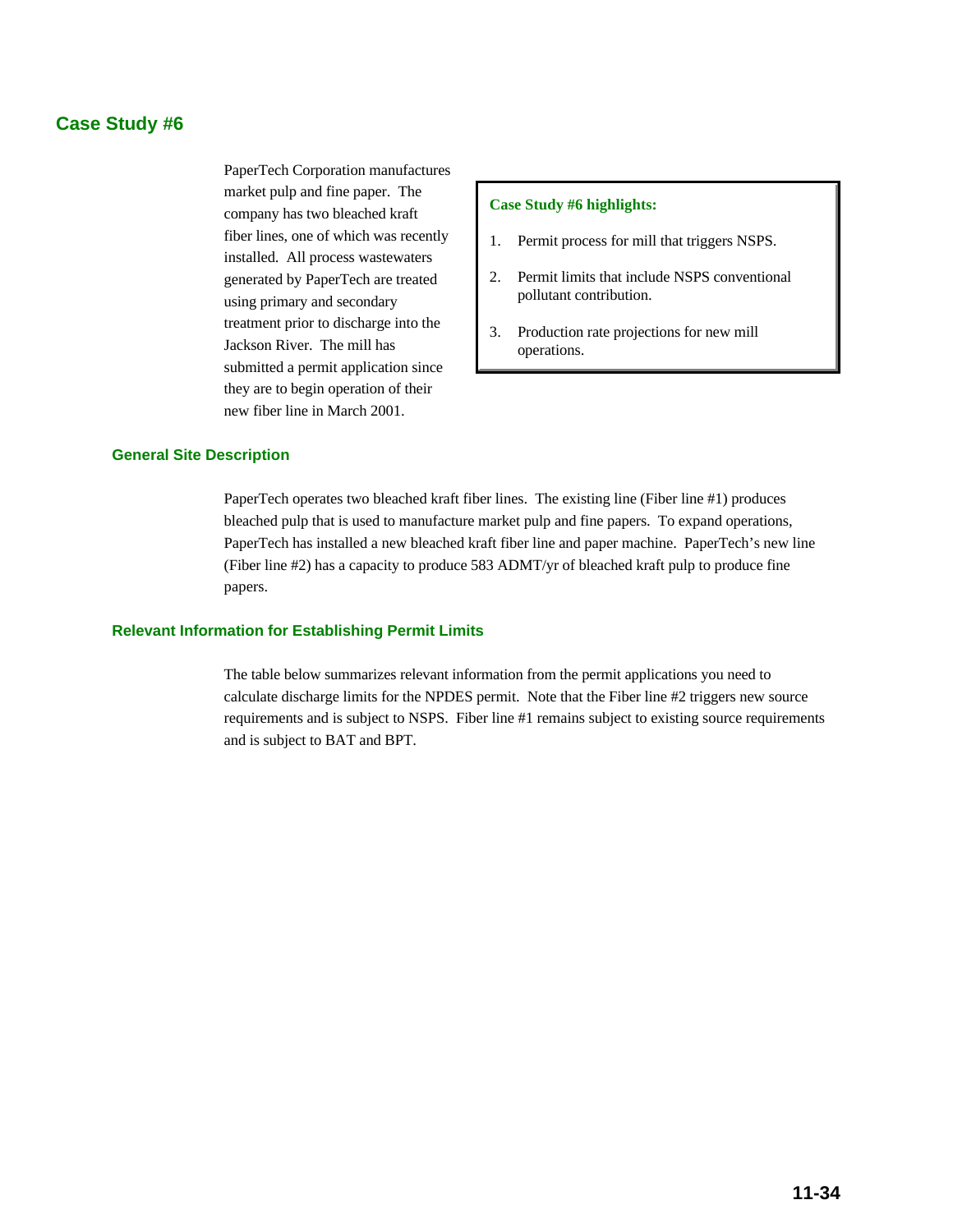## Case Study #6

PaperTech Corporation manufactures market pulp and fine paper. The company has two bleached kraft fiber lines, one of which was recently installed. All process wastewaters generated by PaperTech are treated using primary and secondary treatment prior to discharge into the Jackson River. The mill has submitted a permit application since they are to begin operation of their new fiber line in March 2001.

> **Case Study #6 highlights:**
>
> 1. Permit process for mill that triggers NSPS.
> 2. Permit limits that include NSPS conventional pollutant contribution.
> 3. Production rate projections for new mill operations.

### General Site Description

PaperTech operates two bleached kraft fiber lines. The existing line (Fiber line #1) produces bleached pulp that is used to manufacture market pulp and fine papers. To expand operations, PaperTech has installed a new bleached kraft fiber line and paper machine. PaperTech's new line (Fiber line #2) has a capacity to produce 583 ADMT/yr of bleached kraft pulp to produce fine papers.

### Relevant Information for Establishing Permit Limits

The table below summarizes relevant information from the permit applications you need to calculate discharge limits for the NPDES permit. Note that the Fiber line #2 triggers new source requirements and is subject to NSPS. Fiber line #1 remains subject to existing source requirements and is subject to BAT and BPT.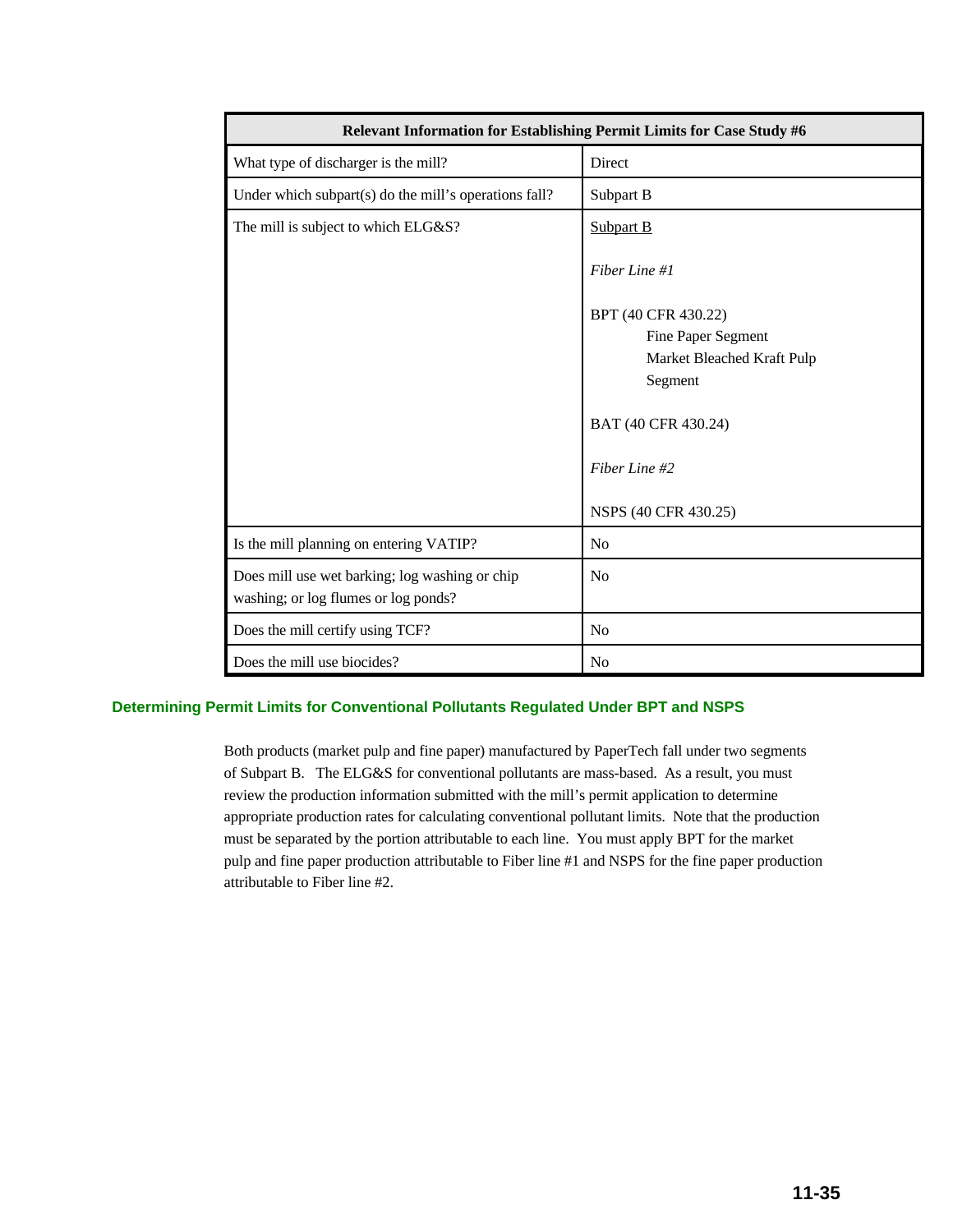| Relevant Information for Establishing Permit Limits for Case Study #6 | |
|---|---|
| What type of discharger is the mill? | Direct |
| Under which subpart(s) do the mill's operations fall? | Subpart B |
| The mill is subject to which ELG&S? | Subpart B<br><br>*Fiber Line #1*<br><br>BPT (40 CFR 430.22)<br>Fine Paper Segment<br>Market Bleached Kraft Pulp Segment<br><br>BAT (40 CFR 430.24)<br><br>*Fiber Line #2*<br><br>NSPS (40 CFR 430.25) |
| Is the mill planning on entering VATIP? | No |
| Does mill use wet barking; log washing or chip washing; or log flumes or log ponds? | No |
| Does the mill certify using TCF? | No |
| Does the mill use biocides? | No |

## Determining Permit Limits for Conventional Pollutants Regulated Under BPT and NSPS

Both products (market pulp and fine paper) manufactured by PaperTech fall under two segments of Subpart B. The ELG&S for conventional pollutants are mass-based. As a result, you must review the production information submitted with the mill's permit application to determine appropriate production rates for calculating conventional pollutant limits. Note that the production must be separated by the portion attributable to each line. You must apply BPT for the market pulp and fine paper production attributable to Fiber line #1 and NSPS for the fine paper production attributable to Fiber line #2.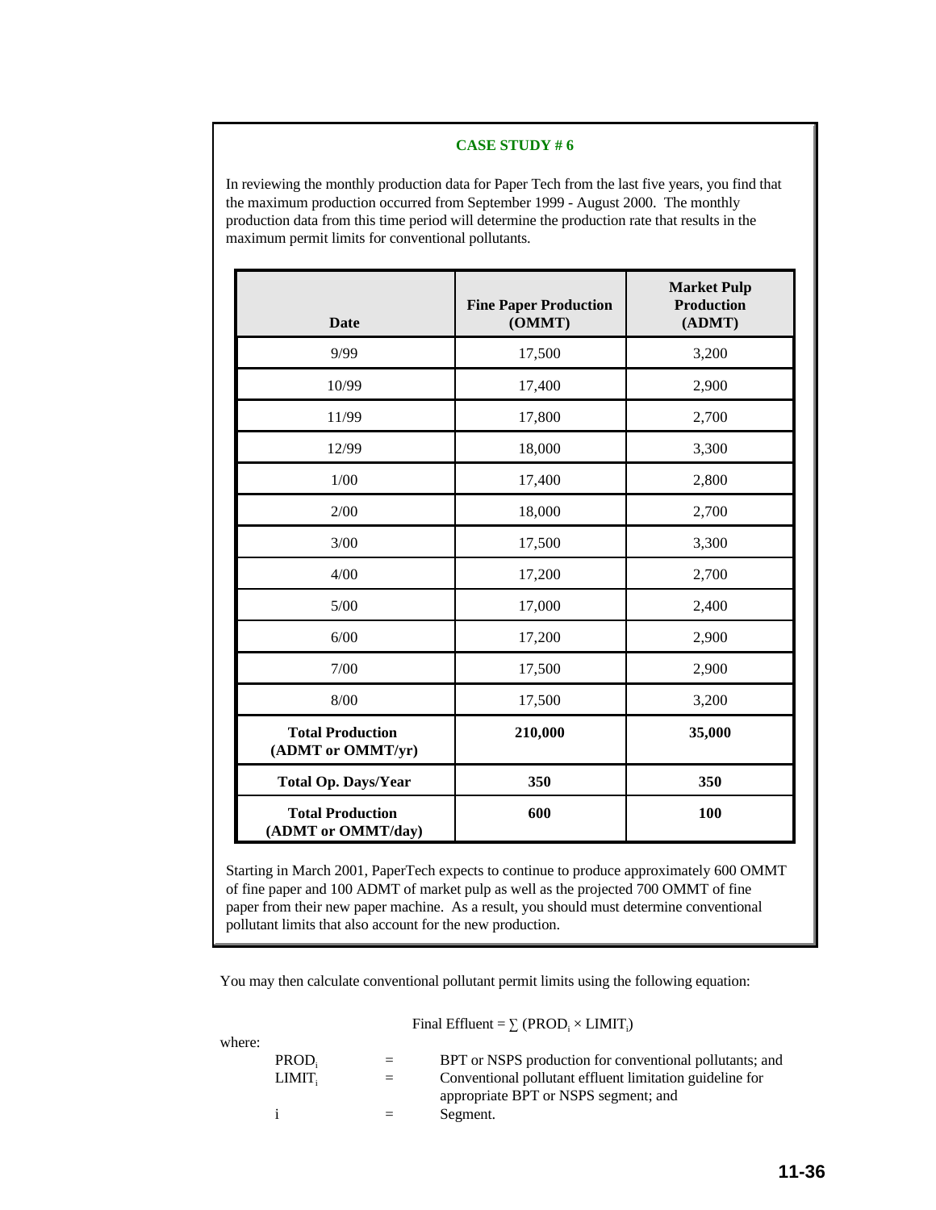**CASE STUDY # 6**

In reviewing the monthly production data for Paper Tech from the last five years, you find that the maximum production occurred from September 1999 - August 2000. The monthly production data from this time period will determine the production rate that results in the maximum permit limits for conventional pollutants.

| Date | Fine Paper Production (OMMT) | Market Pulp Production (ADMT) |
|---|---|---|
| 9/99 | 17,500 | 3,200 |
| 10/99 | 17,400 | 2,900 |
| 11/99 | 17,800 | 2,700 |
| 12/99 | 18,000 | 3,300 |
| 1/00 | 17,400 | 2,800 |
| 2/00 | 18,000 | 2,700 |
| 3/00 | 17,500 | 3,300 |
| 4/00 | 17,200 | 2,700 |
| 5/00 | 17,000 | 2,400 |
| 6/00 | 17,200 | 2,900 |
| 7/00 | 17,500 | 2,900 |
| 8/00 | 17,500 | 3,200 |
| **Total Production (ADMT or OMMT/yr)** | **210,000** | **35,000** |
| **Total Op. Days/Year** | **350** | **350** |
| **Total Production (ADMT or OMMT/day)** | **600** | **100** |

Starting in March 2001, PaperTech expects to continue to produce approximately 600 OMMT of fine paper and 100 ADMT of market pulp as well as the projected 700 OMMT of fine paper from their new paper machine. As a result, you should must determine conventional pollutant limits that also account for the new production.

You may then calculate conventional pollutant permit limits using the following equation:

$$\text{Final Effluent} = \sum (\text{PROD}_i \times \text{LIMIT}_i)$$

where:

- $\text{PROD}_i$ = BPT or NSPS production for conventional pollutants; and
- $\text{LIMIT}_i$ = Conventional pollutant effluent limitation guideline for appropriate BPT or NSPS segment; and
- $i$ = Segment.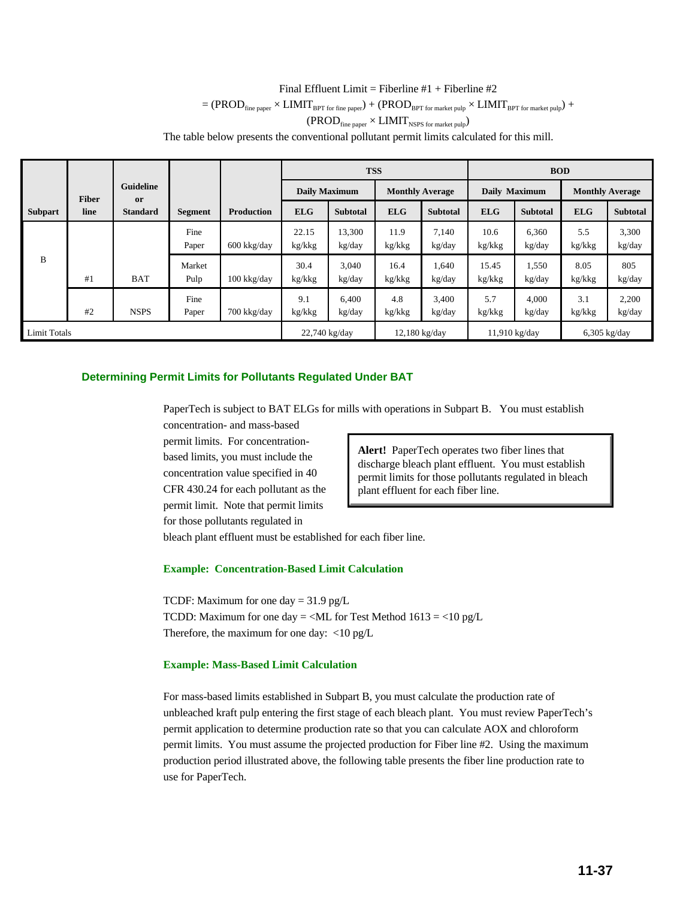$$\text{Final Effluent Limit} = \text{Fiberline \#1} + \text{Fiberline \#2}$$

$$= (PROD_{\text{fine paper}} \times LIMIT_{\text{BPT for fine paper}}) + (PROD_{\text{BPT for market pulp}} \times LIMIT_{\text{BPT for market pulp}}) + (PROD_{\text{fine paper}} \times LIMIT_{\text{NSPS for market pulp}})$$

The table below presents the conventional pollutant permit limits calculated for this mill.

| Subpart | Fiber line | Guideline or Standard | Segment | Production | TSS | | | | BOD | | | |
|---|---|---|---|---|---|---|---|---|---|---|---|---|
| | | | | | Daily Maximum | | Monthly Average | | Daily Maximum | | Monthly Average | |
| | | | | | ELG | Subtotal | ELG | Subtotal | ELG | Subtotal | ELG | Subtotal |
| B | #1 | BAT | Fine Paper | 600 kkg/day | 22.15 kg/kkg | 13,300 kg/day | 11.9 kg/kkg | 7,140 kg/day | 10.6 kg/kkg | 6,360 kg/day | 5.5 kg/kkg | 3,300 kg/day |
| | | | Market Pulp | 100 kkg/day | 30.4 kg/kkg | 3,040 kg/day | 16.4 kg/kkg | 1,640 kg/day | 15.45 kg/kkg | 1,550 kg/day | 8.05 kg/kkg | 805 kg/day |
| | #2 | NSPS | Fine Paper | 700 kkg/day | 9.1 kg/kkg | 6,400 kg/day | 4.8 kg/kkg | 3,400 kg/day | 5.7 kg/kkg | 4,000 kg/day | 3.1 kg/kkg | 2,200 kg/day |
| Limit Totals | | | | | 22,740 kg/day | | 12,180 kg/day | | 11,910 kg/day | | 6,305 kg/day | |

### Determining Permit Limits for Pollutants Regulated Under BAT

PaperTech is subject to BAT ELGs for mills with operations in Subpart B. You must establish concentration- and mass-based permit limits. For concentration-based limits, you must include the concentration value specified in 40 CFR 430.24 for each pollutant as the permit limit. Note that permit limits for those pollutants regulated in bleach plant effluent must be established for each fiber line.

> **Alert!** PaperTech operates two fiber lines that discharge bleach plant effluent. You must establish permit limits for those pollutants regulated in bleach plant effluent for each fiber line.

#### Example: Concentration-Based Limit Calculation

TCDF: Maximum for one day = 31.9 pg/L
TCDD: Maximum for one day = <ML for Test Method 1613 = <10 pg/L
Therefore, the maximum for one day: <10 pg/L

#### Example: Mass-Based Limit Calculation

For mass-based limits established in Subpart B, you must calculate the production rate of unbleached kraft pulp entering the first stage of each bleach plant. You must review PaperTech's permit application to determine production rate so that you can calculate AOX and chloroform permit limits. You must assume the projected production for Fiber line #2. Using the maximum production period illustrated above, the following table presents the fiber line production rate to use for PaperTech.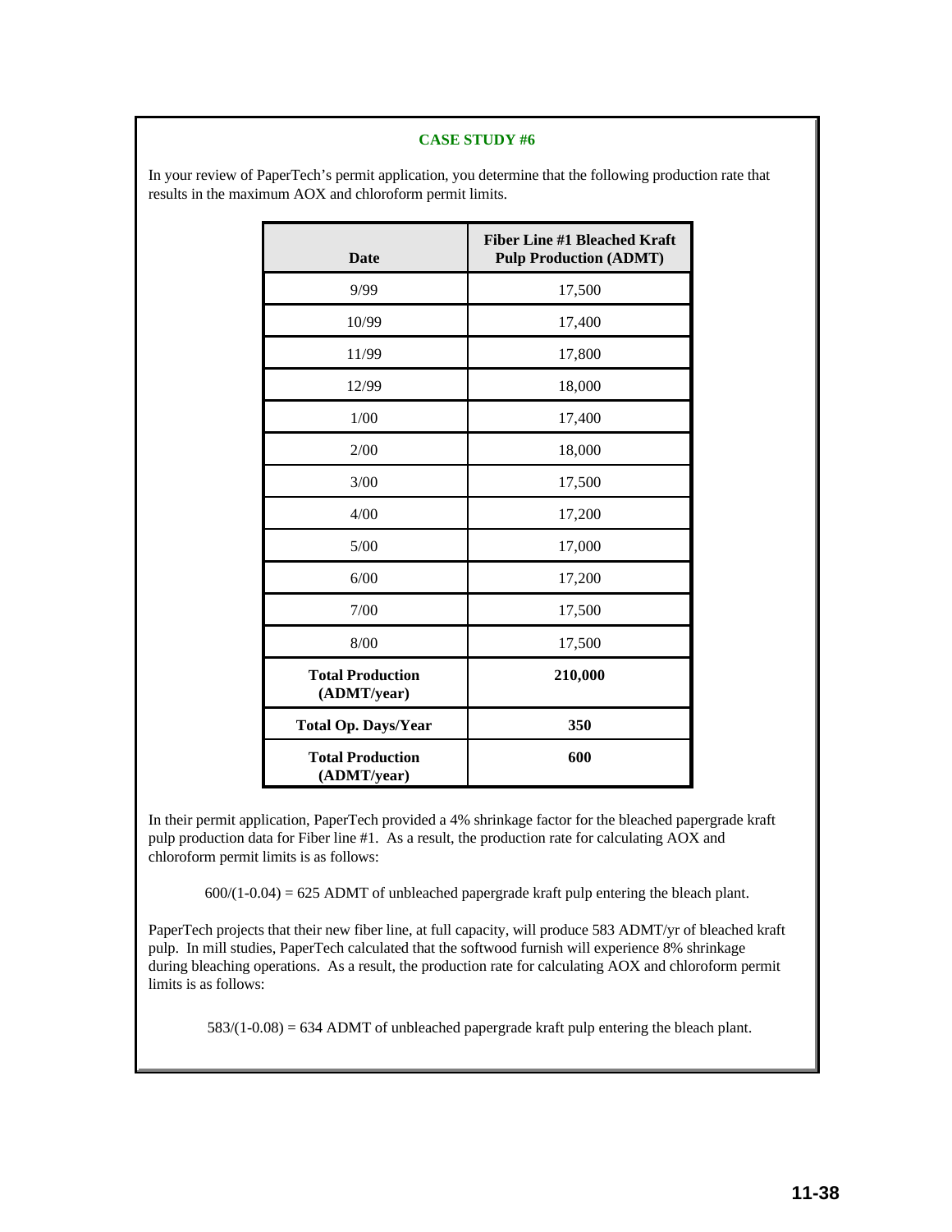**CASE STUDY #6**

In your review of PaperTech's permit application, you determine that the following production rate that results in the maximum AOX and chloroform permit limits.

| Date | Fiber Line #1 Bleached Kraft Pulp Production (ADMT) |
|---|---|
| 9/99 | 17,500 |
| 10/99 | 17,400 |
| 11/99 | 17,800 |
| 12/99 | 18,000 |
| 1/00 | 17,400 |
| 2/00 | 18,000 |
| 3/00 | 17,500 |
| 4/00 | 17,200 |
| 5/00 | 17,000 |
| 6/00 | 17,200 |
| 7/00 | 17,500 |
| 8/00 | 17,500 |
| **Total Production (ADMT/year)** | **210,000** |
| **Total Op. Days/Year** | **350** |
| **Total Production (ADMT/year)** | **600** |

In their permit application, PaperTech provided a 4% shrinkage factor for the bleached papergrade kraft pulp production data for Fiber line #1. As a result, the production rate for calculating AOX and chloroform permit limits is as follows:

$600/(1\text{-}0.04) = 625$ ADMT of unbleached papergrade kraft pulp entering the bleach plant.

PaperTech projects that their new fiber line, at full capacity, will produce 583 ADMT/yr of bleached kraft pulp. In mill studies, PaperTech calculated that the softwood furnish will experience 8% shrinkage during bleaching operations. As a result, the production rate for calculating AOX and chloroform permit limits is as follows:

$583/(1\text{-}0.08) = 634$ ADMT of unbleached papergrade kraft pulp entering the bleach plant.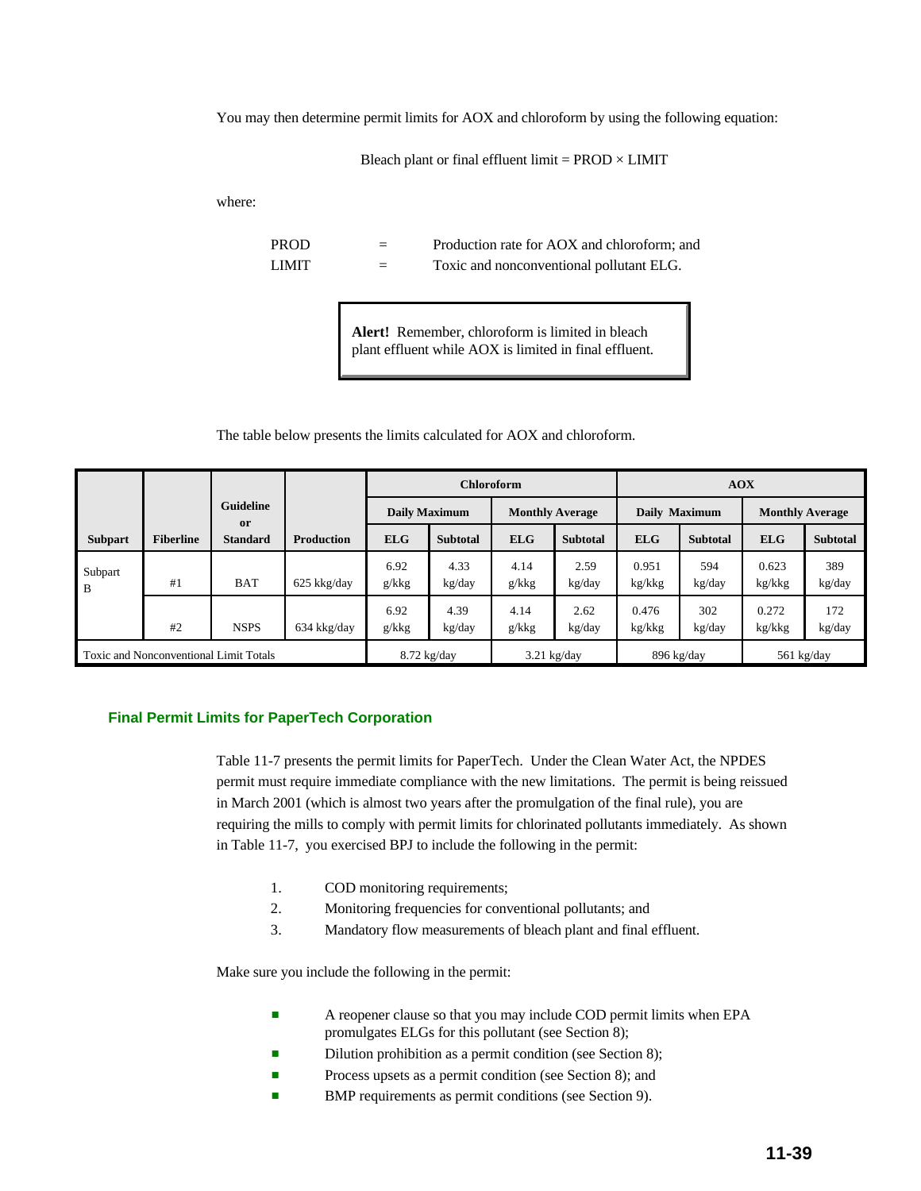You may then determine permit limits for AOX and chloroform by using the following equation:

$$\text{Bleach plant or final effluent limit} = \text{PROD} \times \text{LIMIT}$$

where:

| | | |
|---|---|---|
| PROD | = | Production rate for AOX and chloroform; and |
| LIMIT | = | Toxic and nonconventional pollutant ELG. |

> **Alert!** Remember, chloroform is limited in bleach plant effluent while AOX is limited in final effluent.

The table below presents the limits calculated for AOX and chloroform.

| Subpart | Fiberline | Guideline or Standard | Production | Chloroform | | | | AOX | | | |
|---|---|---|---|---|---|---|---|---|---|---|---|
| | | | | Daily Maximum | | Monthly Average | | Daily Maximum | | Monthly Average | |
| | | | | ELG | Subtotal | ELG | Subtotal | ELG | Subtotal | ELG | Subtotal |
| Subpart B | #1 | BAT | 625 kkg/day | 6.92 g/kkg | 4.33 kg/day | 4.14 g/kkg | 2.59 kg/day | 0.951 kg/kkg | 594 kg/day | 0.623 kg/kkg | 389 kg/day |
| | #2 | NSPS | 634 kkg/day | 6.92 g/kkg | 4.39 kg/day | 4.14 g/kkg | 2.62 kg/day | 0.476 kg/kkg | 302 kg/day | 0.272 kg/kkg | 172 kg/day |
| Toxic and Nonconventional Limit Totals | | | | 8.72 kg/day | | 3.21 kg/day | | 896 kg/day | | 561 kg/day | |

### Final Permit Limits for PaperTech Corporation

Table 11-7 presents the permit limits for PaperTech. Under the Clean Water Act, the NPDES permit must require immediate compliance with the new limitations. The permit is being reissued in March 2001 (which is almost two years after the promulgation of the final rule), you are requiring the mills to comply with permit limits for chlorinated pollutants immediately. As shown in Table 11-7, you exercised BPJ to include the following in the permit:

1. COD monitoring requirements;
2. Monitoring frequencies for conventional pollutants; and
3. Mandatory flow measurements of bleach plant and final effluent.

Make sure you include the following in the permit:

- A reopener clause so that you may include COD permit limits when EPA promulgates ELGs for this pollutant (see Section 8);
- Dilution prohibition as a permit condition (see Section 8);
- Process upsets as a permit condition (see Section 8); and
- BMP requirements as permit conditions (see Section 9).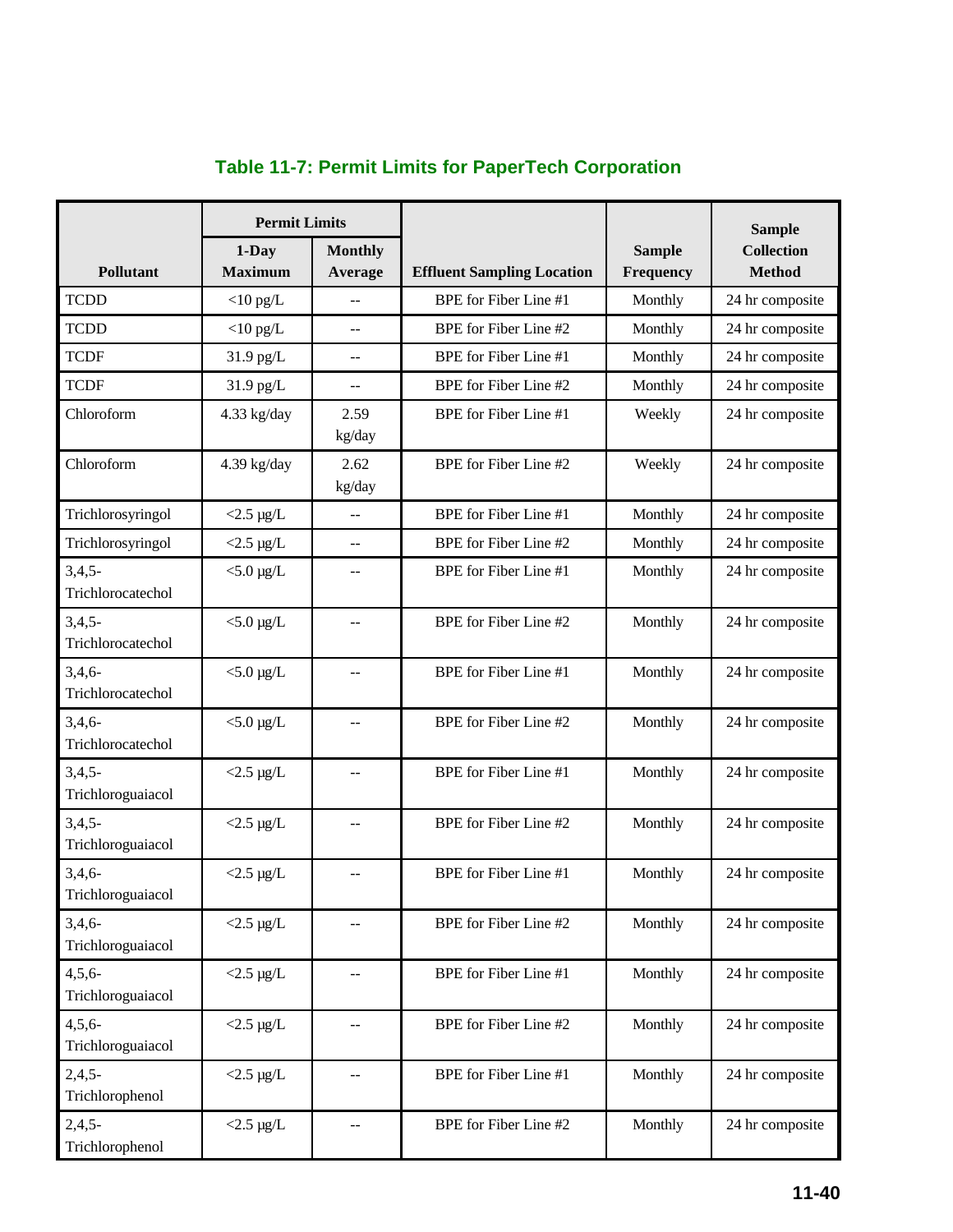### Table 11-7: Permit Limits for PaperTech Corporation

| Pollutant | Permit Limits | | Effluent Sampling Location | Sample Frequency | Sample Collection Method |
|---|---|---|---|---|---|
| | 1-Day Maximum | Monthly Average | | | |
| TCDD | <10 pg/L | -- | BPE for Fiber Line #1 | Monthly | 24 hr composite |
| TCDD | <10 pg/L | -- | BPE for Fiber Line #2 | Monthly | 24 hr composite |
| TCDF | 31.9 pg/L | -- | BPE for Fiber Line #1 | Monthly | 24 hr composite |
| TCDF | 31.9 pg/L | -- | BPE for Fiber Line #2 | Monthly | 24 hr composite |
| Chloroform | 4.33 kg/day | 2.59 kg/day | BPE for Fiber Line #1 | Weekly | 24 hr composite |
| Chloroform | 4.39 kg/day | 2.62 kg/day | BPE for Fiber Line #2 | Weekly | 24 hr composite |
| Trichlorosyringol | <2.5 µg/L | -- | BPE for Fiber Line #1 | Monthly | 24 hr composite |
| Trichlorosyringol | <2.5 µg/L | -- | BPE for Fiber Line #2 | Monthly | 24 hr composite |
| 3,4,5-Trichlorocatechol | <5.0 µg/L | -- | BPE for Fiber Line #1 | Monthly | 24 hr composite |
| 3,4,5-Trichlorocatechol | <5.0 µg/L | -- | BPE for Fiber Line #2 | Monthly | 24 hr composite |
| 3,4,6-Trichlorocatechol | <5.0 µg/L | -- | BPE for Fiber Line #1 | Monthly | 24 hr composite |
| 3,4,6-Trichlorocatechol | <5.0 µg/L | -- | BPE for Fiber Line #2 | Monthly | 24 hr composite |
| 3,4,5-Trichloroguaiacol | <2.5 µg/L | -- | BPE for Fiber Line #1 | Monthly | 24 hr composite |
| 3,4,5-Trichloroguaiacol | <2.5 µg/L | -- | BPE for Fiber Line #2 | Monthly | 24 hr composite |
| 3,4,6-Trichloroguaiacol | <2.5 µg/L | -- | BPE for Fiber Line #1 | Monthly | 24 hr composite |
| 3,4,6-Trichloroguaiacol | <2.5 µg/L | -- | BPE for Fiber Line #2 | Monthly | 24 hr composite |
| 4,5,6-Trichloroguaiacol | <2.5 µg/L | -- | BPE for Fiber Line #1 | Monthly | 24 hr composite |
| 4,5,6-Trichloroguaiacol | <2.5 µg/L | -- | BPE for Fiber Line #2 | Monthly | 24 hr composite |
| 2,4,5-Trichlorophenol | <2.5 µg/L | -- | BPE for Fiber Line #1 | Monthly | 24 hr composite |
| 2,4,5-Trichlorophenol | <2.5 µg/L | -- | BPE for Fiber Line #2 | Monthly | 24 hr composite |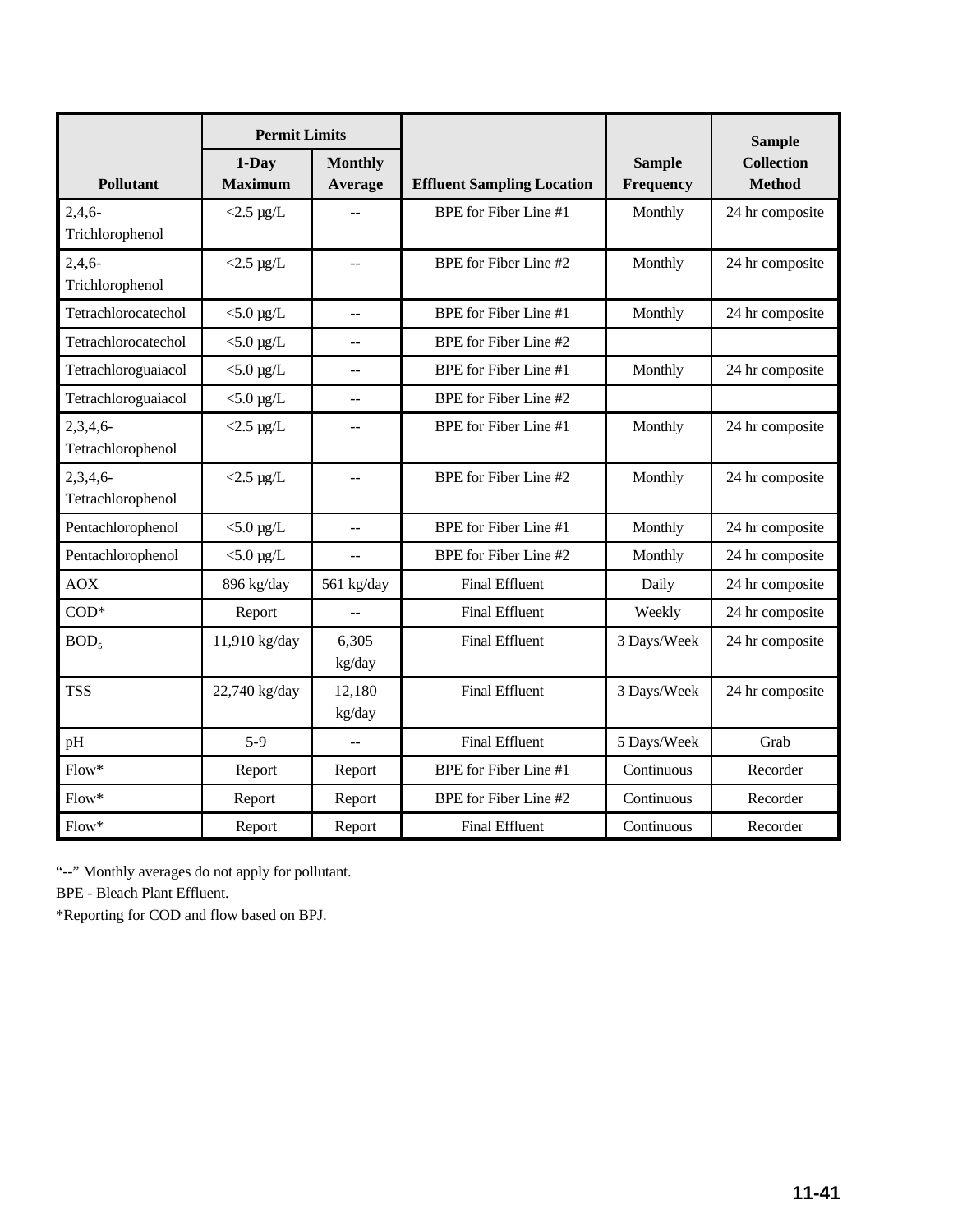| Pollutant | Permit Limits | | Effluent Sampling Location | Sample Frequency | Sample Collection Method |
|---|---|---|---|---|---|
| | 1-Day Maximum | Monthly Average | | | |
| 2,4,6-Trichlorophenol | <2.5 µg/L | -- | BPE for Fiber Line #1 | Monthly | 24 hr composite |
| 2,4,6-Trichlorophenol | <2.5 µg/L | -- | BPE for Fiber Line #2 | Monthly | 24 hr composite |
| Tetrachlorocatechol | <5.0 µg/L | -- | BPE for Fiber Line #1 | Monthly | 24 hr composite |
| Tetrachlorocatechol | <5.0 µg/L | -- | BPE for Fiber Line #2 | | |
| Tetrachloroguaiacol | <5.0 µg/L | -- | BPE for Fiber Line #1 | Monthly | 24 hr composite |
| Tetrachloroguaiacol | <5.0 µg/L | -- | BPE for Fiber Line #2 | | |
| 2,3,4,6-Tetrachlorophenol | <2.5 µg/L | -- | BPE for Fiber Line #1 | Monthly | 24 hr composite |
| 2,3,4,6-Tetrachlorophenol | <2.5 µg/L | -- | BPE for Fiber Line #2 | Monthly | 24 hr composite |
| Pentachlorophenol | <5.0 µg/L | -- | BPE for Fiber Line #1 | Monthly | 24 hr composite |
| Pentachlorophenol | <5.0 µg/L | -- | BPE for Fiber Line #2 | Monthly | 24 hr composite |
| AOX | 896 kg/day | 561 kg/day | Final Effluent | Daily | 24 hr composite |
| COD* | Report | -- | Final Effluent | Weekly | 24 hr composite |
| $BOD_5$ | 11,910 kg/day | 6,305 kg/day | Final Effluent | 3 Days/Week | 24 hr composite |
| TSS | 22,740 kg/day | 12,180 kg/day | Final Effluent | 3 Days/Week | 24 hr composite |
| pH | 5-9 | -- | Final Effluent | 5 Days/Week | Grab |
| Flow* | Report | Report | BPE for Fiber Line #1 | Continuous | Recorder |
| Flow* | Report | Report | BPE for Fiber Line #2 | Continuous | Recorder |
| Flow* | Report | Report | Final Effluent | Continuous | Recorder |

"--" Monthly averages do not apply for pollutant.

BPE - Bleach Plant Effluent.

*Reporting for COD and flow based on BPJ.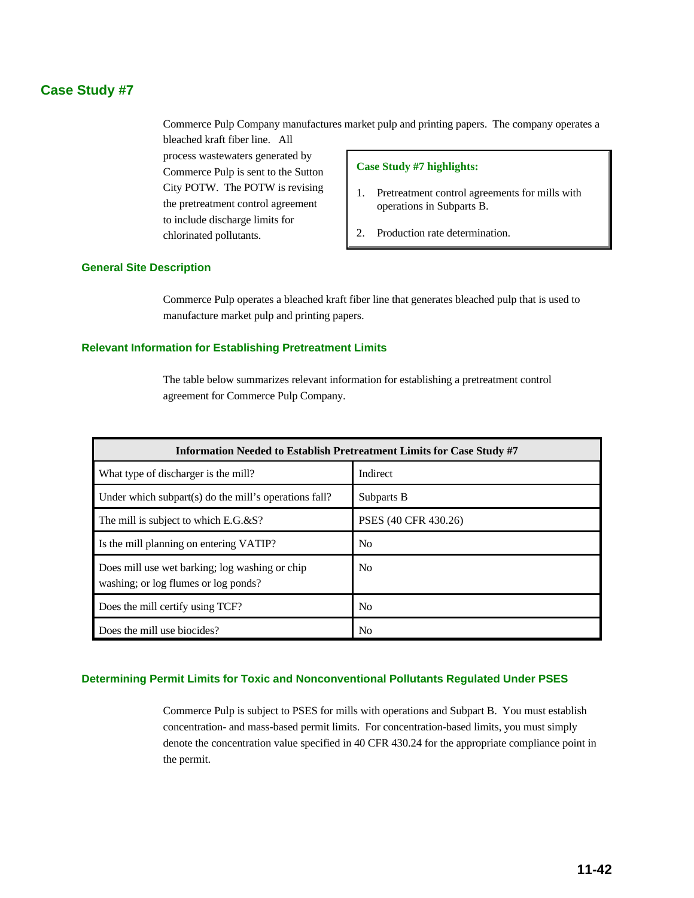## Case Study #7

Commerce Pulp Company manufactures market pulp and printing papers. The company operates a bleached kraft fiber line. All process wastewaters generated by Commerce Pulp is sent to the Sutton City POTW. The POTW is revising the pretreatment control agreement to include discharge limits for chlorinated pollutants.

> **Case Study #7 highlights:**
>
> 1. Pretreatment control agreements for mills with operations in Subparts B.
> 2. Production rate determination.

### General Site Description

Commerce Pulp operates a bleached kraft fiber line that generates bleached pulp that is used to manufacture market pulp and printing papers.

### Relevant Information for Establishing Pretreatment Limits

The table below summarizes relevant information for establishing a pretreatment control agreement for Commerce Pulp Company.

| Information Needed to Establish Pretreatment Limits for Case Study #7 | |
|---|---|
| What type of discharger is the mill? | Indirect |
| Under which subpart(s) do the mill's operations fall? | Subparts B |
| The mill is subject to which E.G.&S? | PSES (40 CFR 430.26) |
| Is the mill planning on entering VATIP? | No |
| Does mill use wet barking; log washing or chip washing; or log flumes or log ponds? | No |
| Does the mill certify using TCF? | No |
| Does the mill use biocides? | No |

### Determining Permit Limits for Toxic and Nonconventional Pollutants Regulated Under PSES

Commerce Pulp is subject to PSES for mills with operations and Subpart B. You must establish concentration- and mass-based permit limits. For concentration-based limits, you must simply denote the concentration value specified in 40 CFR 430.24 for the appropriate compliance point in the permit.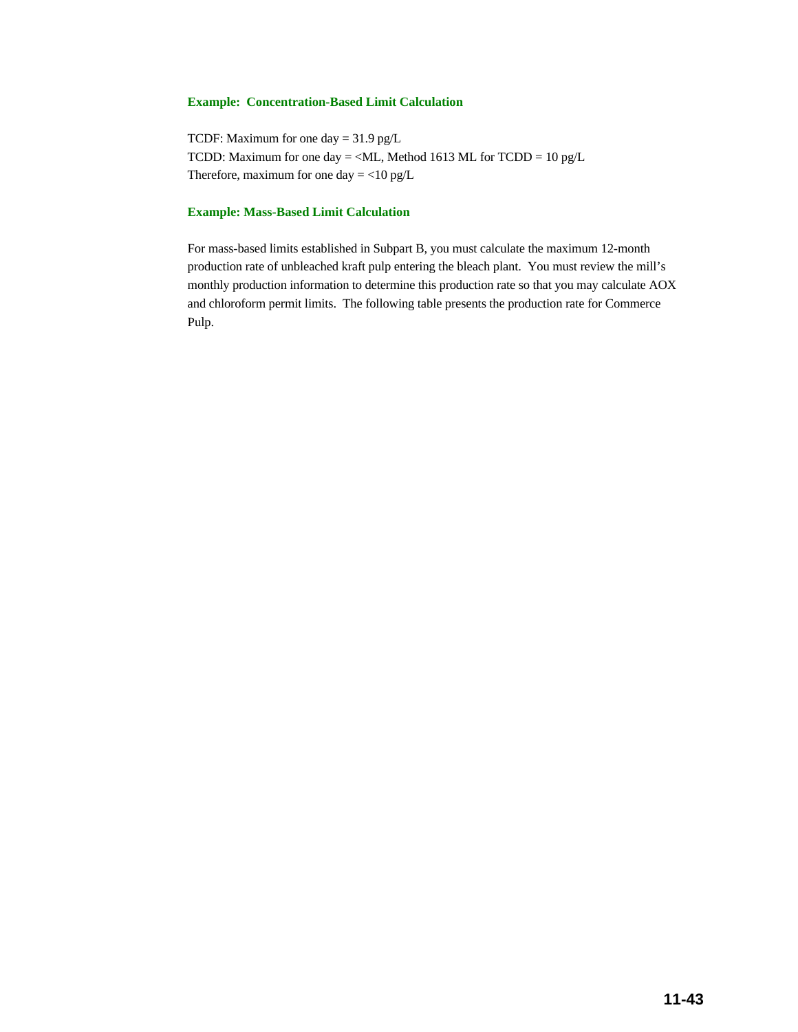**Example: Concentration-Based Limit Calculation**

TCDF: Maximum for one day = 31.9 pg/L
TCDD: Maximum for one day = <ML, Method 1613 ML for TCDD = 10 pg/L
Therefore, maximum for one day = <10 pg/L

**Example: Mass-Based Limit Calculation**

For mass-based limits established in Subpart B, you must calculate the maximum 12-month production rate of unbleached kraft pulp entering the bleach plant. You must review the mill's monthly production information to determine this production rate so that you may calculate AOX and chloroform permit limits. The following table presents the production rate for Commerce Pulp.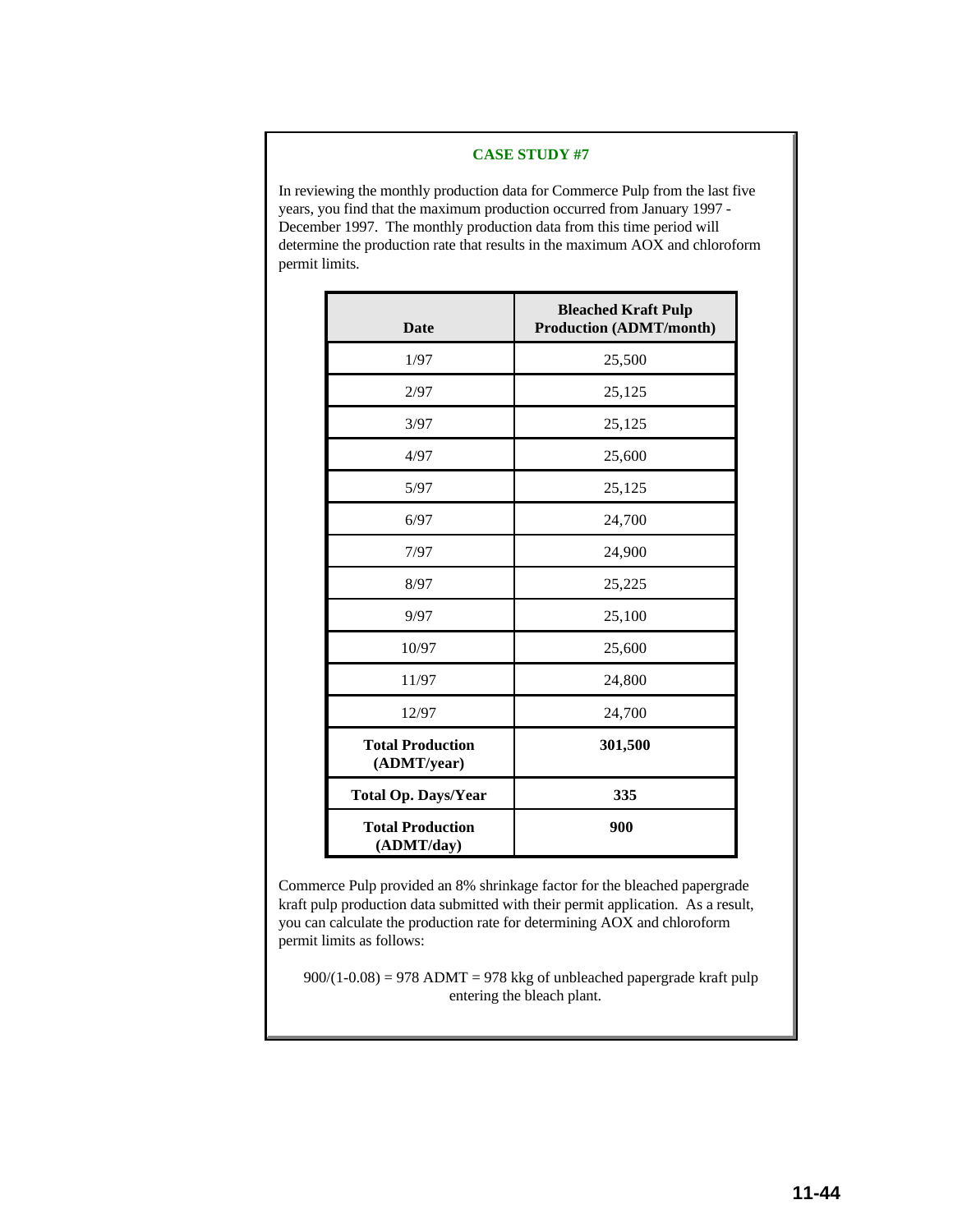### CASE STUDY #7

In reviewing the monthly production data for Commerce Pulp from the last five years, you find that the maximum production occurred from January 1997 - December 1997. The monthly production data from this time period will determine the production rate that results in the maximum AOX and chloroform permit limits.

| Date | Bleached Kraft Pulp Production (ADMT/month) |
|---|---|
| 1/97 | 25,500 |
| 2/97 | 25,125 |
| 3/97 | 25,125 |
| 4/97 | 25,600 |
| 5/97 | 25,125 |
| 6/97 | 24,700 |
| 7/97 | 24,900 |
| 8/97 | 25,225 |
| 9/97 | 25,100 |
| 10/97 | 25,600 |
| 11/97 | 24,800 |
| 12/97 | 24,700 |
| **Total Production (ADMT/year)** | **301,500** |
| **Total Op. Days/Year** | **335** |
| **Total Production (ADMT/day)** | **900** |

Commerce Pulp provided an 8% shrinkage factor for the bleached papergrade kraft pulp production data submitted with their permit application. As a result, you can calculate the production rate for determining AOX and chloroform permit limits as follows:

$900/(1-0.08)$ = 978 ADMT = 978 kkg of unbleached papergrade kraft pulp entering the bleach plant.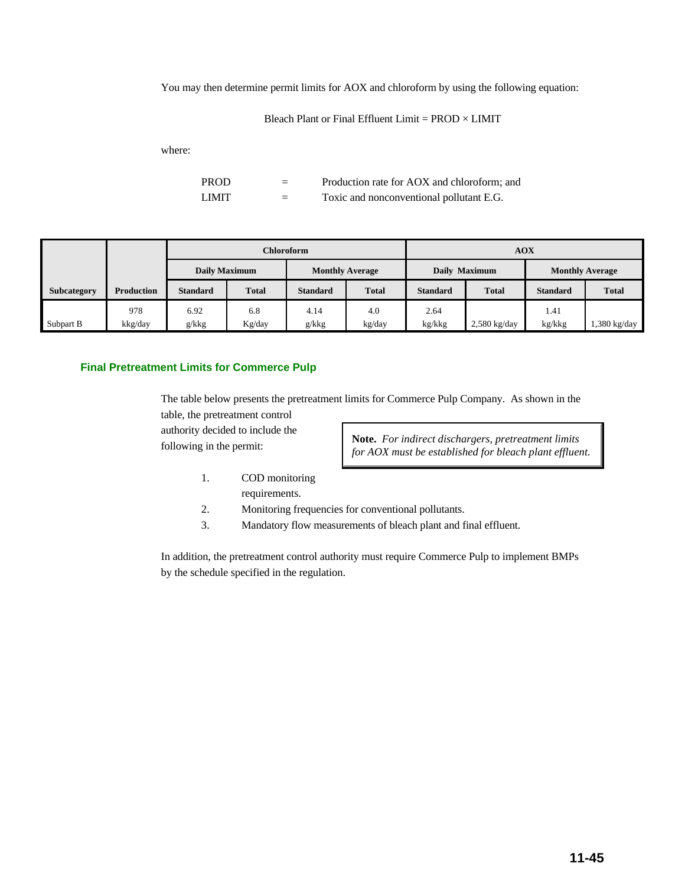You may then determine permit limits for AOX and chloroform by using the following equation:

$$\text{Bleach Plant or Final Effluent Limit} = \text{PROD} \times \text{LIMIT}$$

where:

| | | |
|---|---|---|
| PROD | = | Production rate for AOX and chloroform; and |
| LIMIT | = | Toxic and nonconventional pollutant E.G. |

| | | Chloroform | | | | AOX | | | |
|---|---|---|---|---|---|---|---|---|---|
| | | Daily Maximum | | Monthly Average | | Daily Maximum | | Monthly Average | |
| Subcategory | Production | Standard | Total | Standard | Total | Standard | Total | Standard | Total |
| Subpart B | 978 kkg/day | 6.92 g/kkg | 6.8 Kg/day | 4.14 g/kkg | 4.0 kg/day | 2.64 kg/kkg | 2,580 kg/day | 1.41 kg/kkg | 1,380 kg/day |

## Final Pretreatment Limits for Commerce Pulp

The table below presents the pretreatment limits for Commerce Pulp Company. As shown in the table, the pretreatment control authority decided to include the following in the permit:

> **Note.** *For indirect dischargers, pretreatment limits for AOX must be established for bleach plant effluent.*

1. COD monitoring requirements.
2. Monitoring frequencies for conventional pollutants.
3. Mandatory flow measurements of bleach plant and final effluent.

In addition, the pretreatment control authority must require Commerce Pulp to implement BMPs by the schedule specified in the regulation.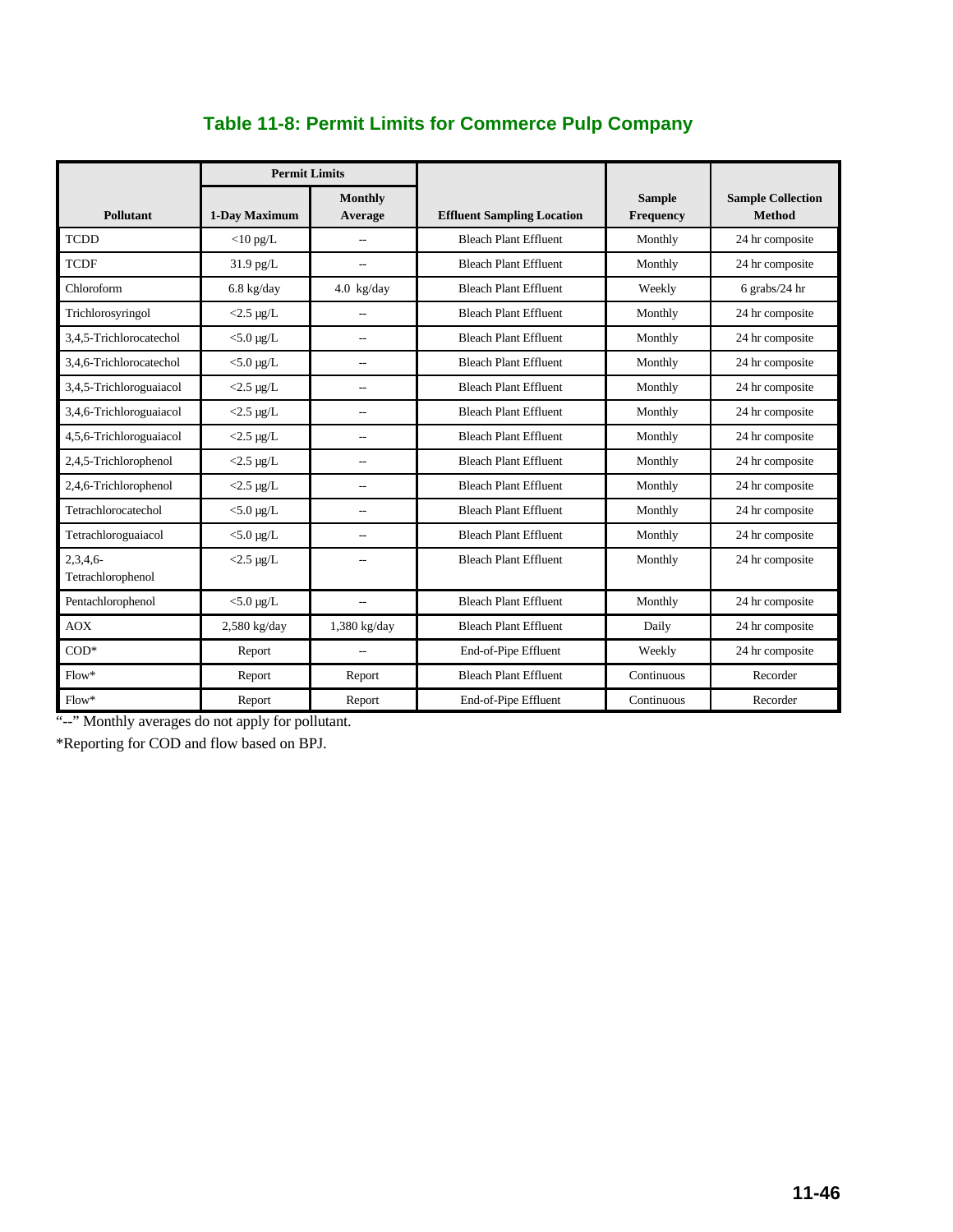## Table 11-8: Permit Limits for Commerce Pulp Company

| Pollutant | Permit Limits | | Effluent Sampling Location | Sample Frequency | Sample Collection Method |
|---|---|---|---|---|---|
| | 1-Day Maximum | Monthly Average | | | |
| TCDD | <10 pg/L | -- | Bleach Plant Effluent | Monthly | 24 hr composite |
| TCDF | 31.9 pg/L | -- | Bleach Plant Effluent | Monthly | 24 hr composite |
| Chloroform | 6.8 kg/day | 4.0 kg/day | Bleach Plant Effluent | Weekly | 6 grabs/24 hr |
| Trichlorosyringol | <2.5 µg/L | -- | Bleach Plant Effluent | Monthly | 24 hr composite |
| 3,4,5-Trichlorocatechol | <5.0 µg/L | -- | Bleach Plant Effluent | Monthly | 24 hr composite |
| 3,4,6-Trichlorocatechol | <5.0 µg/L | -- | Bleach Plant Effluent | Monthly | 24 hr composite |
| 3,4,5-Trichloroguaiacol | <2.5 µg/L | -- | Bleach Plant Effluent | Monthly | 24 hr composite |
| 3,4,6-Trichloroguaiacol | <2.5 µg/L | -- | Bleach Plant Effluent | Monthly | 24 hr composite |
| 4,5,6-Trichloroguaiacol | <2.5 µg/L | -- | Bleach Plant Effluent | Monthly | 24 hr composite |
| 2,4,5-Trichlorophenol | <2.5 µg/L | -- | Bleach Plant Effluent | Monthly | 24 hr composite |
| 2,4,6-Trichlorophenol | <2.5 µg/L | -- | Bleach Plant Effluent | Monthly | 24 hr composite |
| Tetrachlorocatechol | <5.0 µg/L | -- | Bleach Plant Effluent | Monthly | 24 hr composite |
| Tetrachloroguaiacol | <5.0 µg/L | -- | Bleach Plant Effluent | Monthly | 24 hr composite |
| 2,3,4,6-Tetrachlorophenol | <2.5 µg/L | -- | Bleach Plant Effluent | Monthly | 24 hr composite |
| Pentachlorophenol | <5.0 µg/L | -- | Bleach Plant Effluent | Monthly | 24 hr composite |
| AOX | 2,580 kg/day | 1,380 kg/day | Bleach Plant Effluent | Daily | 24 hr composite |
| COD* | Report | -- | End-of-Pipe Effluent | Weekly | 24 hr composite |
| Flow* | Report | Report | Bleach Plant Effluent | Continuous | Recorder |
| Flow* | Report | Report | End-of-Pipe Effluent | Continuous | Recorder |

"--" Monthly averages do not apply for pollutant.

*Reporting for COD and flow based on BPJ.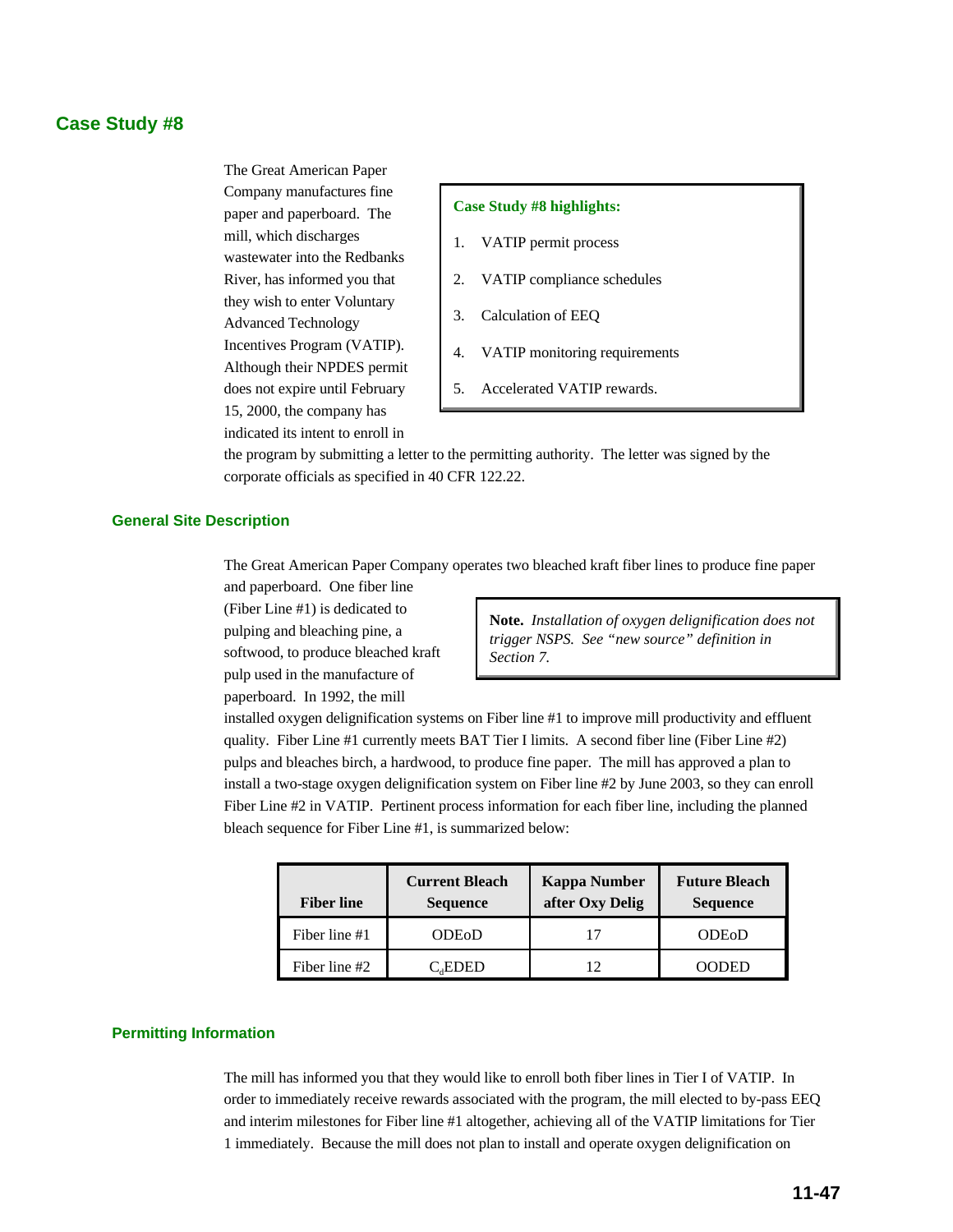## Case Study #8

> **Case Study #8 highlights:**
>
> 1. VATIP permit process
> 2. VATIP compliance schedules
> 3. Calculation of EEQ
> 4. VATIP monitoring requirements
> 5. Accelerated VATIP rewards.

The Great American Paper Company manufactures fine paper and paperboard. The mill, which discharges wastewater into the Redbanks River, has informed you that they wish to enter Voluntary Advanced Technology Incentives Program (VATIP). Although their NPDES permit does not expire until February 15, 2000, the company has indicated its intent to enroll in the program by submitting a letter to the permitting authority. The letter was signed by the corporate officials as specified in 40 CFR 122.22.

### General Site Description

> **Note.** *Installation of oxygen delignification does not trigger NSPS. See "new source" definition in Section 7.*

The Great American Paper Company operates two bleached kraft fiber lines to produce fine paper and paperboard. One fiber line (Fiber Line #1) is dedicated to pulping and bleaching pine, a softwood, to produce bleached kraft pulp used in the manufacture of paperboard. In 1992, the mill installed oxygen delignification systems on Fiber line #1 to improve mill productivity and effluent quality. Fiber Line #1 currently meets BAT Tier I limits. A second fiber line (Fiber Line #2) pulps and bleaches birch, a hardwood, to produce fine paper. The mill has approved a plan to install a two-stage oxygen delignification system on Fiber line #2 by June 2003, so they can enroll Fiber Line #2 in VATIP. Pertinent process information for each fiber line, including the planned bleach sequence for Fiber Line #1, is summarized below:

| Fiber line | Current Bleach Sequence | Kappa Number after Oxy Delig | Future Bleach Sequence |
|---|---|---|---|
| Fiber line #1 | ODEoD | 17 | ODEoD |
| Fiber line #2 | $C_d$EDED | 12 | OODED |

### Permitting Information

The mill has informed you that they would like to enroll both fiber lines in Tier I of VATIP. In order to immediately receive rewards associated with the program, the mill elected to by-pass EEQ and interim milestones for Fiber line #1 altogether, achieving all of the VATIP limitations for Tier 1 immediately. Because the mill does not plan to install and operate oxygen delignification on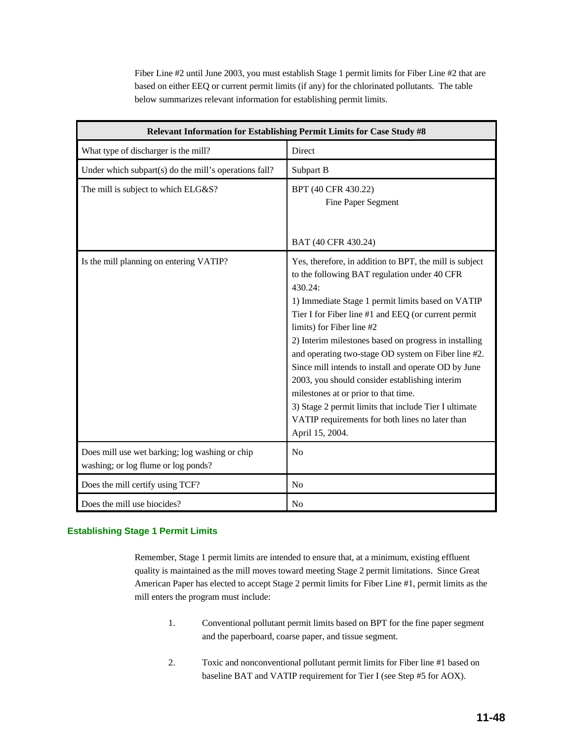Fiber Line #2 until June 2003, you must establish Stage 1 permit limits for Fiber Line #2 that are based on either EEQ or current permit limits (if any) for the chlorinated pollutants. The table below summarizes relevant information for establishing permit limits.

| Relevant Information for Establishing Permit Limits for Case Study #8 | |
|---|---|
| What type of discharger is the mill? | Direct |
| Under which subpart(s) do the mill's operations fall? | Subpart B |
| The mill is subject to which ELG&S? | BPT (40 CFR 430.22)<br>Fine Paper Segment<br><br>BAT (40 CFR 430.24) |
| Is the mill planning on entering VATIP? | Yes, therefore, in addition to BPT, the mill is subject to the following BAT regulation under 40 CFR 430.24:<br>1) Immediate Stage 1 permit limits based on VATIP Tier I for Fiber line #1 and EEQ (or current permit limits) for Fiber line #2<br>2) Interim milestones based on progress in installing and operating two-stage OD system on Fiber line #2. Since mill intends to install and operate OD by June 2003, you should consider establishing interim milestones at or prior to that time.<br>3) Stage 2 permit limits that include Tier I ultimate VATIP requirements for both lines no later than April 15, 2004. |
| Does mill use wet barking; log washing or chip washing; or log flume or log ponds? | No |
| Does the mill certify using TCF? | No |
| Does the mill use biocides? | No |

## Establishing Stage 1 Permit Limits

Remember, Stage 1 permit limits are intended to ensure that, at a minimum, existing effluent quality is maintained as the mill moves toward meeting Stage 2 permit limitations. Since Great American Paper has elected to accept Stage 2 permit limits for Fiber Line #1, permit limits as the mill enters the program must include:

1. Conventional pollutant permit limits based on BPT for the fine paper segment and the paperboard, coarse paper, and tissue segment.

2. Toxic and nonconventional pollutant permit limits for Fiber line #1 based on baseline BAT and VATIP requirement for Tier I (see Step #5 for AOX).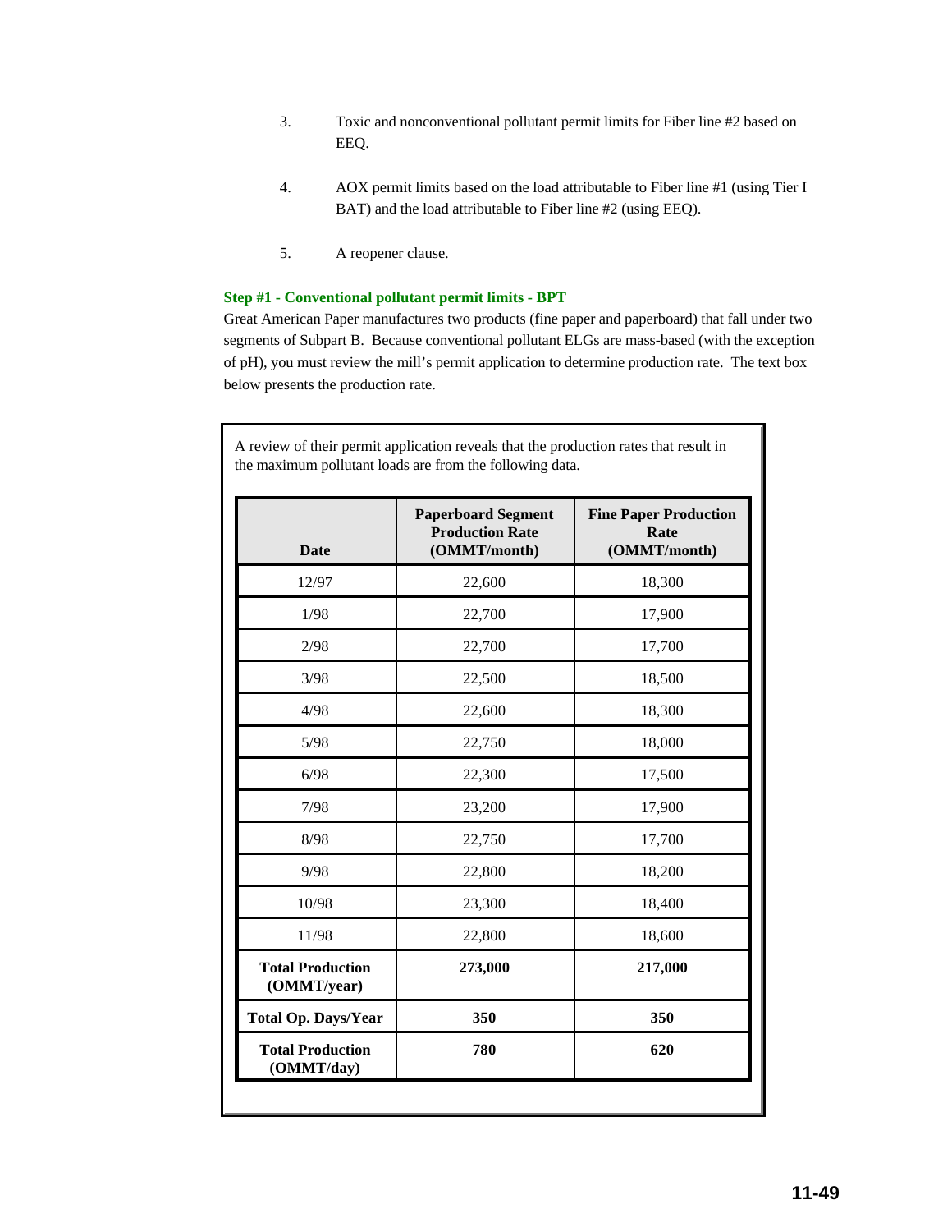3. Toxic and nonconventional pollutant permit limits for Fiber line #2 based on EEQ.

4. AOX permit limits based on the load attributable to Fiber line #1 (using Tier I BAT) and the load attributable to Fiber line #2 (using EEQ).

5. A reopener clause.

**Step #1 - Conventional pollutant permit limits - BPT**

Great American Paper manufactures two products (fine paper and paperboard) that fall under two segments of Subpart B. Because conventional pollutant ELGs are mass-based (with the exception of pH), you must review the mill's permit application to determine production rate. The text box below presents the production rate.

A review of their permit application reveals that the production rates that result in the maximum pollutant loads are from the following data.

| Date | Paperboard Segment Production Rate (OMMT/month) | Fine Paper Production Rate (OMMT/month) |
|---|---|---|
| 12/97 | 22,600 | 18,300 |
| 1/98 | 22,700 | 17,900 |
| 2/98 | 22,700 | 17,700 |
| 3/98 | 22,500 | 18,500 |
| 4/98 | 22,600 | 18,300 |
| 5/98 | 22,750 | 18,000 |
| 6/98 | 22,300 | 17,500 |
| 7/98 | 23,200 | 17,900 |
| 8/98 | 22,750 | 17,700 |
| 9/98 | 22,800 | 18,200 |
| 10/98 | 23,300 | 18,400 |
| 11/98 | 22,800 | 18,600 |
| **Total Production (OMMT/year)** | **273,000** | **217,000** |
| **Total Op. Days/Year** | **350** | **350** |
| **Total Production (OMMT/day)** | **780** | **620** |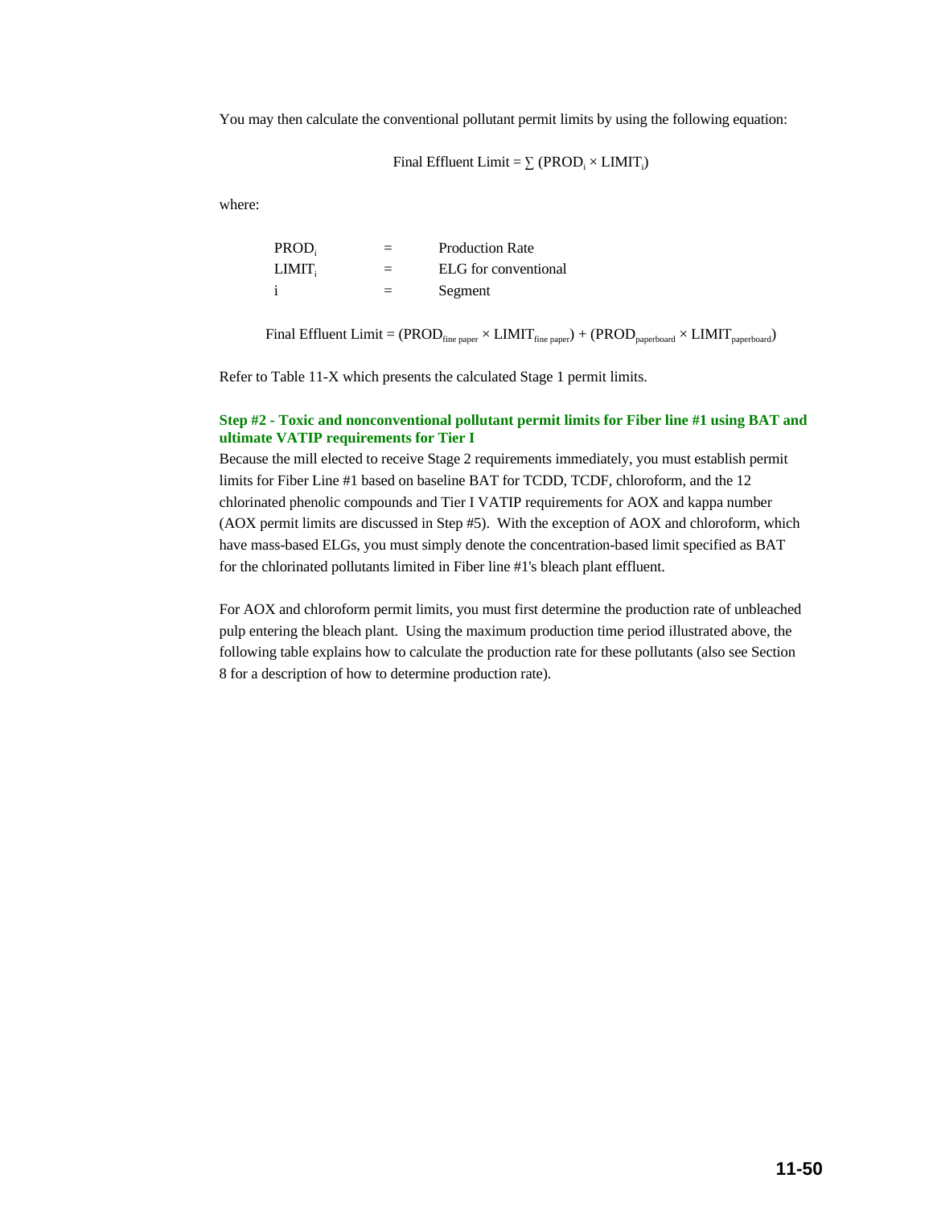You may then calculate the conventional pollutant permit limits by using the following equation:

$$\text{Final Effluent Limit} = \sum (PROD_i \times LIMIT_i)$$

where:

| | | |
|---|---|---|
| $PROD_i$ | = | Production Rate |
| $LIMIT_i$ | = | ELG for conventional |
| i | = | Segment |

$$\text{Final Effluent Limit} = (PROD_{fine\ paper} \times LIMIT_{fine\ paper}) + (PROD_{paperboard} \times LIMIT_{paperboard})$$

Refer to Table 11-X which presents the calculated Stage 1 permit limits.

**Step #2 - Toxic and nonconventional pollutant permit limits for Fiber line #1 using BAT and ultimate VATIP requirements for Tier I**

Because the mill elected to receive Stage 2 requirements immediately, you must establish permit limits for Fiber Line #1 based on baseline BAT for TCDD, TCDF, chloroform, and the 12 chlorinated phenolic compounds and Tier I VATIP requirements for AOX and kappa number (AOX permit limits are discussed in Step #5). With the exception of AOX and chloroform, which have mass-based ELGs, you must simply denote the concentration-based limit specified as BAT for the chlorinated pollutants limited in Fiber line #1's bleach plant effluent.

For AOX and chloroform permit limits, you must first determine the production rate of unbleached pulp entering the bleach plant. Using the maximum production time period illustrated above, the following table explains how to calculate the production rate for these pollutants (also see Section 8 for a description of how to determine production rate).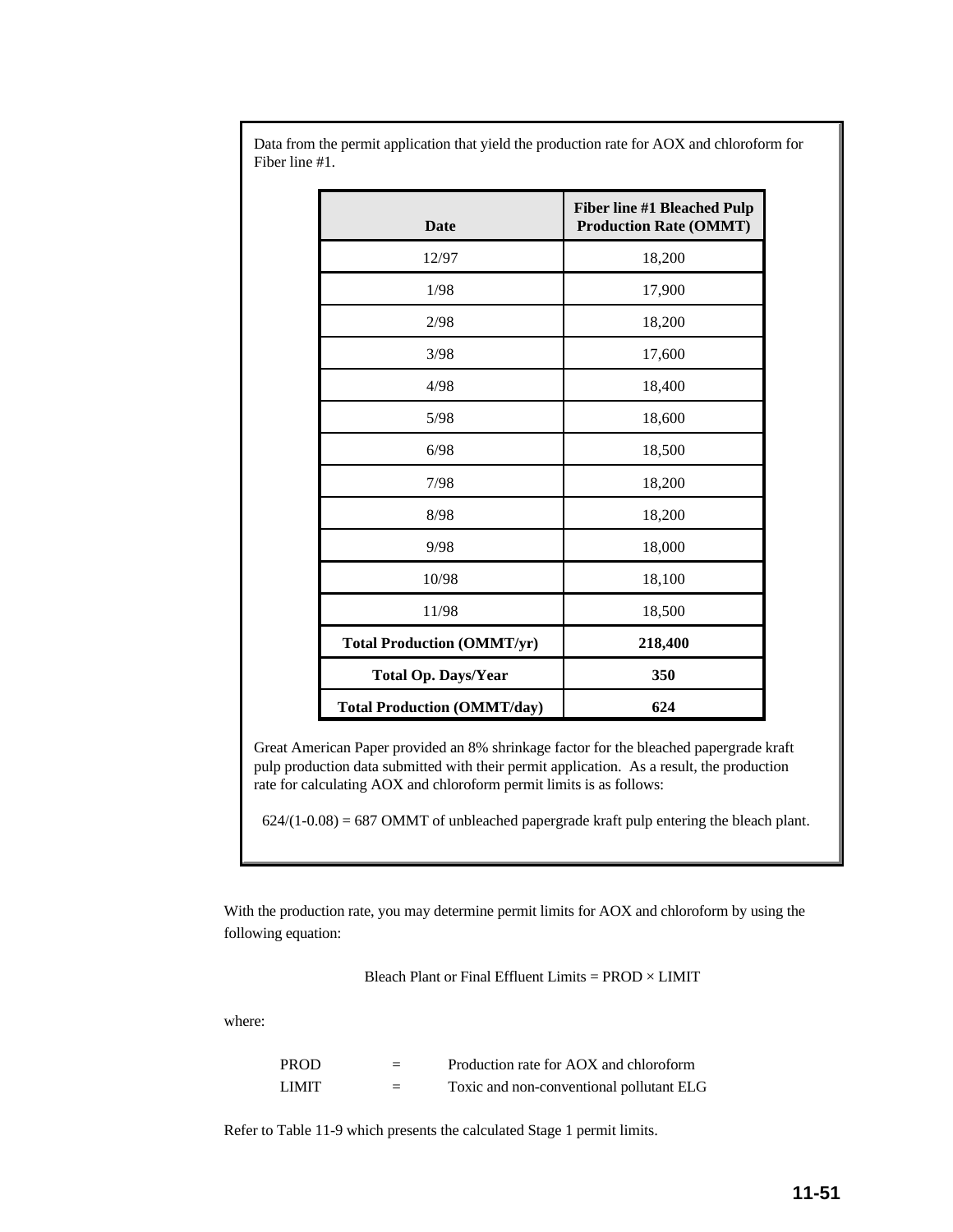Data from the permit application that yield the production rate for AOX and chloroform for Fiber line #1.

| Date | Fiber line #1 Bleached Pulp Production Rate (OMMT) |
|---|---|
| 12/97 | 18,200 |
| 1/98 | 17,900 |
| 2/98 | 18,200 |
| 3/98 | 17,600 |
| 4/98 | 18,400 |
| 5/98 | 18,600 |
| 6/98 | 18,500 |
| 7/98 | 18,200 |
| 8/98 | 18,200 |
| 9/98 | 18,000 |
| 10/98 | 18,100 |
| 11/98 | 18,500 |
| **Total Production (OMMT/yr)** | **218,400** |
| **Total Op. Days/Year** | **350** |
| **Total Production (OMMT/day)** | **624** |

Great American Paper provided an 8% shrinkage factor for the bleached papergrade kraft pulp production data submitted with their permit application. As a result, the production rate for calculating AOX and chloroform permit limits is as follows:

624/(1-0.08) = 687 OMMT of unbleached papergrade kraft pulp entering the bleach plant.

With the production rate, you may determine permit limits for AOX and chloroform by using the following equation:

$$\text{Bleach Plant or Final Effluent Limits} = \text{PROD} \times \text{LIMIT}$$

where:

| | | |
|---|---|---|
| PROD | = | Production rate for AOX and chloroform |
| LIMIT | = | Toxic and non-conventional pollutant ELG |

Refer to Table 11-9 which presents the calculated Stage 1 permit limits.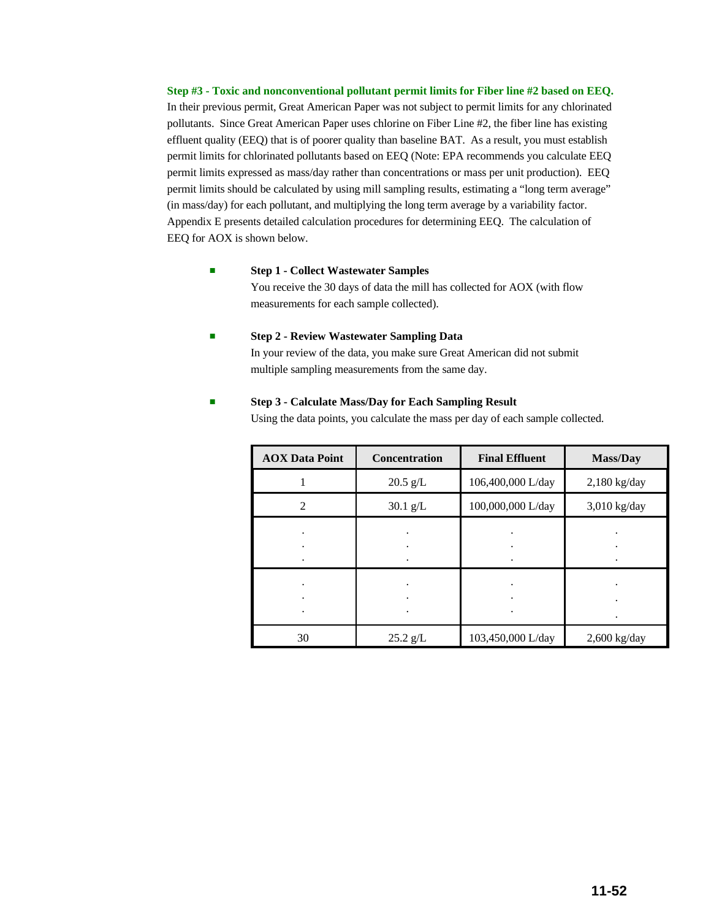**Step #3 - Toxic and nonconventional pollutant permit limits for Fiber line #2 based on EEQ.** In their previous permit, Great American Paper was not subject to permit limits for any chlorinated pollutants. Since Great American Paper uses chlorine on Fiber Line #2, the fiber line has existing effluent quality (EEQ) that is of poorer quality than baseline BAT. As a result, you must establish permit limits for chlorinated pollutants based on EEQ (Note: EPA recommends you calculate EEQ permit limits expressed as mass/day rather than concentrations or mass per unit production). EEQ permit limits should be calculated by using mill sampling results, estimating a "long term average" (in mass/day) for each pollutant, and multiplying the long term average by a variability factor. Appendix E presents detailed calculation procedures for determining EEQ. The calculation of EEQ for AOX is shown below.

- **Step 1 - Collect Wastewater Samples**
  You receive the 30 days of data the mill has collected for AOX (with flow measurements for each sample collected).

- **Step 2 - Review Wastewater Sampling Data**
  In your review of the data, you make sure Great American did not submit multiple sampling measurements from the same day.

- **Step 3 - Calculate Mass/Day for Each Sampling Result**
  Using the data points, you calculate the mass per day of each sample collected.

| AOX Data Point | Concentration | Final Effluent | Mass/Day |
|---|---|---|---|
| 1 | 20.5 g/L | 106,400,000 L/day | 2,180 kg/day |
| 2 | 30.1 g/L | 100,000,000 L/day | 3,010 kg/day |
| ⋮ | ⋮ | ⋮ | ⋮ |
| ⋮ | ⋮ | ⋮ | ⋮ |
| 30 | 25.2 g/L | 103,450,000 L/day | 2,600 kg/day |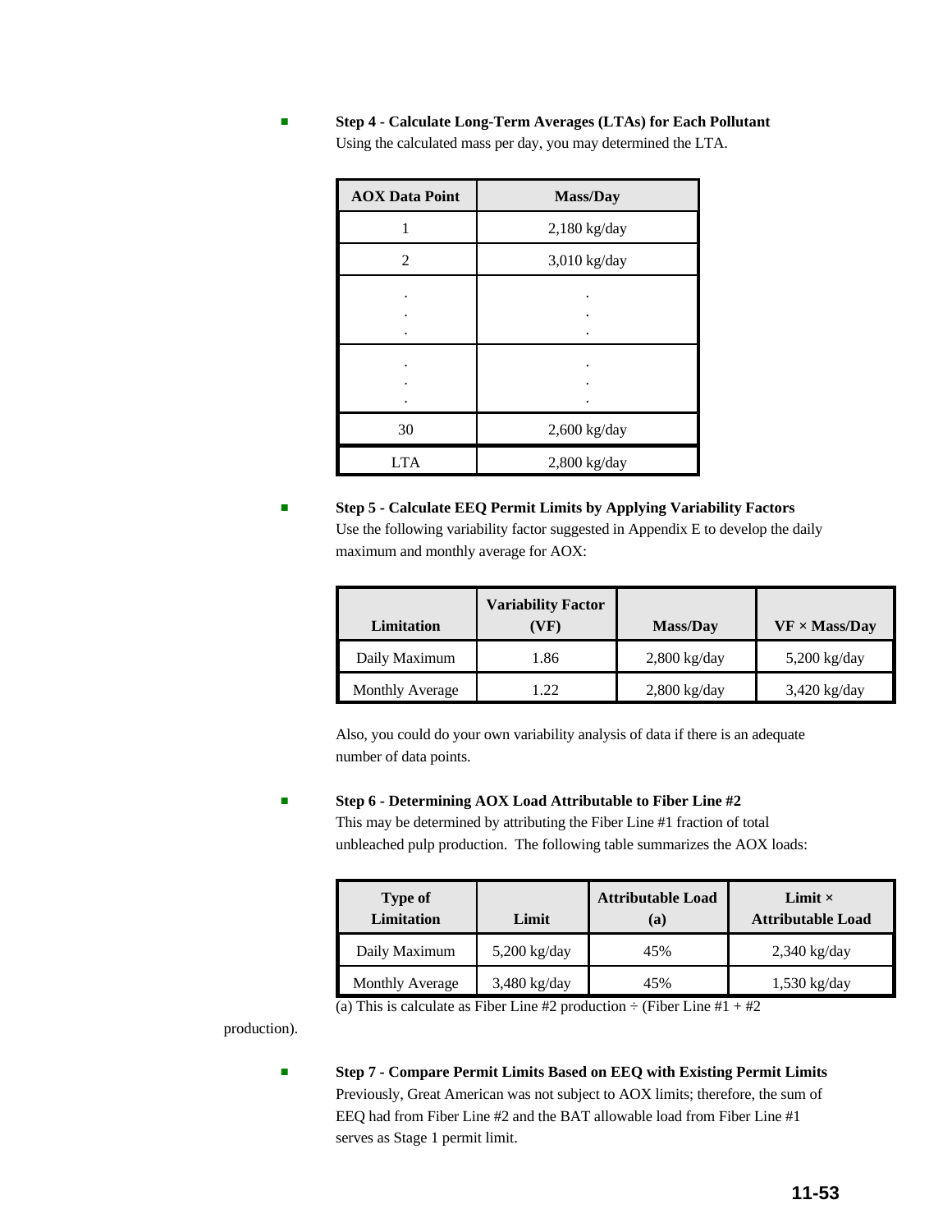- **Step 4 - Calculate Long-Term Averages (LTAs) for Each Pollutant**
  Using the calculated mass per day, you may determined the LTA.

| AOX Data Point | Mass/Day |
|---|---|
| 1 | 2,180 kg/day |
| 2 | 3,010 kg/day |
| .<br>.<br>. | .<br>.<br>. |
| .<br>.<br>. | .<br>.<br>. |
| 30 | 2,600 kg/day |
| LTA | 2,800 kg/day |

- **Step 5 - Calculate EEQ Permit Limits by Applying Variability Factors**
  Use the following variability factor suggested in Appendix E to develop the daily maximum and monthly average for AOX:

| Limitation | Variability Factor (VF) | Mass/Day | VF × Mass/Day |
|---|---|---|---|
| Daily Maximum | 1.86 | 2,800 kg/day | 5,200 kg/day |
| Monthly Average | 1.22 | 2,800 kg/day | 3,420 kg/day |

  Also, you could do your own variability analysis of data if there is an adequate number of data points.

- **Step 6 - Determining AOX Load Attributable to Fiber Line #2**
  This may be determined by attributing the Fiber Line #1 fraction of total unbleached pulp production. The following table summarizes the AOX loads:

| Type of Limitation | Limit | Attributable Load (a) | Limit × Attributable Load |
|---|---|---|---|
| Daily Maximum | 5,200 kg/day | 45% | 2,340 kg/day |
| Monthly Average | 3,480 kg/day | 45% | 1,530 kg/day |

(a) This is calculate as Fiber Line #2 production ÷ (Fiber Line #1 + #2 production).

- **Step 7 - Compare Permit Limits Based on EEQ with Existing Permit Limits**
  Previously, Great American was not subject to AOX limits; therefore, the sum of EEQ had from Fiber Line #2 and the BAT allowable load from Fiber Line #1 serves as Stage 1 permit limit.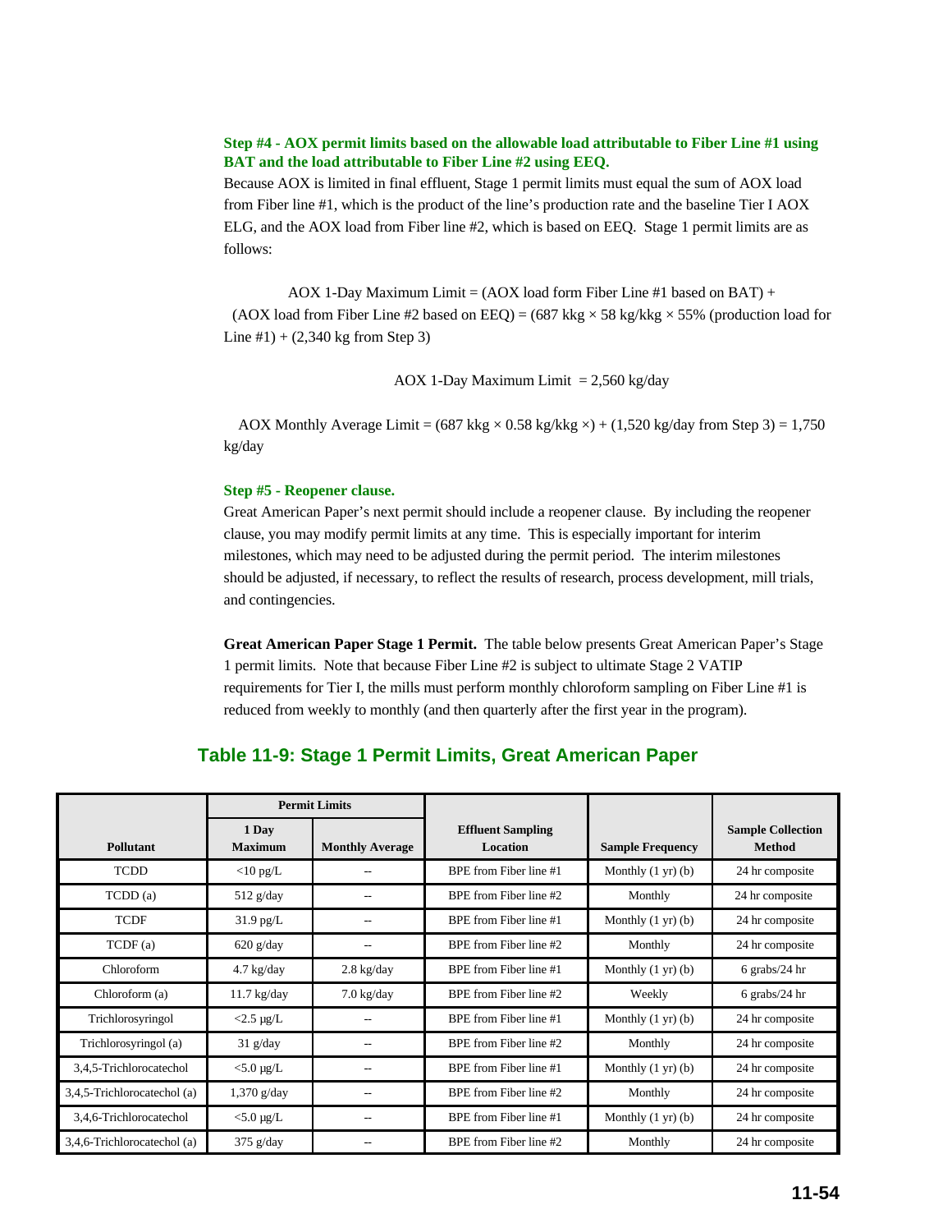**Step #4 - AOX permit limits based on the allowable load attributable to Fiber Line #1 using BAT and the load attributable to Fiber Line #2 using EEQ.**

Because AOX is limited in final effluent, Stage 1 permit limits must equal the sum of AOX load from Fiber line #1, which is the product of the line's production rate and the baseline Tier I AOX ELG, and the AOX load from Fiber line #2, which is based on EEQ. Stage 1 permit limits are as follows:

AOX 1-Day Maximum Limit = (AOX load form Fiber Line #1 based on BAT) + (AOX load from Fiber Line #2 based on EEQ) = (687 kkg × 58 kg/kkg × 55% (production load for Line #1) + (2,340 kg from Step 3)

AOX 1-Day Maximum Limit = 2,560 kg/day

AOX Monthly Average Limit = (687 kkg × 0.58 kg/kkg ×) + (1,520 kg/day from Step 3) = 1,750 kg/day

**Step #5 - Reopener clause.**

Great American Paper's next permit should include a reopener clause. By including the reopener clause, you may modify permit limits at any time. This is especially important for interim milestones, which may need to be adjusted during the permit period. The interim milestones should be adjusted, if necessary, to reflect the results of research, process development, mill trials, and contingencies.

**Great American Paper Stage 1 Permit.** The table below presents Great American Paper's Stage 1 permit limits. Note that because Fiber Line #2 is subject to ultimate Stage 2 VATIP requirements for Tier I, the mills must perform monthly chloroform sampling on Fiber Line #1 is reduced from weekly to monthly (and then quarterly after the first year in the program).

## Table 11-9: Stage 1 Permit Limits, Great American Paper

| Pollutant | Permit Limits | | Effluent Sampling Location | Sample Frequency | Sample Collection Method |
|---|---|---|---|---|---|
| | 1 Day Maximum | Monthly Average | | | |
| TCDD | <10 pg/L | -- | BPE from Fiber line #1 | Monthly (1 yr) (b) | 24 hr composite |
| TCDD (a) | 512 g/day | -- | BPE from Fiber line #2 | Monthly | 24 hr composite |
| TCDF | 31.9 pg/L | -- | BPE from Fiber line #1 | Monthly (1 yr) (b) | 24 hr composite |
| TCDF (a) | 620 g/day | -- | BPE from Fiber line #2 | Monthly | 24 hr composite |
| Chloroform | 4.7 kg/day | 2.8 kg/day | BPE from Fiber line #1 | Monthly (1 yr) (b) | 6 grabs/24 hr |
| Chloroform (a) | 11.7 kg/day | 7.0 kg/day | BPE from Fiber line #2 | Weekly | 6 grabs/24 hr |
| Trichlorosyringol | <2.5 µg/L | -- | BPE from Fiber line #1 | Monthly (1 yr) (b) | 24 hr composite |
| Trichlorosyringol (a) | 31 g/day | -- | BPE from Fiber line #2 | Monthly | 24 hr composite |
| 3,4,5-Trichlorocatechol | <5.0 µg/L | -- | BPE from Fiber line #1 | Monthly (1 yr) (b) | 24 hr composite |
| 3,4,5-Trichlorocatechol (a) | 1,370 g/day | -- | BPE from Fiber line #2 | Monthly | 24 hr composite |
| 3,4,6-Trichlorocatechol | <5.0 µg/L | -- | BPE from Fiber line #1 | Monthly (1 yr) (b) | 24 hr composite |
| 3,4,6-Trichlorocatechol (a) | 375 g/day | -- | BPE from Fiber line #2 | Monthly | 24 hr composite |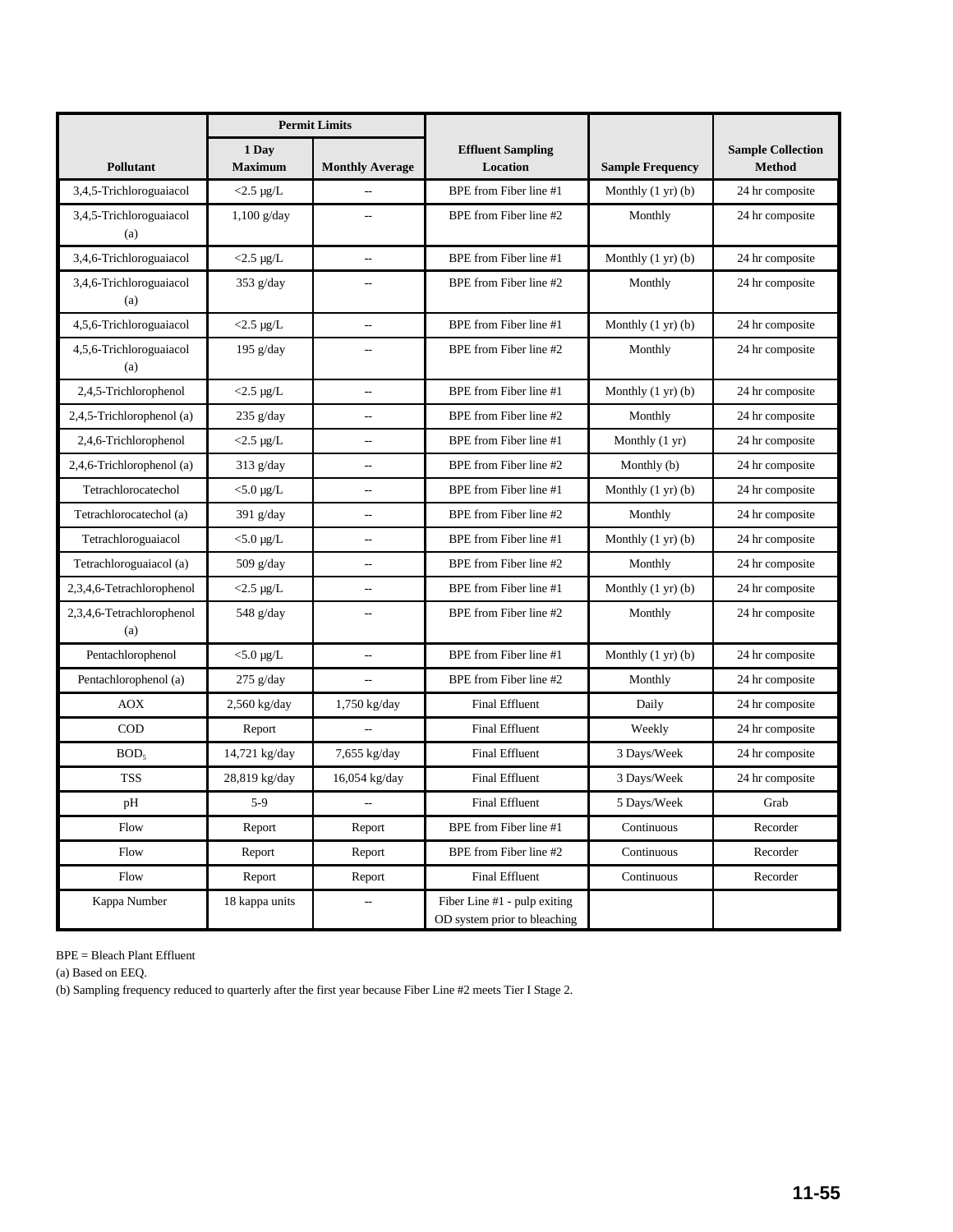| Pollutant | Permit Limits | | Effluent Sampling Location | Sample Frequency | Sample Collection Method |
|---|---|---|---|---|---|
| | 1 Day Maximum | Monthly Average | | | |
| 3,4,5-Trichloroguaiacol | <2.5 µg/L | -- | BPE from Fiber line #1 | Monthly (1 yr) (b) | 24 hr composite |
| 3,4,5-Trichloroguaiacol (a) | 1,100 g/day | -- | BPE from Fiber line #2 | Monthly | 24 hr composite |
| 3,4,6-Trichloroguaiacol | <2.5 µg/L | -- | BPE from Fiber line #1 | Monthly (1 yr) (b) | 24 hr composite |
| 3,4,6-Trichloroguaiacol (a) | 353 g/day | -- | BPE from Fiber line #2 | Monthly | 24 hr composite |
| 4,5,6-Trichloroguaiacol | <2.5 µg/L | -- | BPE from Fiber line #1 | Monthly (1 yr) (b) | 24 hr composite |
| 4,5,6-Trichloroguaiacol (a) | 195 g/day | -- | BPE from Fiber line #2 | Monthly | 24 hr composite |
| 2,4,5-Trichlorophenol | <2.5 µg/L | -- | BPE from Fiber line #1 | Monthly (1 yr) (b) | 24 hr composite |
| 2,4,5-Trichlorophenol (a) | 235 g/day | -- | BPE from Fiber line #2 | Monthly | 24 hr composite |
| 2,4,6-Trichlorophenol | <2.5 µg/L | -- | BPE from Fiber line #1 | Monthly (1 yr) | 24 hr composite |
| 2,4,6-Trichlorophenol (a) | 313 g/day | -- | BPE from Fiber line #2 | Monthly (b) | 24 hr composite |
| Tetrachlorocatechol | <5.0 µg/L | -- | BPE from Fiber line #1 | Monthly (1 yr) (b) | 24 hr composite |
| Tetrachlorocatechol (a) | 391 g/day | -- | BPE from Fiber line #2 | Monthly | 24 hr composite |
| Tetrachloroguaiacol | <5.0 µg/L | -- | BPE from Fiber line #1 | Monthly (1 yr) (b) | 24 hr composite |
| Tetrachloroguaiacol (a) | 509 g/day | -- | BPE from Fiber line #2 | Monthly | 24 hr composite |
| 2,3,4,6-Tetrachlorophenol | <2.5 µg/L | -- | BPE from Fiber line #1 | Monthly (1 yr) (b) | 24 hr composite |
| 2,3,4,6-Tetrachlorophenol (a) | 548 g/day | -- | BPE from Fiber line #2 | Monthly | 24 hr composite |
| Pentachlorophenol | <5.0 µg/L | -- | BPE from Fiber line #1 | Monthly (1 yr) (b) | 24 hr composite |
| Pentachlorophenol (a) | 275 g/day | -- | BPE from Fiber line #2 | Monthly | 24 hr composite |
| AOX | 2,560 kg/day | 1,750 kg/day | Final Effluent | Daily | 24 hr composite |
| COD | Report | -- | Final Effluent | Weekly | 24 hr composite |
| $BOD_5$ | 14,721 kg/day | 7,655 kg/day | Final Effluent | 3 Days/Week | 24 hr composite |
| TSS | 28,819 kg/day | 16,054 kg/day | Final Effluent | 3 Days/Week | 24 hr composite |
| pH | 5-9 | -- | Final Effluent | 5 Days/Week | Grab |
| Flow | Report | Report | BPE from Fiber line #1 | Continuous | Recorder |
| Flow | Report | Report | BPE from Fiber line #2 | Continuous | Recorder |
| Flow | Report | Report | Final Effluent | Continuous | Recorder |
| Kappa Number | 18 kappa units | -- | Fiber Line #1 - pulp exiting OD system prior to bleaching | | |

BPE = Bleach Plant Effluent

(a) Based on EEQ.

(b) Sampling frequency reduced to quarterly after the first year because Fiber Line #2 meets Tier I Stage 2.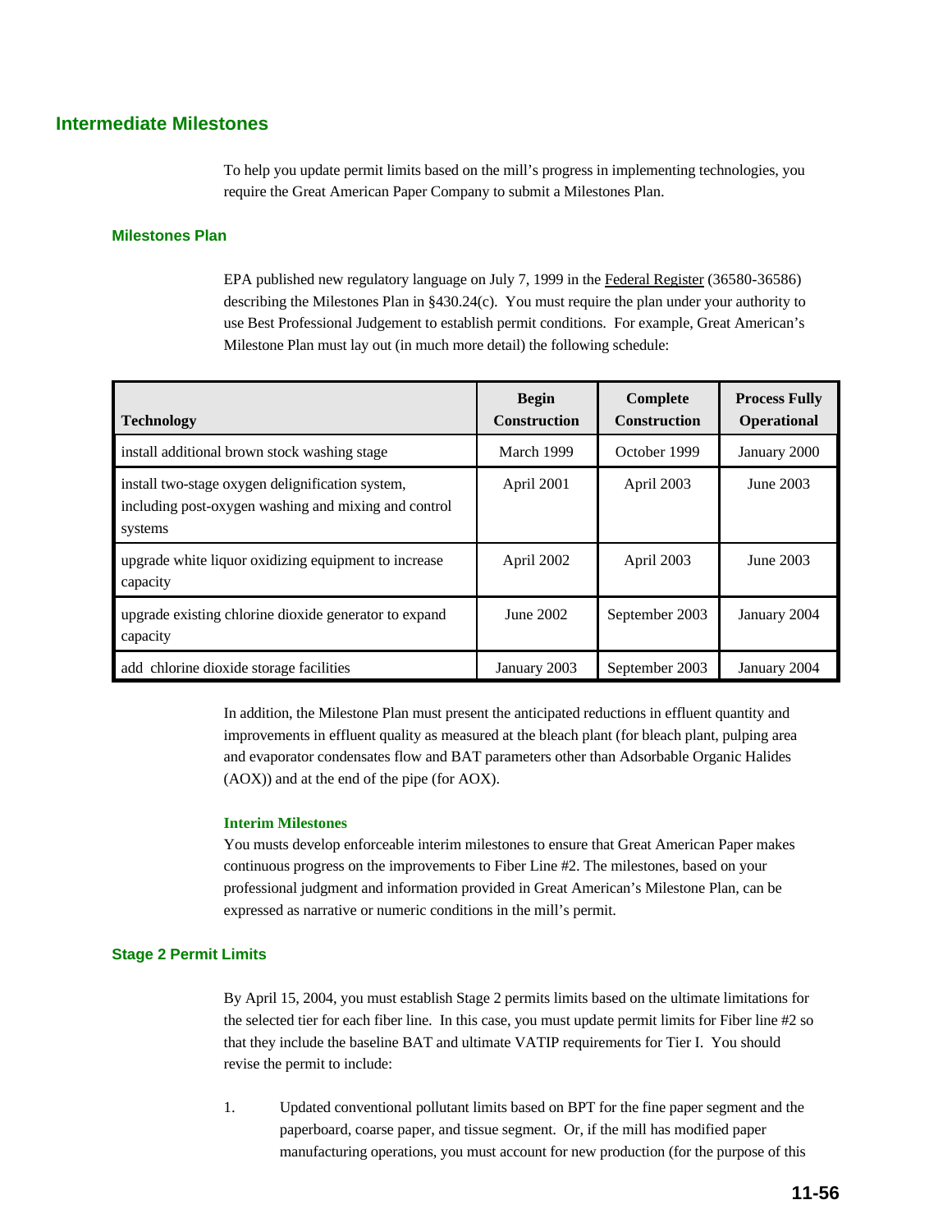## Intermediate Milestones

To help you update permit limits based on the mill's progress in implementing technologies, you require the Great American Paper Company to submit a Milestones Plan.

### Milestones Plan

EPA published new regulatory language on July 7, 1999 in the Federal Register (36580-36586) describing the Milestones Plan in §430.24(c). You must require the plan under your authority to use Best Professional Judgement to establish permit conditions. For example, Great American's Milestone Plan must lay out (in much more detail) the following schedule:

| Technology | Begin Construction | Complete Construction | Process Fully Operational |
|---|---|---|---|
| install additional brown stock washing stage | March 1999 | October 1999 | January 2000 |
| install two-stage oxygen delignification system, including post-oxygen washing and mixing and control systems | April 2001 | April 2003 | June 2003 |
| upgrade white liquor oxidizing equipment to increase capacity | April 2002 | April 2003 | June 2003 |
| upgrade existing chlorine dioxide generator to expand capacity | June 2002 | September 2003 | January 2004 |
| add chlorine dioxide storage facilities | January 2003 | September 2003 | January 2004 |

In addition, the Milestone Plan must present the anticipated reductions in effluent quantity and improvements in effluent quality as measured at the bleach plant (for bleach plant, pulping area and evaporator condensates flow and BAT parameters other than Adsorbable Organic Halides (AOX)) and at the end of the pipe (for AOX).

#### Interim Milestones

You musts develop enforceable interim milestones to ensure that Great American Paper makes continuous progress on the improvements to Fiber Line #2. The milestones, based on your professional judgment and information provided in Great American's Milestone Plan, can be expressed as narrative or numeric conditions in the mill's permit.

### Stage 2 Permit Limits

By April 15, 2004, you must establish Stage 2 permits limits based on the ultimate limitations for the selected tier for each fiber line. In this case, you must update permit limits for Fiber line #2 so that they include the baseline BAT and ultimate VATIP requirements for Tier I. You should revise the permit to include:

1. Updated conventional pollutant limits based on BPT for the fine paper segment and the paperboard, coarse paper, and tissue segment. Or, if the mill has modified paper manufacturing operations, you must account for new production (for the purpose of this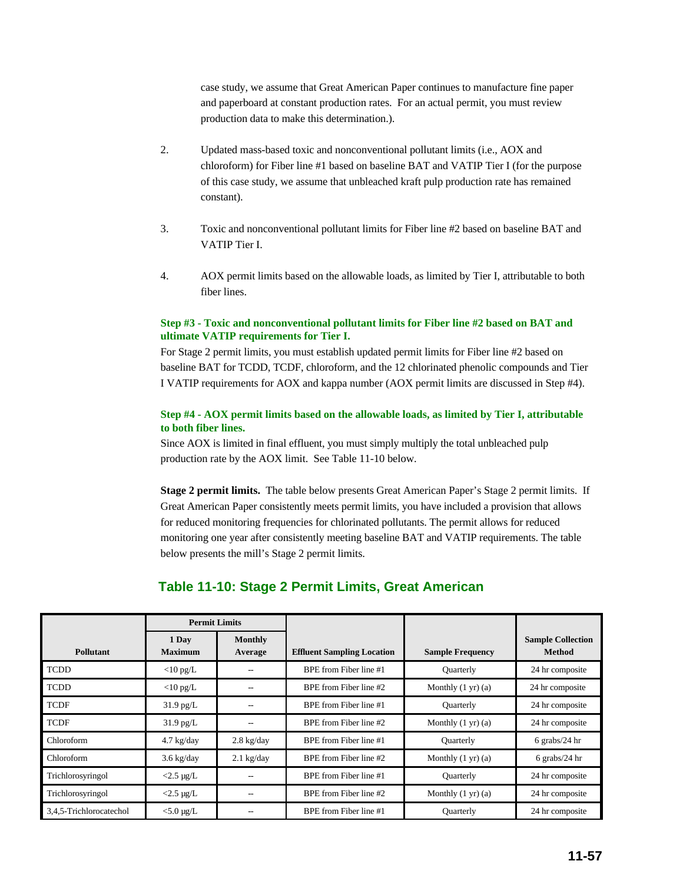case study, we assume that Great American Paper continues to manufacture fine paper and paperboard at constant production rates. For an actual permit, you must review production data to make this determination.).

2. Updated mass-based toxic and nonconventional pollutant limits (i.e., AOX and chloroform) for Fiber line #1 based on baseline BAT and VATIP Tier I (for the purpose of this case study, we assume that unbleached kraft pulp production rate has remained constant).

3. Toxic and nonconventional pollutant limits for Fiber line #2 based on baseline BAT and VATIP Tier I.

4. AOX permit limits based on the allowable loads, as limited by Tier I, attributable to both fiber lines.

**Step #3 - Toxic and nonconventional pollutant limits for Fiber line #2 based on BAT and ultimate VATIP requirements for Tier I.**

For Stage 2 permit limits, you must establish updated permit limits for Fiber line #2 based on baseline BAT for TCDD, TCDF, chloroform, and the 12 chlorinated phenolic compounds and Tier I VATIP requirements for AOX and kappa number (AOX permit limits are discussed in Step #4).

**Step #4 - AOX permit limits based on the allowable loads, as limited by Tier I, attributable to both fiber lines.**

Since AOX is limited in final effluent, you must simply multiply the total unbleached pulp production rate by the AOX limit. See Table 11-10 below.

**Stage 2 permit limits.** The table below presents Great American Paper's Stage 2 permit limits. If Great American Paper consistently meets permit limits, you have included a provision that allows for reduced monitoring frequencies for chlorinated pollutants. The permit allows for reduced monitoring one year after consistently meeting baseline BAT and VATIP requirements. The table below presents the mill's Stage 2 permit limits.

## Table 11-10: Stage 2 Permit Limits, Great American

| Pollutant | Permit Limits | | Effluent Sampling Location | Sample Frequency | Sample Collection Method |
|---|---|---|---|---|---|
| | 1 Day Maximum | Monthly Average | | | |
| TCDD | <10 pg/L | -- | BPE from Fiber line #1 | Quarterly | 24 hr composite |
| TCDD | <10 pg/L | -- | BPE from Fiber line #2 | Monthly (1 yr) (a) | 24 hr composite |
| TCDF | 31.9 pg/L | -- | BPE from Fiber line #1 | Quarterly | 24 hr composite |
| TCDF | 31.9 pg/L | -- | BPE from Fiber line #2 | Monthly (1 yr) (a) | 24 hr composite |
| Chloroform | 4.7 kg/day | 2.8 kg/day | BPE from Fiber line #1 | Quarterly | 6 grabs/24 hr |
| Chloroform | 3.6 kg/day | 2.1 kg/day | BPE from Fiber line #2 | Monthly (1 yr) (a) | 6 grabs/24 hr |
| Trichlorosyringol | <2.5 µg/L | -- | BPE from Fiber line #1 | Quarterly | 24 hr composite |
| Trichlorosyringol | <2.5 µg/L | -- | BPE from Fiber line #2 | Monthly (1 yr) (a) | 24 hr composite |
| 3,4,5-Trichlorocatechol | <5.0 µg/L | -- | BPE from Fiber line #1 | Quarterly | 24 hr composite |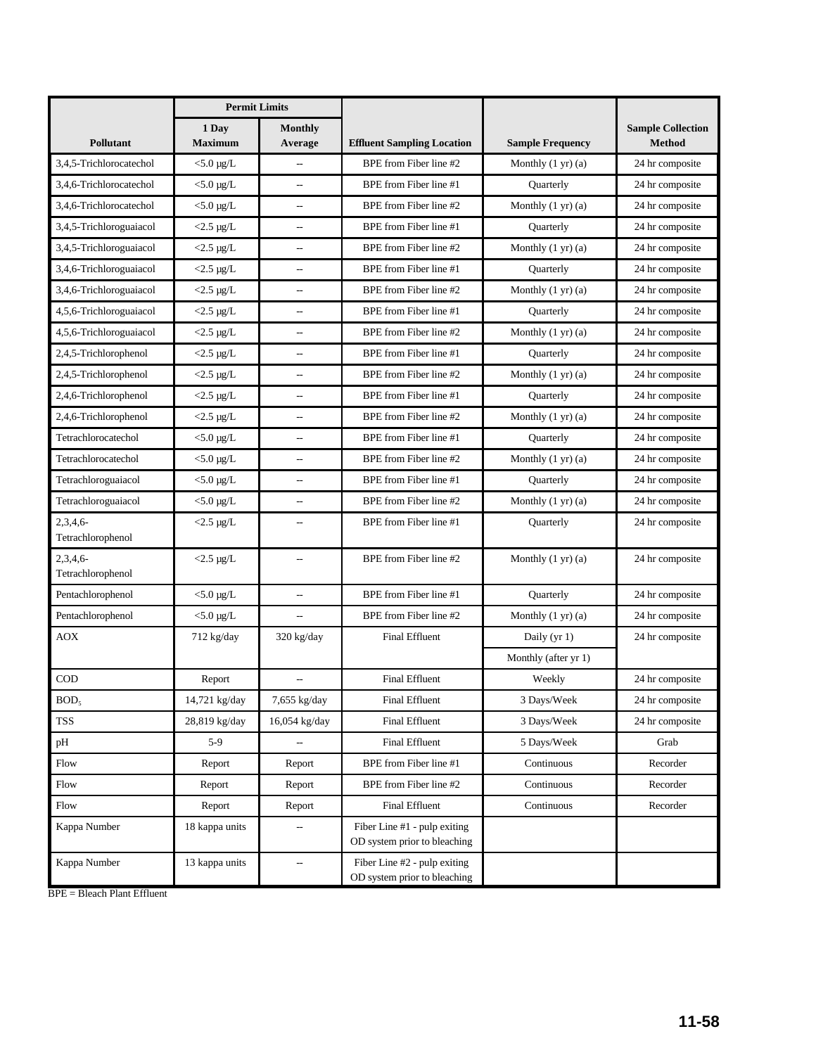| Pollutant | Permit Limits | | Effluent Sampling Location | Sample Frequency | Sample Collection Method |
|---|---|---|---|---|---|
| | 1 Day Maximum | Monthly Average | | | |
| 3,4,5-Trichlorocatechol | <5.0 µg/L | -- | BPE from Fiber line #2 | Monthly (1 yr) (a) | 24 hr composite |
| 3,4,6-Trichlorocatechol | <5.0 µg/L | -- | BPE from Fiber line #1 | Quarterly | 24 hr composite |
| 3,4,6-Trichlorocatechol | <5.0 µg/L | -- | BPE from Fiber line #2 | Monthly (1 yr) (a) | 24 hr composite |
| 3,4,5-Trichloroguaiacol | <2.5 µg/L | -- | BPE from Fiber line #1 | Quarterly | 24 hr composite |
| 3,4,5-Trichloroguaiacol | <2.5 µg/L | -- | BPE from Fiber line #2 | Monthly (1 yr) (a) | 24 hr composite |
| 3,4,6-Trichloroguaiacol | <2.5 µg/L | -- | BPE from Fiber line #1 | Quarterly | 24 hr composite |
| 3,4,6-Trichloroguaiacol | <2.5 µg/L | -- | BPE from Fiber line #2 | Monthly (1 yr) (a) | 24 hr composite |
| 4,5,6-Trichloroguaiacol | <2.5 µg/L | -- | BPE from Fiber line #1 | Quarterly | 24 hr composite |
| 4,5,6-Trichloroguaiacol | <2.5 µg/L | -- | BPE from Fiber line #2 | Monthly (1 yr) (a) | 24 hr composite |
| 2,4,5-Trichlorophenol | <2.5 µg/L | -- | BPE from Fiber line #1 | Quarterly | 24 hr composite |
| 2,4,5-Trichlorophenol | <2.5 µg/L | -- | BPE from Fiber line #2 | Monthly (1 yr) (a) | 24 hr composite |
| 2,4,6-Trichlorophenol | <2.5 µg/L | -- | BPE from Fiber line #1 | Quarterly | 24 hr composite |
| 2,4,6-Trichlorophenol | <2.5 µg/L | -- | BPE from Fiber line #2 | Monthly (1 yr) (a) | 24 hr composite |
| Tetrachlorocatechol | <5.0 µg/L | -- | BPE from Fiber line #1 | Quarterly | 24 hr composite |
| Tetrachlorocatechol | <5.0 µg/L | -- | BPE from Fiber line #2 | Monthly (1 yr) (a) | 24 hr composite |
| Tetrachloroguaiacol | <5.0 µg/L | -- | BPE from Fiber line #1 | Quarterly | 24 hr composite |
| Tetrachloroguaiacol | <5.0 µg/L | -- | BPE from Fiber line #2 | Monthly (1 yr) (a) | 24 hr composite |
| 2,3,4,6-Tetrachlorophenol | <2.5 µg/L | -- | BPE from Fiber line #1 | Quarterly | 24 hr composite |
| 2,3,4,6-Tetrachlorophenol | <2.5 µg/L | -- | BPE from Fiber line #2 | Monthly (1 yr) (a) | 24 hr composite |
| Pentachlorophenol | <5.0 µg/L | -- | BPE from Fiber line #1 | Quarterly | 24 hr composite |
| Pentachlorophenol | <5.0 µg/L | -- | BPE from Fiber line #2 | Monthly (1 yr) (a) | 24 hr composite |
| AOX | 712 kg/day | 320 kg/day | Final Effluent | Daily (yr 1) | 24 hr composite |
| | | | | Monthly (after yr 1) | |
| COD | Report | -- | Final Effluent | Weekly | 24 hr composite |
| $BOD_5$ | 14,721 kg/day | 7,655 kg/day | Final Effluent | 3 Days/Week | 24 hr composite |
| TSS | 28,819 kg/day | 16,054 kg/day | Final Effluent | 3 Days/Week | 24 hr composite |
| pH | 5-9 | -- | Final Effluent | 5 Days/Week | Grab |
| Flow | Report | Report | BPE from Fiber line #1 | Continuous | Recorder |
| Flow | Report | Report | BPE from Fiber line #2 | Continuous | Recorder |
| Flow | Report | Report | Final Effluent | Continuous | Recorder |
| Kappa Number | 18 kappa units | -- | Fiber Line #1 - pulp exiting OD system prior to bleaching | | |
| Kappa Number | 13 kappa units | -- | Fiber Line #2 - pulp exiting OD system prior to bleaching | | |

BPE = Bleach Plant Effluent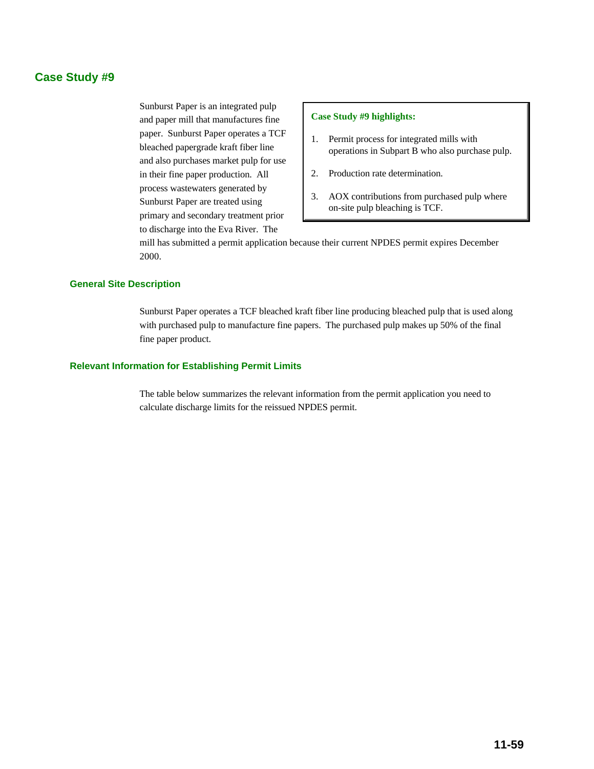# Case Study #9

Sunburst Paper is an integrated pulp and paper mill that manufactures fine paper. Sunburst Paper operates a TCF bleached papergrade kraft fiber line and also purchases market pulp for use in their fine paper production. All process wastewaters generated by Sunburst Paper are treated using primary and secondary treatment prior to discharge into the Eva River. The mill has submitted a permit application because their current NPDES permit expires December 2000.

> **Case Study #9 highlights:**
>
> 1. Permit process for integrated mills with operations in Subpart B who also purchase pulp.
> 2. Production rate determination.
> 3. AOX contributions from purchased pulp where on-site pulp bleaching is TCF.

## General Site Description

Sunburst Paper operates a TCF bleached kraft fiber line producing bleached pulp that is used along with purchased pulp to manufacture fine papers. The purchased pulp makes up 50% of the final fine paper product.

## Relevant Information for Establishing Permit Limits

The table below summarizes the relevant information from the permit application you need to calculate discharge limits for the reissued NPDES permit.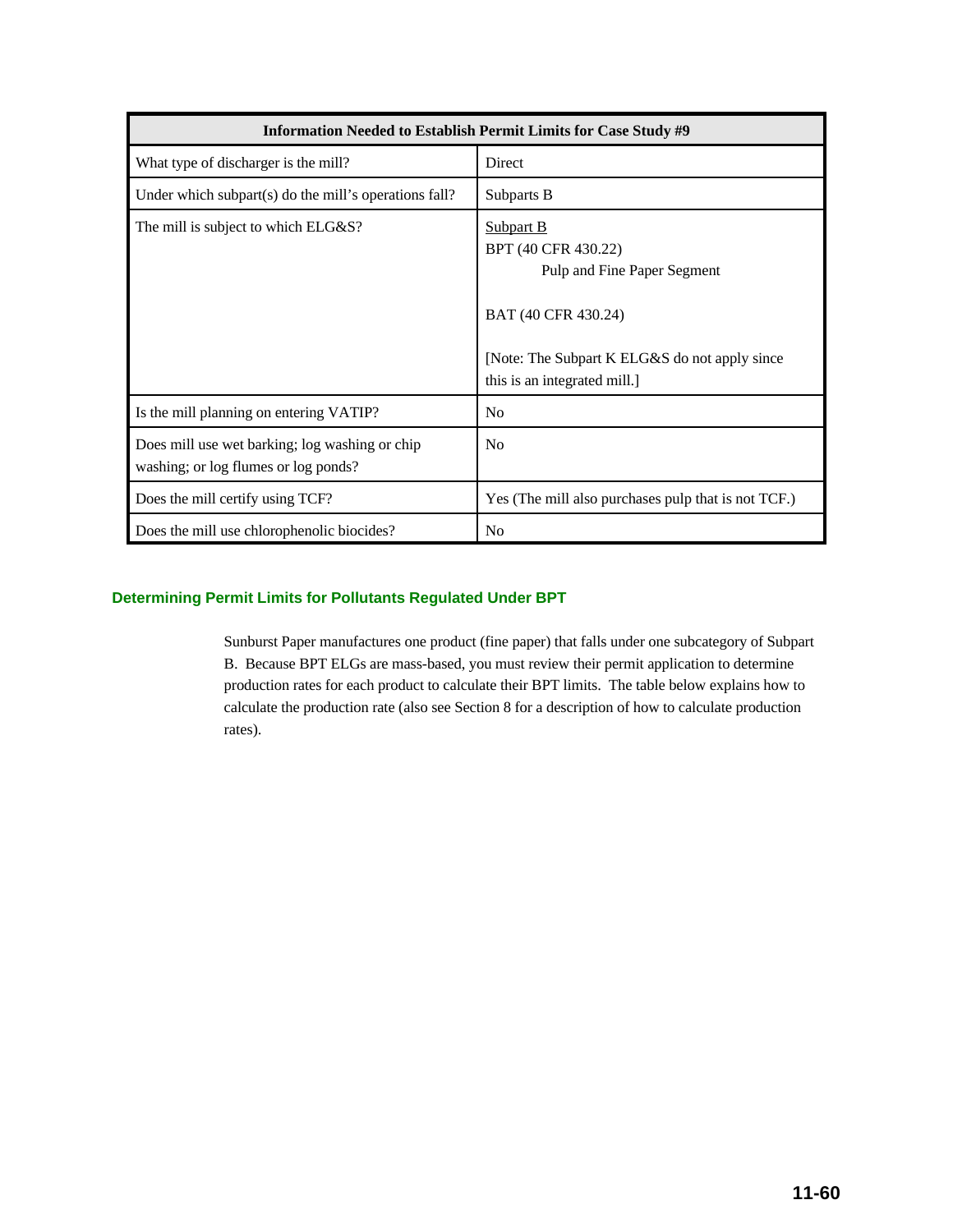| Information Needed to Establish Permit Limits for Case Study #9 | |
|---|---|
| What type of discharger is the mill? | Direct |
| Under which subpart(s) do the mill's operations fall? | Subparts B |
| The mill is subject to which ELG&S? | Subpart B<br>BPT (40 CFR 430.22)<br>Pulp and Fine Paper Segment<br><br>BAT (40 CFR 430.24)<br><br>[Note: The Subpart K ELG&S do not apply since this is an integrated mill.] |
| Is the mill planning on entering VATIP? | No |
| Does mill use wet barking; log washing or chip washing; or log flumes or log ponds? | No |
| Does the mill certify using TCF? | Yes (The mill also purchases pulp that is not TCF.) |
| Does the mill use chlorophenolic biocides? | No |

### Determining Permit Limits for Pollutants Regulated Under BPT

Sunburst Paper manufactures one product (fine paper) that falls under one subcategory of Subpart B. Because BPT ELGs are mass-based, you must review their permit application to determine production rates for each product to calculate their BPT limits. The table below explains how to calculate the production rate (also see Section 8 for a description of how to calculate production rates).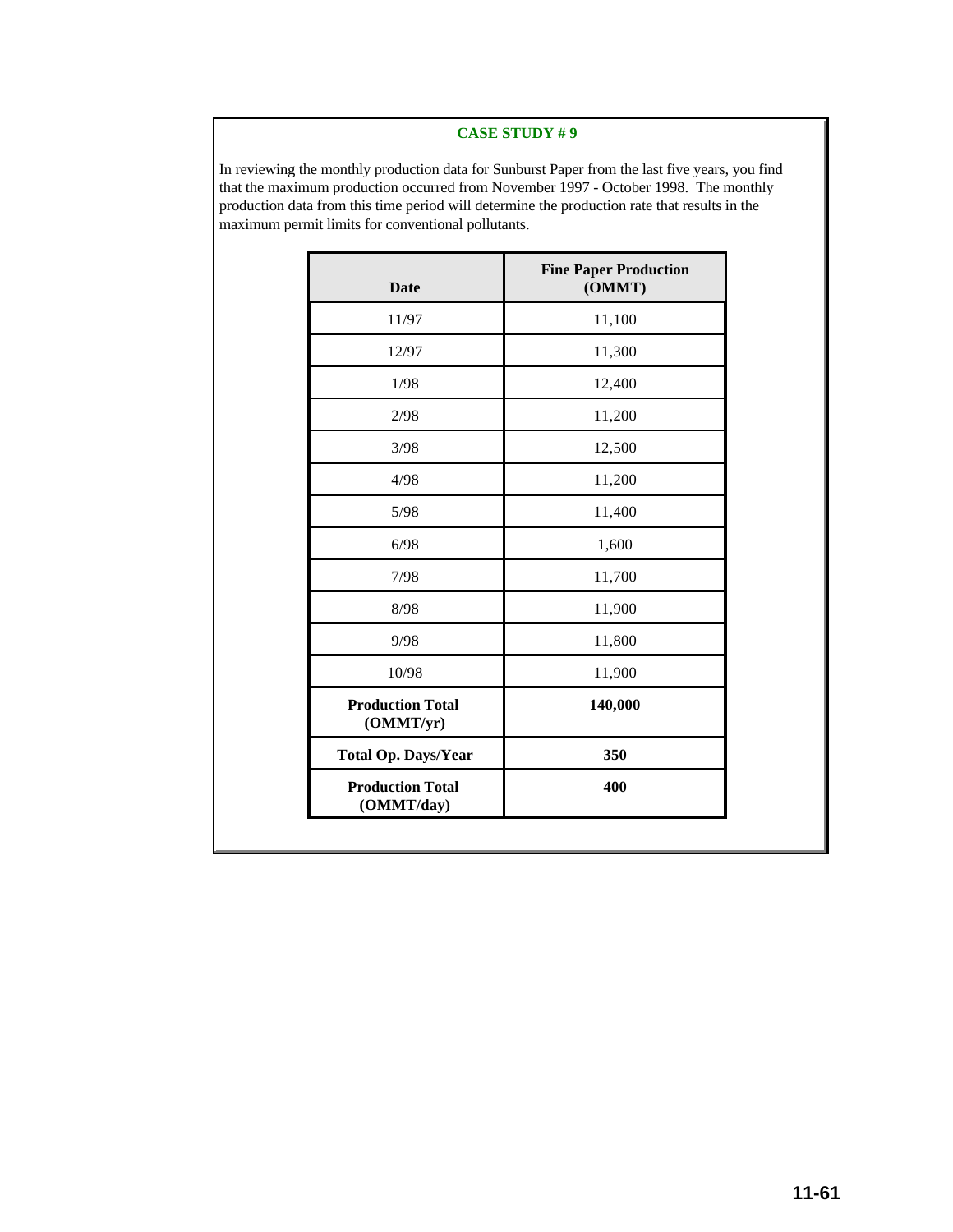**CASE STUDY # 9**

In reviewing the monthly production data for Sunburst Paper from the last five years, you find that the maximum production occurred from November 1997 - October 1998. The monthly production data from this time period will determine the production rate that results in the maximum permit limits for conventional pollutants.

| Date | Fine Paper Production (OMMT) |
|---|---|
| 11/97 | 11,100 |
| 12/97 | 11,300 |
| 1/98 | 12,400 |
| 2/98 | 11,200 |
| 3/98 | 12,500 |
| 4/98 | 11,200 |
| 5/98 | 11,400 |
| 6/98 | 1,600 |
| 7/98 | 11,700 |
| 8/98 | 11,900 |
| 9/98 | 11,800 |
| 10/98 | 11,900 |
| **Production Total (OMMT/yr)** | **140,000** |
| **Total Op. Days/Year** | **350** |
| **Production Total (OMMT/day)** | **400** |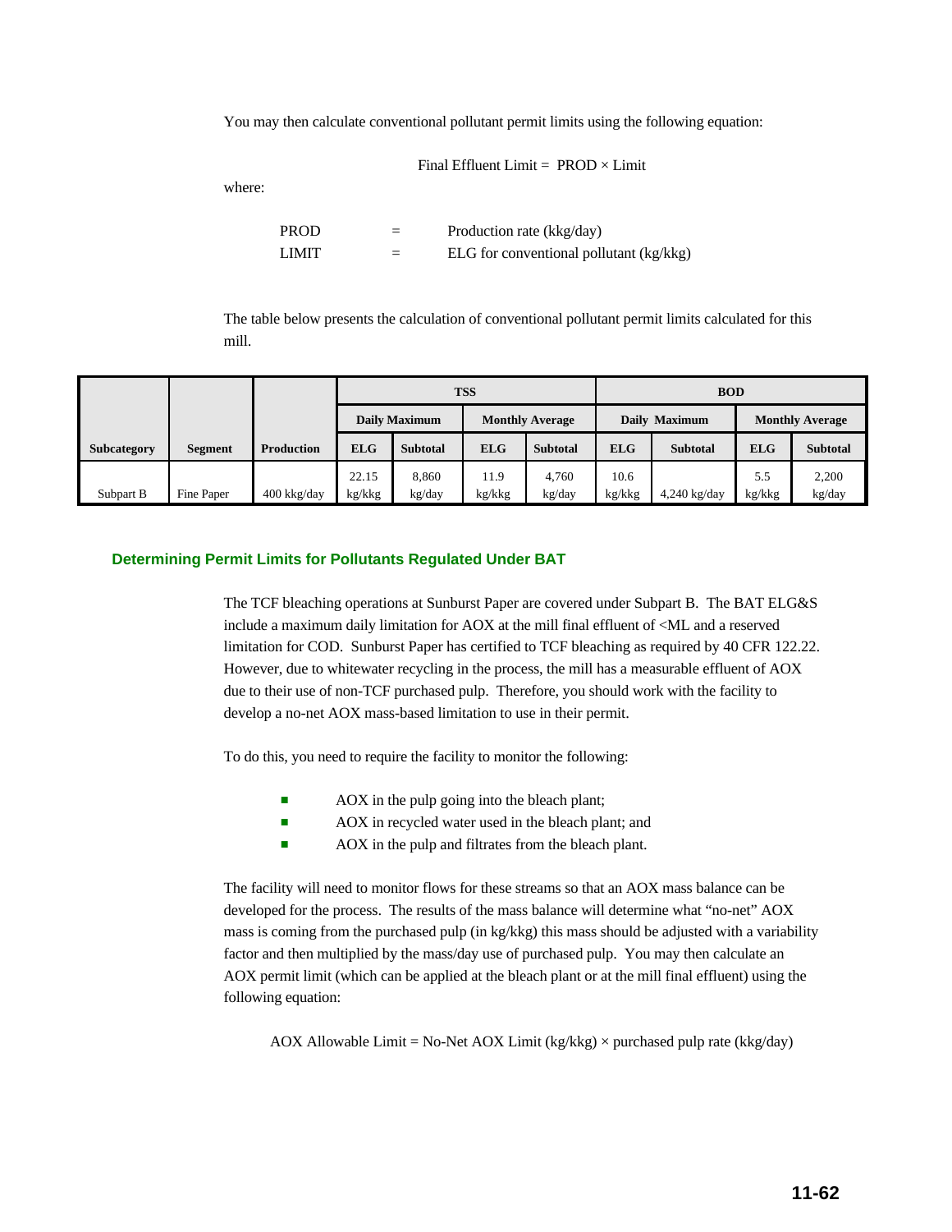You may then calculate conventional pollutant permit limits using the following equation:

$$\text{Final Effluent Limit} = \text{PROD} \times \text{Limit}$$

where:

| | | |
|---|---|---|
| PROD | = | Production rate (kkg/day) |
| LIMIT | = | ELG for conventional pollutant (kg/kkg) |

The table below presents the calculation of conventional pollutant permit limits calculated for this mill.

| | | | TSS | | | | BOD | | | |
|---|---|---|---|---|---|---|---|---|---|---|
| | | | Daily Maximum | | Monthly Average | | Daily Maximum | | Monthly Average | |
| Subcategory | Segment | Production | ELG | Subtotal | ELG | Subtotal | ELG | Subtotal | ELG | Subtotal |
| Subpart B | Fine Paper | 400 kkg/day | 22.15 kg/kkg | 8,860 kg/day | 11.9 kg/kkg | 4,760 kg/day | 10.6 kg/kkg | 4,240 kg/day | 5.5 kg/kkg | 2,200 kg/day |

## Determining Permit Limits for Pollutants Regulated Under BAT

The TCF bleaching operations at Sunburst Paper are covered under Subpart B. The BAT ELG&S include a maximum daily limitation for AOX at the mill final effluent of <ML and a reserved limitation for COD. Sunburst Paper has certified to TCF bleaching as required by 40 CFR 122.22. However, due to whitewater recycling in the process, the mill has a measurable effluent of AOX due to their use of non-TCF purchased pulp. Therefore, you should work with the facility to develop a no-net AOX mass-based limitation to use in their permit.

To do this, you need to require the facility to monitor the following:

- AOX in the pulp going into the bleach plant;
- AOX in recycled water used in the bleach plant; and
- AOX in the pulp and filtrates from the bleach plant.

The facility will need to monitor flows for these streams so that an AOX mass balance can be developed for the process. The results of the mass balance will determine what "no-net" AOX mass is coming from the purchased pulp (in kg/kkg) this mass should be adjusted with a variability factor and then multiplied by the mass/day use of purchased pulp. You may then calculate an AOX permit limit (which can be applied at the bleach plant or at the mill final effluent) using the following equation:

$$\text{AOX Allowable Limit} = \text{No-Net AOX Limit (kg/kkg)} \times \text{purchased pulp rate (kkg/day)}$$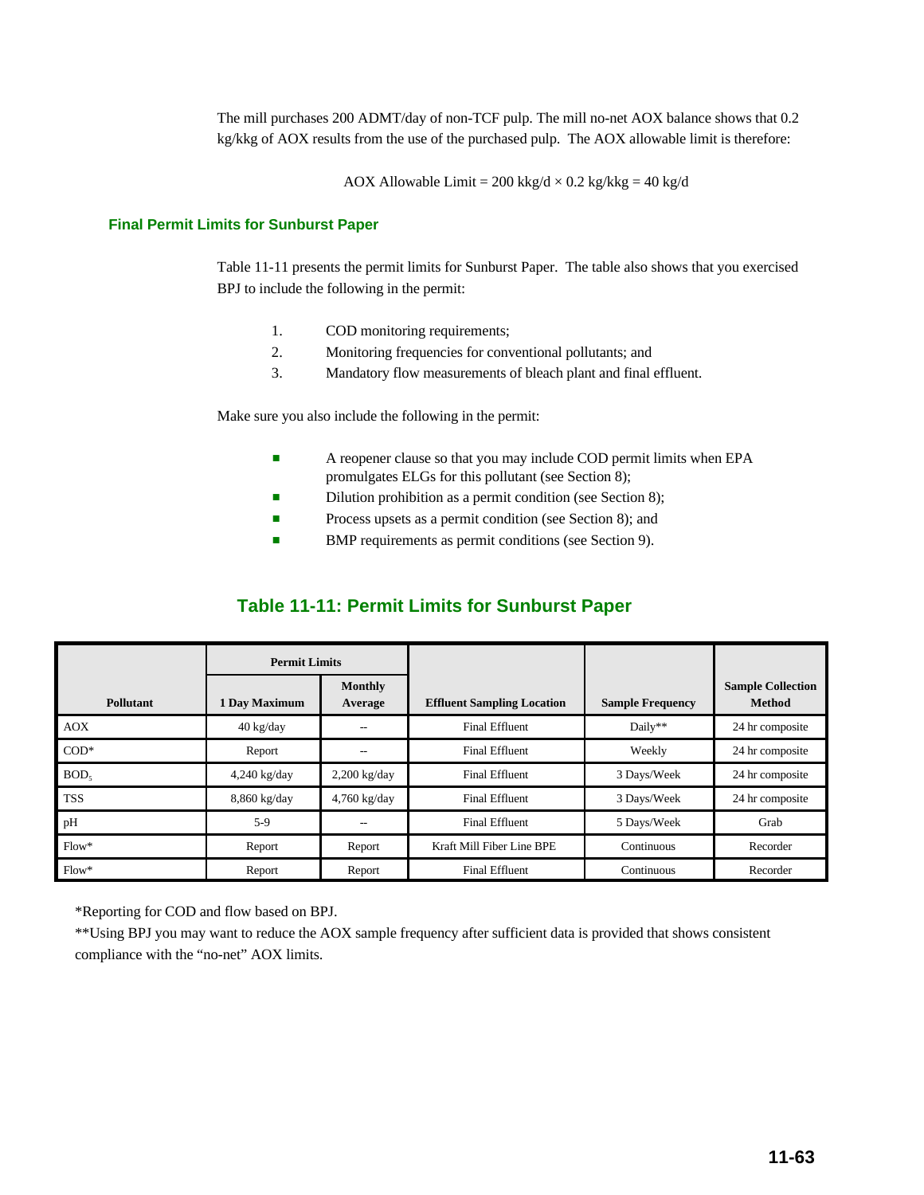The mill purchases 200 ADMT/day of non-TCF pulp. The mill no-net AOX balance shows that 0.2 kg/kkg of AOX results from the use of the purchased pulp. The AOX allowable limit is therefore:

$$\text{AOX Allowable Limit} = 200 \text{ kkg/d} \times 0.2 \text{ kg/kkg} = 40 \text{ kg/d}$$

### Final Permit Limits for Sunburst Paper

Table 11-11 presents the permit limits for Sunburst Paper. The table also shows that you exercised BPJ to include the following in the permit:

1. COD monitoring requirements;
2. Monitoring frequencies for conventional pollutants; and
3. Mandatory flow measurements of bleach plant and final effluent.

Make sure you also include the following in the permit:

- A reopener clause so that you may include COD permit limits when EPA promulgates ELGs for this pollutant (see Section 8);
- Dilution prohibition as a permit condition (see Section 8);
- Process upsets as a permit condition (see Section 8); and
- BMP requirements as permit conditions (see Section 9).

## Table 11-11: Permit Limits for Sunburst Paper

| Pollutant | Permit Limits | | Effluent Sampling Location | Sample Frequency | Sample Collection Method |
|---|---|---|---|---|---|
| | 1 Day Maximum | Monthly Average | | | |
| AOX | 40 kg/day | -- | Final Effluent | Daily** | 24 hr composite |
| COD* | Report | -- | Final Effluent | Weekly | 24 hr composite |
| $BOD_5$ | 4,240 kg/day | 2,200 kg/day | Final Effluent | 3 Days/Week | 24 hr composite |
| TSS | 8,860 kg/day | 4,760 kg/day | Final Effluent | 3 Days/Week | 24 hr composite |
| pH | 5-9 | -- | Final Effluent | 5 Days/Week | Grab |
| Flow* | Report | Report | Kraft Mill Fiber Line BPE | Continuous | Recorder |
| Flow* | Report | Report | Final Effluent | Continuous | Recorder |

*Reporting for COD and flow based on BPJ.

**Using BPJ you may want to reduce the AOX sample frequency after sufficient data is provided that shows consistent compliance with the "no-net" AOX limits.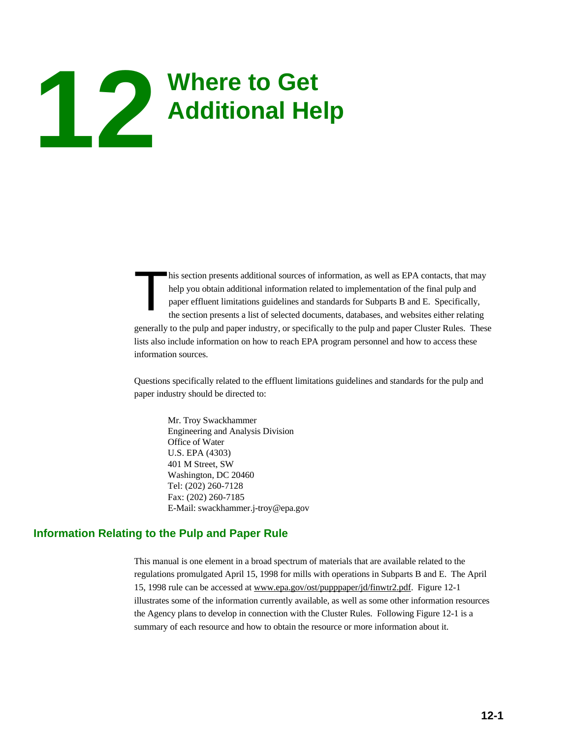# 12 Where to Get Additional Help

This section presents additional sources of information, as well as EPA contacts, that may help you obtain additional information related to implementation of the final pulp and paper effluent limitations guidelines and standards for Subparts B and E. Specifically, the section presents a list of selected documents, databases, and websites either relating generally to the pulp and paper industry, or specifically to the pulp and paper Cluster Rules. These lists also include information on how to reach EPA program personnel and how to access these information sources.

Questions specifically related to the effluent limitations guidelines and standards for the pulp and paper industry should be directed to:

> Mr. Troy Swackhammer
> Engineering and Analysis Division
> Office of Water
> U.S. EPA (4303)
> 401 M Street, SW
> Washington, DC 20460
> Tel: (202) 260-7128
> Fax: (202) 260-7185
> E-Mail: swackhammer.j-troy@epa.gov

## Information Relating to the Pulp and Paper Rule

This manual is one element in a broad spectrum of materials that are available related to the regulations promulgated April 15, 1998 for mills with operations in Subparts B and E. The April 15, 1998 rule can be accessed at www.epa.gov/ost/pupppaper/jd/finwtr2.pdf. Figure 12-1 illustrates some of the information currently available, as well as some other information resources the Agency plans to develop in connection with the Cluster Rules. Following Figure 12-1 is a summary of each resource and how to obtain the resource or more information about it.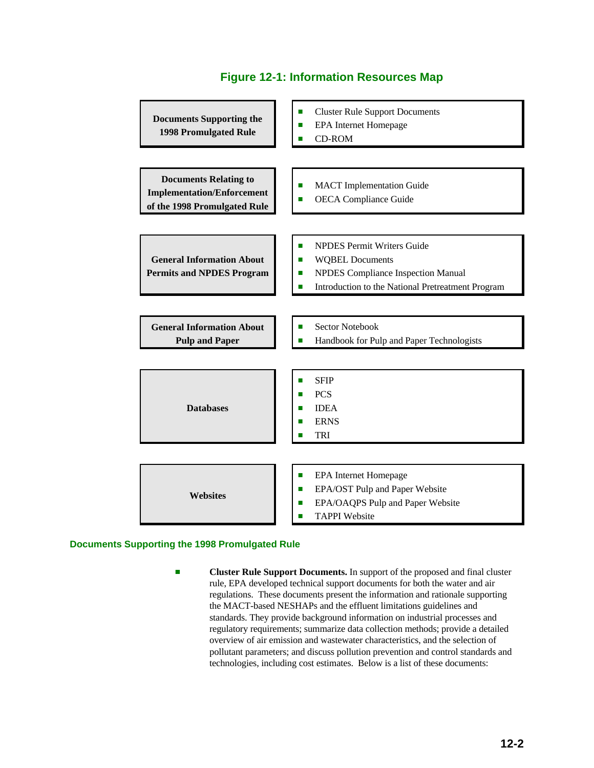## Figure 12-1: Information Resources Map

| Category | Resources |
|---|---|
| **Documents Supporting the 1998 Promulgated Rule** | ■ Cluster Rule Support Documents<br>■ EPA Internet Homepage<br>■ CD-ROM |
| **Documents Relating to Implementation/Enforcement of the 1998 Promulgated Rule** | ■ MACT Implementation Guide<br>■ OECA Compliance Guide |
| **General Information About Permits and NPDES Program** | ■ NPDES Permit Writers Guide<br>■ WQBEL Documents<br>■ NPDES Compliance Inspection Manual<br>■ Introduction to the National Pretreatment Program |
| **General Information About Pulp and Paper** | ■ Sector Notebook<br>■ Handbook for Pulp and Paper Technologists |
| **Databases** | ■ SFIP<br>■ PCS<br>■ IDEA<br>■ ERNS<br>■ TRI |
| **Websites** | ■ EPA Internet Homepage<br>■ EPA/OST Pulp and Paper Website<br>■ EPA/OAQPS Pulp and Paper Website<br>■ TAPPI Website |

### Documents Supporting the 1998 Promulgated Rule

- **Cluster Rule Support Documents.** In support of the proposed and final cluster rule, EPA developed technical support documents for both the water and air regulations. These documents present the information and rationale supporting the MACT-based NESHAPs and the effluent limitations guidelines and standards. They provide background information on industrial processes and regulatory requirements; summarize data collection methods; provide a detailed overview of air emission and wastewater characteristics, and the selection of pollutant parameters; and discuss pollution prevention and control standards and technologies, including cost estimates. Below is a list of these documents: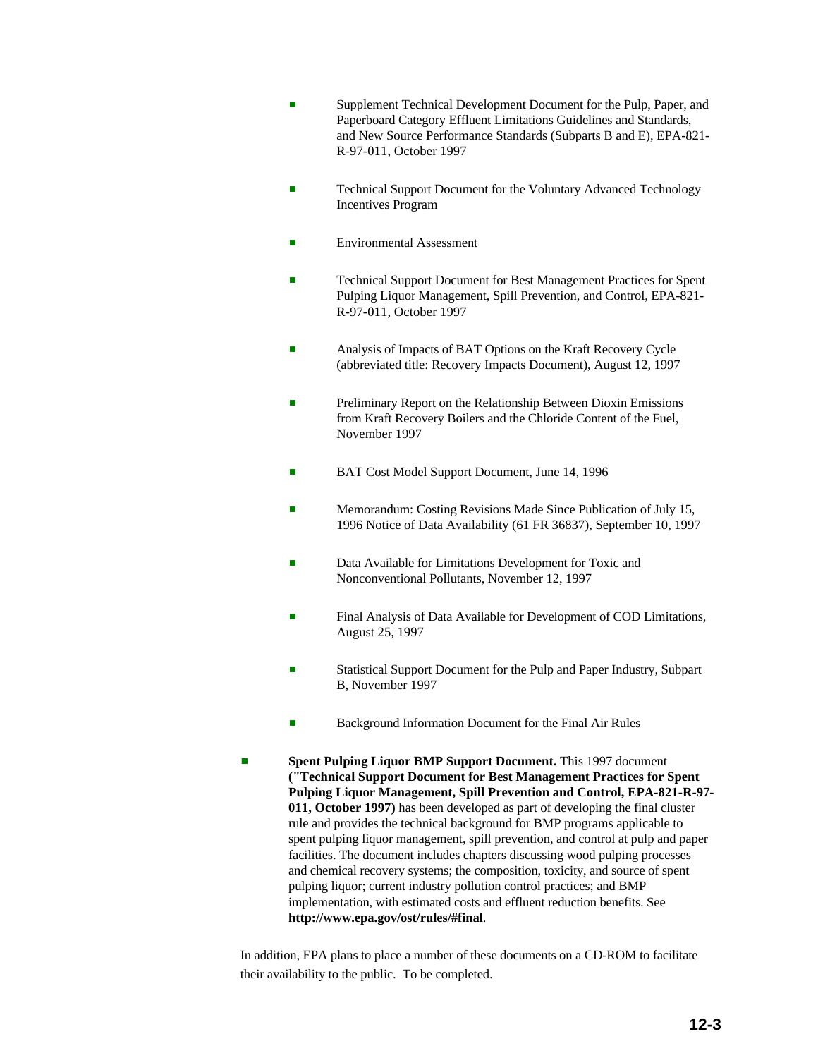- Supplement Technical Development Document for the Pulp, Paper, and Paperboard Category Effluent Limitations Guidelines and Standards, and New Source Performance Standards (Subparts B and E), EPA-821-R-97-011, October 1997

  - Technical Support Document for the Voluntary Advanced Technology Incentives Program

  - Environmental Assessment

  - Technical Support Document for Best Management Practices for Spent Pulping Liquor Management, Spill Prevention, and Control, EPA-821-R-97-011, October 1997

  - Analysis of Impacts of BAT Options on the Kraft Recovery Cycle (abbreviated title: Recovery Impacts Document), August 12, 1997

  - Preliminary Report on the Relationship Between Dioxin Emissions from Kraft Recovery Boilers and the Chloride Content of the Fuel, November 1997

  - BAT Cost Model Support Document, June 14, 1996

  - Memorandum: Costing Revisions Made Since Publication of July 15, 1996 Notice of Data Availability (61 FR 36837), September 10, 1997

  - Data Available for Limitations Development for Toxic and Nonconventional Pollutants, November 12, 1997

  - Final Analysis of Data Available for Development of COD Limitations, August 25, 1997

  - Statistical Support Document for the Pulp and Paper Industry, Subpart B, November 1997

  - Background Information Document for the Final Air Rules

- **Spent Pulping Liquor BMP Support Document.** This 1997 document **("Technical Support Document for Best Management Practices for Spent Pulping Liquor Management, Spill Prevention and Control, EPA-821-R-97-011, October 1997)** has been developed as part of developing the final cluster rule and provides the technical background for BMP programs applicable to spent pulping liquor management, spill prevention, and control at pulp and paper facilities. The document includes chapters discussing wood pulping processes and chemical recovery systems; the composition, toxicity, and source of spent pulping liquor; current industry pollution control practices; and BMP implementation, with estimated costs and effluent reduction benefits. See **http://www.epa.gov/ost/rules/#final**.

In addition, EPA plans to place a number of these documents on a CD-ROM to facilitate their availability to the public. To be completed.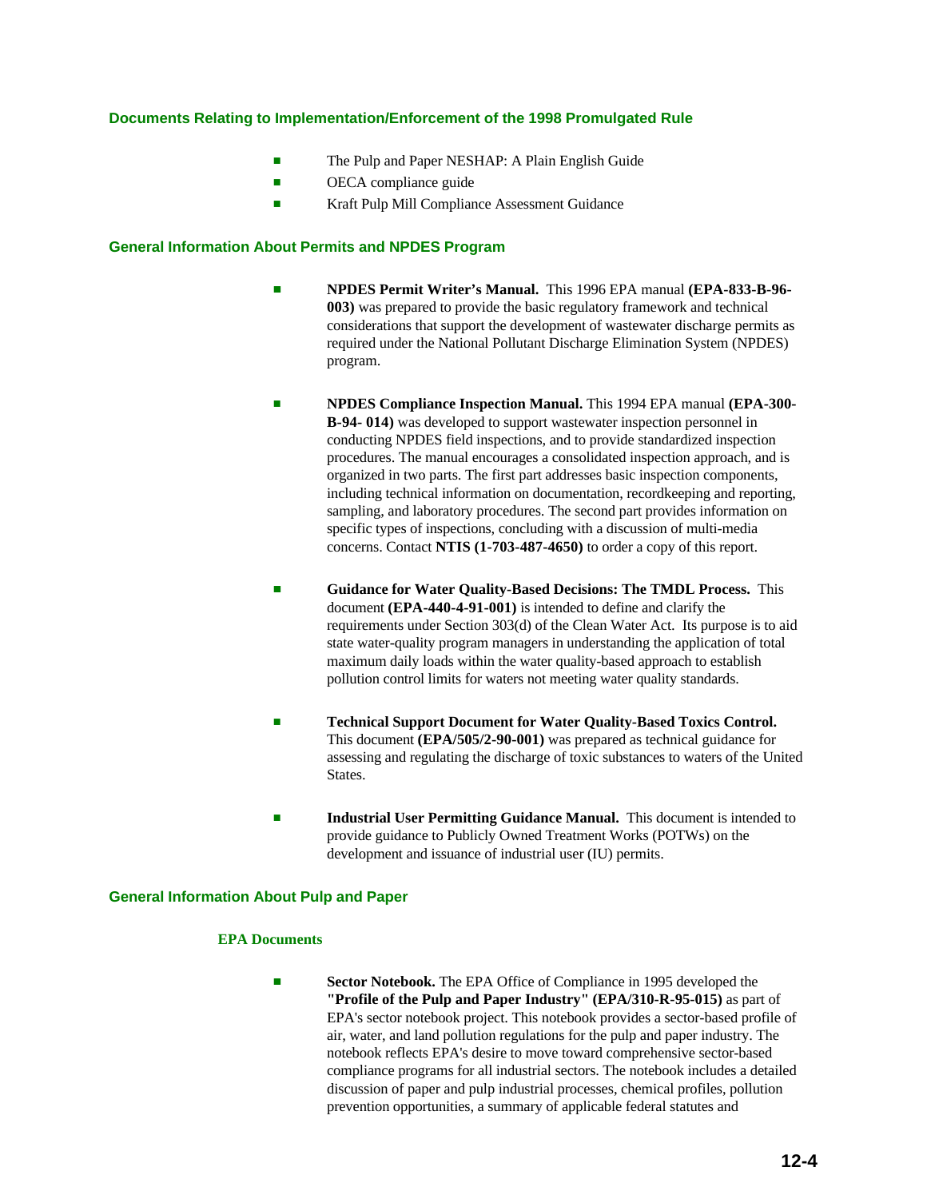### Documents Relating to Implementation/Enforcement of the 1998 Promulgated Rule

- The Pulp and Paper NESHAP: A Plain English Guide
- OECA compliance guide
- Kraft Pulp Mill Compliance Assessment Guidance

### General Information About Permits and NPDES Program

- **NPDES Permit Writer's Manual.** This 1996 EPA manual **(EPA-833-B-96-003)** was prepared to provide the basic regulatory framework and technical considerations that support the development of wastewater discharge permits as required under the National Pollutant Discharge Elimination System (NPDES) program.

- **NPDES Compliance Inspection Manual.** This 1994 EPA manual **(EPA-300-B-94- 014)** was developed to support wastewater inspection personnel in conducting NPDES field inspections, and to provide standardized inspection procedures. The manual encourages a consolidated inspection approach, and is organized in two parts. The first part addresses basic inspection components, including technical information on documentation, recordkeeping and reporting, sampling, and laboratory procedures. The second part provides information on specific types of inspections, concluding with a discussion of multi-media concerns. Contact **NTIS (1-703-487-4650)** to order a copy of this report.

- **Guidance for Water Quality-Based Decisions: The TMDL Process.** This document **(EPA-440-4-91-001)** is intended to define and clarify the requirements under Section 303(d) of the Clean Water Act. Its purpose is to aid state water-quality program managers in understanding the application of total maximum daily loads within the water quality-based approach to establish pollution control limits for waters not meeting water quality standards.

- **Technical Support Document for Water Quality-Based Toxics Control.** This document **(EPA/505/2-90-001)** was prepared as technical guidance for assessing and regulating the discharge of toxic substances to waters of the United States.

- **Industrial User Permitting Guidance Manual.** This document is intended to provide guidance to Publicly Owned Treatment Works (POTWs) on the development and issuance of industrial user (IU) permits.

### General Information About Pulp and Paper

#### EPA Documents

- **Sector Notebook.** The EPA Office of Compliance in 1995 developed the **"Profile of the Pulp and Paper Industry" (EPA/310-R-95-015)** as part of EPA's sector notebook project. This notebook provides a sector-based profile of air, water, and land pollution regulations for the pulp and paper industry. The notebook reflects EPA's desire to move toward comprehensive sector-based compliance programs for all industrial sectors. The notebook includes a detailed discussion of paper and pulp industrial processes, chemical profiles, pollution prevention opportunities, a summary of applicable federal statutes and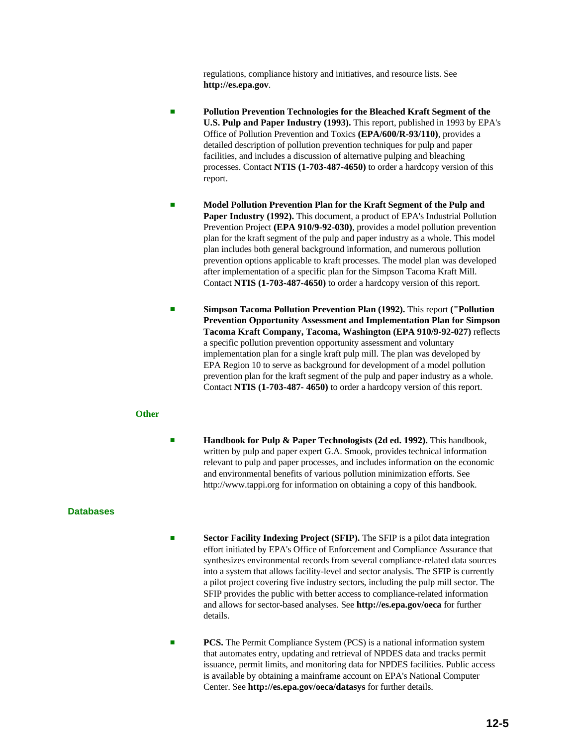regulations, compliance history and initiatives, and resource lists. See **http://es.epa.gov**.

- **Pollution Prevention Technologies for the Bleached Kraft Segment of the U.S. Pulp and Paper Industry (1993).** This report, published in 1993 by EPA's Office of Pollution Prevention and Toxics **(EPA/600/R-93/110)**, provides a detailed description of pollution prevention techniques for pulp and paper facilities, and includes a discussion of alternative pulping and bleaching processes. Contact **NTIS (1-703-487-4650)** to order a hardcopy version of this report.

- **Model Pollution Prevention Plan for the Kraft Segment of the Pulp and Paper Industry (1992).** This document, a product of EPA's Industrial Pollution Prevention Project **(EPA 910/9-92-030)**, provides a model pollution prevention plan for the kraft segment of the pulp and paper industry as a whole. This model plan includes both general background information, and numerous pollution prevention options applicable to kraft processes. The model plan was developed after implementation of a specific plan for the Simpson Tacoma Kraft Mill. Contact **NTIS (1-703-487-4650)** to order a hardcopy version of this report.

- **Simpson Tacoma Pollution Prevention Plan (1992).** This report **("Pollution Prevention Opportunity Assessment and Implementation Plan for Simpson Tacoma Kraft Company, Tacoma, Washington (EPA 910/9-92-027)** reflects a specific pollution prevention opportunity assessment and voluntary implementation plan for a single kraft pulp mill. The plan was developed by EPA Region 10 to serve as background for development of a model pollution prevention plan for the kraft segment of the pulp and paper industry as a whole. Contact **NTIS (1-703-487- 4650)** to order a hardcopy version of this report.

### Other

- **Handbook for Pulp & Paper Technologists (2d ed. 1992).** This handbook, written by pulp and paper expert G.A. Smook, provides technical information relevant to pulp and paper processes, and includes information on the economic and environmental benefits of various pollution minimization efforts. See http://www.tappi.org for information on obtaining a copy of this handbook.

## Databases

- **Sector Facility Indexing Project (SFIP).** The SFIP is a pilot data integration effort initiated by EPA's Office of Enforcement and Compliance Assurance that synthesizes environmental records from several compliance-related data sources into a system that allows facility-level and sector analysis. The SFIP is currently a pilot project covering five industry sectors, including the pulp mill sector. The SFIP provides the public with better access to compliance-related information and allows for sector-based analyses. See **http://es.epa.gov/oeca** for further details.

- **PCS.** The Permit Compliance System (PCS) is a national information system that automates entry, updating and retrieval of NPDES data and tracks permit issuance, permit limits, and monitoring data for NPDES facilities. Public access is available by obtaining a mainframe account on EPA's National Computer Center. See **http://es.epa.gov/oeca/datasys** for further details.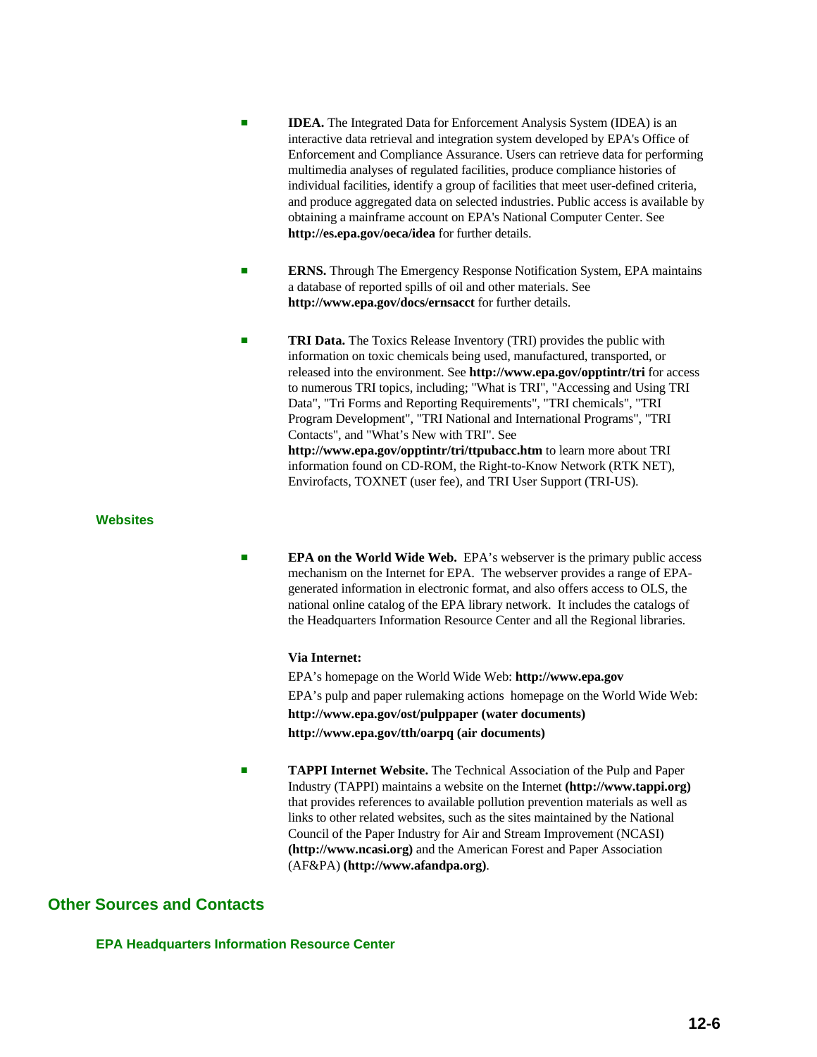- **IDEA.** The Integrated Data for Enforcement Analysis System (IDEA) is an interactive data retrieval and integration system developed by EPA's Office of Enforcement and Compliance Assurance. Users can retrieve data for performing multimedia analyses of regulated facilities, produce compliance histories of individual facilities, identify a group of facilities that meet user-defined criteria, and produce aggregated data on selected industries. Public access is available by obtaining a mainframe account on EPA's National Computer Center. See **http://es.epa.gov/oeca/idea** for further details.

- **ERNS.** Through The Emergency Response Notification System, EPA maintains a database of reported spills of oil and other materials. See **http://www.epa.gov/docs/ernsacct** for further details.

- **TRI Data.** The Toxics Release Inventory (TRI) provides the public with information on toxic chemicals being used, manufactured, transported, or released into the environment. See **http://www.epa.gov/opptintr/tri** for access to numerous TRI topics, including; "What is TRI", "Accessing and Using TRI Data", "Tri Forms and Reporting Requirements", "TRI chemicals", "TRI Program Development", "TRI National and International Programs", "TRI Contacts", and "What's New with TRI". See **http://www.epa.gov/opptintr/tri/ttpubacc.htm** to learn more about TRI information found on CD-ROM, the Right-to-Know Network (RTK NET), Envirofacts, TOXNET (user fee), and TRI User Support (TRI-US).

### Websites

- **EPA on the World Wide Web.** EPA's webserver is the primary public access mechanism on the Internet for EPA. The webserver provides a range of EPA-generated information in electronic format, and also offers access to OLS, the national online catalog of the EPA library network. It includes the catalogs of the Headquarters Information Resource Center and all the Regional libraries.

  **Via Internet:**

  EPA's homepage on the World Wide Web: **http://www.epa.gov**

  EPA's pulp and paper rulemaking actions homepage on the World Wide Web:

  **http://www.epa.gov/ost/pulppaper (water documents)**

  **http://www.epa.gov/tth/oarpq (air documents)**

- **TAPPI Internet Website.** The Technical Association of the Pulp and Paper Industry (TAPPI) maintains a website on the Internet **(http://www.tappi.org)** that provides references to available pollution prevention materials as well as links to other related websites, such as the sites maintained by the National Council of the Paper Industry for Air and Stream Improvement (NCASI) **(http://www.ncasi.org)** and the American Forest and Paper Association (AF&PA) **(http://www.afandpa.org)**.

## Other Sources and Contacts

### EPA Headquarters Information Resource Center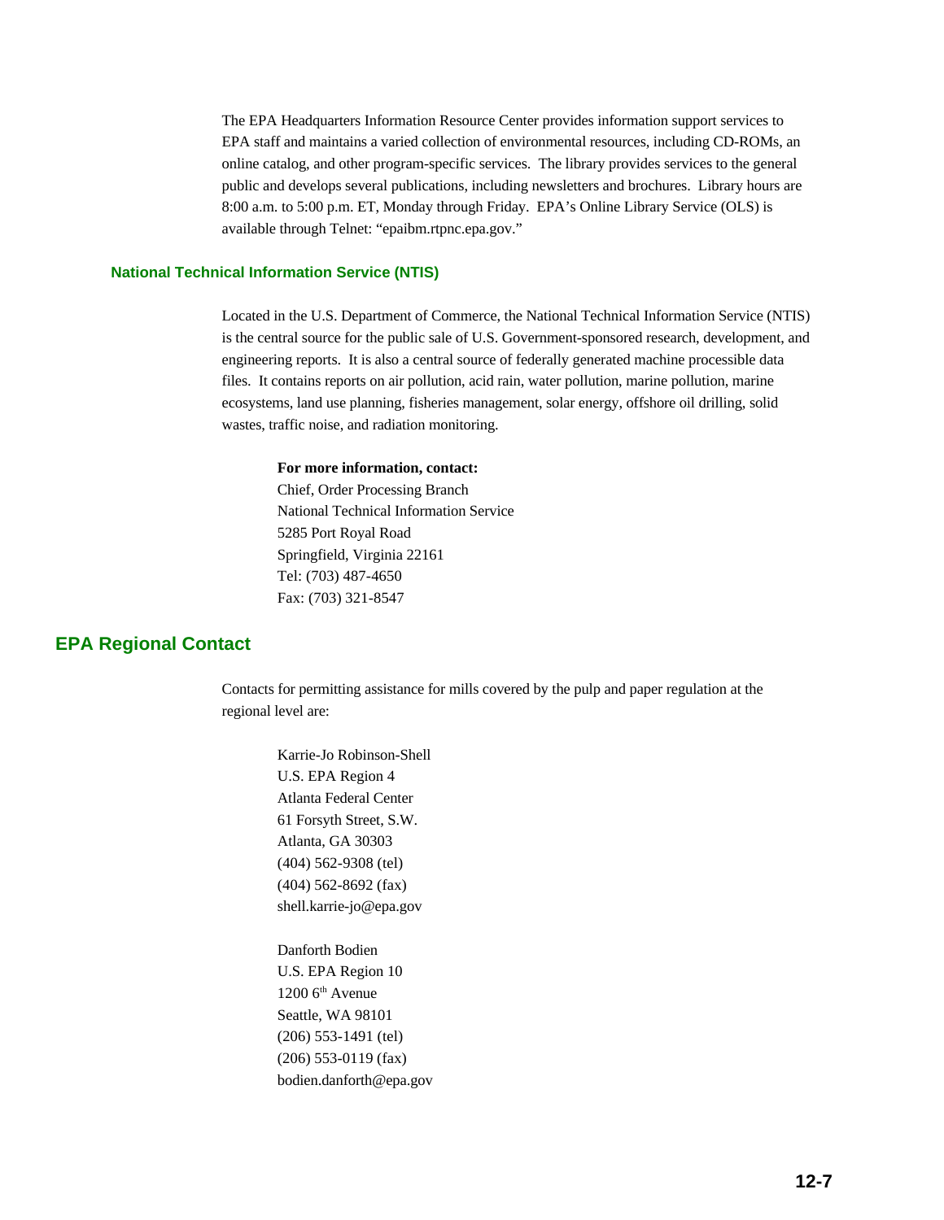The EPA Headquarters Information Resource Center provides information support services to EPA staff and maintains a varied collection of environmental resources, including CD-ROMs, an online catalog, and other program-specific services. The library provides services to the general public and develops several publications, including newsletters and brochures. Library hours are 8:00 a.m. to 5:00 p.m. ET, Monday through Friday. EPA's Online Library Service (OLS) is available through Telnet: "epaibm.rtpnc.epa.gov."

### National Technical Information Service (NTIS)

Located in the U.S. Department of Commerce, the National Technical Information Service (NTIS) is the central source for the public sale of U.S. Government-sponsored research, development, and engineering reports. It is also a central source of federally generated machine processible data files. It contains reports on air pollution, acid rain, water pollution, marine pollution, marine ecosystems, land use planning, fisheries management, solar energy, offshore oil drilling, solid wastes, traffic noise, and radiation monitoring.

**For more information, contact:**
Chief, Order Processing Branch
National Technical Information Service
5285 Port Royal Road
Springfield, Virginia 22161
Tel: (703) 487-4650
Fax: (703) 321-8547

## EPA Regional Contact

Contacts for permitting assistance for mills covered by the pulp and paper regulation at the regional level are:

Karrie-Jo Robinson-Shell
U.S. EPA Region 4
Atlanta Federal Center
61 Forsyth Street, S.W.
Atlanta, GA 30303
(404) 562-9308 (tel)
(404) 562-8692 (fax)
shell.karrie-jo@epa.gov

Danforth Bodien
U.S. EPA Region 10
1200 6th Avenue
Seattle, WA 98101
(206) 553-1491 (tel)
(206) 553-0119 (fax)
bodien.danforth@epa.gov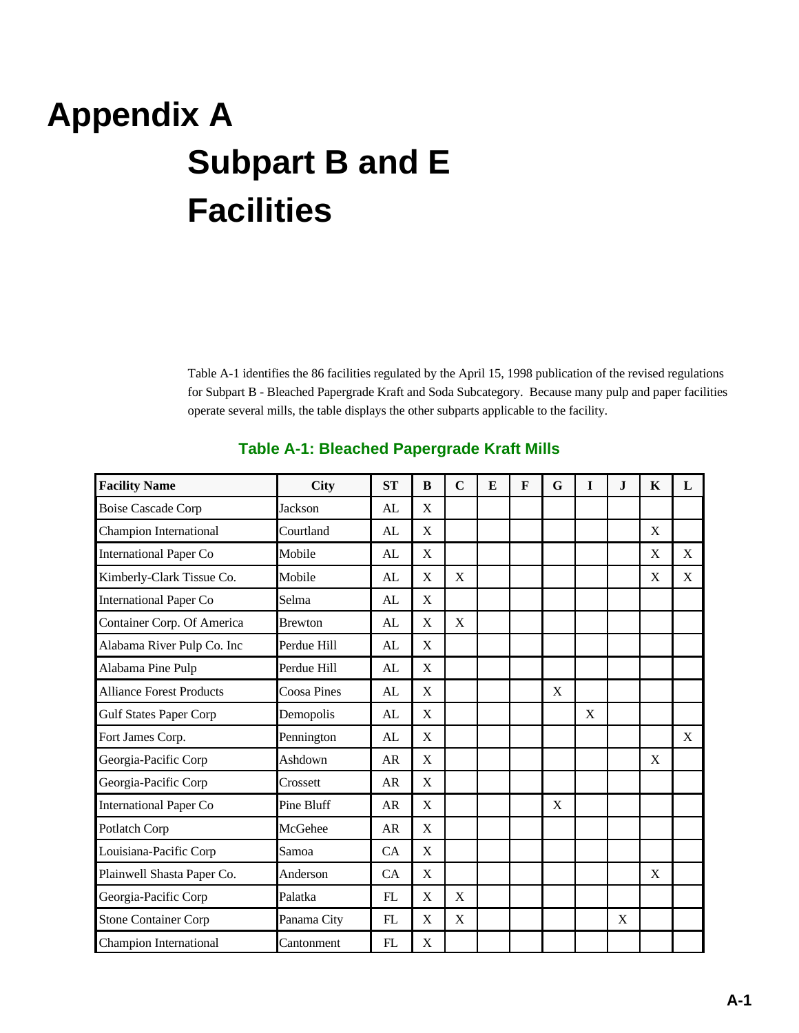# Appendix A

## Subpart B and E Facilities

Table A-1 identifies the 86 facilities regulated by the April 15, 1998 publication of the revised regulations for Subpart B - Bleached Papergrade Kraft and Soda Subcategory. Because many pulp and paper facilities operate several mills, the table displays the other subparts applicable to the facility.

### Table A-1: Bleached Papergrade Kraft Mills

| Facility Name | City | ST | B | C | E | F | G | I | J | K | L |
|---|---|---|---|---|---|---|---|---|---|---|---|
| Boise Cascade Corp | Jackson | AL | X | | | | | | | | |
| Champion International | Courtland | AL | X | | | | | | | X | |
| International Paper Co | Mobile | AL | X | | | | | | | X | X |
| Kimberly-Clark Tissue Co. | Mobile | AL | X | X | | | | | | X | X |
| International Paper Co | Selma | AL | X | | | | | | | | |
| Container Corp. Of America | Brewton | AL | X | X | | | | | | | |
| Alabama River Pulp Co. Inc | Perdue Hill | AL | X | | | | | | | | |
| Alabama Pine Pulp | Perdue Hill | AL | X | | | | | | | | |
| Alliance Forest Products | Coosa Pines | AL | X | | | | X | | | | |
| Gulf States Paper Corp | Demopolis | AL | X | | | | | X | | | |
| Fort James Corp. | Pennington | AL | X | | | | | | | | X |
| Georgia-Pacific Corp | Ashdown | AR | X | | | | | | | X | |
| Georgia-Pacific Corp | Crossett | AR | X | | | | | | | | |
| International Paper Co | Pine Bluff | AR | X | | | | X | | | | |
| Potlatch Corp | McGehee | AR | X | | | | | | | | |
| Louisiana-Pacific Corp | Samoa | CA | X | | | | | | | | |
| Plainwell Shasta Paper Co. | Anderson | CA | X | | | | | | | X | |
| Georgia-Pacific Corp | Palatka | FL | X | X | | | | | | | |
| Stone Container Corp | Panama City | FL | X | X | | | | | X | | |
| Champion International | Cantonment | FL | X | | | | | | | | |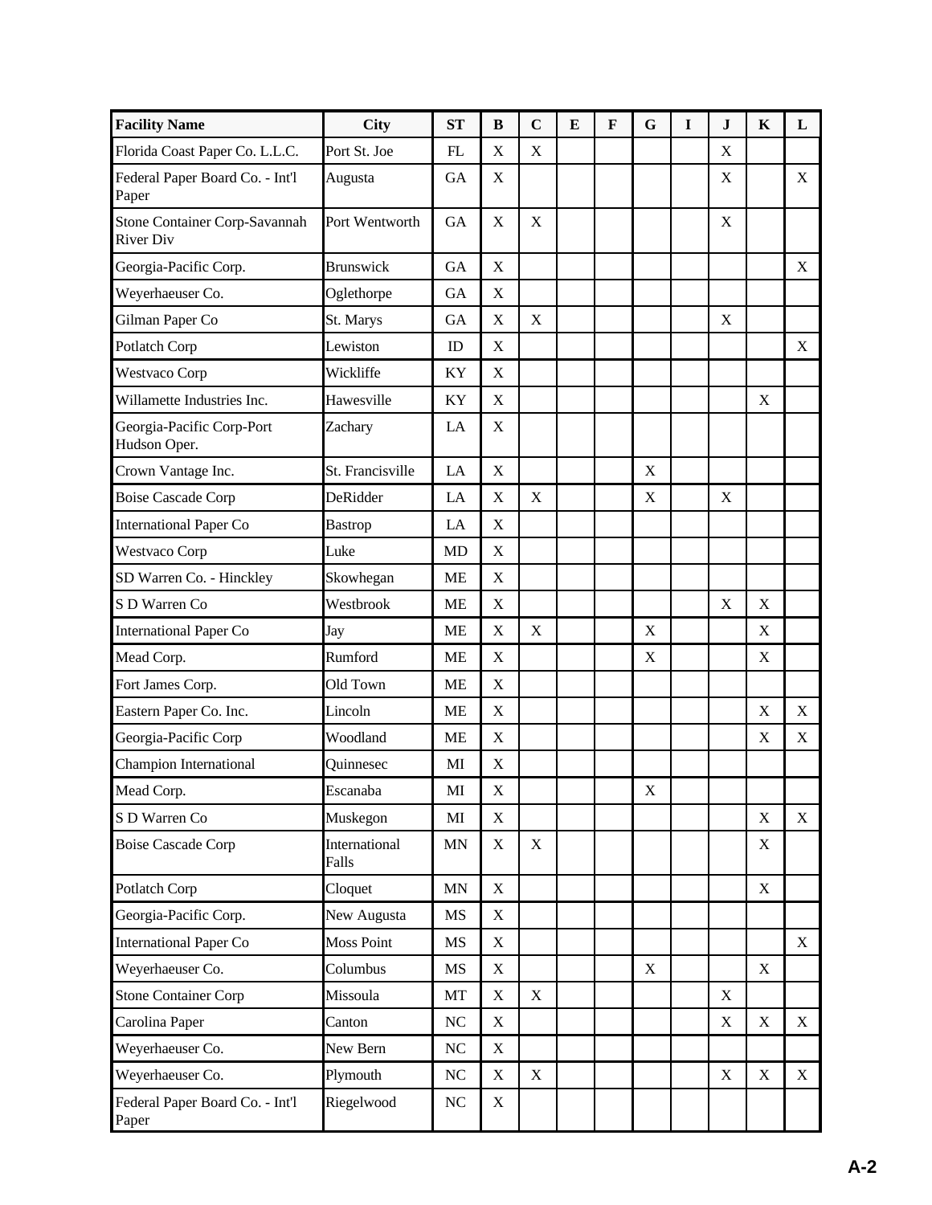| Facility Name | City | ST | B | C | E | F | G | I | J | K | L |
|---|---|---|---|---|---|---|---|---|---|---|---|
| Florida Coast Paper Co. L.L.C. | Port St. Joe | FL | X | X | | | | | X | | |
| Federal Paper Board Co. - Int'l Paper | Augusta | GA | X | | | | | | X | | X |
| Stone Container Corp-Savannah River Div | Port Wentworth | GA | X | X | | | | | X | | |
| Georgia-Pacific Corp. | Brunswick | GA | X | | | | | | | | X |
| Weyerhaeuser Co. | Oglethorpe | GA | X | | | | | | | | |
| Gilman Paper Co | St. Marys | GA | X | X | | | | | X | | |
| Potlatch Corp | Lewiston | ID | X | | | | | | | | X |
| Westvaco Corp | Wickliffe | KY | X | | | | | | | | |
| Willamette Industries Inc. | Hawesville | KY | X | | | | | | | X | |
| Georgia-Pacific Corp-Port Hudson Oper. | Zachary | LA | X | | | | | | | | |
| Crown Vantage Inc. | St. Francisville | LA | X | | | | X | | | | |
| Boise Cascade Corp | DeRidder | LA | X | X | | | X | | X | | |
| International Paper Co | Bastrop | LA | X | | | | | | | | |
| Westvaco Corp | Luke | MD | X | | | | | | | | |
| SD Warren Co. - Hinckley | Skowhegan | ME | X | | | | | | | | |
| S D Warren Co | Westbrook | ME | X | | | | | | X | X | |
| International Paper Co | Jay | ME | X | X | | | X | | | X | |
| Mead Corp. | Rumford | ME | X | | | | X | | | X | |
| Fort James Corp. | Old Town | ME | X | | | | | | | | |
| Eastern Paper Co. Inc. | Lincoln | ME | X | | | | | | | X | X |
| Georgia-Pacific Corp | Woodland | ME | X | | | | | | | X | X |
| Champion International | Quinnesec | MI | X | | | | | | | | |
| Mead Corp. | Escanaba | MI | X | | | | X | | | | |
| S D Warren Co | Muskegon | MI | X | | | | | | | X | X |
| Boise Cascade Corp | International Falls | MN | X | X | | | | | | X | |
| Potlatch Corp | Cloquet | MN | X | | | | | | | X | |
| Georgia-Pacific Corp. | New Augusta | MS | X | | | | | | | | |
| International Paper Co | Moss Point | MS | X | | | | | | | | X |
| Weyerhaeuser Co. | Columbus | MS | X | | | | X | | | X | |
| Stone Container Corp | Missoula | MT | X | X | | | | | X | | |
| Carolina Paper | Canton | NC | X | | | | | | X | X | X |
| Weyerhaeuser Co. | New Bern | NC | X | | | | | | | | |
| Weyerhaeuser Co. | Plymouth | NC | X | X | | | | | X | X | X |
| Federal Paper Board Co. - Int'l Paper | Riegelwood | NC | X | | | | | | | | |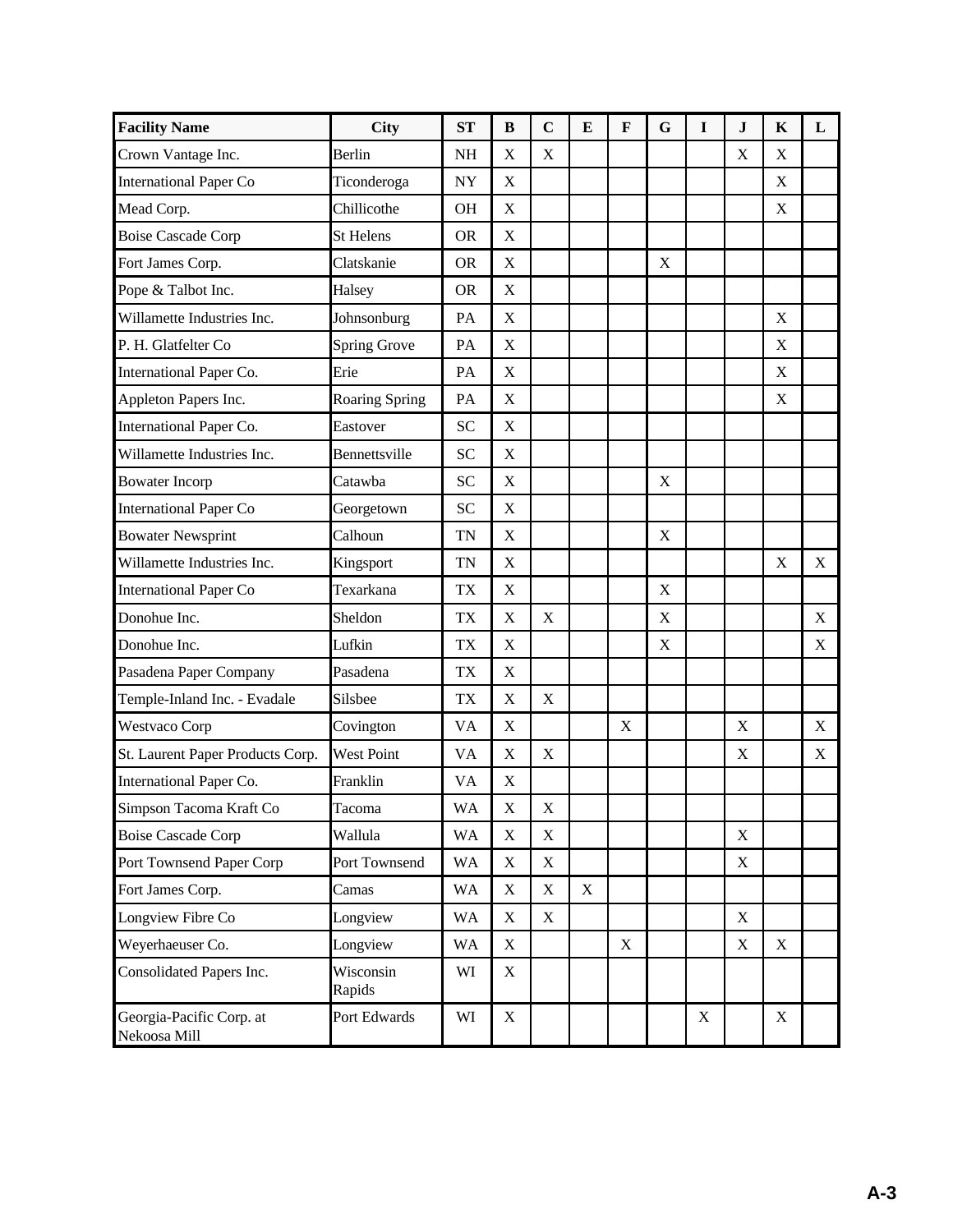| Facility Name | City | ST | B | C | E | F | G | I | J | K | L |
|---|---|---|---|---|---|---|---|---|---|---|---|
| Crown Vantage Inc. | Berlin | NH | X | X | | | | | X | X | |
| International Paper Co | Ticonderoga | NY | X | | | | | | | X | |
| Mead Corp. | Chillicothe | OH | X | | | | | | | X | |
| Boise Cascade Corp | St Helens | OR | X | | | | | | | | |
| Fort James Corp. | Clatskanie | OR | X | | | | X | | | | |
| Pope & Talbot Inc. | Halsey | OR | X | | | | | | | | |
| Willamette Industries Inc. | Johnsonburg | PA | X | | | | | | | X | |
| P. H. Glatfelter Co | Spring Grove | PA | X | | | | | | | X | |
| International Paper Co. | Erie | PA | X | | | | | | | X | |
| Appleton Papers Inc. | Roaring Spring | PA | X | | | | | | | X | |
| International Paper Co. | Eastover | SC | X | | | | | | | | |
| Willamette Industries Inc. | Bennettsville | SC | X | | | | | | | | |
| Bowater Incorp | Catawba | SC | X | | | | X | | | | |
| International Paper Co | Georgetown | SC | X | | | | | | | | |
| Bowater Newsprint | Calhoun | TN | X | | | | X | | | | |
| Willamette Industries Inc. | Kingsport | TN | X | | | | | | | X | X |
| International Paper Co | Texarkana | TX | X | | | | X | | | | |
| Donohue Inc. | Sheldon | TX | X | X | | | X | | | | X |
| Donohue Inc. | Lufkin | TX | X | | | | X | | | | X |
| Pasadena Paper Company | Pasadena | TX | X | | | | | | | | |
| Temple-Inland Inc. - Evadale | Silsbee | TX | X | X | | | | | | | |
| Westvaco Corp | Covington | VA | X | | | X | | | X | | X |
| St. Laurent Paper Products Corp. | West Point | VA | X | X | | | | | X | | X |
| International Paper Co. | Franklin | VA | X | | | | | | | | |
| Simpson Tacoma Kraft Co | Tacoma | WA | X | X | | | | | | | |
| Boise Cascade Corp | Wallula | WA | X | X | | | | | X | | |
| Port Townsend Paper Corp | Port Townsend | WA | X | X | | | | | X | | |
| Fort James Corp. | Camas | WA | X | X | X | | | | | | |
| Longview Fibre Co | Longview | WA | X | X | | | | | X | | |
| Weyerhaeuser Co. | Longview | WA | X | | | X | | | X | X | |
| Consolidated Papers Inc. | Wisconsin Rapids | WI | X | | | | | | | | |
| Georgia-Pacific Corp. at Nekoosa Mill | Port Edwards | WI | X | | | | | X | | X | |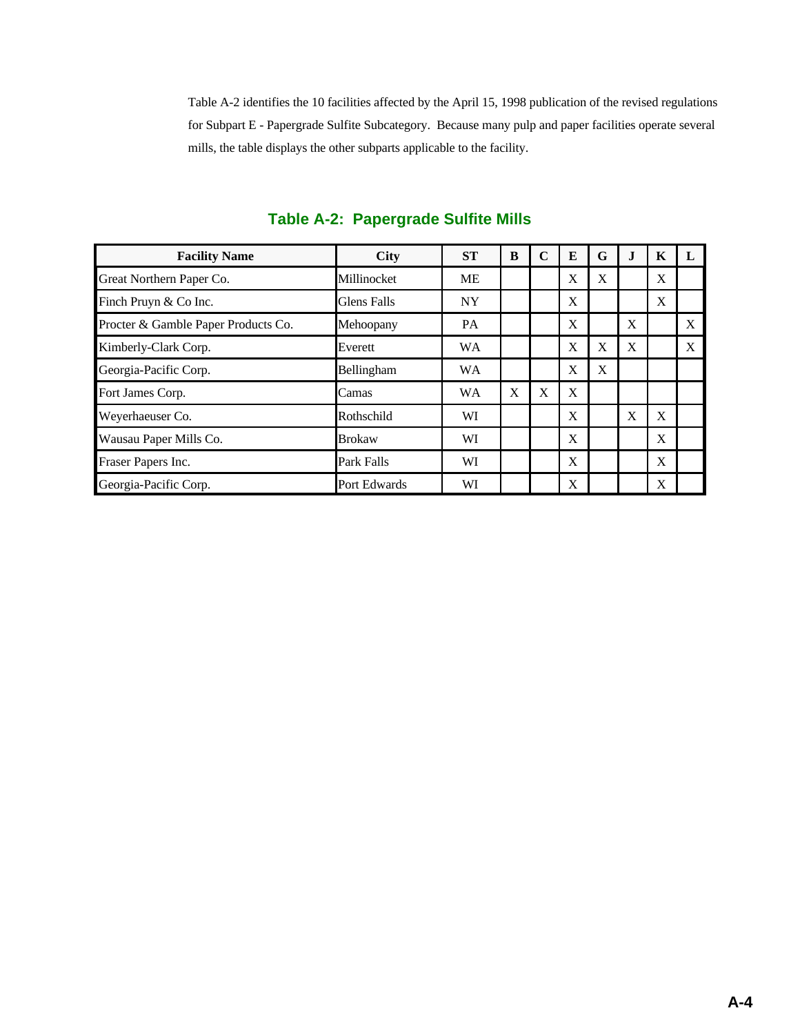Table A-2 identifies the 10 facilities affected by the April 15, 1998 publication of the revised regulations for Subpart E - Papergrade Sulfite Subcategory. Because many pulp and paper facilities operate several mills, the table displays the other subparts applicable to the facility.

## Table A-2: Papergrade Sulfite Mills

| Facility Name | City | ST | B | C | E | G | J | K | L |
|---|---|---|---|---|---|---|---|---|---|
| Great Northern Paper Co. | Millinocket | ME | | | X | X | | X | |
| Finch Pruyn & Co Inc. | Glens Falls | NY | | | X | | | X | |
| Procter & Gamble Paper Products Co. | Mehoopany | PA | | | X | | X | | X |
| Kimberly-Clark Corp. | Everett | WA | | | X | X | X | | X |
| Georgia-Pacific Corp. | Bellingham | WA | | | X | X | | | |
| Fort James Corp. | Camas | WA | X | X | X | | | | |
| Weyerhaeuser Co. | Rothschild | WI | | | X | | X | X | |
| Wausau Paper Mills Co. | Brokaw | WI | | | X | | | X | |
| Fraser Papers Inc. | Park Falls | WI | | | X | | | X | |
| Georgia-Pacific Corp. | Port Edwards | WI | | | X | | | X | |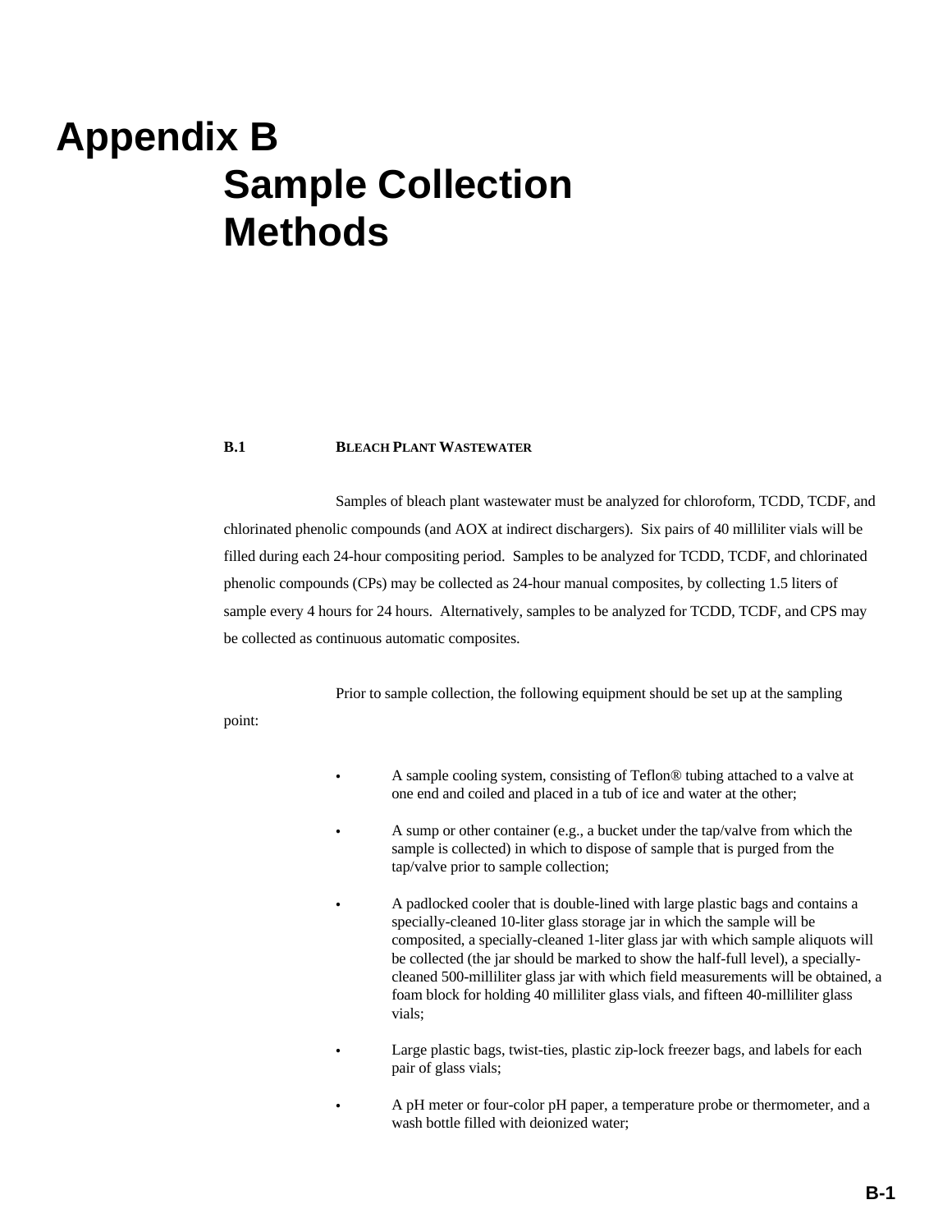# Appendix B Sample Collection Methods

### B.1 BLEACH PLANT WASTEWATER

Samples of bleach plant wastewater must be analyzed for chloroform, TCDD, TCDF, and chlorinated phenolic compounds (and AOX at indirect dischargers). Six pairs of 40 milliliter vials will be filled during each 24-hour compositing period. Samples to be analyzed for TCDD, TCDF, and chlorinated phenolic compounds (CPs) may be collected as 24-hour manual composites, by collecting 1.5 liters of sample every 4 hours for 24 hours. Alternatively, samples to be analyzed for TCDD, TCDF, and CPS may be collected as continuous automatic composites.

Prior to sample collection, the following equipment should be set up at the sampling point:

- A sample cooling system, consisting of Teflon® tubing attached to a valve at one end and coiled and placed in a tub of ice and water at the other;
- A sump or other container (e.g., a bucket under the tap/valve from which the sample is collected) in which to dispose of sample that is purged from the tap/valve prior to sample collection;
- A padlocked cooler that is double-lined with large plastic bags and contains a specially-cleaned 10-liter glass storage jar in which the sample will be composited, a specially-cleaned 1-liter glass jar with which sample aliquots will be collected (the jar should be marked to show the half-full level), a specially-cleaned 500-milliliter glass jar with which field measurements will be obtained, a foam block for holding 40 milliliter glass vials, and fifteen 40-milliliter glass vials;
- Large plastic bags, twist-ties, plastic zip-lock freezer bags, and labels for each pair of glass vials;
- A pH meter or four-color pH paper, a temperature probe or thermometer, and a wash bottle filled with deionized water;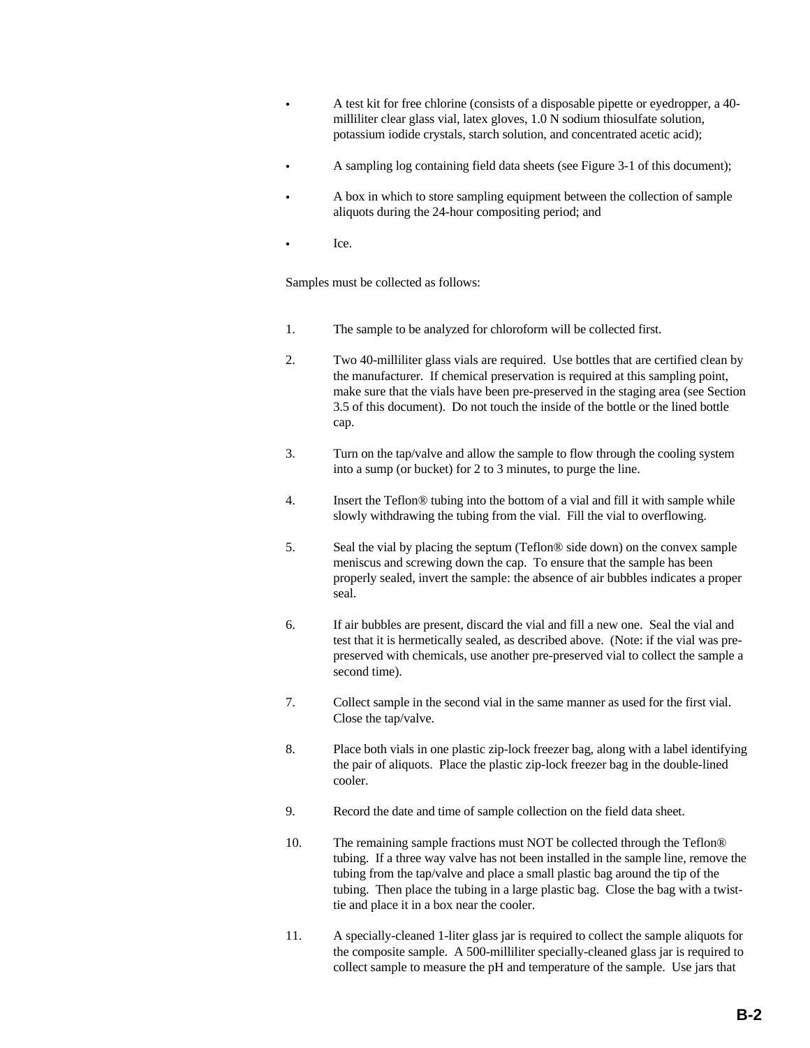- A test kit for free chlorine (consists of a disposable pipette or eyedropper, a 40-milliliter clear glass vial, latex gloves, 1.0 N sodium thiosulfate solution, potassium iodide crystals, starch solution, and concentrated acetic acid);
- A sampling log containing field data sheets (see Figure 3-1 of this document);
- A box in which to store sampling equipment between the collection of sample aliquots during the 24-hour compositing period; and
- Ice.

Samples must be collected as follows:

1. The sample to be analyzed for chloroform will be collected first.
2. Two 40-milliliter glass vials are required. Use bottles that are certified clean by the manufacturer. If chemical preservation is required at this sampling point, make sure that the vials have been pre-preserved in the staging area (see Section 3.5 of this document). Do not touch the inside of the bottle or the lined bottle cap.
3. Turn on the tap/valve and allow the sample to flow through the cooling system into a sump (or bucket) for 2 to 3 minutes, to purge the line.
4. Insert the Teflon® tubing into the bottom of a vial and fill it with sample while slowly withdrawing the tubing from the vial. Fill the vial to overflowing.
5. Seal the vial by placing the septum (Teflon® side down) on the convex sample meniscus and screwing down the cap. To ensure that the sample has been properly sealed, invert the sample: the absence of air bubbles indicates a proper seal.
6. If air bubbles are present, discard the vial and fill a new one. Seal the vial and test that it is hermetically sealed, as described above. (Note: if the vial was pre-preserved with chemicals, use another pre-preserved vial to collect the sample a second time).
7. Collect sample in the second vial in the same manner as used for the first vial. Close the tap/valve.
8. Place both vials in one plastic zip-lock freezer bag, along with a label identifying the pair of aliquots. Place the plastic zip-lock freezer bag in the double-lined cooler.
9. Record the date and time of sample collection on the field data sheet.
10. The remaining sample fractions must NOT be collected through the Teflon® tubing. If a three way valve has not been installed in the sample line, remove the tubing from the tap/valve and place a small plastic bag around the tip of the tubing. Then place the tubing in a large plastic bag. Close the bag with a twist-tie and place it in a box near the cooler.
11. A specially-cleaned 1-liter glass jar is required to collect the sample aliquots for the composite sample. A 500-milliliter specially-cleaned glass jar is required to collect sample to measure the pH and temperature of the sample. Use jars that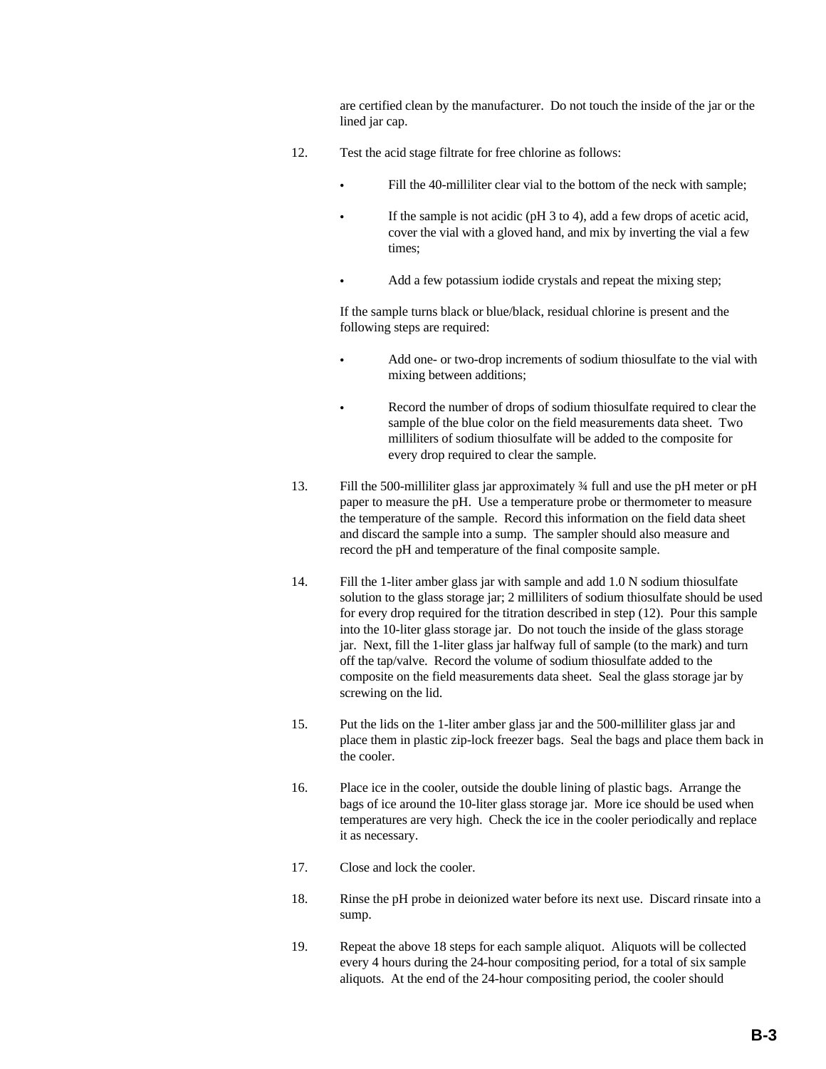are certified clean by the manufacturer. Do not touch the inside of the jar or the lined jar cap.

12. Test the acid stage filtrate for free chlorine as follows:

    - Fill the 40-milliliter clear vial to the bottom of the neck with sample;
    - If the sample is not acidic (pH 3 to 4), add a few drops of acetic acid, cover the vial with a gloved hand, and mix by inverting the vial a few times;
    - Add a few potassium iodide crystals and repeat the mixing step;

    If the sample turns black or blue/black, residual chlorine is present and the following steps are required:

    - Add one- or two-drop increments of sodium thiosulfate to the vial with mixing between additions;
    - Record the number of drops of sodium thiosulfate required to clear the sample of the blue color on the field measurements data sheet. Two milliliters of sodium thiosulfate will be added to the composite for every drop required to clear the sample.

13. Fill the 500-milliliter glass jar approximately ¾ full and use the pH meter or pH paper to measure the pH. Use a temperature probe or thermometer to measure the temperature of the sample. Record this information on the field data sheet and discard the sample into a sump. The sampler should also measure and record the pH and temperature of the final composite sample.

14. Fill the 1-liter amber glass jar with sample and add 1.0 N sodium thiosulfate solution to the glass storage jar; 2 milliliters of sodium thiosulfate should be used for every drop required for the titration described in step (12). Pour this sample into the 10-liter glass storage jar. Do not touch the inside of the glass storage jar. Next, fill the 1-liter glass jar halfway full of sample (to the mark) and turn off the tap/valve. Record the volume of sodium thiosulfate added to the composite on the field measurements data sheet. Seal the glass storage jar by screwing on the lid.

15. Put the lids on the 1-liter amber glass jar and the 500-milliliter glass jar and place them in plastic zip-lock freezer bags. Seal the bags and place them back in the cooler.

16. Place ice in the cooler, outside the double lining of plastic bags. Arrange the bags of ice around the 10-liter glass storage jar. More ice should be used when temperatures are very high. Check the ice in the cooler periodically and replace it as necessary.

17. Close and lock the cooler.

18. Rinse the pH probe in deionized water before its next use. Discard rinsate into a sump.

19. Repeat the above 18 steps for each sample aliquot. Aliquots will be collected every 4 hours during the 24-hour compositing period, for a total of six sample aliquots. At the end of the 24-hour compositing period, the cooler should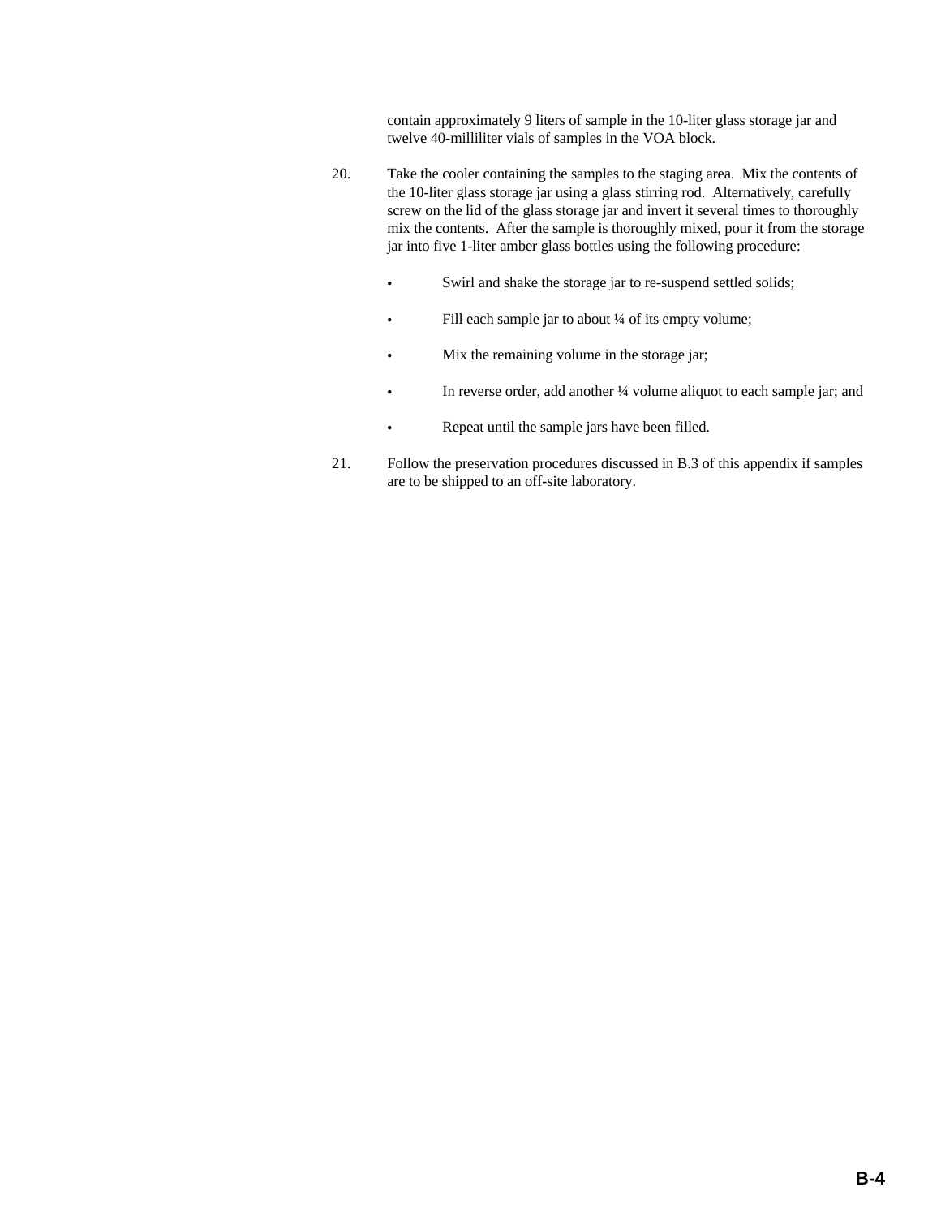contain approximately 9 liters of sample in the 10-liter glass storage jar and twelve 40-milliliter vials of samples in the VOA block.

20. Take the cooler containing the samples to the staging area. Mix the contents of the 10-liter glass storage jar using a glass stirring rod. Alternatively, carefully screw on the lid of the glass storage jar and invert it several times to thoroughly mix the contents. After the sample is thoroughly mixed, pour it from the storage jar into five 1-liter amber glass bottles using the following procedure:

    - Swirl and shake the storage jar to re-suspend settled solids;
    - Fill each sample jar to about ¼ of its empty volume;
    - Mix the remaining volume in the storage jar;
    - In reverse order, add another ¼ volume aliquot to each sample jar; and
    - Repeat until the sample jars have been filled.

21. Follow the preservation procedures discussed in B.3 of this appendix if samples are to be shipped to an off-site laboratory.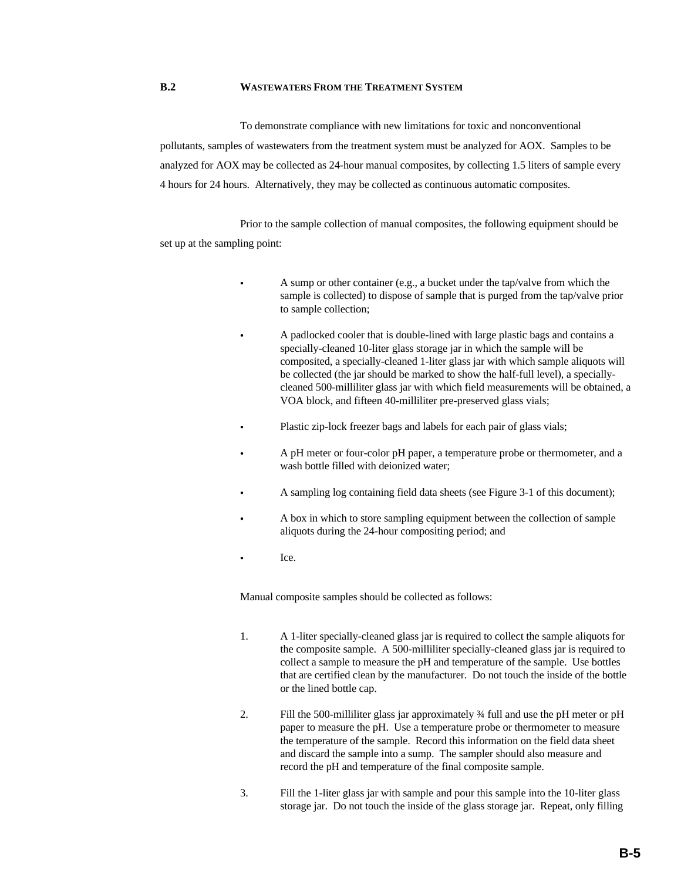## B.2 WASTEWATERS FROM THE TREATMENT SYSTEM

To demonstrate compliance with new limitations for toxic and nonconventional pollutants, samples of wastewaters from the treatment system must be analyzed for AOX. Samples to be analyzed for AOX may be collected as 24-hour manual composites, by collecting 1.5 liters of sample every 4 hours for 24 hours. Alternatively, they may be collected as continuous automatic composites.

Prior to the sample collection of manual composites, the following equipment should be set up at the sampling point:

- A sump or other container (e.g., a bucket under the tap/valve from which the sample is collected) to dispose of sample that is purged from the tap/valve prior to sample collection;
- A padlocked cooler that is double-lined with large plastic bags and contains a specially-cleaned 10-liter glass storage jar in which the sample will be composited, a specially-cleaned 1-liter glass jar with which sample aliquots will be collected (the jar should be marked to show the half-full level), a specially-cleaned 500-milliliter glass jar with which field measurements will be obtained, a VOA block, and fifteen 40-milliliter pre-preserved glass vials;
- Plastic zip-lock freezer bags and labels for each pair of glass vials;
- A pH meter or four-color pH paper, a temperature probe or thermometer, and a wash bottle filled with deionized water;
- A sampling log containing field data sheets (see Figure 3-1 of this document);
- A box in which to store sampling equipment between the collection of sample aliquots during the 24-hour compositing period; and
- Ice.

Manual composite samples should be collected as follows:

1. A 1-liter specially-cleaned glass jar is required to collect the sample aliquots for the composite sample. A 500-milliliter specially-cleaned glass jar is required to collect a sample to measure the pH and temperature of the sample. Use bottles that are certified clean by the manufacturer. Do not touch the inside of the bottle or the lined bottle cap.
2. Fill the 500-milliliter glass jar approximately ¾ full and use the pH meter or pH paper to measure the pH. Use a temperature probe or thermometer to measure the temperature of the sample. Record this information on the field data sheet and discard the sample into a sump. The sampler should also measure and record the pH and temperature of the final composite sample.
3. Fill the 1-liter glass jar with sample and pour this sample into the 10-liter glass storage jar. Do not touch the inside of the glass storage jar. Repeat, only filling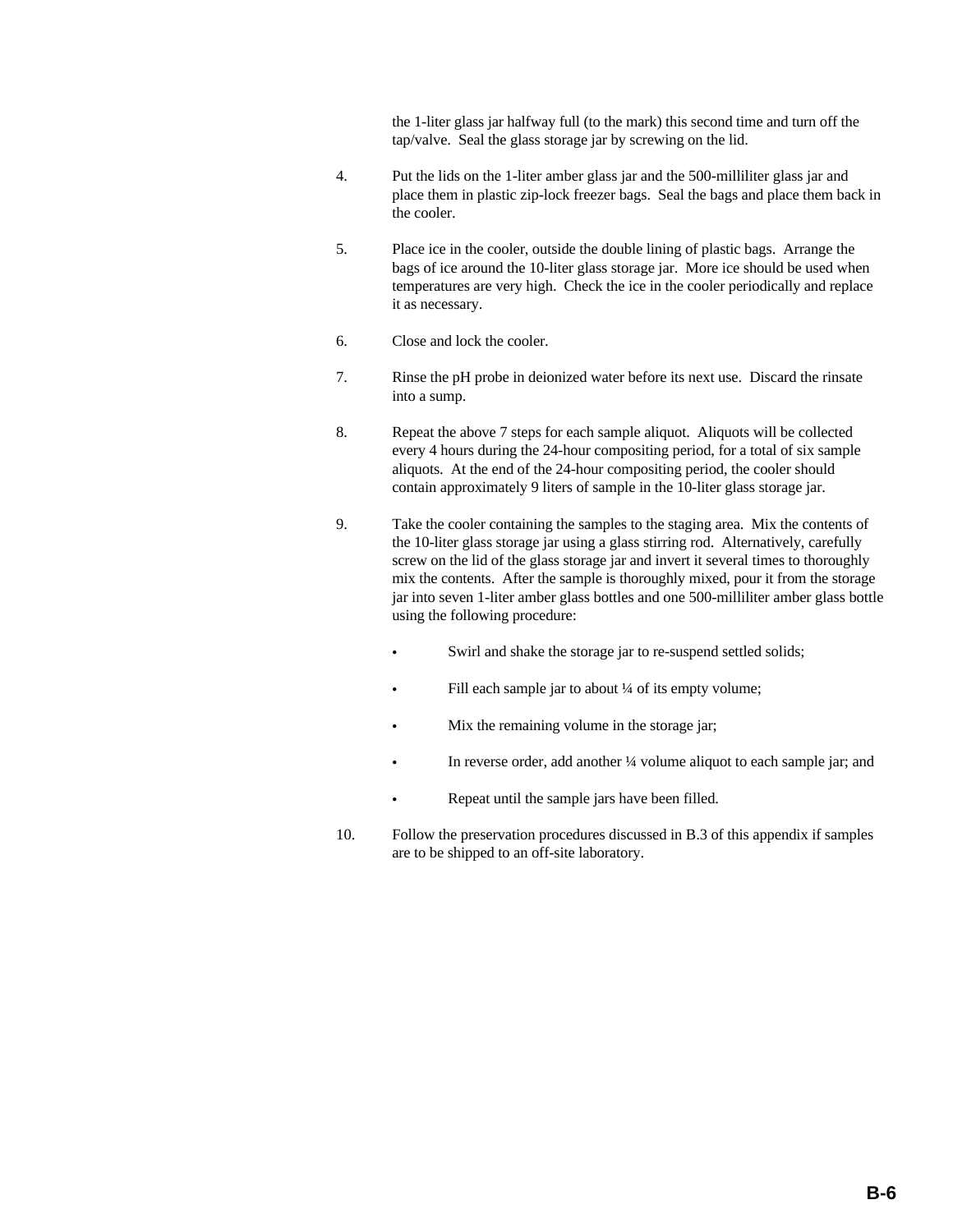the 1-liter glass jar halfway full (to the mark) this second time and turn off the tap/valve. Seal the glass storage jar by screwing on the lid.

4. Put the lids on the 1-liter amber glass jar and the 500-milliliter glass jar and place them in plastic zip-lock freezer bags. Seal the bags and place them back in the cooler.

5. Place ice in the cooler, outside the double lining of plastic bags. Arrange the bags of ice around the 10-liter glass storage jar. More ice should be used when temperatures are very high. Check the ice in the cooler periodically and replace it as necessary.

6. Close and lock the cooler.

7. Rinse the pH probe in deionized water before its next use. Discard the rinsate into a sump.

8. Repeat the above 7 steps for each sample aliquot. Aliquots will be collected every 4 hours during the 24-hour compositing period, for a total of six sample aliquots. At the end of the 24-hour compositing period, the cooler should contain approximately 9 liters of sample in the 10-liter glass storage jar.

9. Take the cooler containing the samples to the staging area. Mix the contents of the 10-liter glass storage jar using a glass stirring rod. Alternatively, carefully screw on the lid of the glass storage jar and invert it several times to thoroughly mix the contents. After the sample is thoroughly mixed, pour it from the storage jar into seven 1-liter amber glass bottles and one 500-milliliter amber glass bottle using the following procedure:

   - Swirl and shake the storage jar to re-suspend settled solids;
   - Fill each sample jar to about ¼ of its empty volume;
   - Mix the remaining volume in the storage jar;
   - In reverse order, add another ¼ volume aliquot to each sample jar; and
   - Repeat until the sample jars have been filled.

10. Follow the preservation procedures discussed in B.3 of this appendix if samples are to be shipped to an off-site laboratory.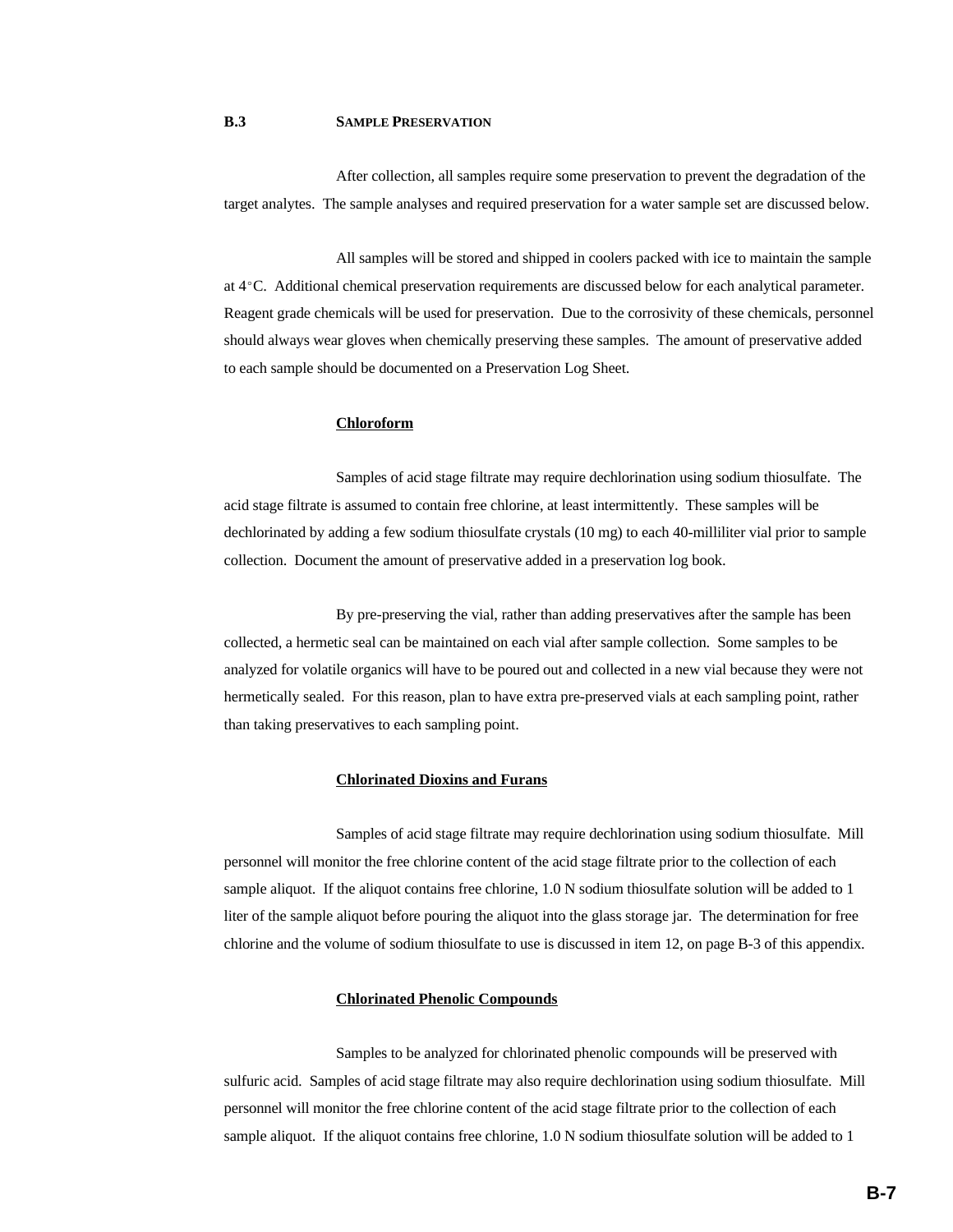## B.3 SAMPLE PRESERVATION

After collection, all samples require some preservation to prevent the degradation of the target analytes. The sample analyses and required preservation for a water sample set are discussed below.

All samples will be stored and shipped in coolers packed with ice to maintain the sample at 4°C. Additional chemical preservation requirements are discussed below for each analytical parameter. Reagent grade chemicals will be used for preservation. Due to the corrosivity of these chemicals, personnel should always wear gloves when chemically preserving these samples. The amount of preservative added to each sample should be documented on a Preservation Log Sheet.

### Chloroform

Samples of acid stage filtrate may require dechlorination using sodium thiosulfate. The acid stage filtrate is assumed to contain free chlorine, at least intermittently. These samples will be dechlorinated by adding a few sodium thiosulfate crystals (10 mg) to each 40-milliliter vial prior to sample collection. Document the amount of preservative added in a preservation log book.

By pre-preserving the vial, rather than adding preservatives after the sample has been collected, a hermetic seal can be maintained on each vial after sample collection. Some samples to be analyzed for volatile organics will have to be poured out and collected in a new vial because they were not hermetically sealed. For this reason, plan to have extra pre-preserved vials at each sampling point, rather than taking preservatives to each sampling point.

### Chlorinated Dioxins and Furans

Samples of acid stage filtrate may require dechlorination using sodium thiosulfate. Mill personnel will monitor the free chlorine content of the acid stage filtrate prior to the collection of each sample aliquot. If the aliquot contains free chlorine, 1.0 N sodium thiosulfate solution will be added to 1 liter of the sample aliquot before pouring the aliquot into the glass storage jar. The determination for free chlorine and the volume of sodium thiosulfate to use is discussed in item 12, on page B-3 of this appendix.

### Chlorinated Phenolic Compounds

Samples to be analyzed for chlorinated phenolic compounds will be preserved with sulfuric acid. Samples of acid stage filtrate may also require dechlorination using sodium thiosulfate. Mill personnel will monitor the free chlorine content of the acid stage filtrate prior to the collection of each sample aliquot. If the aliquot contains free chlorine, 1.0 N sodium thiosulfate solution will be added to 1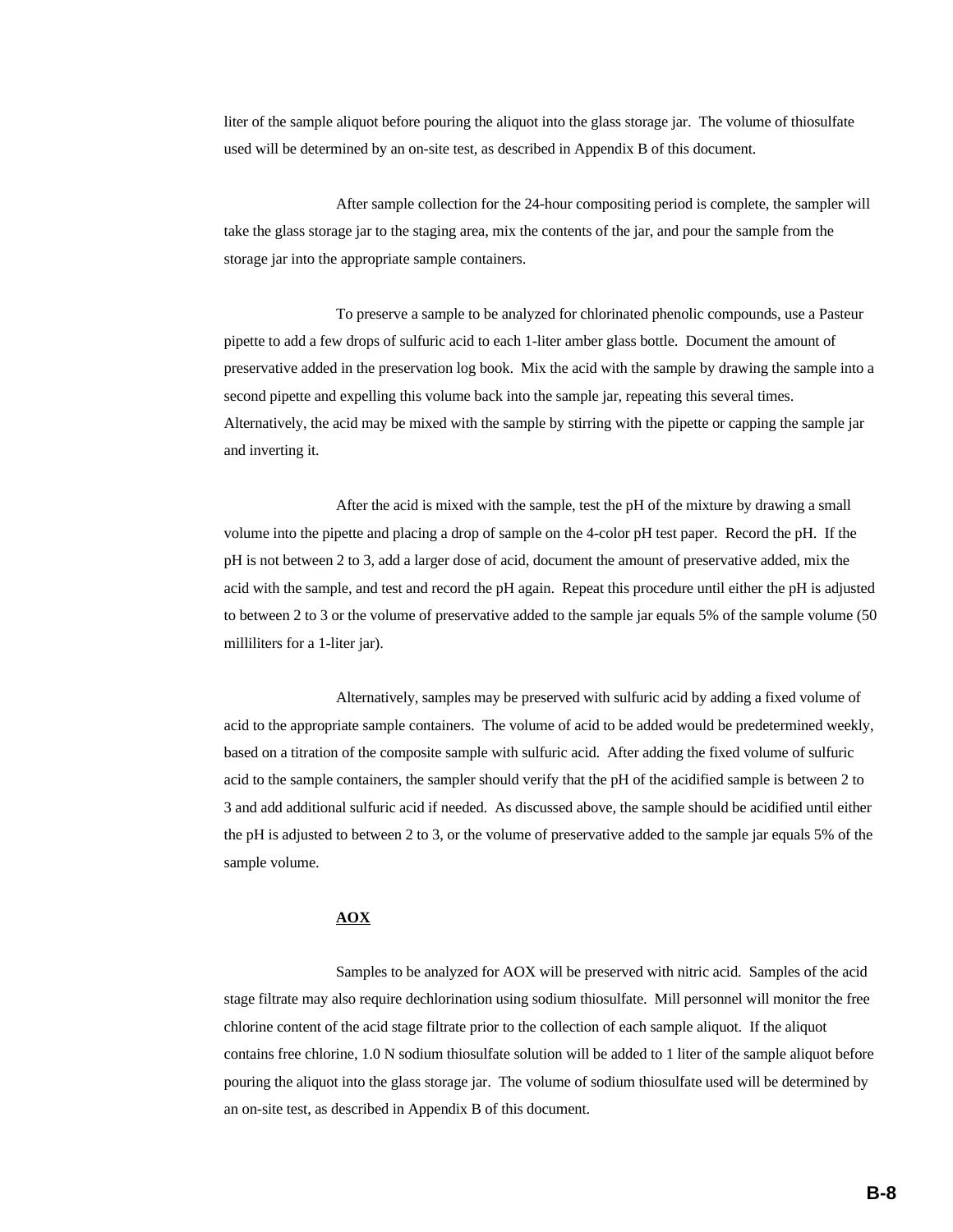liter of the sample aliquot before pouring the aliquot into the glass storage jar. The volume of thiosulfate used will be determined by an on-site test, as described in Appendix B of this document.

After sample collection for the 24-hour compositing period is complete, the sampler will take the glass storage jar to the staging area, mix the contents of the jar, and pour the sample from the storage jar into the appropriate sample containers.

To preserve a sample to be analyzed for chlorinated phenolic compounds, use a Pasteur pipette to add a few drops of sulfuric acid to each 1-liter amber glass bottle. Document the amount of preservative added in the preservation log book. Mix the acid with the sample by drawing the sample into a second pipette and expelling this volume back into the sample jar, repeating this several times. Alternatively, the acid may be mixed with the sample by stirring with the pipette or capping the sample jar and inverting it.

After the acid is mixed with the sample, test the pH of the mixture by drawing a small volume into the pipette and placing a drop of sample on the 4-color pH test paper. Record the pH. If the pH is not between 2 to 3, add a larger dose of acid, document the amount of preservative added, mix the acid with the sample, and test and record the pH again. Repeat this procedure until either the pH is adjusted to between 2 to 3 or the volume of preservative added to the sample jar equals 5% of the sample volume (50 milliliters for a 1-liter jar).

Alternatively, samples may be preserved with sulfuric acid by adding a fixed volume of acid to the appropriate sample containers. The volume of acid to be added would be predetermined weekly, based on a titration of the composite sample with sulfuric acid. After adding the fixed volume of sulfuric acid to the sample containers, the sampler should verify that the pH of the acidified sample is between 2 to 3 and add additional sulfuric acid if needed. As discussed above, the sample should be acidified until either the pH is adjusted to between 2 to 3, or the volume of preservative added to the sample jar equals 5% of the sample volume.

**AOX**

Samples to be analyzed for AOX will be preserved with nitric acid. Samples of the acid stage filtrate may also require dechlorination using sodium thiosulfate. Mill personnel will monitor the free chlorine content of the acid stage filtrate prior to the collection of each sample aliquot. If the aliquot contains free chlorine, 1.0 N sodium thiosulfate solution will be added to 1 liter of the sample aliquot before pouring the aliquot into the glass storage jar. The volume of sodium thiosulfate used will be determined by an on-site test, as described in Appendix B of this document.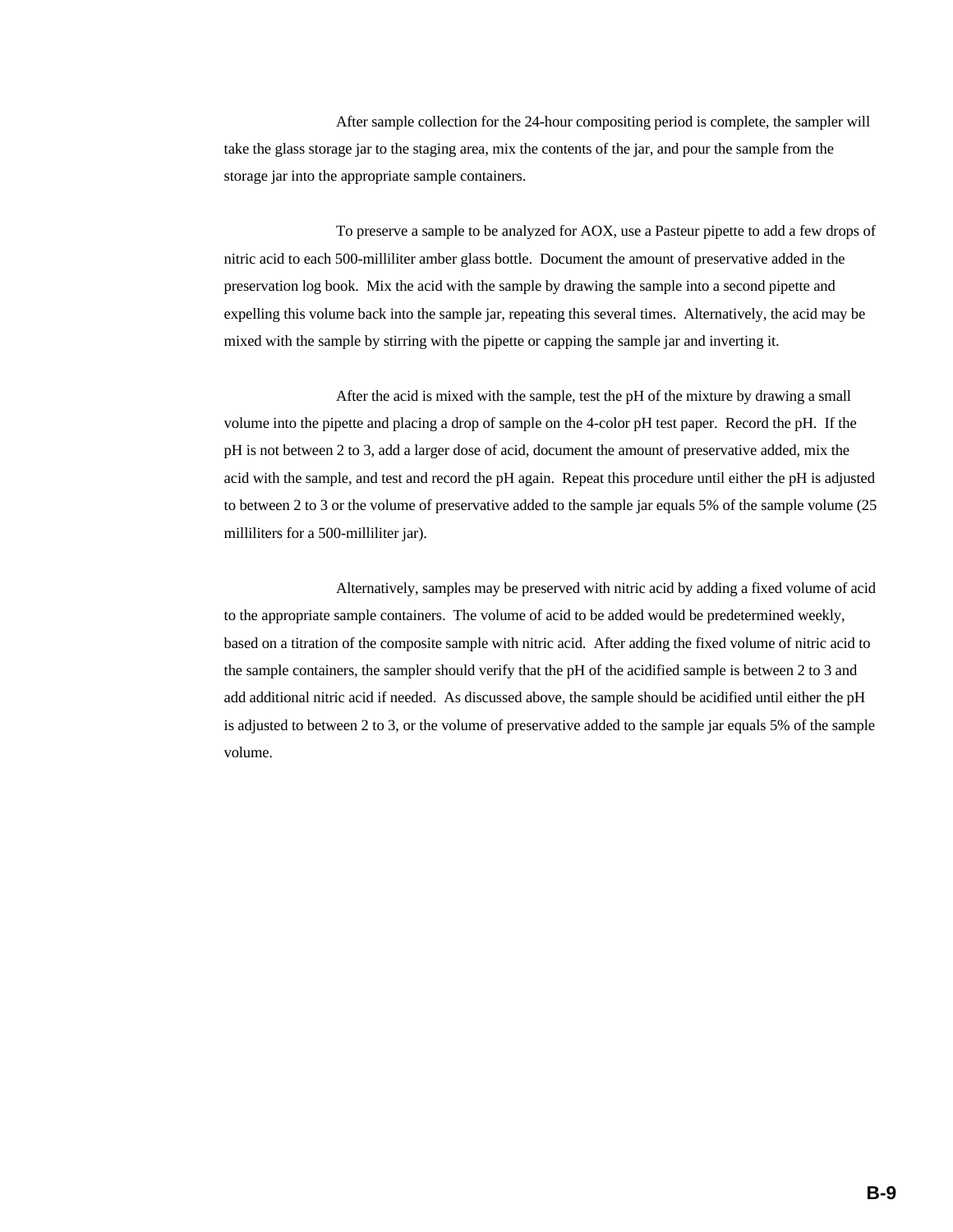After sample collection for the 24-hour compositing period is complete, the sampler will take the glass storage jar to the staging area, mix the contents of the jar, and pour the sample from the storage jar into the appropriate sample containers.

To preserve a sample to be analyzed for AOX, use a Pasteur pipette to add a few drops of nitric acid to each 500-milliliter amber glass bottle. Document the amount of preservative added in the preservation log book. Mix the acid with the sample by drawing the sample into a second pipette and expelling this volume back into the sample jar, repeating this several times. Alternatively, the acid may be mixed with the sample by stirring with the pipette or capping the sample jar and inverting it.

After the acid is mixed with the sample, test the pH of the mixture by drawing a small volume into the pipette and placing a drop of sample on the 4-color pH test paper. Record the pH. If the pH is not between 2 to 3, add a larger dose of acid, document the amount of preservative added, mix the acid with the sample, and test and record the pH again. Repeat this procedure until either the pH is adjusted to between 2 to 3 or the volume of preservative added to the sample jar equals 5% of the sample volume (25 milliliters for a 500-milliliter jar).

Alternatively, samples may be preserved with nitric acid by adding a fixed volume of acid to the appropriate sample containers. The volume of acid to be added would be predetermined weekly, based on a titration of the composite sample with nitric acid. After adding the fixed volume of nitric acid to the sample containers, the sampler should verify that the pH of the acidified sample is between 2 to 3 and add additional nitric acid if needed. As discussed above, the sample should be acidified until either the pH is adjusted to between 2 to 3, or the volume of preservative added to the sample jar equals 5% of the sample volume.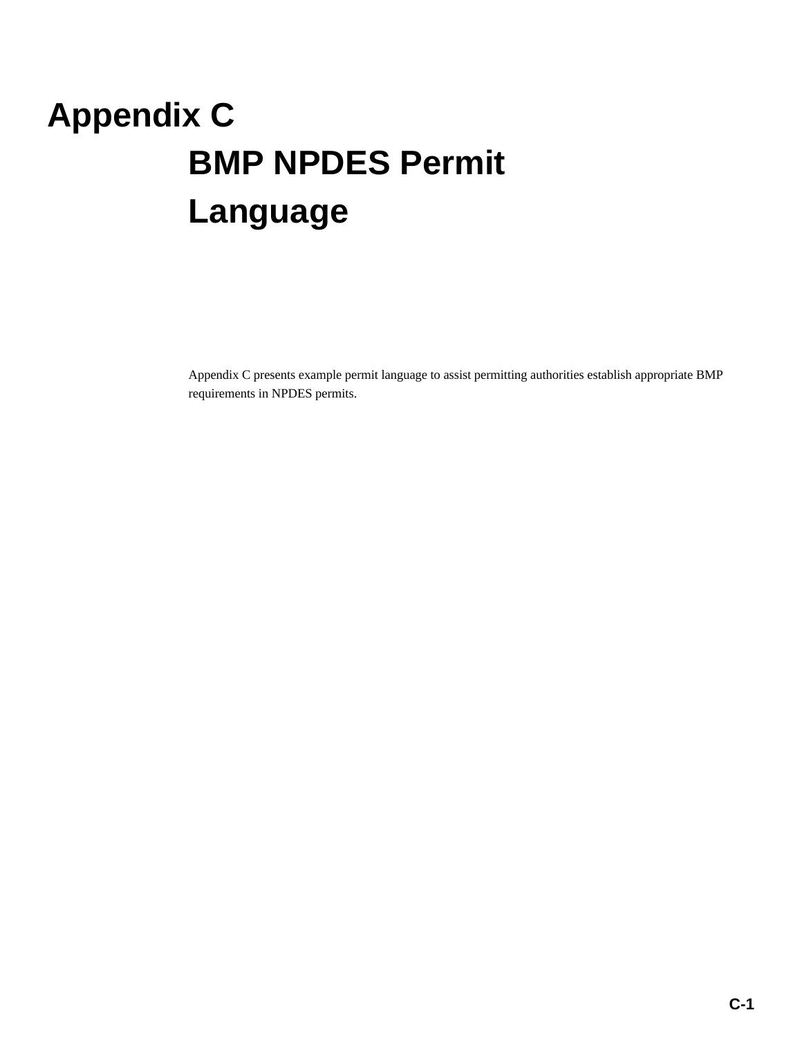# Appendix C

## BMP NPDES Permit Language

Appendix C presents example permit language to assist permitting authorities establish appropriate BMP requirements in NPDES permits.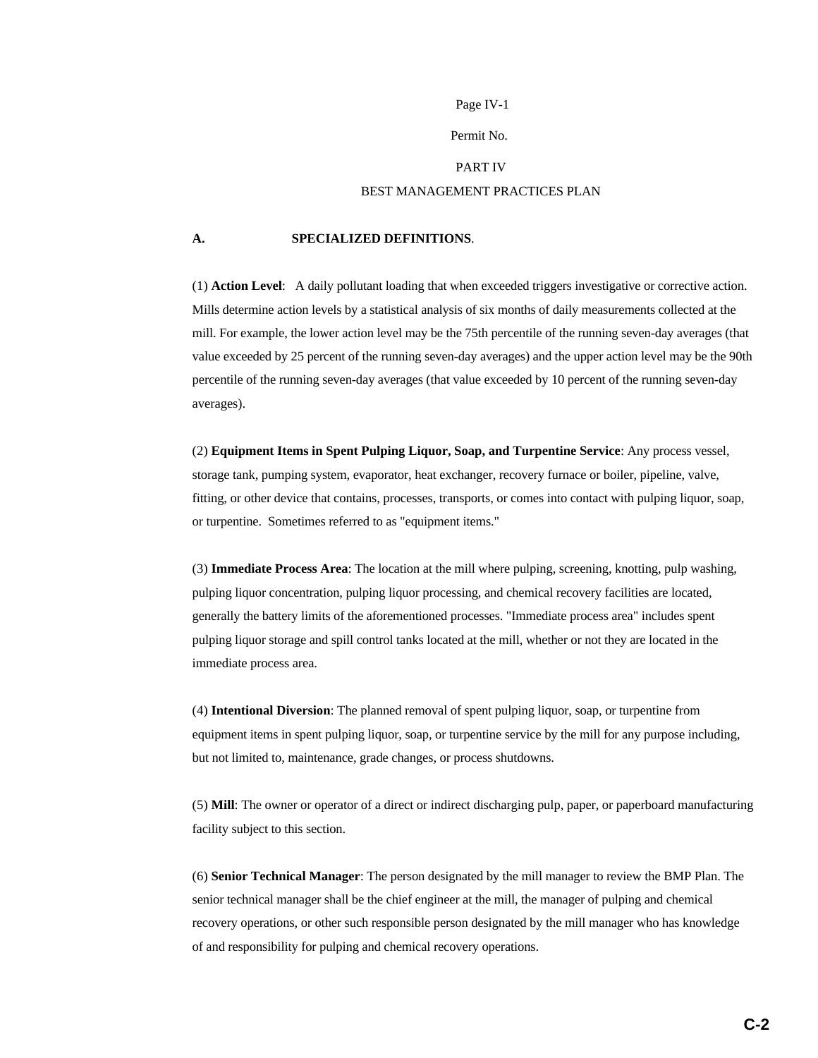Permit No.

PART IV

BEST MANAGEMENT PRACTICES PLAN

**A. SPECIALIZED DEFINITIONS**.

(1) **Action Level**: A daily pollutant loading that when exceeded triggers investigative or corrective action. Mills determine action levels by a statistical analysis of six months of daily measurements collected at the mill. For example, the lower action level may be the 75th percentile of the running seven-day averages (that value exceeded by 25 percent of the running seven-day averages) and the upper action level may be the 90th percentile of the running seven-day averages (that value exceeded by 10 percent of the running seven-day averages).

(2) **Equipment Items in Spent Pulping Liquor, Soap, and Turpentine Service**: Any process vessel, storage tank, pumping system, evaporator, heat exchanger, recovery furnace or boiler, pipeline, valve, fitting, or other device that contains, processes, transports, or comes into contact with pulping liquor, soap, or turpentine. Sometimes referred to as "equipment items."

(3) **Immediate Process Area**: The location at the mill where pulping, screening, knotting, pulp washing, pulping liquor concentration, pulping liquor processing, and chemical recovery facilities are located, generally the battery limits of the aforementioned processes. "Immediate process area" includes spent pulping liquor storage and spill control tanks located at the mill, whether or not they are located in the immediate process area.

(4) **Intentional Diversion**: The planned removal of spent pulping liquor, soap, or turpentine from equipment items in spent pulping liquor, soap, or turpentine service by the mill for any purpose including, but not limited to, maintenance, grade changes, or process shutdowns.

(5) **Mill**: The owner or operator of a direct or indirect discharging pulp, paper, or paperboard manufacturing facility subject to this section.

(6) **Senior Technical Manager**: The person designated by the mill manager to review the BMP Plan. The senior technical manager shall be the chief engineer at the mill, the manager of pulping and chemical recovery operations, or other such responsible person designated by the mill manager who has knowledge of and responsibility for pulping and chemical recovery operations.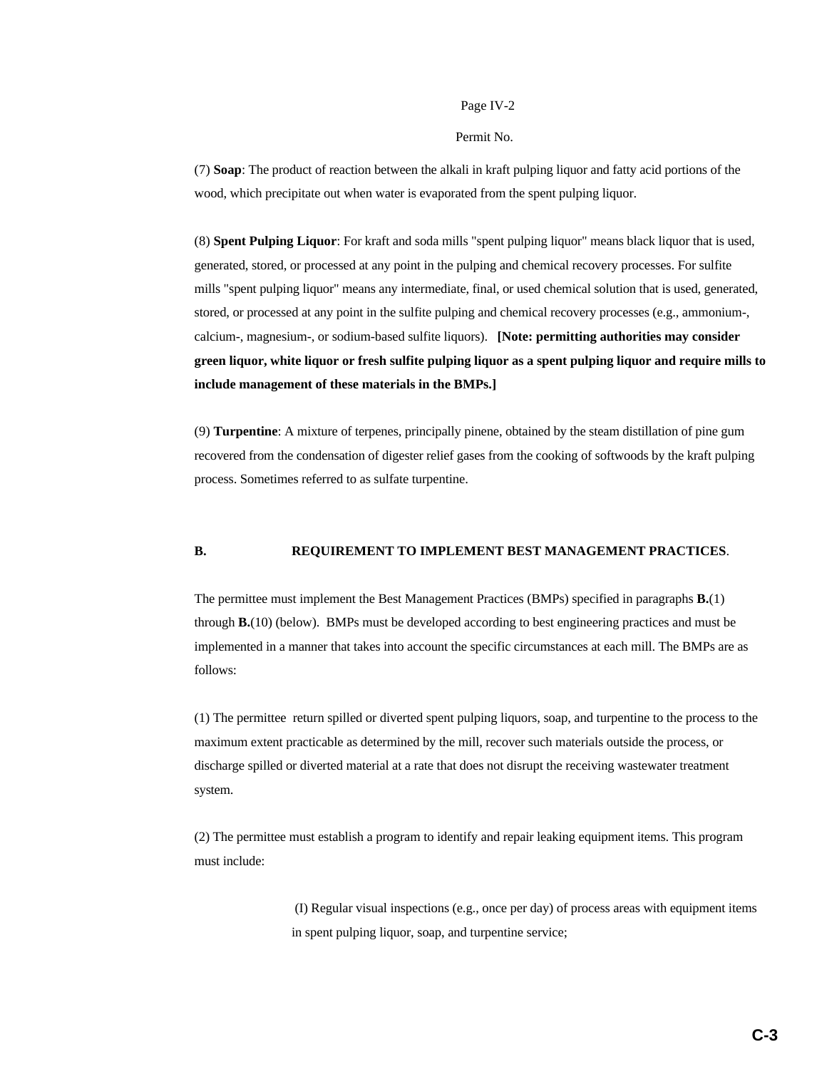(7) **Soap**: The product of reaction between the alkali in kraft pulping liquor and fatty acid portions of the wood, which precipitate out when water is evaporated from the spent pulping liquor.

(8) **Spent Pulping Liquor**: For kraft and soda mills "spent pulping liquor" means black liquor that is used, generated, stored, or processed at any point in the pulping and chemical recovery processes. For sulfite mills "spent pulping liquor" means any intermediate, final, or used chemical solution that is used, generated, stored, or processed at any point in the sulfite pulping and chemical recovery processes (e.g., ammonium-, calcium-, magnesium-, or sodium-based sulfite liquors). **[Note: permitting authorities may consider green liquor, white liquor or fresh sulfite pulping liquor as a spent pulping liquor and require mills to include management of these materials in the BMPs.]**

(9) **Turpentine**: A mixture of terpenes, principally pinene, obtained by the steam distillation of pine gum recovered from the condensation of digester relief gases from the cooking of softwoods by the kraft pulping process. Sometimes referred to as sulfate turpentine.

## B. REQUIREMENT TO IMPLEMENT BEST MANAGEMENT PRACTICES.

The permittee must implement the Best Management Practices (BMPs) specified in paragraphs **B.**(1) through **B.**(10) (below). BMPs must be developed according to best engineering practices and must be implemented in a manner that takes into account the specific circumstances at each mill. The BMPs are as follows:

(1) The permittee return spilled or diverted spent pulping liquors, soap, and turpentine to the process to the maximum extent practicable as determined by the mill, recover such materials outside the process, or discharge spilled or diverted material at a rate that does not disrupt the receiving wastewater treatment system.

(2) The permittee must establish a program to identify and repair leaking equipment items. This program must include:

> (I) Regular visual inspections (e.g., once per day) of process areas with equipment items in spent pulping liquor, soap, and turpentine service;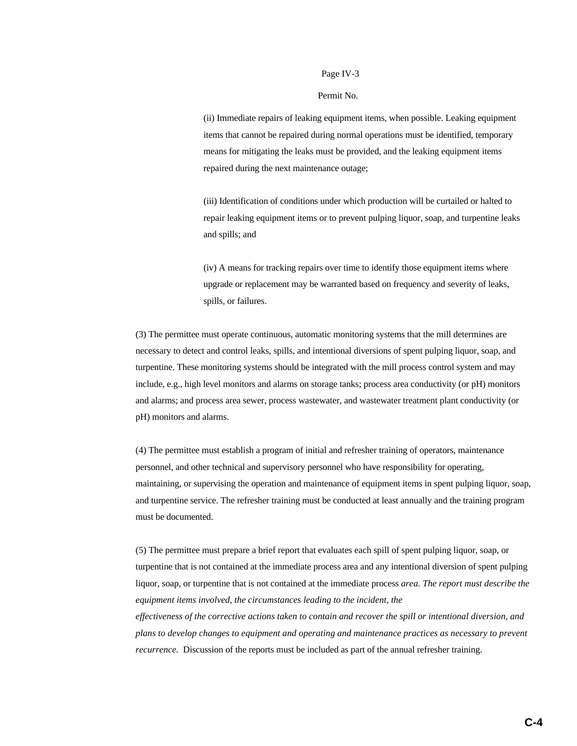Page IV-3

Permit No.

(ii) Immediate repairs of leaking equipment items, when possible. Leaking equipment items that cannot be repaired during normal operations must be identified, temporary means for mitigating the leaks must be provided, and the leaking equipment items repaired during the next maintenance outage;

(iii) Identification of conditions under which production will be curtailed or halted to repair leaking equipment items or to prevent pulping liquor, soap, and turpentine leaks and spills; and

(iv) A means for tracking repairs over time to identify those equipment items where upgrade or replacement may be warranted based on frequency and severity of leaks, spills, or failures.

(3) The permittee must operate continuous, automatic monitoring systems that the mill determines are necessary to detect and control leaks, spills, and intentional diversions of spent pulping liquor, soap, and turpentine. These monitoring systems should be integrated with the mill process control system and may include, e.g., high level monitors and alarms on storage tanks; process area conductivity (or pH) monitors and alarms; and process area sewer, process wastewater, and wastewater treatment plant conductivity (or pH) monitors and alarms.

(4) The permittee must establish a program of initial and refresher training of operators, maintenance personnel, and other technical and supervisory personnel who have responsibility for operating, maintaining, or supervising the operation and maintenance of equipment items in spent pulping liquor, soap, and turpentine service. The refresher training must be conducted at least annually and the training program must be documented.

(5) The permittee must prepare a brief report that evaluates each spill of spent pulping liquor, soap, or turpentine that is not contained at the immediate process area and any intentional diversion of spent pulping liquor, soap, or turpentine that is not contained at the immediate process *area. The report must describe the equipment items involved, the circumstances leading to the incident, the effectiveness of the corrective actions taken to contain and recover the spill or intentional diversion, and plans to develop changes to equipment and operating and maintenance practices as necessary to prevent recurrence.* Discussion of the reports must be included as part of the annual refresher training.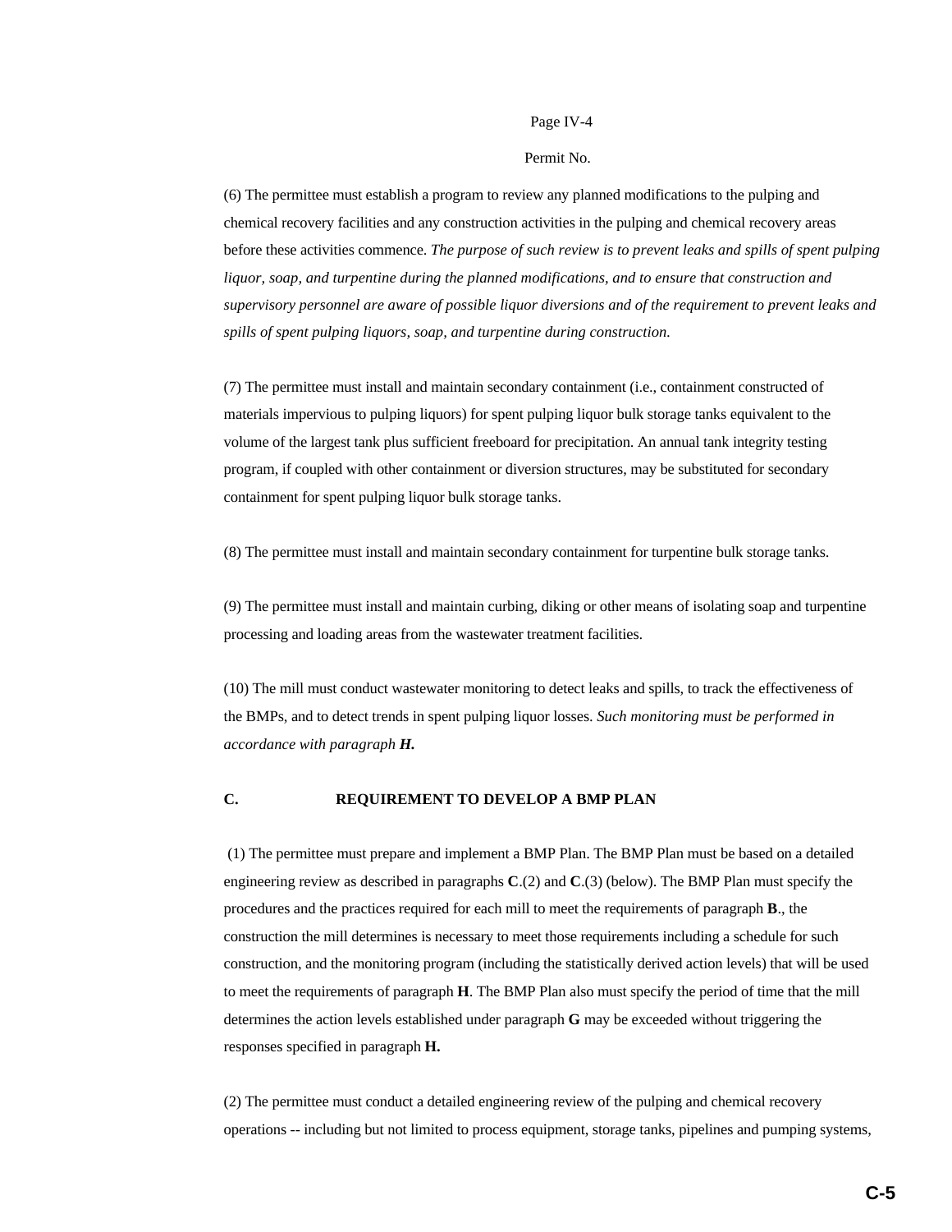(6) The permittee must establish a program to review any planned modifications to the pulping and chemical recovery facilities and any construction activities in the pulping and chemical recovery areas before these activities commence. *The purpose of such review is to prevent leaks and spills of spent pulping liquor, soap, and turpentine during the planned modifications, and to ensure that construction and supervisory personnel are aware of possible liquor diversions and of the requirement to prevent leaks and spills of spent pulping liquors, soap, and turpentine during construction.*

(7) The permittee must install and maintain secondary containment (i.e., containment constructed of materials impervious to pulping liquors) for spent pulping liquor bulk storage tanks equivalent to the volume of the largest tank plus sufficient freeboard for precipitation. An annual tank integrity testing program, if coupled with other containment or diversion structures, may be substituted for secondary containment for spent pulping liquor bulk storage tanks.

(8) The permittee must install and maintain secondary containment for turpentine bulk storage tanks.

(9) The permittee must install and maintain curbing, diking or other means of isolating soap and turpentine processing and loading areas from the wastewater treatment facilities.

(10) The mill must conduct wastewater monitoring to detect leaks and spills, to track the effectiveness of the BMPs, and to detect trends in spent pulping liquor losses. *Such monitoring must be performed in accordance with paragraph **H**.*

**C. REQUIREMENT TO DEVELOP A BMP PLAN**

(1) The permittee must prepare and implement a BMP Plan. The BMP Plan must be based on a detailed engineering review as described in paragraphs **C**.(2) and **C**.(3) (below). The BMP Plan must specify the procedures and the practices required for each mill to meet the requirements of paragraph **B**., the construction the mill determines is necessary to meet those requirements including a schedule for such construction, and the monitoring program (including the statistically derived action levels) that will be used to meet the requirements of paragraph **H**. The BMP Plan also must specify the period of time that the mill determines the action levels established under paragraph **G** may be exceeded without triggering the responses specified in paragraph **H.**

(2) The permittee must conduct a detailed engineering review of the pulping and chemical recovery operations -- including but not limited to process equipment, storage tanks, pipelines and pumping systems,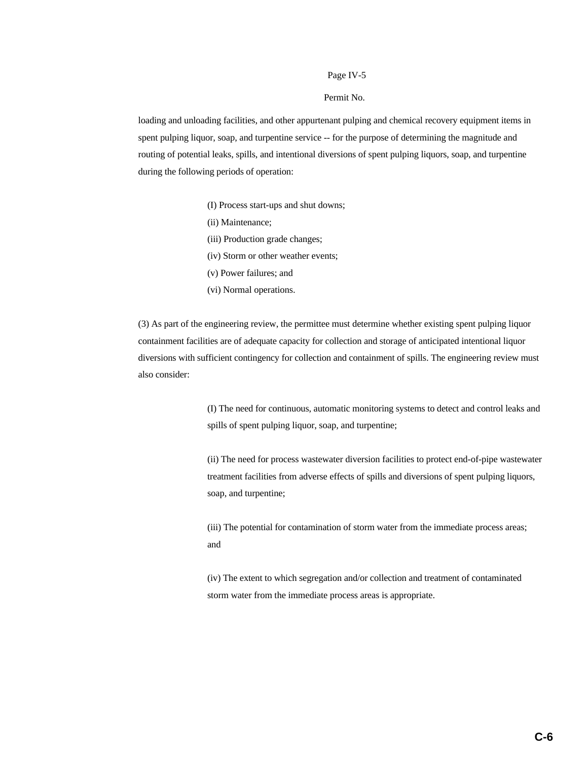loading and unloading facilities, and other appurtenant pulping and chemical recovery equipment items in spent pulping liquor, soap, and turpentine service -- for the purpose of determining the magnitude and routing of potential leaks, spills, and intentional diversions of spent pulping liquors, soap, and turpentine during the following periods of operation:

(I) Process start-ups and shut downs;
(ii) Maintenance;
(iii) Production grade changes;
(iv) Storm or other weather events;
(v) Power failures; and
(vi) Normal operations.

(3) As part of the engineering review, the permittee must determine whether existing spent pulping liquor containment facilities are of adequate capacity for collection and storage of anticipated intentional liquor diversions with sufficient contingency for collection and containment of spills. The engineering review must also consider:

(I) The need for continuous, automatic monitoring systems to detect and control leaks and spills of spent pulping liquor, soap, and turpentine;

(ii) The need for process wastewater diversion facilities to protect end-of-pipe wastewater treatment facilities from adverse effects of spills and diversions of spent pulping liquors, soap, and turpentine;

(iii) The potential for contamination of storm water from the immediate process areas; and

(iv) The extent to which segregation and/or collection and treatment of contaminated storm water from the immediate process areas is appropriate.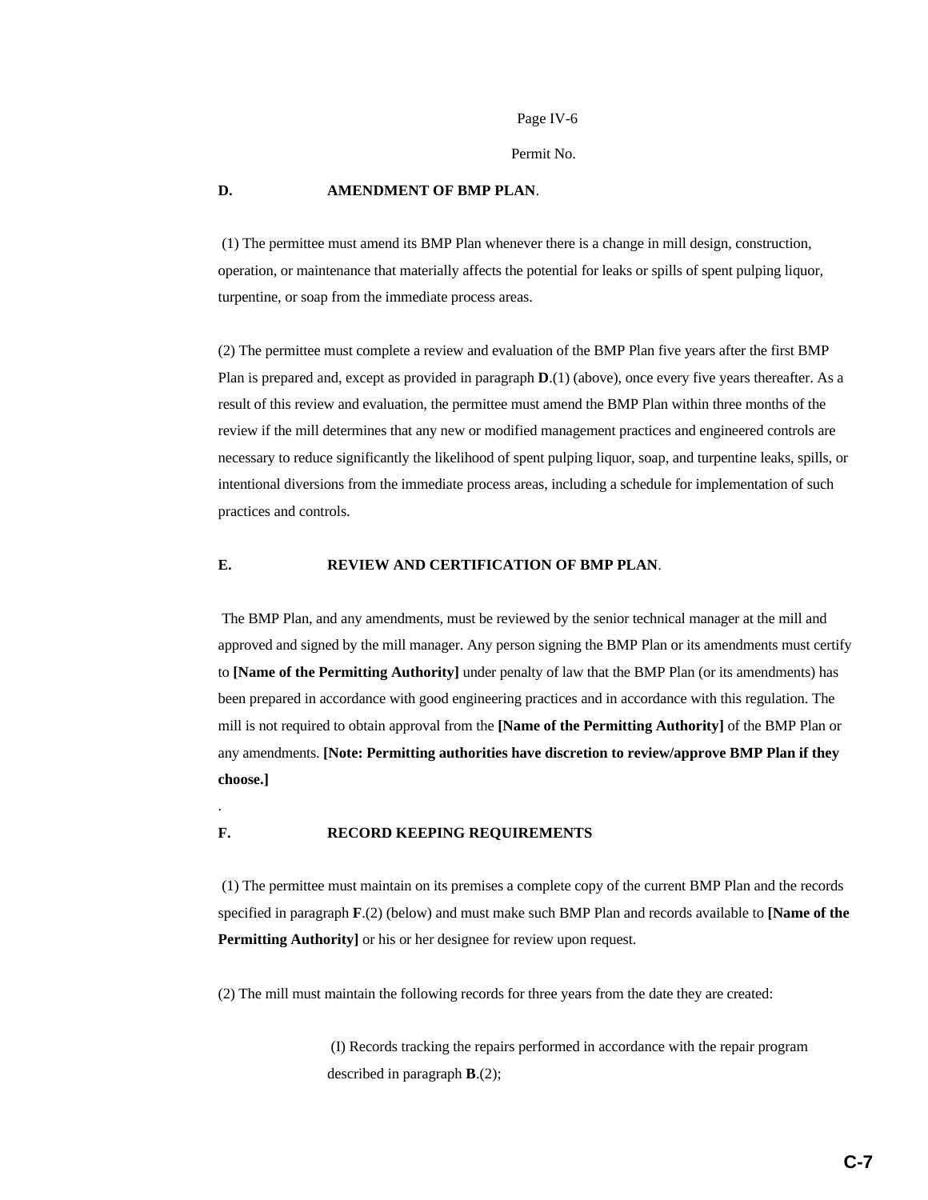Permit No.

**D. AMENDMENT OF BMP PLAN**.

(1) The permittee must amend its BMP Plan whenever there is a change in mill design, construction, operation, or maintenance that materially affects the potential for leaks or spills of spent pulping liquor, turpentine, or soap from the immediate process areas.

(2) The permittee must complete a review and evaluation of the BMP Plan five years after the first BMP Plan is prepared and, except as provided in paragraph **D**.(1) (above), once every five years thereafter. As a result of this review and evaluation, the permittee must amend the BMP Plan within three months of the review if the mill determines that any new or modified management practices and engineered controls are necessary to reduce significantly the likelihood of spent pulping liquor, soap, and turpentine leaks, spills, or intentional diversions from the immediate process areas, including a schedule for implementation of such practices and controls.

**E. REVIEW AND CERTIFICATION OF BMP PLAN**.

The BMP Plan, and any amendments, must be reviewed by the senior technical manager at the mill and approved and signed by the mill manager. Any person signing the BMP Plan or its amendments must certify to **[Name of the Permitting Authority]** under penalty of law that the BMP Plan (or its amendments) has been prepared in accordance with good engineering practices and in accordance with this regulation. The mill is not required to obtain approval from the **[Name of the Permitting Authority]** of the BMP Plan or any amendments. **[Note: Permitting authorities have discretion to review/approve BMP Plan if they choose.]**

.

**F. RECORD KEEPING REQUIREMENTS**

(1) The permittee must maintain on its premises a complete copy of the current BMP Plan and the records specified in paragraph **F**.(2) (below) and must make such BMP Plan and records available to **[Name of the Permitting Authority]** or his or her designee for review upon request.

(2) The mill must maintain the following records for three years from the date they are created:

(I) Records tracking the repairs performed in accordance with the repair program described in paragraph **B**.(2);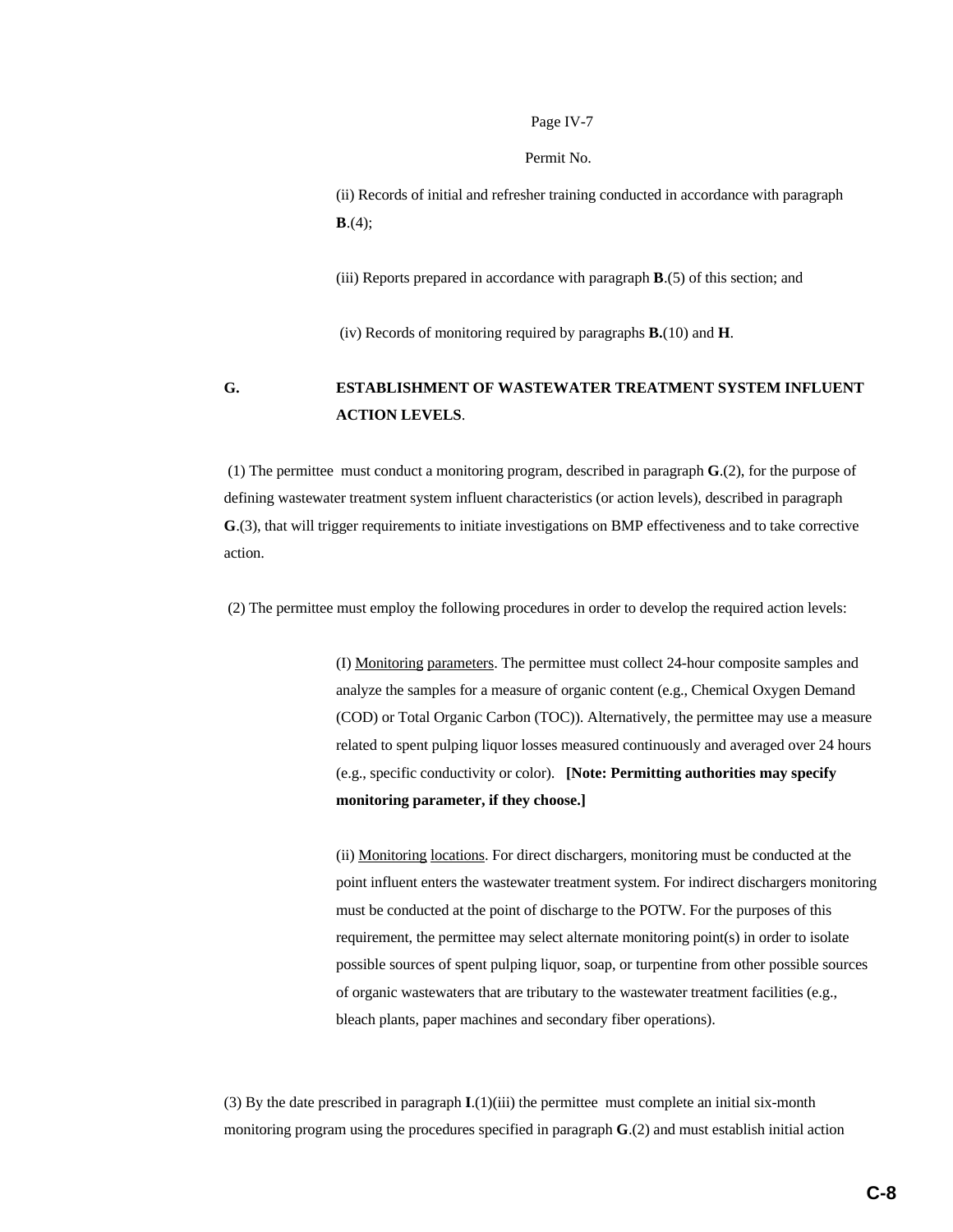(ii) Records of initial and refresher training conducted in accordance with paragraph **B**.(4);

(iii) Reports prepared in accordance with paragraph **B**.(5) of this section; and

(iv) Records of monitoring required by paragraphs **B.**(10) and **H**.

## G. ESTABLISHMENT OF WASTEWATER TREATMENT SYSTEM INFLUENT ACTION LEVELS.

(1) The permittee must conduct a monitoring program, described in paragraph **G**.(2), for the purpose of defining wastewater treatment system influent characteristics (or action levels), described in paragraph **G**.(3), that will trigger requirements to initiate investigations on BMP effectiveness and to take corrective action.

(2) The permittee must employ the following procedures in order to develop the required action levels:

(I) Monitoring parameters. The permittee must collect 24-hour composite samples and analyze the samples for a measure of organic content (e.g., Chemical Oxygen Demand (COD) or Total Organic Carbon (TOC)). Alternatively, the permittee may use a measure related to spent pulping liquor losses measured continuously and averaged over 24 hours (e.g., specific conductivity or color). **[Note: Permitting authorities may specify monitoring parameter, if they choose.]**

(ii) Monitoring locations. For direct dischargers, monitoring must be conducted at the point influent enters the wastewater treatment system. For indirect dischargers monitoring must be conducted at the point of discharge to the POTW. For the purposes of this requirement, the permittee may select alternate monitoring point(s) in order to isolate possible sources of spent pulping liquor, soap, or turpentine from other possible sources of organic wastewaters that are tributary to the wastewater treatment facilities (e.g., bleach plants, paper machines and secondary fiber operations).

(3) By the date prescribed in paragraph **I**.(1)(iii) the permittee must complete an initial six-month monitoring program using the procedures specified in paragraph **G**.(2) and must establish initial action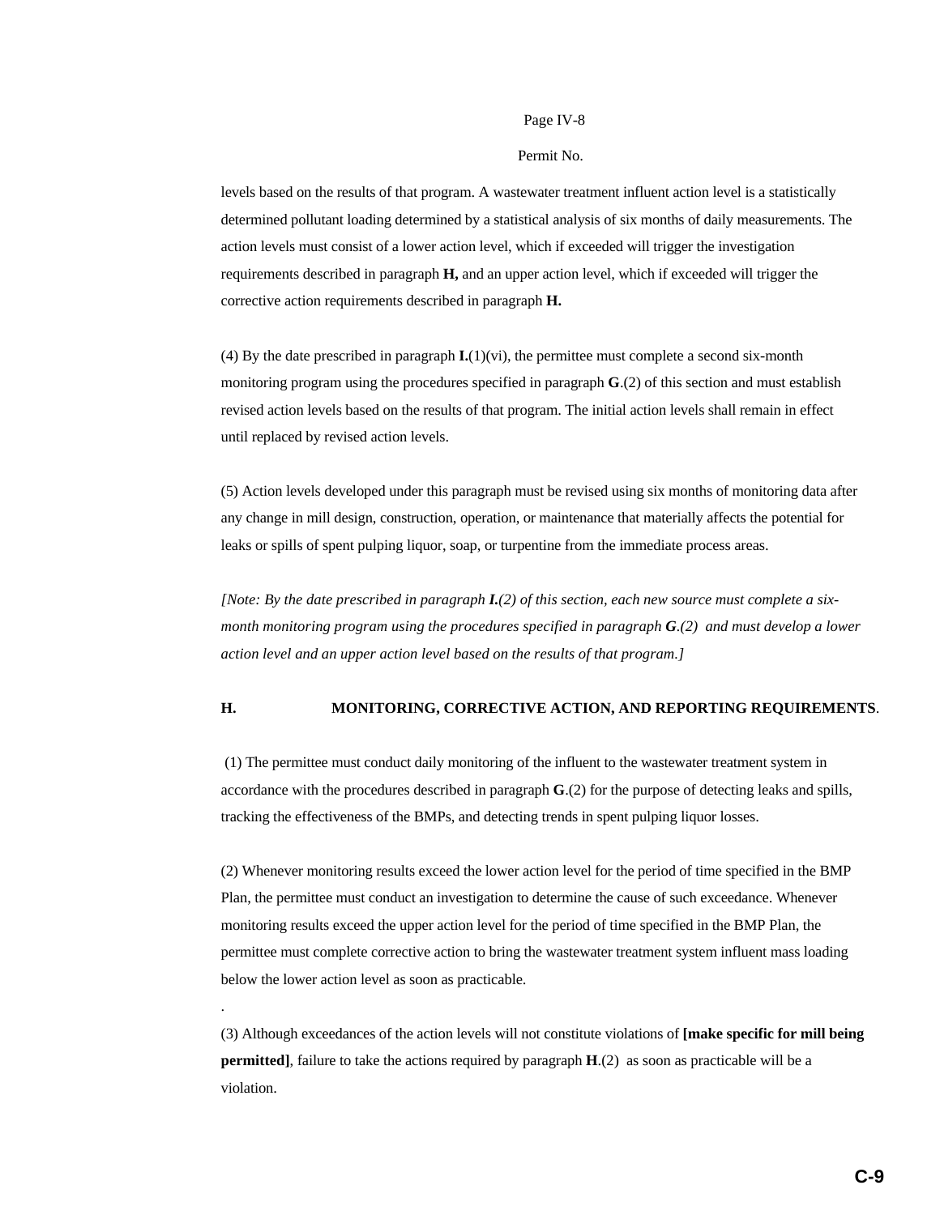levels based on the results of that program. A wastewater treatment influent action level is a statistically determined pollutant loading determined by a statistical analysis of six months of daily measurements. The action levels must consist of a lower action level, which if exceeded will trigger the investigation requirements described in paragraph **H,** and an upper action level, which if exceeded will trigger the corrective action requirements described in paragraph **H.**

(4) By the date prescribed in paragraph **I.**(1)(vi), the permittee must complete a second six-month monitoring program using the procedures specified in paragraph **G**.(2) of this section and must establish revised action levels based on the results of that program. The initial action levels shall remain in effect until replaced by revised action levels.

(5) Action levels developed under this paragraph must be revised using six months of monitoring data after any change in mill design, construction, operation, or maintenance that materially affects the potential for leaks or spills of spent pulping liquor, soap, or turpentine from the immediate process areas.

*[Note: By the date prescribed in paragraph **I.**(2) of this section, each new source must complete a six-month monitoring program using the procedures specified in paragraph **G**.(2) and must develop a lower action level and an upper action level based on the results of that program.]*

**H. MONITORING, CORRECTIVE ACTION, AND REPORTING REQUIREMENTS**.

(1) The permittee must conduct daily monitoring of the influent to the wastewater treatment system in accordance with the procedures described in paragraph **G**.(2) for the purpose of detecting leaks and spills, tracking the effectiveness of the BMPs, and detecting trends in spent pulping liquor losses.

(2) Whenever monitoring results exceed the lower action level for the period of time specified in the BMP Plan, the permittee must conduct an investigation to determine the cause of such exceedance. Whenever monitoring results exceed the upper action level for the period of time specified in the BMP Plan, the permittee must complete corrective action to bring the wastewater treatment system influent mass loading below the lower action level as soon as practicable.

(3) Although exceedances of the action levels will not constitute violations of **[make specific for mill being permitted]**, failure to take the actions required by paragraph **H**.(2) as soon as practicable will be a violation.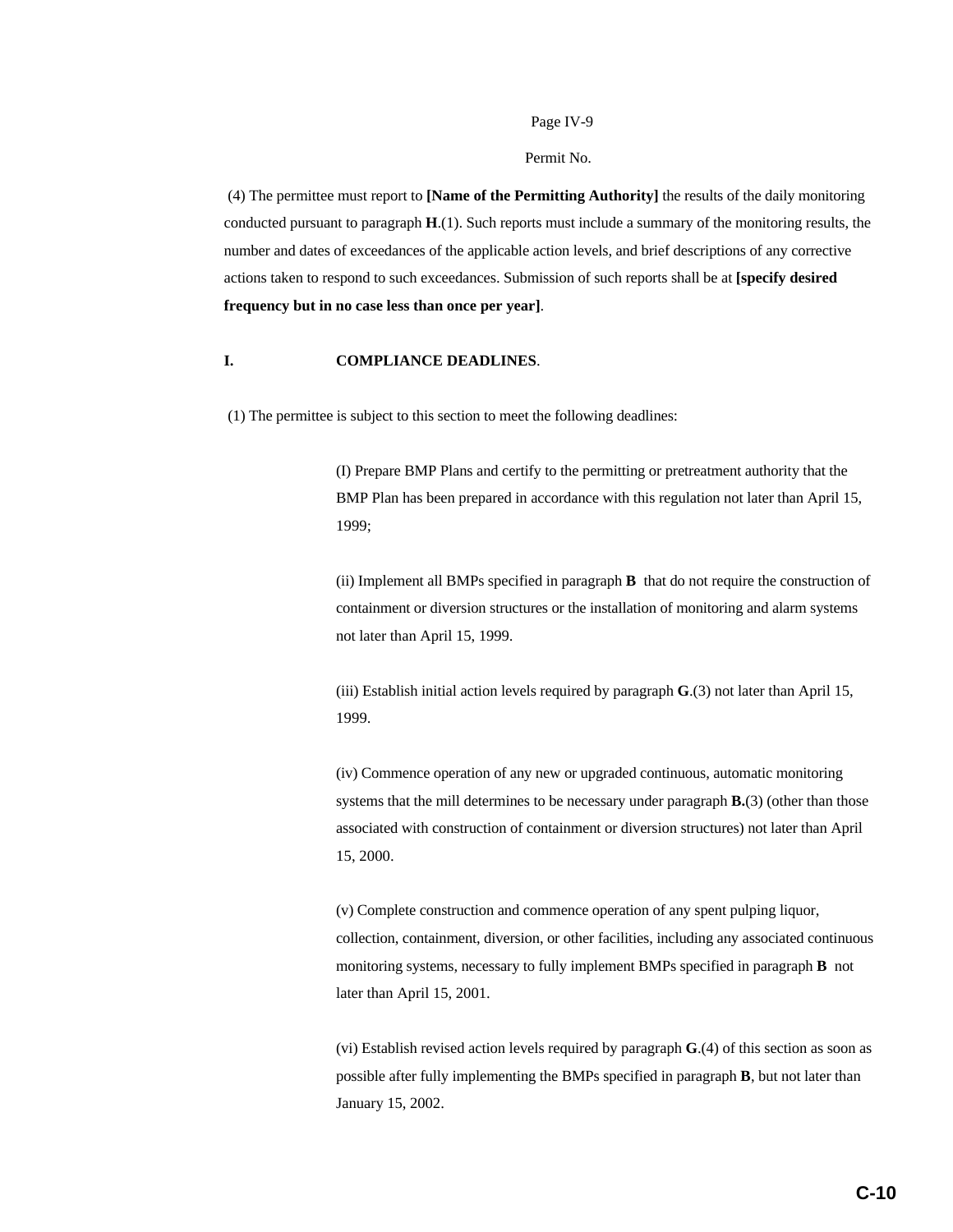Permit No.

(4) The permittee must report to **[Name of the Permitting Authority]** the results of the daily monitoring conducted pursuant to paragraph **H**.(1). Such reports must include a summary of the monitoring results, the number and dates of exceedances of the applicable action levels, and brief descriptions of any corrective actions taken to respond to such exceedances. Submission of such reports shall be at **[specify desired frequency but in no case less than once per year]**.

**I. COMPLIANCE DEADLINES**.

(1) The permittee is subject to this section to meet the following deadlines:

(I) Prepare BMP Plans and certify to the permitting or pretreatment authority that the BMP Plan has been prepared in accordance with this regulation not later than April 15, 1999;

(ii) Implement all BMPs specified in paragraph **B** that do not require the construction of containment or diversion structures or the installation of monitoring and alarm systems not later than April 15, 1999.

(iii) Establish initial action levels required by paragraph **G**.(3) not later than April 15, 1999.

(iv) Commence operation of any new or upgraded continuous, automatic monitoring systems that the mill determines to be necessary under paragraph **B.**(3) (other than those associated with construction of containment or diversion structures) not later than April 15, 2000.

(v) Complete construction and commence operation of any spent pulping liquor, collection, containment, diversion, or other facilities, including any associated continuous monitoring systems, necessary to fully implement BMPs specified in paragraph **B** not later than April 15, 2001.

(vi) Establish revised action levels required by paragraph **G**.(4) of this section as soon as possible after fully implementing the BMPs specified in paragraph **B**, but not later than January 15, 2002.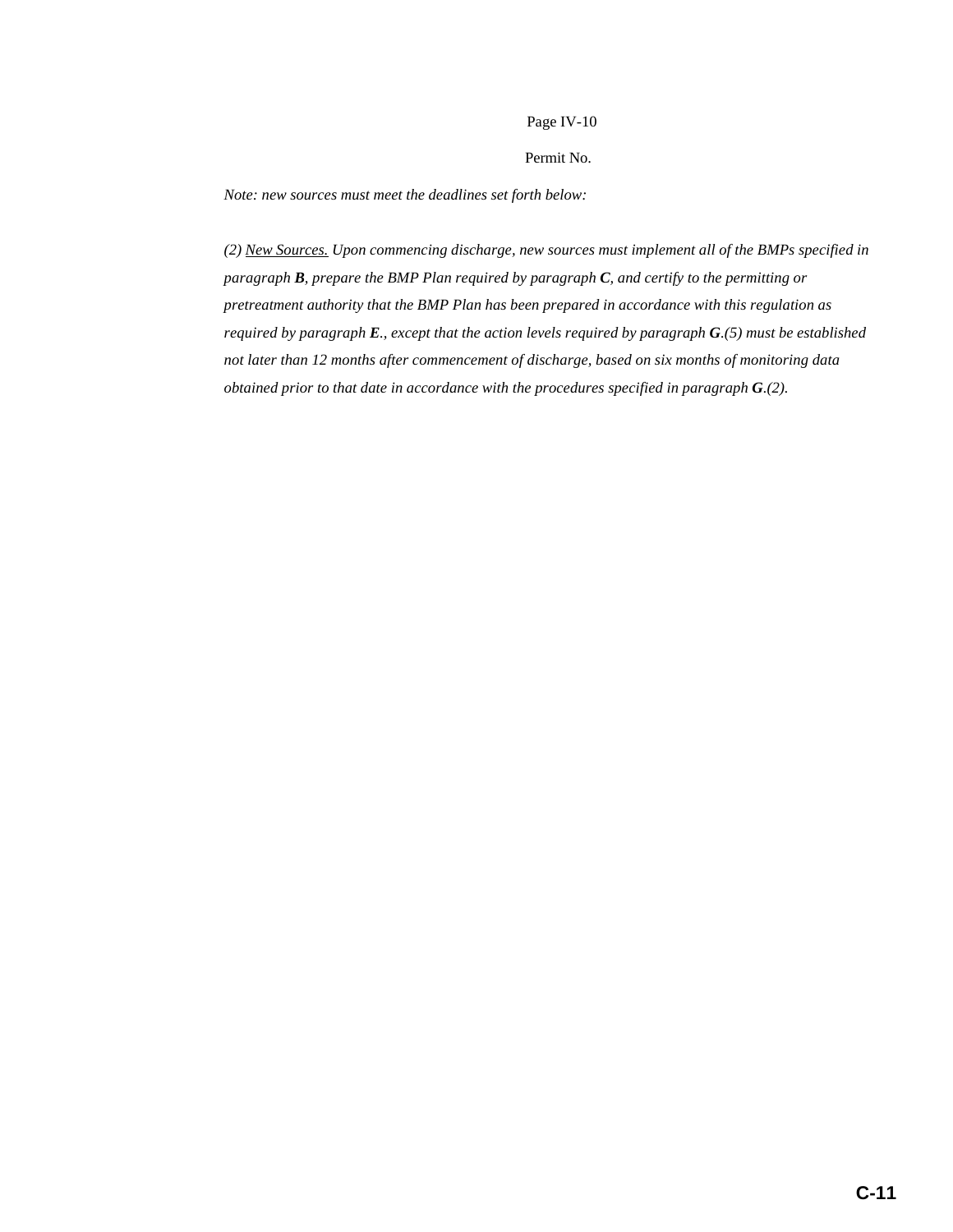Page IV-10

Permit No.

*Note: new sources must meet the deadlines set forth below:*

*(2) <u>New Sources.</u> Upon commencing discharge, new sources must implement all of the BMPs specified in paragraph **B**, prepare the BMP Plan required by paragraph **C**, and certify to the permitting or pretreatment authority that the BMP Plan has been prepared in accordance with this regulation as required by paragraph **E**., except that the action levels required by paragraph **G**.(5) must be established not later than 12 months after commencement of discharge, based on six months of monitoring data obtained prior to that date in accordance with the procedures specified in paragraph **G**.(2).*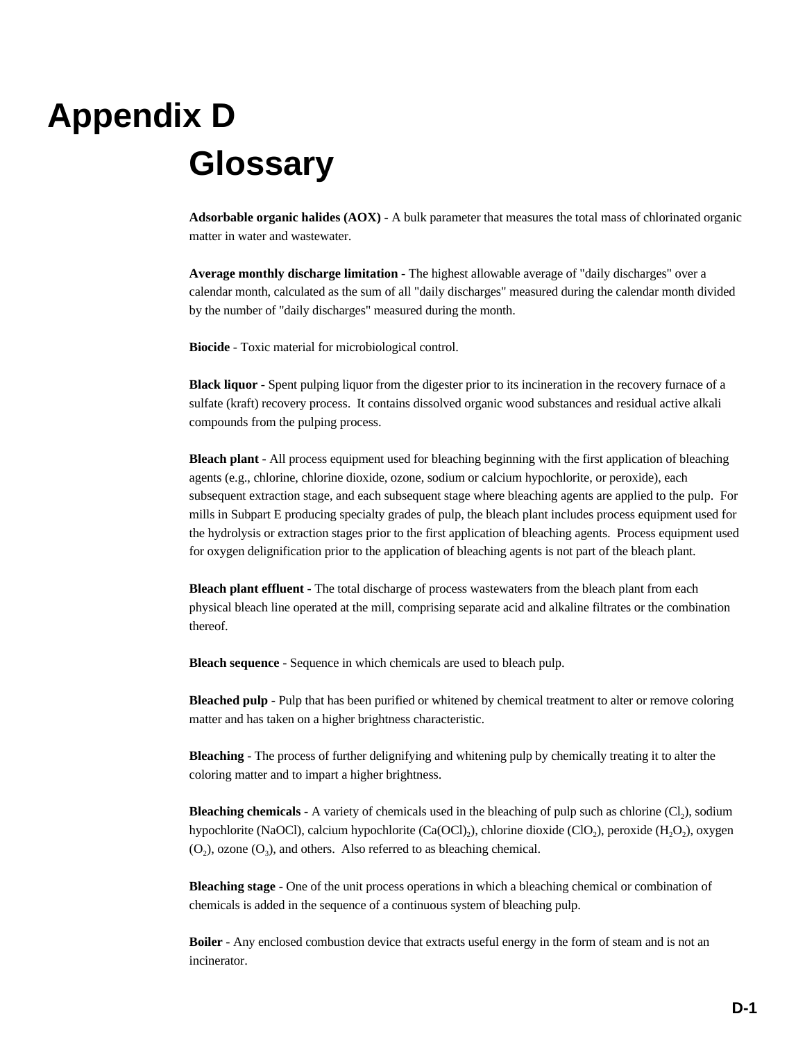# Appendix D

## Glossary

**Adsorbable organic halides (AOX)** - A bulk parameter that measures the total mass of chlorinated organic matter in water and wastewater.

**Average monthly discharge limitation** - The highest allowable average of "daily discharges" over a calendar month, calculated as the sum of all "daily discharges" measured during the calendar month divided by the number of "daily discharges" measured during the month.

**Biocide** - Toxic material for microbiological control.

**Black liquor** - Spent pulping liquor from the digester prior to its incineration in the recovery furnace of a sulfate (kraft) recovery process. It contains dissolved organic wood substances and residual active alkali compounds from the pulping process.

**Bleach plant** - All process equipment used for bleaching beginning with the first application of bleaching agents (e.g., chlorine, chlorine dioxide, ozone, sodium or calcium hypochlorite, or peroxide), each subsequent extraction stage, and each subsequent stage where bleaching agents are applied to the pulp. For mills in Subpart E producing specialty grades of pulp, the bleach plant includes process equipment used for the hydrolysis or extraction stages prior to the first application of bleaching agents. Process equipment used for oxygen delignification prior to the application of bleaching agents is not part of the bleach plant.

**Bleach plant effluent** - The total discharge of process wastewaters from the bleach plant from each physical bleach line operated at the mill, comprising separate acid and alkaline filtrates or the combination thereof.

**Bleach sequence** - Sequence in which chemicals are used to bleach pulp.

**Bleached pulp** - Pulp that has been purified or whitened by chemical treatment to alter or remove coloring matter and has taken on a higher brightness characteristic.

**Bleaching** - The process of further delignifying and whitening pulp by chemically treating it to alter the coloring matter and to impart a higher brightness.

**Bleaching chemicals** - A variety of chemicals used in the bleaching of pulp such as chlorine ($Cl_2$), sodium hypochlorite ($NaOCl$), calcium hypochlorite ($Ca(OCl)_2$), chlorine dioxide ($ClO_2$), peroxide ($H_2O_2$), oxygen ($O_2$), ozone ($O_3$), and others. Also referred to as bleaching chemical.

**Bleaching stage** - One of the unit process operations in which a bleaching chemical or combination of chemicals is added in the sequence of a continuous system of bleaching pulp.

**Boiler** - Any enclosed combustion device that extracts useful energy in the form of steam and is not an incinerator.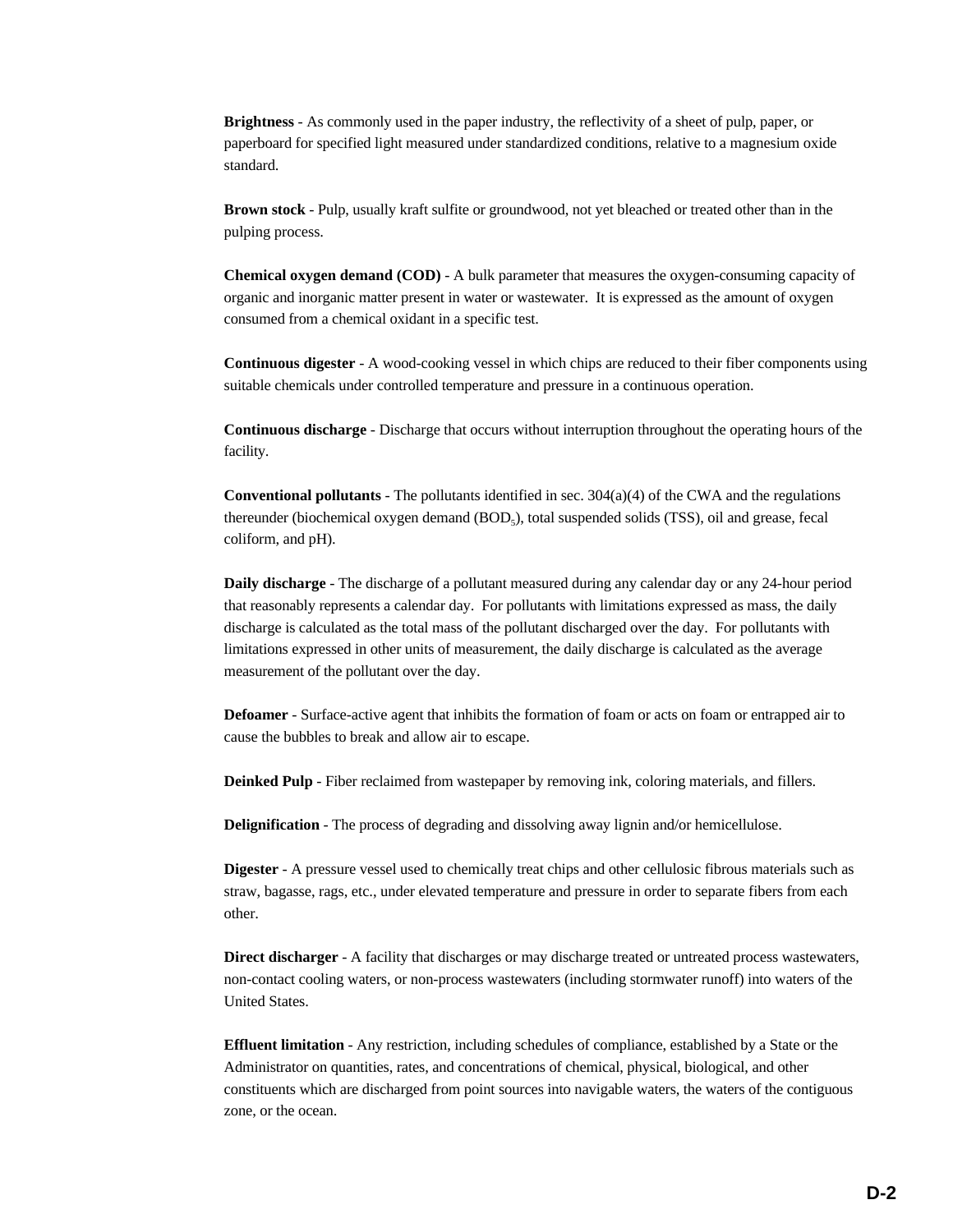**Brightness** - As commonly used in the paper industry, the reflectivity of a sheet of pulp, paper, or paperboard for specified light measured under standardized conditions, relative to a magnesium oxide standard.

**Brown stock** - Pulp, usually kraft sulfite or groundwood, not yet bleached or treated other than in the pulping process.

**Chemical oxygen demand (COD)** - A bulk parameter that measures the oxygen-consuming capacity of organic and inorganic matter present in water or wastewater. It is expressed as the amount of oxygen consumed from a chemical oxidant in a specific test.

**Continuous digester** - A wood-cooking vessel in which chips are reduced to their fiber components using suitable chemicals under controlled temperature and pressure in a continuous operation.

**Continuous discharge** - Discharge that occurs without interruption throughout the operating hours of the facility.

**Conventional pollutants** - The pollutants identified in sec. 304(a)(4) of the CWA and the regulations thereunder (biochemical oxygen demand ($BOD_5$), total suspended solids (TSS), oil and grease, fecal coliform, and pH).

**Daily discharge** - The discharge of a pollutant measured during any calendar day or any 24-hour period that reasonably represents a calendar day. For pollutants with limitations expressed as mass, the daily discharge is calculated as the total mass of the pollutant discharged over the day. For pollutants with limitations expressed in other units of measurement, the daily discharge is calculated as the average measurement of the pollutant over the day.

**Defoamer** - Surface-active agent that inhibits the formation of foam or acts on foam or entrapped air to cause the bubbles to break and allow air to escape.

**Deinked Pulp** - Fiber reclaimed from wastepaper by removing ink, coloring materials, and fillers.

**Delignification** - The process of degrading and dissolving away lignin and/or hemicellulose.

**Digester** - A pressure vessel used to chemically treat chips and other cellulosic fibrous materials such as straw, bagasse, rags, etc., under elevated temperature and pressure in order to separate fibers from each other.

**Direct discharger** - A facility that discharges or may discharge treated or untreated process wastewaters, non-contact cooling waters, or non-process wastewaters (including stormwater runoff) into waters of the United States.

**Effluent limitation** - Any restriction, including schedules of compliance, established by a State or the Administrator on quantities, rates, and concentrations of chemical, physical, biological, and other constituents which are discharged from point sources into navigable waters, the waters of the contiguous zone, or the ocean.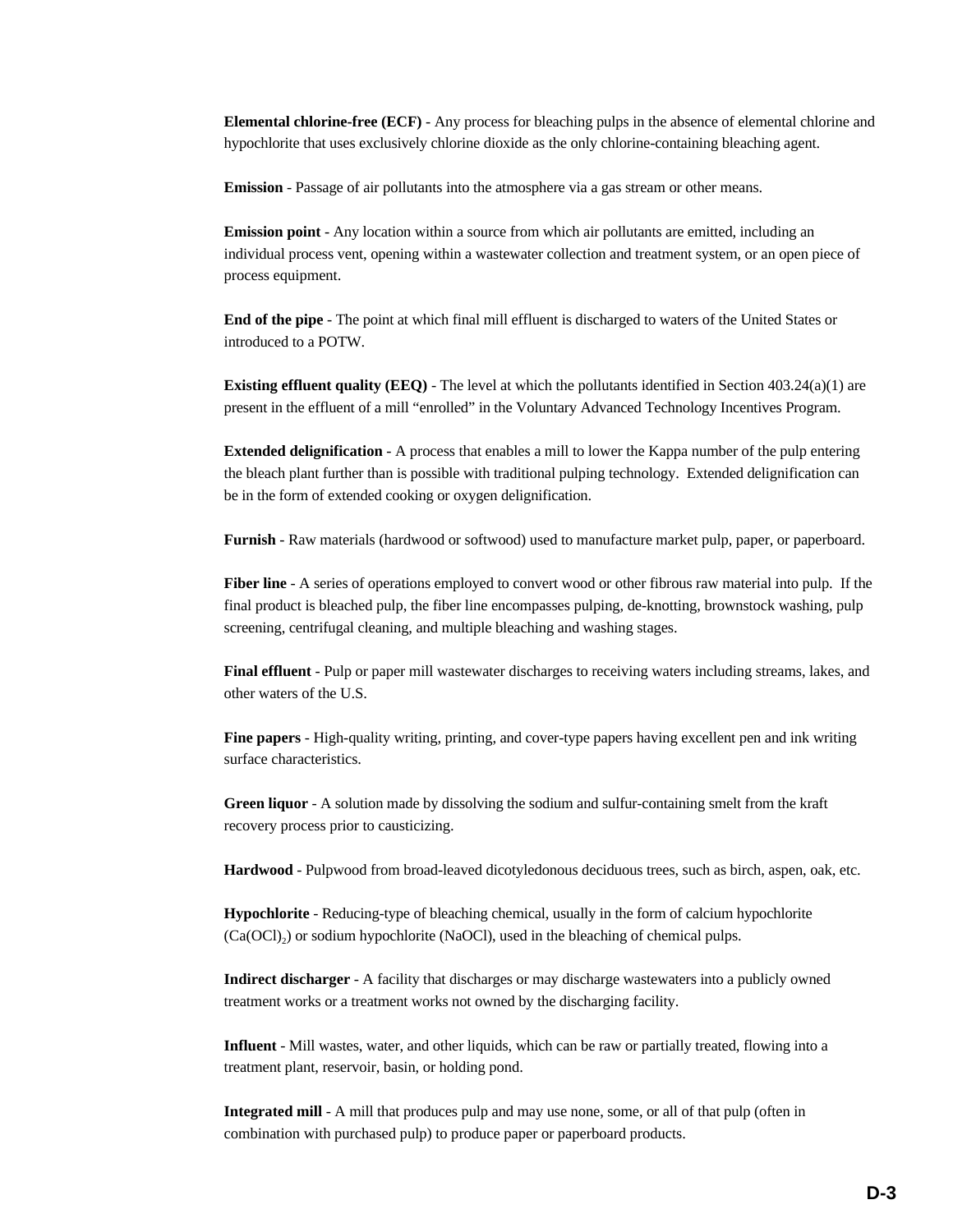**Elemental chlorine-free (ECF)** - Any process for bleaching pulps in the absence of elemental chlorine and hypochlorite that uses exclusively chlorine dioxide as the only chlorine-containing bleaching agent.

**Emission** - Passage of air pollutants into the atmosphere via a gas stream or other means.

**Emission point** - Any location within a source from which air pollutants are emitted, including an individual process vent, opening within a wastewater collection and treatment system, or an open piece of process equipment.

**End of the pipe** - The point at which final mill effluent is discharged to waters of the United States or introduced to a POTW.

**Existing effluent quality (EEQ)** - The level at which the pollutants identified in Section 403.24(a)(1) are present in the effluent of a mill "enrolled" in the Voluntary Advanced Technology Incentives Program.

**Extended delignification** - A process that enables a mill to lower the Kappa number of the pulp entering the bleach plant further than is possible with traditional pulping technology. Extended delignification can be in the form of extended cooking or oxygen delignification.

**Furnish** - Raw materials (hardwood or softwood) used to manufacture market pulp, paper, or paperboard.

**Fiber line** - A series of operations employed to convert wood or other fibrous raw material into pulp. If the final product is bleached pulp, the fiber line encompasses pulping, de-knotting, brownstock washing, pulp screening, centrifugal cleaning, and multiple bleaching and washing stages.

**Final effluent** - Pulp or paper mill wastewater discharges to receiving waters including streams, lakes, and other waters of the U.S.

**Fine papers** - High-quality writing, printing, and cover-type papers having excellent pen and ink writing surface characteristics.

**Green liquor** - A solution made by dissolving the sodium and sulfur-containing smelt from the kraft recovery process prior to causticizing.

**Hardwood** - Pulpwood from broad-leaved dicotyledonous deciduous trees, such as birch, aspen, oak, etc.

**Hypochlorite** - Reducing-type of bleaching chemical, usually in the form of calcium hypochlorite ($Ca(OCl)_2$) or sodium hypochlorite (NaOCl), used in the bleaching of chemical pulps.

**Indirect discharger** - A facility that discharges or may discharge wastewaters into a publicly owned treatment works or a treatment works not owned by the discharging facility.

**Influent** - Mill wastes, water, and other liquids, which can be raw or partially treated, flowing into a treatment plant, reservoir, basin, or holding pond.

**Integrated mill** - A mill that produces pulp and may use none, some, or all of that pulp (often in combination with purchased pulp) to produce paper or paperboard products.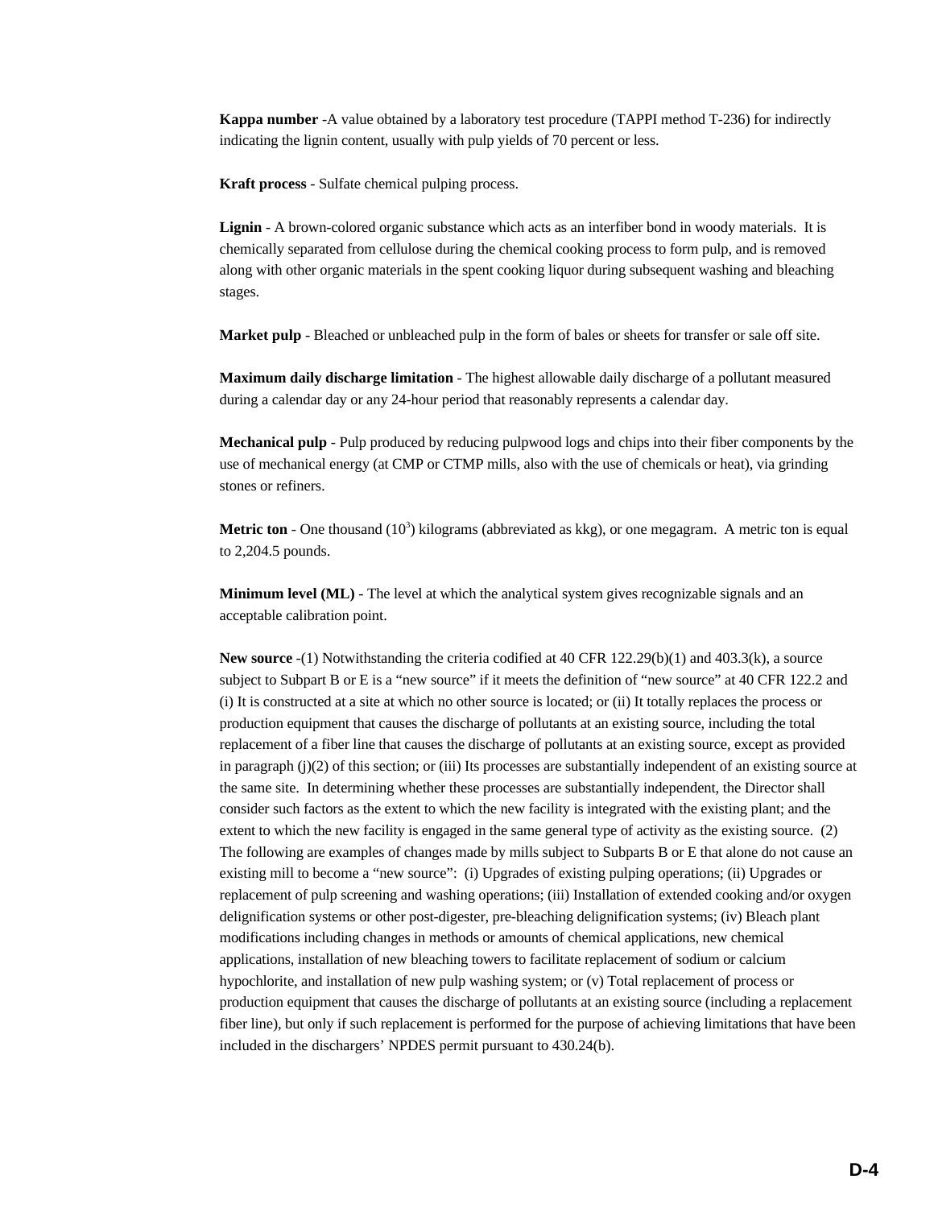**Kappa number** -A value obtained by a laboratory test procedure (TAPPI method T-236) for indirectly indicating the lignin content, usually with pulp yields of 70 percent or less.

**Kraft process** - Sulfate chemical pulping process.

**Lignin** - A brown-colored organic substance which acts as an interfiber bond in woody materials. It is chemically separated from cellulose during the chemical cooking process to form pulp, and is removed along with other organic materials in the spent cooking liquor during subsequent washing and bleaching stages.

**Market pulp** - Bleached or unbleached pulp in the form of bales or sheets for transfer or sale off site.

**Maximum daily discharge limitation** - The highest allowable daily discharge of a pollutant measured during a calendar day or any 24-hour period that reasonably represents a calendar day.

**Mechanical pulp** - Pulp produced by reducing pulpwood logs and chips into their fiber components by the use of mechanical energy (at CMP or CTMP mills, also with the use of chemicals or heat), via grinding stones or refiners.

**Metric ton** - One thousand ($10^3$) kilograms (abbreviated as kkg), or one megagram. A metric ton is equal to 2,204.5 pounds.

**Minimum level (ML)** - The level at which the analytical system gives recognizable signals and an acceptable calibration point.

**New source** -(1) Notwithstanding the criteria codified at 40 CFR 122.29(b)(1) and 403.3(k), a source subject to Subpart B or E is a "new source" if it meets the definition of "new source" at 40 CFR 122.2 and (i) It is constructed at a site at which no other source is located; or (ii) It totally replaces the process or production equipment that causes the discharge of pollutants at an existing source, including the total replacement of a fiber line that causes the discharge of pollutants at an existing source, except as provided in paragraph (j)(2) of this section; or (iii) Its processes are substantially independent of an existing source at the same site. In determining whether these processes are substantially independent, the Director shall consider such factors as the extent to which the new facility is integrated with the existing plant; and the extent to which the new facility is engaged in the same general type of activity as the existing source. (2) The following are examples of changes made by mills subject to Subparts B or E that alone do not cause an existing mill to become a "new source": (i) Upgrades of existing pulping operations; (ii) Upgrades or replacement of pulp screening and washing operations; (iii) Installation of extended cooking and/or oxygen delignification systems or other post-digester, pre-bleaching delignification systems; (iv) Bleach plant modifications including changes in methods or amounts of chemical applications, new chemical applications, installation of new bleaching towers to facilitate replacement of sodium or calcium hypochlorite, and installation of new pulp washing system; or (v) Total replacement of process or production equipment that causes the discharge of pollutants at an existing source (including a replacement fiber line), but only if such replacement is performed for the purpose of achieving limitations that have been included in the dischargers' NPDES permit pursuant to 430.24(b).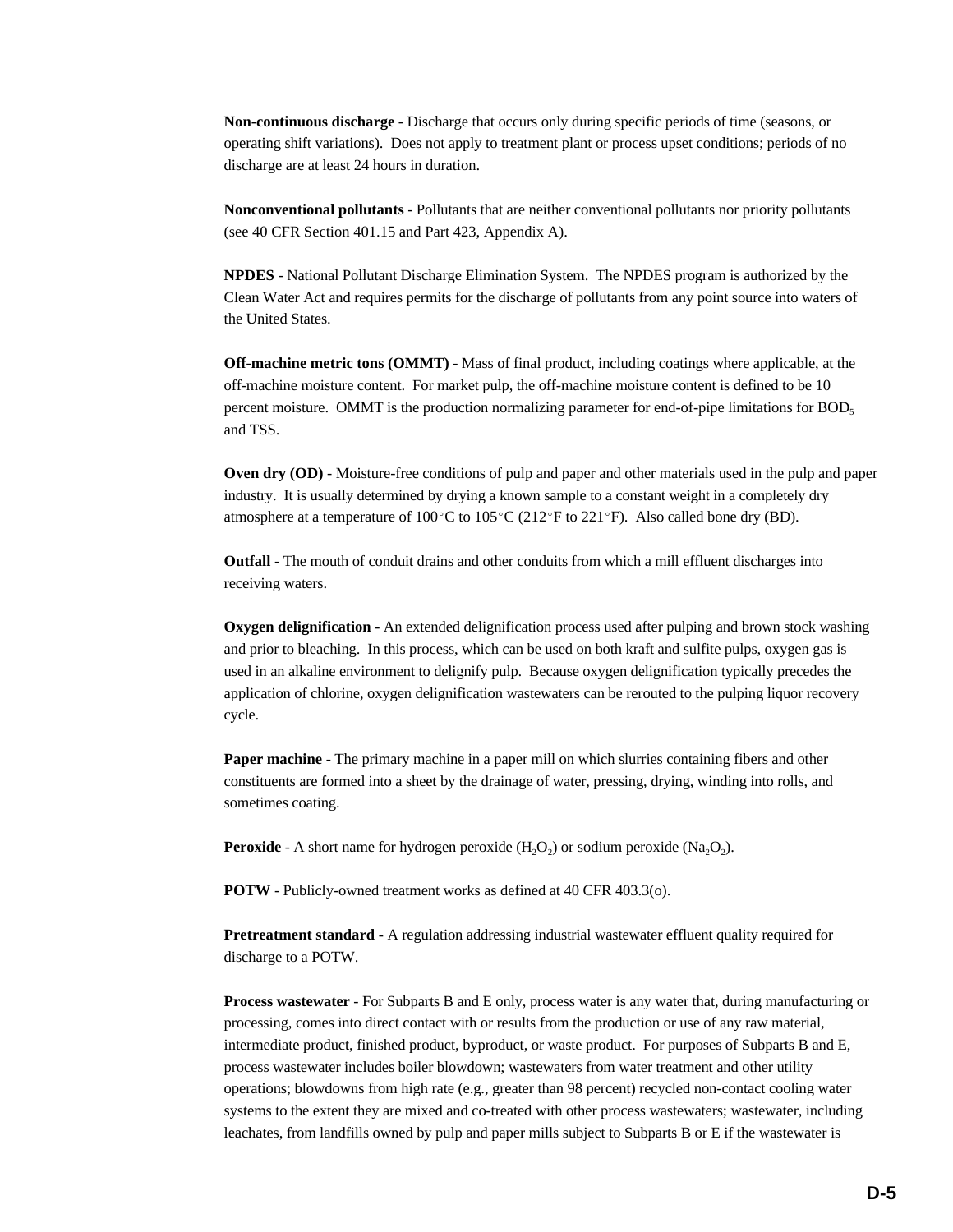**Non-continuous discharge** - Discharge that occurs only during specific periods of time (seasons, or operating shift variations). Does not apply to treatment plant or process upset conditions; periods of no discharge are at least 24 hours in duration.

**Nonconventional pollutants** - Pollutants that are neither conventional pollutants nor priority pollutants (see 40 CFR Section 401.15 and Part 423, Appendix A).

**NPDES** - National Pollutant Discharge Elimination System. The NPDES program is authorized by the Clean Water Act and requires permits for the discharge of pollutants from any point source into waters of the United States.

**Off-machine metric tons (OMMT)** - Mass of final product, including coatings where applicable, at the off-machine moisture content. For market pulp, the off-machine moisture content is defined to be 10 percent moisture. OMMT is the production normalizing parameter for end-of-pipe limitations for $BOD_5$ and TSS.

**Oven dry (OD)** - Moisture-free conditions of pulp and paper and other materials used in the pulp and paper industry. It is usually determined by drying a known sample to a constant weight in a completely dry atmosphere at a temperature of 100°C to 105°C (212°F to 221°F). Also called bone dry (BD).

**Outfall** - The mouth of conduit drains and other conduits from which a mill effluent discharges into receiving waters.

**Oxygen delignification** - An extended delignification process used after pulping and brown stock washing and prior to bleaching. In this process, which can be used on both kraft and sulfite pulps, oxygen gas is used in an alkaline environment to delignify pulp. Because oxygen delignification typically precedes the application of chlorine, oxygen delignification wastewaters can be rerouted to the pulping liquor recovery cycle.

**Paper machine** - The primary machine in a paper mill on which slurries containing fibers and other constituents are formed into a sheet by the drainage of water, pressing, drying, winding into rolls, and sometimes coating.

**Peroxide** - A short name for hydrogen peroxide ($H_2O_2$) or sodium peroxide ($Na_2O_2$).

**POTW** - Publicly-owned treatment works as defined at 40 CFR 403.3(o).

**Pretreatment standard** - A regulation addressing industrial wastewater effluent quality required for discharge to a POTW.

**Process wastewater** - For Subparts B and E only, process water is any water that, during manufacturing or processing, comes into direct contact with or results from the production or use of any raw material, intermediate product, finished product, byproduct, or waste product. For purposes of Subparts B and E, process wastewater includes boiler blowdown; wastewaters from water treatment and other utility operations; blowdowns from high rate (e.g., greater than 98 percent) recycled non-contact cooling water systems to the extent they are mixed and co-treated with other process wastewaters; wastewater, including leachates, from landfills owned by pulp and paper mills subject to Subparts B or E if the wastewater is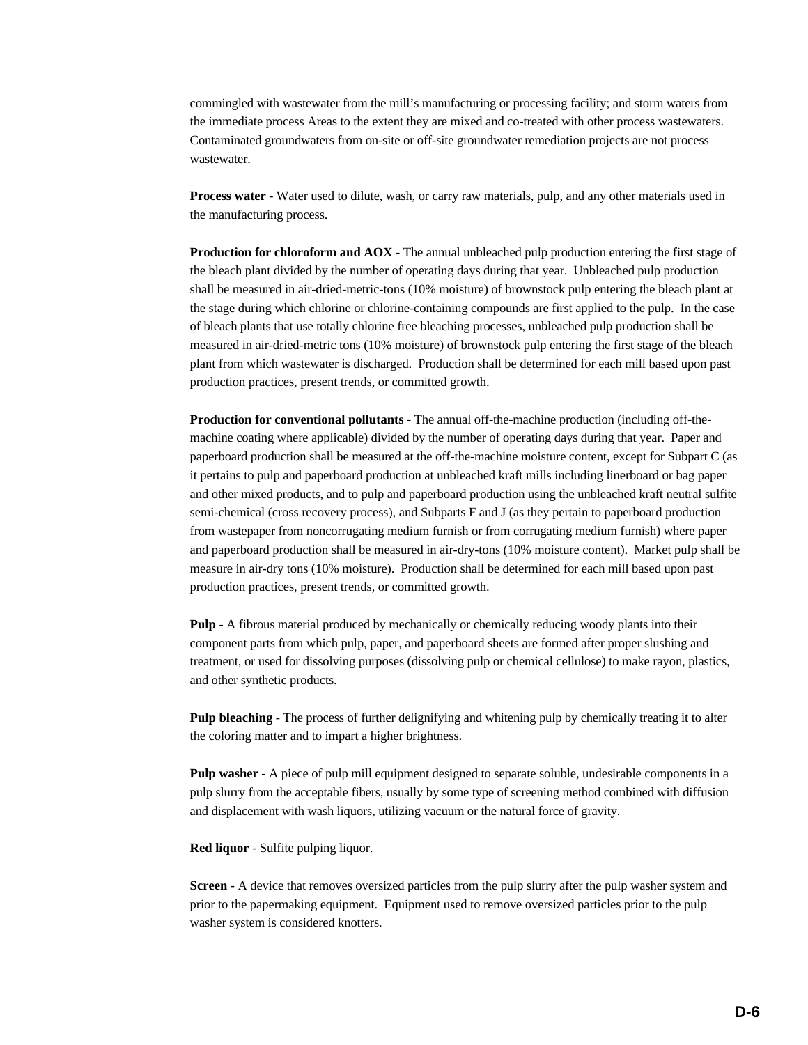commingled with wastewater from the mill's manufacturing or processing facility; and storm waters from the immediate process Areas to the extent they are mixed and co-treated with other process wastewaters. Contaminated groundwaters from on-site or off-site groundwater remediation projects are not process wastewater.

**Process water** - Water used to dilute, wash, or carry raw materials, pulp, and any other materials used in the manufacturing process.

**Production for chloroform and AOX** - The annual unbleached pulp production entering the first stage of the bleach plant divided by the number of operating days during that year. Unbleached pulp production shall be measured in air-dried-metric-tons (10% moisture) of brownstock pulp entering the bleach plant at the stage during which chlorine or chlorine-containing compounds are first applied to the pulp. In the case of bleach plants that use totally chlorine free bleaching processes, unbleached pulp production shall be measured in air-dried-metric tons (10% moisture) of brownstock pulp entering the first stage of the bleach plant from which wastewater is discharged. Production shall be determined for each mill based upon past production practices, present trends, or committed growth.

**Production for conventional pollutants** - The annual off-the-machine production (including off-the-machine coating where applicable) divided by the number of operating days during that year. Paper and paperboard production shall be measured at the off-the-machine moisture content, except for Subpart C (as it pertains to pulp and paperboard production at unbleached kraft mills including linerboard or bag paper and other mixed products, and to pulp and paperboard production using the unbleached kraft neutral sulfite semi-chemical (cross recovery process), and Subparts F and J (as they pertain to paperboard production from wastepaper from noncorrugating medium furnish or from corrugating medium furnish) where paper and paperboard production shall be measured in air-dry-tons (10% moisture content). Market pulp shall be measure in air-dry tons (10% moisture). Production shall be determined for each mill based upon past production practices, present trends, or committed growth.

**Pulp** - A fibrous material produced by mechanically or chemically reducing woody plants into their component parts from which pulp, paper, and paperboard sheets are formed after proper slushing and treatment, or used for dissolving purposes (dissolving pulp or chemical cellulose) to make rayon, plastics, and other synthetic products.

**Pulp bleaching** - The process of further delignifying and whitening pulp by chemically treating it to alter the coloring matter and to impart a higher brightness.

**Pulp washer** - A piece of pulp mill equipment designed to separate soluble, undesirable components in a pulp slurry from the acceptable fibers, usually by some type of screening method combined with diffusion and displacement with wash liquors, utilizing vacuum or the natural force of gravity.

**Red liquor** - Sulfite pulping liquor.

**Screen** - A device that removes oversized particles from the pulp slurry after the pulp washer system and prior to the papermaking equipment. Equipment used to remove oversized particles prior to the pulp washer system is considered knotters.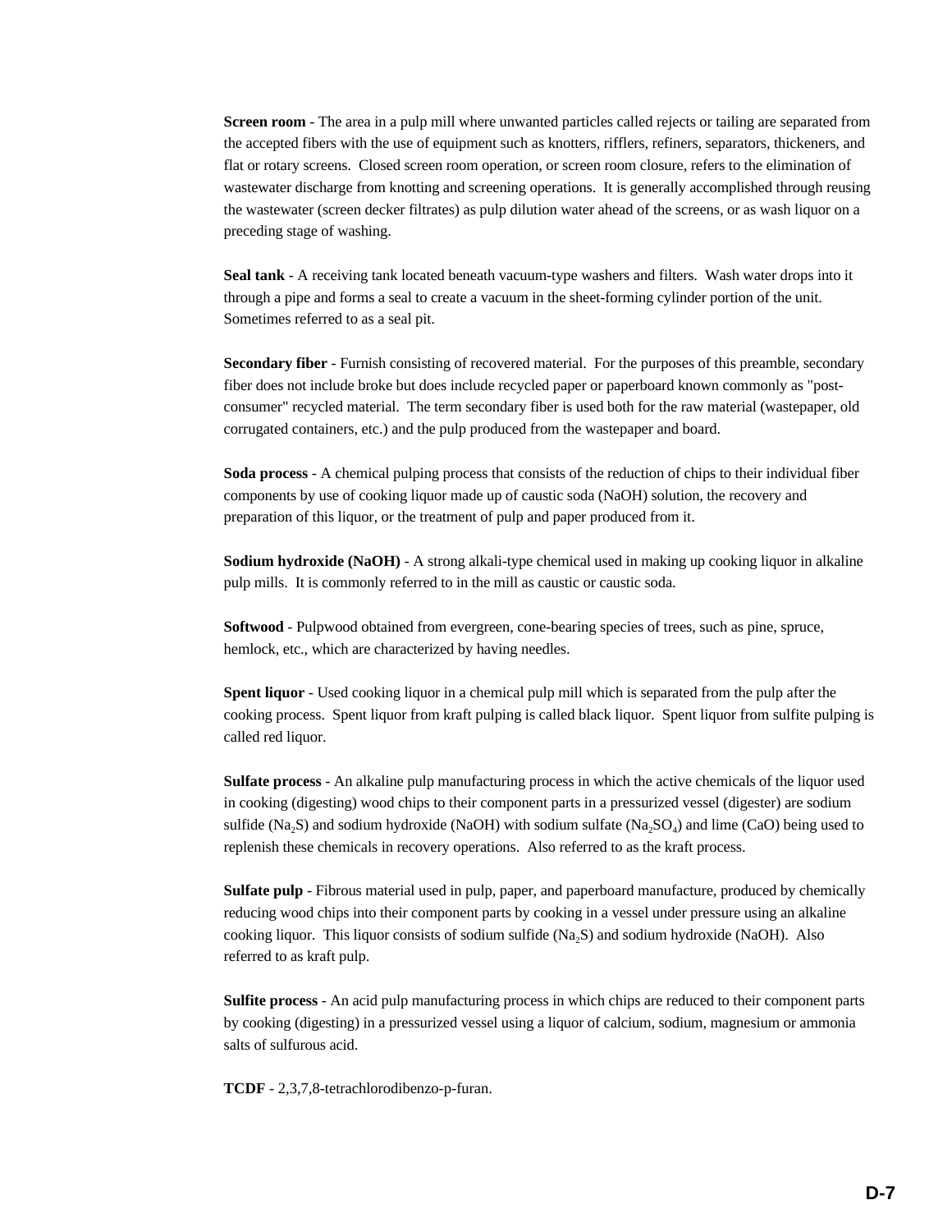**Screen room** - The area in a pulp mill where unwanted particles called rejects or tailing are separated from the accepted fibers with the use of equipment such as knotters, rifflers, refiners, separators, thickeners, and flat or rotary screens. Closed screen room operation, or screen room closure, refers to the elimination of wastewater discharge from knotting and screening operations. It is generally accomplished through reusing the wastewater (screen decker filtrates) as pulp dilution water ahead of the screens, or as wash liquor on a preceding stage of washing.

**Seal tank** - A receiving tank located beneath vacuum-type washers and filters. Wash water drops into it through a pipe and forms a seal to create a vacuum in the sheet-forming cylinder portion of the unit. Sometimes referred to as a seal pit.

**Secondary fiber** - Furnish consisting of recovered material. For the purposes of this preamble, secondary fiber does not include broke but does include recycled paper or paperboard known commonly as "post-consumer" recycled material. The term secondary fiber is used both for the raw material (wastepaper, old corrugated containers, etc.) and the pulp produced from the wastepaper and board.

**Soda process** - A chemical pulping process that consists of the reduction of chips to their individual fiber components by use of cooking liquor made up of caustic soda (NaOH) solution, the recovery and preparation of this liquor, or the treatment of pulp and paper produced from it.

**Sodium hydroxide (NaOH)** - A strong alkali-type chemical used in making up cooking liquor in alkaline pulp mills. It is commonly referred to in the mill as caustic or caustic soda.

**Softwood** - Pulpwood obtained from evergreen, cone-bearing species of trees, such as pine, spruce, hemlock, etc., which are characterized by having needles.

**Spent liquor** - Used cooking liquor in a chemical pulp mill which is separated from the pulp after the cooking process. Spent liquor from kraft pulping is called black liquor. Spent liquor from sulfite pulping is called red liquor.

**Sulfate process** - An alkaline pulp manufacturing process in which the active chemicals of the liquor used in cooking (digesting) wood chips to their component parts in a pressurized vessel (digester) are sodium sulfide ($Na_2S$) and sodium hydroxide (NaOH) with sodium sulfate ($Na_2SO_4$) and lime (CaO) being used to replenish these chemicals in recovery operations. Also referred to as the kraft process.

**Sulfate pulp** - Fibrous material used in pulp, paper, and paperboard manufacture, produced by chemically reducing wood chips into their component parts by cooking in a vessel under pressure using an alkaline cooking liquor. This liquor consists of sodium sulfide ($Na_2S$) and sodium hydroxide (NaOH). Also referred to as kraft pulp.

**Sulfite process** - An acid pulp manufacturing process in which chips are reduced to their component parts by cooking (digesting) in a pressurized vessel using a liquor of calcium, sodium, magnesium or ammonia salts of sulfurous acid.

**TCDF** - 2,3,7,8-tetrachlorodibenzo-p-furan.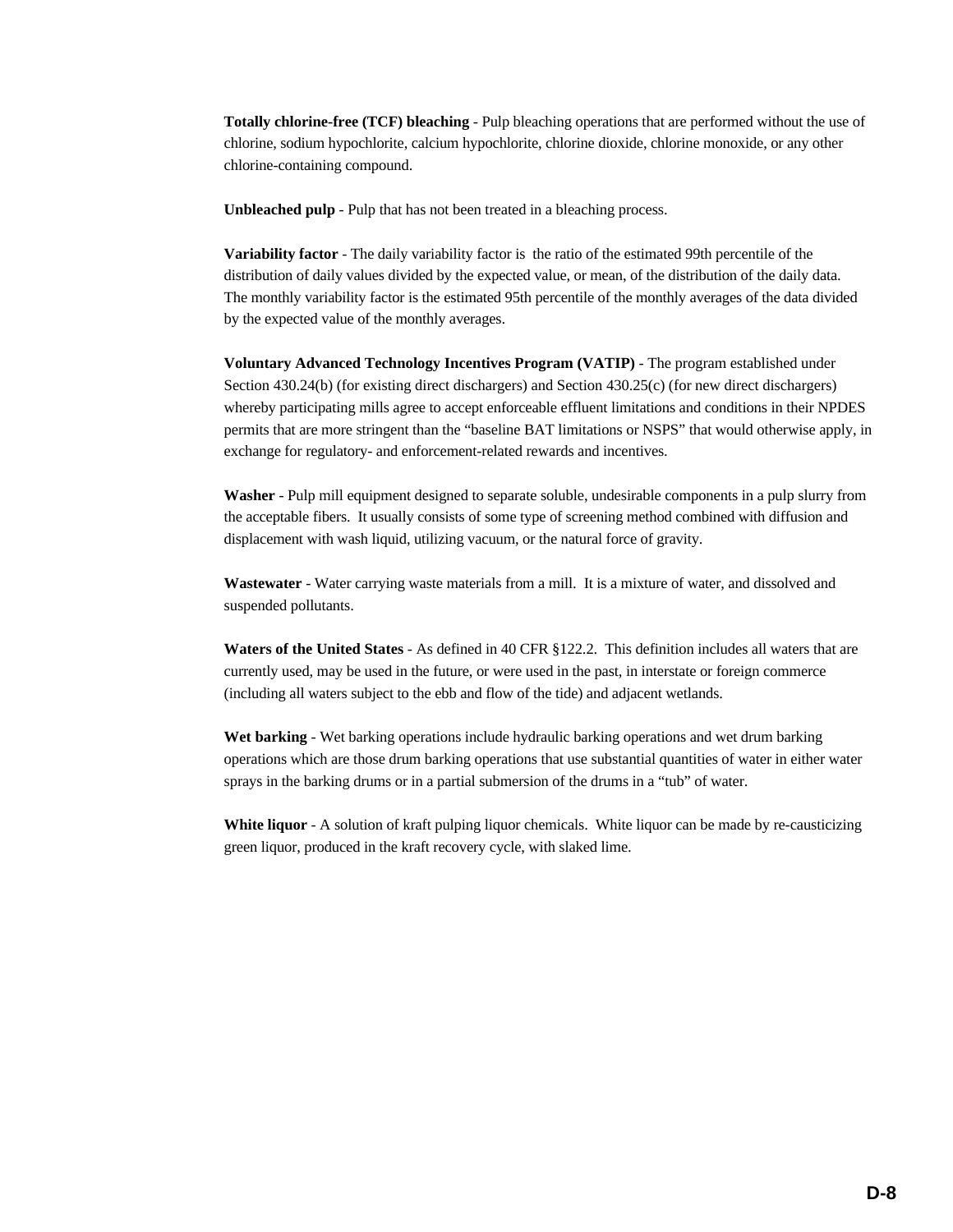**Totally chlorine-free (TCF) bleaching** - Pulp bleaching operations that are performed without the use of chlorine, sodium hypochlorite, calcium hypochlorite, chlorine dioxide, chlorine monoxide, or any other chlorine-containing compound.

**Unbleached pulp** - Pulp that has not been treated in a bleaching process.

**Variability factor** - The daily variability factor is the ratio of the estimated 99th percentile of the distribution of daily values divided by the expected value, or mean, of the distribution of the daily data. The monthly variability factor is the estimated 95th percentile of the monthly averages of the data divided by the expected value of the monthly averages.

**Voluntary Advanced Technology Incentives Program (VATIP)** - The program established under Section 430.24(b) (for existing direct dischargers) and Section 430.25(c) (for new direct dischargers) whereby participating mills agree to accept enforceable effluent limitations and conditions in their NPDES permits that are more stringent than the "baseline BAT limitations or NSPS" that would otherwise apply, in exchange for regulatory- and enforcement-related rewards and incentives.

**Washer** - Pulp mill equipment designed to separate soluble, undesirable components in a pulp slurry from the acceptable fibers. It usually consists of some type of screening method combined with diffusion and displacement with wash liquid, utilizing vacuum, or the natural force of gravity.

**Wastewater** - Water carrying waste materials from a mill. It is a mixture of water, and dissolved and suspended pollutants.

**Waters of the United States** - As defined in 40 CFR §122.2. This definition includes all waters that are currently used, may be used in the future, or were used in the past, in interstate or foreign commerce (including all waters subject to the ebb and flow of the tide) and adjacent wetlands.

**Wet barking** - Wet barking operations include hydraulic barking operations and wet drum barking operations which are those drum barking operations that use substantial quantities of water in either water sprays in the barking drums or in a partial submersion of the drums in a "tub" of water.

**White liquor** - A solution of kraft pulping liquor chemicals. White liquor can be made by re-causticizing green liquor, produced in the kraft recovery cycle, with slaked lime.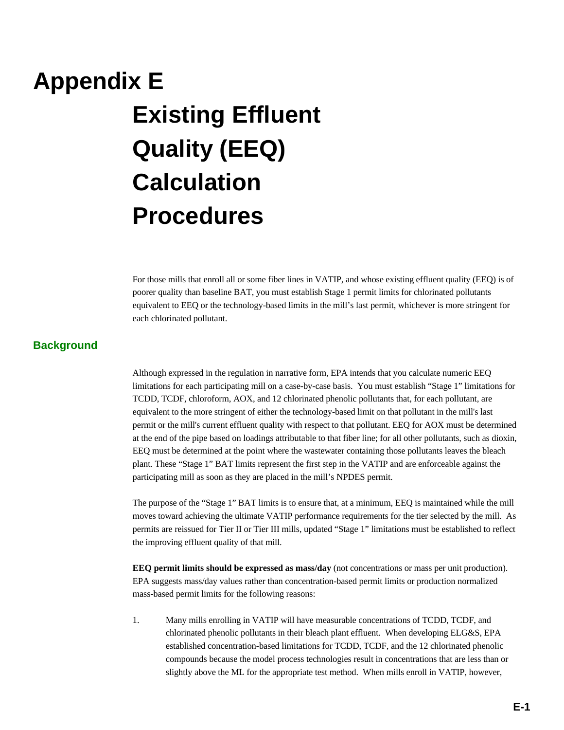# Appendix E

# Existing Effluent Quality (EEQ) Calculation Procedures

For those mills that enroll all or some fiber lines in VATIP, and whose existing effluent quality (EEQ) is of poorer quality than baseline BAT, you must establish Stage 1 permit limits for chlorinated pollutants equivalent to EEQ or the technology-based limits in the mill's last permit, whichever is more stringent for each chlorinated pollutant.

## Background

Although expressed in the regulation in narrative form, EPA intends that you calculate numeric EEQ limitations for each participating mill on a case-by-case basis. You must establish "Stage 1" limitations for TCDD, TCDF, chloroform, AOX, and 12 chlorinated phenolic pollutants that, for each pollutant, are equivalent to the more stringent of either the technology-based limit on that pollutant in the mill's last permit or the mill's current effluent quality with respect to that pollutant. EEQ for AOX must be determined at the end of the pipe based on loadings attributable to that fiber line; for all other pollutants, such as dioxin, EEQ must be determined at the point where the wastewater containing those pollutants leaves the bleach plant. These "Stage 1" BAT limits represent the first step in the VATIP and are enforceable against the participating mill as soon as they are placed in the mill's NPDES permit.

The purpose of the "Stage 1" BAT limits is to ensure that, at a minimum, EEQ is maintained while the mill moves toward achieving the ultimate VATIP performance requirements for the tier selected by the mill. As permits are reissued for Tier II or Tier III mills, updated "Stage 1" limitations must be established to reflect the improving effluent quality of that mill.

**EEQ permit limits should be expressed as mass/day** (not concentrations or mass per unit production). EPA suggests mass/day values rather than concentration-based permit limits or production normalized mass-based permit limits for the following reasons:

1. Many mills enrolling in VATIP will have measurable concentrations of TCDD, TCDF, and chlorinated phenolic pollutants in their bleach plant effluent. When developing ELG&S, EPA established concentration-based limitations for TCDD, TCDF, and the 12 chlorinated phenolic compounds because the model process technologies result in concentrations that are less than or slightly above the ML for the appropriate test method. When mills enroll in VATIP, however,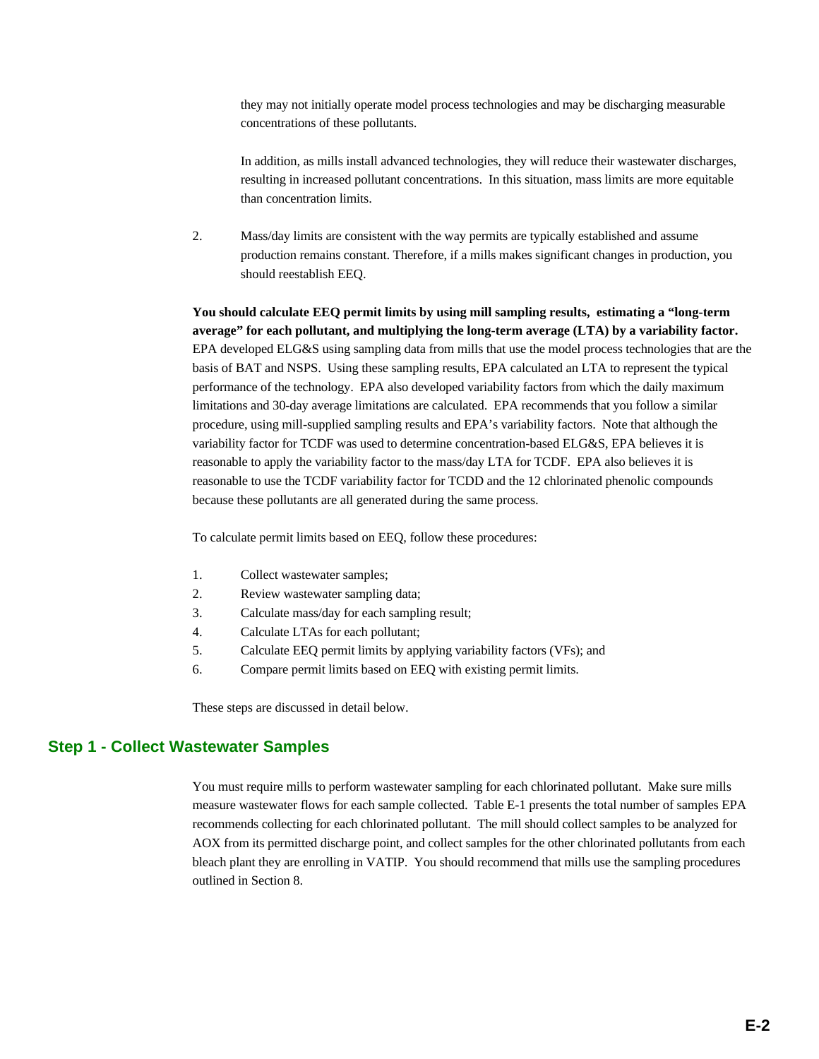they may not initially operate model process technologies and may be discharging measurable concentrations of these pollutants.

In addition, as mills install advanced technologies, they will reduce their wastewater discharges, resulting in increased pollutant concentrations. In this situation, mass limits are more equitable than concentration limits.

2. Mass/day limits are consistent with the way permits are typically established and assume production remains constant. Therefore, if a mills makes significant changes in production, you should reestablish EEQ.

**You should calculate EEQ permit limits by using mill sampling results, estimating a "long-term average" for each pollutant, and multiplying the long-term average (LTA) by a variability factor.** EPA developed ELG&S using sampling data from mills that use the model process technologies that are the basis of BAT and NSPS. Using these sampling results, EPA calculated an LTA to represent the typical performance of the technology. EPA also developed variability factors from which the daily maximum limitations and 30-day average limitations are calculated. EPA recommends that you follow a similar procedure, using mill-supplied sampling results and EPA's variability factors. Note that although the variability factor for TCDF was used to determine concentration-based ELG&S, EPA believes it is reasonable to apply the variability factor to the mass/day LTA for TCDF. EPA also believes it is reasonable to use the TCDF variability factor for TCDD and the 12 chlorinated phenolic compounds because these pollutants are all generated during the same process.

To calculate permit limits based on EEQ, follow these procedures:

1. Collect wastewater samples;
2. Review wastewater sampling data;
3. Calculate mass/day for each sampling result;
4. Calculate LTAs for each pollutant;
5. Calculate EEQ permit limits by applying variability factors (VFs); and
6. Compare permit limits based on EEQ with existing permit limits.

These steps are discussed in detail below.

## Step 1 - Collect Wastewater Samples

You must require mills to perform wastewater sampling for each chlorinated pollutant. Make sure mills measure wastewater flows for each sample collected. Table E-1 presents the total number of samples EPA recommends collecting for each chlorinated pollutant. The mill should collect samples to be analyzed for AOX from its permitted discharge point, and collect samples for the other chlorinated pollutants from each bleach plant they are enrolling in VATIP. You should recommend that mills use the sampling procedures outlined in Section 8.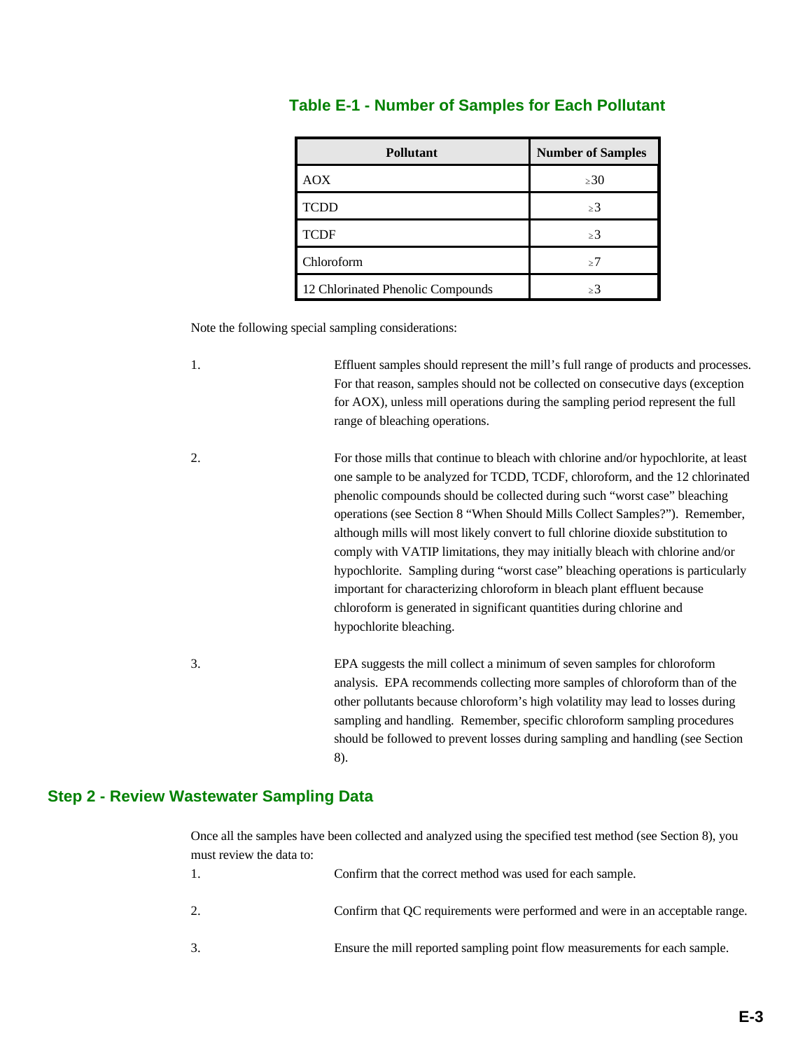### Table E-1 - Number of Samples for Each Pollutant

| Pollutant | Number of Samples |
|---|---|
| AOX | ≥30 |
| TCDD | ≥3 |
| TCDF | ≥3 |
| Chloroform | ≥7 |
| 12 Chlorinated Phenolic Compounds | ≥3 |

Note the following special sampling considerations:

1. Effluent samples should represent the mill's full range of products and processes. For that reason, samples should not be collected on consecutive days (exception for AOX), unless mill operations during the sampling period represent the full range of bleaching operations.

2. For those mills that continue to bleach with chlorine and/or hypochlorite, at least one sample to be analyzed for TCDD, TCDF, chloroform, and the 12 chlorinated phenolic compounds should be collected during such "worst case" bleaching operations (see Section 8 "When Should Mills Collect Samples?"). Remember, although mills will most likely convert to full chlorine dioxide substitution to comply with VATIP limitations, they may initially bleach with chlorine and/or hypochlorite. Sampling during "worst case" bleaching operations is particularly important for characterizing chloroform in bleach plant effluent because chloroform is generated in significant quantities during chlorine and hypochlorite bleaching.

3. EPA suggests the mill collect a minimum of seven samples for chloroform analysis. EPA recommends collecting more samples of chloroform than of the other pollutants because chloroform's high volatility may lead to losses during sampling and handling. Remember, specific chloroform sampling procedures should be followed to prevent losses during sampling and handling (see Section 8).

## Step 2 - Review Wastewater Sampling Data

Once all the samples have been collected and analyzed using the specified test method (see Section 8), you must review the data to:

1. Confirm that the correct method was used for each sample.

2. Confirm that QC requirements were performed and were in an acceptable range.

3. Ensure the mill reported sampling point flow measurements for each sample.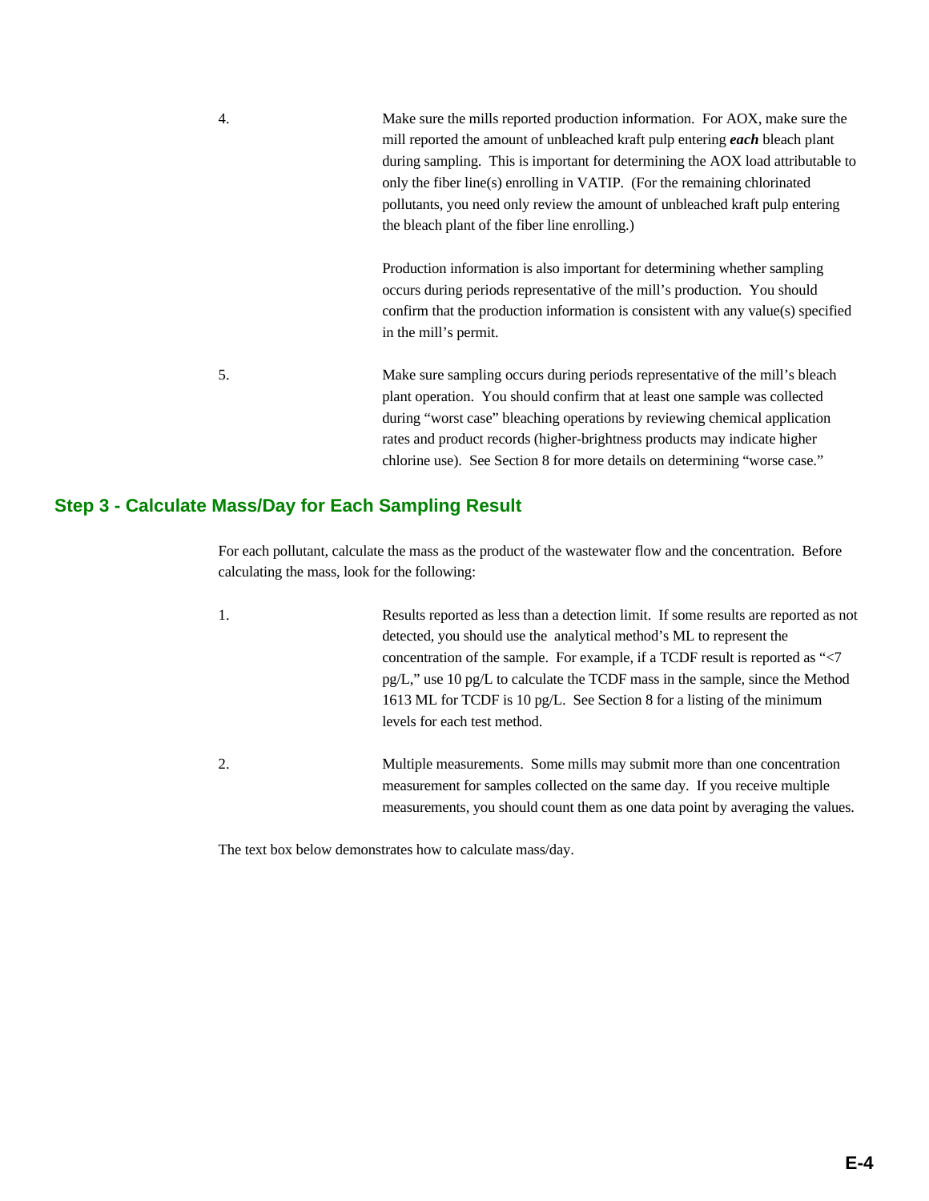4. Make sure the mills reported production information. For AOX, make sure the mill reported the amount of unbleached kraft pulp entering ***each*** bleach plant during sampling. This is important for determining the AOX load attributable to only the fiber line(s) enrolling in VATIP. (For the remaining chlorinated pollutants, you need only review the amount of unbleached kraft pulp entering the bleach plant of the fiber line enrolling.)

   Production information is also important for determining whether sampling occurs during periods representative of the mill's production. You should confirm that the production information is consistent with any value(s) specified in the mill's permit.

5. Make sure sampling occurs during periods representative of the mill's bleach plant operation. You should confirm that at least one sample was collected during "worst case" bleaching operations by reviewing chemical application rates and product records (higher-brightness products may indicate higher chlorine use). See Section 8 for more details on determining "worse case."

## Step 3 - Calculate Mass/Day for Each Sampling Result

For each pollutant, calculate the mass as the product of the wastewater flow and the concentration. Before calculating the mass, look for the following:

1. Results reported as less than a detection limit. If some results are reported as not detected, you should use the analytical method's ML to represent the concentration of the sample. For example, if a TCDF result is reported as "<7 pg/L," use 10 pg/L to calculate the TCDF mass in the sample, since the Method 1613 ML for TCDF is 10 pg/L. See Section 8 for a listing of the minimum levels for each test method.

2. Multiple measurements. Some mills may submit more than one concentration measurement for samples collected on the same day. If you receive multiple measurements, you should count them as one data point by averaging the values.

The text box below demonstrates how to calculate mass/day.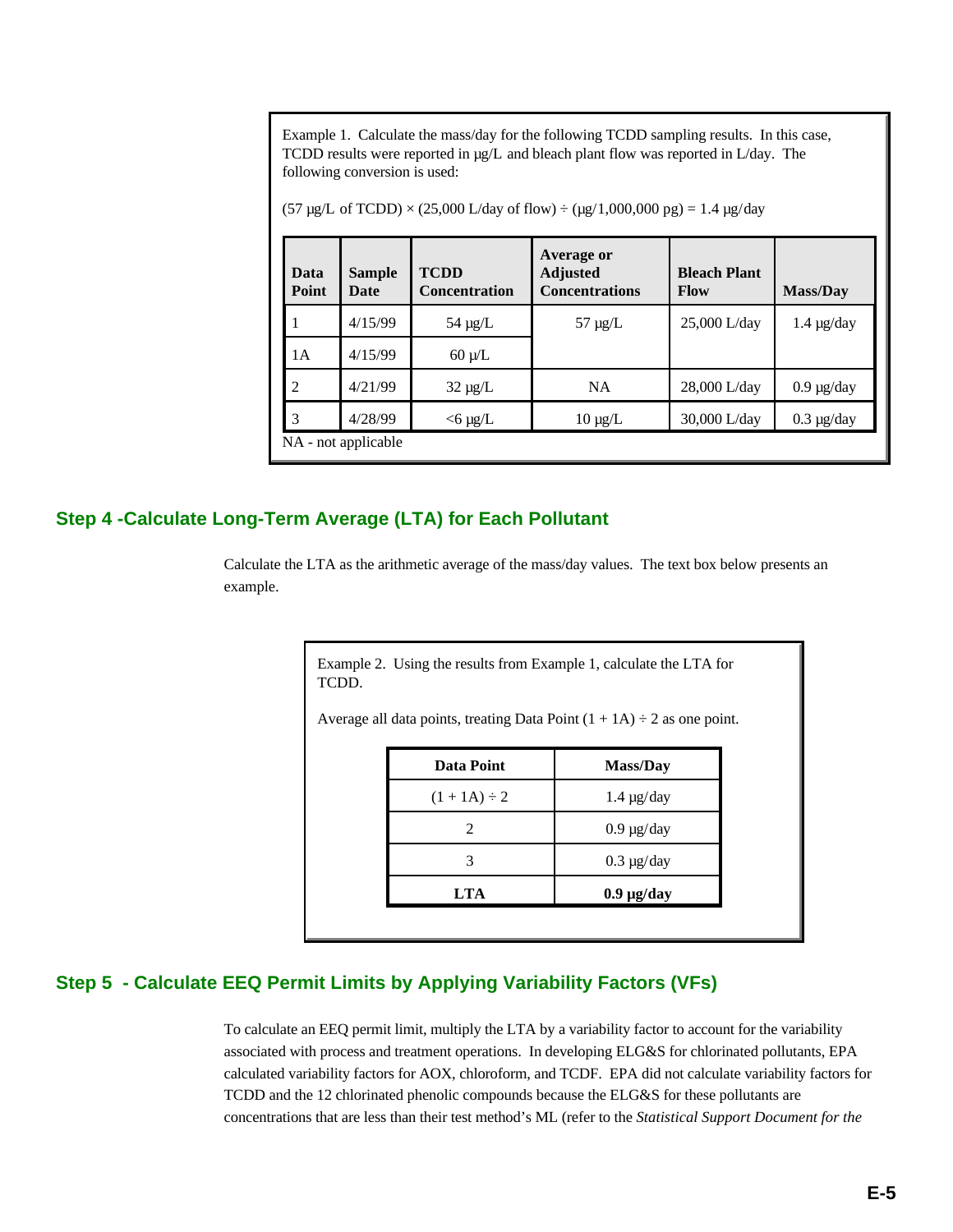Example 1. Calculate the mass/day for the following TCDD sampling results. In this case, TCDD results were reported in µg/L and bleach plant flow was reported in L/day. The following conversion is used:

(57 µg/L of TCDD) × (25,000 L/day of flow) ÷ (µg/1,000,000 pg) = 1.4 µg/day

| Data Point | Sample Date | TCDD Concentration | Average or Adjusted Concentrations | Bleach Plant Flow | Mass/Day |
|---|---|---|---|---|---|
| 1 | 4/15/99 | 54 µg/L | 57 µg/L | 25,000 L/day | 1.4 µg/day |
| 1A | 4/15/99 | 60 µ/L | | | |
| 2 | 4/21/99 | 32 µg/L | NA | 28,000 L/day | 0.9 µg/day |
| 3 | 4/28/99 | <6 µg/L | 10 µg/L | 30,000 L/day | 0.3 µg/day |

NA - not applicable

## Step 4 -Calculate Long-Term Average (LTA) for Each Pollutant

Calculate the LTA as the arithmetic average of the mass/day values. The text box below presents an example.

Example 2. Using the results from Example 1, calculate the LTA for TCDD.

Average all data points, treating Data Point (1 + 1A) ÷ 2 as one point.

| Data Point | Mass/Day |
|---|---|
| (1 + 1A) ÷ 2 | 1.4 µg/day |
| 2 | 0.9 µg/day |
| 3 | 0.3 µg/day |
| **LTA** | **0.9 µg/day** |

## Step 5 - Calculate EEQ Permit Limits by Applying Variability Factors (VFs)

To calculate an EEQ permit limit, multiply the LTA by a variability factor to account for the variability associated with process and treatment operations. In developing ELG&S for chlorinated pollutants, EPA calculated variability factors for AOX, chloroform, and TCDF. EPA did not calculate variability factors for TCDD and the 12 chlorinated phenolic compounds because the ELG&S for these pollutants are concentrations that are less than their test method's ML (refer to the *Statistical Support Document for the*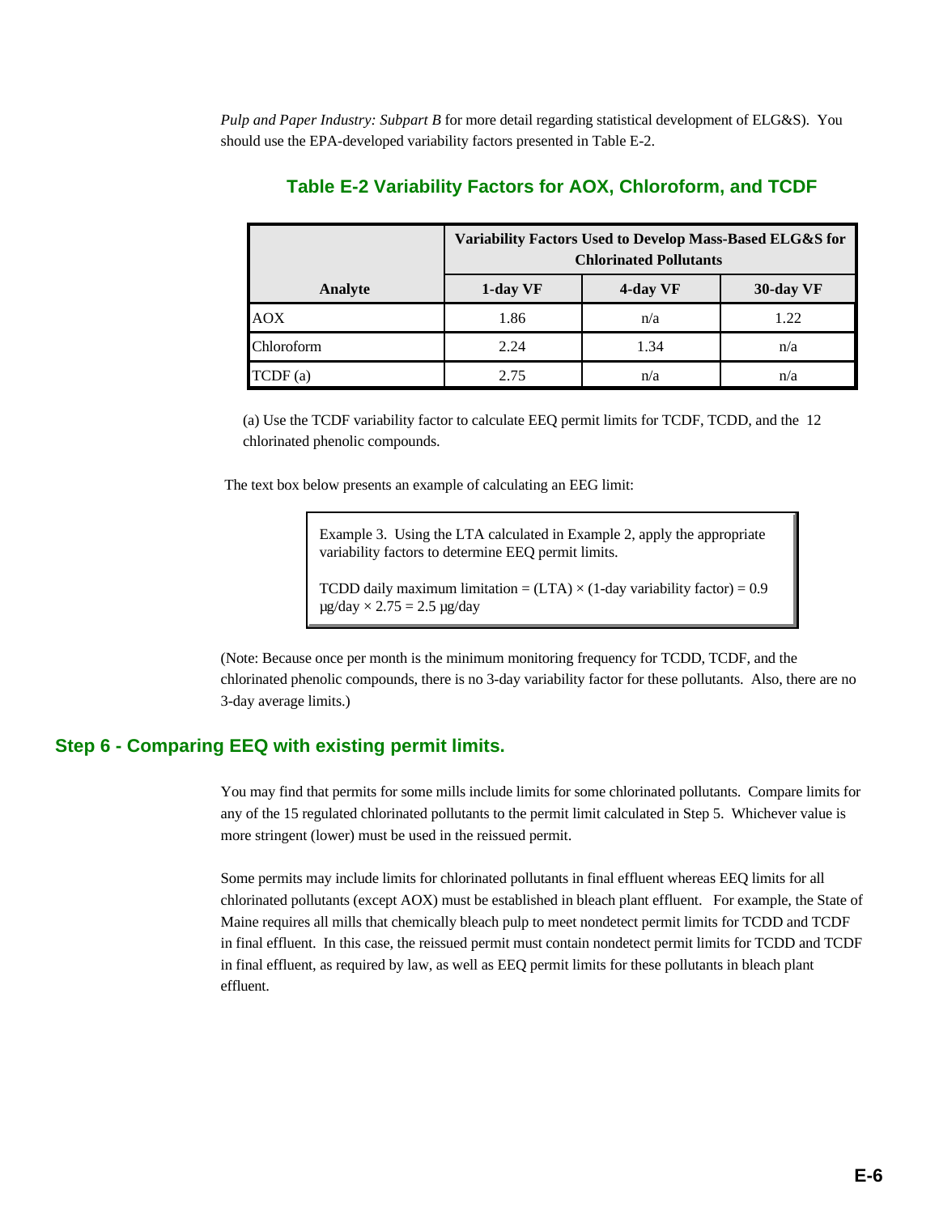*Pulp and Paper Industry: Subpart B* for more detail regarding statistical development of ELG&S). You should use the EPA-developed variability factors presented in Table E-2.

## Table E-2 Variability Factors for AOX, Chloroform, and TCDF

| Analyte | Variability Factors Used to Develop Mass-Based ELG&S for Chlorinated Pollutants | | |
|---|---|---|---|
| | **1-day VF** | **4-day VF** | **30-day VF** |
| AOX | 1.86 | n/a | 1.22 |
| Chloroform | 2.24 | 1.34 | n/a |
| TCDF (a) | 2.75 | n/a | n/a |

(a) Use the TCDF variability factor to calculate EEQ permit limits for TCDF, TCDD, and the 12 chlorinated phenolic compounds.

The text box below presents an example of calculating an EEG limit:

> Example 3. Using the LTA calculated in Example 2, apply the appropriate variability factors to determine EEQ permit limits.
>
> TCDD daily maximum limitation = (LTA) × (1-day variability factor) = 0.9 µg/day × 2.75 = 2.5 µg/day

(Note: Because once per month is the minimum monitoring frequency for TCDD, TCDF, and the chlorinated phenolic compounds, there is no 3-day variability factor for these pollutants. Also, there are no 3-day average limits.)

## Step 6 - Comparing EEQ with existing permit limits.

You may find that permits for some mills include limits for some chlorinated pollutants. Compare limits for any of the 15 regulated chlorinated pollutants to the permit limit calculated in Step 5. Whichever value is more stringent (lower) must be used in the reissued permit.

Some permits may include limits for chlorinated pollutants in final effluent whereas EEQ limits for all chlorinated pollutants (except AOX) must be established in bleach plant effluent. For example, the State of Maine requires all mills that chemically bleach pulp to meet nondetect permit limits for TCDD and TCDF in final effluent. In this case, the reissued permit must contain nondetect permit limits for TCDD and TCDF in final effluent, as required by law, as well as EEQ permit limits for these pollutants in bleach plant effluent.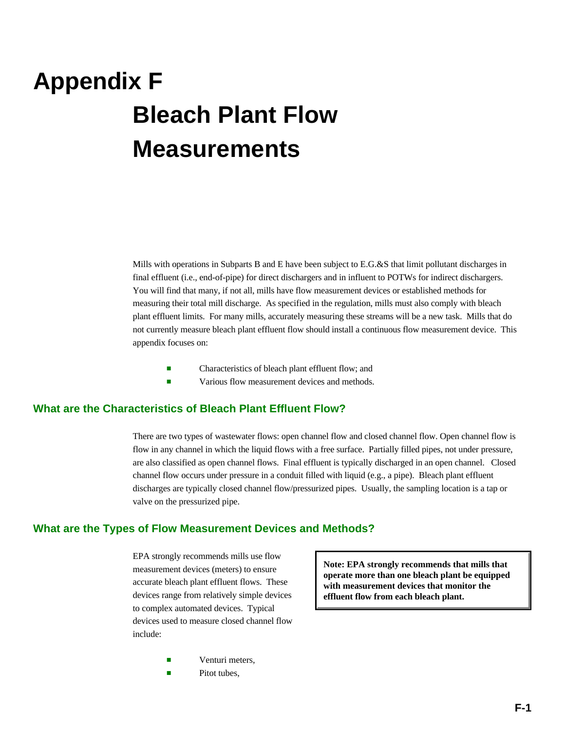# Appendix F

# Bleach Plant Flow Measurements

Mills with operations in Subparts B and E have been subject to E.G.&S that limit pollutant discharges in final effluent (i.e., end-of-pipe) for direct dischargers and in influent to POTWs for indirect dischargers. You will find that many, if not all, mills have flow measurement devices or established methods for measuring their total mill discharge. As specified in the regulation, mills must also comply with bleach plant effluent limits. For many mills, accurately measuring these streams will be a new task. Mills that do not currently measure bleach plant effluent flow should install a continuous flow measurement device. This appendix focuses on:

- Characteristics of bleach plant effluent flow; and
- Various flow measurement devices and methods.

## What are the Characteristics of Bleach Plant Effluent Flow?

There are two types of wastewater flows: open channel flow and closed channel flow. Open channel flow is flow in any channel in which the liquid flows with a free surface. Partially filled pipes, not under pressure, are also classified as open channel flows. Final effluent is typically discharged in an open channel. Closed channel flow occurs under pressure in a conduit filled with liquid (e.g., a pipe). Bleach plant effluent discharges are typically closed channel flow/pressurized pipes. Usually, the sampling location is a tap or valve on the pressurized pipe.

## What are the Types of Flow Measurement Devices and Methods?

**Note: EPA strongly recommends that mills that operate more than one bleach plant be equipped with measurement devices that monitor the effluent flow from each bleach plant.**

EPA strongly recommends mills use flow measurement devices (meters) to ensure accurate bleach plant effluent flows. These devices range from relatively simple devices to complex automated devices. Typical devices used to measure closed channel flow include:

- Venturi meters,
- Pitot tubes,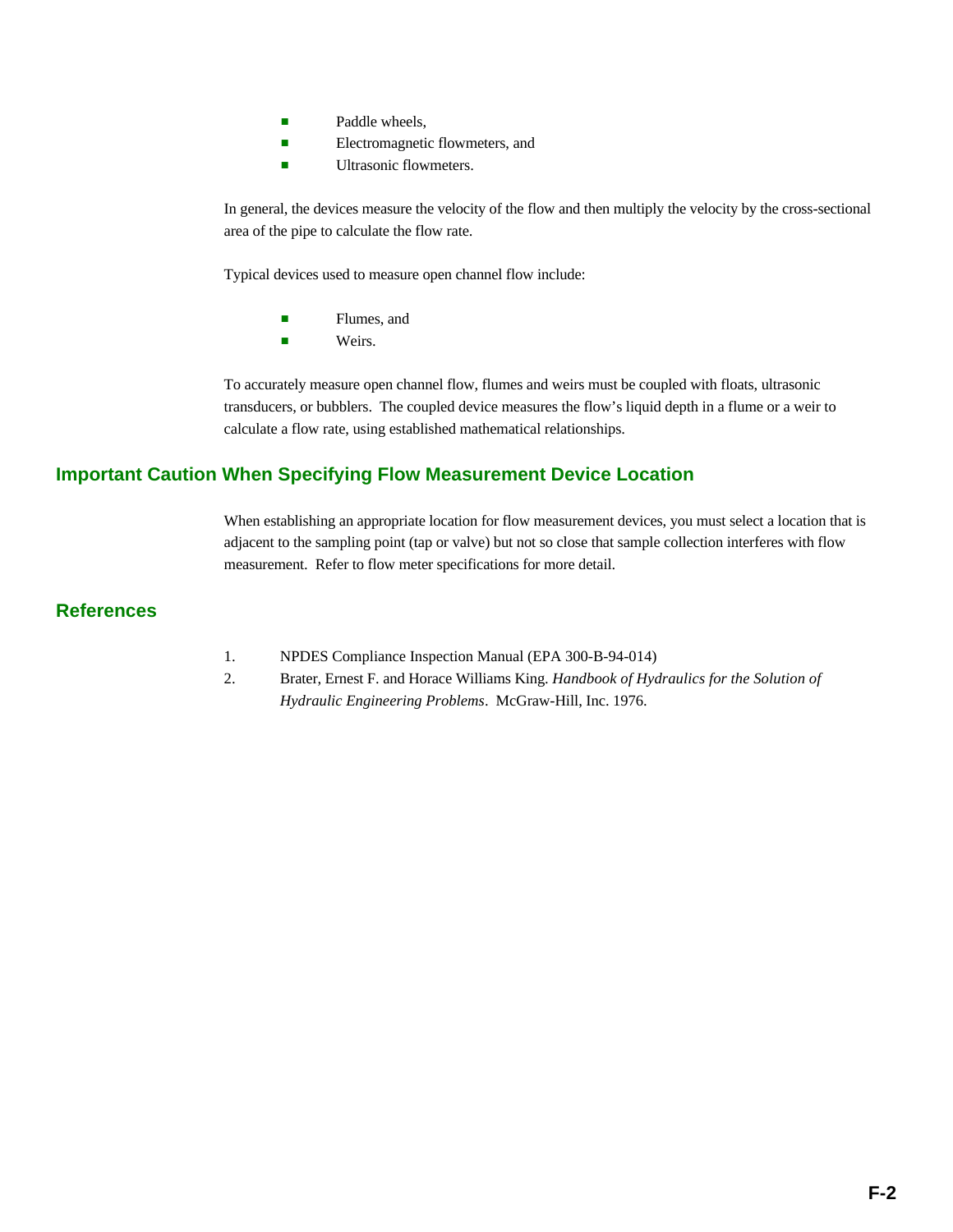- Paddle wheels,
- Electromagnetic flowmeters, and
- Ultrasonic flowmeters.

In general, the devices measure the velocity of the flow and then multiply the velocity by the cross-sectional area of the pipe to calculate the flow rate.

Typical devices used to measure open channel flow include:

- Flumes, and
- Weirs.

To accurately measure open channel flow, flumes and weirs must be coupled with floats, ultrasonic transducers, or bubblers. The coupled device measures the flow's liquid depth in a flume or a weir to calculate a flow rate, using established mathematical relationships.

## Important Caution When Specifying Flow Measurement Device Location

When establishing an appropriate location for flow measurement devices, you must select a location that is adjacent to the sampling point (tap or valve) but not so close that sample collection interferes with flow measurement. Refer to flow meter specifications for more detail.

## References

1. NPDES Compliance Inspection Manual (EPA 300-B-94-014)
2. Brater, Ernest F. and Horace Williams King. *Handbook of Hydraulics for the Solution of Hydraulic Engineering Problems*. McGraw-Hill, Inc. 1976.